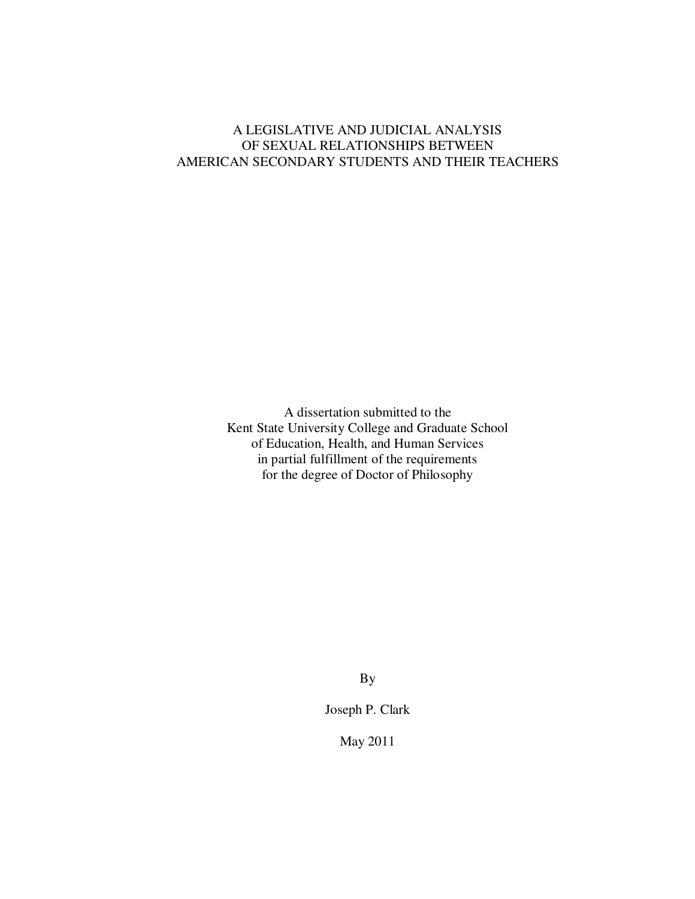# A LEGISLATIVE AND JUDICIAL ANALYSIS OF SEXUAL RELATIONSHIPS BETWEEN AMERICAN SECONDARY STUDENTS AND THEIR TEACHERS

A dissertation submitted to the
Kent State University College and Graduate School
of Education, Health, and Human Services
in partial fulfillment of the requirements
for the degree of Doctor of Philosophy

By

Joseph P. Clark

May 2011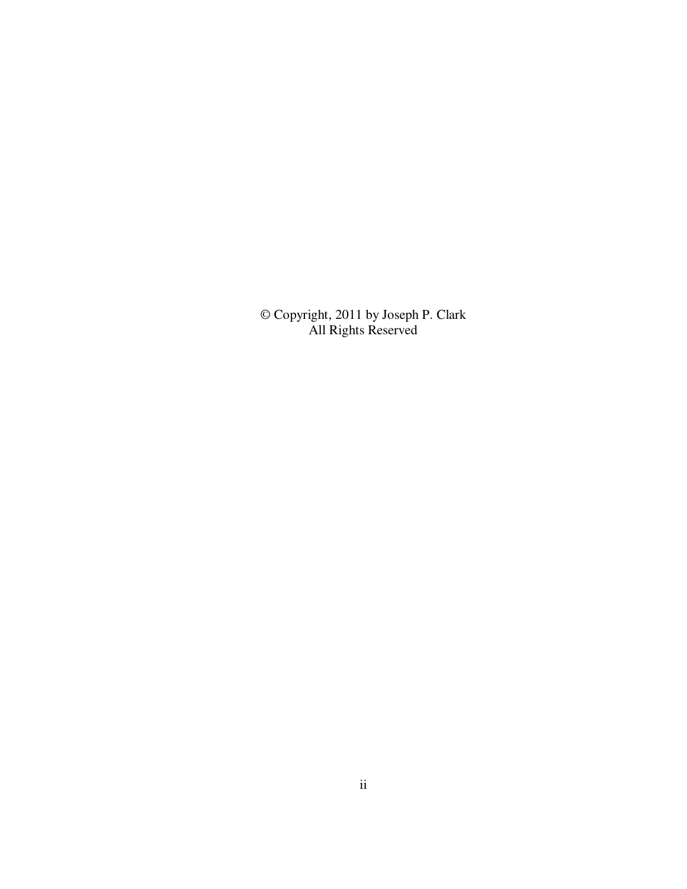© Copyright, 2011 by Joseph P. Clark
All Rights Reserved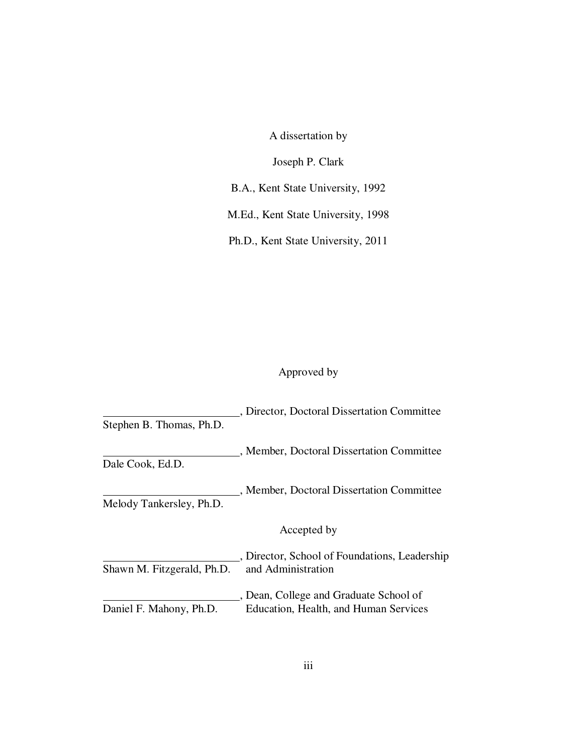A dissertation by

Joseph P. Clark

B.A., Kent State University, 1992

M.Ed., Kent State University, 1998

Ph.D., Kent State University, 2011

Approved by

________________________, Director, Doctoral Dissertation Committee
Stephen B. Thomas, Ph.D.

________________________, Member, Doctoral Dissertation Committee
Dale Cook, Ed.D.

________________________, Member, Doctoral Dissertation Committee
Melody Tankersley, Ph.D.

Accepted by

________________________, Director, School of Foundations, Leadership and Administration
Shawn M. Fitzgerald, Ph.D.

________________________, Dean, College and Graduate School of Education, Health, and Human Services
Daniel F. Mahony, Ph.D.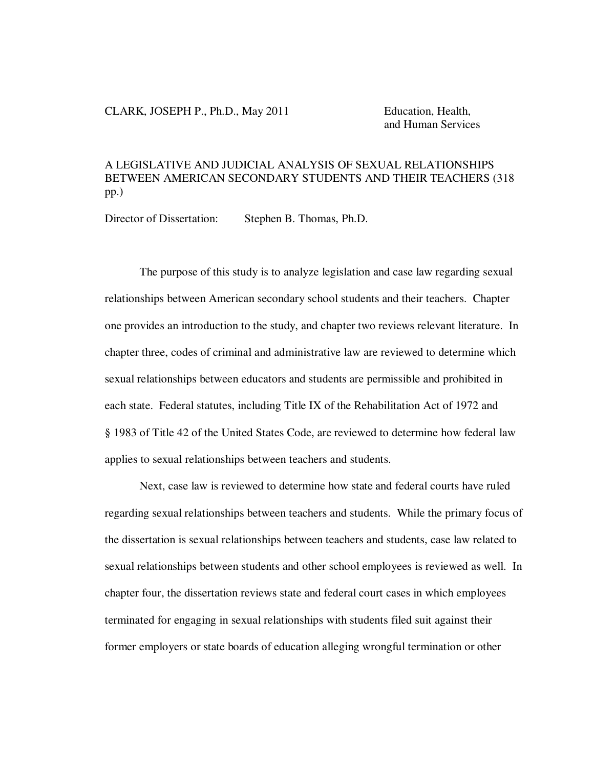CLARK, JOSEPH P., Ph.D., May 2011 Education, Health, and Human Services

A LEGISLATIVE AND JUDICIAL ANALYSIS OF SEXUAL RELATIONSHIPS BETWEEN AMERICAN SECONDARY STUDENTS AND THEIR TEACHERS (318 pp.)

Director of Dissertation: Stephen B. Thomas, Ph.D.

The purpose of this study is to analyze legislation and case law regarding sexual relationships between American secondary school students and their teachers. Chapter one provides an introduction to the study, and chapter two reviews relevant literature. In chapter three, codes of criminal and administrative law are reviewed to determine which sexual relationships between educators and students are permissible and prohibited in each state. Federal statutes, including Title IX of the Rehabilitation Act of 1972 and § 1983 of Title 42 of the United States Code, are reviewed to determine how federal law applies to sexual relationships between teachers and students.

Next, case law is reviewed to determine how state and federal courts have ruled regarding sexual relationships between teachers and students. While the primary focus of the dissertation is sexual relationships between teachers and students, case law related to sexual relationships between students and other school employees is reviewed as well. In chapter four, the dissertation reviews state and federal court cases in which employees terminated for engaging in sexual relationships with students filed suit against their former employers or state boards of education alleging wrongful termination or other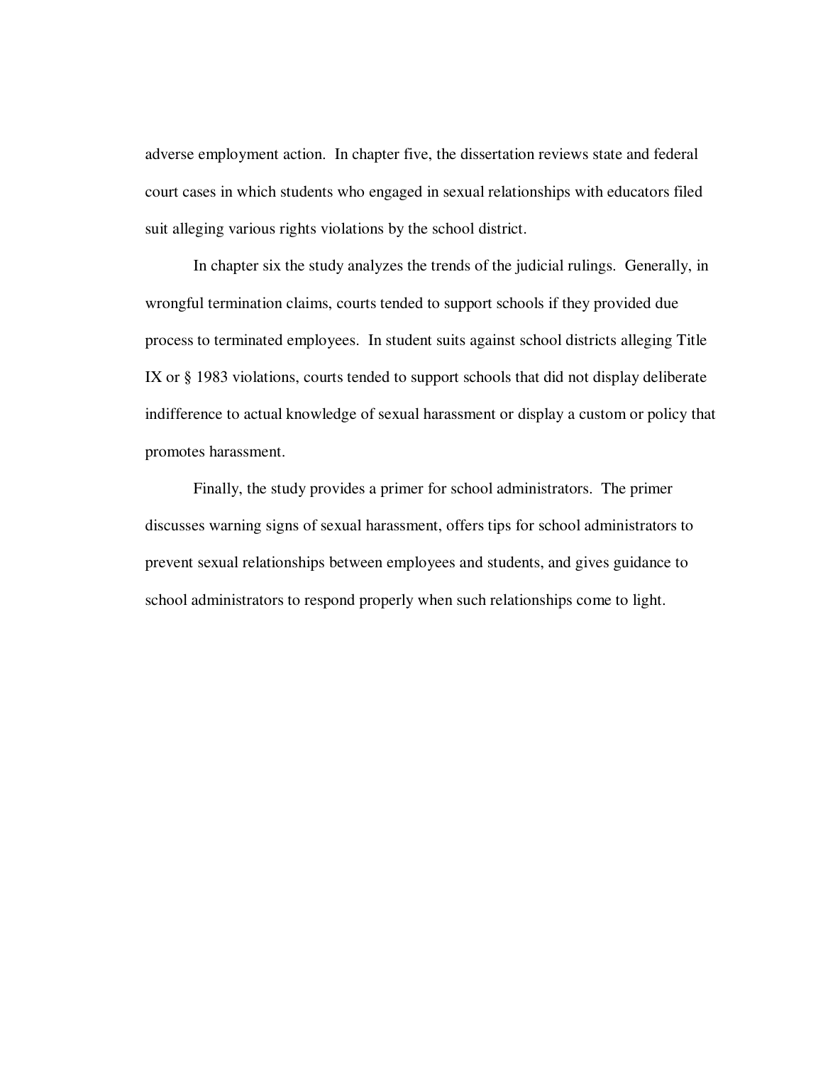adverse employment action. In chapter five, the dissertation reviews state and federal court cases in which students who engaged in sexual relationships with educators filed suit alleging various rights violations by the school district.

In chapter six the study analyzes the trends of the judicial rulings. Generally, in wrongful termination claims, courts tended to support schools if they provided due process to terminated employees. In student suits against school districts alleging Title IX or § 1983 violations, courts tended to support schools that did not display deliberate indifference to actual knowledge of sexual harassment or display a custom or policy that promotes harassment.

Finally, the study provides a primer for school administrators. The primer discusses warning signs of sexual harassment, offers tips for school administrators to prevent sexual relationships between employees and students, and gives guidance to school administrators to respond properly when such relationships come to light.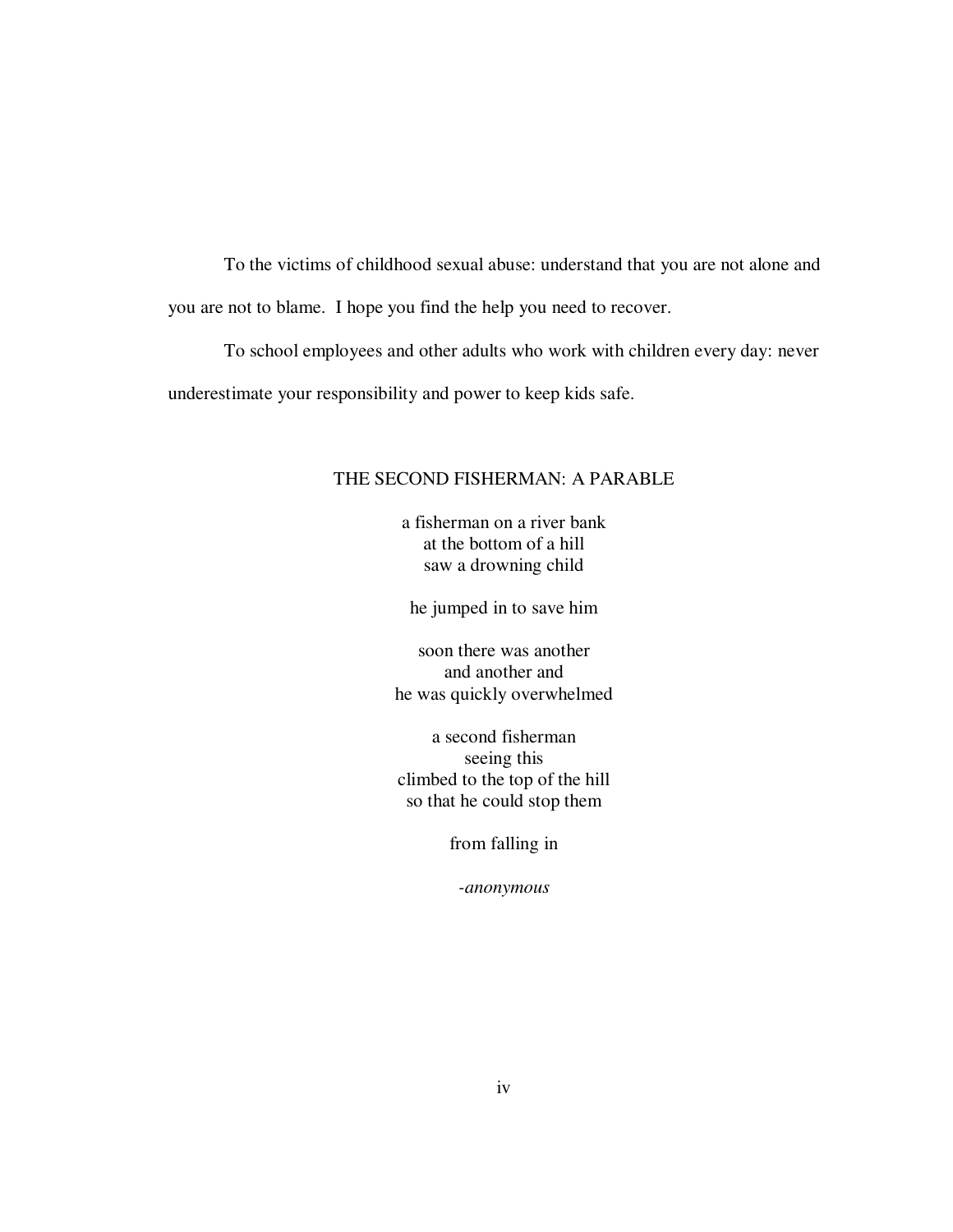To the victims of childhood sexual abuse: understand that you are not alone and you are not to blame. I hope you find the help you need to recover.

To school employees and other adults who work with children every day: never underestimate your responsibility and power to keep kids safe.

## THE SECOND FISHERMAN: A PARABLE

a fisherman on a river bank
at the bottom of a hill
saw a drowning child

he jumped in to save him

soon there was another
and another and
he was quickly overwhelmed

a second fisherman
seeing this
climbed to the top of the hill
so that he could stop them

from falling in

-*anonymous*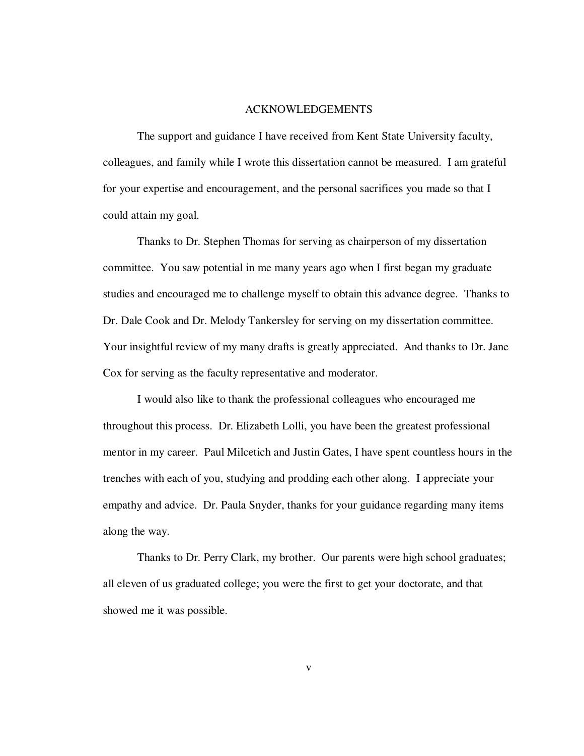# ACKNOWLEDGEMENTS

The support and guidance I have received from Kent State University faculty, colleagues, and family while I wrote this dissertation cannot be measured. I am grateful for your expertise and encouragement, and the personal sacrifices you made so that I could attain my goal.

Thanks to Dr. Stephen Thomas for serving as chairperson of my dissertation committee. You saw potential in me many years ago when I first began my graduate studies and encouraged me to challenge myself to obtain this advance degree. Thanks to Dr. Dale Cook and Dr. Melody Tankersley for serving on my dissertation committee. Your insightful review of my many drafts is greatly appreciated. And thanks to Dr. Jane Cox for serving as the faculty representative and moderator.

I would also like to thank the professional colleagues who encouraged me throughout this process. Dr. Elizabeth Lolli, you have been the greatest professional mentor in my career. Paul Milcetich and Justin Gates, I have spent countless hours in the trenches with each of you, studying and prodding each other along. I appreciate your empathy and advice. Dr. Paula Snyder, thanks for your guidance regarding many items along the way.

Thanks to Dr. Perry Clark, my brother. Our parents were high school graduates; all eleven of us graduated college; you were the first to get your doctorate, and that showed me it was possible.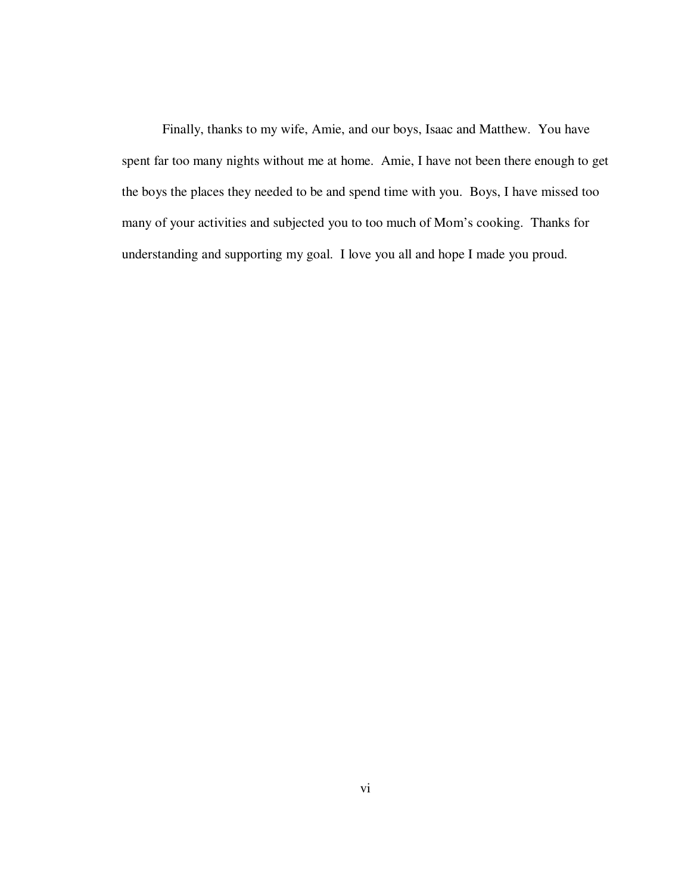Finally, thanks to my wife, Amie, and our boys, Isaac and Matthew. You have spent far too many nights without me at home. Amie, I have not been there enough to get the boys the places they needed to be and spend time with you. Boys, I have missed too many of your activities and subjected you to too much of Mom's cooking. Thanks for understanding and supporting my goal. I love you all and hope I made you proud.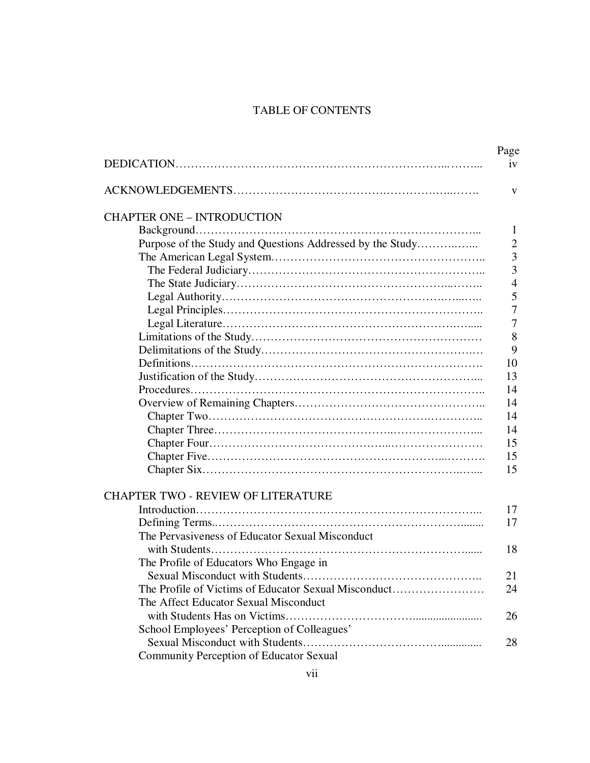# TABLE OF CONTENTS

| | Page |
|---|---|
| DEDICATION | iv |
| ACKNOWLEDGEMENTS | v |
| CHAPTER ONE – INTRODUCTION | |
| Background | 1 |
| Purpose of the Study and Questions Addressed by the Study | 2 |
| The American Legal System | 3 |
| The Federal Judiciary | 3 |
| The State Judiciary | 4 |
| Legal Authority | 5 |
| Legal Principles | 7 |
| Legal Literature | 7 |
| Limitations of the Study | 8 |
| Delimitations of the Study | 9 |
| Definitions | 10 |
| Justification of the Study | 13 |
| Procedures | 14 |
| Overview of Remaining Chapters | 14 |
| Chapter Two | 14 |
| Chapter Three | 14 |
| Chapter Four | 15 |
| Chapter Five | 15 |
| Chapter Six | 15 |
| CHAPTER TWO - REVIEW OF LITERATURE | |
| Introduction | 17 |
| Defining Terms | 17 |
| The Pervasiveness of Educator Sexual Misconduct with Students | 18 |
| The Profile of Educators Who Engage in Sexual Misconduct with Students | 21 |
| The Profile of Victims of Educator Sexual Misconduct | 24 |
| The Affect Educator Sexual Misconduct with Students Has on Victims | 26 |
| School Employees' Perception of Colleagues' Sexual Misconduct with Students | 28 |
| Community Perception of Educator Sexual | |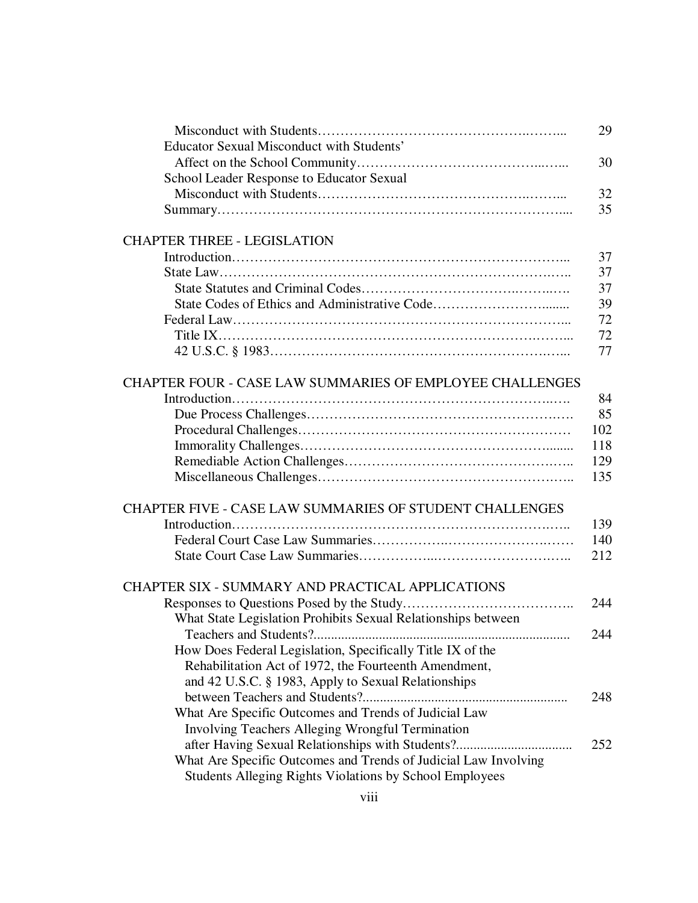Misconduct with Students……………………………………….……... 29

Educator Sexual Misconduct with Students' Affect on the School Community…………………………………..…... 30

School Leader Response to Educator Sexual Misconduct with Students……………………………………….……... 32

Summary………………………………………………………………….... 35

CHAPTER THREE - LEGISLATION

Introduction……………………………………………………………….. 37

State Law………………………………………………………………….. 37

State Statutes and Criminal Codes…………………………..……..…. 37

State Codes of Ethics and Administrative Code…………………….…... 39

Federal Law……………………………………………………………….. 72

Title IX……………………………………………………………….……... 72

42 U.S.C. § 1983…………………………………………………….…... 77

CHAPTER FOUR - CASE LAW SUMMARIES OF EMPLOYEE CHALLENGES

Introduction…………………………………………………………..….. 84

Due Process Challenges……………………………………………….…. 85

Procedural Challenges…………………………………………………… 102

Immorality Challenges………………………………………………........ 118

Remediable Action Challenges……………………………………….….. 129

Miscellaneous Challenges………………………………………….….. 135

CHAPTER FIVE - CASE LAW SUMMARIES OF STUDENT CHALLENGES

Introduction…………………………………………………………….….. 139

Federal Court Case Law Summaries…………….…………………….…. 140

State Court Case Law Summaries……………..……………………….. 212

CHAPTER SIX - SUMMARY AND PRACTICAL APPLICATIONS

Responses to Questions Posed by the Study……………………………….. 244

What State Legislation Prohibits Sexual Relationships between Teachers and Students?.......................................................................... 244

How Does Federal Legislation, Specifically Title IX of the Rehabilitation Act of 1972, the Fourteenth Amendment, and 42 U.S.C. § 1983, Apply to Sexual Relationships between Teachers and Students?........................................................... 248

What Are Specific Outcomes and Trends of Judicial Law Involving Teachers Alleging Wrongful Termination after Having Sexual Relationships with Students?................................. 252

What Are Specific Outcomes and Trends of Judicial Law Involving Students Alleging Rights Violations by School Employees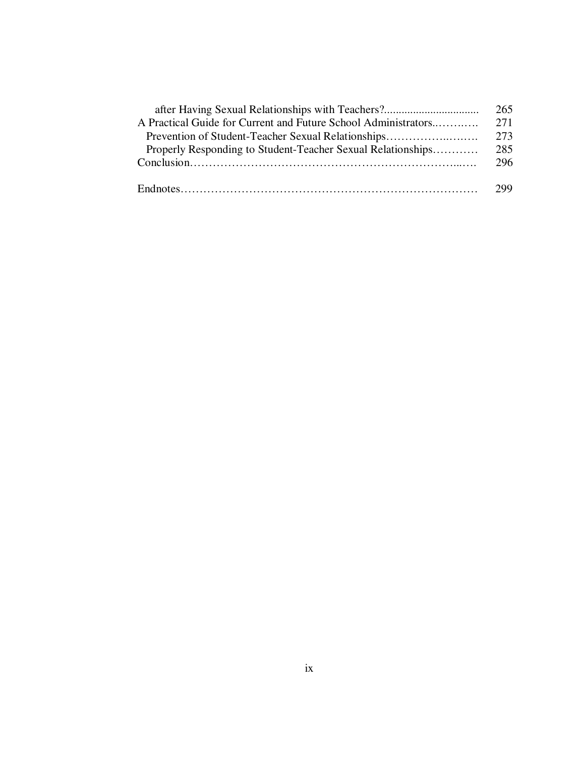after Having Sexual Relationships with Teachers? ... 265

A Practical Guide for Current and Future School Administrators ... 271

Prevention of Student-Teacher Sexual Relationships ... 273

Properly Responding to Student-Teacher Sexual Relationships ... 285

Conclusion ... 296

Endnotes ... 299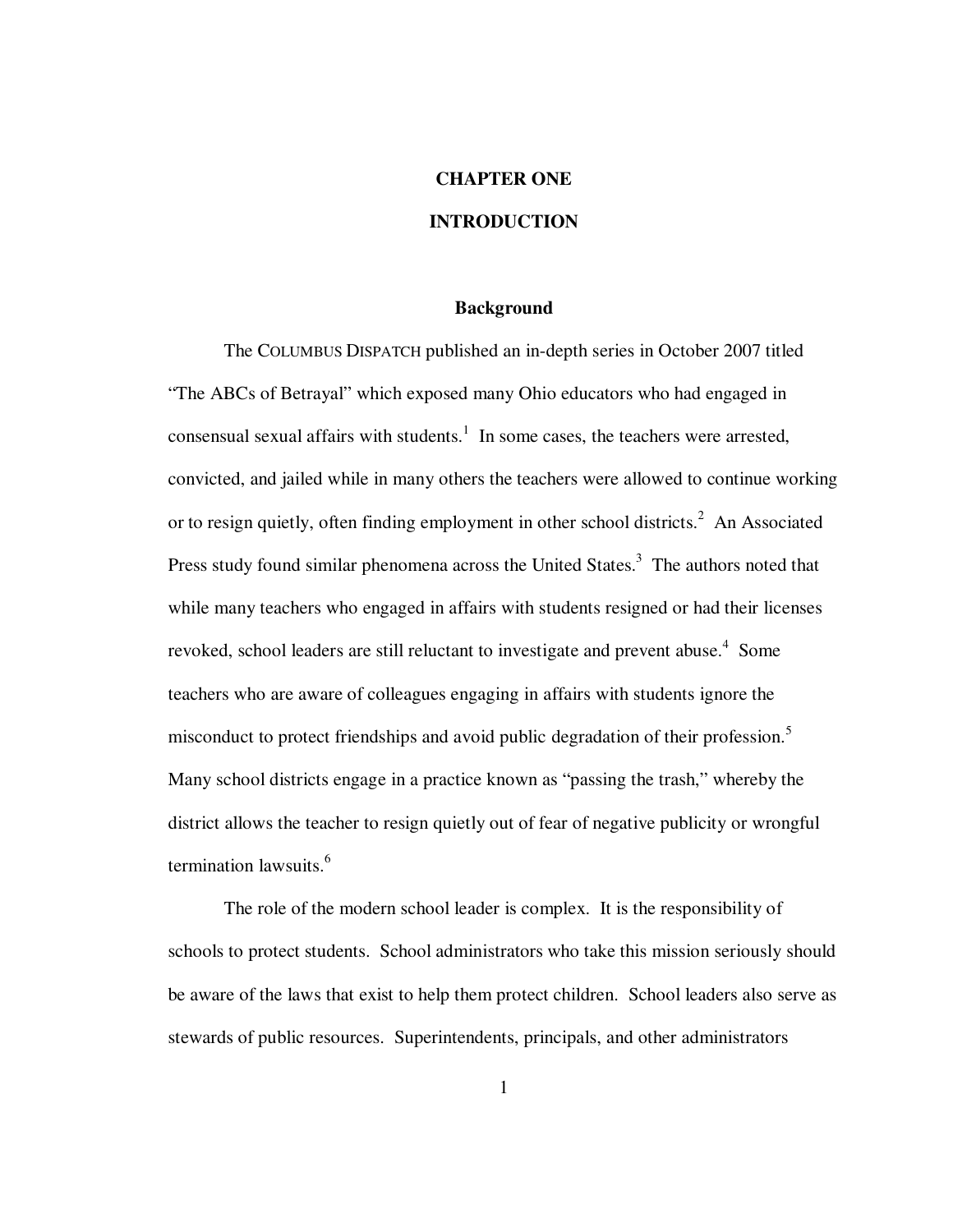# CHAPTER ONE

# INTRODUCTION

## Background

The COLUMBUS DISPATCH published an in-depth series in October 2007 titled "The ABCs of Betrayal" which exposed many Ohio educators who had engaged in consensual sexual affairs with students.[1] In some cases, the teachers were arrested, convicted, and jailed while in many others the teachers were allowed to continue working or to resign quietly, often finding employment in other school districts.[2] An Associated Press study found similar phenomena across the United States.[3] The authors noted that while many teachers who engaged in affairs with students resigned or had their licenses revoked, school leaders are still reluctant to investigate and prevent abuse.[4] Some teachers who are aware of colleagues engaging in affairs with students ignore the misconduct to protect friendships and avoid public degradation of their profession.[5] Many school districts engage in a practice known as "passing the trash," whereby the district allows the teacher to resign quietly out of fear of negative publicity or wrongful termination lawsuits.[6]

The role of the modern school leader is complex. It is the responsibility of schools to protect students. School administrators who take this mission seriously should be aware of the laws that exist to help them protect children. School leaders also serve as stewards of public resources. Superintendents, principals, and other administrators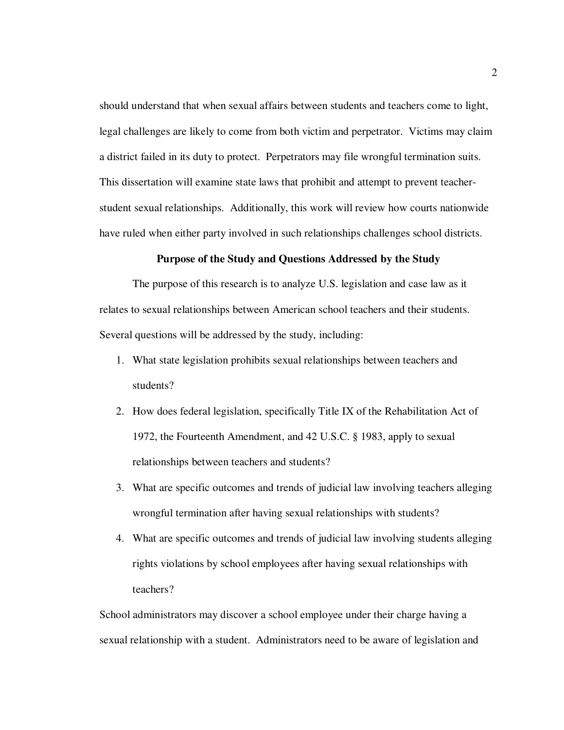should understand that when sexual affairs between students and teachers come to light, legal challenges are likely to come from both victim and perpetrator. Victims may claim a district failed in its duty to protect. Perpetrators may file wrongful termination suits. This dissertation will examine state laws that prohibit and attempt to prevent teacher-student sexual relationships. Additionally, this work will review how courts nationwide have ruled when either party involved in such relationships challenges school districts.

**Purpose of the Study and Questions Addressed by the Study**

The purpose of this research is to analyze U.S. legislation and case law as it relates to sexual relationships between American school teachers and their students. Several questions will be addressed by the study, including:

1. What state legislation prohibits sexual relationships between teachers and students?
2. How does federal legislation, specifically Title IX of the Rehabilitation Act of 1972, the Fourteenth Amendment, and 42 U.S.C. § 1983, apply to sexual relationships between teachers and students?
3. What are specific outcomes and trends of judicial law involving teachers alleging wrongful termination after having sexual relationships with students?
4. What are specific outcomes and trends of judicial law involving students alleging rights violations by school employees after having sexual relationships with teachers?

School administrators may discover a school employee under their charge having a sexual relationship with a student. Administrators need to be aware of legislation and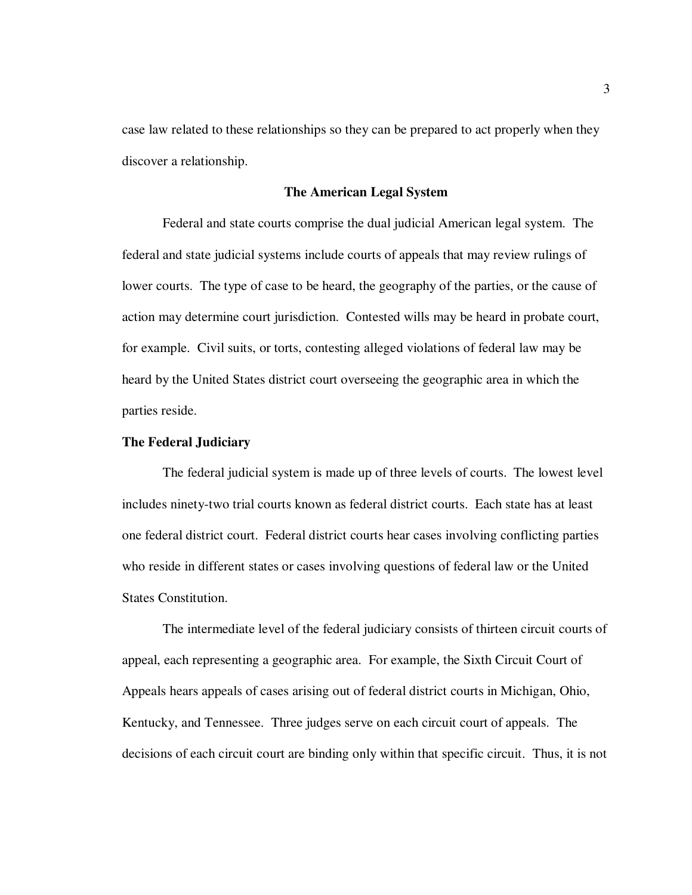case law related to these relationships so they can be prepared to act properly when they discover a relationship.

## The American Legal System

Federal and state courts comprise the dual judicial American legal system. The federal and state judicial systems include courts of appeals that may review rulings of lower courts. The type of case to be heard, the geography of the parties, or the cause of action may determine court jurisdiction. Contested wills may be heard in probate court, for example. Civil suits, or torts, contesting alleged violations of federal law may be heard by the United States district court overseeing the geographic area in which the parties reside.

### The Federal Judiciary

The federal judicial system is made up of three levels of courts. The lowest level includes ninety-two trial courts known as federal district courts. Each state has at least one federal district court. Federal district courts hear cases involving conflicting parties who reside in different states or cases involving questions of federal law or the United States Constitution.

The intermediate level of the federal judiciary consists of thirteen circuit courts of appeal, each representing a geographic area. For example, the Sixth Circuit Court of Appeals hears appeals of cases arising out of federal district courts in Michigan, Ohio, Kentucky, and Tennessee. Three judges serve on each circuit court of appeals. The decisions of each circuit court are binding only within that specific circuit. Thus, it is not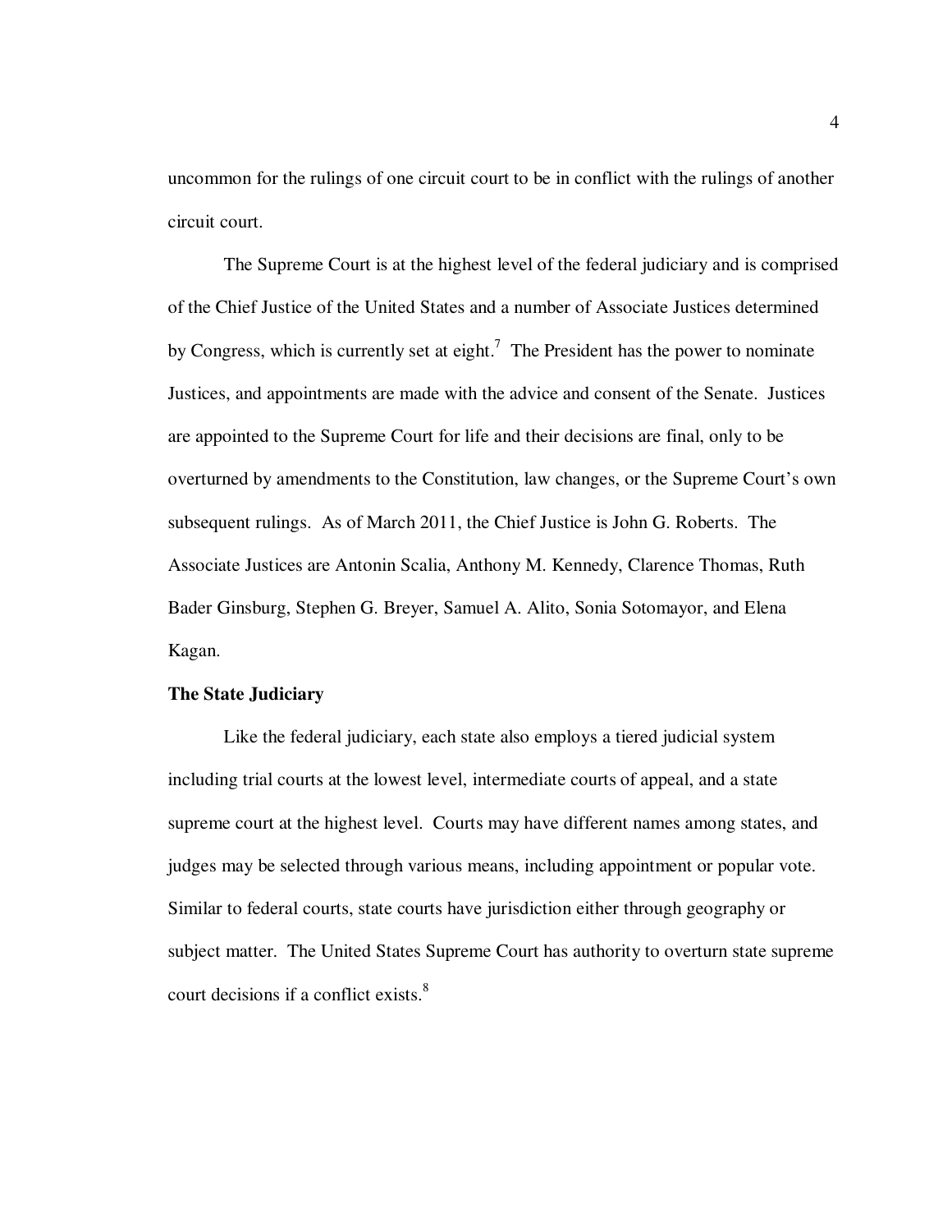uncommon for the rulings of one circuit court to be in conflict with the rulings of another circuit court.

The Supreme Court is at the highest level of the federal judiciary and is comprised of the Chief Justice of the United States and a number of Associate Justices determined by Congress, which is currently set at eight.[7] The President has the power to nominate Justices, and appointments are made with the advice and consent of the Senate. Justices are appointed to the Supreme Court for life and their decisions are final, only to be overturned by amendments to the Constitution, law changes, or the Supreme Court's own subsequent rulings. As of March 2011, the Chief Justice is John G. Roberts. The Associate Justices are Antonin Scalia, Anthony M. Kennedy, Clarence Thomas, Ruth Bader Ginsburg, Stephen G. Breyer, Samuel A. Alito, Sonia Sotomayor, and Elena Kagan.

**The State Judiciary**

Like the federal judiciary, each state also employs a tiered judicial system including trial courts at the lowest level, intermediate courts of appeal, and a state supreme court at the highest level. Courts may have different names among states, and judges may be selected through various means, including appointment or popular vote. Similar to federal courts, state courts have jurisdiction either through geography or subject matter. The United States Supreme Court has authority to overturn state supreme court decisions if a conflict exists.[8]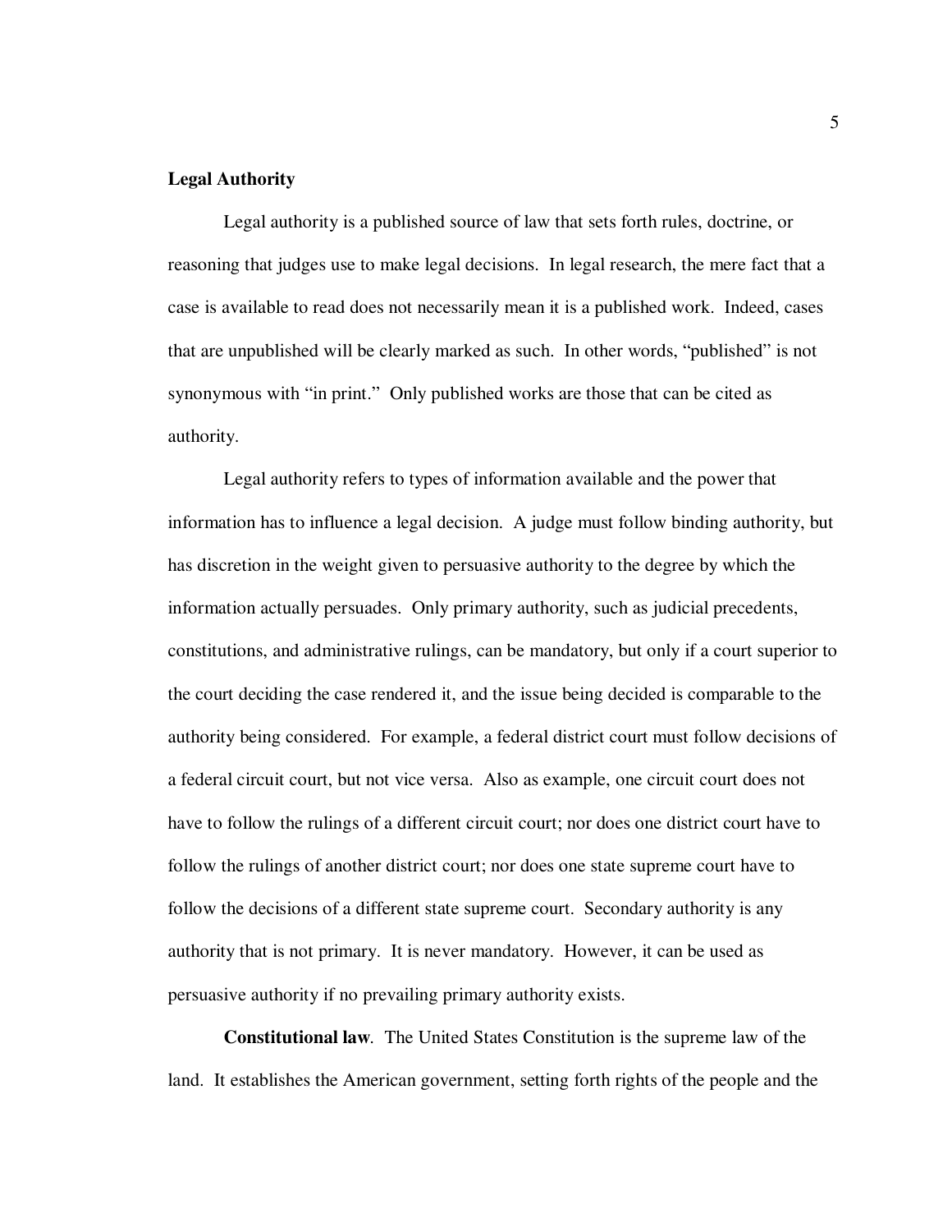## Legal Authority

Legal authority is a published source of law that sets forth rules, doctrine, or reasoning that judges use to make legal decisions. In legal research, the mere fact that a case is available to read does not necessarily mean it is a published work. Indeed, cases that are unpublished will be clearly marked as such. In other words, "published" is not synonymous with "in print." Only published works are those that can be cited as authority.

Legal authority refers to types of information available and the power that information has to influence a legal decision. A judge must follow binding authority, but has discretion in the weight given to persuasive authority to the degree by which the information actually persuades. Only primary authority, such as judicial precedents, constitutions, and administrative rulings, can be mandatory, but only if a court superior to the court deciding the case rendered it, and the issue being decided is comparable to the authority being considered. For example, a federal district court must follow decisions of a federal circuit court, but not vice versa. Also as example, one circuit court does not have to follow the rulings of a different circuit court; nor does one district court have to follow the rulings of another district court; nor does one state supreme court have to follow the decisions of a different state supreme court. Secondary authority is any authority that is not primary. It is never mandatory. However, it can be used as persuasive authority if no prevailing primary authority exists.

**Constitutional law**. The United States Constitution is the supreme law of the land. It establishes the American government, setting forth rights of the people and the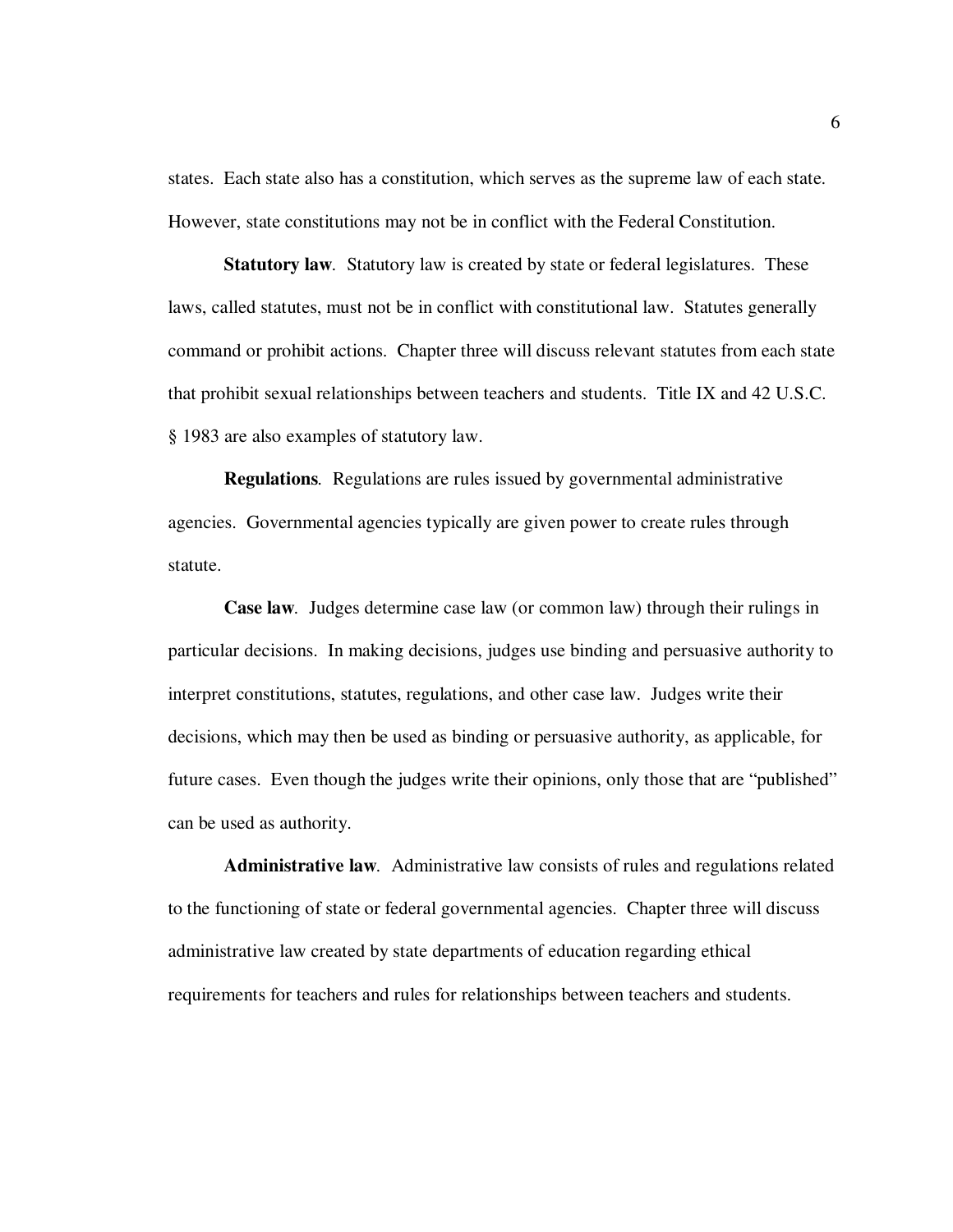states. Each state also has a constitution, which serves as the supreme law of each state. However, state constitutions may not be in conflict with the Federal Constitution.

**Statutory law**. Statutory law is created by state or federal legislatures. These laws, called statutes, must not be in conflict with constitutional law. Statutes generally command or prohibit actions. Chapter three will discuss relevant statutes from each state that prohibit sexual relationships between teachers and students. Title IX and 42 U.S.C. § 1983 are also examples of statutory law.

**Regulations**. Regulations are rules issued by governmental administrative agencies. Governmental agencies typically are given power to create rules through statute.

**Case law**. Judges determine case law (or common law) through their rulings in particular decisions. In making decisions, judges use binding and persuasive authority to interpret constitutions, statutes, regulations, and other case law. Judges write their decisions, which may then be used as binding or persuasive authority, as applicable, for future cases. Even though the judges write their opinions, only those that are "published" can be used as authority.

**Administrative law**. Administrative law consists of rules and regulations related to the functioning of state or federal governmental agencies. Chapter three will discuss administrative law created by state departments of education regarding ethical requirements for teachers and rules for relationships between teachers and students.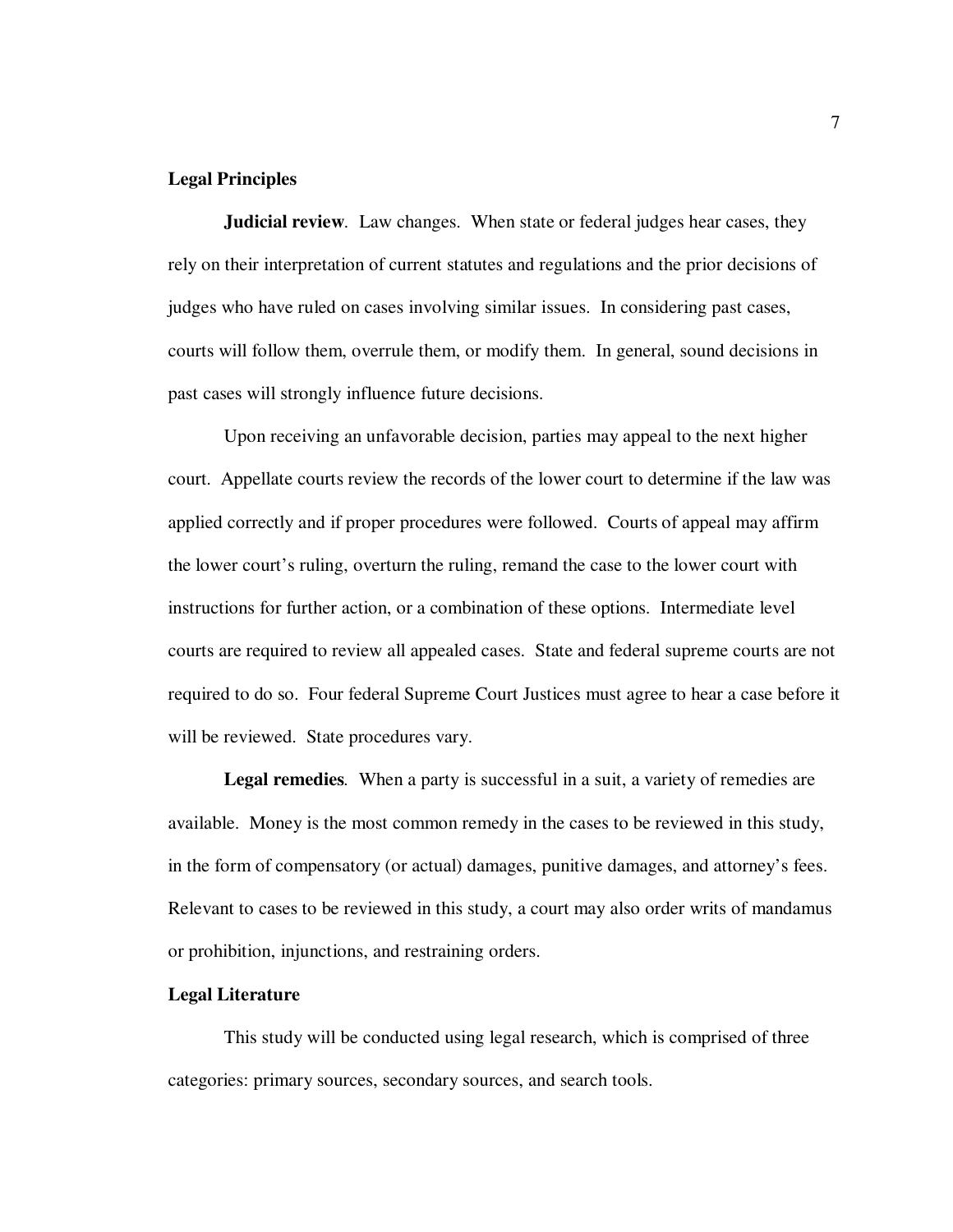## Legal Principles

**Judicial review**. Law changes. When state or federal judges hear cases, they rely on their interpretation of current statutes and regulations and the prior decisions of judges who have ruled on cases involving similar issues. In considering past cases, courts will follow them, overrule them, or modify them. In general, sound decisions in past cases will strongly influence future decisions.

Upon receiving an unfavorable decision, parties may appeal to the next higher court. Appellate courts review the records of the lower court to determine if the law was applied correctly and if proper procedures were followed. Courts of appeal may affirm the lower court's ruling, overturn the ruling, remand the case to the lower court with instructions for further action, or a combination of these options. Intermediate level courts are required to review all appealed cases. State and federal supreme courts are not required to do so. Four federal Supreme Court Justices must agree to hear a case before it will be reviewed. State procedures vary.

**Legal remedies**. When a party is successful in a suit, a variety of remedies are available. Money is the most common remedy in the cases to be reviewed in this study, in the form of compensatory (or actual) damages, punitive damages, and attorney's fees. Relevant to cases to be reviewed in this study, a court may also order writs of mandamus or prohibition, injunctions, and restraining orders.

## Legal Literature

This study will be conducted using legal research, which is comprised of three categories: primary sources, secondary sources, and search tools.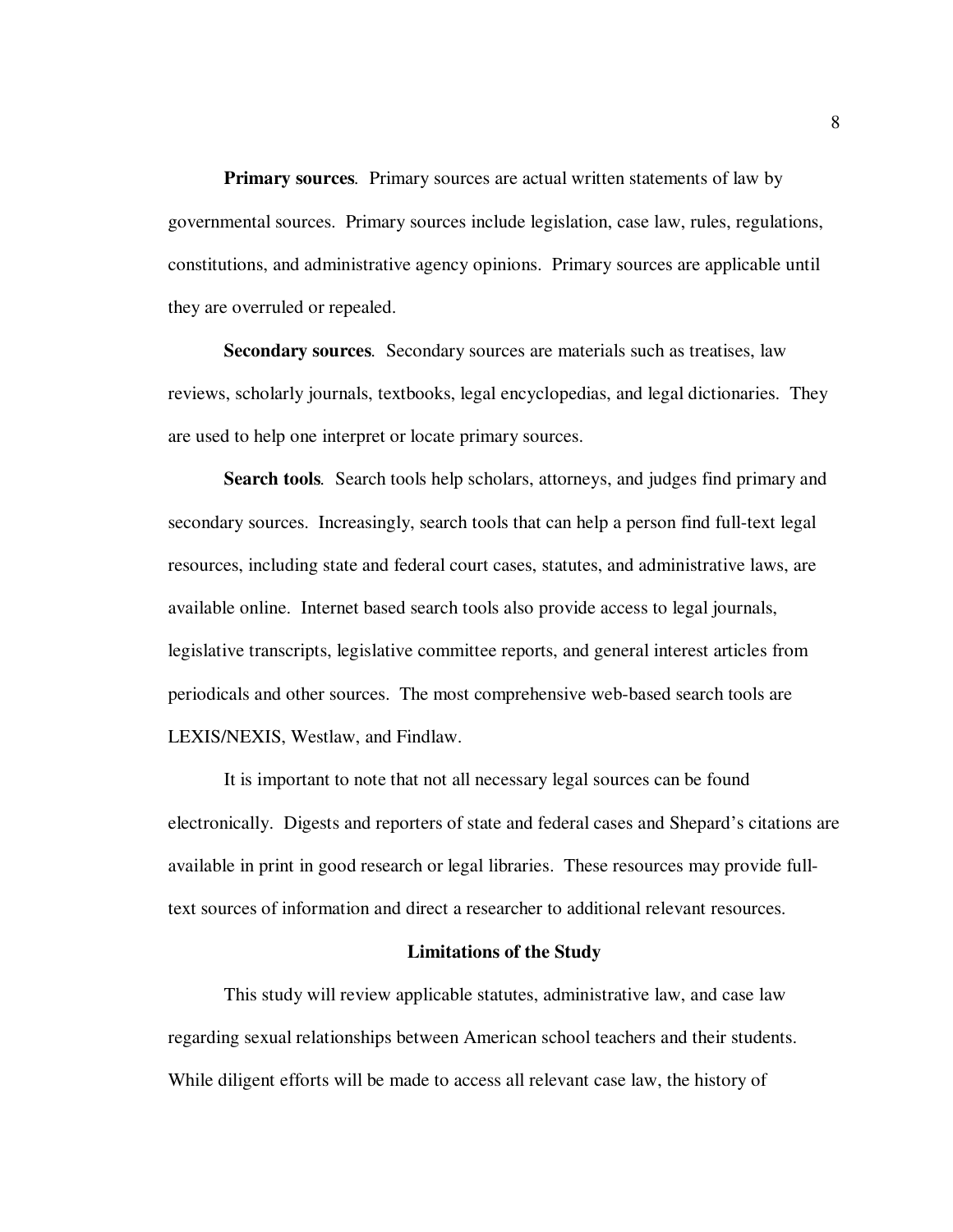**Primary sources**. Primary sources are actual written statements of law by governmental sources. Primary sources include legislation, case law, rules, regulations, constitutions, and administrative agency opinions. Primary sources are applicable until they are overruled or repealed.

**Secondary sources**. Secondary sources are materials such as treatises, law reviews, scholarly journals, textbooks, legal encyclopedias, and legal dictionaries. They are used to help one interpret or locate primary sources.

**Search tools**. Search tools help scholars, attorneys, and judges find primary and secondary sources. Increasingly, search tools that can help a person find full-text legal resources, including state and federal court cases, statutes, and administrative laws, are available online. Internet based search tools also provide access to legal journals, legislative transcripts, legislative committee reports, and general interest articles from periodicals and other sources. The most comprehensive web-based search tools are LEXIS/NEXIS, Westlaw, and Findlaw.

It is important to note that not all necessary legal sources can be found electronically. Digests and reporters of state and federal cases and Shepard's citations are available in print in good research or legal libraries. These resources may provide full-text sources of information and direct a researcher to additional relevant resources.

## Limitations of the Study

This study will review applicable statutes, administrative law, and case law regarding sexual relationships between American school teachers and their students. While diligent efforts will be made to access all relevant case law, the history of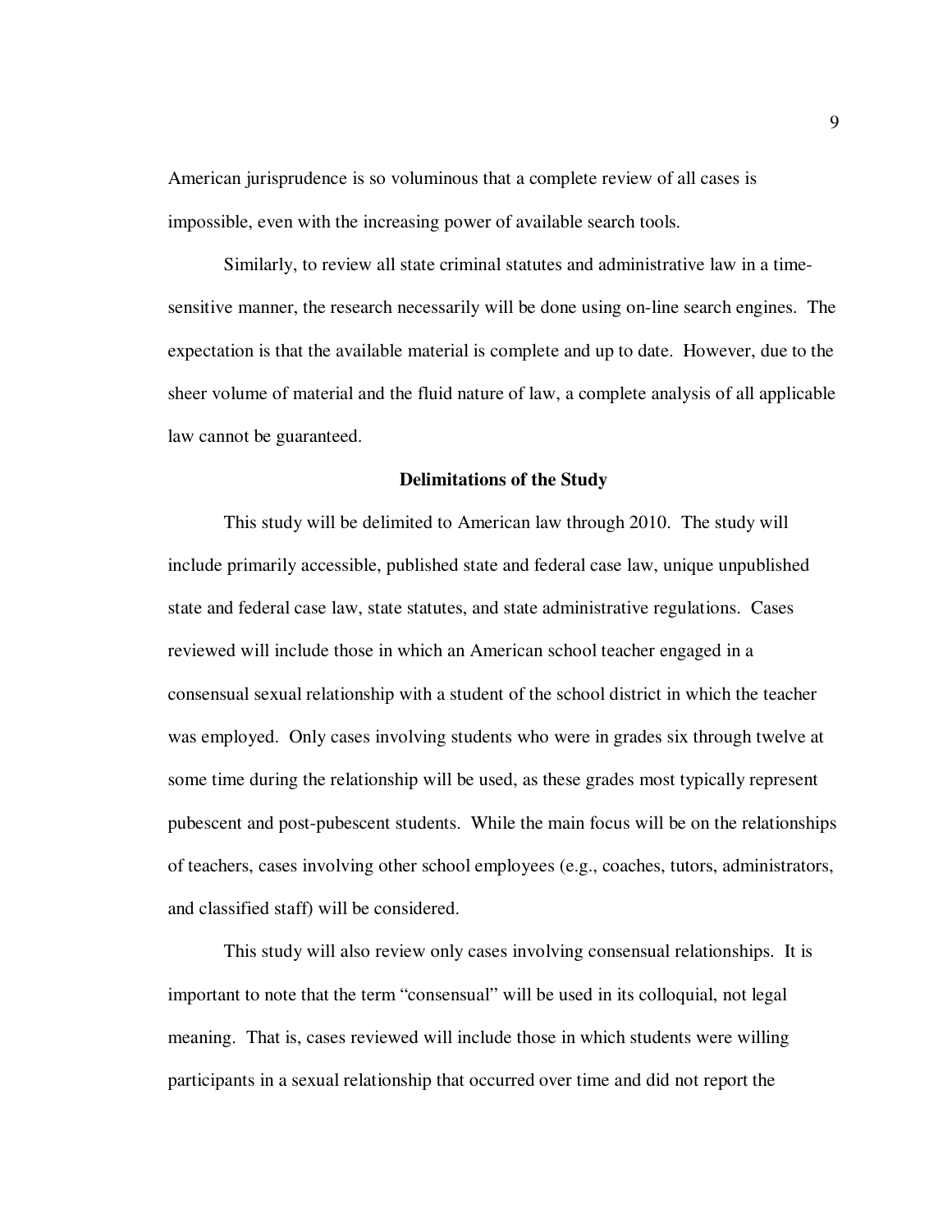American jurisprudence is so voluminous that a complete review of all cases is impossible, even with the increasing power of available search tools.

Similarly, to review all state criminal statutes and administrative law in a time-sensitive manner, the research necessarily will be done using on-line search engines. The expectation is that the available material is complete and up to date. However, due to the sheer volume of material and the fluid nature of law, a complete analysis of all applicable law cannot be guaranteed.

## Delimitations of the Study

This study will be delimited to American law through 2010. The study will include primarily accessible, published state and federal case law, unique unpublished state and federal case law, state statutes, and state administrative regulations. Cases reviewed will include those in which an American school teacher engaged in a consensual sexual relationship with a student of the school district in which the teacher was employed. Only cases involving students who were in grades six through twelve at some time during the relationship will be used, as these grades most typically represent pubescent and post-pubescent students. While the main focus will be on the relationships of teachers, cases involving other school employees (e.g., coaches, tutors, administrators, and classified staff) will be considered.

This study will also review only cases involving consensual relationships. It is important to note that the term "consensual" will be used in its colloquial, not legal meaning. That is, cases reviewed will include those in which students were willing participants in a sexual relationship that occurred over time and did not report the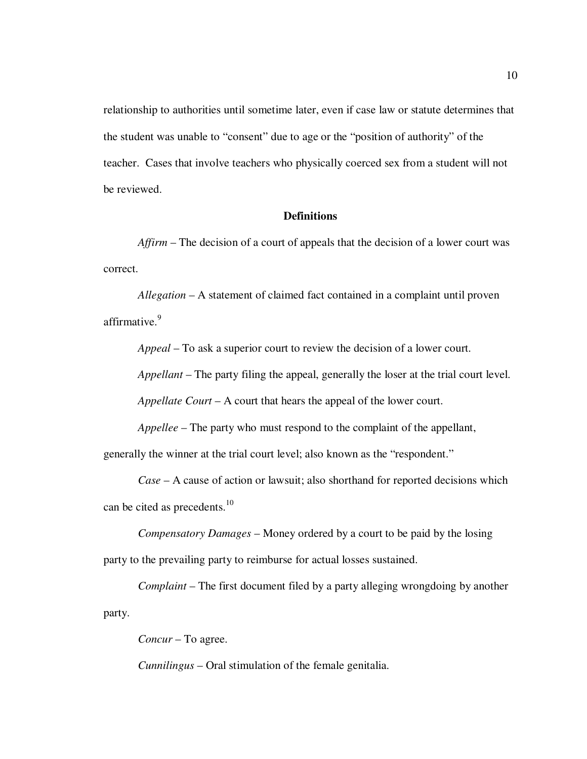relationship to authorities until sometime later, even if case law or statute determines that the student was unable to "consent" due to age or the "position of authority" of the teacher. Cases that involve teachers who physically coerced sex from a student will not be reviewed.

## Definitions

*Affirm* – The decision of a court of appeals that the decision of a lower court was correct.

*Allegation* – A statement of claimed fact contained in a complaint until proven affirmative.[9]

*Appeal* – To ask a superior court to review the decision of a lower court.

*Appellant* – The party filing the appeal, generally the loser at the trial court level.

*Appellate Court* – A court that hears the appeal of the lower court.

*Appellee* – The party who must respond to the complaint of the appellant, generally the winner at the trial court level; also known as the "respondent."

*Case* – A cause of action or lawsuit; also shorthand for reported decisions which can be cited as precedents.[10]

*Compensatory Damages* – Money ordered by a court to be paid by the losing party to the prevailing party to reimburse for actual losses sustained.

*Complaint* – The first document filed by a party alleging wrongdoing by another party.

*Concur* – To agree.

*Cunnilingus* – Oral stimulation of the female genitalia.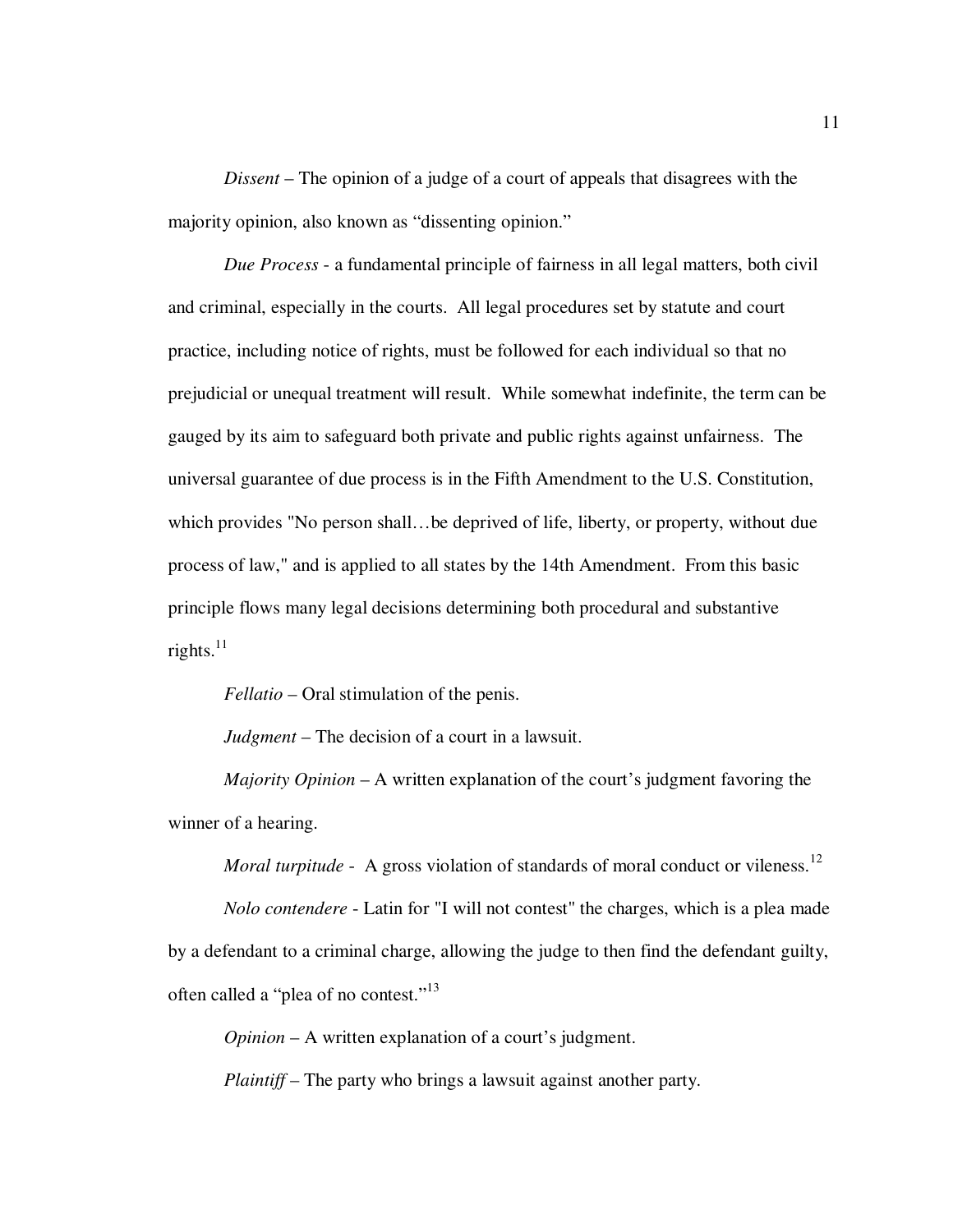*Dissent* – The opinion of a judge of a court of appeals that disagrees with the majority opinion, also known as "dissenting opinion."

*Due Process* - a fundamental principle of fairness in all legal matters, both civil and criminal, especially in the courts. All legal procedures set by statute and court practice, including notice of rights, must be followed for each individual so that no prejudicial or unequal treatment will result. While somewhat indefinite, the term can be gauged by its aim to safeguard both private and public rights against unfairness. The universal guarantee of due process is in the Fifth Amendment to the U.S. Constitution, which provides "No person shall…be deprived of life, liberty, or property, without due process of law," and is applied to all states by the 14th Amendment. From this basic principle flows many legal decisions determining both procedural and substantive rights.[11]

*Fellatio* – Oral stimulation of the penis.

*Judgment* – The decision of a court in a lawsuit.

*Majority Opinion* – A written explanation of the court's judgment favoring the winner of a hearing.

*Moral turpitude* - A gross violation of standards of moral conduct or vileness.[12]

*Nolo contendere* - Latin for "I will not contest" the charges, which is a plea made by a defendant to a criminal charge, allowing the judge to then find the defendant guilty, often called a "plea of no contest."[13]

*Opinion* – A written explanation of a court's judgment.

*Plaintiff* – The party who brings a lawsuit against another party.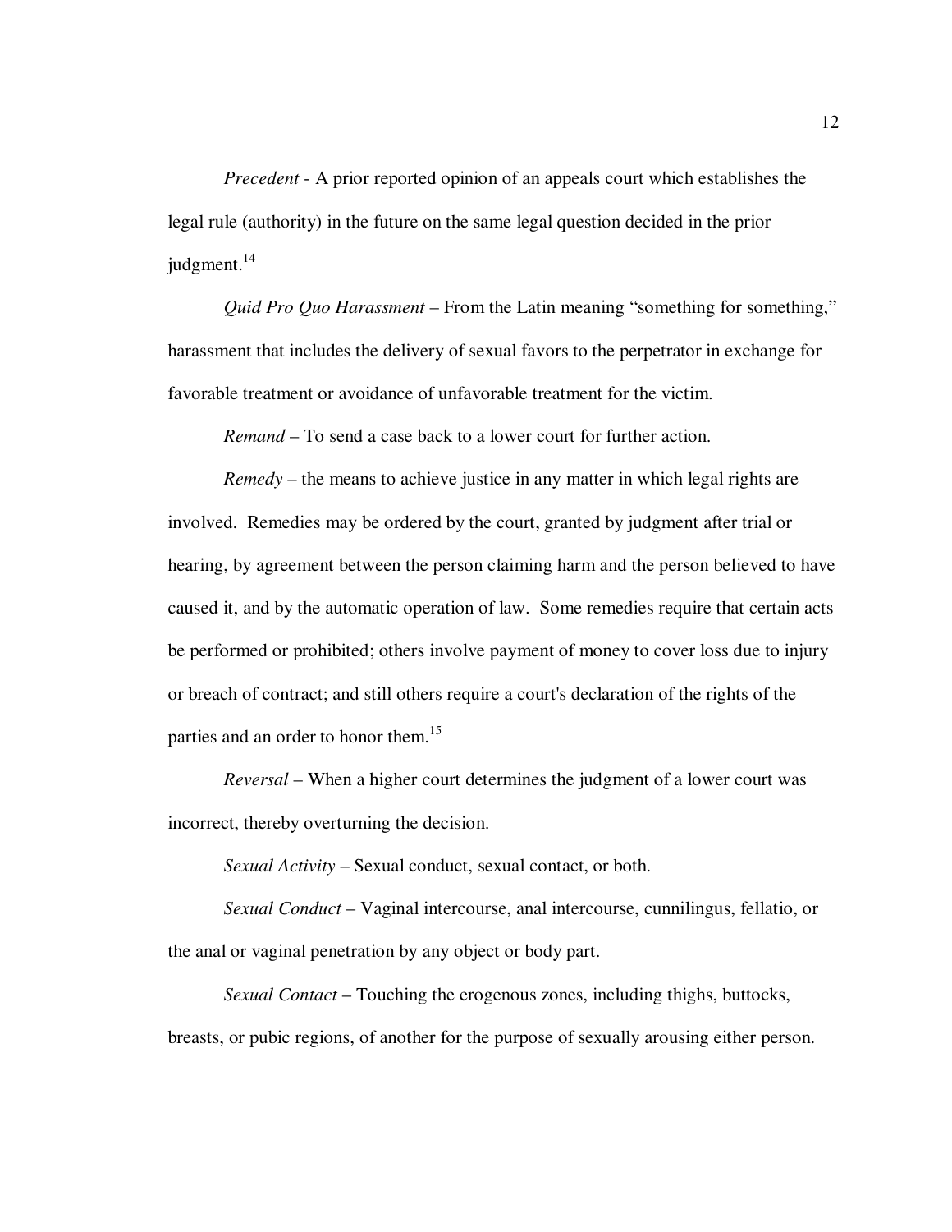*Precedent* - A prior reported opinion of an appeals court which establishes the legal rule (authority) in the future on the same legal question decided in the prior judgment.[14]

*Quid Pro Quo Harassment* – From the Latin meaning "something for something," harassment that includes the delivery of sexual favors to the perpetrator in exchange for favorable treatment or avoidance of unfavorable treatment for the victim.

*Remand* – To send a case back to a lower court for further action.

*Remedy* – the means to achieve justice in any matter in which legal rights are involved. Remedies may be ordered by the court, granted by judgment after trial or hearing, by agreement between the person claiming harm and the person believed to have caused it, and by the automatic operation of law. Some remedies require that certain acts be performed or prohibited; others involve payment of money to cover loss due to injury or breach of contract; and still others require a court's declaration of the rights of the parties and an order to honor them.[15]

*Reversal* – When a higher court determines the judgment of a lower court was incorrect, thereby overturning the decision.

*Sexual Activity* – Sexual conduct, sexual contact, or both.

*Sexual Conduct* – Vaginal intercourse, anal intercourse, cunnilingus, fellatio, or the anal or vaginal penetration by any object or body part.

*Sexual Contact* – Touching the erogenous zones, including thighs, buttocks, breasts, or pubic regions, of another for the purpose of sexually arousing either person.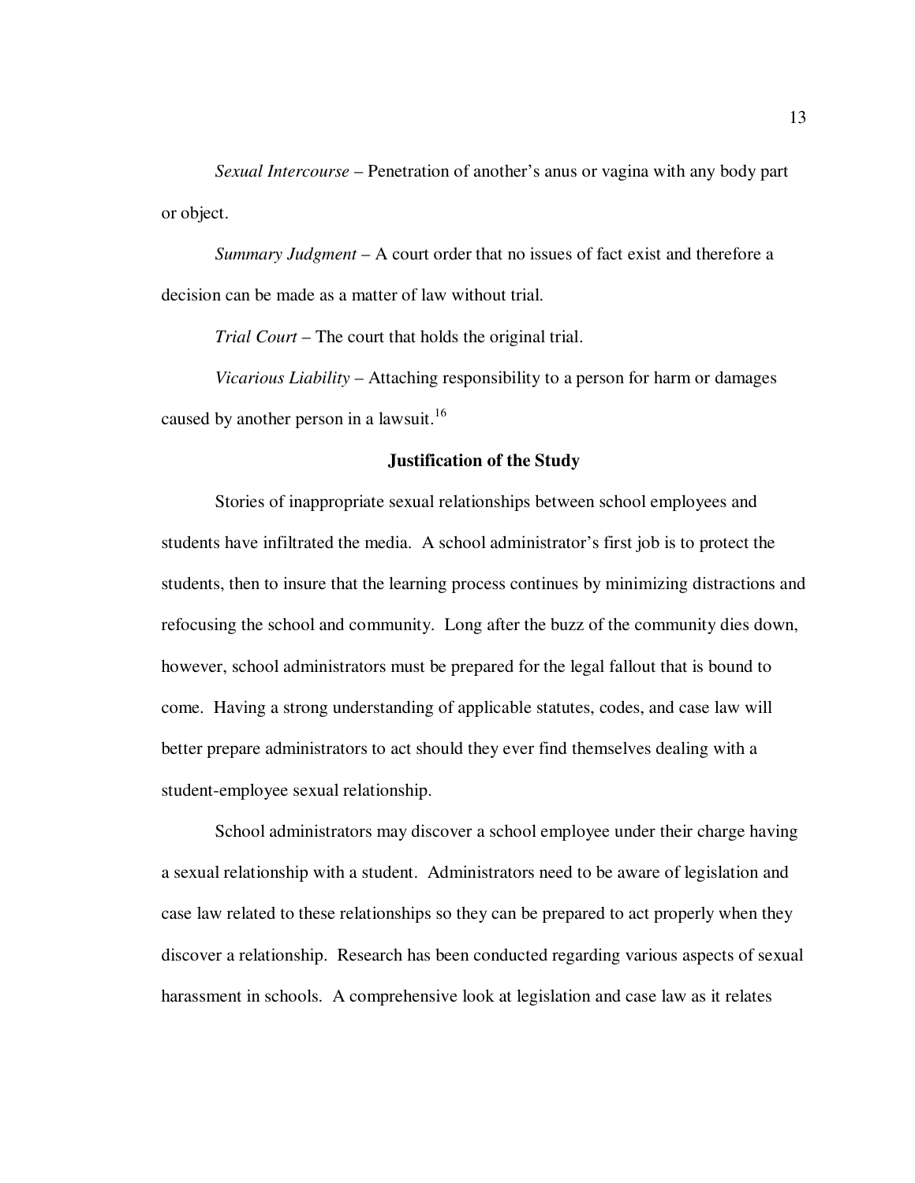*Sexual Intercourse* – Penetration of another's anus or vagina with any body part or object.

*Summary Judgment* – A court order that no issues of fact exist and therefore a decision can be made as a matter of law without trial.

*Trial Court* – The court that holds the original trial.

*Vicarious Liability* – Attaching responsibility to a person for harm or damages caused by another person in a lawsuit.[16]

## Justification of the Study

Stories of inappropriate sexual relationships between school employees and students have infiltrated the media. A school administrator's first job is to protect the students, then to insure that the learning process continues by minimizing distractions and refocusing the school and community. Long after the buzz of the community dies down, however, school administrators must be prepared for the legal fallout that is bound to come. Having a strong understanding of applicable statutes, codes, and case law will better prepare administrators to act should they ever find themselves dealing with a student-employee sexual relationship.

School administrators may discover a school employee under their charge having a sexual relationship with a student. Administrators need to be aware of legislation and case law related to these relationships so they can be prepared to act properly when they discover a relationship. Research has been conducted regarding various aspects of sexual harassment in schools. A comprehensive look at legislation and case law as it relates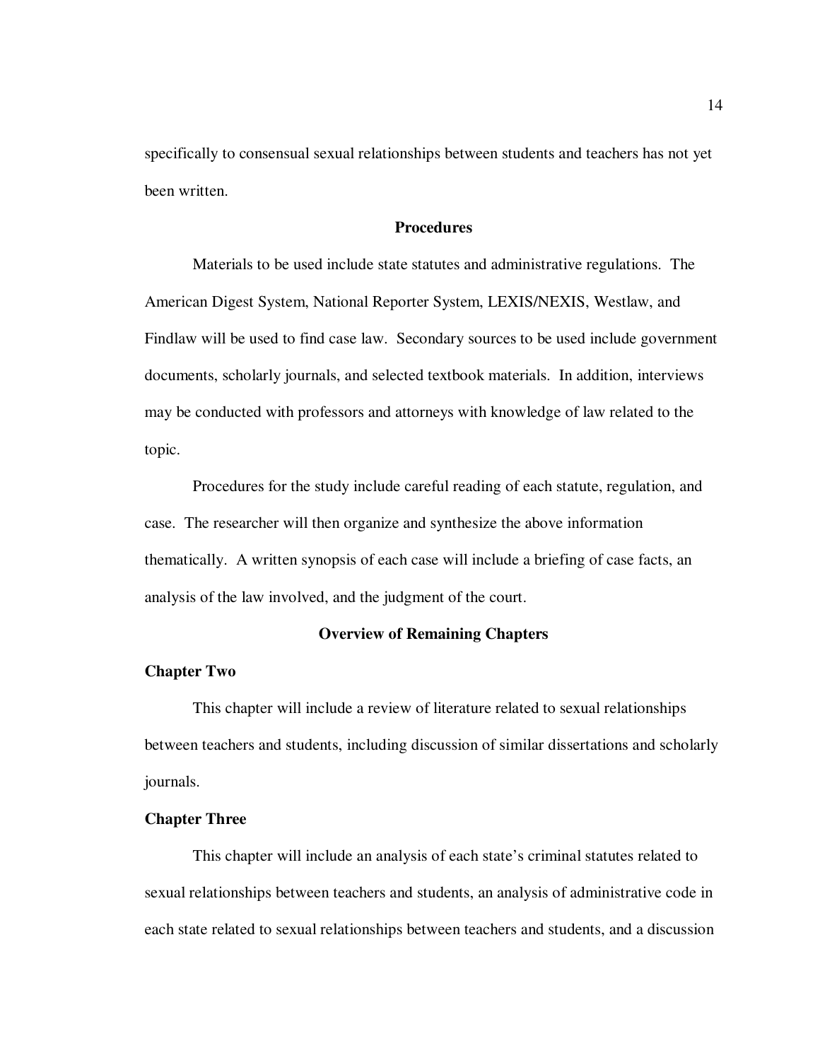specifically to consensual sexual relationships between students and teachers has not yet been written.

## Procedures

Materials to be used include state statutes and administrative regulations. The American Digest System, National Reporter System, LEXIS/NEXIS, Westlaw, and Findlaw will be used to find case law. Secondary sources to be used include government documents, scholarly journals, and selected textbook materials. In addition, interviews may be conducted with professors and attorneys with knowledge of law related to the topic.

Procedures for the study include careful reading of each statute, regulation, and case. The researcher will then organize and synthesize the above information thematically. A written synopsis of each case will include a briefing of case facts, an analysis of the law involved, and the judgment of the court.

## Overview of Remaining Chapters

### Chapter Two

This chapter will include a review of literature related to sexual relationships between teachers and students, including discussion of similar dissertations and scholarly journals.

### Chapter Three

This chapter will include an analysis of each state's criminal statutes related to sexual relationships between teachers and students, an analysis of administrative code in each state related to sexual relationships between teachers and students, and a discussion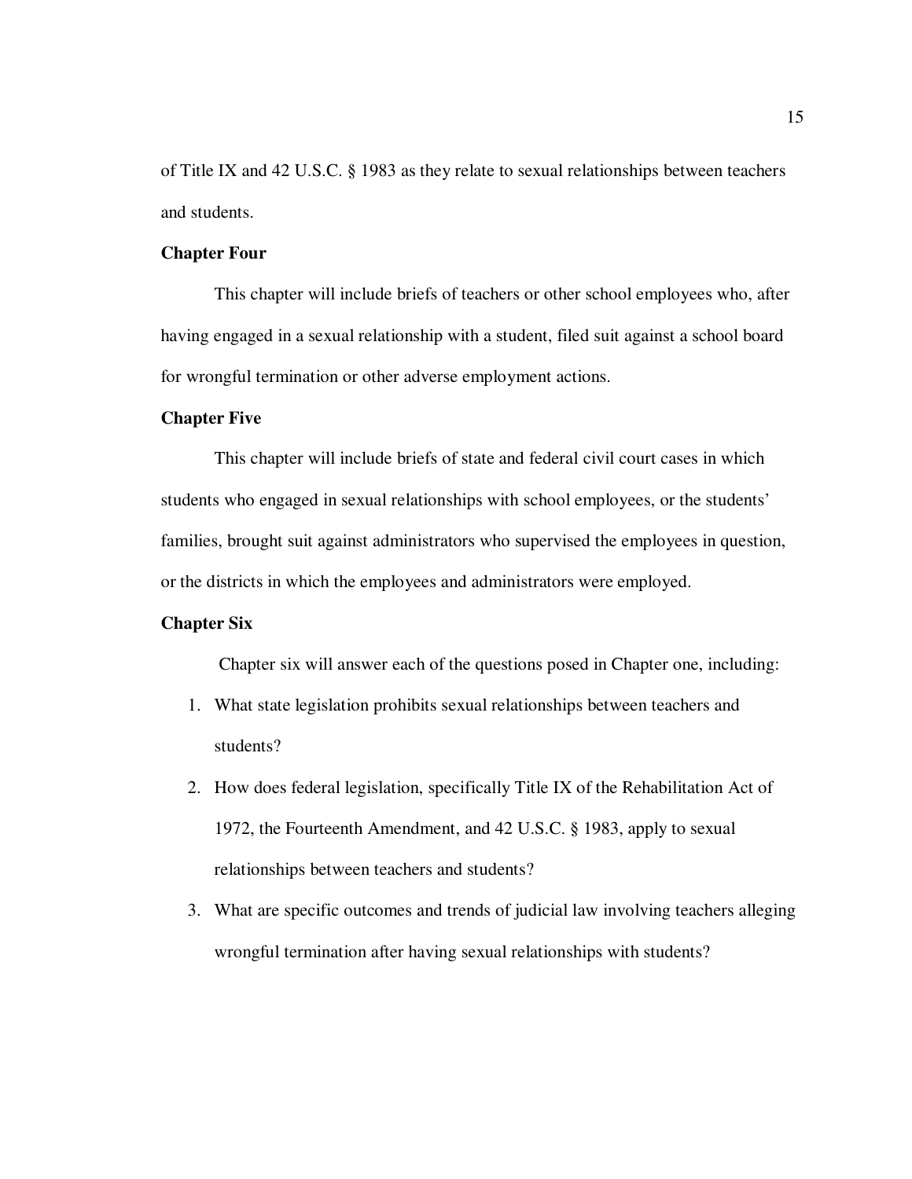of Title IX and 42 U.S.C. § 1983 as they relate to sexual relationships between teachers and students.

### Chapter Four

This chapter will include briefs of teachers or other school employees who, after having engaged in a sexual relationship with a student, filed suit against a school board for wrongful termination or other adverse employment actions.

### Chapter Five

This chapter will include briefs of state and federal civil court cases in which students who engaged in sexual relationships with school employees, or the students' families, brought suit against administrators who supervised the employees in question, or the districts in which the employees and administrators were employed.

### Chapter Six

Chapter six will answer each of the questions posed in Chapter one, including:

1. What state legislation prohibits sexual relationships between teachers and students?
2. How does federal legislation, specifically Title IX of the Rehabilitation Act of 1972, the Fourteenth Amendment, and 42 U.S.C. § 1983, apply to sexual relationships between teachers and students?
3. What are specific outcomes and trends of judicial law involving teachers alleging wrongful termination after having sexual relationships with students?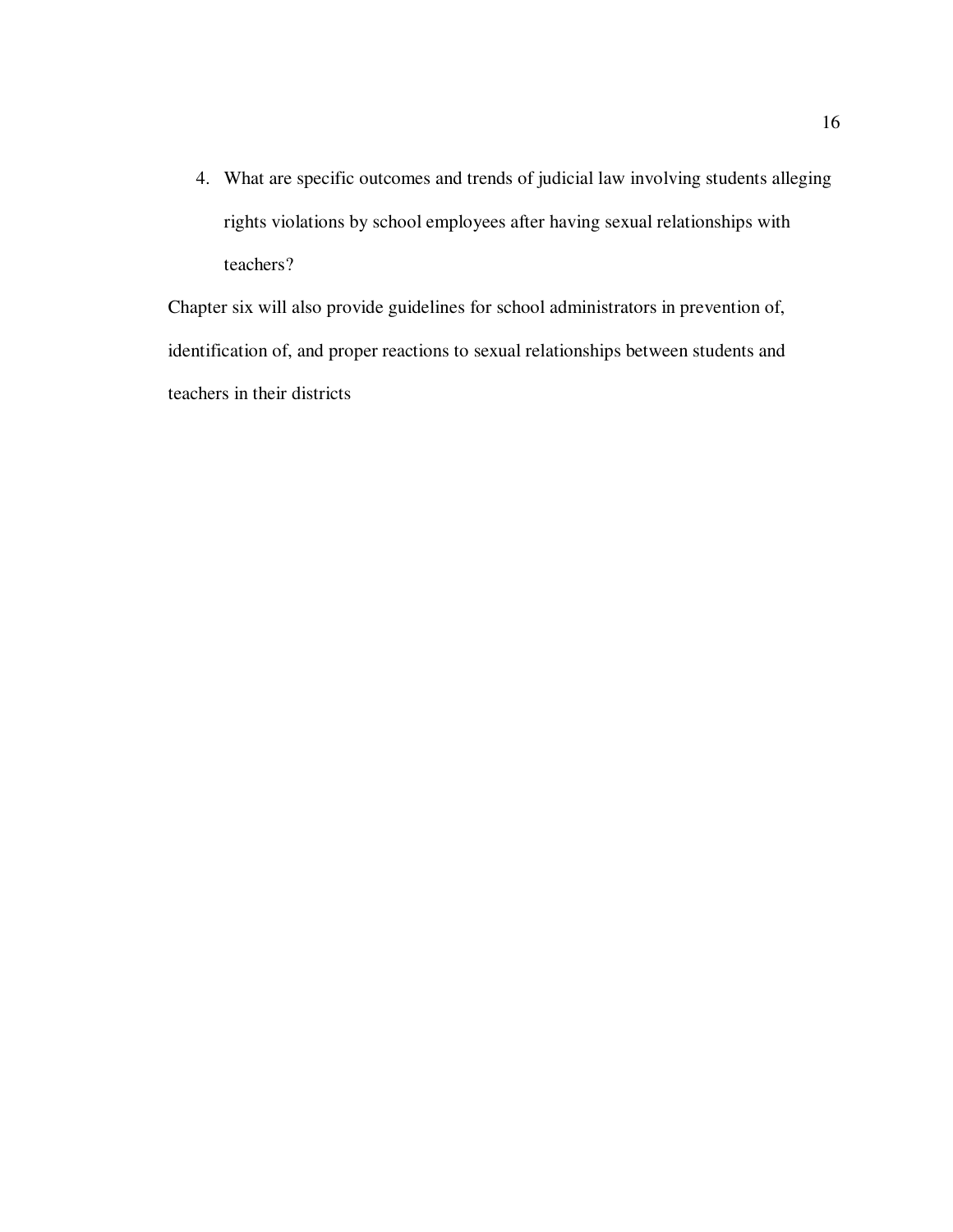4. What are specific outcomes and trends of judicial law involving students alleging rights violations by school employees after having sexual relationships with teachers?

Chapter six will also provide guidelines for school administrators in prevention of, identification of, and proper reactions to sexual relationships between students and teachers in their districts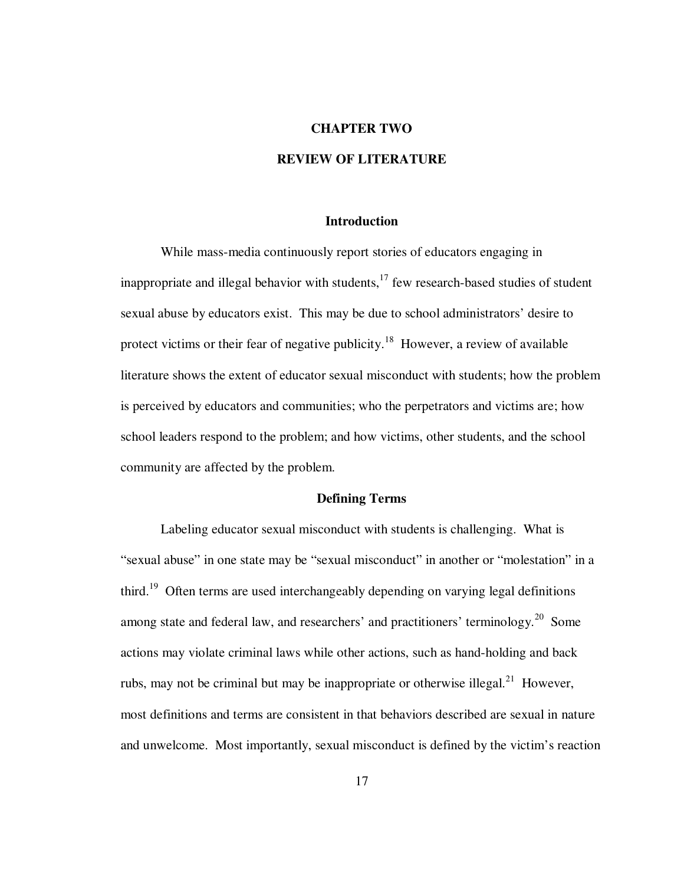# CHAPTER TWO

# REVIEW OF LITERATURE

## Introduction

While mass-media continuously report stories of educators engaging in inappropriate and illegal behavior with students,[17] few research-based studies of student sexual abuse by educators exist. This may be due to school administrators' desire to protect victims or their fear of negative publicity.[18] However, a review of available literature shows the extent of educator sexual misconduct with students; how the problem is perceived by educators and communities; who the perpetrators and victims are; how school leaders respond to the problem; and how victims, other students, and the school community are affected by the problem.

## Defining Terms

Labeling educator sexual misconduct with students is challenging. What is "sexual abuse" in one state may be "sexual misconduct" in another or "molestation" in a third.[19] Often terms are used interchangeably depending on varying legal definitions among state and federal law, and researchers' and practitioners' terminology.[20] Some actions may violate criminal laws while other actions, such as hand-holding and back rubs, may not be criminal but may be inappropriate or otherwise illegal.[21] However, most definitions and terms are consistent in that behaviors described are sexual in nature and unwelcome. Most importantly, sexual misconduct is defined by the victim's reaction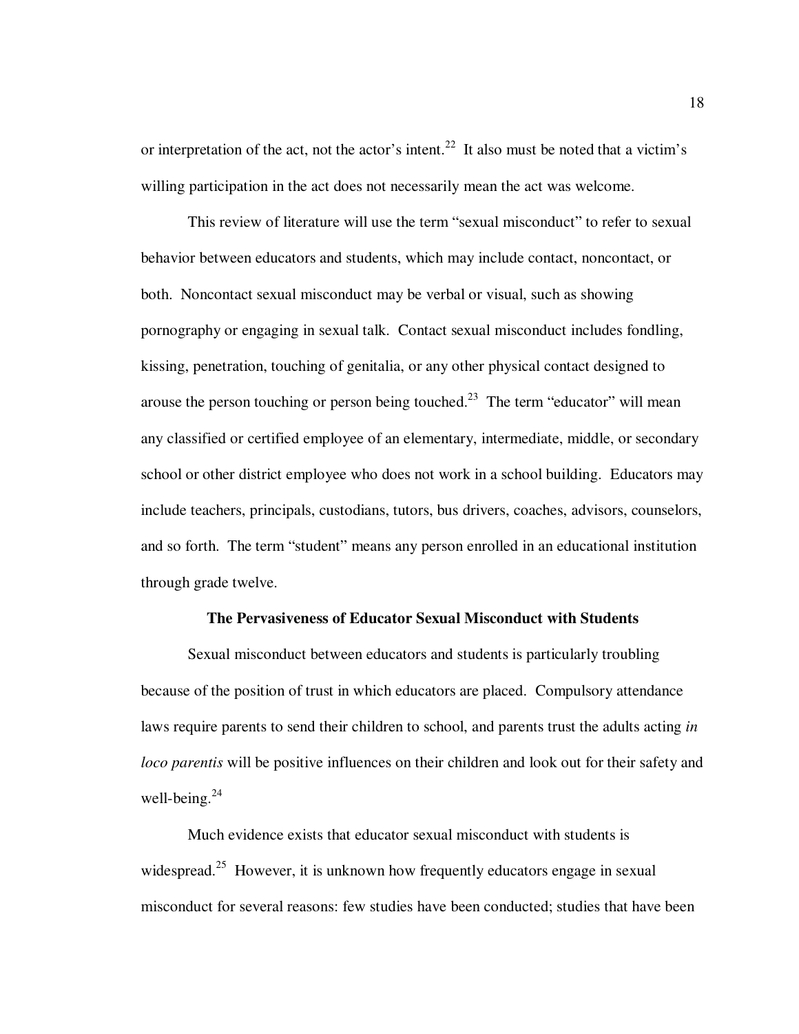or interpretation of the act, not the actor's intent.[22] It also must be noted that a victim's willing participation in the act does not necessarily mean the act was welcome.

This review of literature will use the term "sexual misconduct" to refer to sexual behavior between educators and students, which may include contact, noncontact, or both. Noncontact sexual misconduct may be verbal or visual, such as showing pornography or engaging in sexual talk. Contact sexual misconduct includes fondling, kissing, penetration, touching of genitalia, or any other physical contact designed to arouse the person touching or person being touched.[23] The term "educator" will mean any classified or certified employee of an elementary, intermediate, middle, or secondary school or other district employee who does not work in a school building. Educators may include teachers, principals, custodians, tutors, bus drivers, coaches, advisors, counselors, and so forth. The term "student" means any person enrolled in an educational institution through grade twelve.

## The Pervasiveness of Educator Sexual Misconduct with Students

Sexual misconduct between educators and students is particularly troubling because of the position of trust in which educators are placed. Compulsory attendance laws require parents to send their children to school, and parents trust the adults acting *in loco parentis* will be positive influences on their children and look out for their safety and well-being.[24]

Much evidence exists that educator sexual misconduct with students is widespread.[25] However, it is unknown how frequently educators engage in sexual misconduct for several reasons: few studies have been conducted; studies that have been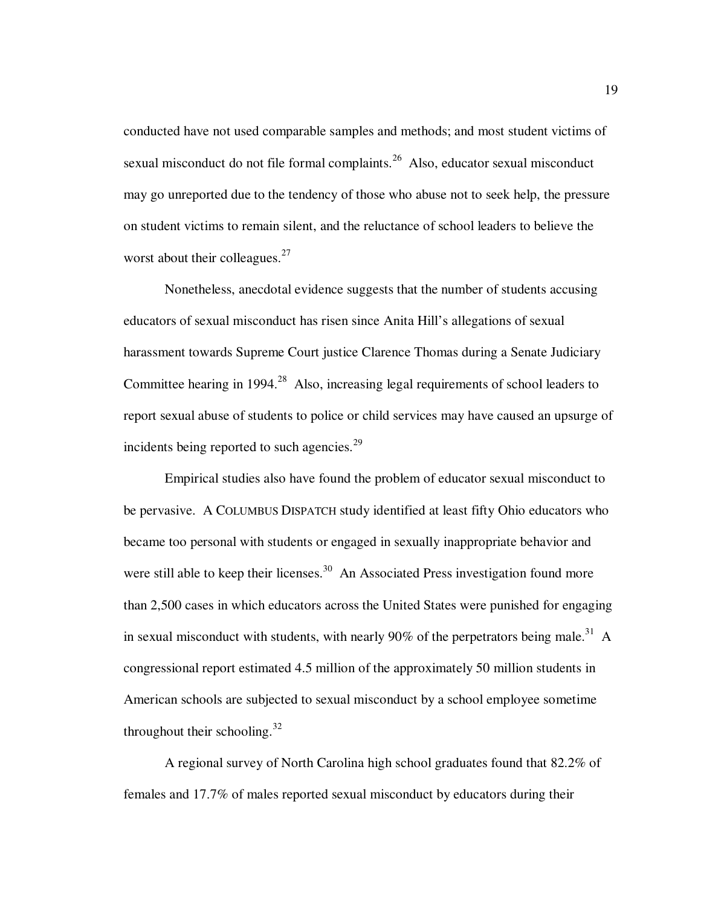conducted have not used comparable samples and methods; and most student victims of sexual misconduct do not file formal complaints.[26] Also, educator sexual misconduct may go unreported due to the tendency of those who abuse not to seek help, the pressure on student victims to remain silent, and the reluctance of school leaders to believe the worst about their colleagues.[27]

Nonetheless, anecdotal evidence suggests that the number of students accusing educators of sexual misconduct has risen since Anita Hill's allegations of sexual harassment towards Supreme Court justice Clarence Thomas during a Senate Judiciary Committee hearing in 1994.[28] Also, increasing legal requirements of school leaders to report sexual abuse of students to police or child services may have caused an upsurge of incidents being reported to such agencies.[29]

Empirical studies also have found the problem of educator sexual misconduct to be pervasive. A COLUMBUS DISPATCH study identified at least fifty Ohio educators who became too personal with students or engaged in sexually inappropriate behavior and were still able to keep their licenses.[30] An Associated Press investigation found more than 2,500 cases in which educators across the United States were punished for engaging in sexual misconduct with students, with nearly 90% of the perpetrators being male.[31] A congressional report estimated 4.5 million of the approximately 50 million students in American schools are subjected to sexual misconduct by a school employee sometime throughout their schooling.[32]

A regional survey of North Carolina high school graduates found that 82.2% of females and 17.7% of males reported sexual misconduct by educators during their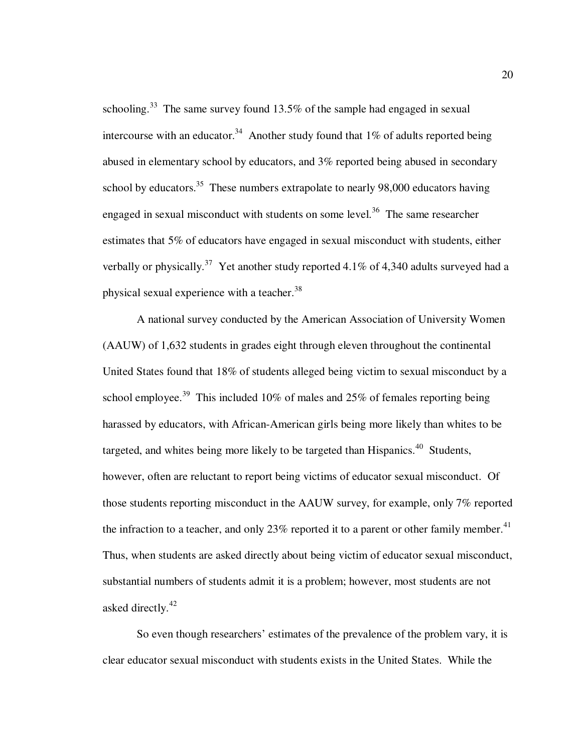schooling.[33] The same survey found 13.5% of the sample had engaged in sexual intercourse with an educator.[34] Another study found that 1% of adults reported being abused in elementary school by educators, and 3% reported being abused in secondary school by educators.[35] These numbers extrapolate to nearly 98,000 educators having engaged in sexual misconduct with students on some level.[36] The same researcher estimates that 5% of educators have engaged in sexual misconduct with students, either verbally or physically.[37] Yet another study reported 4.1% of 4,340 adults surveyed had a physical sexual experience with a teacher.[38]

A national survey conducted by the American Association of University Women (AAUW) of 1,632 students in grades eight through eleven throughout the continental United States found that 18% of students alleged being victim to sexual misconduct by a school employee.[39] This included 10% of males and 25% of females reporting being harassed by educators, with African-American girls being more likely than whites to be targeted, and whites being more likely to be targeted than Hispanics.[40] Students, however, often are reluctant to report being victims of educator sexual misconduct. Of those students reporting misconduct in the AAUW survey, for example, only 7% reported the infraction to a teacher, and only 23% reported it to a parent or other family member.[41] Thus, when students are asked directly about being victim of educator sexual misconduct, substantial numbers of students admit it is a problem; however, most students are not asked directly.[42]

So even though researchers' estimates of the prevalence of the problem vary, it is clear educator sexual misconduct with students exists in the United States. While the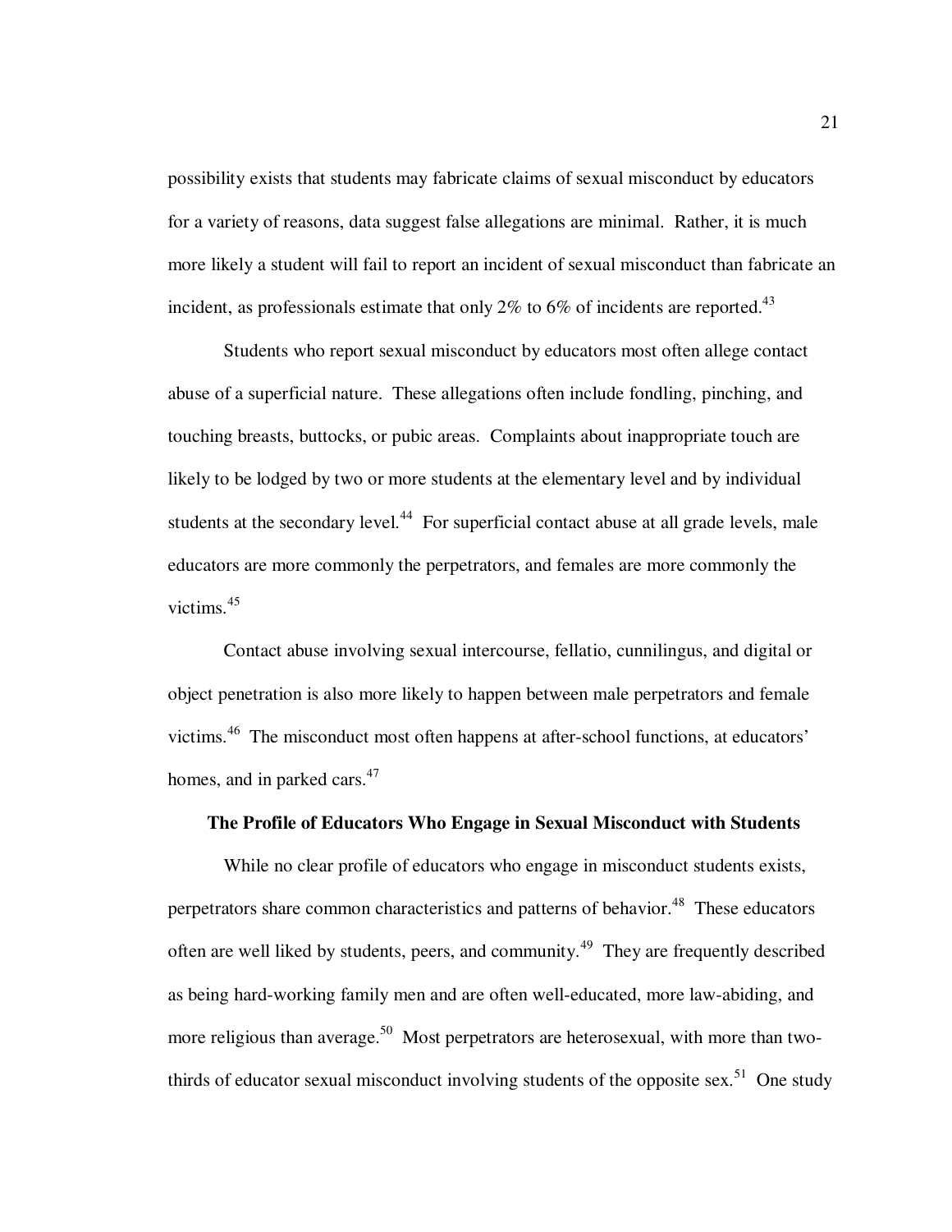possibility exists that students may fabricate claims of sexual misconduct by educators for a variety of reasons, data suggest false allegations are minimal. Rather, it is much more likely a student will fail to report an incident of sexual misconduct than fabricate an incident, as professionals estimate that only 2% to 6% of incidents are reported.[43]

Students who report sexual misconduct by educators most often allege contact abuse of a superficial nature. These allegations often include fondling, pinching, and touching breasts, buttocks, or pubic areas. Complaints about inappropriate touch are likely to be lodged by two or more students at the elementary level and by individual students at the secondary level.[44] For superficial contact abuse at all grade levels, male educators are more commonly the perpetrators, and females are more commonly the victims.[45]

Contact abuse involving sexual intercourse, fellatio, cunnilingus, and digital or object penetration is also more likely to happen between male perpetrators and female victims.[46] The misconduct most often happens at after-school functions, at educators' homes, and in parked cars.[47]

### The Profile of Educators Who Engage in Sexual Misconduct with Students

While no clear profile of educators who engage in misconduct students exists, perpetrators share common characteristics and patterns of behavior.[48] These educators often are well liked by students, peers, and community.[49] They are frequently described as being hard-working family men and are often well-educated, more law-abiding, and more religious than average.[50] Most perpetrators are heterosexual, with more than two-thirds of educator sexual misconduct involving students of the opposite sex.[51] One study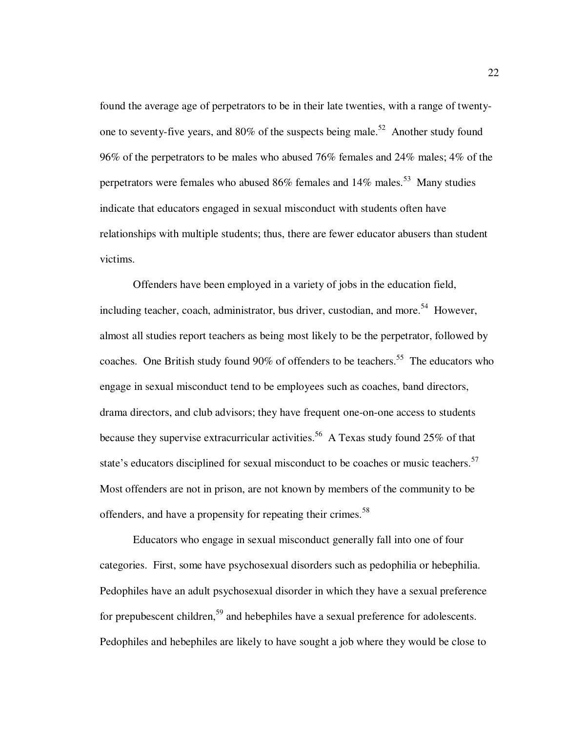found the average age of perpetrators to be in their late twenties, with a range of twenty-one to seventy-five years, and 80% of the suspects being male.[52] Another study found 96% of the perpetrators to be males who abused 76% females and 24% males; 4% of the perpetrators were females who abused 86% females and 14% males.[53] Many studies indicate that educators engaged in sexual misconduct with students often have relationships with multiple students; thus, there are fewer educator abusers than student victims.

Offenders have been employed in a variety of jobs in the education field, including teacher, coach, administrator, bus driver, custodian, and more.[54] However, almost all studies report teachers as being most likely to be the perpetrator, followed by coaches. One British study found 90% of offenders to be teachers.[55] The educators who engage in sexual misconduct tend to be employees such as coaches, band directors, drama directors, and club advisors; they have frequent one-on-one access to students because they supervise extracurricular activities.[56] A Texas study found 25% of that state's educators disciplined for sexual misconduct to be coaches or music teachers.[57] Most offenders are not in prison, are not known by members of the community to be offenders, and have a propensity for repeating their crimes.[58]

Educators who engage in sexual misconduct generally fall into one of four categories. First, some have psychosexual disorders such as pedophilia or hebephilia. Pedophiles have an adult psychosexual disorder in which they have a sexual preference for prepubescent children,[59] and hebephiles have a sexual preference for adolescents. Pedophiles and hebephiles are likely to have sought a job where they would be close to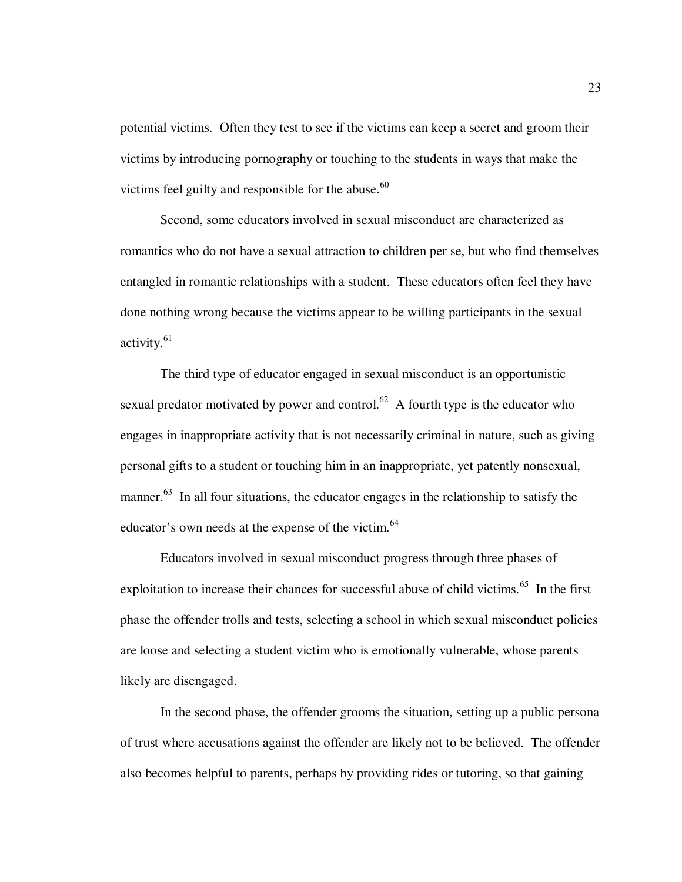potential victims. Often they test to see if the victims can keep a secret and groom their victims by introducing pornography or touching to the students in ways that make the victims feel guilty and responsible for the abuse.[60]

Second, some educators involved in sexual misconduct are characterized as romantics who do not have a sexual attraction to children per se, but who find themselves entangled in romantic relationships with a student. These educators often feel they have done nothing wrong because the victims appear to be willing participants in the sexual activity.[61]

The third type of educator engaged in sexual misconduct is an opportunistic sexual predator motivated by power and control.[62] A fourth type is the educator who engages in inappropriate activity that is not necessarily criminal in nature, such as giving personal gifts to a student or touching him in an inappropriate, yet patently nonsexual, manner.[63] In all four situations, the educator engages in the relationship to satisfy the educator's own needs at the expense of the victim.[64]

Educators involved in sexual misconduct progress through three phases of exploitation to increase their chances for successful abuse of child victims.[65] In the first phase the offender trolls and tests, selecting a school in which sexual misconduct policies are loose and selecting a student victim who is emotionally vulnerable, whose parents likely are disengaged.

In the second phase, the offender grooms the situation, setting up a public persona of trust where accusations against the offender are likely not to be believed. The offender also becomes helpful to parents, perhaps by providing rides or tutoring, so that gaining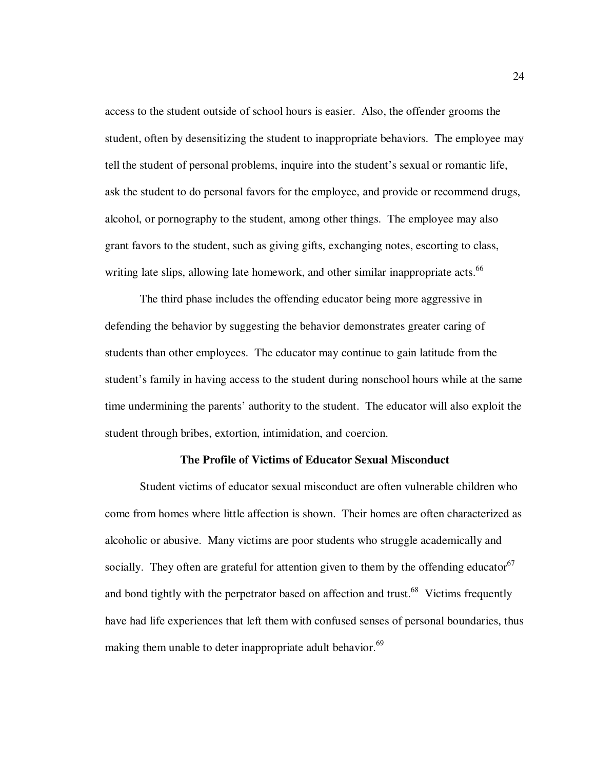access to the student outside of school hours is easier. Also, the offender grooms the student, often by desensitizing the student to inappropriate behaviors. The employee may tell the student of personal problems, inquire into the student's sexual or romantic life, ask the student to do personal favors for the employee, and provide or recommend drugs, alcohol, or pornography to the student, among other things. The employee may also grant favors to the student, such as giving gifts, exchanging notes, escorting to class, writing late slips, allowing late homework, and other similar inappropriate acts.[66]

The third phase includes the offending educator being more aggressive in defending the behavior by suggesting the behavior demonstrates greater caring of students than other employees. The educator may continue to gain latitude from the student's family in having access to the student during nonschool hours while at the same time undermining the parents' authority to the student. The educator will also exploit the student through bribes, extortion, intimidation, and coercion.

### The Profile of Victims of Educator Sexual Misconduct

Student victims of educator sexual misconduct are often vulnerable children who come from homes where little affection is shown. Their homes are often characterized as alcoholic or abusive. Many victims are poor students who struggle academically and socially. They often are grateful for attention given to them by the offending educator[67] and bond tightly with the perpetrator based on affection and trust.[68] Victims frequently have had life experiences that left them with confused senses of personal boundaries, thus making them unable to deter inappropriate adult behavior.[69]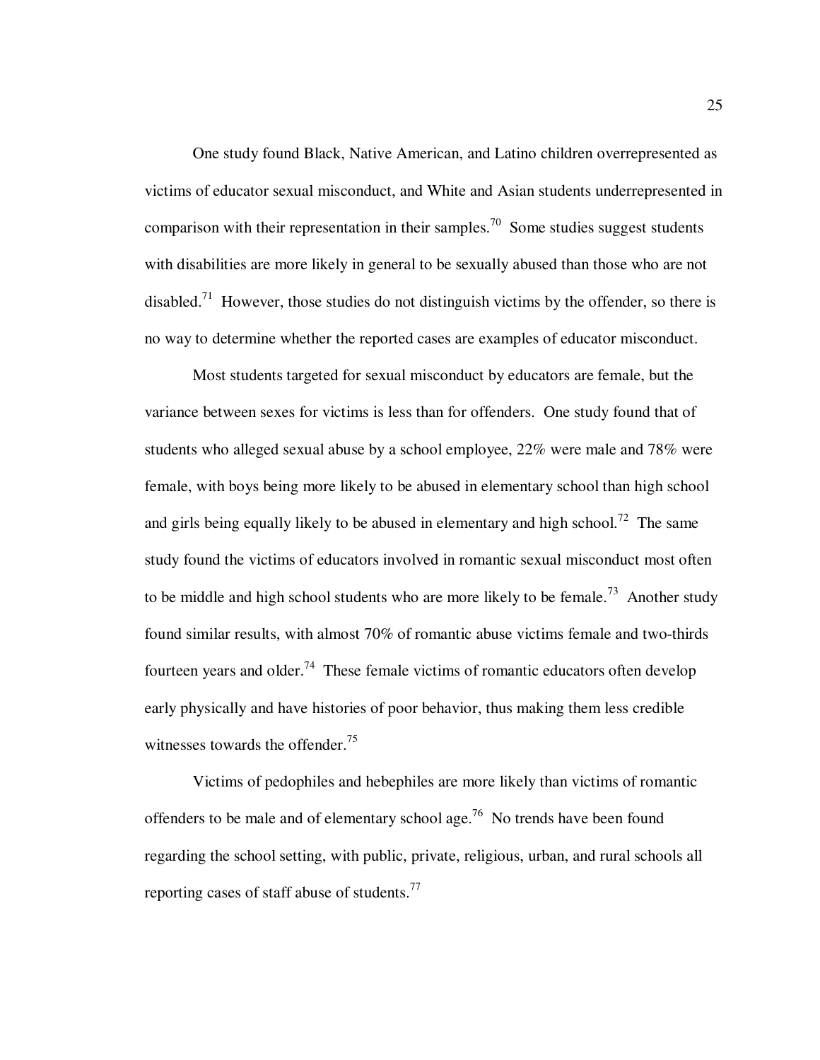One study found Black, Native American, and Latino children overrepresented as victims of educator sexual misconduct, and White and Asian students underrepresented in comparison with their representation in their samples.[70] Some studies suggest students with disabilities are more likely in general to be sexually abused than those who are not disabled.[71] However, those studies do not distinguish victims by the offender, so there is no way to determine whether the reported cases are examples of educator misconduct.

Most students targeted for sexual misconduct by educators are female, but the variance between sexes for victims is less than for offenders. One study found that of students who alleged sexual abuse by a school employee, 22% were male and 78% were female, with boys being more likely to be abused in elementary school than high school and girls being equally likely to be abused in elementary and high school.[72] The same study found the victims of educators involved in romantic sexual misconduct most often to be middle and high school students who are more likely to be female.[73] Another study found similar results, with almost 70% of romantic abuse victims female and two-thirds fourteen years and older.[74] These female victims of romantic educators often develop early physically and have histories of poor behavior, thus making them less credible witnesses towards the offender.[75]

Victims of pedophiles and hebephiles are more likely than victims of romantic offenders to be male and of elementary school age.[76] No trends have been found regarding the school setting, with public, private, religious, urban, and rural schools all reporting cases of staff abuse of students.[77]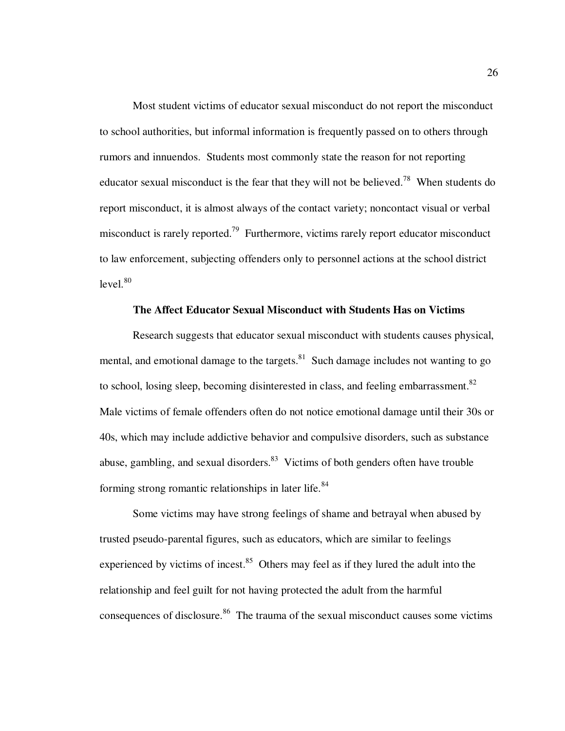Most student victims of educator sexual misconduct do not report the misconduct to school authorities, but informal information is frequently passed on to others through rumors and innuendos. Students most commonly state the reason for not reporting educator sexual misconduct is the fear that they will not be believed.[78] When students do report misconduct, it is almost always of the contact variety; noncontact visual or verbal misconduct is rarely reported.[79] Furthermore, victims rarely report educator misconduct to law enforcement, subjecting offenders only to personnel actions at the school district level.[80]

**The Affect Educator Sexual Misconduct with Students Has on Victims**

Research suggests that educator sexual misconduct with students causes physical, mental, and emotional damage to the targets.[81] Such damage includes not wanting to go to school, losing sleep, becoming disinterested in class, and feeling embarrassment.[82] Male victims of female offenders often do not notice emotional damage until their 30s or 40s, which may include addictive behavior and compulsive disorders, such as substance abuse, gambling, and sexual disorders.[83] Victims of both genders often have trouble forming strong romantic relationships in later life.[84]

Some victims may have strong feelings of shame and betrayal when abused by trusted pseudo-parental figures, such as educators, which are similar to feelings experienced by victims of incest.[85] Others may feel as if they lured the adult into the relationship and feel guilt for not having protected the adult from the harmful consequences of disclosure.[86] The trauma of the sexual misconduct causes some victims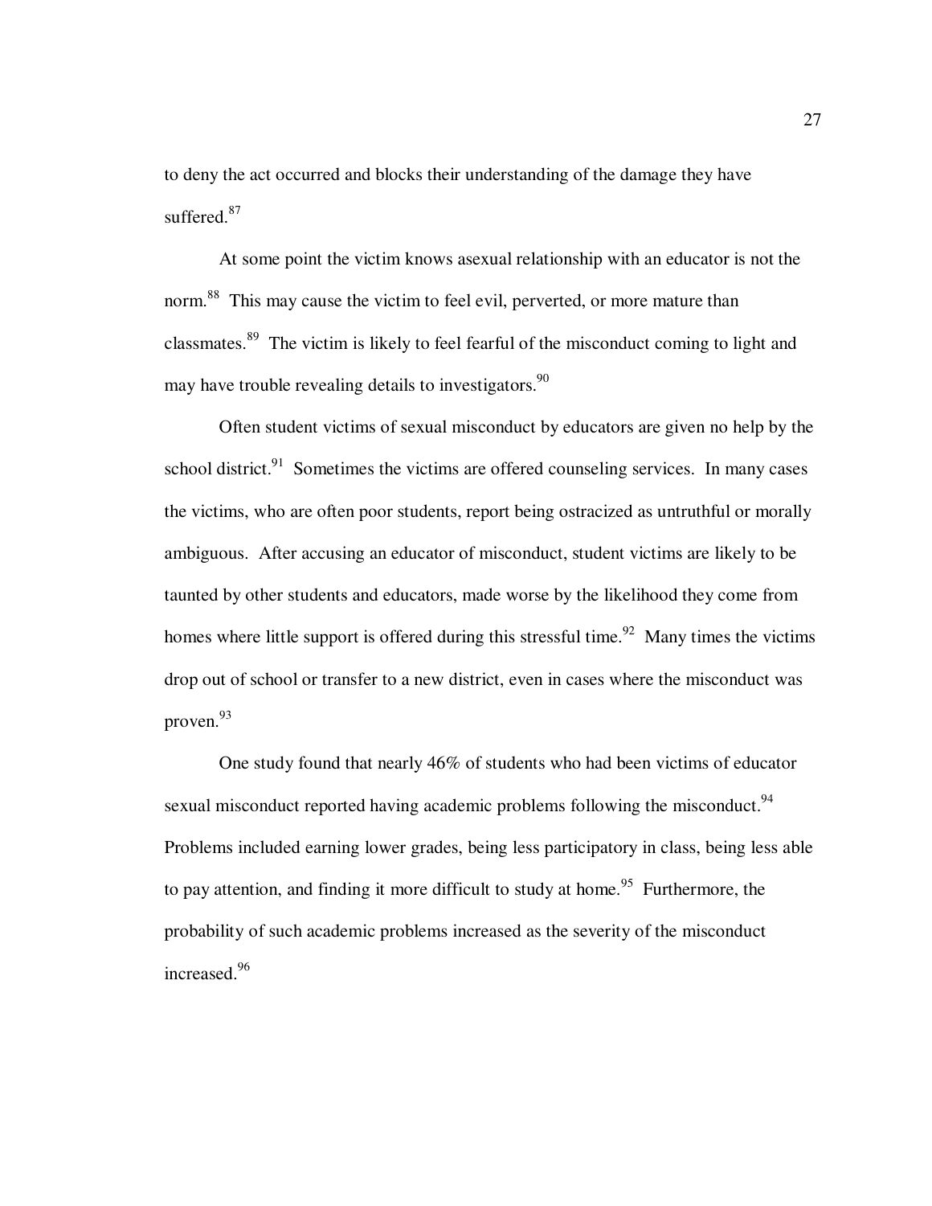to deny the act occurred and blocks their understanding of the damage they have suffered.[87]

At some point the victim knows asexual relationship with an educator is not the norm.[88] This may cause the victim to feel evil, perverted, or more mature than classmates.[89] The victim is likely to feel fearful of the misconduct coming to light and may have trouble revealing details to investigators.[90]

Often student victims of sexual misconduct by educators are given no help by the school district.[91] Sometimes the victims are offered counseling services. In many cases the victims, who are often poor students, report being ostracized as untruthful or morally ambiguous. After accusing an educator of misconduct, student victims are likely to be taunted by other students and educators, made worse by the likelihood they come from homes where little support is offered during this stressful time.[92] Many times the victims drop out of school or transfer to a new district, even in cases where the misconduct was proven.[93]

One study found that nearly 46% of students who had been victims of educator sexual misconduct reported having academic problems following the misconduct.[94] Problems included earning lower grades, being less participatory in class, being less able to pay attention, and finding it more difficult to study at home.[95] Furthermore, the probability of such academic problems increased as the severity of the misconduct increased.[96]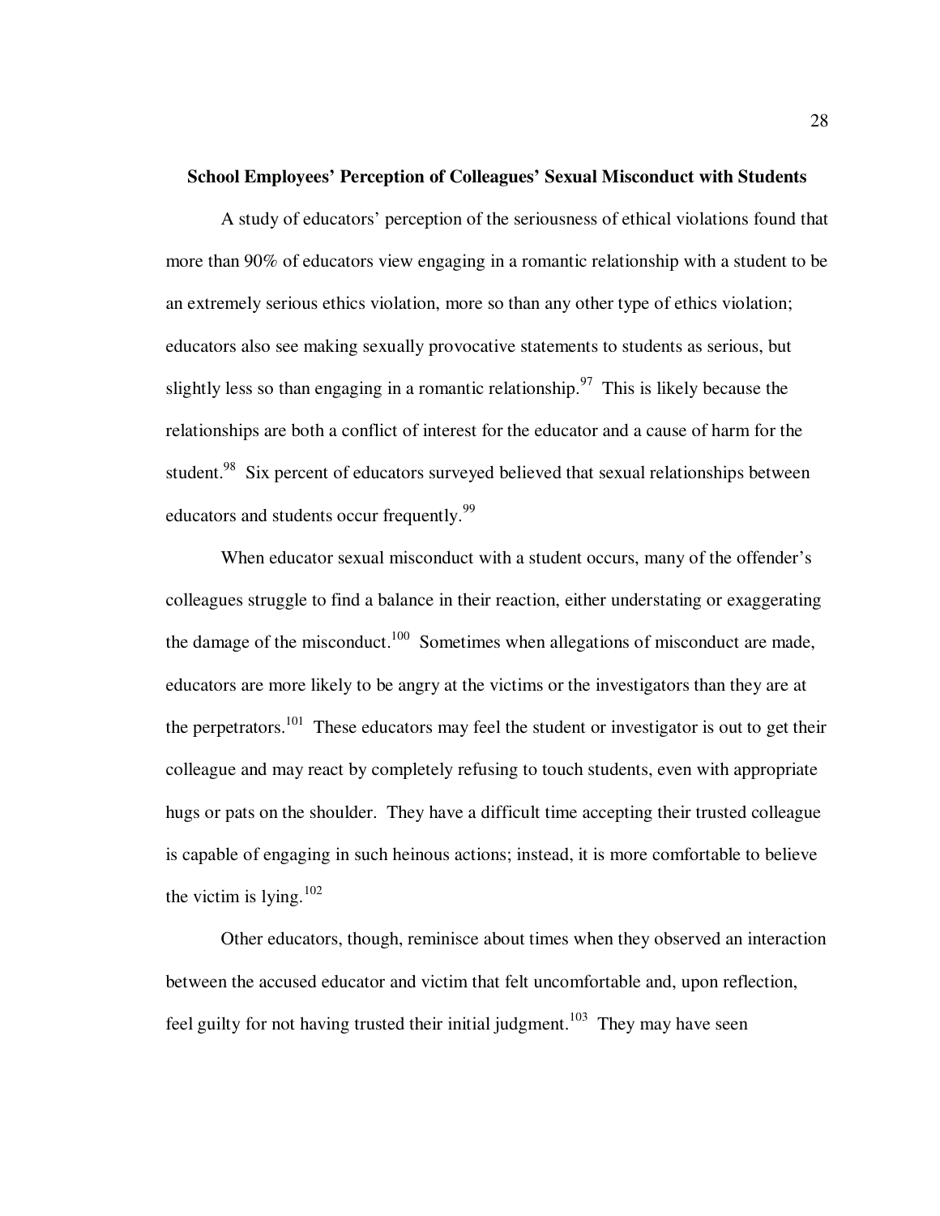### School Employees' Perception of Colleagues' Sexual Misconduct with Students

A study of educators' perception of the seriousness of ethical violations found that more than 90% of educators view engaging in a romantic relationship with a student to be an extremely serious ethics violation, more so than any other type of ethics violation; educators also see making sexually provocative statements to students as serious, but slightly less so than engaging in a romantic relationship.[97] This is likely because the relationships are both a conflict of interest for the educator and a cause of harm for the student.[98] Six percent of educators surveyed believed that sexual relationships between educators and students occur frequently.[99]

When educator sexual misconduct with a student occurs, many of the offender's colleagues struggle to find a balance in their reaction, either understating or exaggerating the damage of the misconduct.[100] Sometimes when allegations of misconduct are made, educators are more likely to be angry at the victims or the investigators than they are at the perpetrators.[101] These educators may feel the student or investigator is out to get their colleague and may react by completely refusing to touch students, even with appropriate hugs or pats on the shoulder. They have a difficult time accepting their trusted colleague is capable of engaging in such heinous actions; instead, it is more comfortable to believe the victim is lying.[102]

Other educators, though, reminisce about times when they observed an interaction between the accused educator and victim that felt uncomfortable and, upon reflection, feel guilty for not having trusted their initial judgment.[103] They may have seen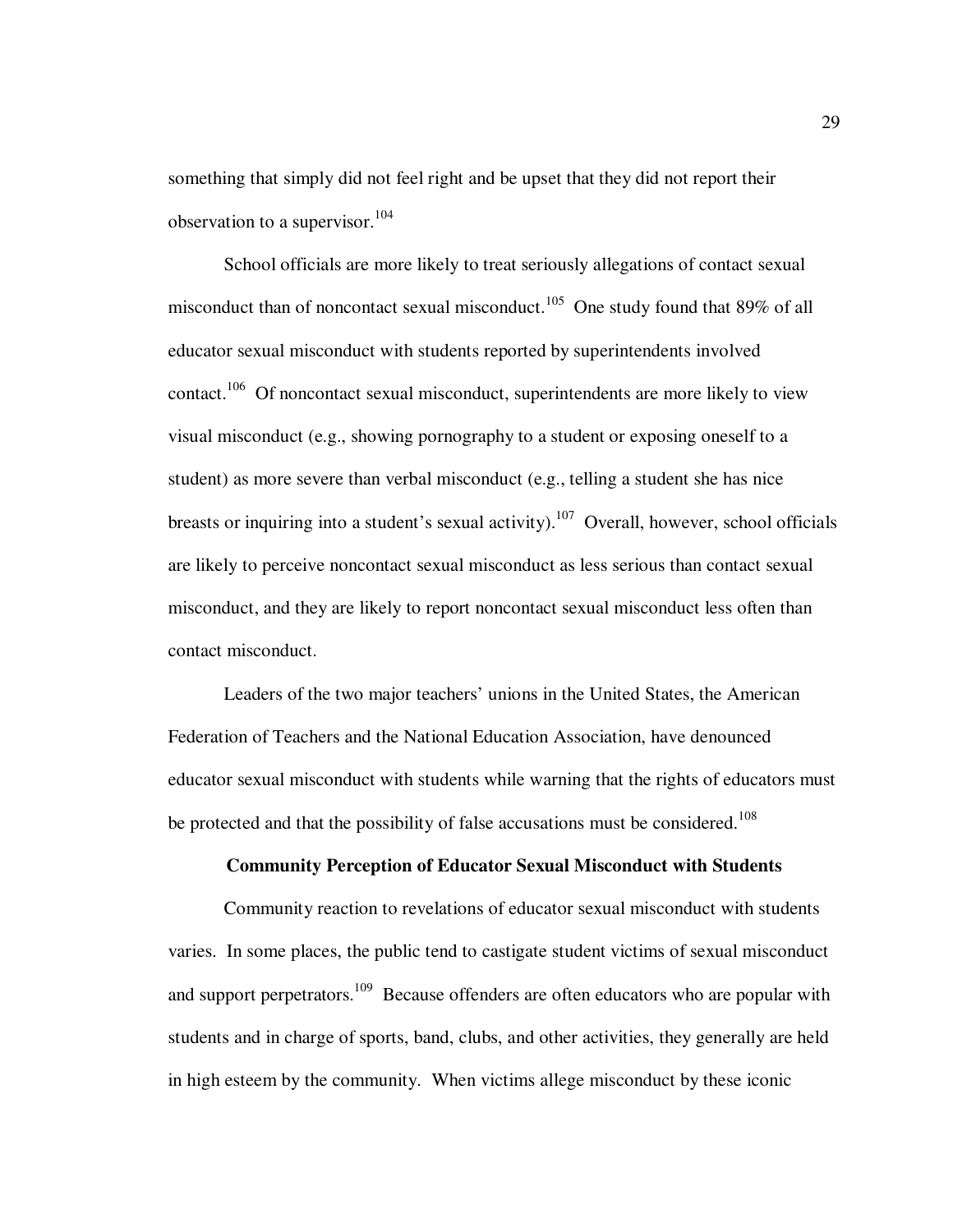something that simply did not feel right and be upset that they did not report their observation to a supervisor.[104]

School officials are more likely to treat seriously allegations of contact sexual misconduct than of noncontact sexual misconduct.[105] One study found that 89% of all educator sexual misconduct with students reported by superintendents involved contact.[106] Of noncontact sexual misconduct, superintendents are more likely to view visual misconduct (e.g., showing pornography to a student or exposing oneself to a student) as more severe than verbal misconduct (e.g., telling a student she has nice breasts or inquiring into a student's sexual activity).[107] Overall, however, school officials are likely to perceive noncontact sexual misconduct as less serious than contact sexual misconduct, and they are likely to report noncontact sexual misconduct less often than contact misconduct.

Leaders of the two major teachers' unions in the United States, the American Federation of Teachers and the National Education Association, have denounced educator sexual misconduct with students while warning that the rights of educators must be protected and that the possibility of false accusations must be considered.[108]

**Community Perception of Educator Sexual Misconduct with Students**

Community reaction to revelations of educator sexual misconduct with students varies. In some places, the public tend to castigate student victims of sexual misconduct and support perpetrators.[109] Because offenders are often educators who are popular with students and in charge of sports, band, clubs, and other activities, they generally are held in high esteem by the community. When victims allege misconduct by these iconic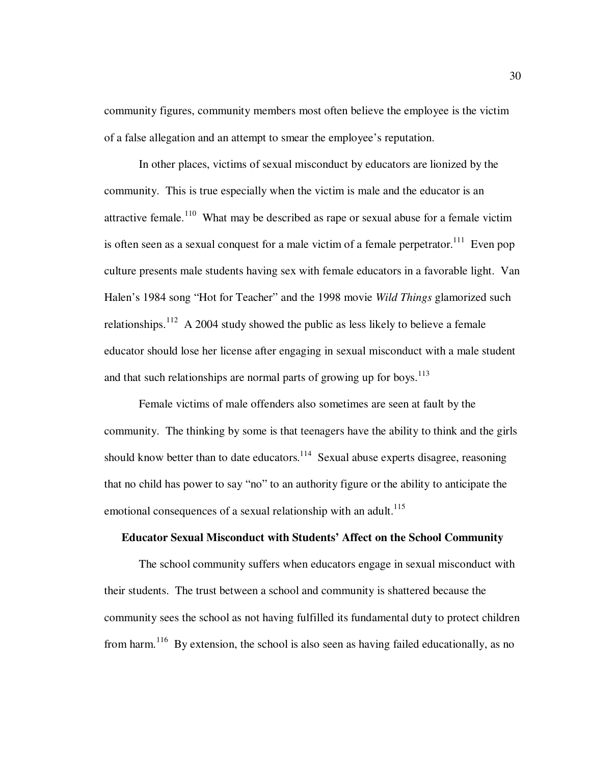community figures, community members most often believe the employee is the victim of a false allegation and an attempt to smear the employee's reputation.

In other places, victims of sexual misconduct by educators are lionized by the community. This is true especially when the victim is male and the educator is an attractive female.[110] What may be described as rape or sexual abuse for a female victim is often seen as a sexual conquest for a male victim of a female perpetrator.[111] Even pop culture presents male students having sex with female educators in a favorable light. Van Halen's 1984 song "Hot for Teacher" and the 1998 movie *Wild Things* glamorized such relationships.[112] A 2004 study showed the public as less likely to believe a female educator should lose her license after engaging in sexual misconduct with a male student and that such relationships are normal parts of growing up for boys.[113]

Female victims of male offenders also sometimes are seen at fault by the community. The thinking by some is that teenagers have the ability to think and the girls should know better than to date educators.[114] Sexual abuse experts disagree, reasoning that no child has power to say "no" to an authority figure or the ability to anticipate the emotional consequences of a sexual relationship with an adult.[115]

**Educator Sexual Misconduct with Students' Affect on the School Community**

The school community suffers when educators engage in sexual misconduct with their students. The trust between a school and community is shattered because the community sees the school as not having fulfilled its fundamental duty to protect children from harm.[116] By extension, the school is also seen as having failed educationally, as no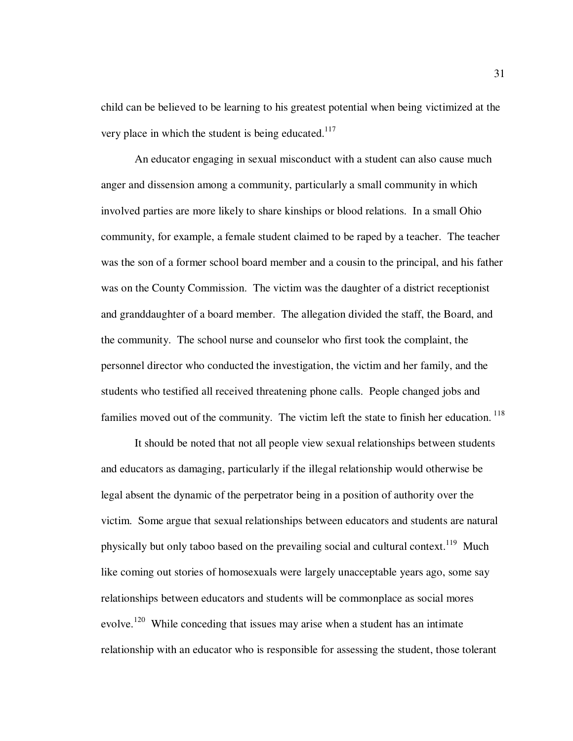child can be believed to be learning to his greatest potential when being victimized at the very place in which the student is being educated.[117]

An educator engaging in sexual misconduct with a student can also cause much anger and dissension among a community, particularly a small community in which involved parties are more likely to share kinships or blood relations. In a small Ohio community, for example, a female student claimed to be raped by a teacher. The teacher was the son of a former school board member and a cousin to the principal, and his father was on the County Commission. The victim was the daughter of a district receptionist and granddaughter of a board member. The allegation divided the staff, the Board, and the community. The school nurse and counselor who first took the complaint, the personnel director who conducted the investigation, the victim and her family, and the students who testified all received threatening phone calls. People changed jobs and families moved out of the community. The victim left the state to finish her education.[118]

It should be noted that not all people view sexual relationships between students and educators as damaging, particularly if the illegal relationship would otherwise be legal absent the dynamic of the perpetrator being in a position of authority over the victim. Some argue that sexual relationships between educators and students are natural physically but only taboo based on the prevailing social and cultural context.[119] Much like coming out stories of homosexuals were largely unacceptable years ago, some say relationships between educators and students will be commonplace as social mores evolve.[120] While conceding that issues may arise when a student has an intimate relationship with an educator who is responsible for assessing the student, those tolerant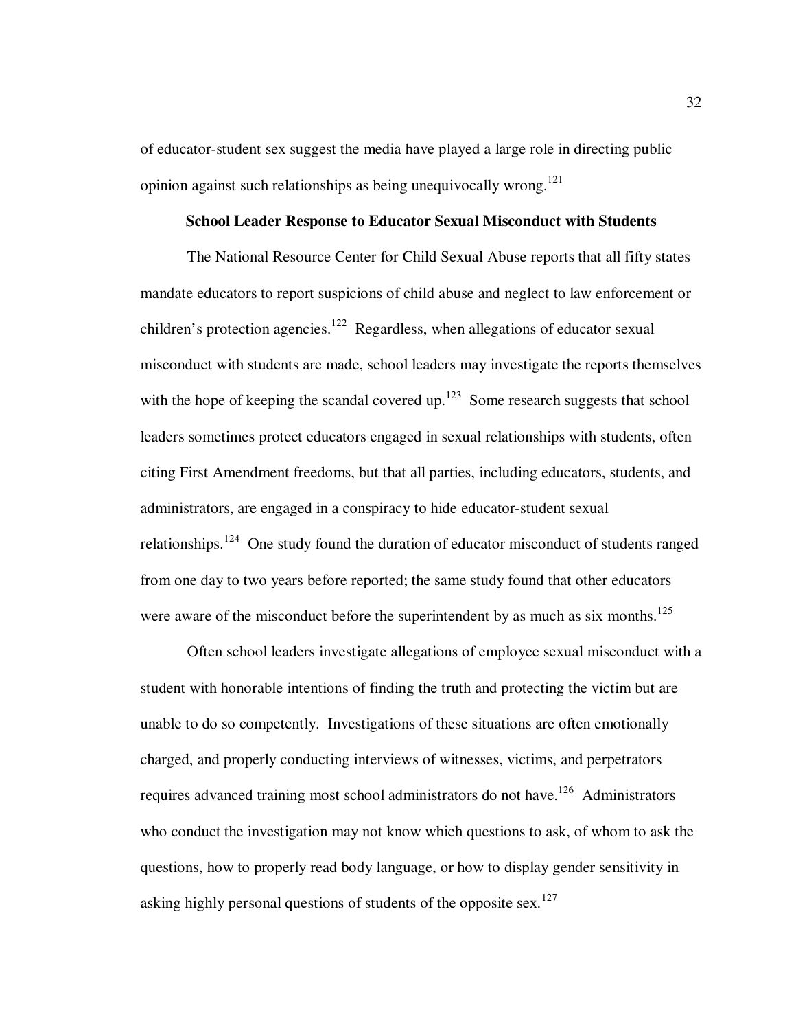of educator-student sex suggest the media have played a large role in directing public opinion against such relationships as being unequivocally wrong.[121]

### School Leader Response to Educator Sexual Misconduct with Students

The National Resource Center for Child Sexual Abuse reports that all fifty states mandate educators to report suspicions of child abuse and neglect to law enforcement or children's protection agencies.[122] Regardless, when allegations of educator sexual misconduct with students are made, school leaders may investigate the reports themselves with the hope of keeping the scandal covered up.[123] Some research suggests that school leaders sometimes protect educators engaged in sexual relationships with students, often citing First Amendment freedoms, but that all parties, including educators, students, and administrators, are engaged in a conspiracy to hide educator-student sexual relationships.[124] One study found the duration of educator misconduct of students ranged from one day to two years before reported; the same study found that other educators were aware of the misconduct before the superintendent by as much as six months.[125]

Often school leaders investigate allegations of employee sexual misconduct with a student with honorable intentions of finding the truth and protecting the victim but are unable to do so competently. Investigations of these situations are often emotionally charged, and properly conducting interviews of witnesses, victims, and perpetrators requires advanced training most school administrators do not have.[126] Administrators who conduct the investigation may not know which questions to ask, of whom to ask the questions, how to properly read body language, or how to display gender sensitivity in asking highly personal questions of students of the opposite sex.[127]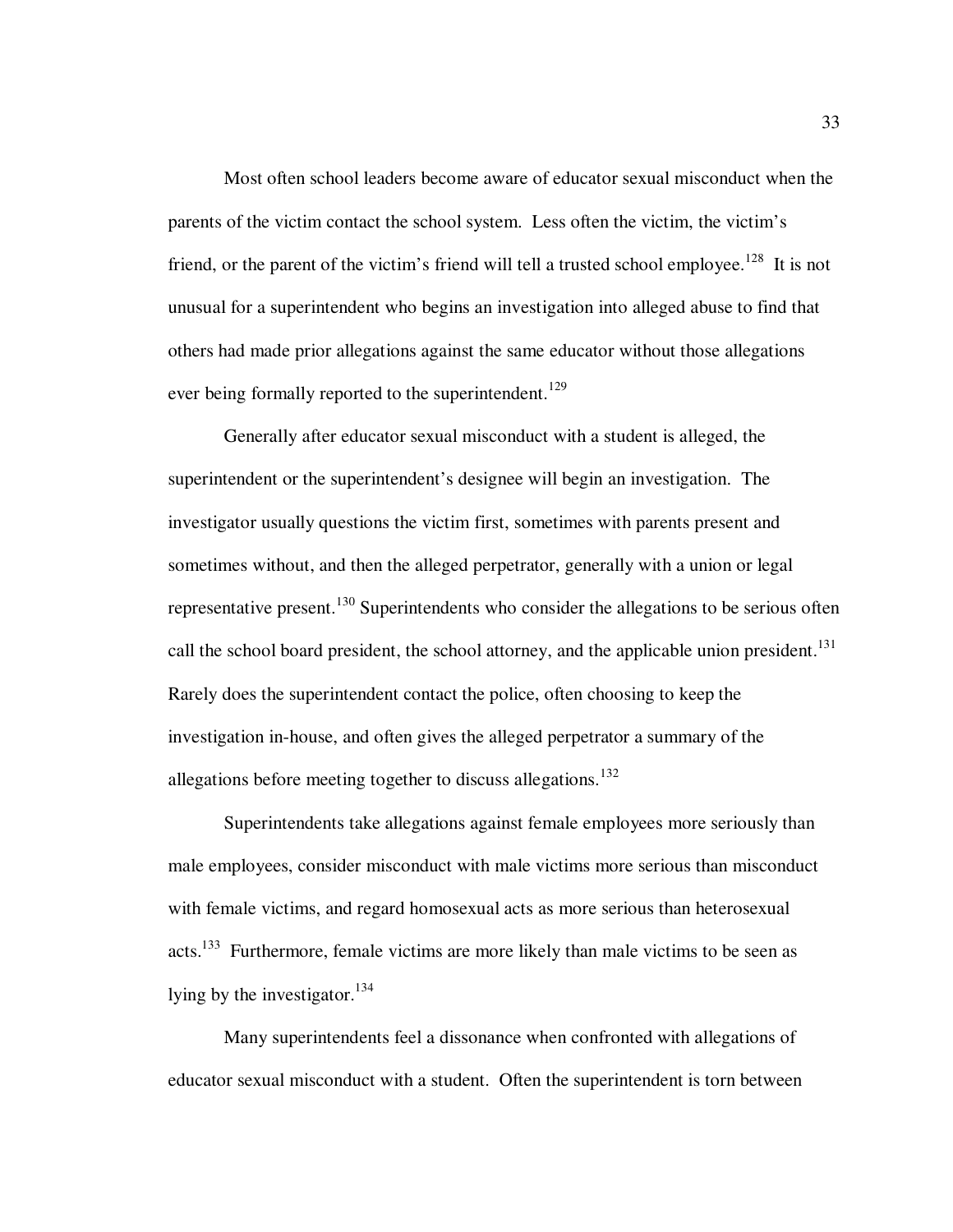Most often school leaders become aware of educator sexual misconduct when the parents of the victim contact the school system. Less often the victim, the victim's friend, or the parent of the victim's friend will tell a trusted school employee.[128] It is not unusual for a superintendent who begins an investigation into alleged abuse to find that others had made prior allegations against the same educator without those allegations ever being formally reported to the superintendent.[129]

Generally after educator sexual misconduct with a student is alleged, the superintendent or the superintendent's designee will begin an investigation. The investigator usually questions the victim first, sometimes with parents present and sometimes without, and then the alleged perpetrator, generally with a union or legal representative present.[130] Superintendents who consider the allegations to be serious often call the school board president, the school attorney, and the applicable union president.[131] Rarely does the superintendent contact the police, often choosing to keep the investigation in-house, and often gives the alleged perpetrator a summary of the allegations before meeting together to discuss allegations.[132]

Superintendents take allegations against female employees more seriously than male employees, consider misconduct with male victims more serious than misconduct with female victims, and regard homosexual acts as more serious than heterosexual acts.[133] Furthermore, female victims are more likely than male victims to be seen as lying by the investigator.[134]

Many superintendents feel a dissonance when confronted with allegations of educator sexual misconduct with a student. Often the superintendent is torn between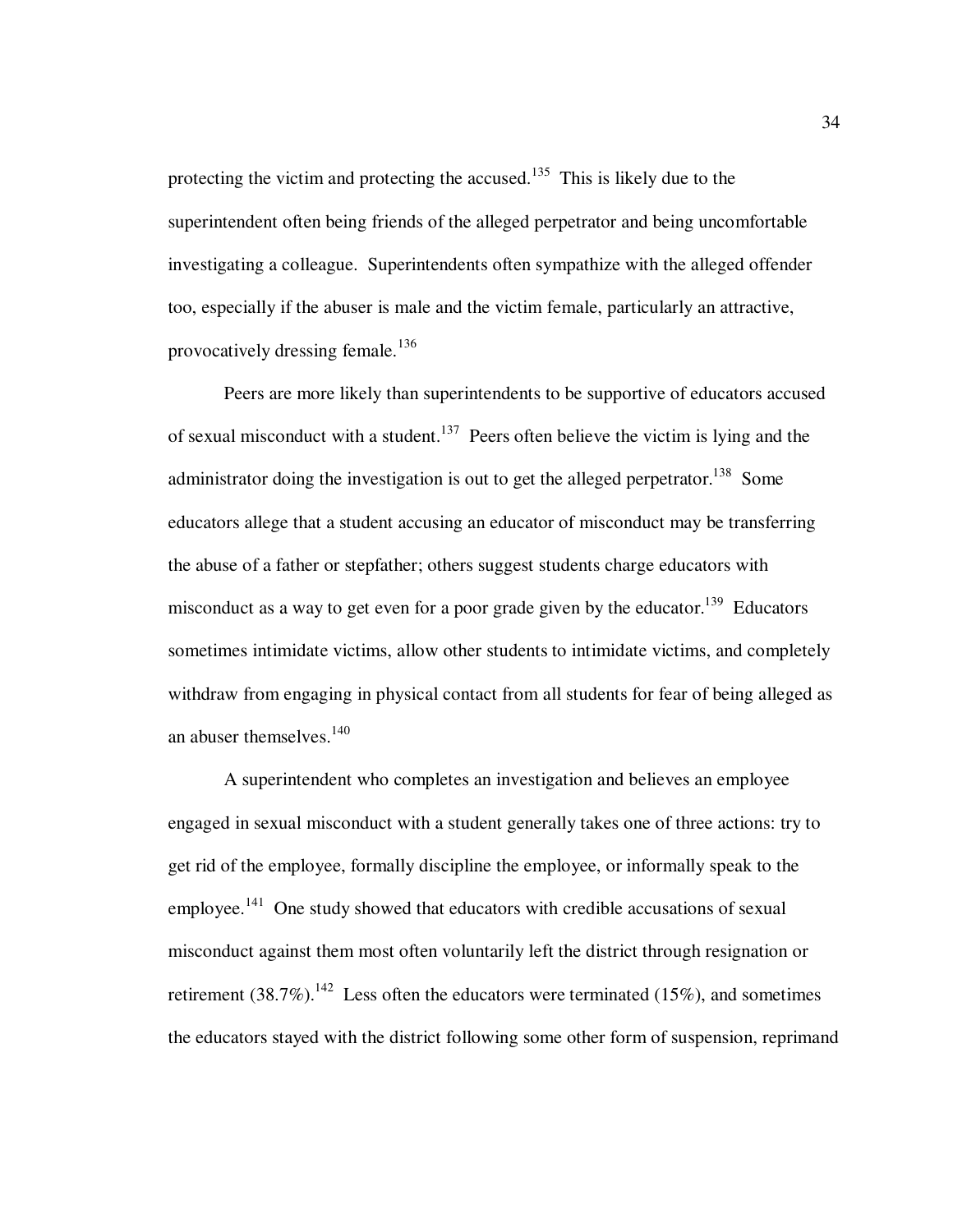protecting the victim and protecting the accused.[135] This is likely due to the superintendent often being friends of the alleged perpetrator and being uncomfortable investigating a colleague. Superintendents often sympathize with the alleged offender too, especially if the abuser is male and the victim female, particularly an attractive, provocatively dressing female.[136]

Peers are more likely than superintendents to be supportive of educators accused of sexual misconduct with a student.[137] Peers often believe the victim is lying and the administrator doing the investigation is out to get the alleged perpetrator.[138] Some educators allege that a student accusing an educator of misconduct may be transferring the abuse of a father or stepfather; others suggest students charge educators with misconduct as a way to get even for a poor grade given by the educator.[139] Educators sometimes intimidate victims, allow other students to intimidate victims, and completely withdraw from engaging in physical contact from all students for fear of being alleged as an abuser themselves.[140]

A superintendent who completes an investigation and believes an employee engaged in sexual misconduct with a student generally takes one of three actions: try to get rid of the employee, formally discipline the employee, or informally speak to the employee.[141] One study showed that educators with credible accusations of sexual misconduct against them most often voluntarily left the district through resignation or retirement (38.7%).[142] Less often the educators were terminated (15%), and sometimes the educators stayed with the district following some other form of suspension, reprimand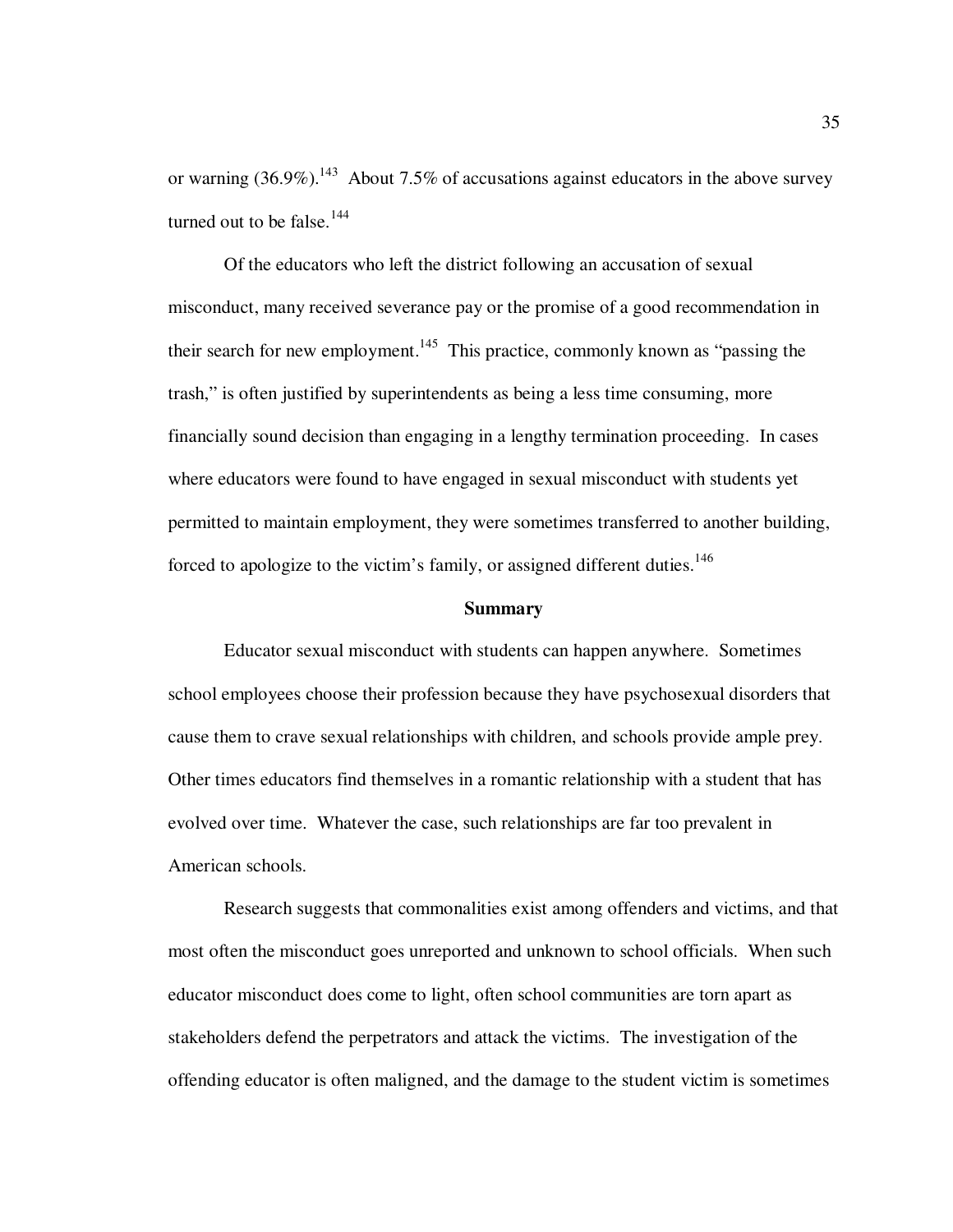or warning (36.9%).[143] About 7.5% of accusations against educators in the above survey turned out to be false.[144]

Of the educators who left the district following an accusation of sexual misconduct, many received severance pay or the promise of a good recommendation in their search for new employment.[145] This practice, commonly known as "passing the trash," is often justified by superintendents as being a less time consuming, more financially sound decision than engaging in a lengthy termination proceeding. In cases where educators were found to have engaged in sexual misconduct with students yet permitted to maintain employment, they were sometimes transferred to another building, forced to apologize to the victim's family, or assigned different duties.[146]

## Summary

Educator sexual misconduct with students can happen anywhere. Sometimes school employees choose their profession because they have psychosexual disorders that cause them to crave sexual relationships with children, and schools provide ample prey. Other times educators find themselves in a romantic relationship with a student that has evolved over time. Whatever the case, such relationships are far too prevalent in American schools.

Research suggests that commonalities exist among offenders and victims, and that most often the misconduct goes unreported and unknown to school officials. When such educator misconduct does come to light, often school communities are torn apart as stakeholders defend the perpetrators and attack the victims. The investigation of the offending educator is often maligned, and the damage to the student victim is sometimes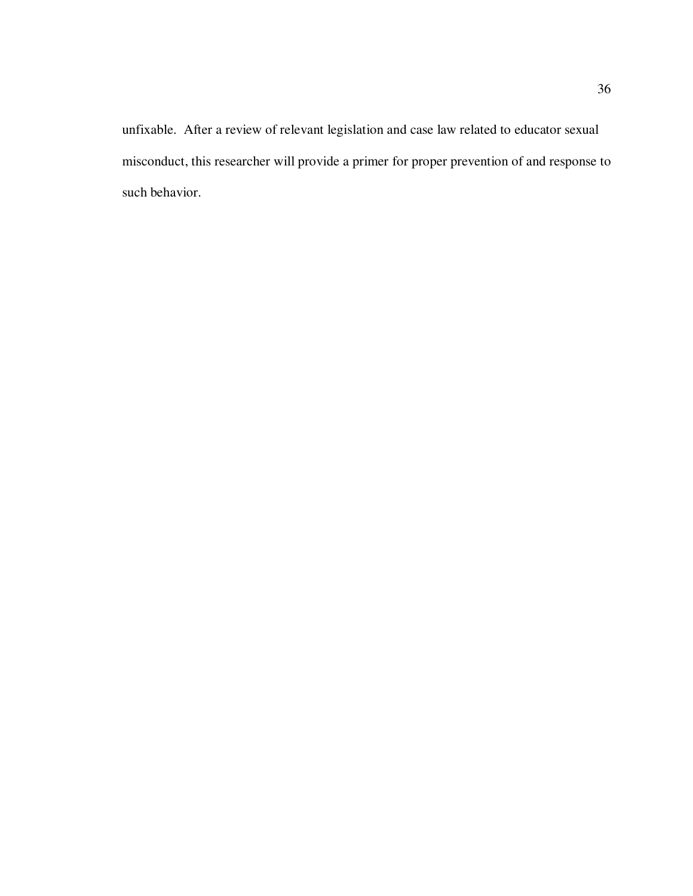unfixable. After a review of relevant legislation and case law related to educator sexual misconduct, this researcher will provide a primer for proper prevention of and response to such behavior.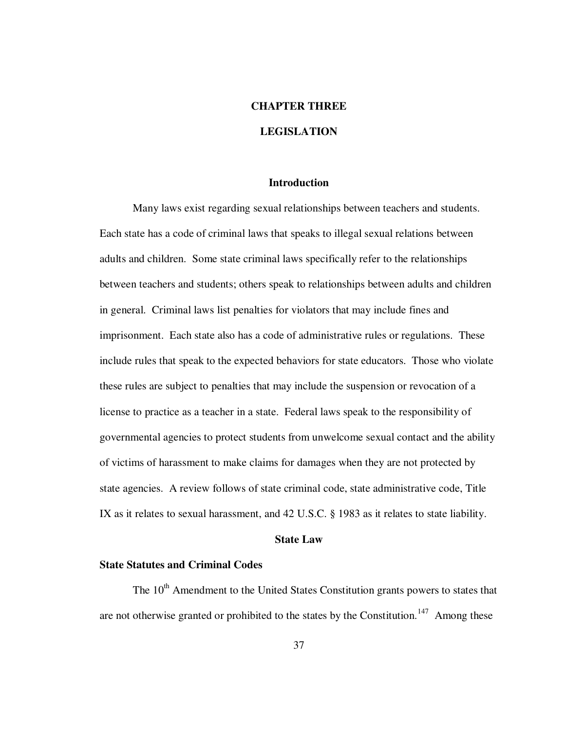# CHAPTER THREE

# LEGISLATION

## Introduction

Many laws exist regarding sexual relationships between teachers and students. Each state has a code of criminal laws that speaks to illegal sexual relations between adults and children. Some state criminal laws specifically refer to the relationships between teachers and students; others speak to relationships between adults and children in general. Criminal laws list penalties for violators that may include fines and imprisonment. Each state also has a code of administrative rules or regulations. These include rules that speak to the expected behaviors for state educators. Those who violate these rules are subject to penalties that may include the suspension or revocation of a license to practice as a teacher in a state. Federal laws speak to the responsibility of governmental agencies to protect students from unwelcome sexual contact and the ability of victims of harassment to make claims for damages when they are not protected by state agencies. A review follows of state criminal code, state administrative code, Title IX as it relates to sexual harassment, and 42 U.S.C. § 1983 as it relates to state liability.

## State Law

### State Statutes and Criminal Codes

The 10th Amendment to the United States Constitution grants powers to states that are not otherwise granted or prohibited to the states by the Constitution.[147] Among these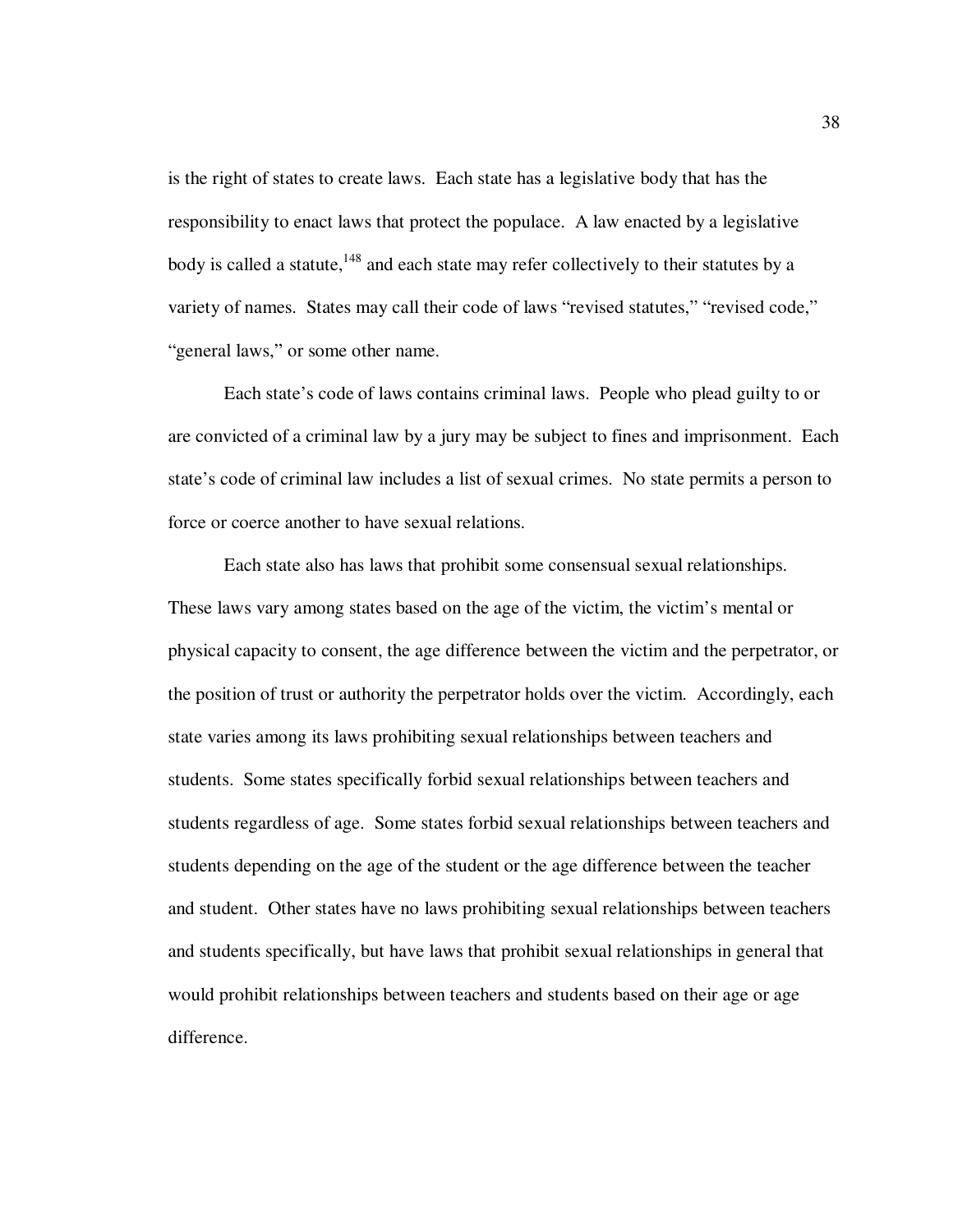is the right of states to create laws. Each state has a legislative body that has the responsibility to enact laws that protect the populace. A law enacted by a legislative body is called a statute,[148] and each state may refer collectively to their statutes by a variety of names. States may call their code of laws "revised statutes," "revised code," "general laws," or some other name.

Each state's code of laws contains criminal laws. People who plead guilty to or are convicted of a criminal law by a jury may be subject to fines and imprisonment. Each state's code of criminal law includes a list of sexual crimes. No state permits a person to force or coerce another to have sexual relations.

Each state also has laws that prohibit some consensual sexual relationships. These laws vary among states based on the age of the victim, the victim's mental or physical capacity to consent, the age difference between the victim and the perpetrator, or the position of trust or authority the perpetrator holds over the victim. Accordingly, each state varies among its laws prohibiting sexual relationships between teachers and students. Some states specifically forbid sexual relationships between teachers and students regardless of age. Some states forbid sexual relationships between teachers and students depending on the age of the student or the age difference between the teacher and student. Other states have no laws prohibiting sexual relationships between teachers and students specifically, but have laws that prohibit sexual relationships in general that would prohibit relationships between teachers and students based on their age or age difference.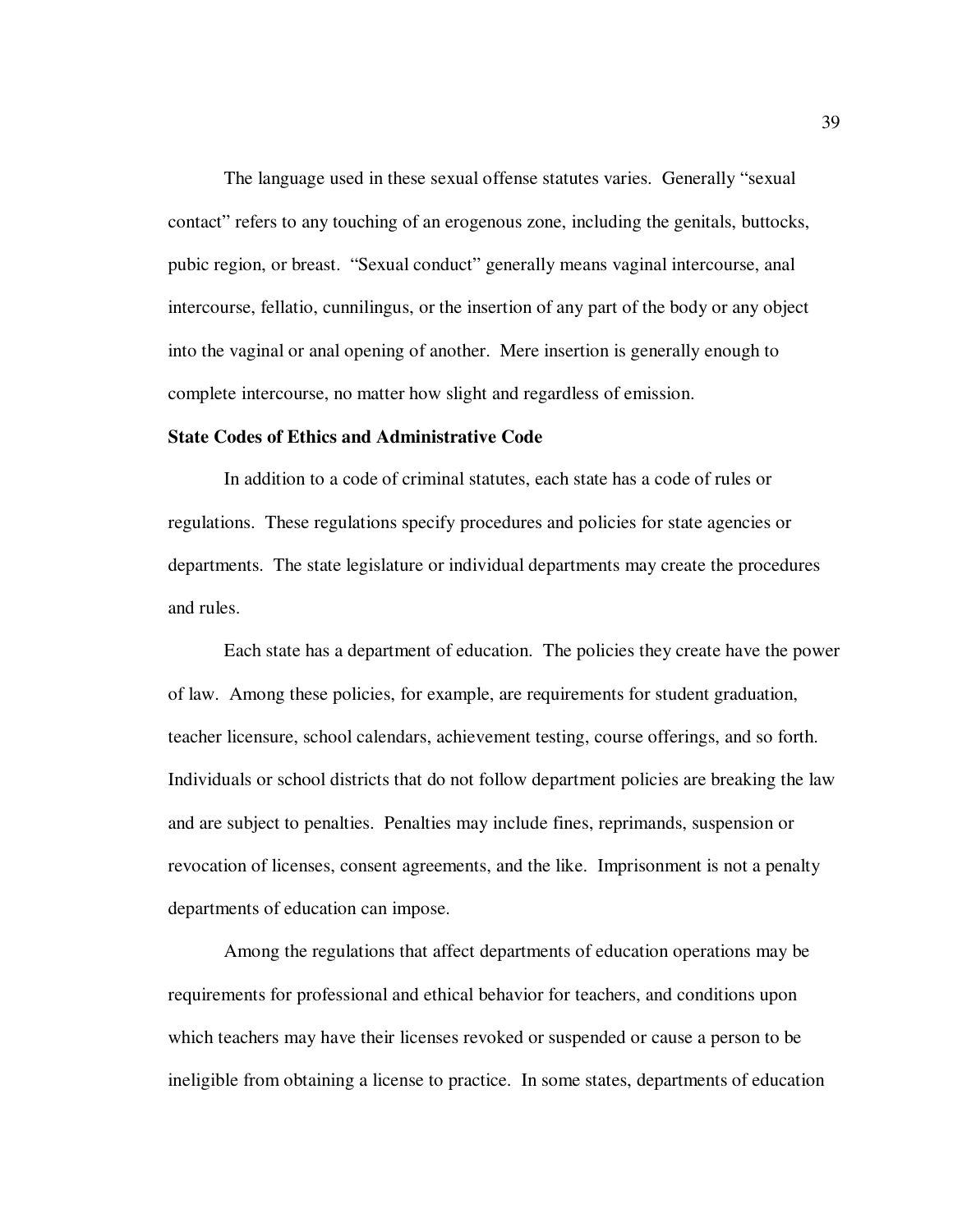The language used in these sexual offense statutes varies. Generally "sexual contact" refers to any touching of an erogenous zone, including the genitals, buttocks, pubic region, or breast. "Sexual conduct" generally means vaginal intercourse, anal intercourse, fellatio, cunnilingus, or the insertion of any part of the body or any object into the vaginal or anal opening of another. Mere insertion is generally enough to complete intercourse, no matter how slight and regardless of emission.

**State Codes of Ethics and Administrative Code**

In addition to a code of criminal statutes, each state has a code of rules or regulations. These regulations specify procedures and policies for state agencies or departments. The state legislature or individual departments may create the procedures and rules.

Each state has a department of education. The policies they create have the power of law. Among these policies, for example, are requirements for student graduation, teacher licensure, school calendars, achievement testing, course offerings, and so forth. Individuals or school districts that do not follow department policies are breaking the law and are subject to penalties. Penalties may include fines, reprimands, suspension or revocation of licenses, consent agreements, and the like. Imprisonment is not a penalty departments of education can impose.

Among the regulations that affect departments of education operations may be requirements for professional and ethical behavior for teachers, and conditions upon which teachers may have their licenses revoked or suspended or cause a person to be ineligible from obtaining a license to practice. In some states, departments of education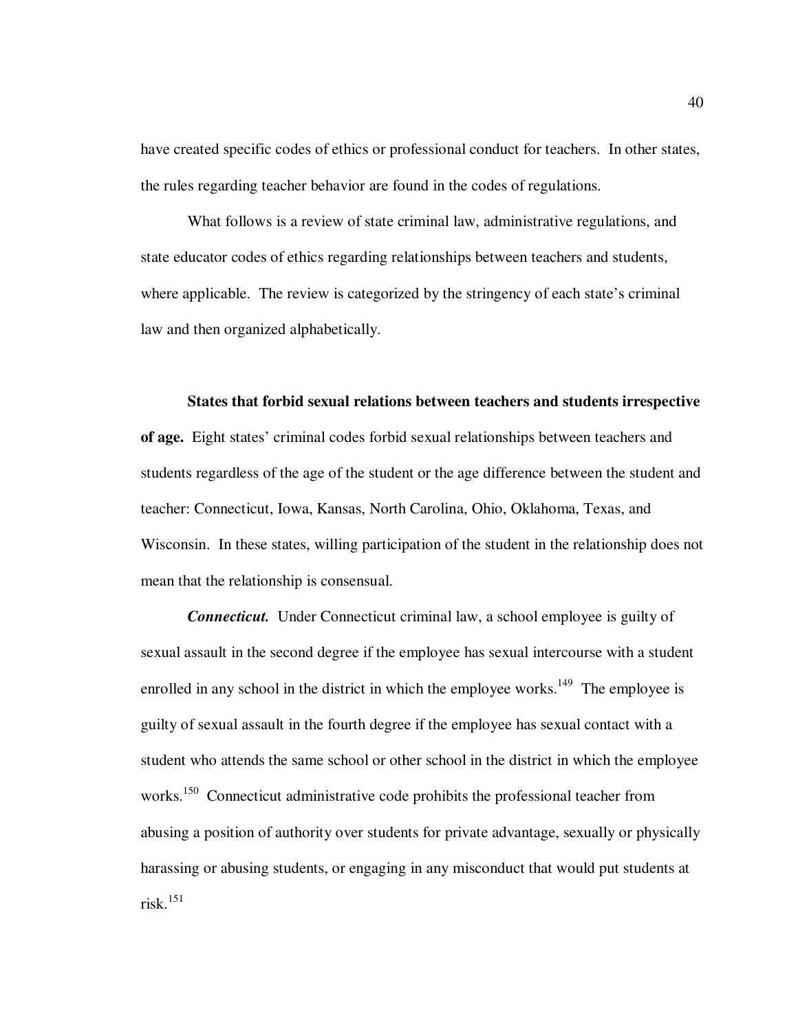have created specific codes of ethics or professional conduct for teachers. In other states, the rules regarding teacher behavior are found in the codes of regulations.

What follows is a review of state criminal law, administrative regulations, and state educator codes of ethics regarding relationships between teachers and students, where applicable. The review is categorized by the stringency of each state's criminal law and then organized alphabetically.

**States that forbid sexual relations between teachers and students irrespective of age.** Eight states' criminal codes forbid sexual relationships between teachers and students regardless of the age of the student or the age difference between the student and teacher: Connecticut, Iowa, Kansas, North Carolina, Ohio, Oklahoma, Texas, and Wisconsin. In these states, willing participation of the student in the relationship does not mean that the relationship is consensual.

***Connecticut.*** Under Connecticut criminal law, a school employee is guilty of sexual assault in the second degree if the employee has sexual intercourse with a student enrolled in any school in the district in which the employee works.[149] The employee is guilty of sexual assault in the fourth degree if the employee has sexual contact with a student who attends the same school or other school in the district in which the employee works.[150] Connecticut administrative code prohibits the professional teacher from abusing a position of authority over students for private advantage, sexually or physically harassing or abusing students, or engaging in any misconduct that would put students at risk.[151]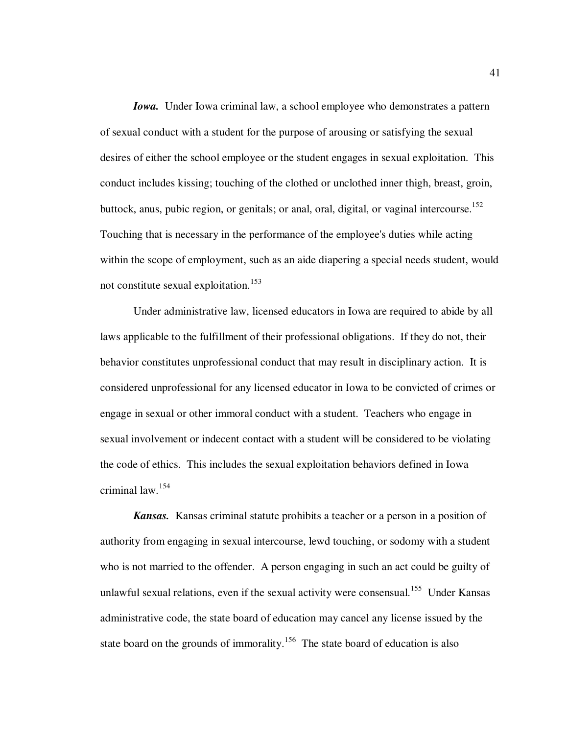***Iowa.*** Under Iowa criminal law, a school employee who demonstrates a pattern of sexual conduct with a student for the purpose of arousing or satisfying the sexual desires of either the school employee or the student engages in sexual exploitation. This conduct includes kissing; touching of the clothed or unclothed inner thigh, breast, groin, buttock, anus, pubic region, or genitals; or anal, oral, digital, or vaginal intercourse.[152] Touching that is necessary in the performance of the employee's duties while acting within the scope of employment, such as an aide diapering a special needs student, would not constitute sexual exploitation.[153]

Under administrative law, licensed educators in Iowa are required to abide by all laws applicable to the fulfillment of their professional obligations. If they do not, their behavior constitutes unprofessional conduct that may result in disciplinary action. It is considered unprofessional for any licensed educator in Iowa to be convicted of crimes or engage in sexual or other immoral conduct with a student. Teachers who engage in sexual involvement or indecent contact with a student will be considered to be violating the code of ethics. This includes the sexual exploitation behaviors defined in Iowa criminal law.[154]

***Kansas.*** Kansas criminal statute prohibits a teacher or a person in a position of authority from engaging in sexual intercourse, lewd touching, or sodomy with a student who is not married to the offender. A person engaging in such an act could be guilty of unlawful sexual relations, even if the sexual activity were consensual.[155] Under Kansas administrative code, the state board of education may cancel any license issued by the state board on the grounds of immorality.[156] The state board of education is also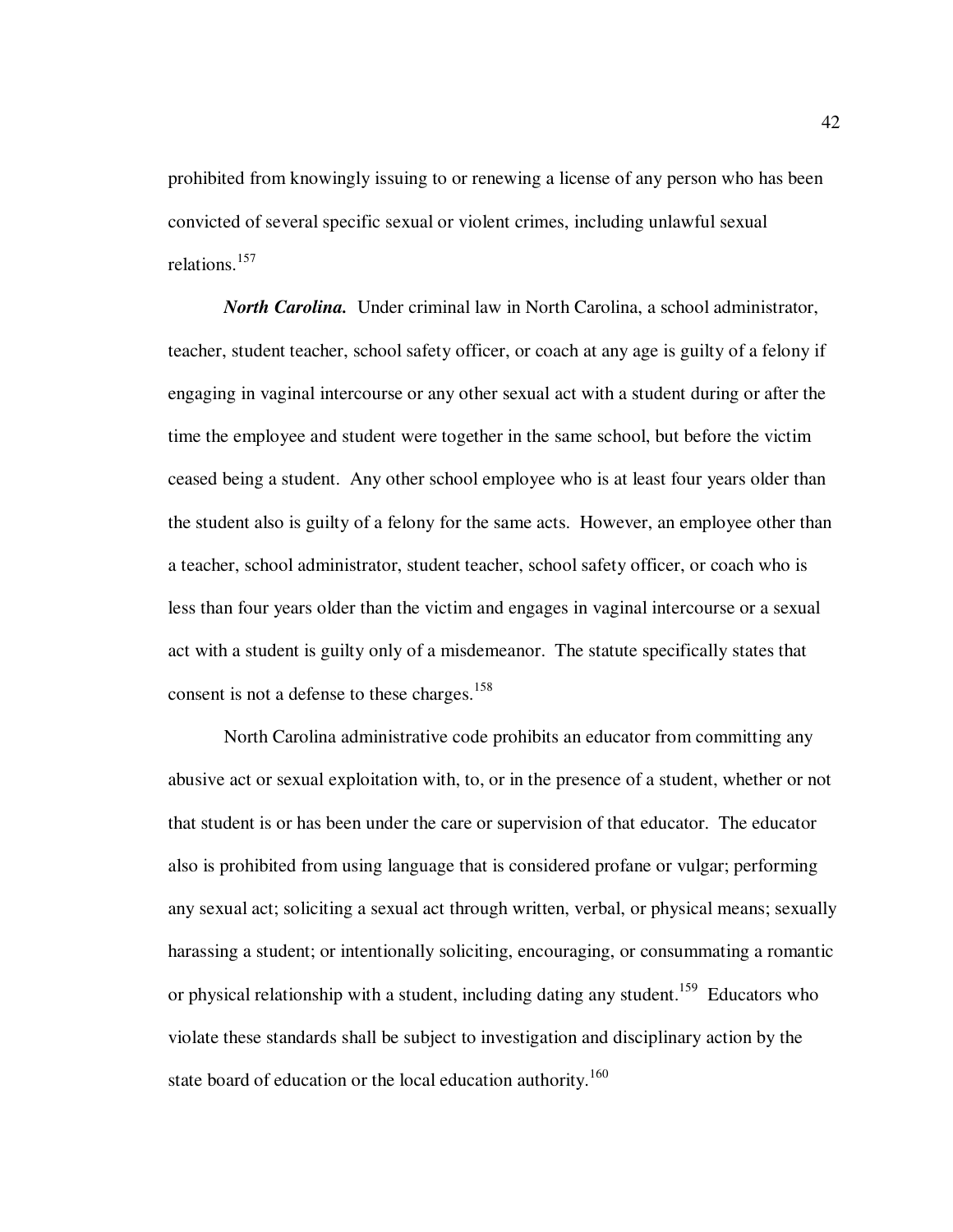prohibited from knowingly issuing to or renewing a license of any person who has been convicted of several specific sexual or violent crimes, including unlawful sexual relations.[157]

***North Carolina.*** Under criminal law in North Carolina, a school administrator, teacher, student teacher, school safety officer, or coach at any age is guilty of a felony if engaging in vaginal intercourse or any other sexual act with a student during or after the time the employee and student were together in the same school, but before the victim ceased being a student. Any other school employee who is at least four years older than the student also is guilty of a felony for the same acts. However, an employee other than a teacher, school administrator, student teacher, school safety officer, or coach who is less than four years older than the victim and engages in vaginal intercourse or a sexual act with a student is guilty only of a misdemeanor. The statute specifically states that consent is not a defense to these charges.[158]

North Carolina administrative code prohibits an educator from committing any abusive act or sexual exploitation with, to, or in the presence of a student, whether or not that student is or has been under the care or supervision of that educator. The educator also is prohibited from using language that is considered profane or vulgar; performing any sexual act; soliciting a sexual act through written, verbal, or physical means; sexually harassing a student; or intentionally soliciting, encouraging, or consummating a romantic or physical relationship with a student, including dating any student.[159] Educators who violate these standards shall be subject to investigation and disciplinary action by the state board of education or the local education authority.[160]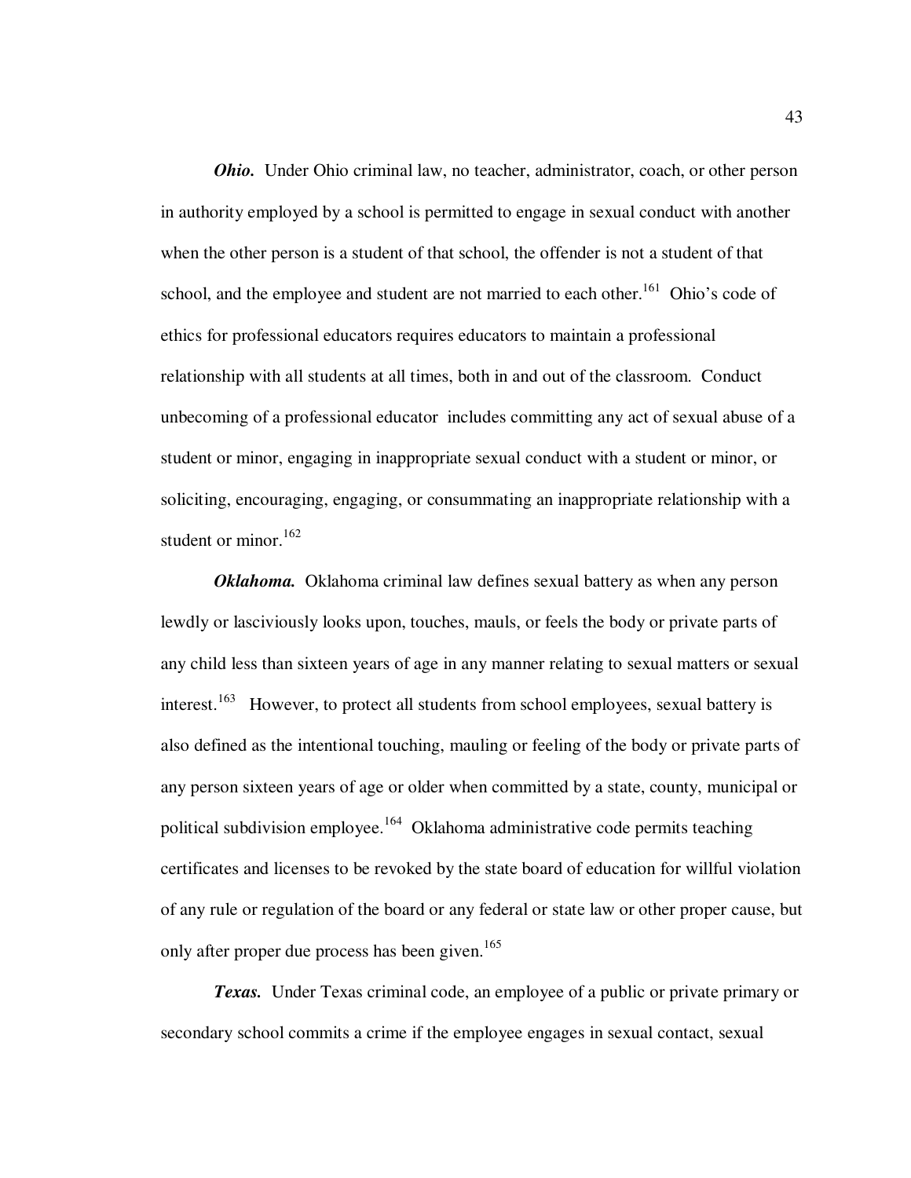***Ohio.*** Under Ohio criminal law, no teacher, administrator, coach, or other person in authority employed by a school is permitted to engage in sexual conduct with another when the other person is a student of that school, the offender is not a student of that school, and the employee and student are not married to each other.[161] Ohio's code of ethics for professional educators requires educators to maintain a professional relationship with all students at all times, both in and out of the classroom. Conduct unbecoming of a professional educator includes committing any act of sexual abuse of a student or minor, engaging in inappropriate sexual conduct with a student or minor, or soliciting, encouraging, engaging, or consummating an inappropriate relationship with a student or minor.[162]

***Oklahoma.*** Oklahoma criminal law defines sexual battery as when any person lewdly or lasciviously looks upon, touches, mauls, or feels the body or private parts of any child less than sixteen years of age in any manner relating to sexual matters or sexual interest.[163] However, to protect all students from school employees, sexual battery is also defined as the intentional touching, mauling or feeling of the body or private parts of any person sixteen years of age or older when committed by a state, county, municipal or political subdivision employee.[164] Oklahoma administrative code permits teaching certificates and licenses to be revoked by the state board of education for willful violation of any rule or regulation of the board or any federal or state law or other proper cause, but only after proper due process has been given.[165]

***Texas.*** Under Texas criminal code, an employee of a public or private primary or secondary school commits a crime if the employee engages in sexual contact, sexual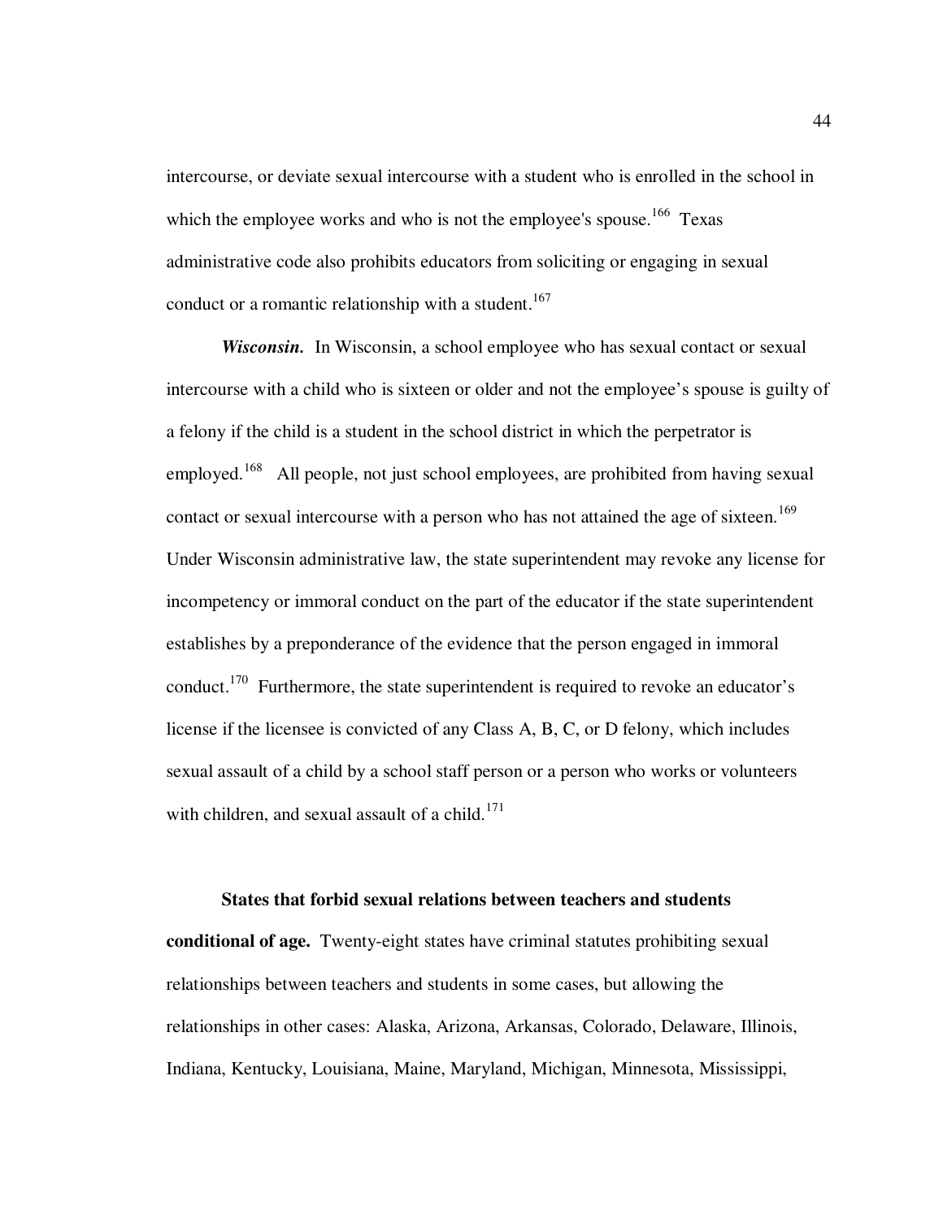intercourse, or deviate sexual intercourse with a student who is enrolled in the school in which the employee works and who is not the employee's spouse.[166] Texas administrative code also prohibits educators from soliciting or engaging in sexual conduct or a romantic relationship with a student.[167]

***Wisconsin.*** In Wisconsin, a school employee who has sexual contact or sexual intercourse with a child who is sixteen or older and not the employee's spouse is guilty of a felony if the child is a student in the school district in which the perpetrator is employed.[168] All people, not just school employees, are prohibited from having sexual contact or sexual intercourse with a person who has not attained the age of sixteen.[169] Under Wisconsin administrative law, the state superintendent may revoke any license for incompetency or immoral conduct on the part of the educator if the state superintendent establishes by a preponderance of the evidence that the person engaged in immoral conduct.[170] Furthermore, the state superintendent is required to revoke an educator's license if the licensee is convicted of any Class A, B, C, or D felony, which includes sexual assault of a child by a school staff person or a person who works or volunteers with children, and sexual assault of a child.[171]

**States that forbid sexual relations between teachers and students conditional of age.** Twenty-eight states have criminal statutes prohibiting sexual relationships between teachers and students in some cases, but allowing the relationships in other cases: Alaska, Arizona, Arkansas, Colorado, Delaware, Illinois, Indiana, Kentucky, Louisiana, Maine, Maryland, Michigan, Minnesota, Mississippi,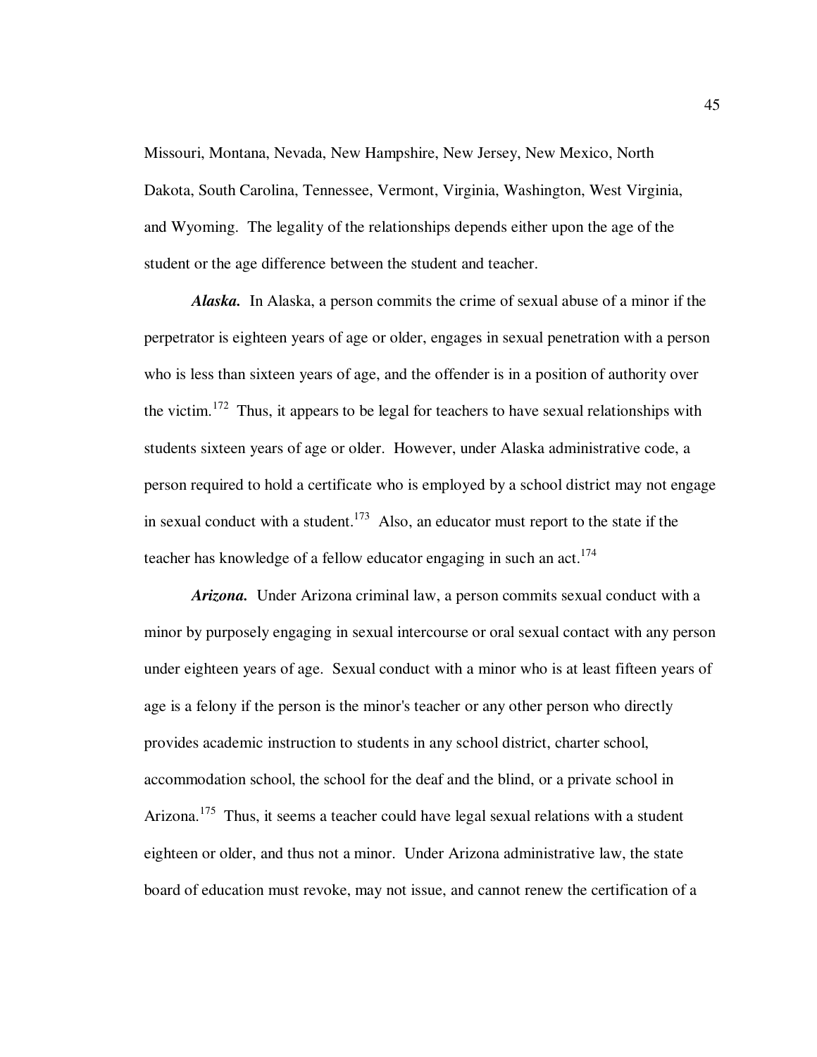Missouri, Montana, Nevada, New Hampshire, New Jersey, New Mexico, North Dakota, South Carolina, Tennessee, Vermont, Virginia, Washington, West Virginia, and Wyoming. The legality of the relationships depends either upon the age of the student or the age difference between the student and teacher.

***Alaska.*** In Alaska, a person commits the crime of sexual abuse of a minor if the perpetrator is eighteen years of age or older, engages in sexual penetration with a person who is less than sixteen years of age, and the offender is in a position of authority over the victim.[172] Thus, it appears to be legal for teachers to have sexual relationships with students sixteen years of age or older. However, under Alaska administrative code, a person required to hold a certificate who is employed by a school district may not engage in sexual conduct with a student.[173] Also, an educator must report to the state if the teacher has knowledge of a fellow educator engaging in such an act.[174]

***Arizona.*** Under Arizona criminal law, a person commits sexual conduct with a minor by purposely engaging in sexual intercourse or oral sexual contact with any person under eighteen years of age. Sexual conduct with a minor who is at least fifteen years of age is a felony if the person is the minor's teacher or any other person who directly provides academic instruction to students in any school district, charter school, accommodation school, the school for the deaf and the blind, or a private school in Arizona.[175] Thus, it seems a teacher could have legal sexual relations with a student eighteen or older, and thus not a minor. Under Arizona administrative law, the state board of education must revoke, may not issue, and cannot renew the certification of a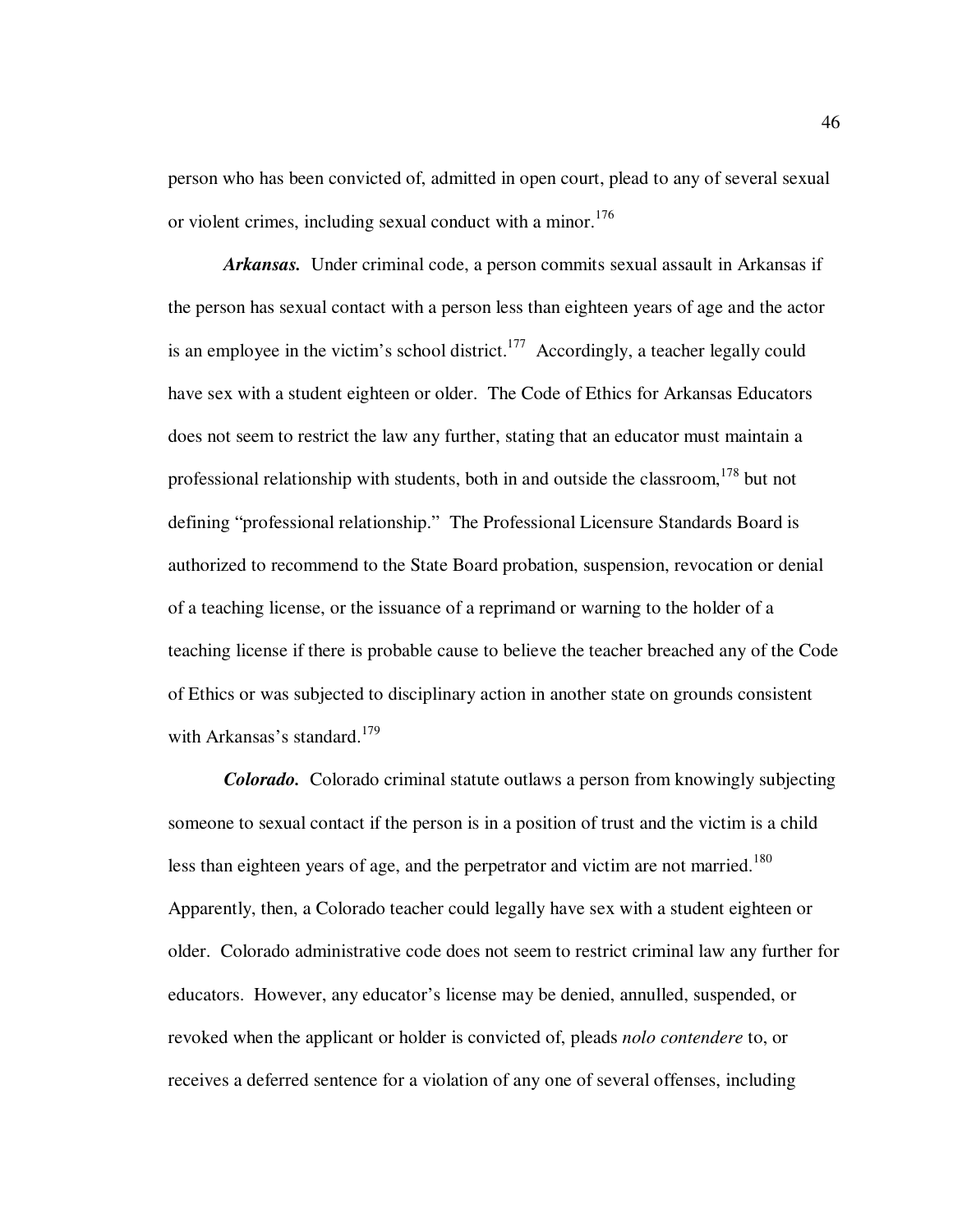person who has been convicted of, admitted in open court, plead to any of several sexual or violent crimes, including sexual conduct with a minor.[176]

***Arkansas.*** Under criminal code, a person commits sexual assault in Arkansas if the person has sexual contact with a person less than eighteen years of age and the actor is an employee in the victim's school district.[177] Accordingly, a teacher legally could have sex with a student eighteen or older. The Code of Ethics for Arkansas Educators does not seem to restrict the law any further, stating that an educator must maintain a professional relationship with students, both in and outside the classroom,[178] but not defining "professional relationship." The Professional Licensure Standards Board is authorized to recommend to the State Board probation, suspension, revocation or denial of a teaching license, or the issuance of a reprimand or warning to the holder of a teaching license if there is probable cause to believe the teacher breached any of the Code of Ethics or was subjected to disciplinary action in another state on grounds consistent with Arkansas's standard.[179]

***Colorado.*** Colorado criminal statute outlaws a person from knowingly subjecting someone to sexual contact if the person is in a position of trust and the victim is a child less than eighteen years of age, and the perpetrator and victim are not married.[180] Apparently, then, a Colorado teacher could legally have sex with a student eighteen or older. Colorado administrative code does not seem to restrict criminal law any further for educators. However, any educator's license may be denied, annulled, suspended, or revoked when the applicant or holder is convicted of, pleads *nolo contendere* to, or receives a deferred sentence for a violation of any one of several offenses, including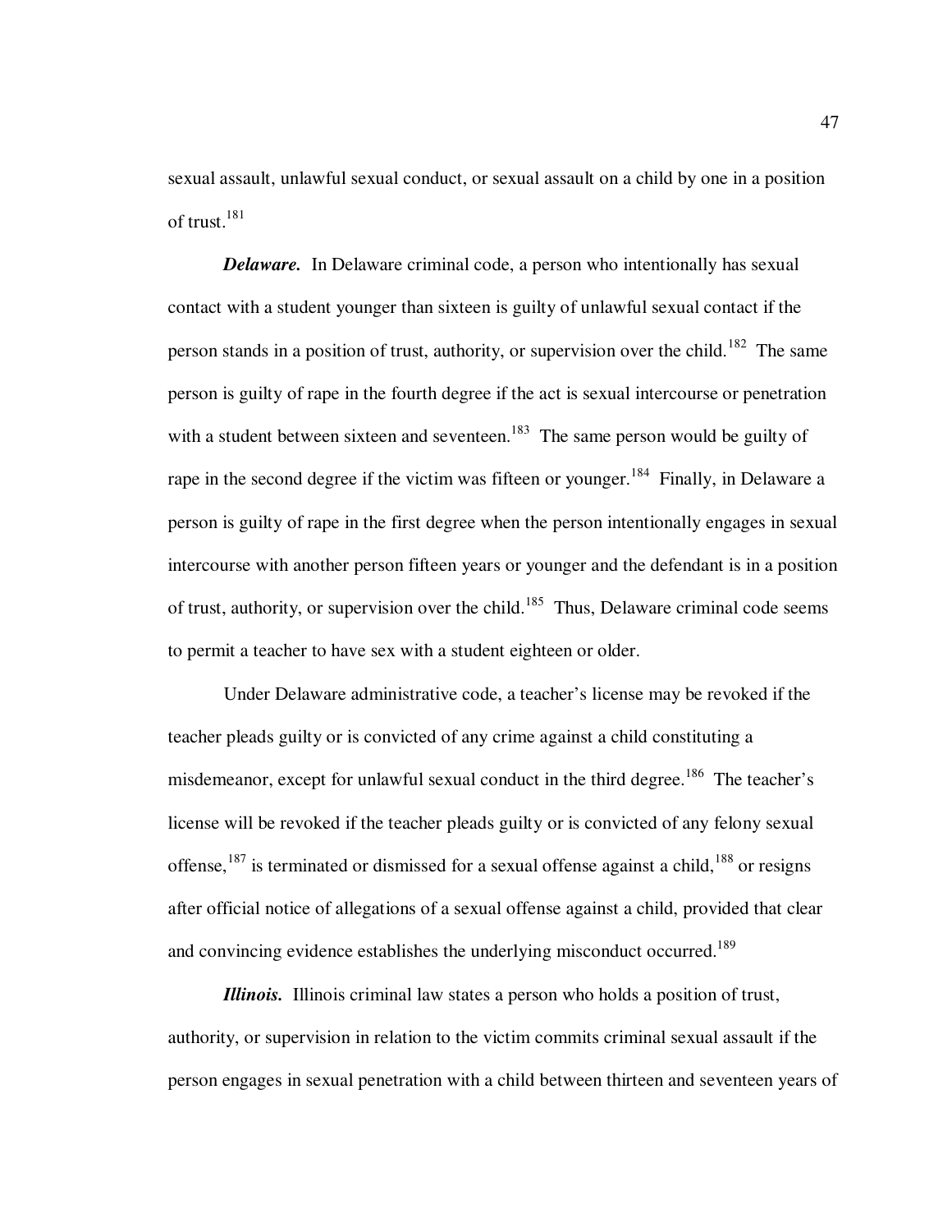sexual assault, unlawful sexual conduct, or sexual assault on a child by one in a position of trust.[181]

***Delaware.*** In Delaware criminal code, a person who intentionally has sexual contact with a student younger than sixteen is guilty of unlawful sexual contact if the person stands in a position of trust, authority, or supervision over the child.[182] The same person is guilty of rape in the fourth degree if the act is sexual intercourse or penetration with a student between sixteen and seventeen.[183] The same person would be guilty of rape in the second degree if the victim was fifteen or younger.[184] Finally, in Delaware a person is guilty of rape in the first degree when the person intentionally engages in sexual intercourse with another person fifteen years or younger and the defendant is in a position of trust, authority, or supervision over the child.[185] Thus, Delaware criminal code seems to permit a teacher to have sex with a student eighteen or older.

Under Delaware administrative code, a teacher's license may be revoked if the teacher pleads guilty or is convicted of any crime against a child constituting a misdemeanor, except for unlawful sexual conduct in the third degree.[186] The teacher's license will be revoked if the teacher pleads guilty or is convicted of any felony sexual offense,[187] is terminated or dismissed for a sexual offense against a child,[188] or resigns after official notice of allegations of a sexual offense against a child, provided that clear and convincing evidence establishes the underlying misconduct occurred.[189]

***Illinois.*** Illinois criminal law states a person who holds a position of trust, authority, or supervision in relation to the victim commits criminal sexual assault if the person engages in sexual penetration with a child between thirteen and seventeen years of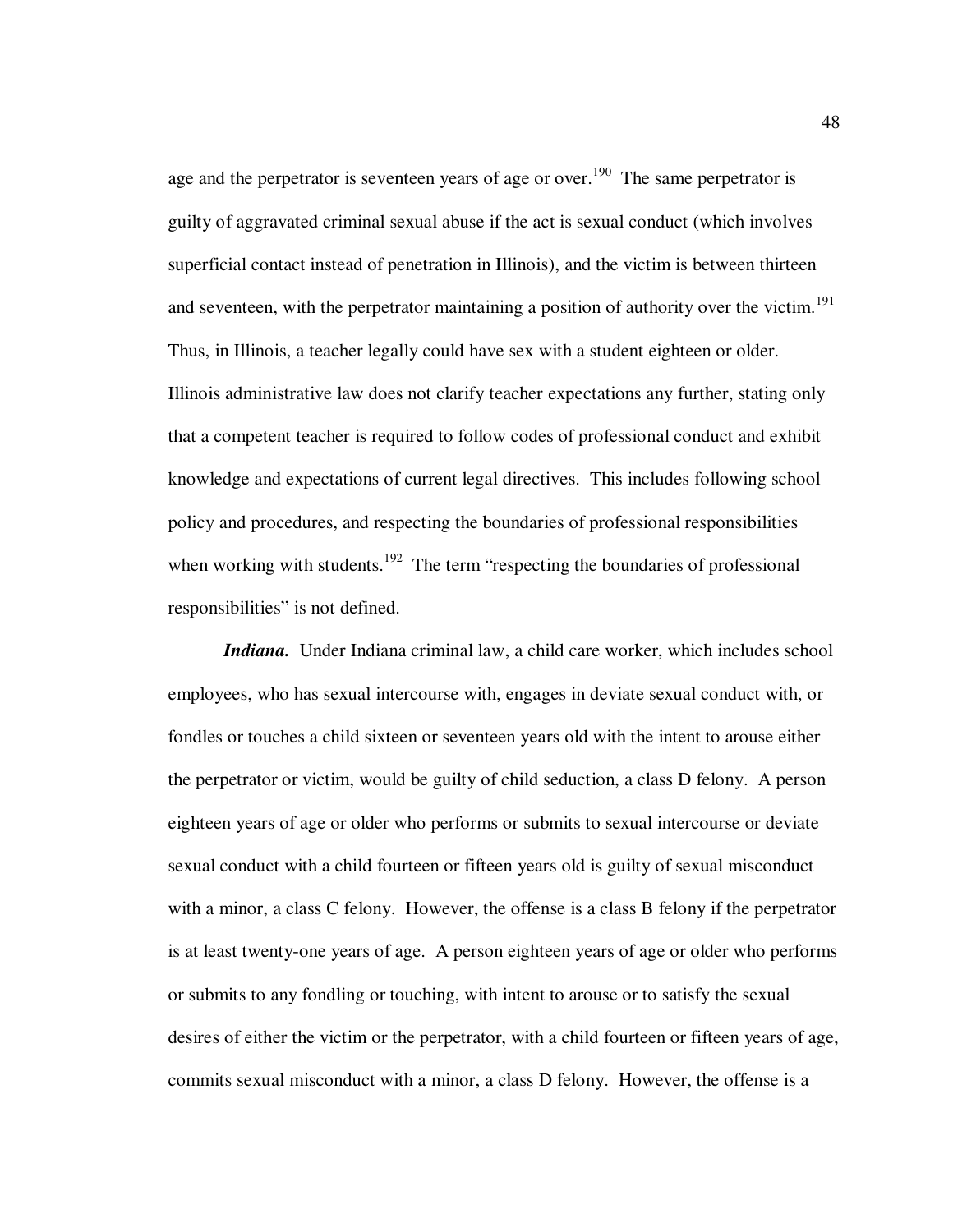age and the perpetrator is seventeen years of age or over.[190] The same perpetrator is guilty of aggravated criminal sexual abuse if the act is sexual conduct (which involves superficial contact instead of penetration in Illinois), and the victim is between thirteen and seventeen, with the perpetrator maintaining a position of authority over the victim.[191] Thus, in Illinois, a teacher legally could have sex with a student eighteen or older. Illinois administrative law does not clarify teacher expectations any further, stating only that a competent teacher is required to follow codes of professional conduct and exhibit knowledge and expectations of current legal directives. This includes following school policy and procedures, and respecting the boundaries of professional responsibilities when working with students.[192] The term "respecting the boundaries of professional responsibilities" is not defined.

***Indiana.*** Under Indiana criminal law, a child care worker, which includes school employees, who has sexual intercourse with, engages in deviate sexual conduct with, or fondles or touches a child sixteen or seventeen years old with the intent to arouse either the perpetrator or victim, would be guilty of child seduction, a class D felony. A person eighteen years of age or older who performs or submits to sexual intercourse or deviate sexual conduct with a child fourteen or fifteen years old is guilty of sexual misconduct with a minor, a class C felony. However, the offense is a class B felony if the perpetrator is at least twenty-one years of age. A person eighteen years of age or older who performs or submits to any fondling or touching, with intent to arouse or to satisfy the sexual desires of either the victim or the perpetrator, with a child fourteen or fifteen years of age, commits sexual misconduct with a minor, a class D felony. However, the offense is a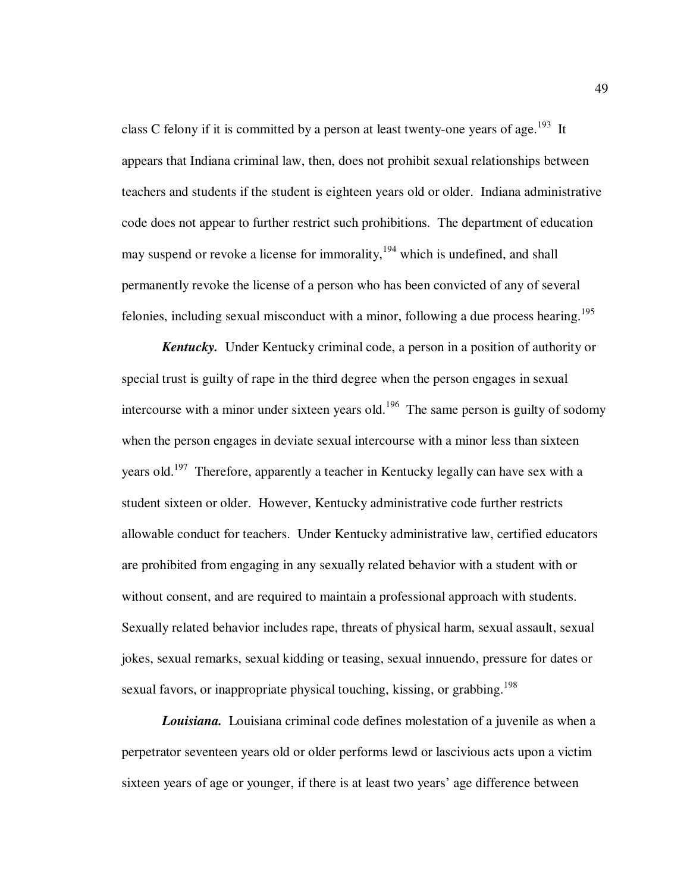class C felony if it is committed by a person at least twenty-one years of age.[193] It appears that Indiana criminal law, then, does not prohibit sexual relationships between teachers and students if the student is eighteen years old or older. Indiana administrative code does not appear to further restrict such prohibitions. The department of education may suspend or revoke a license for immorality,[194] which is undefined, and shall permanently revoke the license of a person who has been convicted of any of several felonies, including sexual misconduct with a minor, following a due process hearing.[195]

***Kentucky.*** Under Kentucky criminal code, a person in a position of authority or special trust is guilty of rape in the third degree when the person engages in sexual intercourse with a minor under sixteen years old.[196] The same person is guilty of sodomy when the person engages in deviate sexual intercourse with a minor less than sixteen years old.[197] Therefore, apparently a teacher in Kentucky legally can have sex with a student sixteen or older. However, Kentucky administrative code further restricts allowable conduct for teachers. Under Kentucky administrative law, certified educators are prohibited from engaging in any sexually related behavior with a student with or without consent, and are required to maintain a professional approach with students. Sexually related behavior includes rape, threats of physical harm, sexual assault, sexual jokes, sexual remarks, sexual kidding or teasing, sexual innuendo, pressure for dates or sexual favors, or inappropriate physical touching, kissing, or grabbing.[198]

***Louisiana.*** Louisiana criminal code defines molestation of a juvenile as when a perpetrator seventeen years old or older performs lewd or lascivious acts upon a victim sixteen years of age or younger, if there is at least two years' age difference between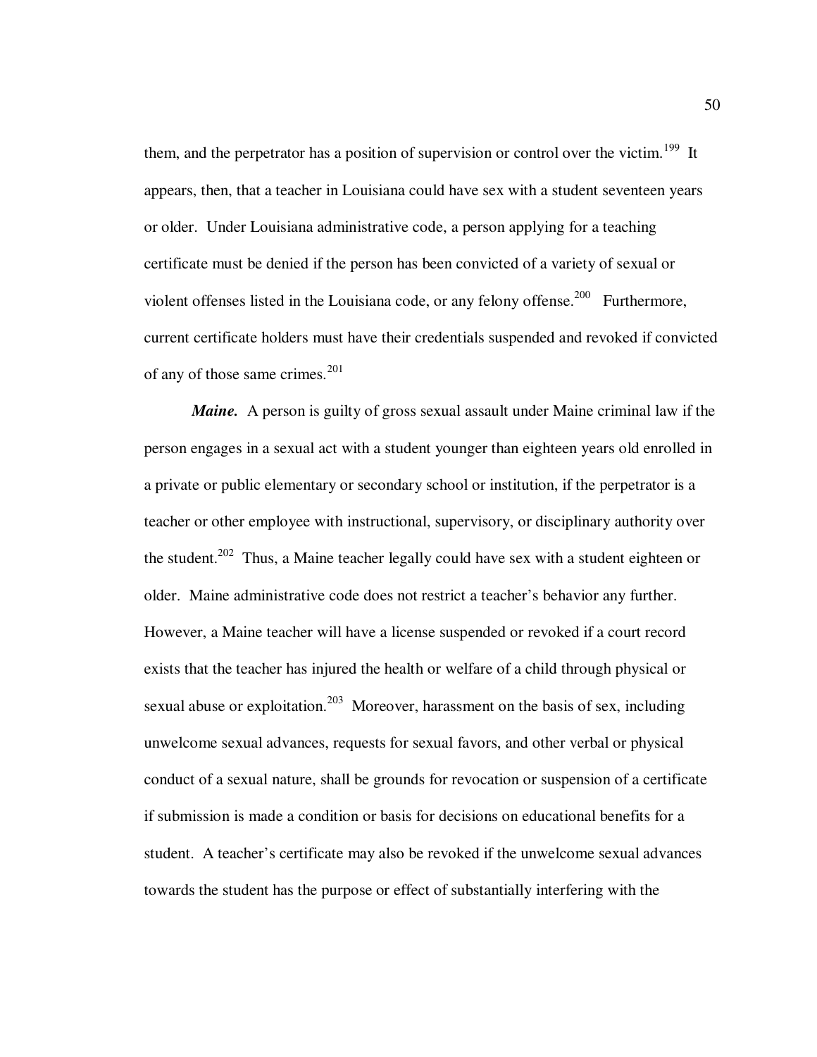them, and the perpetrator has a position of supervision or control over the victim.[199] It appears, then, that a teacher in Louisiana could have sex with a student seventeen years or older. Under Louisiana administrative code, a person applying for a teaching certificate must be denied if the person has been convicted of a variety of sexual or violent offenses listed in the Louisiana code, or any felony offense.[200] Furthermore, current certificate holders must have their credentials suspended and revoked if convicted of any of those same crimes.[201]

***Maine.*** A person is guilty of gross sexual assault under Maine criminal law if the person engages in a sexual act with a student younger than eighteen years old enrolled in a private or public elementary or secondary school or institution, if the perpetrator is a teacher or other employee with instructional, supervisory, or disciplinary authority over the student.[202] Thus, a Maine teacher legally could have sex with a student eighteen or older. Maine administrative code does not restrict a teacher's behavior any further. However, a Maine teacher will have a license suspended or revoked if a court record exists that the teacher has injured the health or welfare of a child through physical or sexual abuse or exploitation.[203] Moreover, harassment on the basis of sex, including unwelcome sexual advances, requests for sexual favors, and other verbal or physical conduct of a sexual nature, shall be grounds for revocation or suspension of a certificate if submission is made a condition or basis for decisions on educational benefits for a student. A teacher's certificate may also be revoked if the unwelcome sexual advances towards the student has the purpose or effect of substantially interfering with the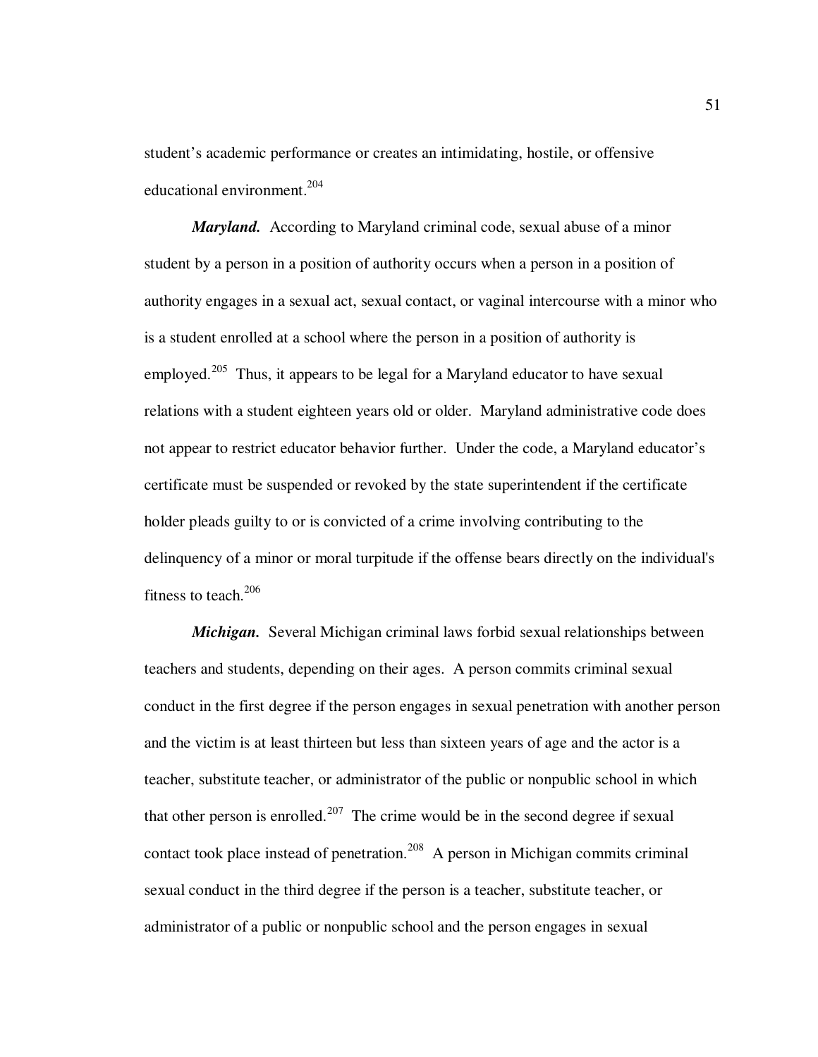student's academic performance or creates an intimidating, hostile, or offensive educational environment.[204]

***Maryland.*** According to Maryland criminal code, sexual abuse of a minor student by a person in a position of authority occurs when a person in a position of authority engages in a sexual act, sexual contact, or vaginal intercourse with a minor who is a student enrolled at a school where the person in a position of authority is employed.[205] Thus, it appears to be legal for a Maryland educator to have sexual relations with a student eighteen years old or older. Maryland administrative code does not appear to restrict educator behavior further. Under the code, a Maryland educator's certificate must be suspended or revoked by the state superintendent if the certificate holder pleads guilty to or is convicted of a crime involving contributing to the delinquency of a minor or moral turpitude if the offense bears directly on the individual's fitness to teach.[206]

***Michigan.*** Several Michigan criminal laws forbid sexual relationships between teachers and students, depending on their ages. A person commits criminal sexual conduct in the first degree if the person engages in sexual penetration with another person and the victim is at least thirteen but less than sixteen years of age and the actor is a teacher, substitute teacher, or administrator of the public or nonpublic school in which that other person is enrolled.[207] The crime would be in the second degree if sexual contact took place instead of penetration.[208] A person in Michigan commits criminal sexual conduct in the third degree if the person is a teacher, substitute teacher, or administrator of a public or nonpublic school and the person engages in sexual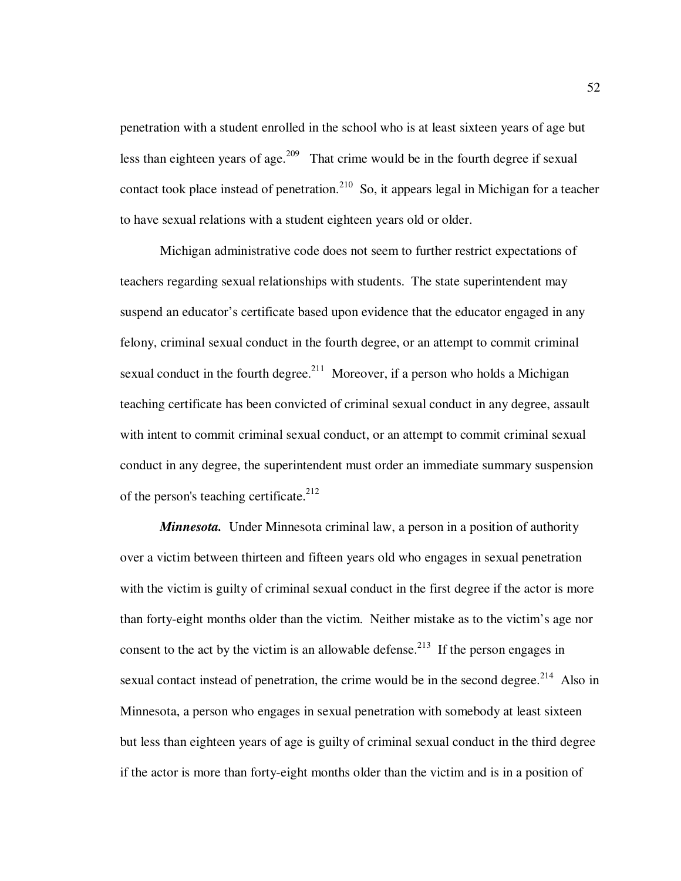penetration with a student enrolled in the school who is at least sixteen years of age but less than eighteen years of age.[209] That crime would be in the fourth degree if sexual contact took place instead of penetration.[210] So, it appears legal in Michigan for a teacher to have sexual relations with a student eighteen years old or older.

Michigan administrative code does not seem to further restrict expectations of teachers regarding sexual relationships with students. The state superintendent may suspend an educator's certificate based upon evidence that the educator engaged in any felony, criminal sexual conduct in the fourth degree, or an attempt to commit criminal sexual conduct in the fourth degree.[211] Moreover, if a person who holds a Michigan teaching certificate has been convicted of criminal sexual conduct in any degree, assault with intent to commit criminal sexual conduct, or an attempt to commit criminal sexual conduct in any degree, the superintendent must order an immediate summary suspension of the person's teaching certificate.[212]

***Minnesota.*** Under Minnesota criminal law, a person in a position of authority over a victim between thirteen and fifteen years old who engages in sexual penetration with the victim is guilty of criminal sexual conduct in the first degree if the actor is more than forty-eight months older than the victim. Neither mistake as to the victim's age nor consent to the act by the victim is an allowable defense.[213] If the person engages in sexual contact instead of penetration, the crime would be in the second degree.[214] Also in Minnesota, a person who engages in sexual penetration with somebody at least sixteen but less than eighteen years of age is guilty of criminal sexual conduct in the third degree if the actor is more than forty-eight months older than the victim and is in a position of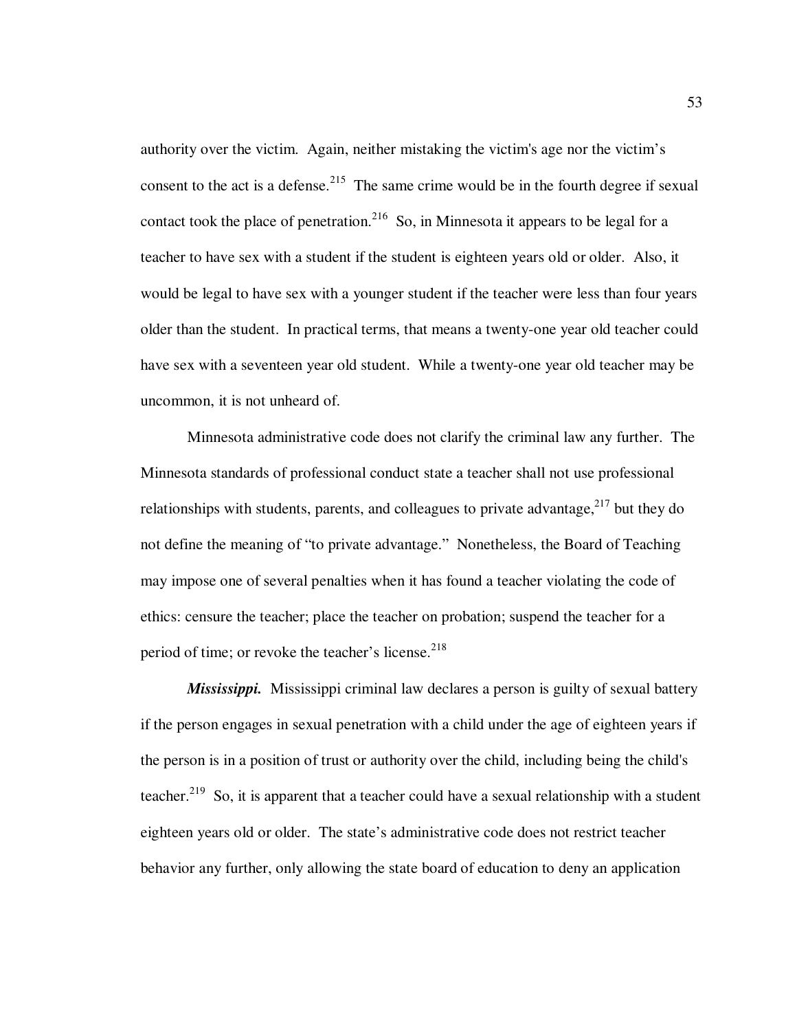authority over the victim. Again, neither mistaking the victim's age nor the victim's consent to the act is a defense.[215] The same crime would be in the fourth degree if sexual contact took the place of penetration.[216] So, in Minnesota it appears to be legal for a teacher to have sex with a student if the student is eighteen years old or older. Also, it would be legal to have sex with a younger student if the teacher were less than four years older than the student. In practical terms, that means a twenty-one year old teacher could have sex with a seventeen year old student. While a twenty-one year old teacher may be uncommon, it is not unheard of.

Minnesota administrative code does not clarify the criminal law any further. The Minnesota standards of professional conduct state a teacher shall not use professional relationships with students, parents, and colleagues to private advantage,[217] but they do not define the meaning of "to private advantage." Nonetheless, the Board of Teaching may impose one of several penalties when it has found a teacher violating the code of ethics: censure the teacher; place the teacher on probation; suspend the teacher for a period of time; or revoke the teacher's license.[218]

***Mississippi.*** Mississippi criminal law declares a person is guilty of sexual battery if the person engages in sexual penetration with a child under the age of eighteen years if the person is in a position of trust or authority over the child, including being the child's teacher.[219] So, it is apparent that a teacher could have a sexual relationship with a student eighteen years old or older. The state's administrative code does not restrict teacher behavior any further, only allowing the state board of education to deny an application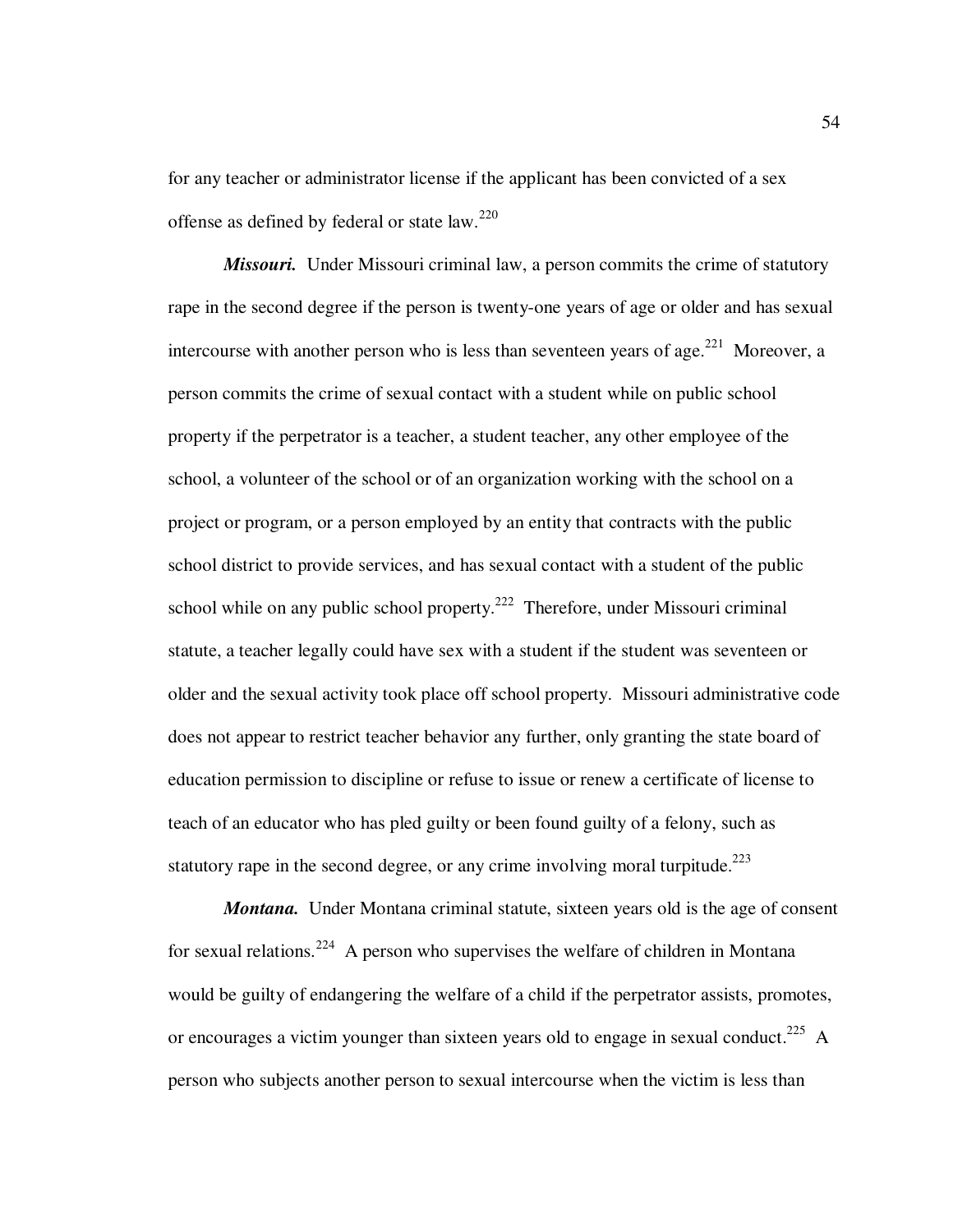for any teacher or administrator license if the applicant has been convicted of a sex offense as defined by federal or state law.[220]

***Missouri.*** Under Missouri criminal law, a person commits the crime of statutory rape in the second degree if the person is twenty-one years of age or older and has sexual intercourse with another person who is less than seventeen years of age.[221] Moreover, a person commits the crime of sexual contact with a student while on public school property if the perpetrator is a teacher, a student teacher, any other employee of the school, a volunteer of the school or of an organization working with the school on a project or program, or a person employed by an entity that contracts with the public school district to provide services, and has sexual contact with a student of the public school while on any public school property.[222] Therefore, under Missouri criminal statute, a teacher legally could have sex with a student if the student was seventeen or older and the sexual activity took place off school property. Missouri administrative code does not appear to restrict teacher behavior any further, only granting the state board of education permission to discipline or refuse to issue or renew a certificate of license to teach of an educator who has pled guilty or been found guilty of a felony, such as statutory rape in the second degree, or any crime involving moral turpitude.[223]

***Montana.*** Under Montana criminal statute, sixteen years old is the age of consent for sexual relations.[224] A person who supervises the welfare of children in Montana would be guilty of endangering the welfare of a child if the perpetrator assists, promotes, or encourages a victim younger than sixteen years old to engage in sexual conduct.[225] A person who subjects another person to sexual intercourse when the victim is less than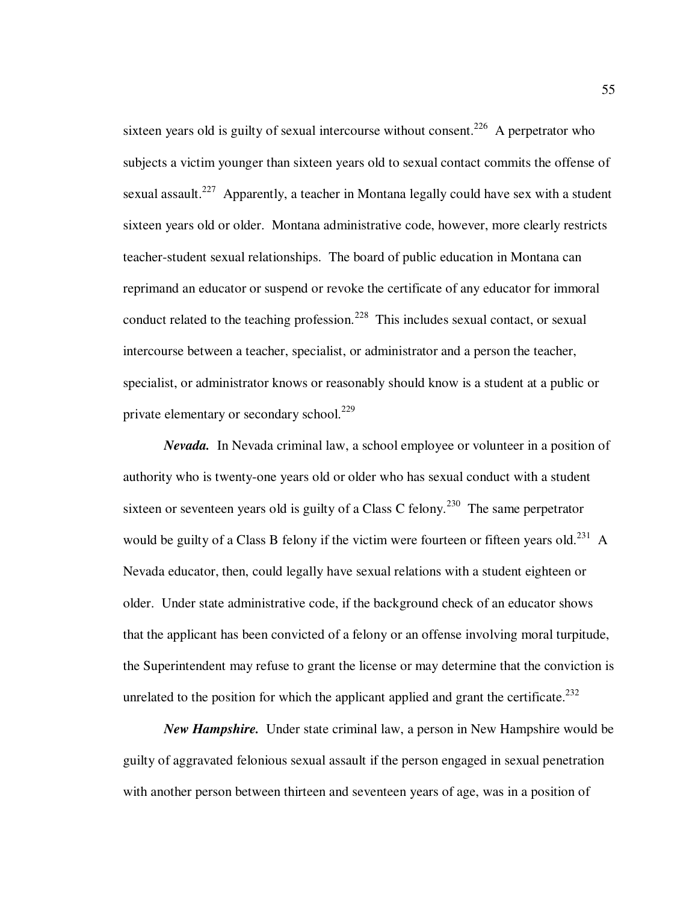sixteen years old is guilty of sexual intercourse without consent.[226] A perpetrator who subjects a victim younger than sixteen years old to sexual contact commits the offense of sexual assault.[227] Apparently, a teacher in Montana legally could have sex with a student sixteen years old or older. Montana administrative code, however, more clearly restricts teacher-student sexual relationships. The board of public education in Montana can reprimand an educator or suspend or revoke the certificate of any educator for immoral conduct related to the teaching profession.[228] This includes sexual contact, or sexual intercourse between a teacher, specialist, or administrator and a person the teacher, specialist, or administrator knows or reasonably should know is a student at a public or private elementary or secondary school.[229]

***Nevada.*** In Nevada criminal law, a school employee or volunteer in a position of authority who is twenty-one years old or older who has sexual conduct with a student sixteen or seventeen years old is guilty of a Class C felony.[230] The same perpetrator would be guilty of a Class B felony if the victim were fourteen or fifteen years old.[231] A Nevada educator, then, could legally have sexual relations with a student eighteen or older. Under state administrative code, if the background check of an educator shows that the applicant has been convicted of a felony or an offense involving moral turpitude, the Superintendent may refuse to grant the license or may determine that the conviction is unrelated to the position for which the applicant applied and grant the certificate.[232]

***New Hampshire.*** Under state criminal law, a person in New Hampshire would be guilty of aggravated felonious sexual assault if the person engaged in sexual penetration with another person between thirteen and seventeen years of age, was in a position of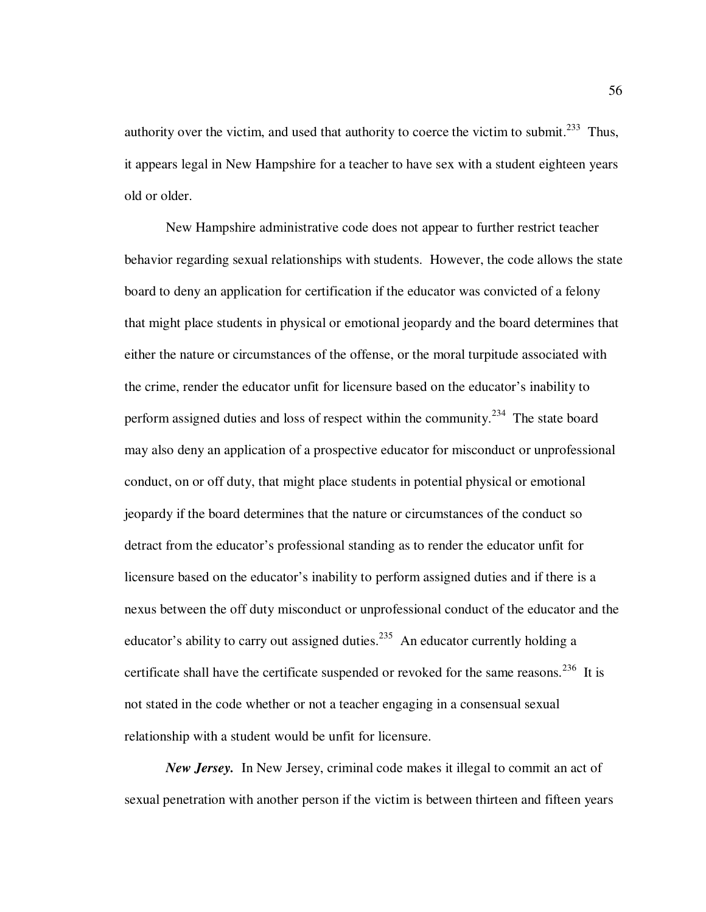authority over the victim, and used that authority to coerce the victim to submit.[233] Thus, it appears legal in New Hampshire for a teacher to have sex with a student eighteen years old or older.

New Hampshire administrative code does not appear to further restrict teacher behavior regarding sexual relationships with students. However, the code allows the state board to deny an application for certification if the educator was convicted of a felony that might place students in physical or emotional jeopardy and the board determines that either the nature or circumstances of the offense, or the moral turpitude associated with the crime, render the educator unfit for licensure based on the educator's inability to perform assigned duties and loss of respect within the community.[234] The state board may also deny an application of a prospective educator for misconduct or unprofessional conduct, on or off duty, that might place students in potential physical or emotional jeopardy if the board determines that the nature or circumstances of the conduct so detract from the educator's professional standing as to render the educator unfit for licensure based on the educator's inability to perform assigned duties and if there is a nexus between the off duty misconduct or unprofessional conduct of the educator and the educator's ability to carry out assigned duties.[235] An educator currently holding a certificate shall have the certificate suspended or revoked for the same reasons.[236] It is not stated in the code whether or not a teacher engaging in a consensual sexual relationship with a student would be unfit for licensure.

***New Jersey.*** In New Jersey, criminal code makes it illegal to commit an act of sexual penetration with another person if the victim is between thirteen and fifteen years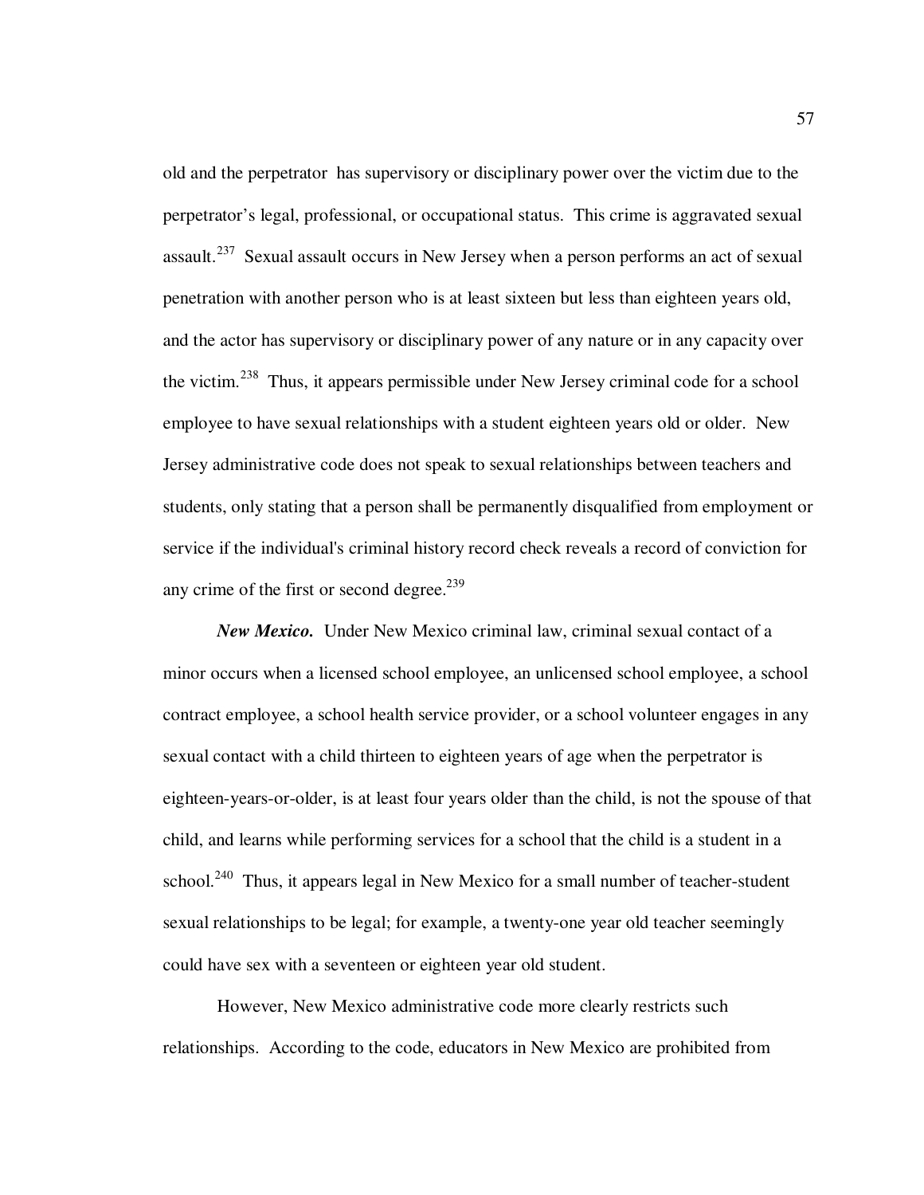old and the perpetrator has supervisory or disciplinary power over the victim due to the perpetrator's legal, professional, or occupational status. This crime is aggravated sexual assault.[237] Sexual assault occurs in New Jersey when a person performs an act of sexual penetration with another person who is at least sixteen but less than eighteen years old, and the actor has supervisory or disciplinary power of any nature or in any capacity over the victim.[238] Thus, it appears permissible under New Jersey criminal code for a school employee to have sexual relationships with a student eighteen years old or older. New Jersey administrative code does not speak to sexual relationships between teachers and students, only stating that a person shall be permanently disqualified from employment or service if the individual's criminal history record check reveals a record of conviction for any crime of the first or second degree.[239]

***New Mexico.*** Under New Mexico criminal law, criminal sexual contact of a minor occurs when a licensed school employee, an unlicensed school employee, a school contract employee, a school health service provider, or a school volunteer engages in any sexual contact with a child thirteen to eighteen years of age when the perpetrator is eighteen-years-or-older, is at least four years older than the child, is not the spouse of that child, and learns while performing services for a school that the child is a student in a school.[240] Thus, it appears legal in New Mexico for a small number of teacher-student sexual relationships to be legal; for example, a twenty-one year old teacher seemingly could have sex with a seventeen or eighteen year old student.

However, New Mexico administrative code more clearly restricts such relationships. According to the code, educators in New Mexico are prohibited from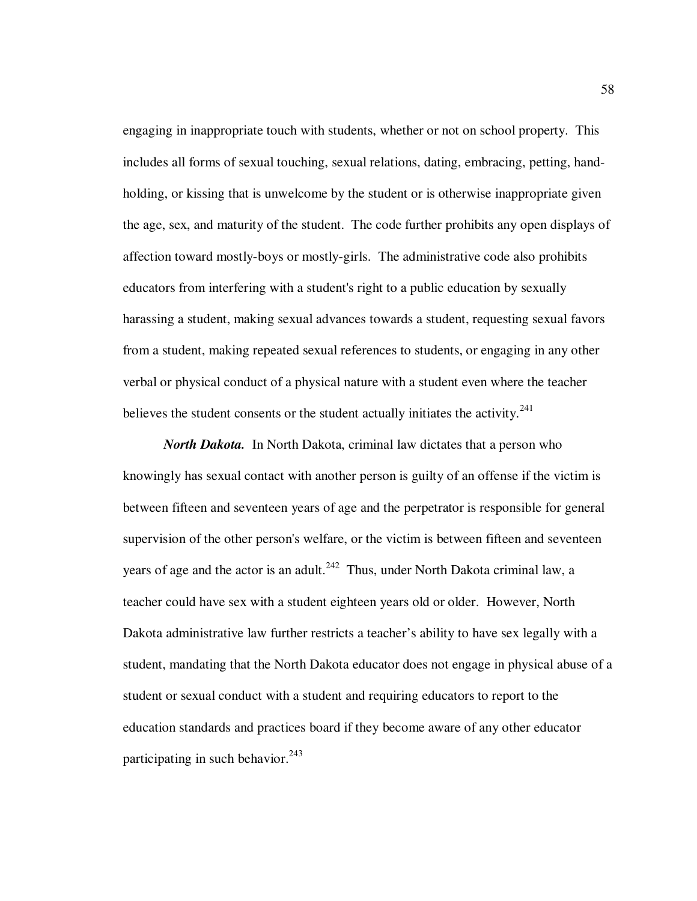engaging in inappropriate touch with students, whether or not on school property. This includes all forms of sexual touching, sexual relations, dating, embracing, petting, hand-holding, or kissing that is unwelcome by the student or is otherwise inappropriate given the age, sex, and maturity of the student. The code further prohibits any open displays of affection toward mostly-boys or mostly-girls. The administrative code also prohibits educators from interfering with a student's right to a public education by sexually harassing a student, making sexual advances towards a student, requesting sexual favors from a student, making repeated sexual references to students, or engaging in any other verbal or physical conduct of a physical nature with a student even where the teacher believes the student consents or the student actually initiates the activity.[241]

***North Dakota.*** In North Dakota, criminal law dictates that a person who knowingly has sexual contact with another person is guilty of an offense if the victim is between fifteen and seventeen years of age and the perpetrator is responsible for general supervision of the other person's welfare, or the victim is between fifteen and seventeen years of age and the actor is an adult.[242] Thus, under North Dakota criminal law, a teacher could have sex with a student eighteen years old or older. However, North Dakota administrative law further restricts a teacher's ability to have sex legally with a student, mandating that the North Dakota educator does not engage in physical abuse of a student or sexual conduct with a student and requiring educators to report to the education standards and practices board if they become aware of any other educator participating in such behavior.[243]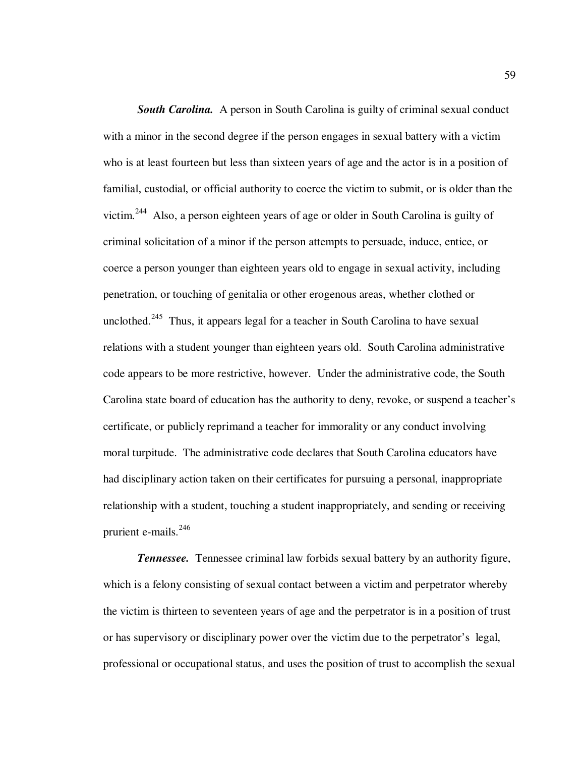***South Carolina.*** A person in South Carolina is guilty of criminal sexual conduct with a minor in the second degree if the person engages in sexual battery with a victim who is at least fourteen but less than sixteen years of age and the actor is in a position of familial, custodial, or official authority to coerce the victim to submit, or is older than the victim.[244] Also, a person eighteen years of age or older in South Carolina is guilty of criminal solicitation of a minor if the person attempts to persuade, induce, entice, or coerce a person younger than eighteen years old to engage in sexual activity, including penetration, or touching of genitalia or other erogenous areas, whether clothed or unclothed.[245] Thus, it appears legal for a teacher in South Carolina to have sexual relations with a student younger than eighteen years old. South Carolina administrative code appears to be more restrictive, however. Under the administrative code, the South Carolina state board of education has the authority to deny, revoke, or suspend a teacher's certificate, or publicly reprimand a teacher for immorality or any conduct involving moral turpitude. The administrative code declares that South Carolina educators have had disciplinary action taken on their certificates for pursuing a personal, inappropriate relationship with a student, touching a student inappropriately, and sending or receiving prurient e-mails.[246]

***Tennessee.*** Tennessee criminal law forbids sexual battery by an authority figure, which is a felony consisting of sexual contact between a victim and perpetrator whereby the victim is thirteen to seventeen years of age and the perpetrator is in a position of trust or has supervisory or disciplinary power over the victim due to the perpetrator's legal, professional or occupational status, and uses the position of trust to accomplish the sexual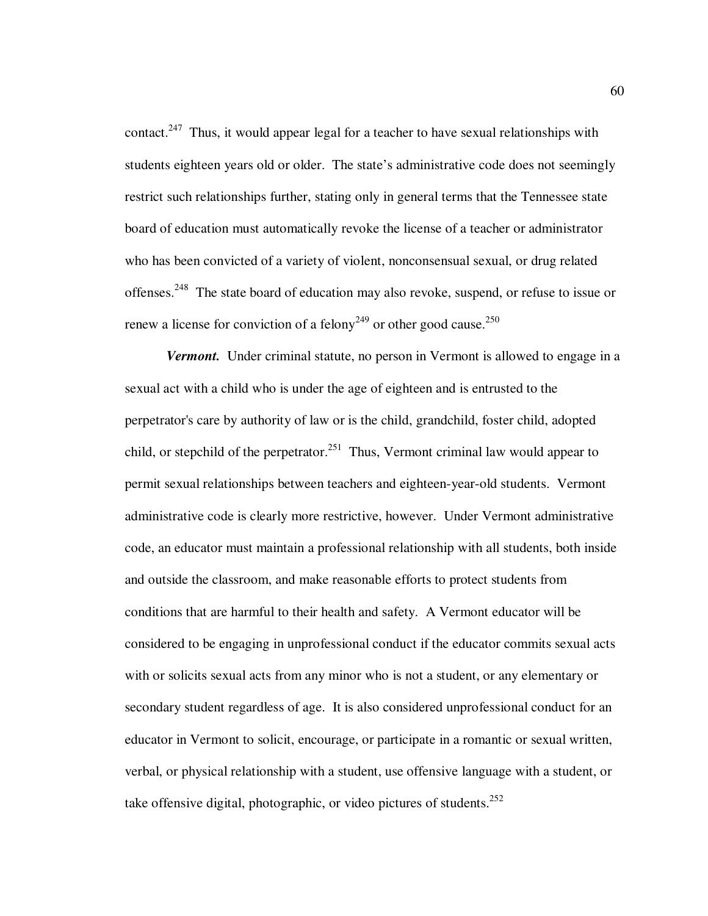contact.[247] Thus, it would appear legal for a teacher to have sexual relationships with students eighteen years old or older. The state's administrative code does not seemingly restrict such relationships further, stating only in general terms that the Tennessee state board of education must automatically revoke the license of a teacher or administrator who has been convicted of a variety of violent, nonconsensual sexual, or drug related offenses.[248] The state board of education may also revoke, suspend, or refuse to issue or renew a license for conviction of a felony[249] or other good cause.[250]

***Vermont.*** Under criminal statute, no person in Vermont is allowed to engage in a sexual act with a child who is under the age of eighteen and is entrusted to the perpetrator's care by authority of law or is the child, grandchild, foster child, adopted child, or stepchild of the perpetrator.[251] Thus, Vermont criminal law would appear to permit sexual relationships between teachers and eighteen-year-old students. Vermont administrative code is clearly more restrictive, however. Under Vermont administrative code, an educator must maintain a professional relationship with all students, both inside and outside the classroom, and make reasonable efforts to protect students from conditions that are harmful to their health and safety. A Vermont educator will be considered to be engaging in unprofessional conduct if the educator commits sexual acts with or solicits sexual acts from any minor who is not a student, or any elementary or secondary student regardless of age. It is also considered unprofessional conduct for an educator in Vermont to solicit, encourage, or participate in a romantic or sexual written, verbal, or physical relationship with a student, use offensive language with a student, or take offensive digital, photographic, or video pictures of students.[252]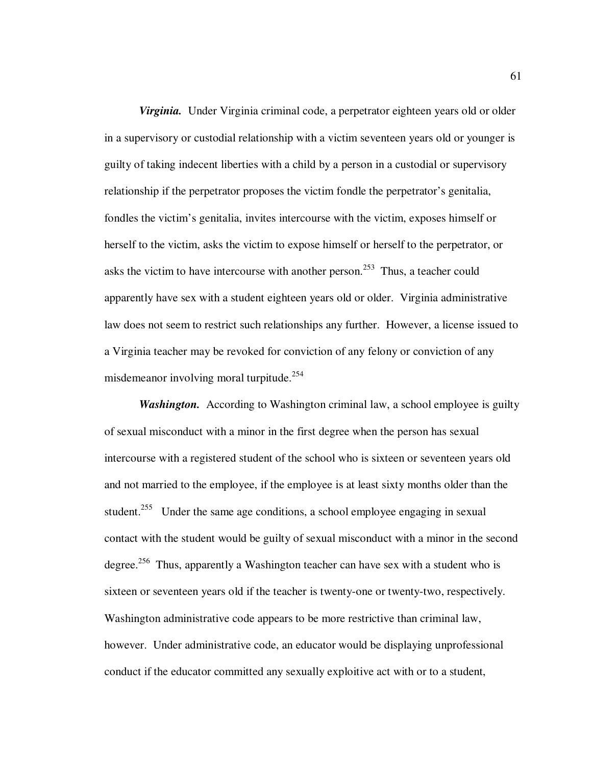***Virginia.*** Under Virginia criminal code, a perpetrator eighteen years old or older in a supervisory or custodial relationship with a victim seventeen years old or younger is guilty of taking indecent liberties with a child by a person in a custodial or supervisory relationship if the perpetrator proposes the victim fondle the perpetrator's genitalia, fondles the victim's genitalia, invites intercourse with the victim, exposes himself or herself to the victim, asks the victim to expose himself or herself to the perpetrator, or asks the victim to have intercourse with another person.[253] Thus, a teacher could apparently have sex with a student eighteen years old or older. Virginia administrative law does not seem to restrict such relationships any further. However, a license issued to a Virginia teacher may be revoked for conviction of any felony or conviction of any misdemeanor involving moral turpitude.[254]

***Washington.*** According to Washington criminal law, a school employee is guilty of sexual misconduct with a minor in the first degree when the person has sexual intercourse with a registered student of the school who is sixteen or seventeen years old and not married to the employee, if the employee is at least sixty months older than the student.[255] Under the same age conditions, a school employee engaging in sexual contact with the student would be guilty of sexual misconduct with a minor in the second degree.[256] Thus, apparently a Washington teacher can have sex with a student who is sixteen or seventeen years old if the teacher is twenty-one or twenty-two, respectively. Washington administrative code appears to be more restrictive than criminal law, however. Under administrative code, an educator would be displaying unprofessional conduct if the educator committed any sexually exploitive act with or to a student,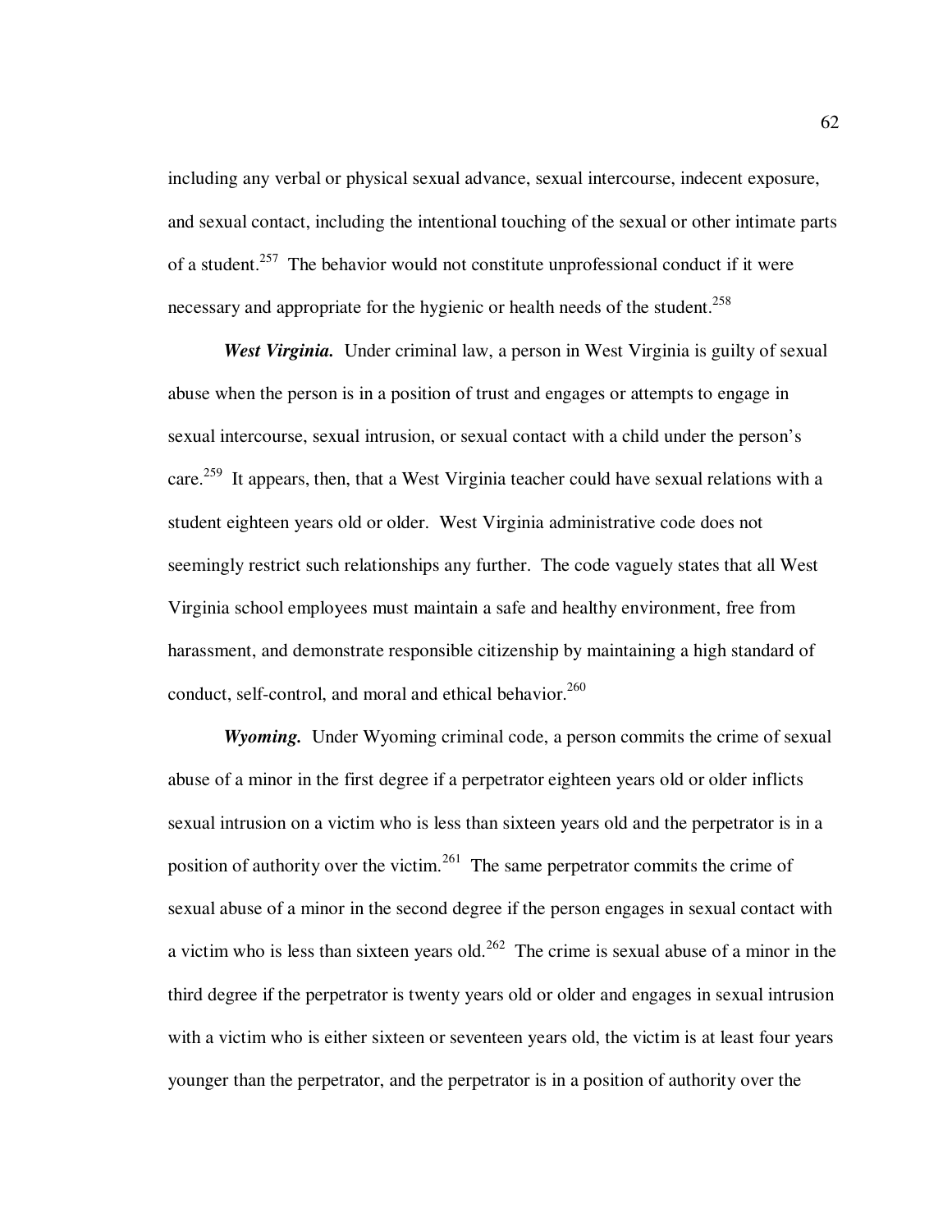including any verbal or physical sexual advance, sexual intercourse, indecent exposure, and sexual contact, including the intentional touching of the sexual or other intimate parts of a student.[257] The behavior would not constitute unprofessional conduct if it were necessary and appropriate for the hygienic or health needs of the student.[258]

***West Virginia.*** Under criminal law, a person in West Virginia is guilty of sexual abuse when the person is in a position of trust and engages or attempts to engage in sexual intercourse, sexual intrusion, or sexual contact with a child under the person's care.[259] It appears, then, that a West Virginia teacher could have sexual relations with a student eighteen years old or older. West Virginia administrative code does not seemingly restrict such relationships any further. The code vaguely states that all West Virginia school employees must maintain a safe and healthy environment, free from harassment, and demonstrate responsible citizenship by maintaining a high standard of conduct, self-control, and moral and ethical behavior.[260]

***Wyoming.*** Under Wyoming criminal code, a person commits the crime of sexual abuse of a minor in the first degree if a perpetrator eighteen years old or older inflicts sexual intrusion on a victim who is less than sixteen years old and the perpetrator is in a position of authority over the victim.[261] The same perpetrator commits the crime of sexual abuse of a minor in the second degree if the person engages in sexual contact with a victim who is less than sixteen years old.[262] The crime is sexual abuse of a minor in the third degree if the perpetrator is twenty years old or older and engages in sexual intrusion with a victim who is either sixteen or seventeen years old, the victim is at least four years younger than the perpetrator, and the perpetrator is in a position of authority over the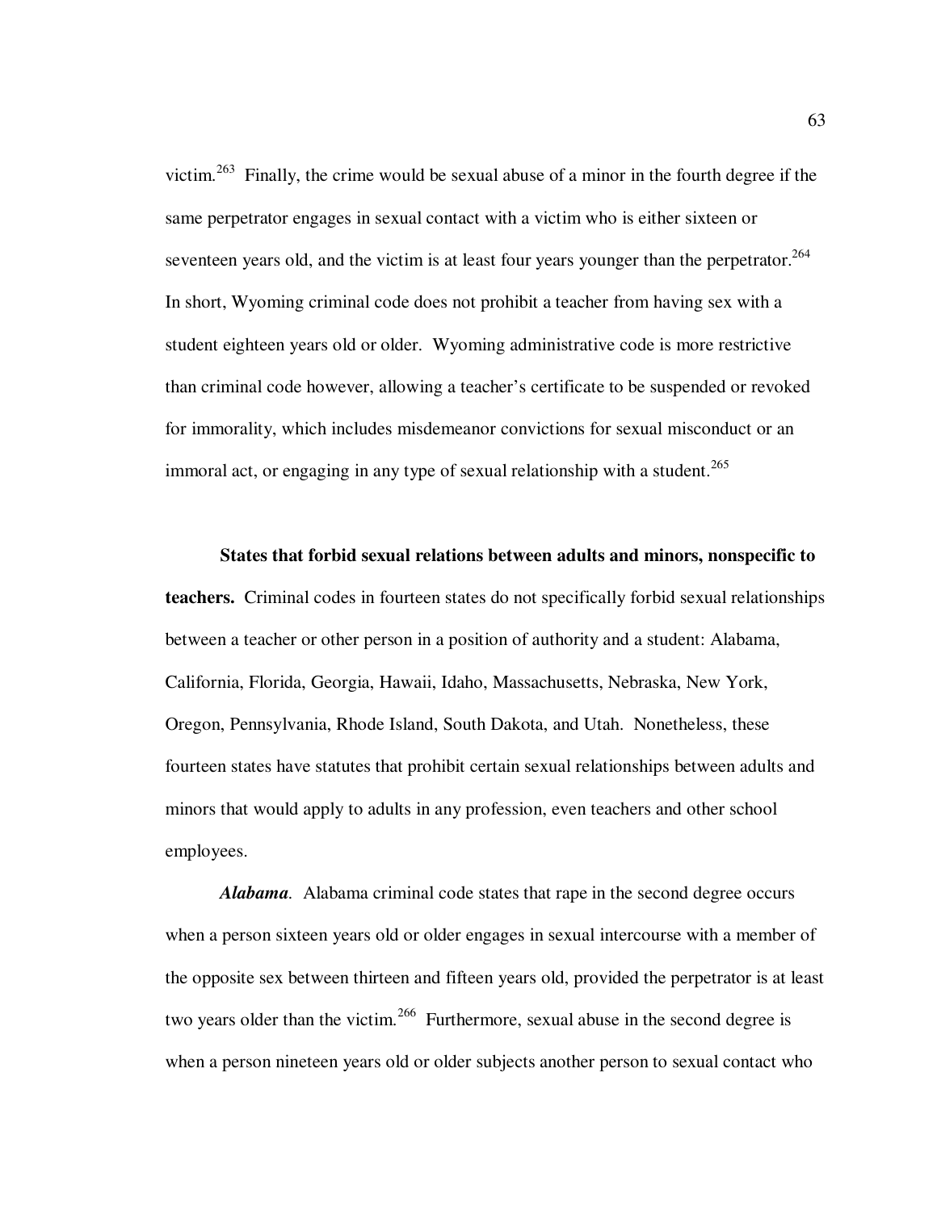victim.[263] Finally, the crime would be sexual abuse of a minor in the fourth degree if the same perpetrator engages in sexual contact with a victim who is either sixteen or seventeen years old, and the victim is at least four years younger than the perpetrator.[264] In short, Wyoming criminal code does not prohibit a teacher from having sex with a student eighteen years old or older. Wyoming administrative code is more restrictive than criminal code however, allowing a teacher's certificate to be suspended or revoked for immorality, which includes misdemeanor convictions for sexual misconduct or an immoral act, or engaging in any type of sexual relationship with a student.[265]

**States that forbid sexual relations between adults and minors, nonspecific to teachers.** Criminal codes in fourteen states do not specifically forbid sexual relationships between a teacher or other person in a position of authority and a student: Alabama, California, Florida, Georgia, Hawaii, Idaho, Massachusetts, Nebraska, New York, Oregon, Pennsylvania, Rhode Island, South Dakota, and Utah. Nonetheless, these fourteen states have statutes that prohibit certain sexual relationships between adults and minors that would apply to adults in any profession, even teachers and other school employees.

***Alabama***. Alabama criminal code states that rape in the second degree occurs when a person sixteen years old or older engages in sexual intercourse with a member of the opposite sex between thirteen and fifteen years old, provided the perpetrator is at least two years older than the victim.[266] Furthermore, sexual abuse in the second degree is when a person nineteen years old or older subjects another person to sexual contact who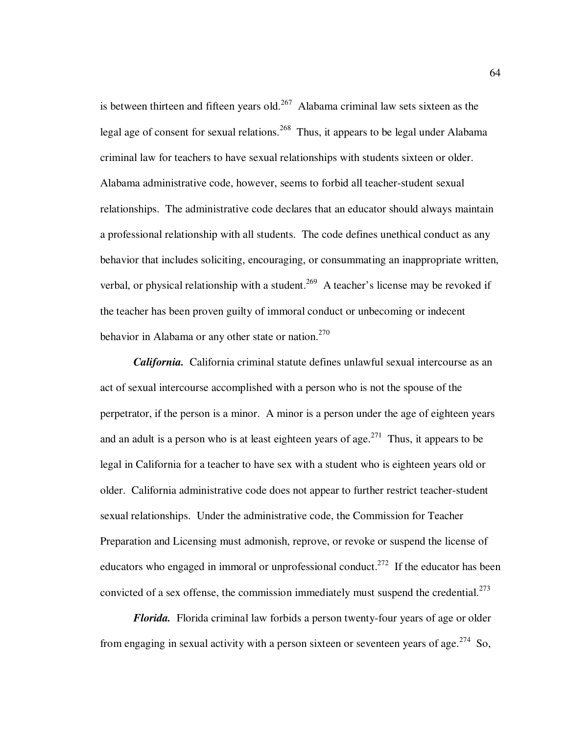is between thirteen and fifteen years old.[267] Alabama criminal law sets sixteen as the legal age of consent for sexual relations.[268] Thus, it appears to be legal under Alabama criminal law for teachers to have sexual relationships with students sixteen or older. Alabama administrative code, however, seems to forbid all teacher-student sexual relationships. The administrative code declares that an educator should always maintain a professional relationship with all students. The code defines unethical conduct as any behavior that includes soliciting, encouraging, or consummating an inappropriate written, verbal, or physical relationship with a student.[269] A teacher's license may be revoked if the teacher has been proven guilty of immoral conduct or unbecoming or indecent behavior in Alabama or any other state or nation.[270]

***California.*** California criminal statute defines unlawful sexual intercourse as an act of sexual intercourse accomplished with a person who is not the spouse of the perpetrator, if the person is a minor. A minor is a person under the age of eighteen years and an adult is a person who is at least eighteen years of age.[271] Thus, it appears to be legal in California for a teacher to have sex with a student who is eighteen years old or older. California administrative code does not appear to further restrict teacher-student sexual relationships. Under the administrative code, the Commission for Teacher Preparation and Licensing must admonish, reprove, or revoke or suspend the license of educators who engaged in immoral or unprofessional conduct.[272] If the educator has been convicted of a sex offense, the commission immediately must suspend the credential.[273]

***Florida.*** Florida criminal law forbids a person twenty-four years of age or older from engaging in sexual activity with a person sixteen or seventeen years of age.[274] So,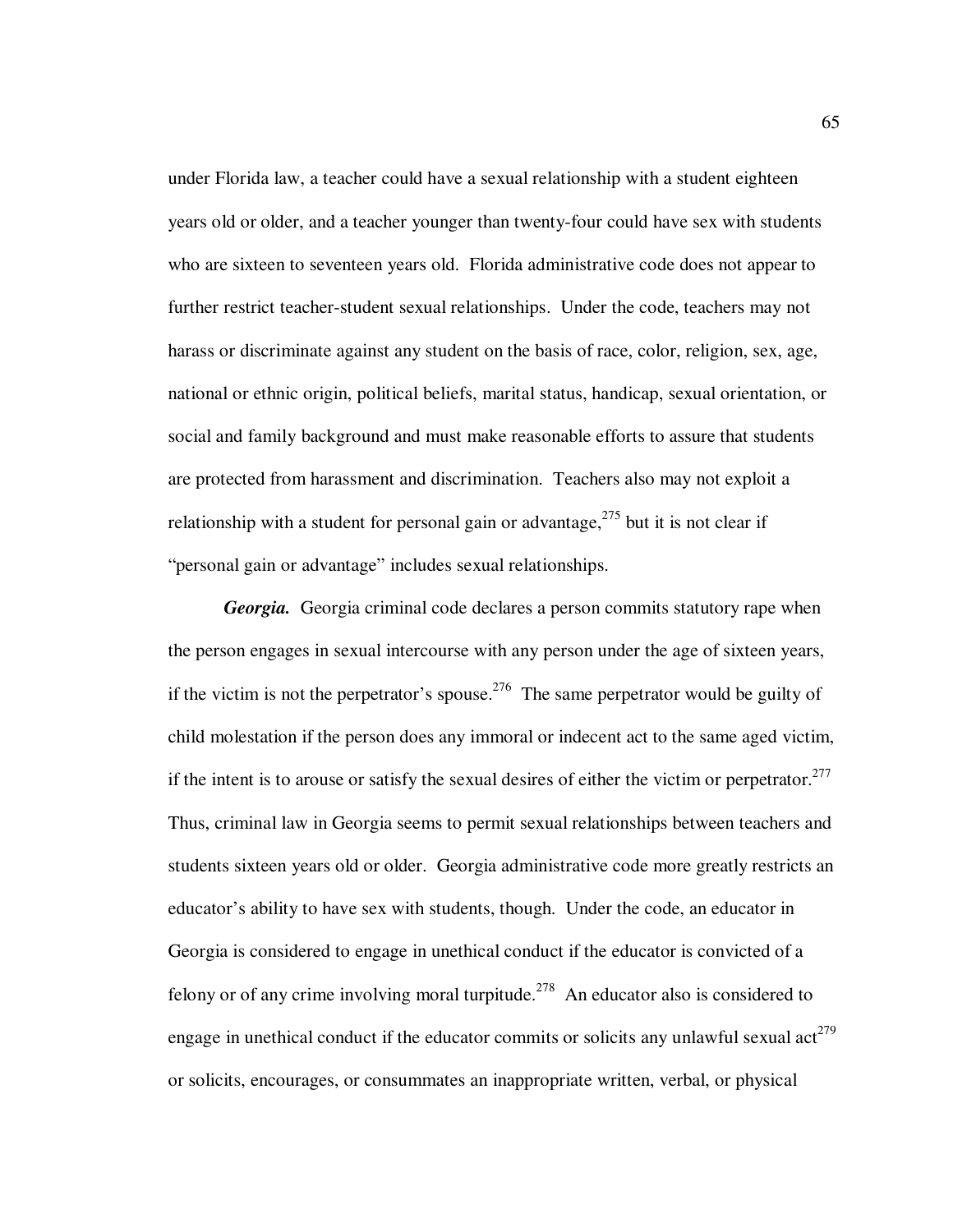under Florida law, a teacher could have a sexual relationship with a student eighteen years old or older, and a teacher younger than twenty-four could have sex with students who are sixteen to seventeen years old. Florida administrative code does not appear to further restrict teacher-student sexual relationships. Under the code, teachers may not harass or discriminate against any student on the basis of race, color, religion, sex, age, national or ethnic origin, political beliefs, marital status, handicap, sexual orientation, or social and family background and must make reasonable efforts to assure that students are protected from harassment and discrimination. Teachers also may not exploit a relationship with a student for personal gain or advantage,[275] but it is not clear if "personal gain or advantage" includes sexual relationships.

***Georgia.*** Georgia criminal code declares a person commits statutory rape when the person engages in sexual intercourse with any person under the age of sixteen years, if the victim is not the perpetrator's spouse.[276] The same perpetrator would be guilty of child molestation if the person does any immoral or indecent act to the same aged victim, if the intent is to arouse or satisfy the sexual desires of either the victim or perpetrator.[277] Thus, criminal law in Georgia seems to permit sexual relationships between teachers and students sixteen years old or older. Georgia administrative code more greatly restricts an educator's ability to have sex with students, though. Under the code, an educator in Georgia is considered to engage in unethical conduct if the educator is convicted of a felony or of any crime involving moral turpitude.[278] An educator also is considered to engage in unethical conduct if the educator commits or solicits any unlawful sexual act[279] or solicits, encourages, or consummates an inappropriate written, verbal, or physical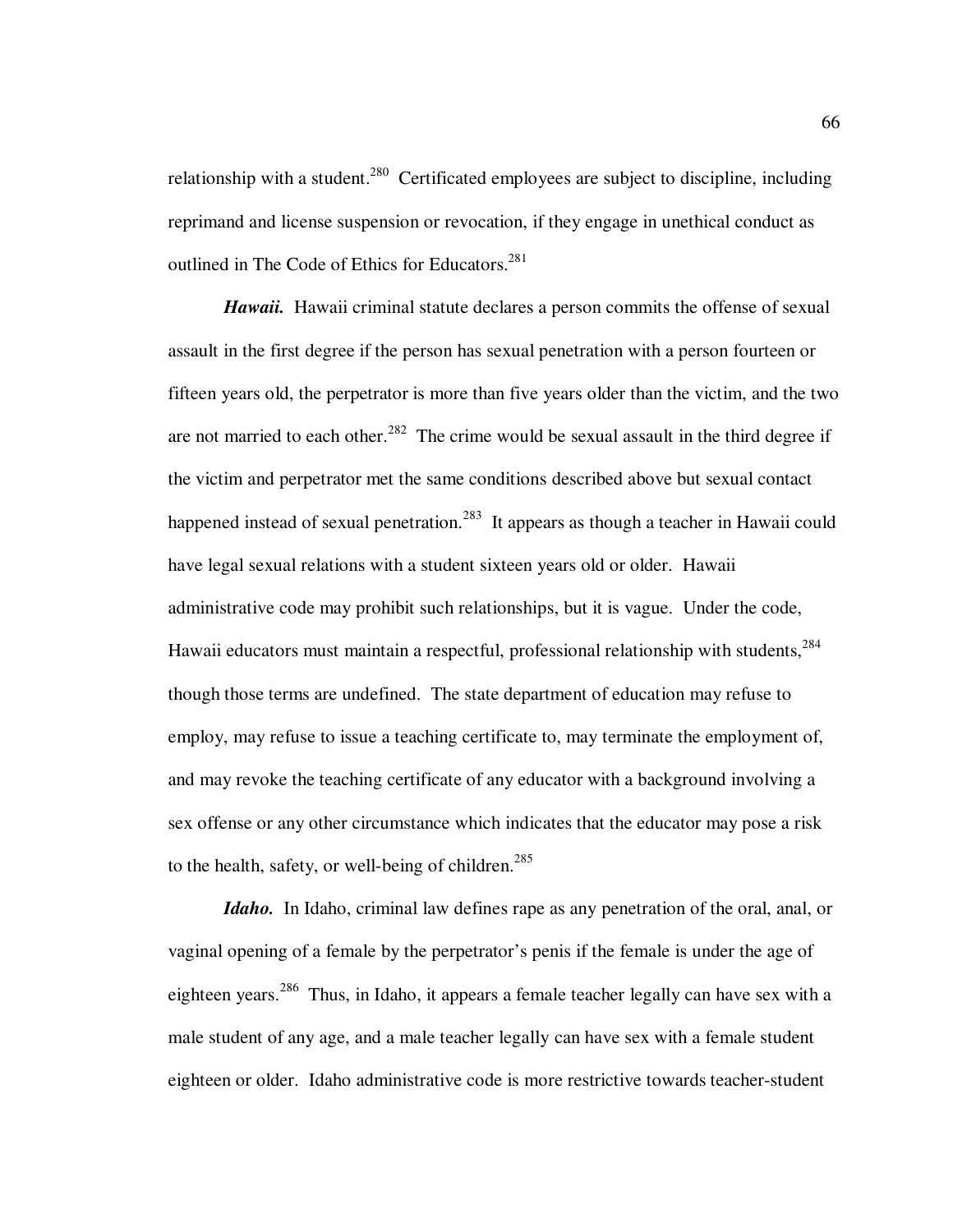relationship with a student.[280] Certificated employees are subject to discipline, including reprimand and license suspension or revocation, if they engage in unethical conduct as outlined in The Code of Ethics for Educators.[281]

***Hawaii.*** Hawaii criminal statute declares a person commits the offense of sexual assault in the first degree if the person has sexual penetration with a person fourteen or fifteen years old, the perpetrator is more than five years older than the victim, and the two are not married to each other.[282] The crime would be sexual assault in the third degree if the victim and perpetrator met the same conditions described above but sexual contact happened instead of sexual penetration.[283] It appears as though a teacher in Hawaii could have legal sexual relations with a student sixteen years old or older. Hawaii administrative code may prohibit such relationships, but it is vague. Under the code, Hawaii educators must maintain a respectful, professional relationship with students,[284] though those terms are undefined. The state department of education may refuse to employ, may refuse to issue a teaching certificate to, may terminate the employment of, and may revoke the teaching certificate of any educator with a background involving a sex offense or any other circumstance which indicates that the educator may pose a risk to the health, safety, or well-being of children.[285]

***Idaho.*** In Idaho, criminal law defines rape as any penetration of the oral, anal, or vaginal opening of a female by the perpetrator's penis if the female is under the age of eighteen years.[286] Thus, in Idaho, it appears a female teacher legally can have sex with a male student of any age, and a male teacher legally can have sex with a female student eighteen or older. Idaho administrative code is more restrictive towards teacher-student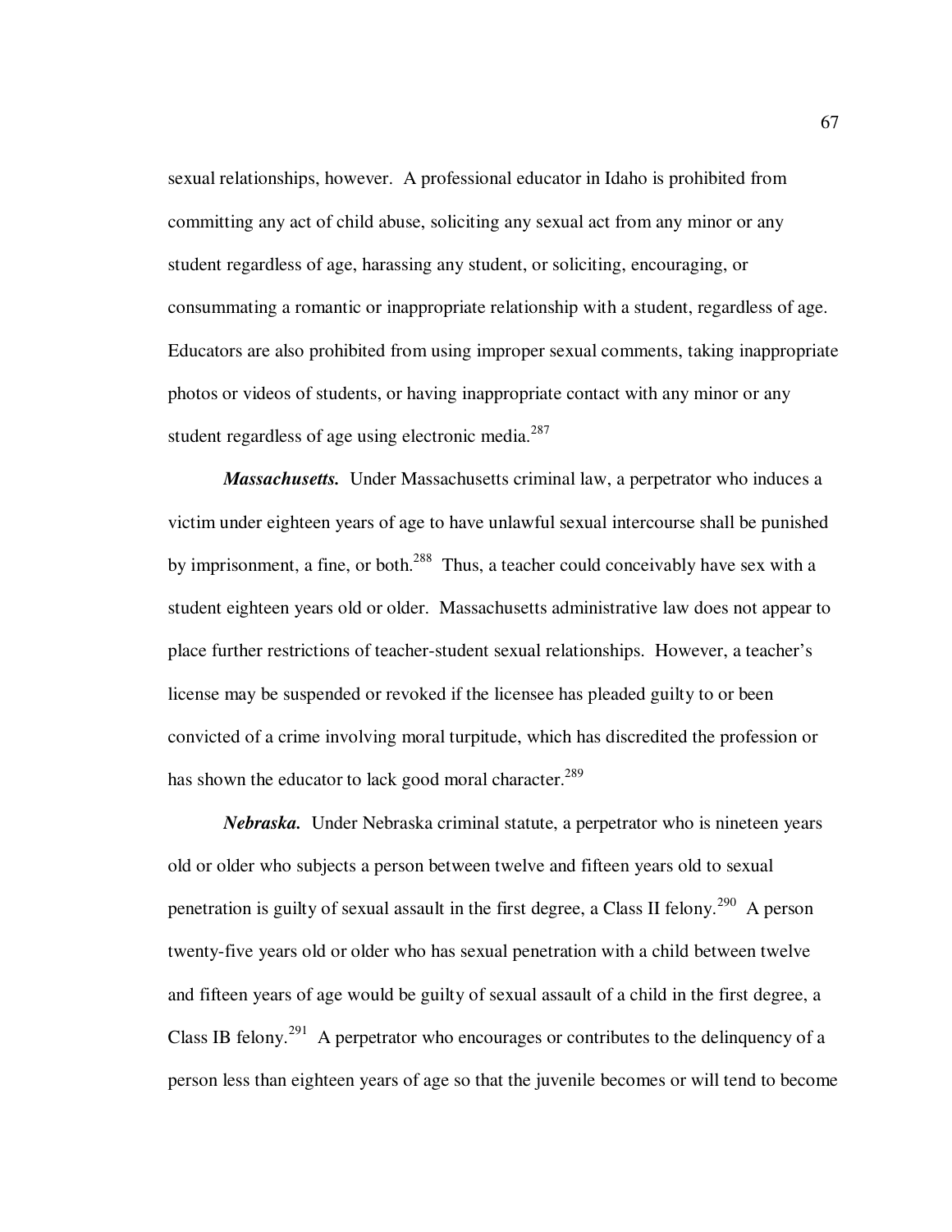sexual relationships, however. A professional educator in Idaho is prohibited from committing any act of child abuse, soliciting any sexual act from any minor or any student regardless of age, harassing any student, or soliciting, encouraging, or consummating a romantic or inappropriate relationship with a student, regardless of age. Educators are also prohibited from using improper sexual comments, taking inappropriate photos or videos of students, or having inappropriate contact with any minor or any student regardless of age using electronic media.[287]

***Massachusetts.*** Under Massachusetts criminal law, a perpetrator who induces a victim under eighteen years of age to have unlawful sexual intercourse shall be punished by imprisonment, a fine, or both.[288] Thus, a teacher could conceivably have sex with a student eighteen years old or older. Massachusetts administrative law does not appear to place further restrictions of teacher-student sexual relationships. However, a teacher's license may be suspended or revoked if the licensee has pleaded guilty to or been convicted of a crime involving moral turpitude, which has discredited the profession or has shown the educator to lack good moral character.[289]

***Nebraska.*** Under Nebraska criminal statute, a perpetrator who is nineteen years old or older who subjects a person between twelve and fifteen years old to sexual penetration is guilty of sexual assault in the first degree, a Class II felony.[290] A person twenty-five years old or older who has sexual penetration with a child between twelve and fifteen years of age would be guilty of sexual assault of a child in the first degree, a Class IB felony.[291] A perpetrator who encourages or contributes to the delinquency of a person less than eighteen years of age so that the juvenile becomes or will tend to become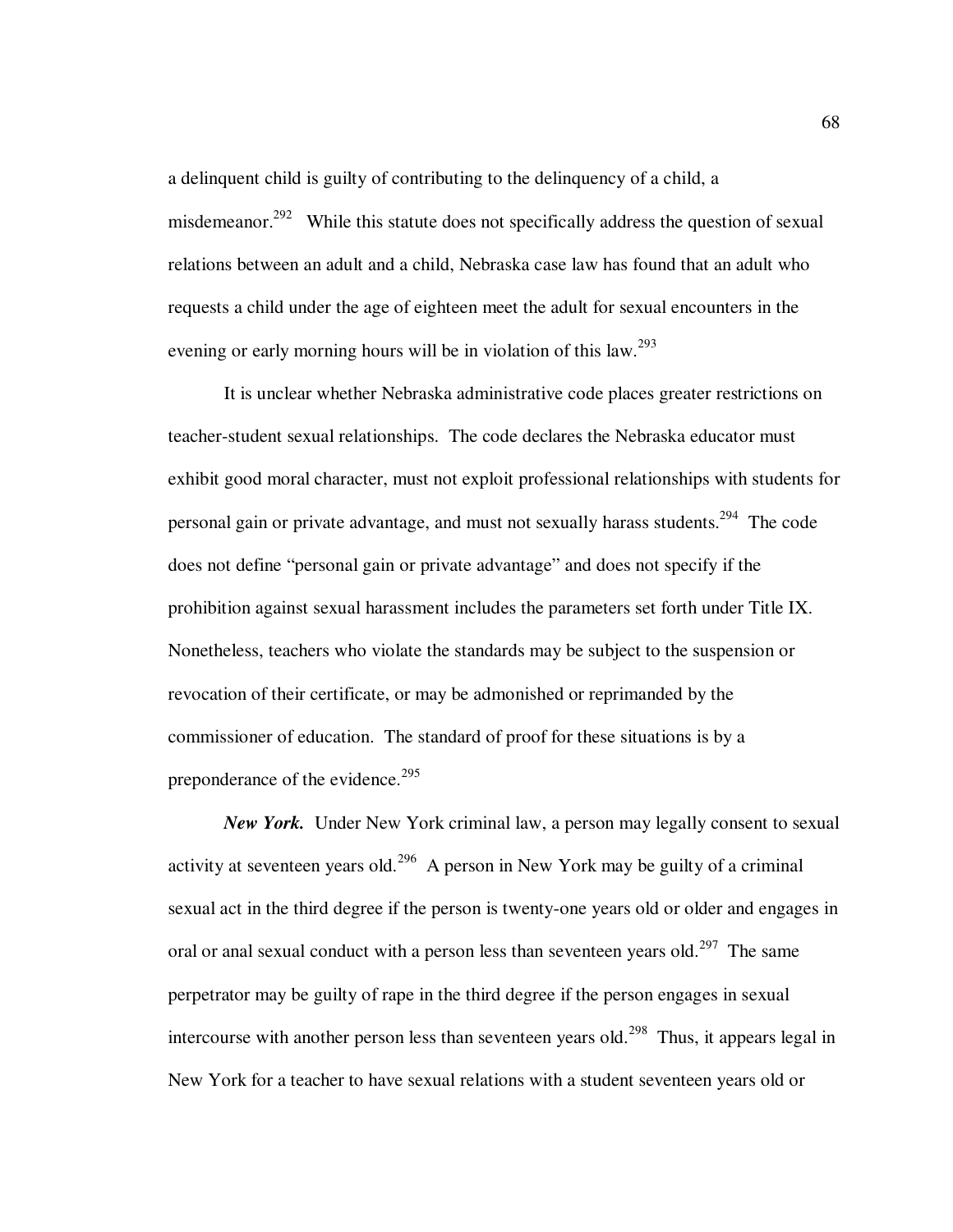a delinquent child is guilty of contributing to the delinquency of a child, a misdemeanor.[292] While this statute does not specifically address the question of sexual relations between an adult and a child, Nebraska case law has found that an adult who requests a child under the age of eighteen meet the adult for sexual encounters in the evening or early morning hours will be in violation of this law.[293]

It is unclear whether Nebraska administrative code places greater restrictions on teacher-student sexual relationships. The code declares the Nebraska educator must exhibit good moral character, must not exploit professional relationships with students for personal gain or private advantage, and must not sexually harass students.[294] The code does not define "personal gain or private advantage" and does not specify if the prohibition against sexual harassment includes the parameters set forth under Title IX. Nonetheless, teachers who violate the standards may be subject to the suspension or revocation of their certificate, or may be admonished or reprimanded by the commissioner of education. The standard of proof for these situations is by a preponderance of the evidence.[295]

***New York.*** Under New York criminal law, a person may legally consent to sexual activity at seventeen years old.[296] A person in New York may be guilty of a criminal sexual act in the third degree if the person is twenty-one years old or older and engages in oral or anal sexual conduct with a person less than seventeen years old.[297] The same perpetrator may be guilty of rape in the third degree if the person engages in sexual intercourse with another person less than seventeen years old.[298] Thus, it appears legal in New York for a teacher to have sexual relations with a student seventeen years old or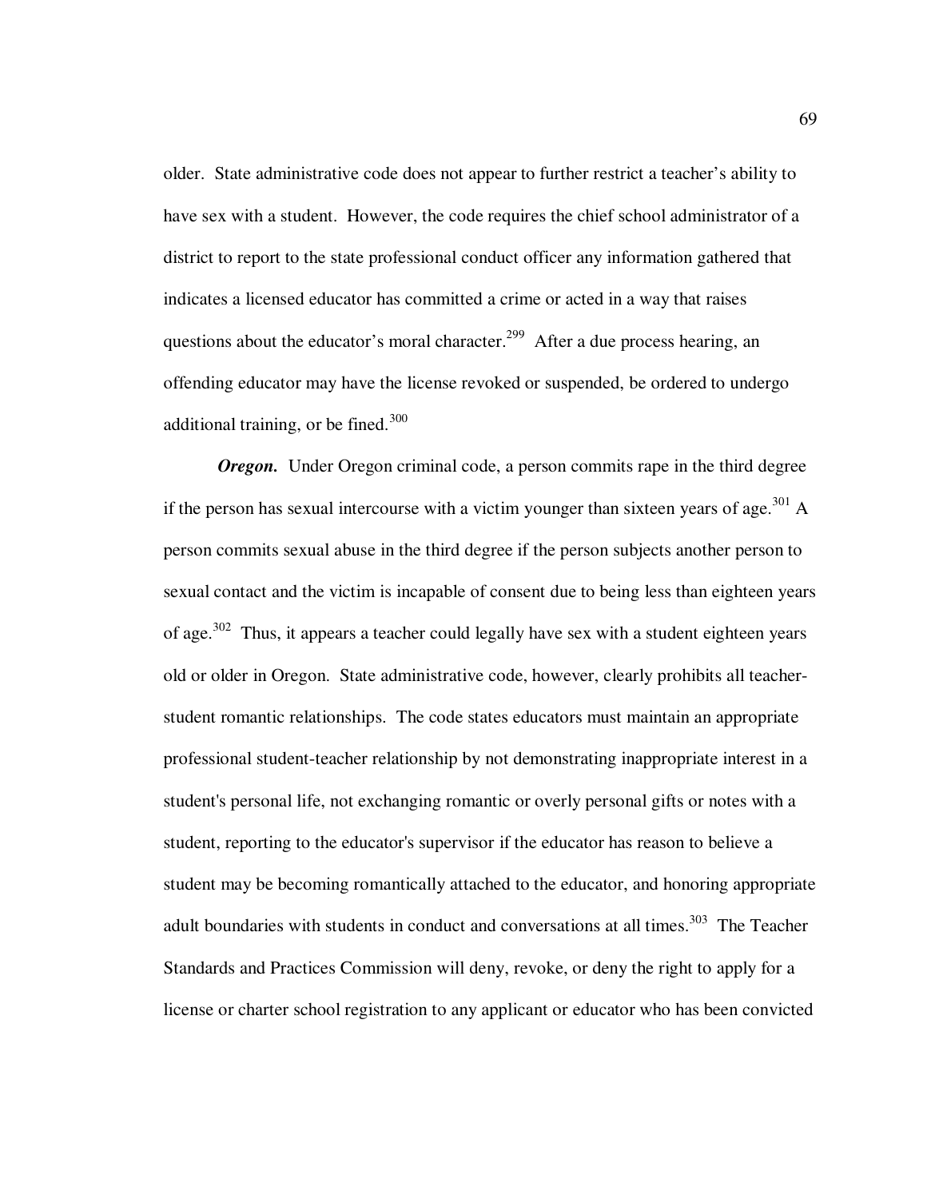older. State administrative code does not appear to further restrict a teacher's ability to have sex with a student. However, the code requires the chief school administrator of a district to report to the state professional conduct officer any information gathered that indicates a licensed educator has committed a crime or acted in a way that raises questions about the educator's moral character.[299] After a due process hearing, an offending educator may have the license revoked or suspended, be ordered to undergo additional training, or be fined.[300]

***Oregon.*** Under Oregon criminal code, a person commits rape in the third degree if the person has sexual intercourse with a victim younger than sixteen years of age.[301] A person commits sexual abuse in the third degree if the person subjects another person to sexual contact and the victim is incapable of consent due to being less than eighteen years of age.[302] Thus, it appears a teacher could legally have sex with a student eighteen years old or older in Oregon. State administrative code, however, clearly prohibits all teacher-student romantic relationships. The code states educators must maintain an appropriate professional student-teacher relationship by not demonstrating inappropriate interest in a student's personal life, not exchanging romantic or overly personal gifts or notes with a student, reporting to the educator's supervisor if the educator has reason to believe a student may be becoming romantically attached to the educator, and honoring appropriate adult boundaries with students in conduct and conversations at all times.[303] The Teacher Standards and Practices Commission will deny, revoke, or deny the right to apply for a license or charter school registration to any applicant or educator who has been convicted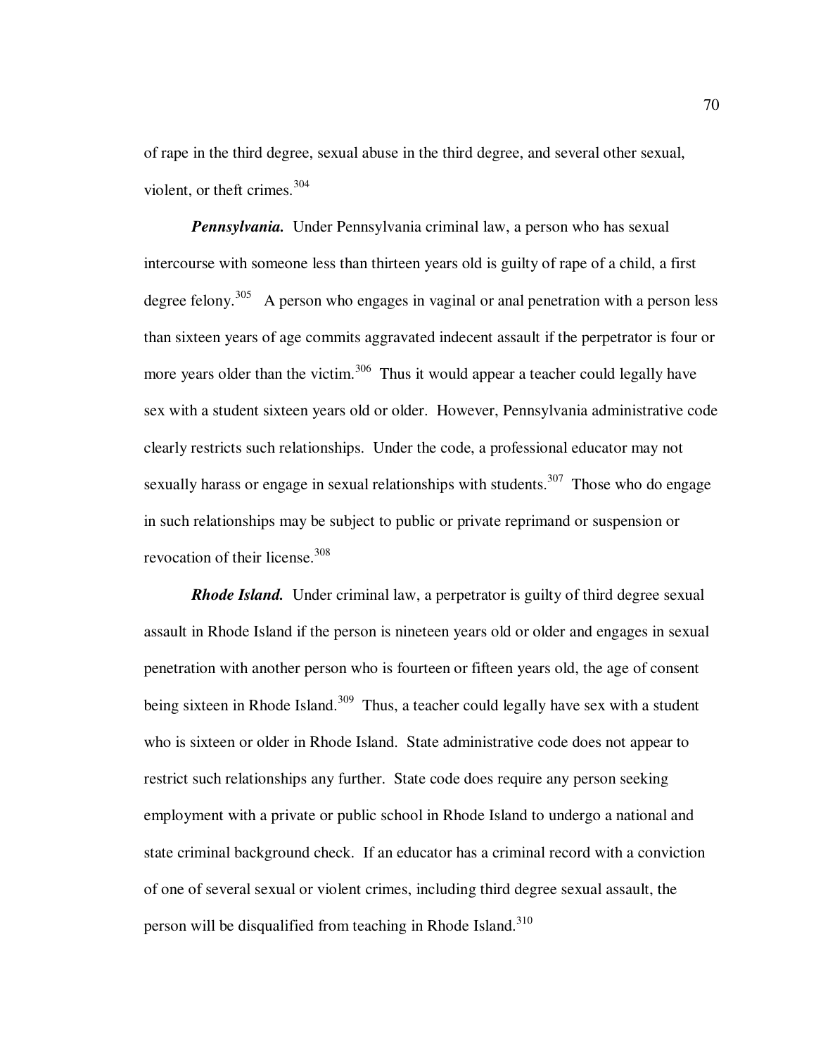of rape in the third degree, sexual abuse in the third degree, and several other sexual, violent, or theft crimes.[304]

***Pennsylvania.*** Under Pennsylvania criminal law, a person who has sexual intercourse with someone less than thirteen years old is guilty of rape of a child, a first degree felony.[305] A person who engages in vaginal or anal penetration with a person less than sixteen years of age commits aggravated indecent assault if the perpetrator is four or more years older than the victim.[306] Thus it would appear a teacher could legally have sex with a student sixteen years old or older. However, Pennsylvania administrative code clearly restricts such relationships. Under the code, a professional educator may not sexually harass or engage in sexual relationships with students.[307] Those who do engage in such relationships may be subject to public or private reprimand or suspension or revocation of their license.[308]

***Rhode Island.*** Under criminal law, a perpetrator is guilty of third degree sexual assault in Rhode Island if the person is nineteen years old or older and engages in sexual penetration with another person who is fourteen or fifteen years old, the age of consent being sixteen in Rhode Island.[309] Thus, a teacher could legally have sex with a student who is sixteen or older in Rhode Island. State administrative code does not appear to restrict such relationships any further. State code does require any person seeking employment with a private or public school in Rhode Island to undergo a national and state criminal background check. If an educator has a criminal record with a conviction of one of several sexual or violent crimes, including third degree sexual assault, the person will be disqualified from teaching in Rhode Island.[310]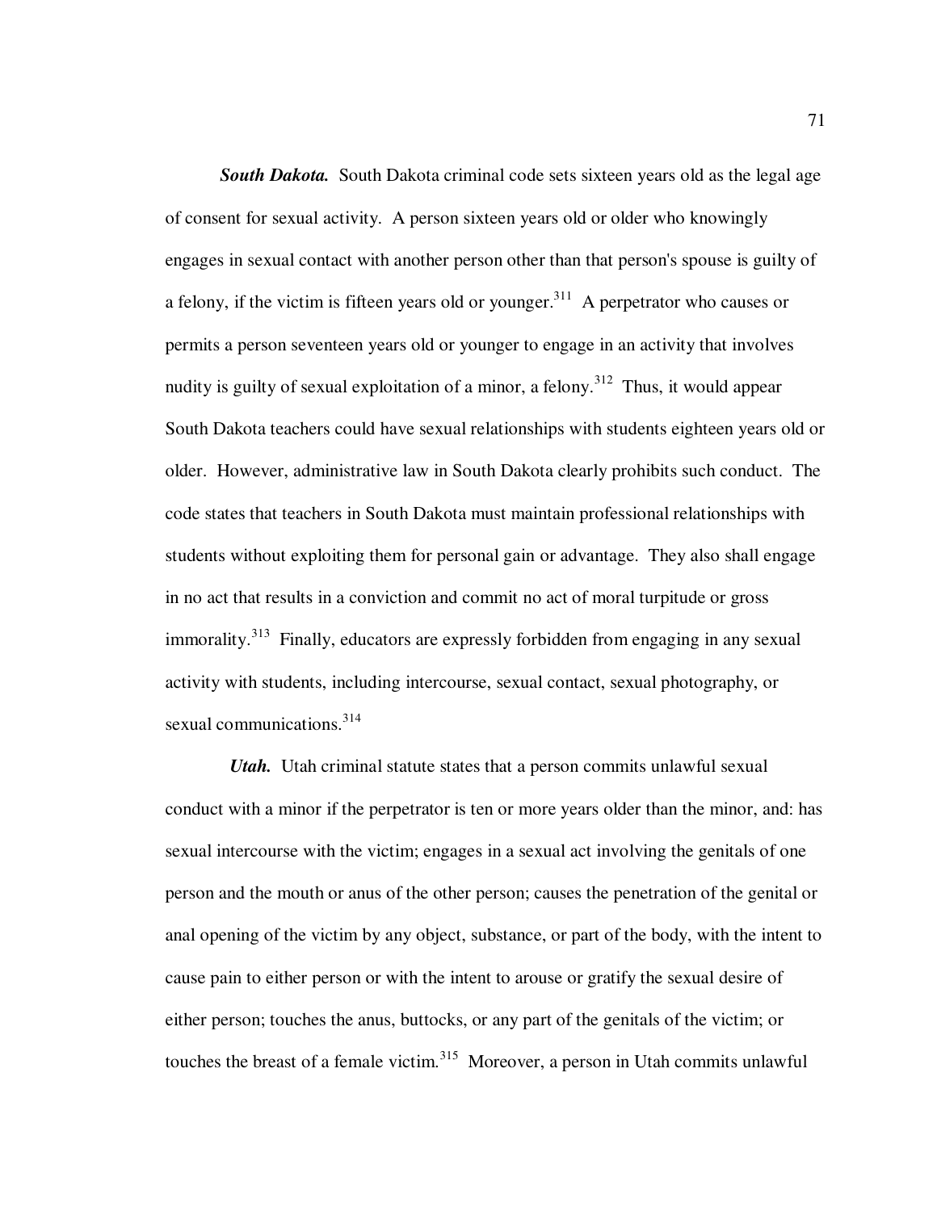***South Dakota.*** South Dakota criminal code sets sixteen years old as the legal age of consent for sexual activity. A person sixteen years old or older who knowingly engages in sexual contact with another person other than that person's spouse is guilty of a felony, if the victim is fifteen years old or younger.[311] A perpetrator who causes or permits a person seventeen years old or younger to engage in an activity that involves nudity is guilty of sexual exploitation of a minor, a felony.[312] Thus, it would appear South Dakota teachers could have sexual relationships with students eighteen years old or older. However, administrative law in South Dakota clearly prohibits such conduct. The code states that teachers in South Dakota must maintain professional relationships with students without exploiting them for personal gain or advantage. They also shall engage in no act that results in a conviction and commit no act of moral turpitude or gross immorality.[313] Finally, educators are expressly forbidden from engaging in any sexual activity with students, including intercourse, sexual contact, sexual photography, or sexual communications.[314]

***Utah.*** Utah criminal statute states that a person commits unlawful sexual conduct with a minor if the perpetrator is ten or more years older than the minor, and: has sexual intercourse with the victim; engages in a sexual act involving the genitals of one person and the mouth or anus of the other person; causes the penetration of the genital or anal opening of the victim by any object, substance, or part of the body, with the intent to cause pain to either person or with the intent to arouse or gratify the sexual desire of either person; touches the anus, buttocks, or any part of the genitals of the victim; or touches the breast of a female victim.[315] Moreover, a person in Utah commits unlawful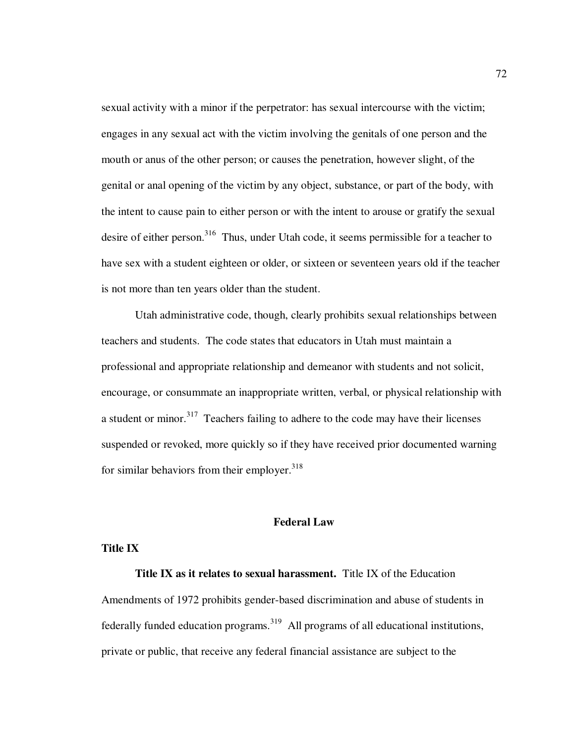sexual activity with a minor if the perpetrator: has sexual intercourse with the victim; engages in any sexual act with the victim involving the genitals of one person and the mouth or anus of the other person; or causes the penetration, however slight, of the genital or anal opening of the victim by any object, substance, or part of the body, with the intent to cause pain to either person or with the intent to arouse or gratify the sexual desire of either person.[316] Thus, under Utah code, it seems permissible for a teacher to have sex with a student eighteen or older, or sixteen or seventeen years old if the teacher is not more than ten years older than the student.

Utah administrative code, though, clearly prohibits sexual relationships between teachers and students. The code states that educators in Utah must maintain a professional and appropriate relationship and demeanor with students and not solicit, encourage, or consummate an inappropriate written, verbal, or physical relationship with a student or minor.[317] Teachers failing to adhere to the code may have their licenses suspended or revoked, more quickly so if they have received prior documented warning for similar behaviors from their employer.[318]

## Federal Law

### Title IX

**Title IX as it relates to sexual harassment.** Title IX of the Education Amendments of 1972 prohibits gender-based discrimination and abuse of students in federally funded education programs.[319] All programs of all educational institutions, private or public, that receive any federal financial assistance are subject to the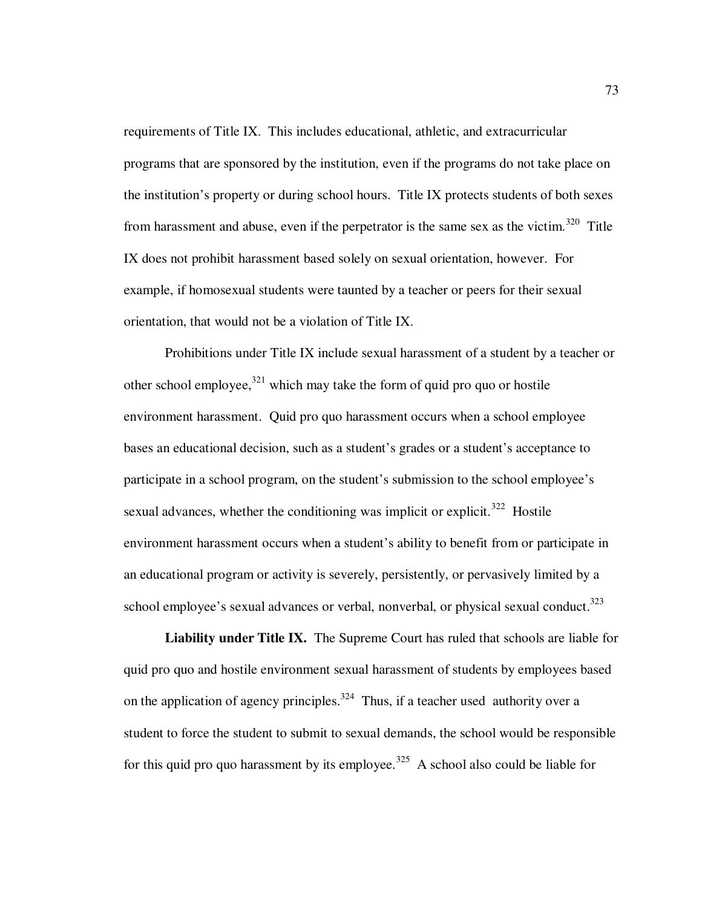requirements of Title IX. This includes educational, athletic, and extracurricular programs that are sponsored by the institution, even if the programs do not take place on the institution's property or during school hours. Title IX protects students of both sexes from harassment and abuse, even if the perpetrator is the same sex as the victim.[320] Title IX does not prohibit harassment based solely on sexual orientation, however. For example, if homosexual students were taunted by a teacher or peers for their sexual orientation, that would not be a violation of Title IX.

Prohibitions under Title IX include sexual harassment of a student by a teacher or other school employee,[321] which may take the form of quid pro quo or hostile environment harassment. Quid pro quo harassment occurs when a school employee bases an educational decision, such as a student's grades or a student's acceptance to participate in a school program, on the student's submission to the school employee's sexual advances, whether the conditioning was implicit or explicit.[322] Hostile environment harassment occurs when a student's ability to benefit from or participate in an educational program or activity is severely, persistently, or pervasively limited by a school employee's sexual advances or verbal, nonverbal, or physical sexual conduct.[323]

**Liability under Title IX.** The Supreme Court has ruled that schools are liable for quid pro quo and hostile environment sexual harassment of students by employees based on the application of agency principles.[324] Thus, if a teacher used authority over a student to force the student to submit to sexual demands, the school would be responsible for this quid pro quo harassment by its employee.[325] A school also could be liable for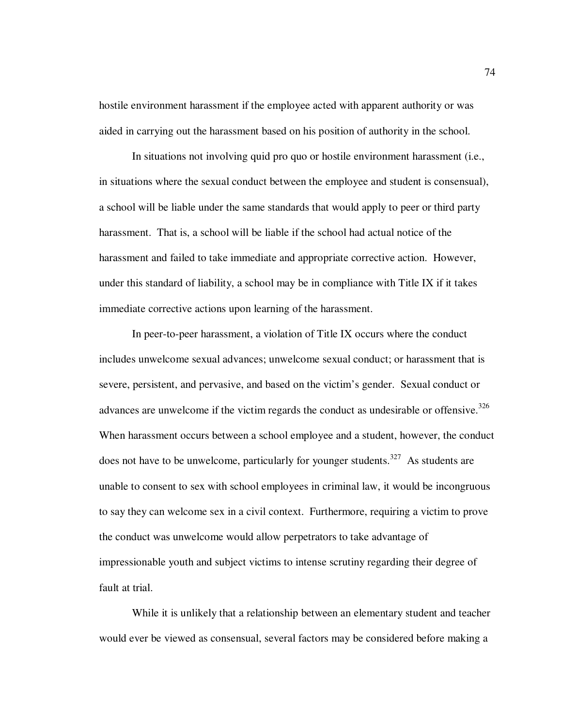hostile environment harassment if the employee acted with apparent authority or was aided in carrying out the harassment based on his position of authority in the school.

In situations not involving quid pro quo or hostile environment harassment (i.e., in situations where the sexual conduct between the employee and student is consensual), a school will be liable under the same standards that would apply to peer or third party harassment. That is, a school will be liable if the school had actual notice of the harassment and failed to take immediate and appropriate corrective action. However, under this standard of liability, a school may be in compliance with Title IX if it takes immediate corrective actions upon learning of the harassment.

In peer-to-peer harassment, a violation of Title IX occurs where the conduct includes unwelcome sexual advances; unwelcome sexual conduct; or harassment that is severe, persistent, and pervasive, and based on the victim's gender. Sexual conduct or advances are unwelcome if the victim regards the conduct as undesirable or offensive.[326] When harassment occurs between a school employee and a student, however, the conduct does not have to be unwelcome, particularly for younger students.[327] As students are unable to consent to sex with school employees in criminal law, it would be incongruous to say they can welcome sex in a civil context. Furthermore, requiring a victim to prove the conduct was unwelcome would allow perpetrators to take advantage of impressionable youth and subject victims to intense scrutiny regarding their degree of fault at trial.

While it is unlikely that a relationship between an elementary student and teacher would ever be viewed as consensual, several factors may be considered before making a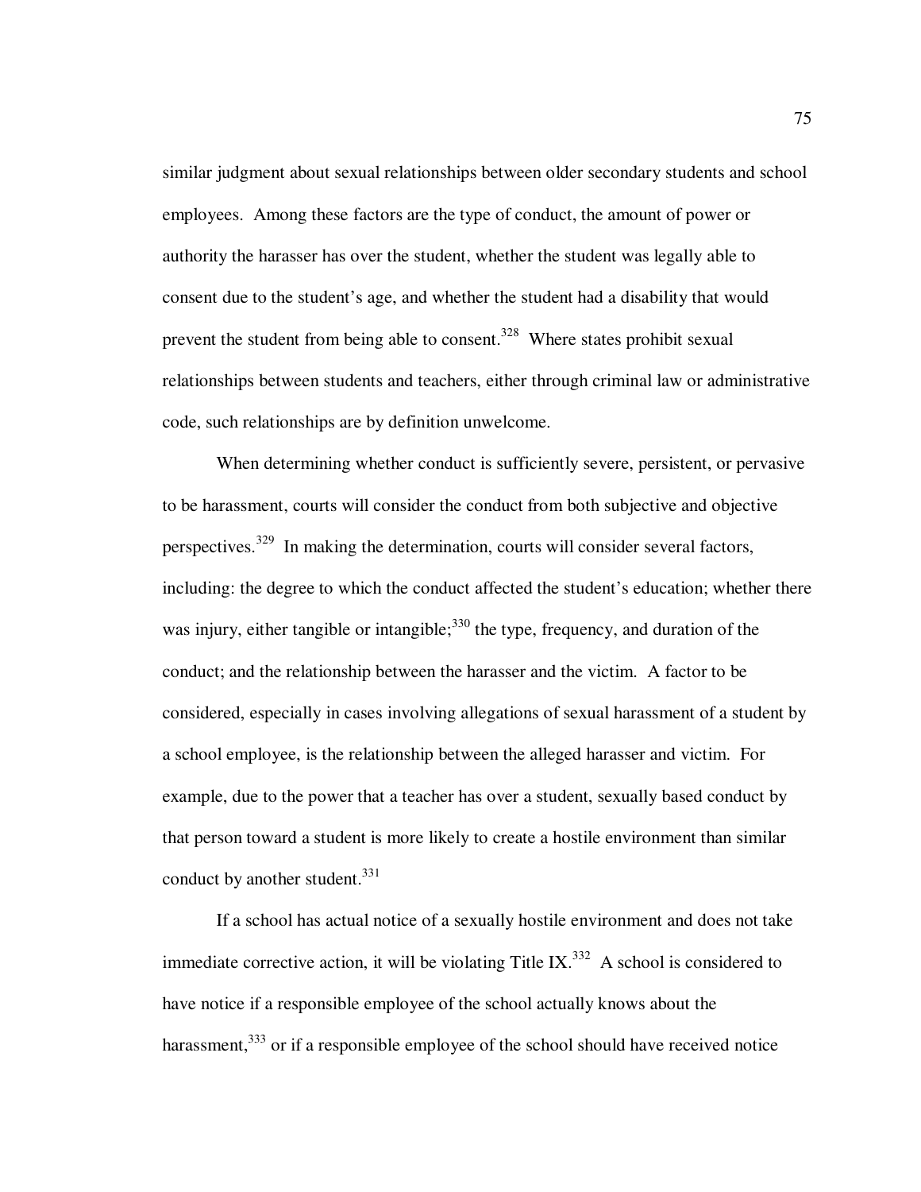similar judgment about sexual relationships between older secondary students and school employees. Among these factors are the type of conduct, the amount of power or authority the harasser has over the student, whether the student was legally able to consent due to the student's age, and whether the student had a disability that would prevent the student from being able to consent.[328] Where states prohibit sexual relationships between students and teachers, either through criminal law or administrative code, such relationships are by definition unwelcome.

When determining whether conduct is sufficiently severe, persistent, or pervasive to be harassment, courts will consider the conduct from both subjective and objective perspectives.[329] In making the determination, courts will consider several factors, including: the degree to which the conduct affected the student's education; whether there was injury, either tangible or intangible;[330] the type, frequency, and duration of the conduct; and the relationship between the harasser and the victim. A factor to be considered, especially in cases involving allegations of sexual harassment of a student by a school employee, is the relationship between the alleged harasser and victim. For example, due to the power that a teacher has over a student, sexually based conduct by that person toward a student is more likely to create a hostile environment than similar conduct by another student.[331]

If a school has actual notice of a sexually hostile environment and does not take immediate corrective action, it will be violating Title IX.[332] A school is considered to have notice if a responsible employee of the school actually knows about the harassment,[333] or if a responsible employee of the school should have received notice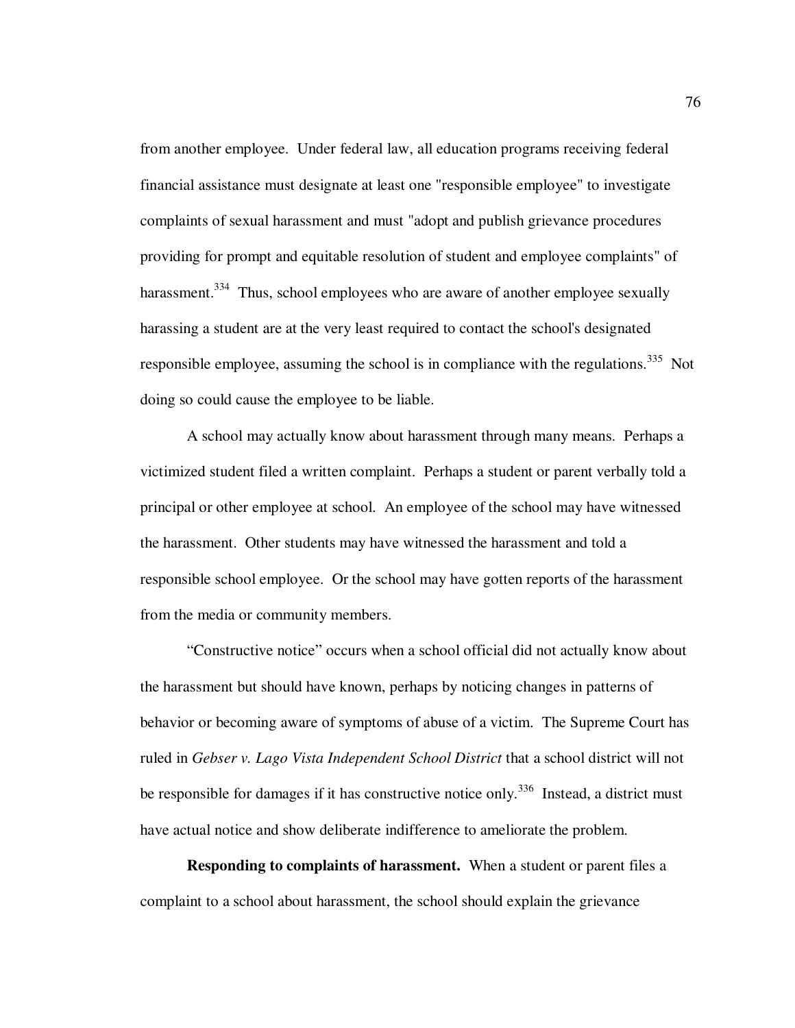from another employee. Under federal law, all education programs receiving federal financial assistance must designate at least one "responsible employee" to investigate complaints of sexual harassment and must "adopt and publish grievance procedures providing for prompt and equitable resolution of student and employee complaints" of harassment.[334] Thus, school employees who are aware of another employee sexually harassing a student are at the very least required to contact the school's designated responsible employee, assuming the school is in compliance with the regulations.[335] Not doing so could cause the employee to be liable.

A school may actually know about harassment through many means. Perhaps a victimized student filed a written complaint. Perhaps a student or parent verbally told a principal or other employee at school. An employee of the school may have witnessed the harassment. Other students may have witnessed the harassment and told a responsible school employee. Or the school may have gotten reports of the harassment from the media or community members.

"Constructive notice" occurs when a school official did not actually know about the harassment but should have known, perhaps by noticing changes in patterns of behavior or becoming aware of symptoms of abuse of a victim. The Supreme Court has ruled in *Gebser v. Lago Vista Independent School District* that a school district will not be responsible for damages if it has constructive notice only.[336] Instead, a district must have actual notice and show deliberate indifference to ameliorate the problem.

**Responding to complaints of harassment.** When a student or parent files a complaint to a school about harassment, the school should explain the grievance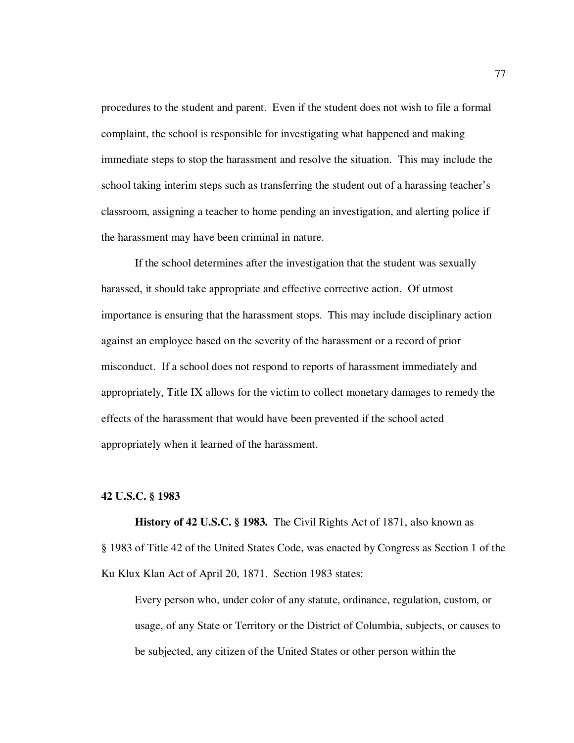procedures to the student and parent. Even if the student does not wish to file a formal complaint, the school is responsible for investigating what happened and making immediate steps to stop the harassment and resolve the situation. This may include the school taking interim steps such as transferring the student out of a harassing teacher's classroom, assigning a teacher to home pending an investigation, and alerting police if the harassment may have been criminal in nature.

If the school determines after the investigation that the student was sexually harassed, it should take appropriate and effective corrective action. Of utmost importance is ensuring that the harassment stops. This may include disciplinary action against an employee based on the severity of the harassment or a record of prior misconduct. If a school does not respond to reports of harassment immediately and appropriately, Title IX allows for the victim to collect monetary damages to remedy the effects of the harassment that would have been prevented if the school acted appropriately when it learned of the harassment.

### 42 U.S.C. § 1983

**History of 42 U.S.C. § 1983.** The Civil Rights Act of 1871, also known as § 1983 of Title 42 of the United States Code, was enacted by Congress as Section 1 of the Ku Klux Klan Act of April 20, 1871. Section 1983 states:

> Every person who, under color of any statute, ordinance, regulation, custom, or usage, of any State or Territory or the District of Columbia, subjects, or causes to be subjected, any citizen of the United States or other person within the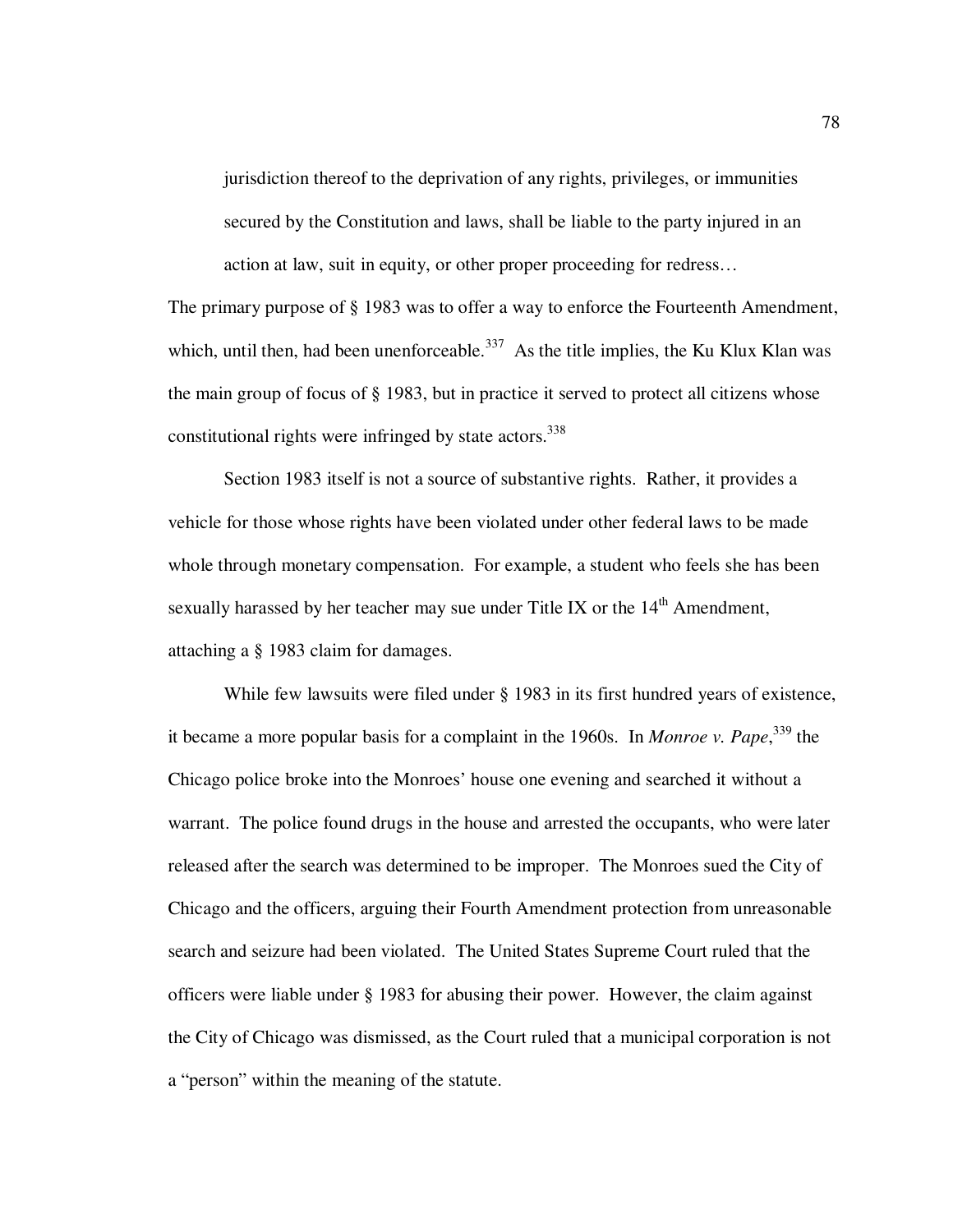> jurisdiction thereof to the deprivation of any rights, privileges, or immunities secured by the Constitution and laws, shall be liable to the party injured in an action at law, suit in equity, or other proper proceeding for redress…

The primary purpose of § 1983 was to offer a way to enforce the Fourteenth Amendment, which, until then, had been unenforceable.[337] As the title implies, the Ku Klux Klan was the main group of focus of § 1983, but in practice it served to protect all citizens whose constitutional rights were infringed by state actors.[338]

Section 1983 itself is not a source of substantive rights. Rather, it provides a vehicle for those whose rights have been violated under other federal laws to be made whole through monetary compensation. For example, a student who feels she has been sexually harassed by her teacher may sue under Title IX or the 14th Amendment, attaching a § 1983 claim for damages.

While few lawsuits were filed under § 1983 in its first hundred years of existence, it became a more popular basis for a complaint in the 1960s. In *Monroe v. Pape*,[339] the Chicago police broke into the Monroes' house one evening and searched it without a warrant. The police found drugs in the house and arrested the occupants, who were later released after the search was determined to be improper. The Monroes sued the City of Chicago and the officers, arguing their Fourth Amendment protection from unreasonable search and seizure had been violated. The United States Supreme Court ruled that the officers were liable under § 1983 for abusing their power. However, the claim against the City of Chicago was dismissed, as the Court ruled that a municipal corporation is not a "person" within the meaning of the statute.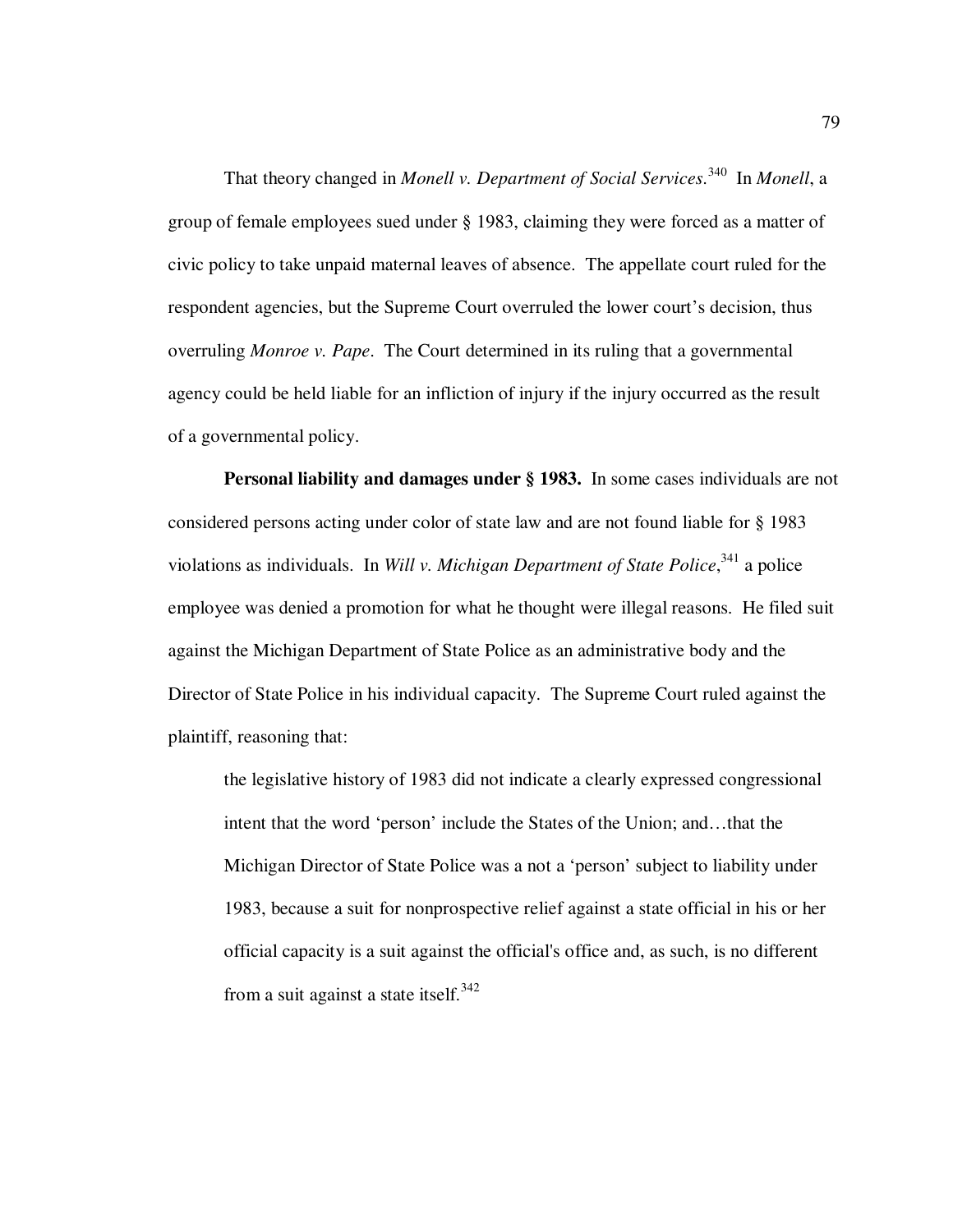That theory changed in *Monell v. Department of Social Services*.[340] In *Monell*, a group of female employees sued under § 1983, claiming they were forced as a matter of civic policy to take unpaid maternal leaves of absence. The appellate court ruled for the respondent agencies, but the Supreme Court overruled the lower court's decision, thus overruling *Monroe v. Pape*. The Court determined in its ruling that a governmental agency could be held liable for an infliction of injury if the injury occurred as the result of a governmental policy.

**Personal liability and damages under § 1983.** In some cases individuals are not considered persons acting under color of state law and are not found liable for § 1983 violations as individuals. In *Will v. Michigan Department of State Police*,[341] a police employee was denied a promotion for what he thought were illegal reasons. He filed suit against the Michigan Department of State Police as an administrative body and the Director of State Police in his individual capacity. The Supreme Court ruled against the plaintiff, reasoning that:

> the legislative history of 1983 did not indicate a clearly expressed congressional intent that the word 'person' include the States of the Union; and…that the Michigan Director of State Police was a not a 'person' subject to liability under 1983, because a suit for nonprospective relief against a state official in his or her official capacity is a suit against the official's office and, as such, is no different from a suit against a state itself.[342]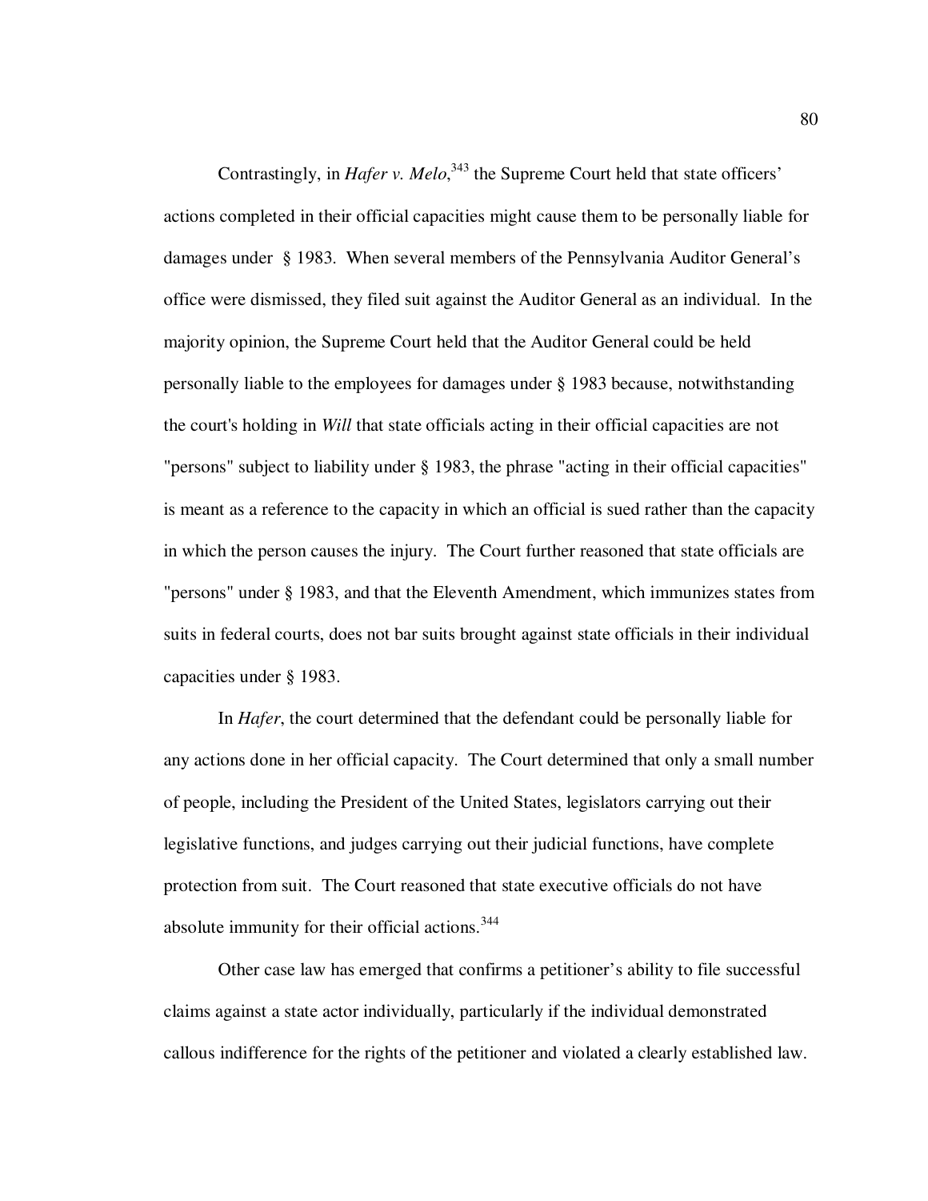Contrastingly, in *Hafer v. Melo*,[343] the Supreme Court held that state officers' actions completed in their official capacities might cause them to be personally liable for damages under § 1983. When several members of the Pennsylvania Auditor General's office were dismissed, they filed suit against the Auditor General as an individual. In the majority opinion, the Supreme Court held that the Auditor General could be held personally liable to the employees for damages under § 1983 because, notwithstanding the court's holding in *Will* that state officials acting in their official capacities are not "persons" subject to liability under § 1983, the phrase "acting in their official capacities" is meant as a reference to the capacity in which an official is sued rather than the capacity in which the person causes the injury. The Court further reasoned that state officials are "persons" under § 1983, and that the Eleventh Amendment, which immunizes states from suits in federal courts, does not bar suits brought against state officials in their individual capacities under § 1983.

In *Hafer*, the court determined that the defendant could be personally liable for any actions done in her official capacity. The Court determined that only a small number of people, including the President of the United States, legislators carrying out their legislative functions, and judges carrying out their judicial functions, have complete protection from suit. The Court reasoned that state executive officials do not have absolute immunity for their official actions.[344]

Other case law has emerged that confirms a petitioner's ability to file successful claims against a state actor individually, particularly if the individual demonstrated callous indifference for the rights of the petitioner and violated a clearly established law.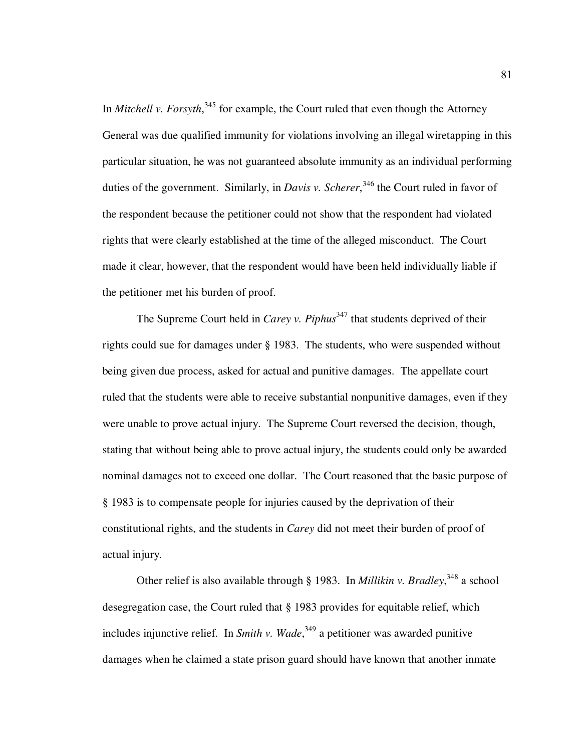In *Mitchell v. Forsyth*,[345] for example, the Court ruled that even though the Attorney General was due qualified immunity for violations involving an illegal wiretapping in this particular situation, he was not guaranteed absolute immunity as an individual performing duties of the government. Similarly, in *Davis v. Scherer*,[346] the Court ruled in favor of the respondent because the petitioner could not show that the respondent had violated rights that were clearly established at the time of the alleged misconduct. The Court made it clear, however, that the respondent would have been held individually liable if the petitioner met his burden of proof.

The Supreme Court held in *Carey v. Piphus*[347] that students deprived of their rights could sue for damages under § 1983. The students, who were suspended without being given due process, asked for actual and punitive damages. The appellate court ruled that the students were able to receive substantial nonpunitive damages, even if they were unable to prove actual injury. The Supreme Court reversed the decision, though, stating that without being able to prove actual injury, the students could only be awarded nominal damages not to exceed one dollar. The Court reasoned that the basic purpose of § 1983 is to compensate people for injuries caused by the deprivation of their constitutional rights, and the students in *Carey* did not meet their burden of proof of actual injury.

Other relief is also available through § 1983. In *Millikin v. Bradley*,[348] a school desegregation case, the Court ruled that § 1983 provides for equitable relief, which includes injunctive relief. In *Smith v. Wade*,[349] a petitioner was awarded punitive damages when he claimed a state prison guard should have known that another inmate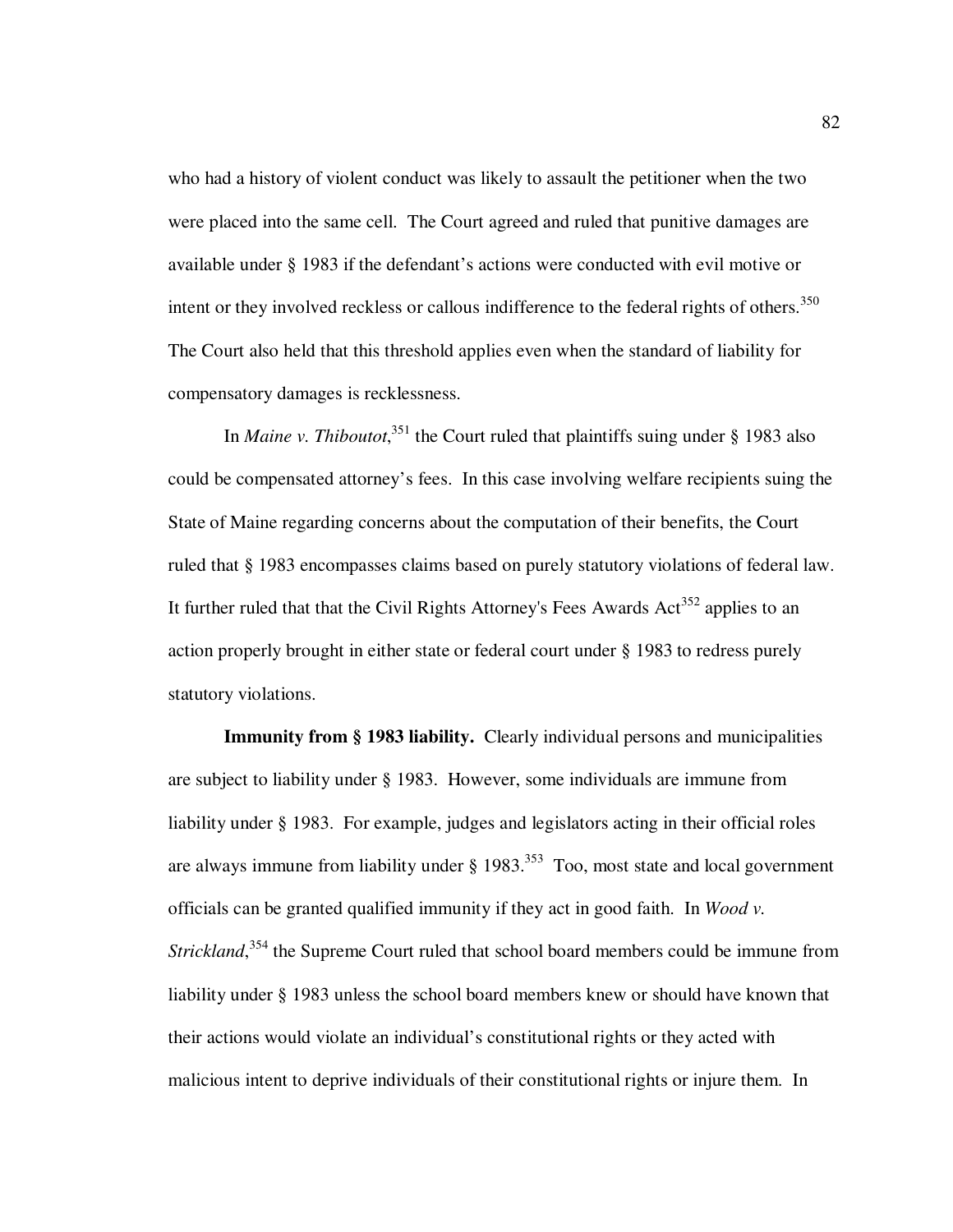who had a history of violent conduct was likely to assault the petitioner when the two were placed into the same cell. The Court agreed and ruled that punitive damages are available under § 1983 if the defendant's actions were conducted with evil motive or intent or they involved reckless or callous indifference to the federal rights of others.[350] The Court also held that this threshold applies even when the standard of liability for compensatory damages is recklessness.

In *Maine v. Thiboutot*,[351] the Court ruled that plaintiffs suing under § 1983 also could be compensated attorney's fees. In this case involving welfare recipients suing the State of Maine regarding concerns about the computation of their benefits, the Court ruled that § 1983 encompasses claims based on purely statutory violations of federal law. It further ruled that that the Civil Rights Attorney's Fees Awards Act[352] applies to an action properly brought in either state or federal court under § 1983 to redress purely statutory violations.

**Immunity from § 1983 liability.** Clearly individual persons and municipalities are subject to liability under § 1983. However, some individuals are immune from liability under § 1983. For example, judges and legislators acting in their official roles are always immune from liability under § 1983.[353] Too, most state and local government officials can be granted qualified immunity if they act in good faith. In *Wood v. Strickland*,[354] the Supreme Court ruled that school board members could be immune from liability under § 1983 unless the school board members knew or should have known that their actions would violate an individual's constitutional rights or they acted with malicious intent to deprive individuals of their constitutional rights or injure them. In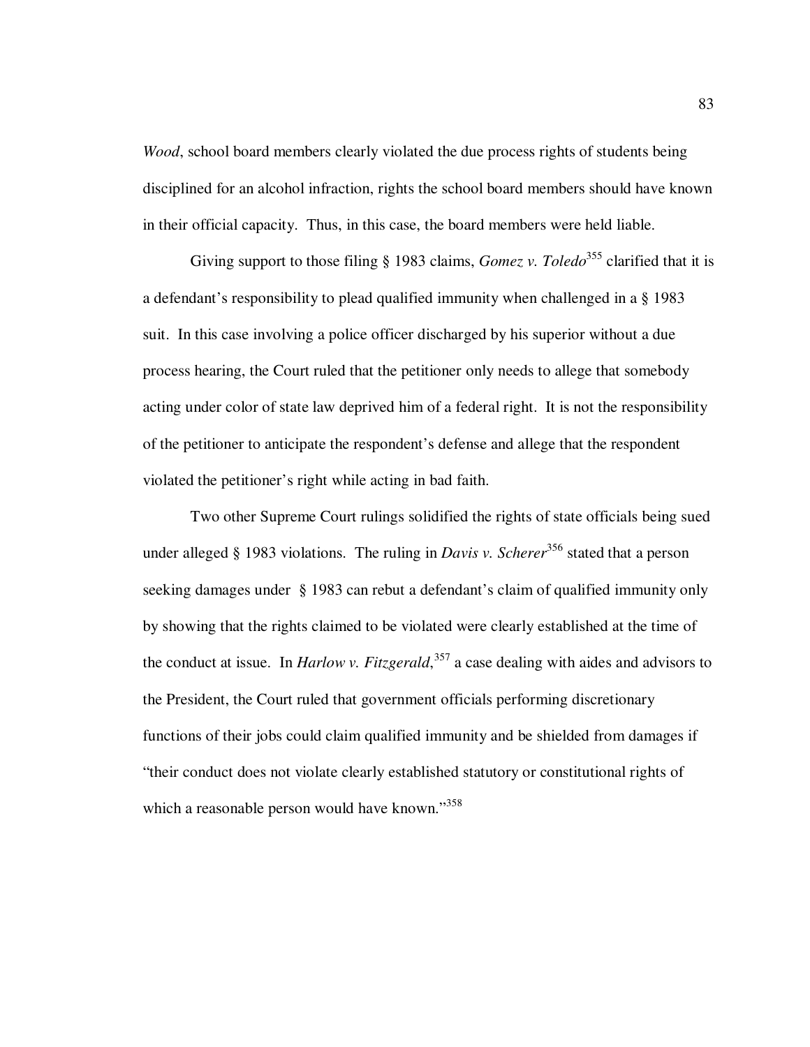*Wood*, school board members clearly violated the due process rights of students being disciplined for an alcohol infraction, rights the school board members should have known in their official capacity. Thus, in this case, the board members were held liable.

Giving support to those filing § 1983 claims, *Gomez v. Toledo*[355] clarified that it is a defendant's responsibility to plead qualified immunity when challenged in a § 1983 suit. In this case involving a police officer discharged by his superior without a due process hearing, the Court ruled that the petitioner only needs to allege that somebody acting under color of state law deprived him of a federal right. It is not the responsibility of the petitioner to anticipate the respondent's defense and allege that the respondent violated the petitioner's right while acting in bad faith.

Two other Supreme Court rulings solidified the rights of state officials being sued under alleged § 1983 violations. The ruling in *Davis v. Scherer*[356] stated that a person seeking damages under § 1983 can rebut a defendant's claim of qualified immunity only by showing that the rights claimed to be violated were clearly established at the time of the conduct at issue. In *Harlow v. Fitzgerald*,[357] a case dealing with aides and advisors to the President, the Court ruled that government officials performing discretionary functions of their jobs could claim qualified immunity and be shielded from damages if "their conduct does not violate clearly established statutory or constitutional rights of which a reasonable person would have known."[358]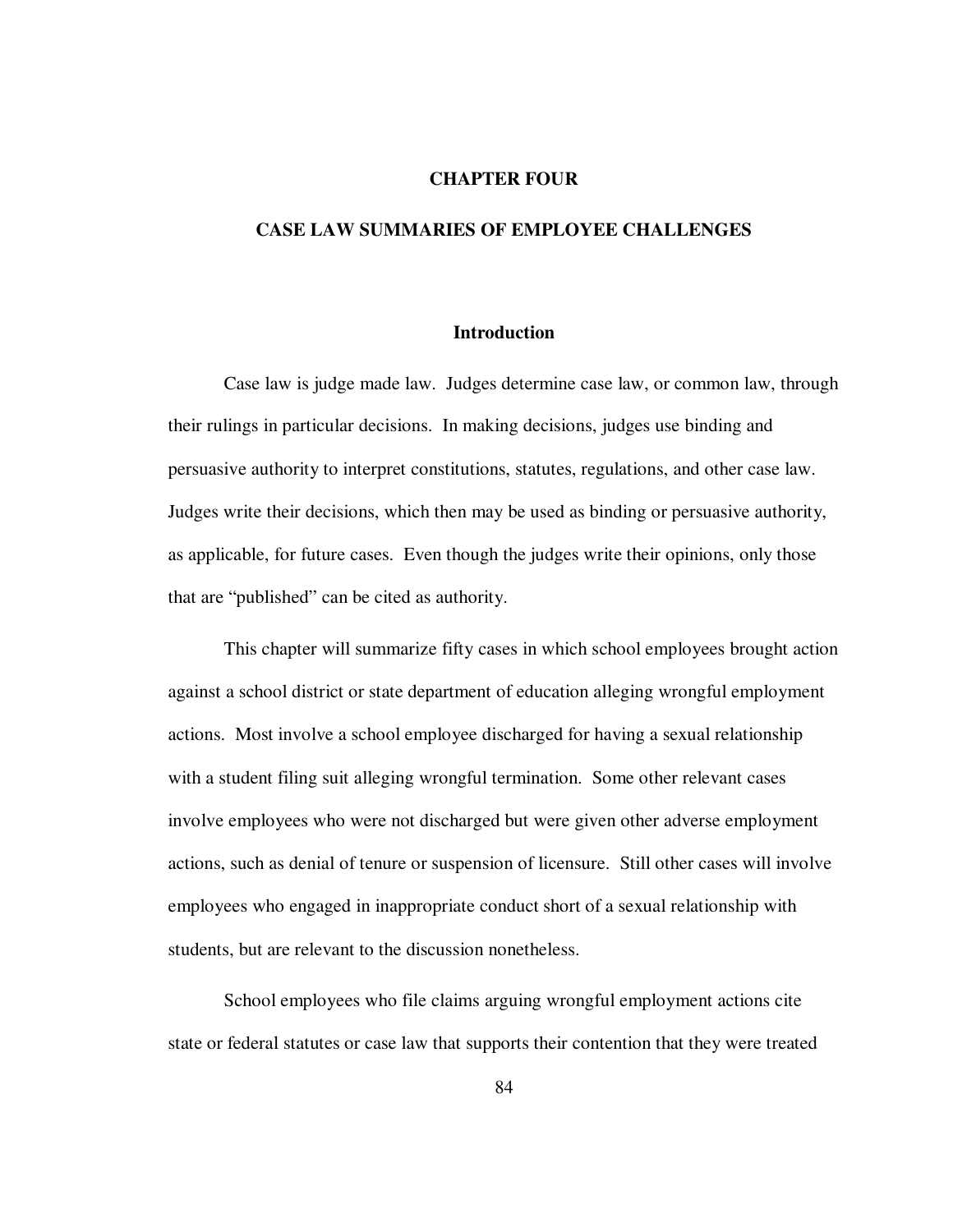# CHAPTER FOUR

# CASE LAW SUMMARIES OF EMPLOYEE CHALLENGES

## Introduction

Case law is judge made law. Judges determine case law, or common law, through their rulings in particular decisions. In making decisions, judges use binding and persuasive authority to interpret constitutions, statutes, regulations, and other case law. Judges write their decisions, which then may be used as binding or persuasive authority, as applicable, for future cases. Even though the judges write their opinions, only those that are "published" can be cited as authority.

This chapter will summarize fifty cases in which school employees brought action against a school district or state department of education alleging wrongful employment actions. Most involve a school employee discharged for having a sexual relationship with a student filing suit alleging wrongful termination. Some other relevant cases involve employees who were not discharged but were given other adverse employment actions, such as denial of tenure or suspension of licensure. Still other cases will involve employees who engaged in inappropriate conduct short of a sexual relationship with students, but are relevant to the discussion nonetheless.

School employees who file claims arguing wrongful employment actions cite state or federal statutes or case law that supports their contention that they were treated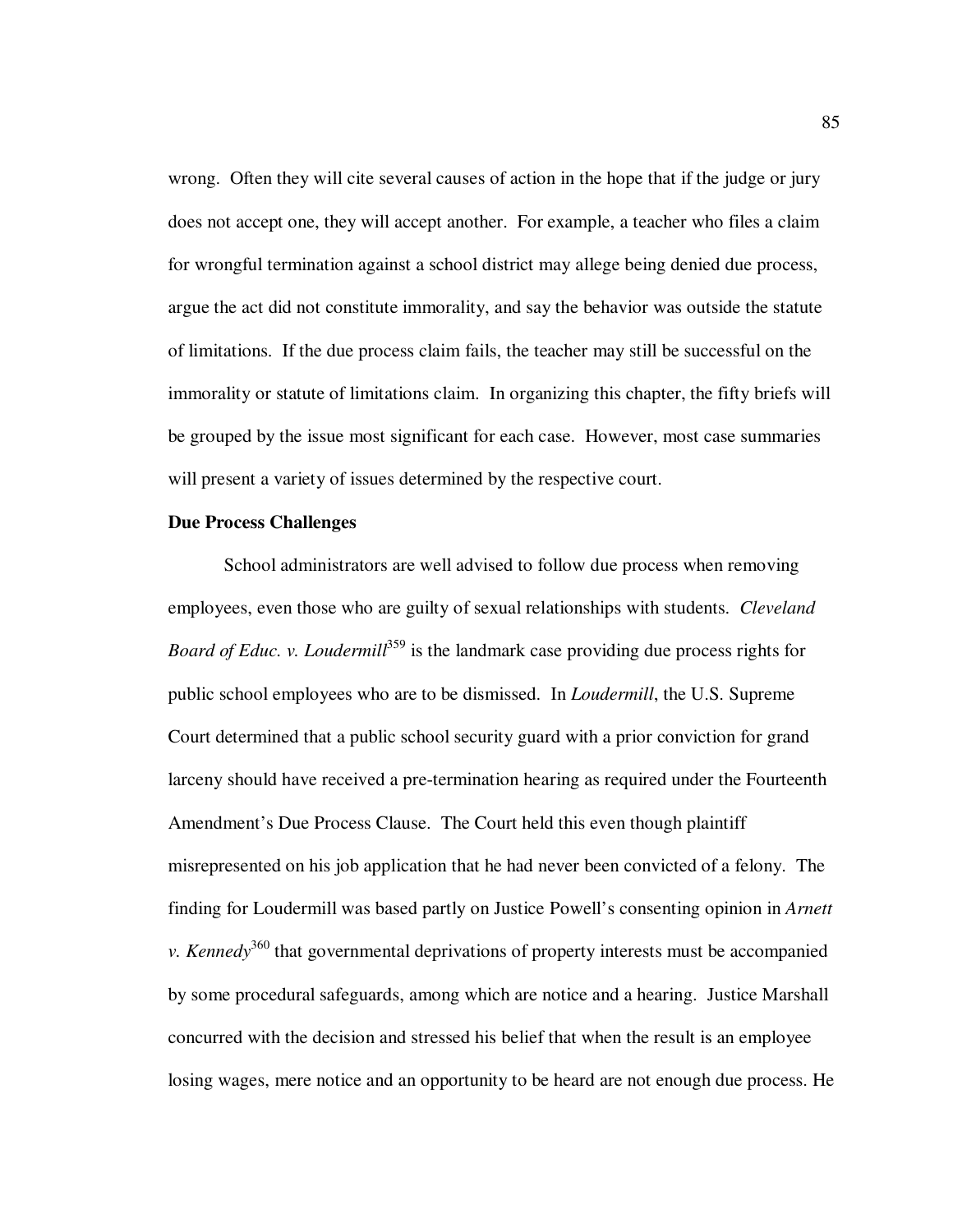wrong. Often they will cite several causes of action in the hope that if the judge or jury does not accept one, they will accept another. For example, a teacher who files a claim for wrongful termination against a school district may allege being denied due process, argue the act did not constitute immorality, and say the behavior was outside the statute of limitations. If the due process claim fails, the teacher may still be successful on the immorality or statute of limitations claim. In organizing this chapter, the fifty briefs will be grouped by the issue most significant for each case. However, most case summaries will present a variety of issues determined by the respective court.

**Due Process Challenges**

School administrators are well advised to follow due process when removing employees, even those who are guilty of sexual relationships with students. *Cleveland Board of Educ. v. Loudermill*[359] is the landmark case providing due process rights for public school employees who are to be dismissed. In *Loudermill*, the U.S. Supreme Court determined that a public school security guard with a prior conviction for grand larceny should have received a pre-termination hearing as required under the Fourteenth Amendment's Due Process Clause. The Court held this even though plaintiff misrepresented on his job application that he had never been convicted of a felony. The finding for Loudermill was based partly on Justice Powell's consenting opinion in *Arnett v. Kennedy*[360] that governmental deprivations of property interests must be accompanied by some procedural safeguards, among which are notice and a hearing. Justice Marshall concurred with the decision and stressed his belief that when the result is an employee losing wages, mere notice and an opportunity to be heard are not enough due process. He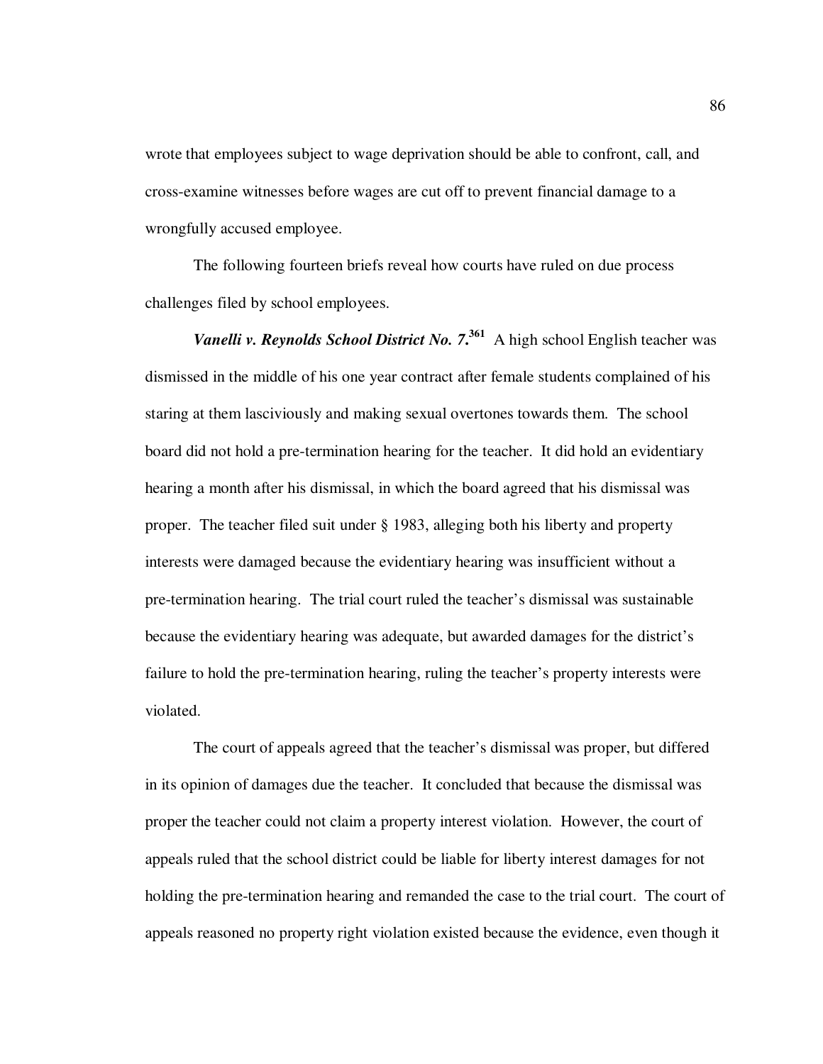wrote that employees subject to wage deprivation should be able to confront, call, and cross-examine witnesses before wages are cut off to prevent financial damage to a wrongfully accused employee.

The following fourteen briefs reveal how courts have ruled on due process challenges filed by school employees.

***Vanelli v. Reynolds School District No. 7.***[361] A high school English teacher was dismissed in the middle of his one year contract after female students complained of his staring at them lasciviously and making sexual overtones towards them. The school board did not hold a pre-termination hearing for the teacher. It did hold an evidentiary hearing a month after his dismissal, in which the board agreed that his dismissal was proper. The teacher filed suit under § 1983, alleging both his liberty and property interests were damaged because the evidentiary hearing was insufficient without a pre-termination hearing. The trial court ruled the teacher's dismissal was sustainable because the evidentiary hearing was adequate, but awarded damages for the district's failure to hold the pre-termination hearing, ruling the teacher's property interests were violated.

The court of appeals agreed that the teacher's dismissal was proper, but differed in its opinion of damages due the teacher. It concluded that because the dismissal was proper the teacher could not claim a property interest violation. However, the court of appeals ruled that the school district could be liable for liberty interest damages for not holding the pre-termination hearing and remanded the case to the trial court. The court of appeals reasoned no property right violation existed because the evidence, even though it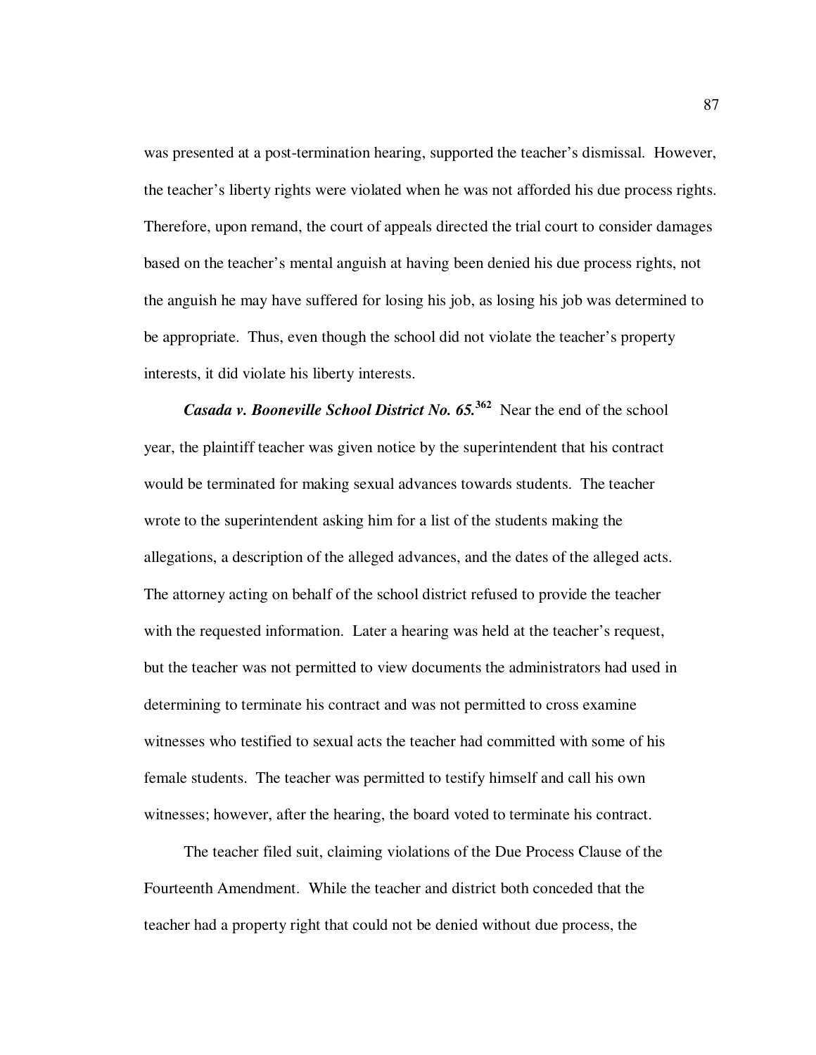was presented at a post-termination hearing, supported the teacher's dismissal. However, the teacher's liberty rights were violated when he was not afforded his due process rights. Therefore, upon remand, the court of appeals directed the trial court to consider damages based on the teacher's mental anguish at having been denied his due process rights, not the anguish he may have suffered for losing his job, as losing his job was determined to be appropriate. Thus, even though the school did not violate the teacher's property interests, it did violate his liberty interests.

***Casada v. Booneville School District No. 65.***[362] Near the end of the school year, the plaintiff teacher was given notice by the superintendent that his contract would be terminated for making sexual advances towards students. The teacher wrote to the superintendent asking him for a list of the students making the allegations, a description of the alleged advances, and the dates of the alleged acts. The attorney acting on behalf of the school district refused to provide the teacher with the requested information. Later a hearing was held at the teacher's request, but the teacher was not permitted to view documents the administrators had used in determining to terminate his contract and was not permitted to cross examine witnesses who testified to sexual acts the teacher had committed with some of his female students. The teacher was permitted to testify himself and call his own witnesses; however, after the hearing, the board voted to terminate his contract.

The teacher filed suit, claiming violations of the Due Process Clause of the Fourteenth Amendment. While the teacher and district both conceded that the teacher had a property right that could not be denied without due process, the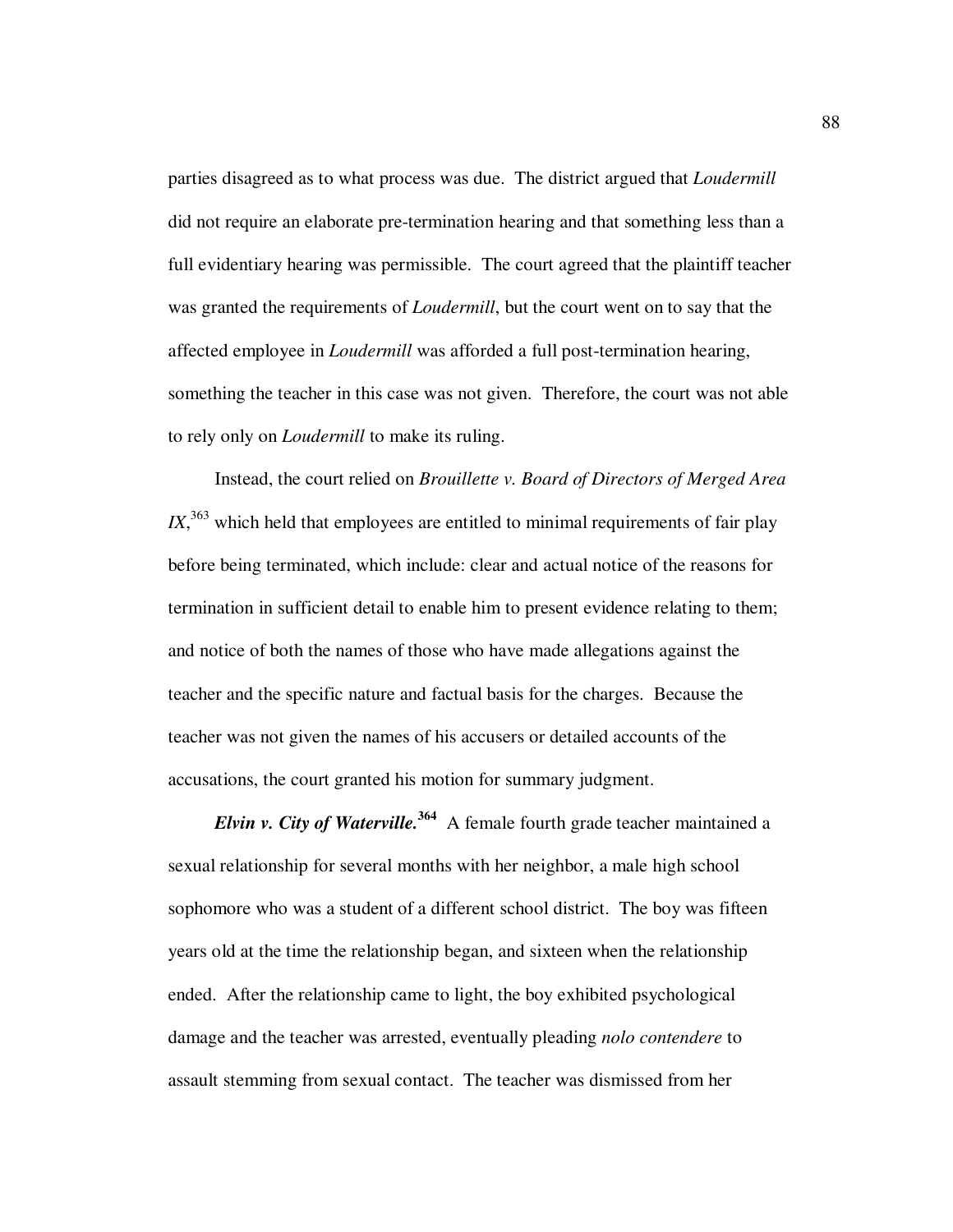parties disagreed as to what process was due. The district argued that *Loudermill* did not require an elaborate pre-termination hearing and that something less than a full evidentiary hearing was permissible. The court agreed that the plaintiff teacher was granted the requirements of *Loudermill*, but the court went on to say that the affected employee in *Loudermill* was afforded a full post-termination hearing, something the teacher in this case was not given. Therefore, the court was not able to rely only on *Loudermill* to make its ruling.

Instead, the court relied on *Brouillette v. Board of Directors of Merged Area IX*,[363] which held that employees are entitled to minimal requirements of fair play before being terminated, which include: clear and actual notice of the reasons for termination in sufficient detail to enable him to present evidence relating to them; and notice of both the names of those who have made allegations against the teacher and the specific nature and factual basis for the charges. Because the teacher was not given the names of his accusers or detailed accounts of the accusations, the court granted his motion for summary judgment.

***Elvin v. City of Waterville.***[364] A female fourth grade teacher maintained a sexual relationship for several months with her neighbor, a male high school sophomore who was a student of a different school district. The boy was fifteen years old at the time the relationship began, and sixteen when the relationship ended. After the relationship came to light, the boy exhibited psychological damage and the teacher was arrested, eventually pleading *nolo contendere* to assault stemming from sexual contact. The teacher was dismissed from her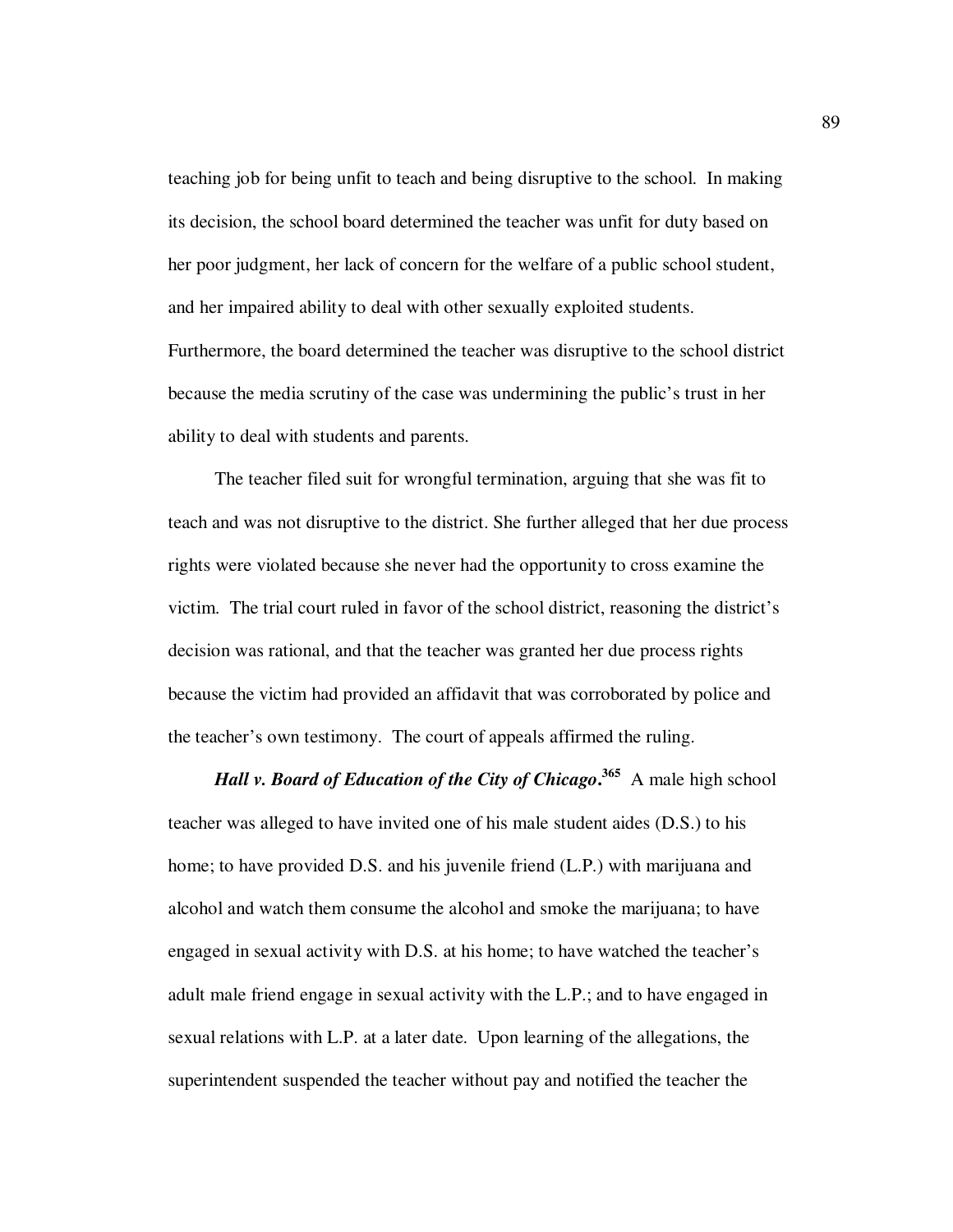teaching job for being unfit to teach and being disruptive to the school. In making its decision, the school board determined the teacher was unfit for duty based on her poor judgment, her lack of concern for the welfare of a public school student, and her impaired ability to deal with other sexually exploited students. Furthermore, the board determined the teacher was disruptive to the school district because the media scrutiny of the case was undermining the public's trust in her ability to deal with students and parents.

The teacher filed suit for wrongful termination, arguing that she was fit to teach and was not disruptive to the district. She further alleged that her due process rights were violated because she never had the opportunity to cross examine the victim. The trial court ruled in favor of the school district, reasoning the district's decision was rational, and that the teacher was granted her due process rights because the victim had provided an affidavit that was corroborated by police and the teacher's own testimony. The court of appeals affirmed the ruling.

***Hall v. Board of Education of the City of Chicago*.**[365] A male high school teacher was alleged to have invited one of his male student aides (D.S.) to his home; to have provided D.S. and his juvenile friend (L.P.) with marijuana and alcohol and watch them consume the alcohol and smoke the marijuana; to have engaged in sexual activity with D.S. at his home; to have watched the teacher's adult male friend engage in sexual activity with the L.P.; and to have engaged in sexual relations with L.P. at a later date. Upon learning of the allegations, the superintendent suspended the teacher without pay and notified the teacher the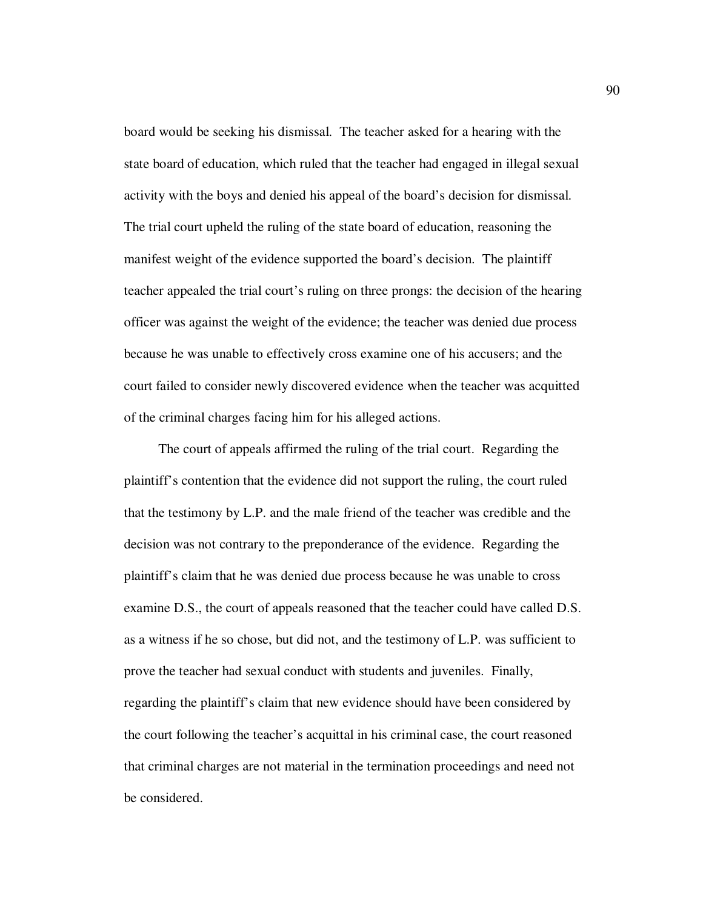board would be seeking his dismissal. The teacher asked for a hearing with the state board of education, which ruled that the teacher had engaged in illegal sexual activity with the boys and denied his appeal of the board's decision for dismissal. The trial court upheld the ruling of the state board of education, reasoning the manifest weight of the evidence supported the board's decision. The plaintiff teacher appealed the trial court's ruling on three prongs: the decision of the hearing officer was against the weight of the evidence; the teacher was denied due process because he was unable to effectively cross examine one of his accusers; and the court failed to consider newly discovered evidence when the teacher was acquitted of the criminal charges facing him for his alleged actions.

The court of appeals affirmed the ruling of the trial court. Regarding the plaintiff's contention that the evidence did not support the ruling, the court ruled that the testimony by L.P. and the male friend of the teacher was credible and the decision was not contrary to the preponderance of the evidence. Regarding the plaintiff's claim that he was denied due process because he was unable to cross examine D.S., the court of appeals reasoned that the teacher could have called D.S. as a witness if he so chose, but did not, and the testimony of L.P. was sufficient to prove the teacher had sexual conduct with students and juveniles. Finally, regarding the plaintiff's claim that new evidence should have been considered by the court following the teacher's acquittal in his criminal case, the court reasoned that criminal charges are not material in the termination proceedings and need not be considered.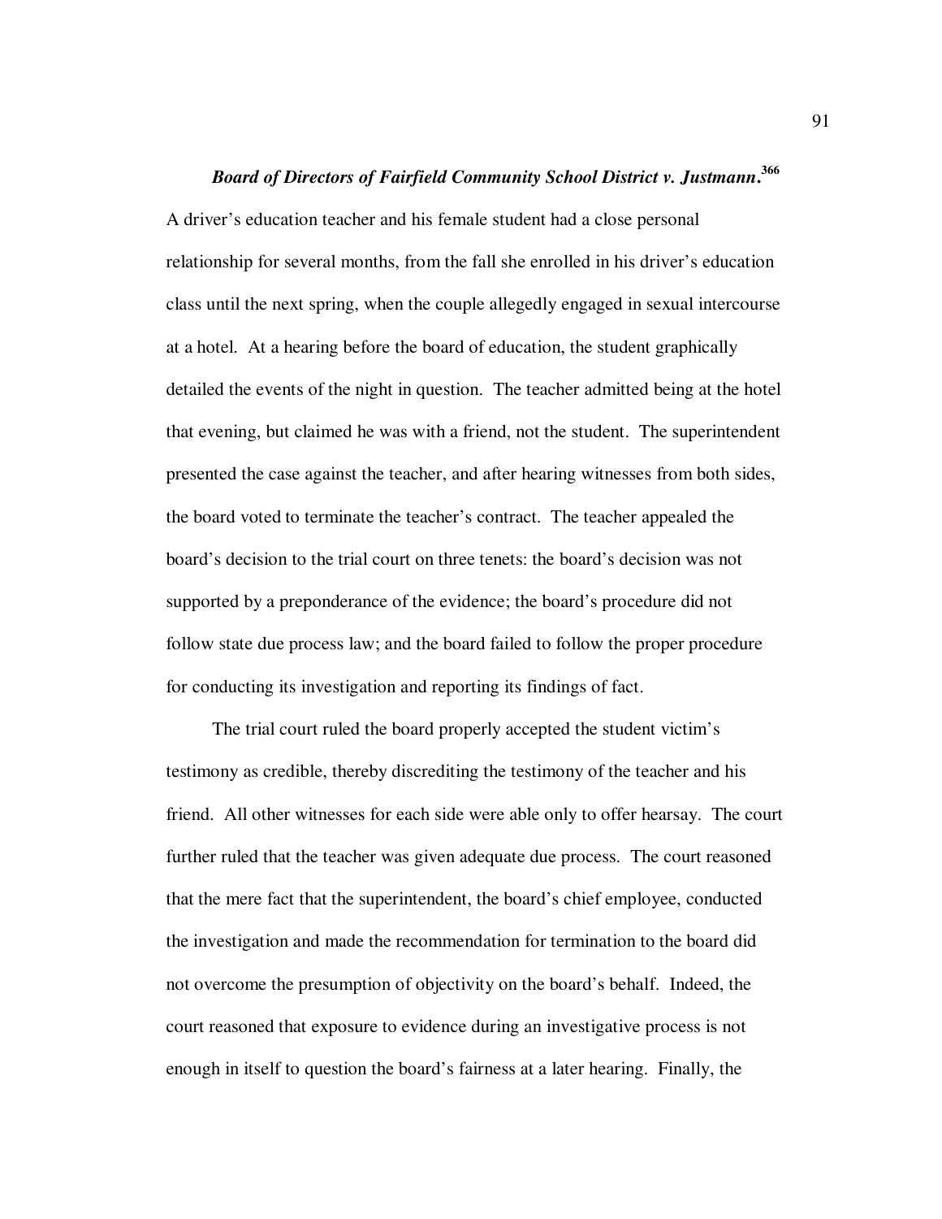***Board of Directors of Fairfield Community School District v. Justmann*.**[366]

A driver's education teacher and his female student had a close personal relationship for several months, from the fall she enrolled in his driver's education class until the next spring, when the couple allegedly engaged in sexual intercourse at a hotel. At a hearing before the board of education, the student graphically detailed the events of the night in question. The teacher admitted being at the hotel that evening, but claimed he was with a friend, not the student. The superintendent presented the case against the teacher, and after hearing witnesses from both sides, the board voted to terminate the teacher's contract. The teacher appealed the board's decision to the trial court on three tenets: the board's decision was not supported by a preponderance of the evidence; the board's procedure did not follow state due process law; and the board failed to follow the proper procedure for conducting its investigation and reporting its findings of fact.

The trial court ruled the board properly accepted the student victim's testimony as credible, thereby discrediting the testimony of the teacher and his friend. All other witnesses for each side were able only to offer hearsay. The court further ruled that the teacher was given adequate due process. The court reasoned that the mere fact that the superintendent, the board's chief employee, conducted the investigation and made the recommendation for termination to the board did not overcome the presumption of objectivity on the board's behalf. Indeed, the court reasoned that exposure to evidence during an investigative process is not enough in itself to question the board's fairness at a later hearing. Finally, the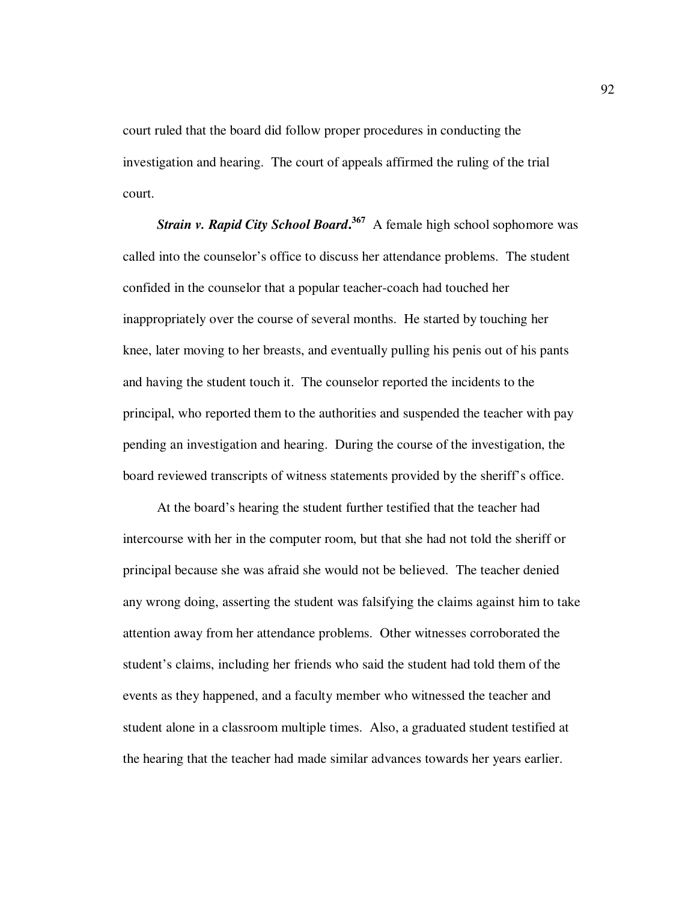court ruled that the board did follow proper procedures in conducting the investigation and hearing. The court of appeals affirmed the ruling of the trial court.

***Strain v. Rapid City School Board*.**[367] A female high school sophomore was called into the counselor's office to discuss her attendance problems. The student confided in the counselor that a popular teacher-coach had touched her inappropriately over the course of several months. He started by touching her knee, later moving to her breasts, and eventually pulling his penis out of his pants and having the student touch it. The counselor reported the incidents to the principal, who reported them to the authorities and suspended the teacher with pay pending an investigation and hearing. During the course of the investigation, the board reviewed transcripts of witness statements provided by the sheriff's office.

At the board's hearing the student further testified that the teacher had intercourse with her in the computer room, but that she had not told the sheriff or principal because she was afraid she would not be believed. The teacher denied any wrong doing, asserting the student was falsifying the claims against him to take attention away from her attendance problems. Other witnesses corroborated the student's claims, including her friends who said the student had told them of the events as they happened, and a faculty member who witnessed the teacher and student alone in a classroom multiple times. Also, a graduated student testified at the hearing that the teacher had made similar advances towards her years earlier.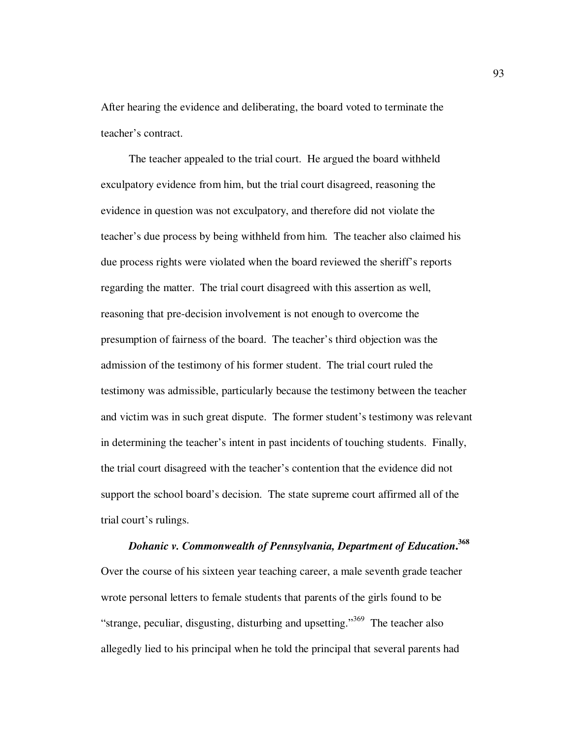After hearing the evidence and deliberating, the board voted to terminate the teacher's contract.

The teacher appealed to the trial court. He argued the board withheld exculpatory evidence from him, but the trial court disagreed, reasoning the evidence in question was not exculpatory, and therefore did not violate the teacher's due process by being withheld from him. The teacher also claimed his due process rights were violated when the board reviewed the sheriff's reports regarding the matter. The trial court disagreed with this assertion as well, reasoning that pre-decision involvement is not enough to overcome the presumption of fairness of the board. The teacher's third objection was the admission of the testimony of his former student. The trial court ruled the testimony was admissible, particularly because the testimony between the teacher and victim was in such great dispute. The former student's testimony was relevant in determining the teacher's intent in past incidents of touching students. Finally, the trial court disagreed with the teacher's contention that the evidence did not support the school board's decision. The state supreme court affirmed all of the trial court's rulings.

***Dohanic v. Commonwealth of Pennsylvania, Department of Education*.**[368] Over the course of his sixteen year teaching career, a male seventh grade teacher wrote personal letters to female students that parents of the girls found to be "strange, peculiar, disgusting, disturbing and upsetting."[369] The teacher also allegedly lied to his principal when he told the principal that several parents had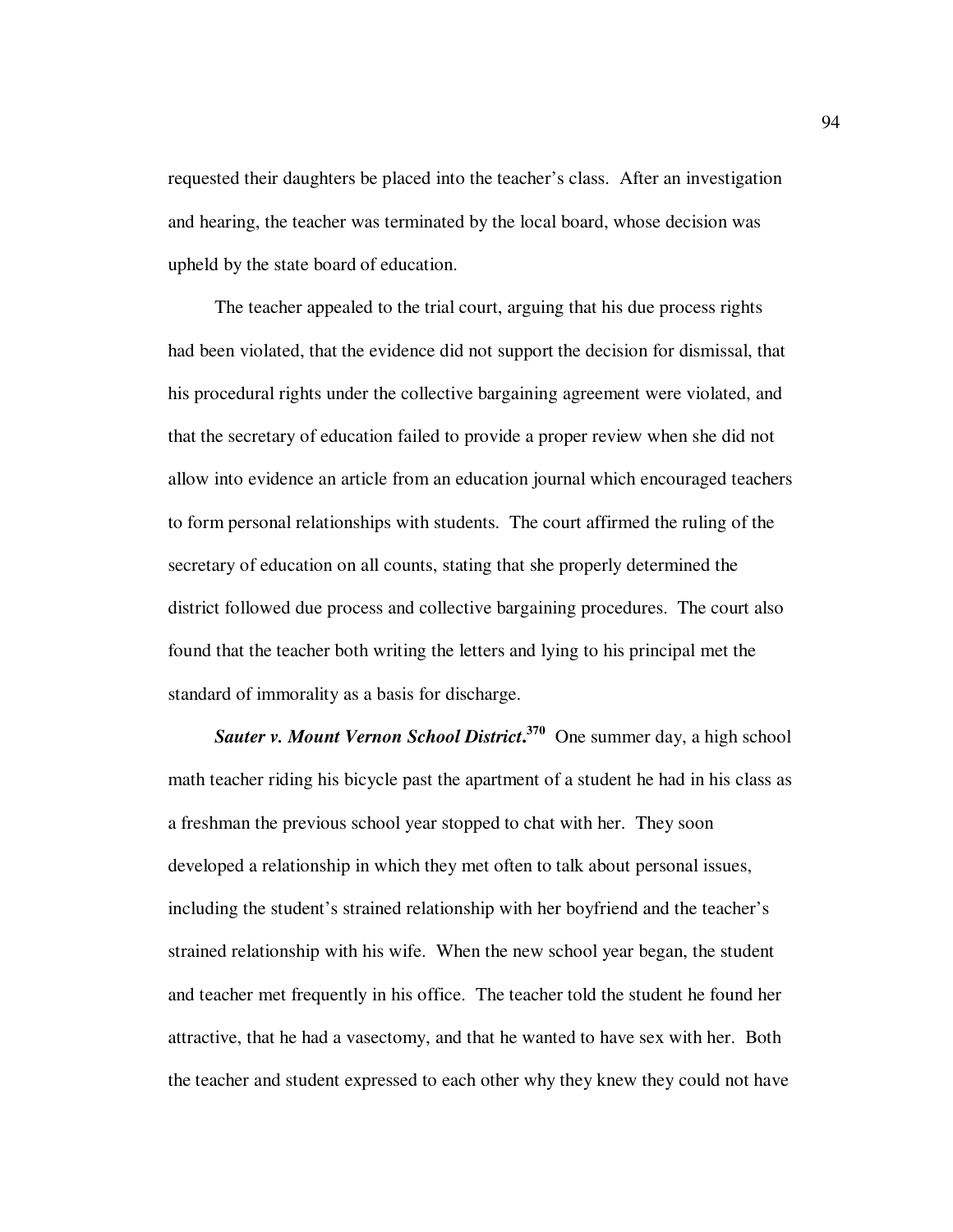requested their daughters be placed into the teacher's class. After an investigation and hearing, the teacher was terminated by the local board, whose decision was upheld by the state board of education.

The teacher appealed to the trial court, arguing that his due process rights had been violated, that the evidence did not support the decision for dismissal, that his procedural rights under the collective bargaining agreement were violated, and that the secretary of education failed to provide a proper review when she did not allow into evidence an article from an education journal which encouraged teachers to form personal relationships with students. The court affirmed the ruling of the secretary of education on all counts, stating that she properly determined the district followed due process and collective bargaining procedures. The court also found that the teacher both writing the letters and lying to his principal met the standard of immorality as a basis for discharge.

***Sauter v. Mount Vernon School District.***[370] One summer day, a high school math teacher riding his bicycle past the apartment of a student he had in his class as a freshman the previous school year stopped to chat with her. They soon developed a relationship in which they met often to talk about personal issues, including the student's strained relationship with her boyfriend and the teacher's strained relationship with his wife. When the new school year began, the student and teacher met frequently in his office. The teacher told the student he found her attractive, that he had a vasectomy, and that he wanted to have sex with her. Both the teacher and student expressed to each other why they knew they could not have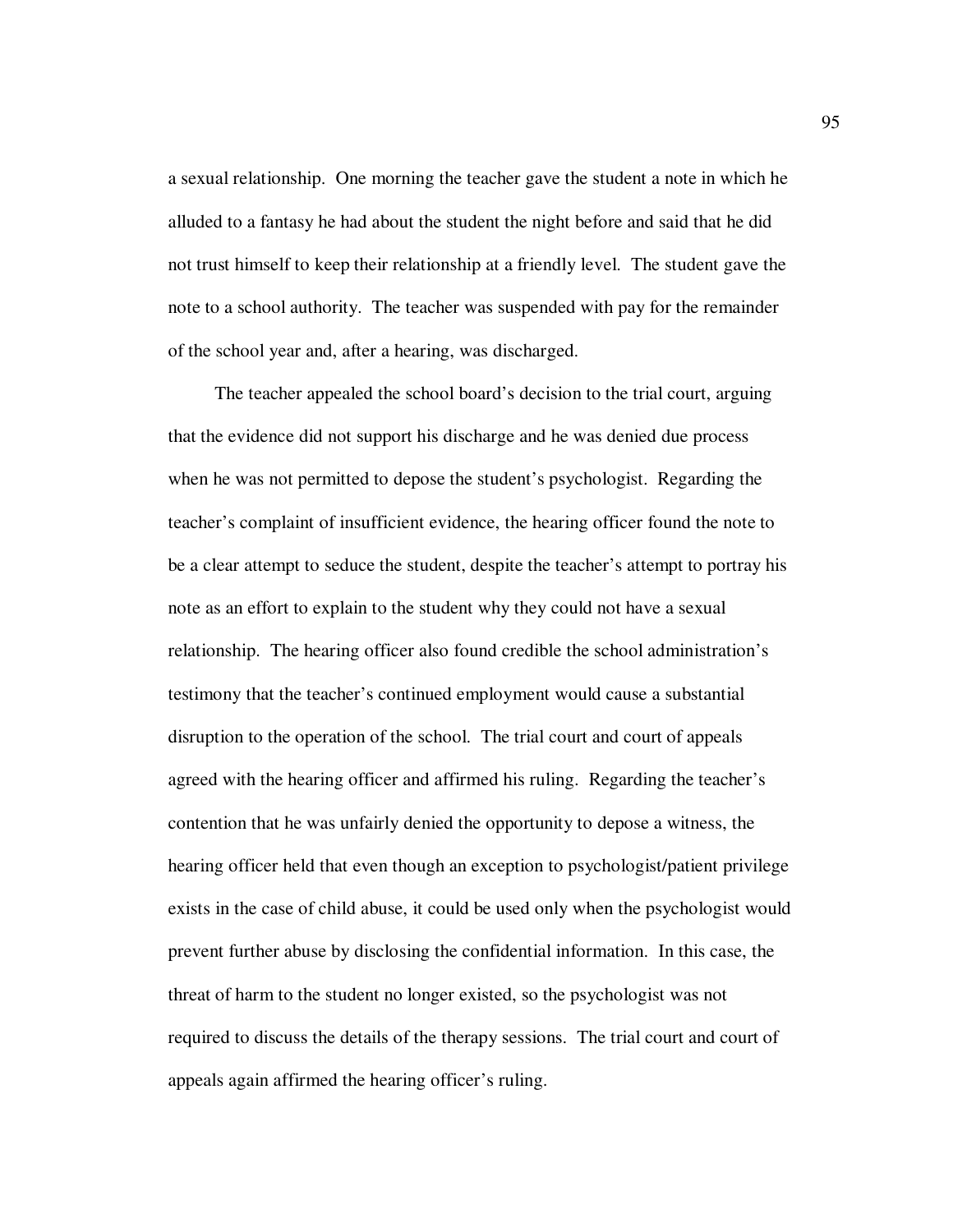a sexual relationship. One morning the teacher gave the student a note in which he alluded to a fantasy he had about the student the night before and said that he did not trust himself to keep their relationship at a friendly level. The student gave the note to a school authority. The teacher was suspended with pay for the remainder of the school year and, after a hearing, was discharged.

The teacher appealed the school board's decision to the trial court, arguing that the evidence did not support his discharge and he was denied due process when he was not permitted to depose the student's psychologist. Regarding the teacher's complaint of insufficient evidence, the hearing officer found the note to be a clear attempt to seduce the student, despite the teacher's attempt to portray his note as an effort to explain to the student why they could not have a sexual relationship. The hearing officer also found credible the school administration's testimony that the teacher's continued employment would cause a substantial disruption to the operation of the school. The trial court and court of appeals agreed with the hearing officer and affirmed his ruling. Regarding the teacher's contention that he was unfairly denied the opportunity to depose a witness, the hearing officer held that even though an exception to psychologist/patient privilege exists in the case of child abuse, it could be used only when the psychologist would prevent further abuse by disclosing the confidential information. In this case, the threat of harm to the student no longer existed, so the psychologist was not required to discuss the details of the therapy sessions. The trial court and court of appeals again affirmed the hearing officer's ruling.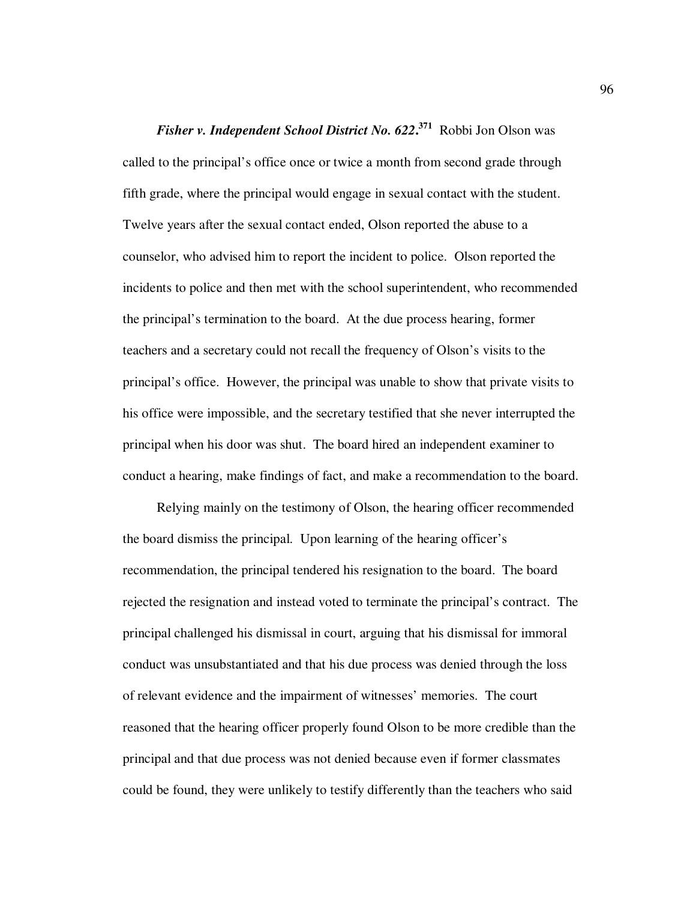***Fisher v. Independent School District No. 622.***[371] Robbi Jon Olson was called to the principal's office once or twice a month from second grade through fifth grade, where the principal would engage in sexual contact with the student. Twelve years after the sexual contact ended, Olson reported the abuse to a counselor, who advised him to report the incident to police. Olson reported the incidents to police and then met with the school superintendent, who recommended the principal's termination to the board. At the due process hearing, former teachers and a secretary could not recall the frequency of Olson's visits to the principal's office. However, the principal was unable to show that private visits to his office were impossible, and the secretary testified that she never interrupted the principal when his door was shut. The board hired an independent examiner to conduct a hearing, make findings of fact, and make a recommendation to the board.

Relying mainly on the testimony of Olson, the hearing officer recommended the board dismiss the principal. Upon learning of the hearing officer's recommendation, the principal tendered his resignation to the board. The board rejected the resignation and instead voted to terminate the principal's contract. The principal challenged his dismissal in court, arguing that his dismissal for immoral conduct was unsubstantiated and that his due process was denied through the loss of relevant evidence and the impairment of witnesses' memories. The court reasoned that the hearing officer properly found Olson to be more credible than the principal and that due process was not denied because even if former classmates could be found, they were unlikely to testify differently than the teachers who said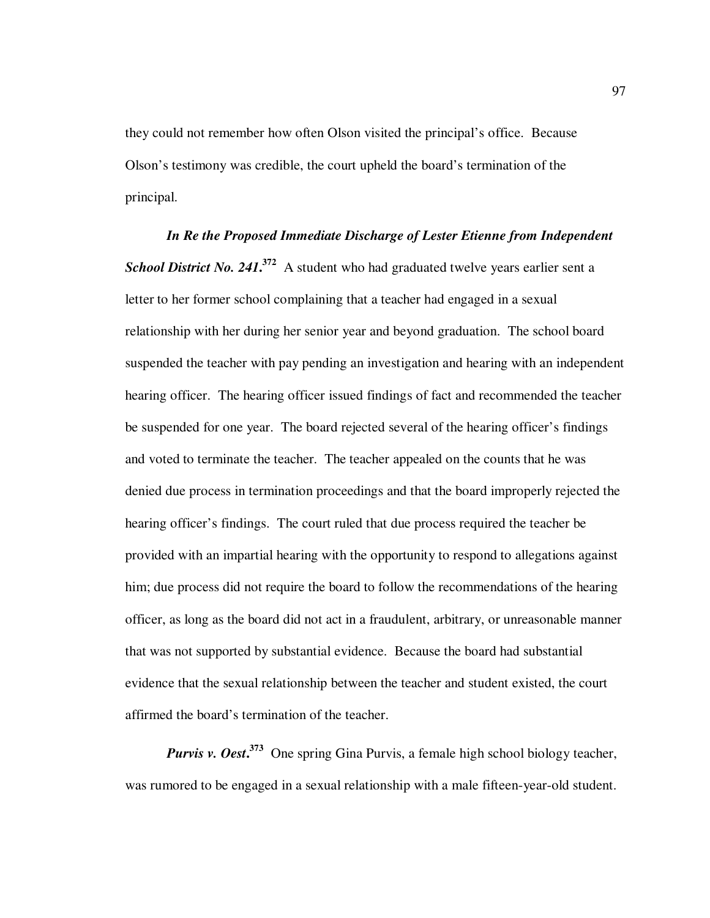they could not remember how often Olson visited the principal's office. Because Olson's testimony was credible, the court upheld the board's termination of the principal.

***In Re the Proposed Immediate Discharge of Lester Etienne from Independent School District No. 241.***[372] A student who had graduated twelve years earlier sent a letter to her former school complaining that a teacher had engaged in a sexual relationship with her during her senior year and beyond graduation. The school board suspended the teacher with pay pending an investigation and hearing with an independent hearing officer. The hearing officer issued findings of fact and recommended the teacher be suspended for one year. The board rejected several of the hearing officer's findings and voted to terminate the teacher. The teacher appealed on the counts that he was denied due process in termination proceedings and that the board improperly rejected the hearing officer's findings. The court ruled that due process required the teacher be provided with an impartial hearing with the opportunity to respond to allegations against him; due process did not require the board to follow the recommendations of the hearing officer, as long as the board did not act in a fraudulent, arbitrary, or unreasonable manner that was not supported by substantial evidence. Because the board had substantial evidence that the sexual relationship between the teacher and student existed, the court affirmed the board's termination of the teacher.

***Purvis v. Oest.***[373] One spring Gina Purvis, a female high school biology teacher, was rumored to be engaged in a sexual relationship with a male fifteen-year-old student.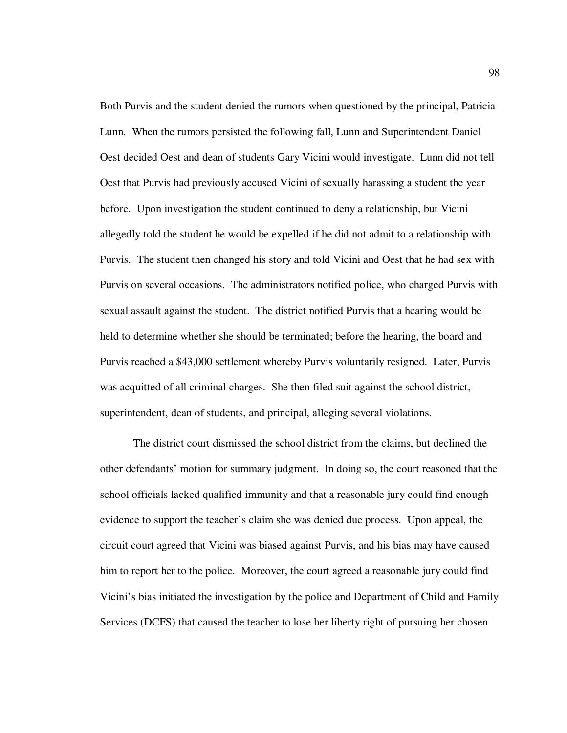Both Purvis and the student denied the rumors when questioned by the principal, Patricia Lunn. When the rumors persisted the following fall, Lunn and Superintendent Daniel Oest decided Oest and dean of students Gary Vicini would investigate. Lunn did not tell Oest that Purvis had previously accused Vicini of sexually harassing a student the year before. Upon investigation the student continued to deny a relationship, but Vicini allegedly told the student he would be expelled if he did not admit to a relationship with Purvis. The student then changed his story and told Vicini and Oest that he had sex with Purvis on several occasions. The administrators notified police, who charged Purvis with sexual assault against the student. The district notified Purvis that a hearing would be held to determine whether she should be terminated; before the hearing, the board and Purvis reached a $43,000 settlement whereby Purvis voluntarily resigned. Later, Purvis was acquitted of all criminal charges. She then filed suit against the school district, superintendent, dean of students, and principal, alleging several violations.

The district court dismissed the school district from the claims, but declined the other defendants' motion for summary judgment. In doing so, the court reasoned that the school officials lacked qualified immunity and that a reasonable jury could find enough evidence to support the teacher's claim she was denied due process. Upon appeal, the circuit court agreed that Vicini was biased against Purvis, and his bias may have caused him to report her to the police. Moreover, the court agreed a reasonable jury could find Vicini's bias initiated the investigation by the police and Department of Child and Family Services (DCFS) that caused the teacher to lose her liberty right of pursuing her chosen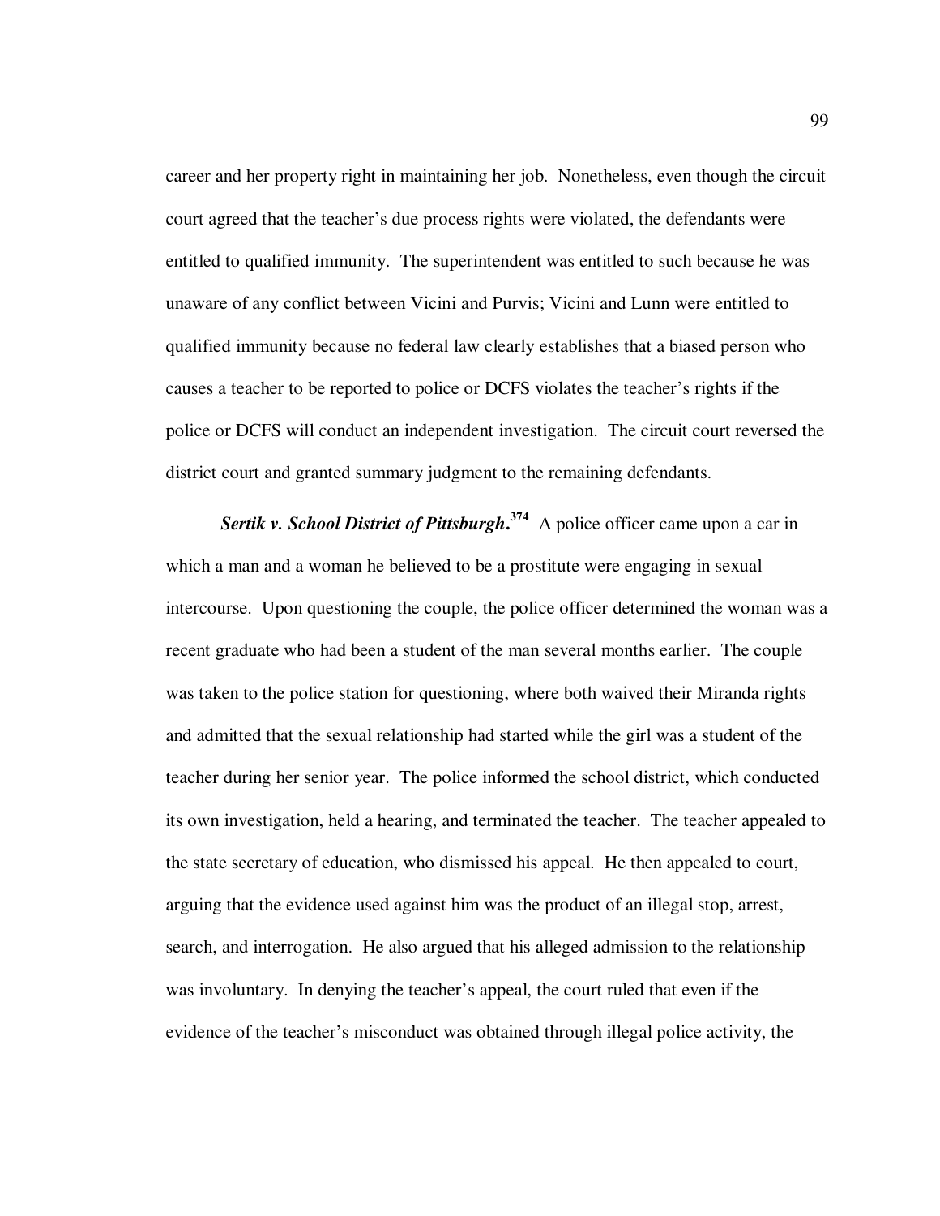career and her property right in maintaining her job. Nonetheless, even though the circuit court agreed that the teacher's due process rights were violated, the defendants were entitled to qualified immunity. The superintendent was entitled to such because he was unaware of any conflict between Vicini and Purvis; Vicini and Lunn were entitled to qualified immunity because no federal law clearly establishes that a biased person who causes a teacher to be reported to police or DCFS violates the teacher's rights if the police or DCFS will conduct an independent investigation. The circuit court reversed the district court and granted summary judgment to the remaining defendants.

***Sertik v. School District of Pittsburgh*.**[374] A police officer came upon a car in which a man and a woman he believed to be a prostitute were engaging in sexual intercourse. Upon questioning the couple, the police officer determined the woman was a recent graduate who had been a student of the man several months earlier. The couple was taken to the police station for questioning, where both waived their Miranda rights and admitted that the sexual relationship had started while the girl was a student of the teacher during her senior year. The police informed the school district, which conducted its own investigation, held a hearing, and terminated the teacher. The teacher appealed to the state secretary of education, who dismissed his appeal. He then appealed to court, arguing that the evidence used against him was the product of an illegal stop, arrest, search, and interrogation. He also argued that his alleged admission to the relationship was involuntary. In denying the teacher's appeal, the court ruled that even if the evidence of the teacher's misconduct was obtained through illegal police activity, the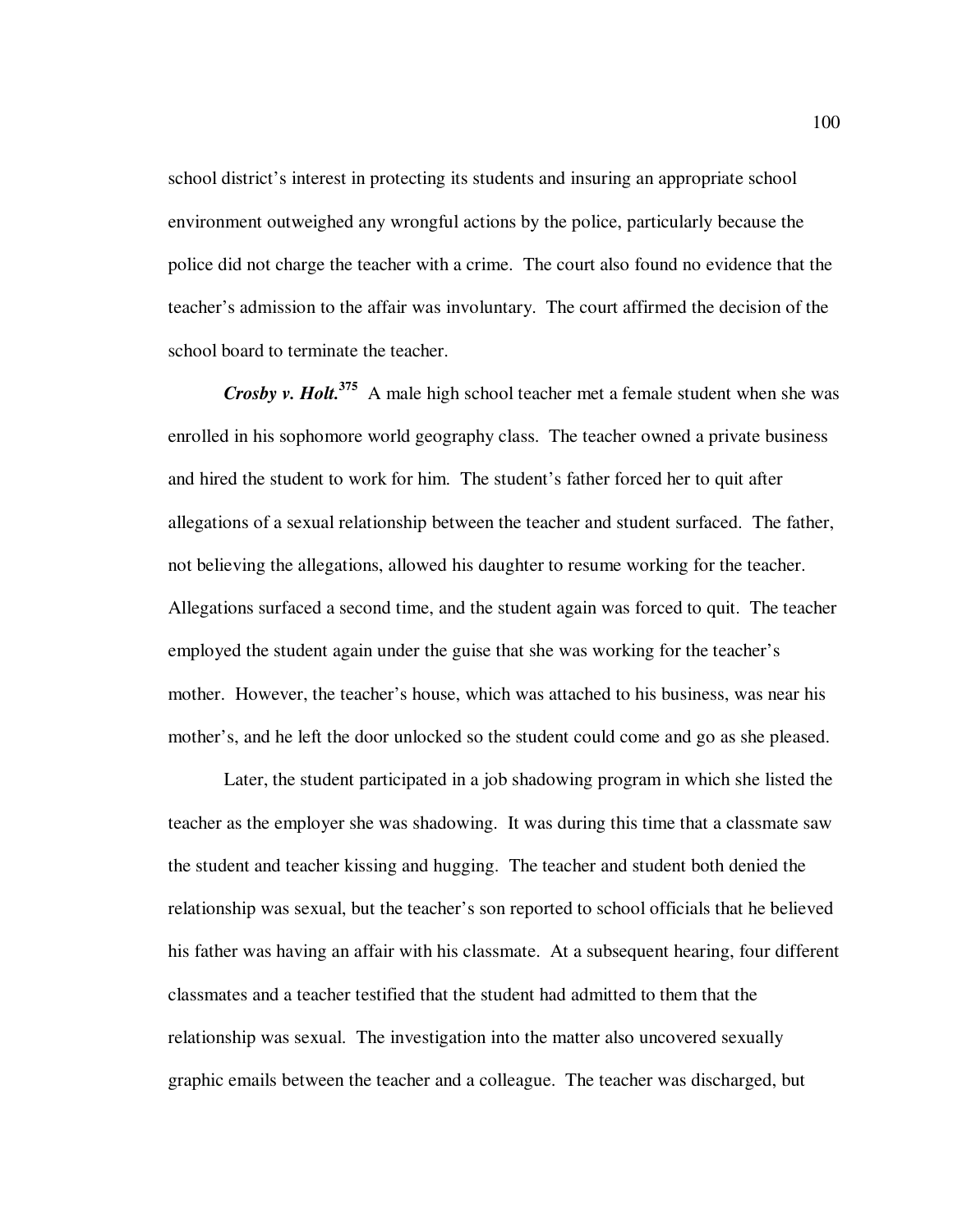school district's interest in protecting its students and insuring an appropriate school environment outweighed any wrongful actions by the police, particularly because the police did not charge the teacher with a crime. The court also found no evidence that the teacher's admission to the affair was involuntary. The court affirmed the decision of the school board to terminate the teacher.

***Crosby v. Holt.***[375] A male high school teacher met a female student when she was enrolled in his sophomore world geography class. The teacher owned a private business and hired the student to work for him. The student's father forced her to quit after allegations of a sexual relationship between the teacher and student surfaced. The father, not believing the allegations, allowed his daughter to resume working for the teacher. Allegations surfaced a second time, and the student again was forced to quit. The teacher employed the student again under the guise that she was working for the teacher's mother. However, the teacher's house, which was attached to his business, was near his mother's, and he left the door unlocked so the student could come and go as she pleased.

Later, the student participated in a job shadowing program in which she listed the teacher as the employer she was shadowing. It was during this time that a classmate saw the student and teacher kissing and hugging. The teacher and student both denied the relationship was sexual, but the teacher's son reported to school officials that he believed his father was having an affair with his classmate. At a subsequent hearing, four different classmates and a teacher testified that the student had admitted to them that the relationship was sexual. The investigation into the matter also uncovered sexually graphic emails between the teacher and a colleague. The teacher was discharged, but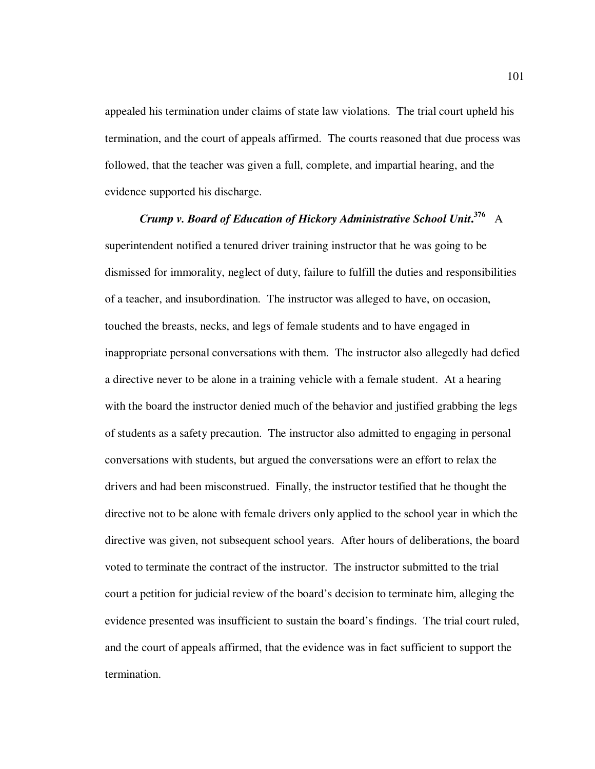appealed his termination under claims of state law violations. The trial court upheld his termination, and the court of appeals affirmed. The courts reasoned that due process was followed, that the teacher was given a full, complete, and impartial hearing, and the evidence supported his discharge.

***Crump v. Board of Education of Hickory Administrative School Unit*.**[376] A superintendent notified a tenured driver training instructor that he was going to be dismissed for immorality, neglect of duty, failure to fulfill the duties and responsibilities of a teacher, and insubordination. The instructor was alleged to have, on occasion, touched the breasts, necks, and legs of female students and to have engaged in inappropriate personal conversations with them. The instructor also allegedly had defied a directive never to be alone in a training vehicle with a female student. At a hearing with the board the instructor denied much of the behavior and justified grabbing the legs of students as a safety precaution. The instructor also admitted to engaging in personal conversations with students, but argued the conversations were an effort to relax the drivers and had been misconstrued. Finally, the instructor testified that he thought the directive not to be alone with female drivers only applied to the school year in which the directive was given, not subsequent school years. After hours of deliberations, the board voted to terminate the contract of the instructor. The instructor submitted to the trial court a petition for judicial review of the board's decision to terminate him, alleging the evidence presented was insufficient to sustain the board's findings. The trial court ruled, and the court of appeals affirmed, that the evidence was in fact sufficient to support the termination.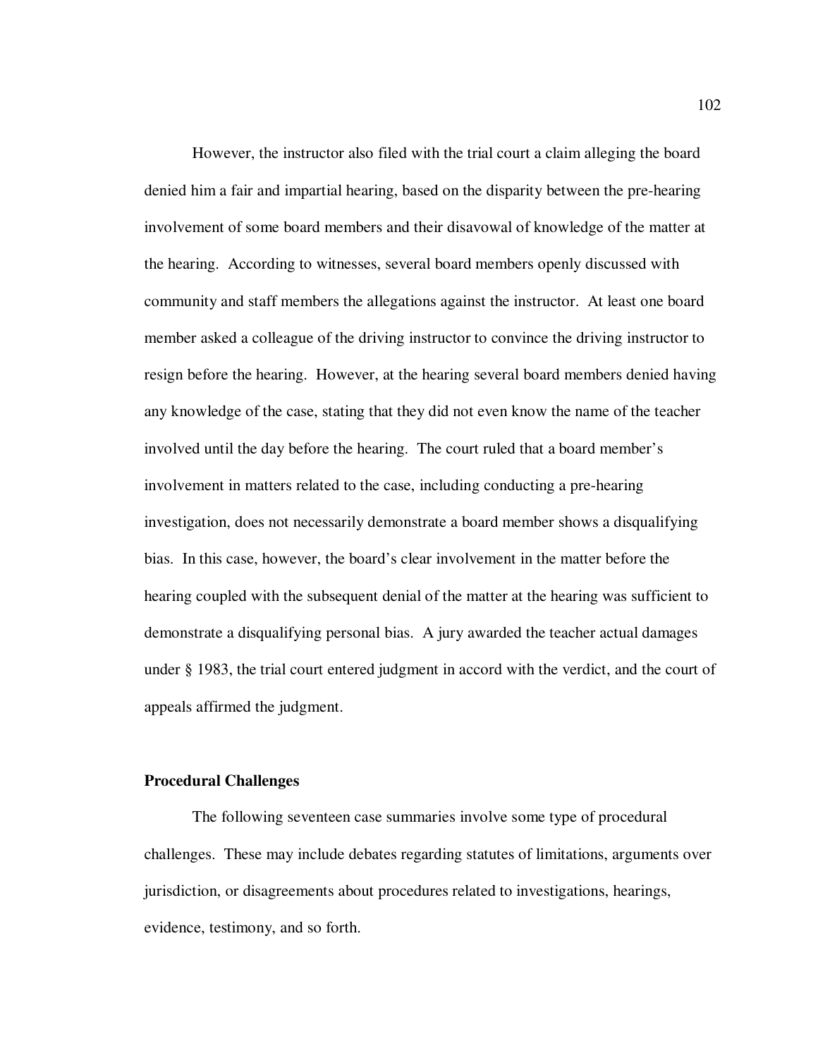However, the instructor also filed with the trial court a claim alleging the board denied him a fair and impartial hearing, based on the disparity between the pre-hearing involvement of some board members and their disavowal of knowledge of the matter at the hearing. According to witnesses, several board members openly discussed with community and staff members the allegations against the instructor. At least one board member asked a colleague of the driving instructor to convince the driving instructor to resign before the hearing. However, at the hearing several board members denied having any knowledge of the case, stating that they did not even know the name of the teacher involved until the day before the hearing. The court ruled that a board member's involvement in matters related to the case, including conducting a pre-hearing investigation, does not necessarily demonstrate a board member shows a disqualifying bias. In this case, however, the board's clear involvement in the matter before the hearing coupled with the subsequent denial of the matter at the hearing was sufficient to demonstrate a disqualifying personal bias. A jury awarded the teacher actual damages under § 1983, the trial court entered judgment in accord with the verdict, and the court of appeals affirmed the judgment.

### Procedural Challenges

The following seventeen case summaries involve some type of procedural challenges. These may include debates regarding statutes of limitations, arguments over jurisdiction, or disagreements about procedures related to investigations, hearings, evidence, testimony, and so forth.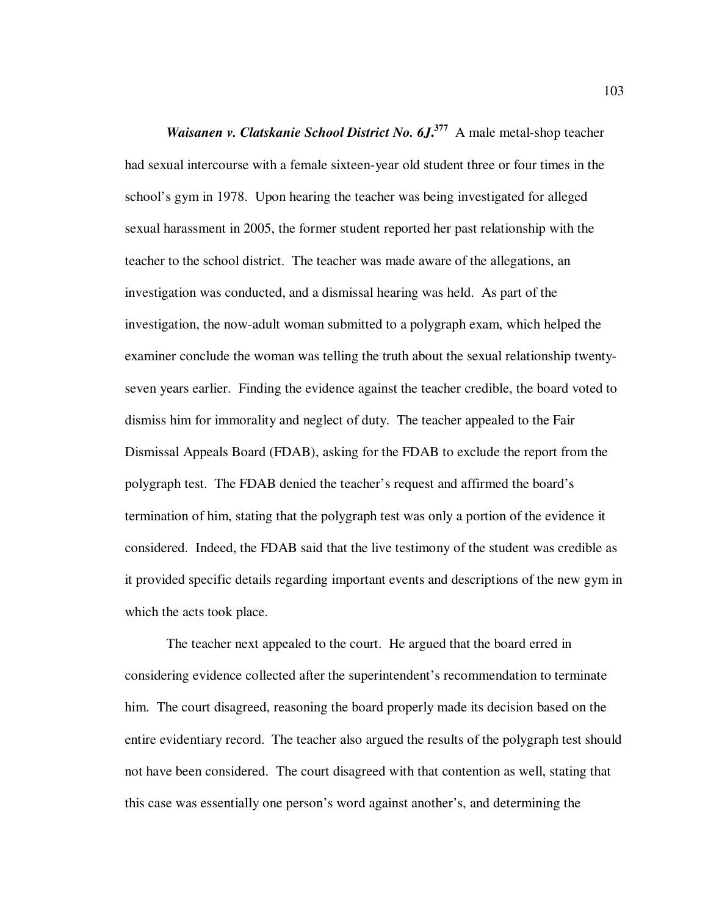***Waisanen v. Clatskanie School District No. 6J.***[377] A male metal-shop teacher had sexual intercourse with a female sixteen-year old student three or four times in the school's gym in 1978. Upon hearing the teacher was being investigated for alleged sexual harassment in 2005, the former student reported her past relationship with the teacher to the school district. The teacher was made aware of the allegations, an investigation was conducted, and a dismissal hearing was held. As part of the investigation, the now-adult woman submitted to a polygraph exam, which helped the examiner conclude the woman was telling the truth about the sexual relationship twenty-seven years earlier. Finding the evidence against the teacher credible, the board voted to dismiss him for immorality and neglect of duty. The teacher appealed to the Fair Dismissal Appeals Board (FDAB), asking for the FDAB to exclude the report from the polygraph test. The FDAB denied the teacher's request and affirmed the board's termination of him, stating that the polygraph test was only a portion of the evidence it considered. Indeed, the FDAB said that the live testimony of the student was credible as it provided specific details regarding important events and descriptions of the new gym in which the acts took place.

The teacher next appealed to the court. He argued that the board erred in considering evidence collected after the superintendent's recommendation to terminate him. The court disagreed, reasoning the board properly made its decision based on the entire evidentiary record. The teacher also argued the results of the polygraph test should not have been considered. The court disagreed with that contention as well, stating that this case was essentially one person's word against another's, and determining the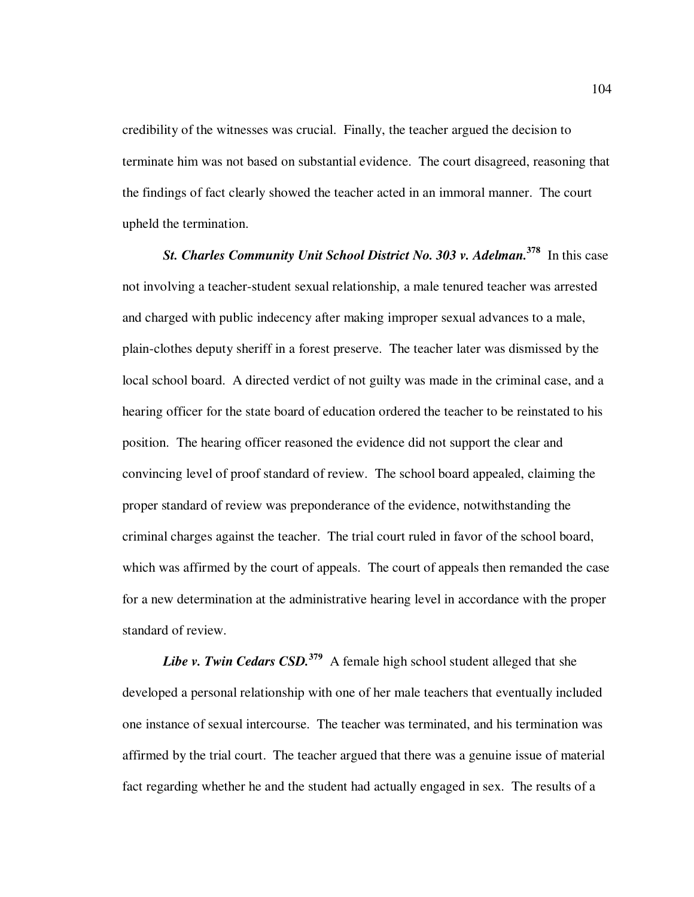credibility of the witnesses was crucial. Finally, the teacher argued the decision to terminate him was not based on substantial evidence. The court disagreed, reasoning that the findings of fact clearly showed the teacher acted in an immoral manner. The court upheld the termination.

***St. Charles Community Unit School District No. 303 v. Adelman.***[378] In this case not involving a teacher-student sexual relationship, a male tenured teacher was arrested and charged with public indecency after making improper sexual advances to a male, plain-clothes deputy sheriff in a forest preserve. The teacher later was dismissed by the local school board. A directed verdict of not guilty was made in the criminal case, and a hearing officer for the state board of education ordered the teacher to be reinstated to his position. The hearing officer reasoned the evidence did not support the clear and convincing level of proof standard of review. The school board appealed, claiming the proper standard of review was preponderance of the evidence, notwithstanding the criminal charges against the teacher. The trial court ruled in favor of the school board, which was affirmed by the court of appeals. The court of appeals then remanded the case for a new determination at the administrative hearing level in accordance with the proper standard of review.

***Libe v. Twin Cedars CSD.***[379] A female high school student alleged that she developed a personal relationship with one of her male teachers that eventually included one instance of sexual intercourse. The teacher was terminated, and his termination was affirmed by the trial court. The teacher argued that there was a genuine issue of material fact regarding whether he and the student had actually engaged in sex. The results of a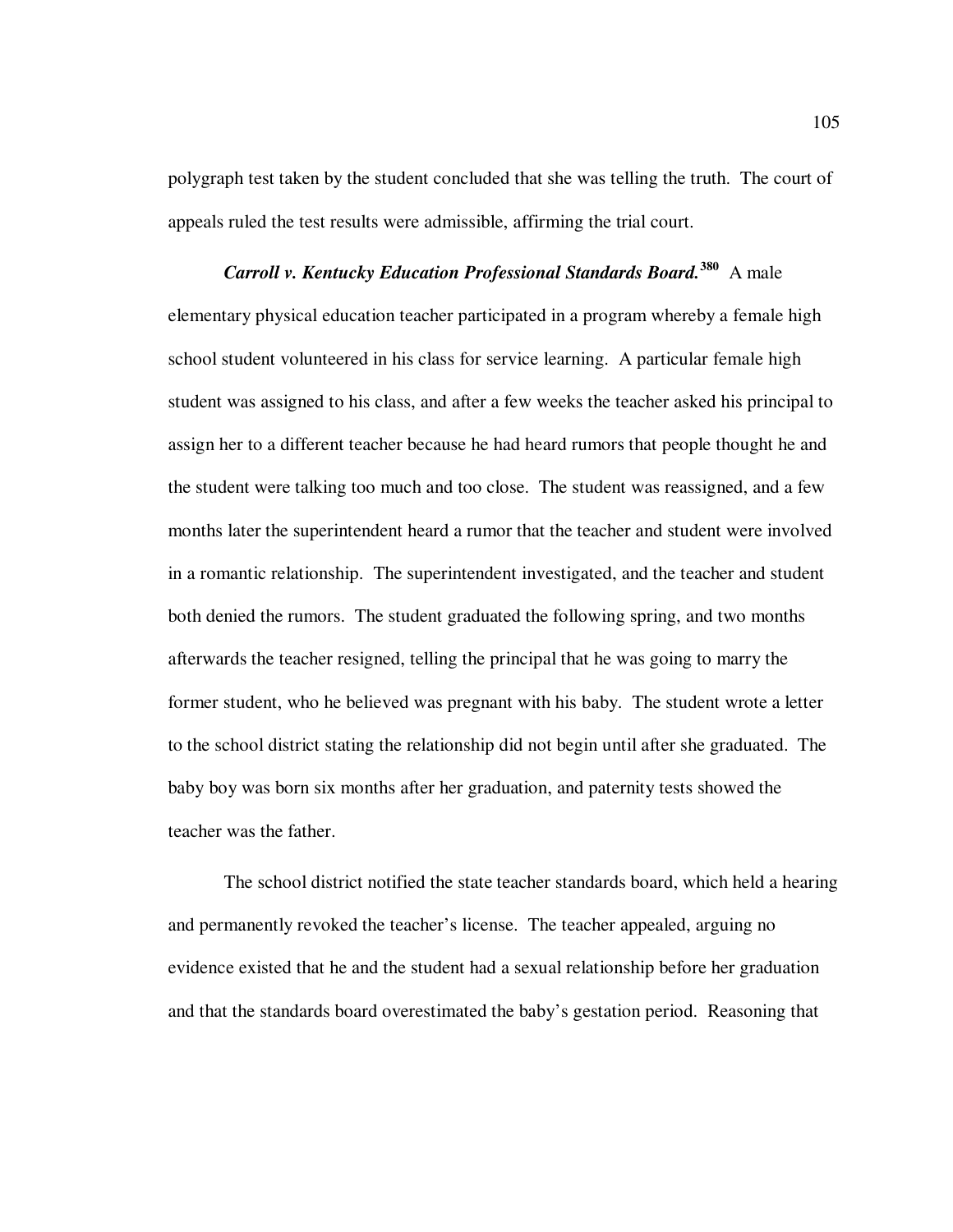polygraph test taken by the student concluded that she was telling the truth. The court of appeals ruled the test results were admissible, affirming the trial court.

***Carroll v. Kentucky Education Professional Standards Board.***[380] A male elementary physical education teacher participated in a program whereby a female high school student volunteered in his class for service learning. A particular female high student was assigned to his class, and after a few weeks the teacher asked his principal to assign her to a different teacher because he had heard rumors that people thought he and the student were talking too much and too close. The student was reassigned, and a few months later the superintendent heard a rumor that the teacher and student were involved in a romantic relationship. The superintendent investigated, and the teacher and student both denied the rumors. The student graduated the following spring, and two months afterwards the teacher resigned, telling the principal that he was going to marry the former student, who he believed was pregnant with his baby. The student wrote a letter to the school district stating the relationship did not begin until after she graduated. The baby boy was born six months after her graduation, and paternity tests showed the teacher was the father.

The school district notified the state teacher standards board, which held a hearing and permanently revoked the teacher's license. The teacher appealed, arguing no evidence existed that he and the student had a sexual relationship before her graduation and that the standards board overestimated the baby's gestation period. Reasoning that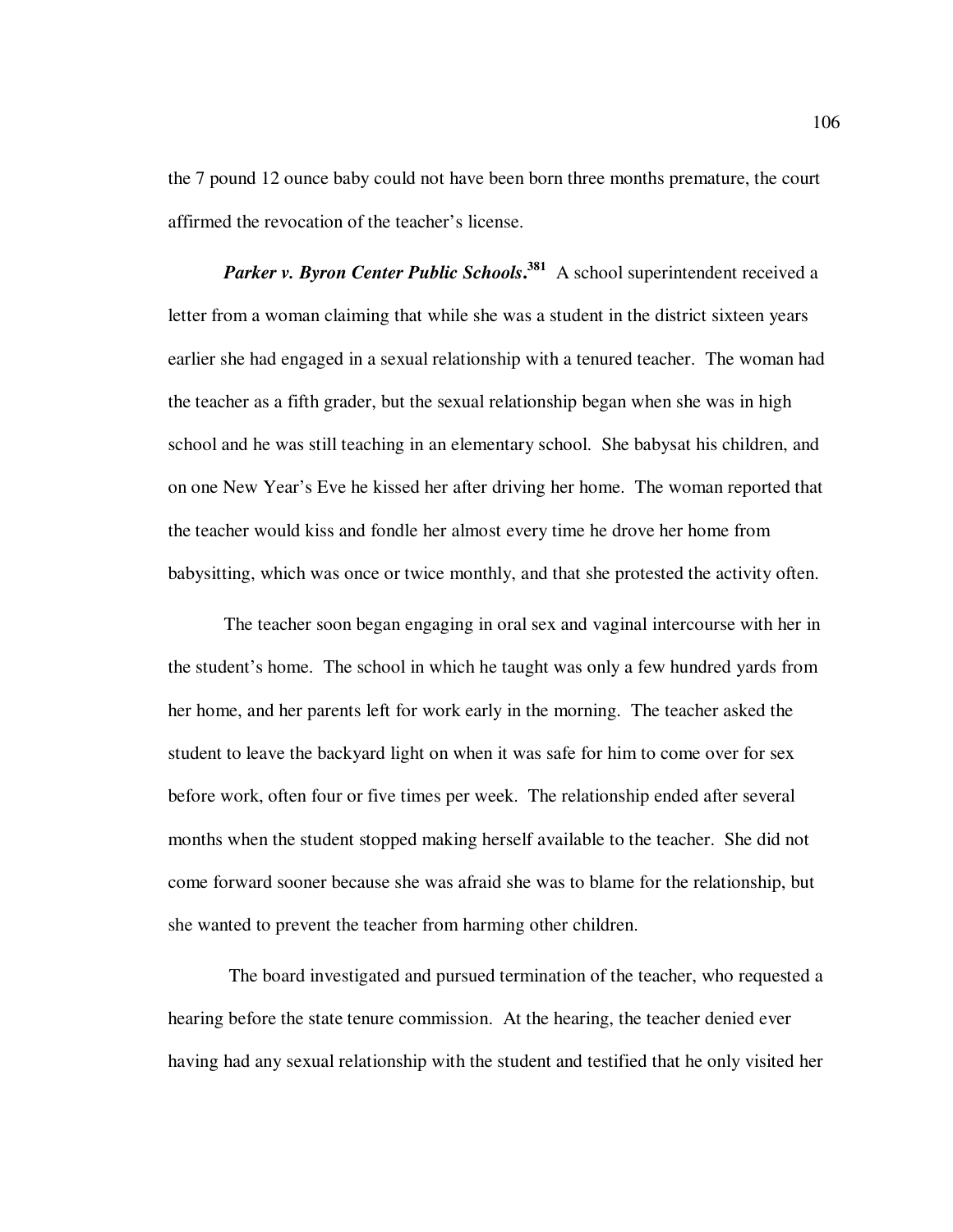the 7 pound 12 ounce baby could not have been born three months premature, the court affirmed the revocation of the teacher's license.

***Parker v. Byron Center Public Schools*.**[381] A school superintendent received a letter from a woman claiming that while she was a student in the district sixteen years earlier she had engaged in a sexual relationship with a tenured teacher. The woman had the teacher as a fifth grader, but the sexual relationship began when she was in high school and he was still teaching in an elementary school. She babysat his children, and on one New Year's Eve he kissed her after driving her home. The woman reported that the teacher would kiss and fondle her almost every time he drove her home from babysitting, which was once or twice monthly, and that she protested the activity often.

The teacher soon began engaging in oral sex and vaginal intercourse with her in the student's home. The school in which he taught was only a few hundred yards from her home, and her parents left for work early in the morning. The teacher asked the student to leave the backyard light on when it was safe for him to come over for sex before work, often four or five times per week. The relationship ended after several months when the student stopped making herself available to the teacher. She did not come forward sooner because she was afraid she was to blame for the relationship, but she wanted to prevent the teacher from harming other children.

The board investigated and pursued termination of the teacher, who requested a hearing before the state tenure commission. At the hearing, the teacher denied ever having had any sexual relationship with the student and testified that he only visited her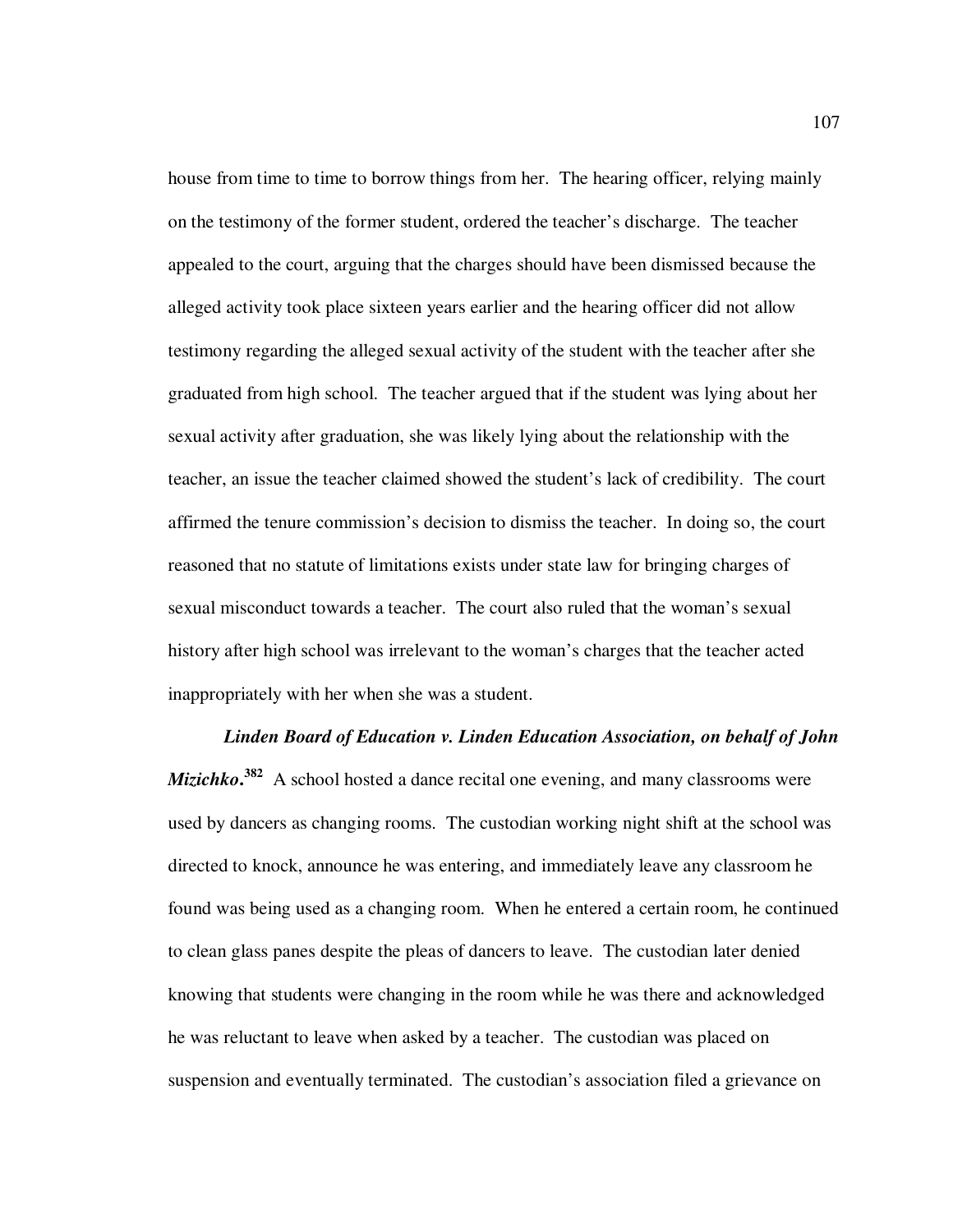house from time to time to borrow things from her. The hearing officer, relying mainly on the testimony of the former student, ordered the teacher's discharge. The teacher appealed to the court, arguing that the charges should have been dismissed because the alleged activity took place sixteen years earlier and the hearing officer did not allow testimony regarding the alleged sexual activity of the student with the teacher after she graduated from high school. The teacher argued that if the student was lying about her sexual activity after graduation, she was likely lying about the relationship with the teacher, an issue the teacher claimed showed the student's lack of credibility. The court affirmed the tenure commission's decision to dismiss the teacher. In doing so, the court reasoned that no statute of limitations exists under state law for bringing charges of sexual misconduct towards a teacher. The court also ruled that the woman's sexual history after high school was irrelevant to the woman's charges that the teacher acted inappropriately with her when she was a student.

***Linden Board of Education v. Linden Education Association, on behalf of John Mizichko*.**[382] A school hosted a dance recital one evening, and many classrooms were used by dancers as changing rooms. The custodian working night shift at the school was directed to knock, announce he was entering, and immediately leave any classroom he found was being used as a changing room. When he entered a certain room, he continued to clean glass panes despite the pleas of dancers to leave. The custodian later denied knowing that students were changing in the room while he was there and acknowledged he was reluctant to leave when asked by a teacher. The custodian was placed on suspension and eventually terminated. The custodian's association filed a grievance on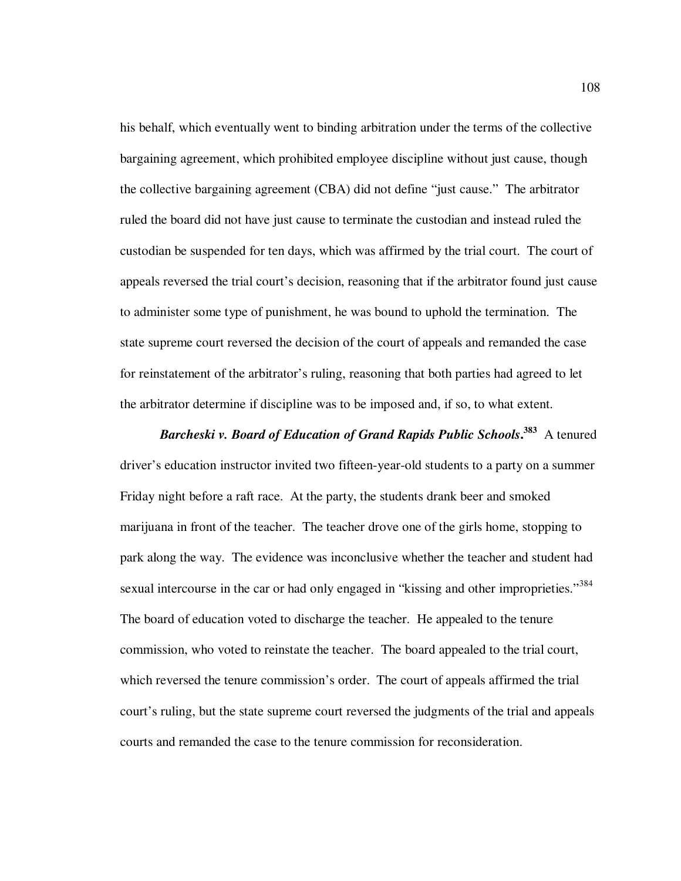his behalf, which eventually went to binding arbitration under the terms of the collective bargaining agreement, which prohibited employee discipline without just cause, though the collective bargaining agreement (CBA) did not define "just cause." The arbitrator ruled the board did not have just cause to terminate the custodian and instead ruled the custodian be suspended for ten days, which was affirmed by the trial court. The court of appeals reversed the trial court's decision, reasoning that if the arbitrator found just cause to administer some type of punishment, he was bound to uphold the termination. The state supreme court reversed the decision of the court of appeals and remanded the case for reinstatement of the arbitrator's ruling, reasoning that both parties had agreed to let the arbitrator determine if discipline was to be imposed and, if so, to what extent.

***Barcheski v. Board of Education of Grand Rapids Public Schools*.**[383] A tenured driver's education instructor invited two fifteen-year-old students to a party on a summer Friday night before a raft race. At the party, the students drank beer and smoked marijuana in front of the teacher. The teacher drove one of the girls home, stopping to park along the way. The evidence was inconclusive whether the teacher and student had sexual intercourse in the car or had only engaged in "kissing and other improprieties."[384] The board of education voted to discharge the teacher. He appealed to the tenure commission, who voted to reinstate the teacher. The board appealed to the trial court, which reversed the tenure commission's order. The court of appeals affirmed the trial court's ruling, but the state supreme court reversed the judgments of the trial and appeals courts and remanded the case to the tenure commission for reconsideration.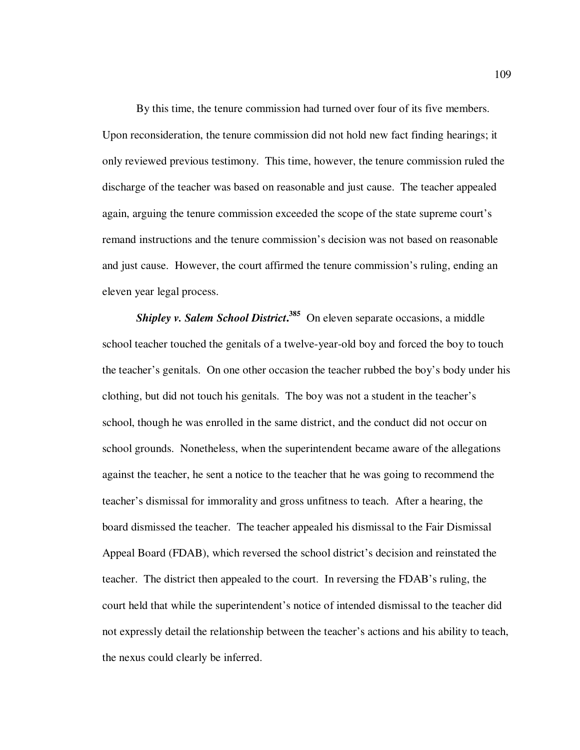By this time, the tenure commission had turned over four of its five members. Upon reconsideration, the tenure commission did not hold new fact finding hearings; it only reviewed previous testimony. This time, however, the tenure commission ruled the discharge of the teacher was based on reasonable and just cause. The teacher appealed again, arguing the tenure commission exceeded the scope of the state supreme court's remand instructions and the tenure commission's decision was not based on reasonable and just cause. However, the court affirmed the tenure commission's ruling, ending an eleven year legal process.

***Shipley v. Salem School District*.**[385] On eleven separate occasions, a middle school teacher touched the genitals of a twelve-year-old boy and forced the boy to touch the teacher's genitals. On one other occasion the teacher rubbed the boy's body under his clothing, but did not touch his genitals. The boy was not a student in the teacher's school, though he was enrolled in the same district, and the conduct did not occur on school grounds. Nonetheless, when the superintendent became aware of the allegations against the teacher, he sent a notice to the teacher that he was going to recommend the teacher's dismissal for immorality and gross unfitness to teach. After a hearing, the board dismissed the teacher. The teacher appealed his dismissal to the Fair Dismissal Appeal Board (FDAB), which reversed the school district's decision and reinstated the teacher. The district then appealed to the court. In reversing the FDAB's ruling, the court held that while the superintendent's notice of intended dismissal to the teacher did not expressly detail the relationship between the teacher's actions and his ability to teach, the nexus could clearly be inferred.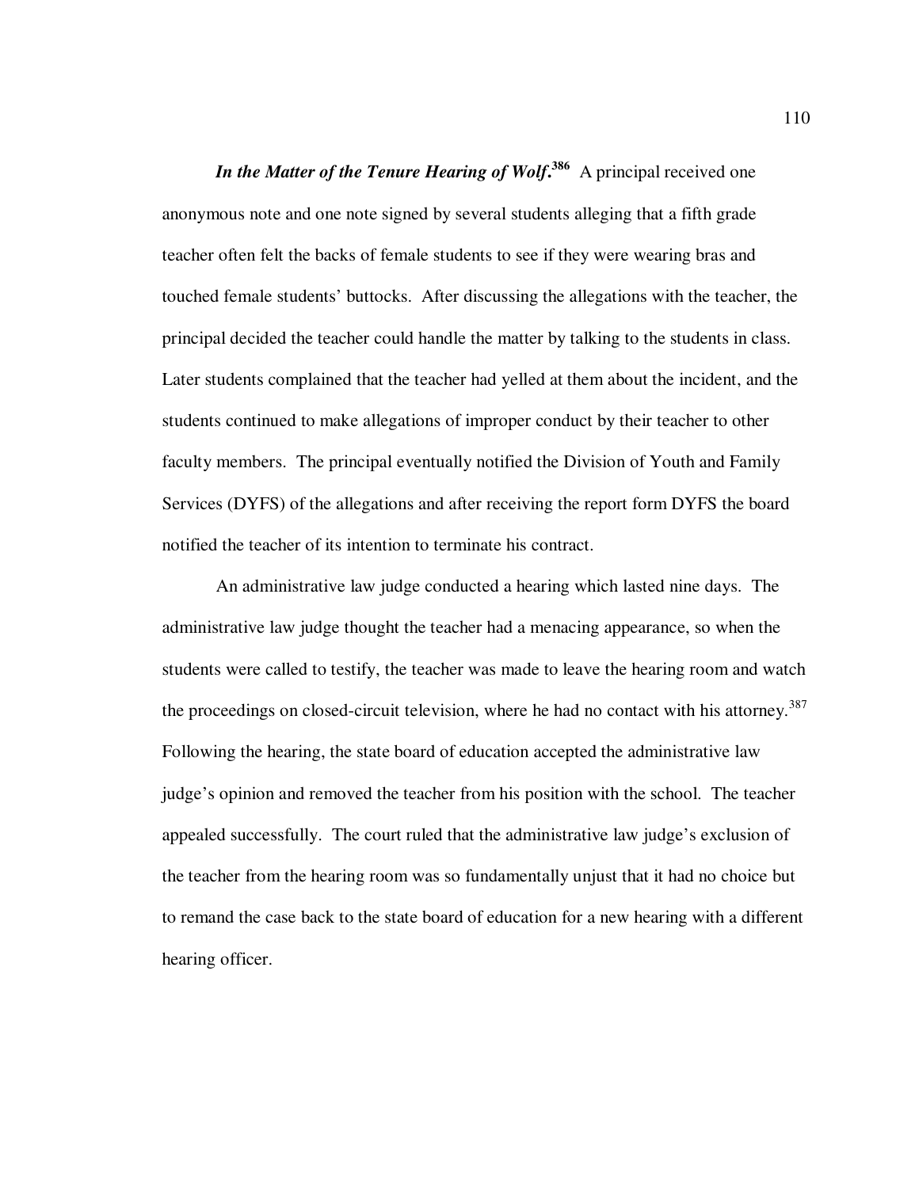***In the Matter of the Tenure Hearing of Wolf*.**[386] A principal received one anonymous note and one note signed by several students alleging that a fifth grade teacher often felt the backs of female students to see if they were wearing bras and touched female students' buttocks. After discussing the allegations with the teacher, the principal decided the teacher could handle the matter by talking to the students in class. Later students complained that the teacher had yelled at them about the incident, and the students continued to make allegations of improper conduct by their teacher to other faculty members. The principal eventually notified the Division of Youth and Family Services (DYFS) of the allegations and after receiving the report form DYFS the board notified the teacher of its intention to terminate his contract.

An administrative law judge conducted a hearing which lasted nine days. The administrative law judge thought the teacher had a menacing appearance, so when the students were called to testify, the teacher was made to leave the hearing room and watch the proceedings on closed-circuit television, where he had no contact with his attorney.[387] Following the hearing, the state board of education accepted the administrative law judge's opinion and removed the teacher from his position with the school. The teacher appealed successfully. The court ruled that the administrative law judge's exclusion of the teacher from the hearing room was so fundamentally unjust that it had no choice but to remand the case back to the state board of education for a new hearing with a different hearing officer.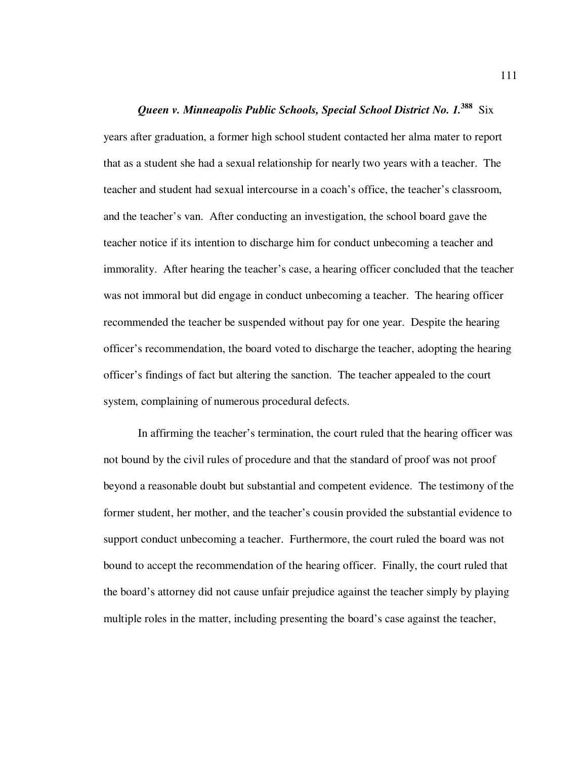***Queen v. Minneapolis Public Schools, Special School District No. 1.***[388] Six years after graduation, a former high school student contacted her alma mater to report that as a student she had a sexual relationship for nearly two years with a teacher. The teacher and student had sexual intercourse in a coach's office, the teacher's classroom, and the teacher's van. After conducting an investigation, the school board gave the teacher notice if its intention to discharge him for conduct unbecoming a teacher and immorality. After hearing the teacher's case, a hearing officer concluded that the teacher was not immoral but did engage in conduct unbecoming a teacher. The hearing officer recommended the teacher be suspended without pay for one year. Despite the hearing officer's recommendation, the board voted to discharge the teacher, adopting the hearing officer's findings of fact but altering the sanction. The teacher appealed to the court system, complaining of numerous procedural defects.

In affirming the teacher's termination, the court ruled that the hearing officer was not bound by the civil rules of procedure and that the standard of proof was not proof beyond a reasonable doubt but substantial and competent evidence. The testimony of the former student, her mother, and the teacher's cousin provided the substantial evidence to support conduct unbecoming a teacher. Furthermore, the court ruled the board was not bound to accept the recommendation of the hearing officer. Finally, the court ruled that the board's attorney did not cause unfair prejudice against the teacher simply by playing multiple roles in the matter, including presenting the board's case against the teacher,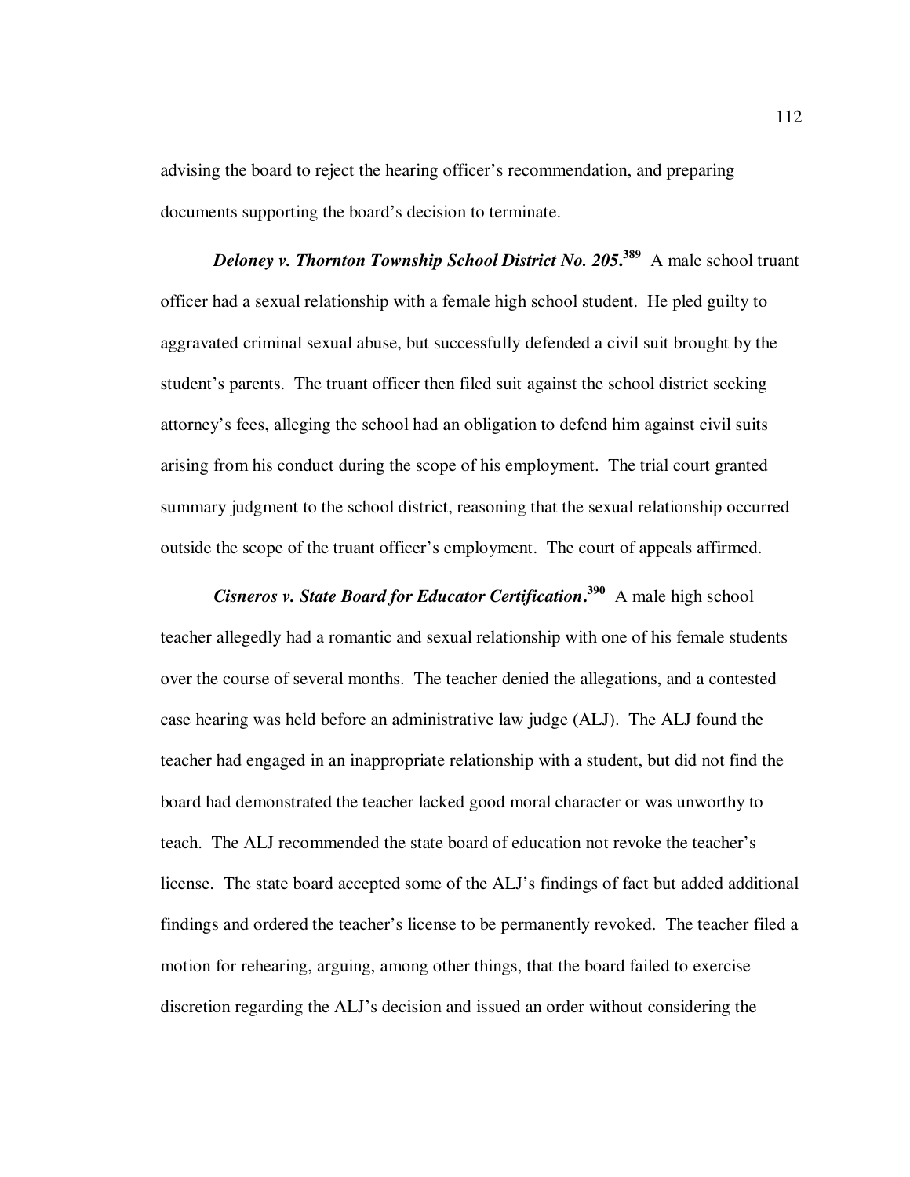advising the board to reject the hearing officer's recommendation, and preparing documents supporting the board's decision to terminate.

***Deloney v. Thornton Township School District No. 205*.**[389] A male school truant officer had a sexual relationship with a female high school student. He pled guilty to aggravated criminal sexual abuse, but successfully defended a civil suit brought by the student's parents. The truant officer then filed suit against the school district seeking attorney's fees, alleging the school had an obligation to defend him against civil suits arising from his conduct during the scope of his employment. The trial court granted summary judgment to the school district, reasoning that the sexual relationship occurred outside the scope of the truant officer's employment. The court of appeals affirmed.

***Cisneros v. State Board for Educator Certification*.**[390] A male high school teacher allegedly had a romantic and sexual relationship with one of his female students over the course of several months. The teacher denied the allegations, and a contested case hearing was held before an administrative law judge (ALJ). The ALJ found the teacher had engaged in an inappropriate relationship with a student, but did not find the board had demonstrated the teacher lacked good moral character or was unworthy to teach. The ALJ recommended the state board of education not revoke the teacher's license. The state board accepted some of the ALJ's findings of fact but added additional findings and ordered the teacher's license to be permanently revoked. The teacher filed a motion for rehearing, arguing, among other things, that the board failed to exercise discretion regarding the ALJ's decision and issued an order without considering the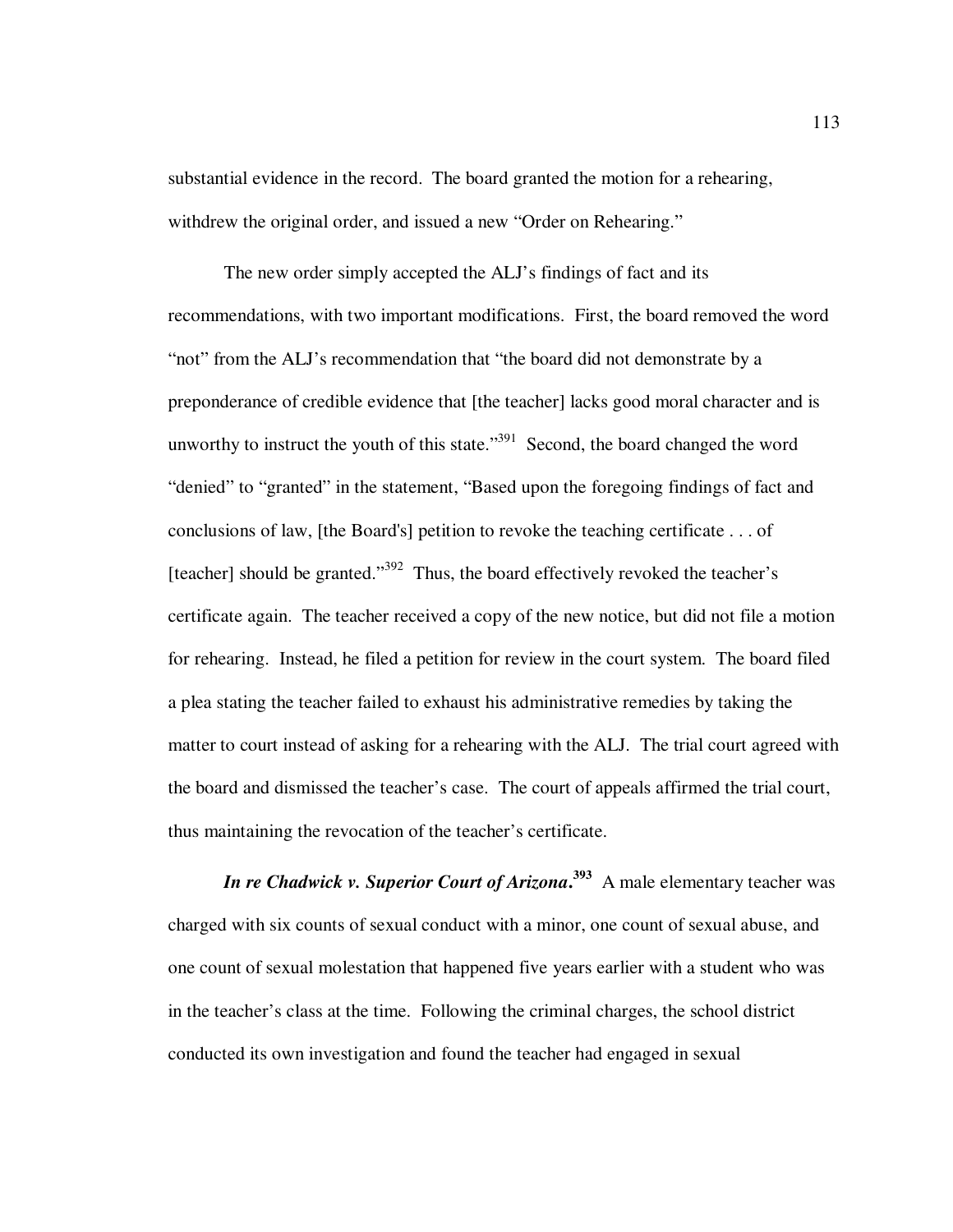substantial evidence in the record. The board granted the motion for a rehearing, withdrew the original order, and issued a new "Order on Rehearing."

The new order simply accepted the ALJ's findings of fact and its recommendations, with two important modifications. First, the board removed the word "not" from the ALJ's recommendation that "the board did not demonstrate by a preponderance of credible evidence that [the teacher] lacks good moral character and is unworthy to instruct the youth of this state."[391] Second, the board changed the word "denied" to "granted" in the statement, "Based upon the foregoing findings of fact and conclusions of law, [the Board's] petition to revoke the teaching certificate . . . of [teacher] should be granted."[392] Thus, the board effectively revoked the teacher's certificate again. The teacher received a copy of the new notice, but did not file a motion for rehearing. Instead, he filed a petition for review in the court system. The board filed a plea stating the teacher failed to exhaust his administrative remedies by taking the matter to court instead of asking for a rehearing with the ALJ. The trial court agreed with the board and dismissed the teacher's case. The court of appeals affirmed the trial court, thus maintaining the revocation of the teacher's certificate.

***In re Chadwick v. Superior Court of Arizona*.**[393] A male elementary teacher was charged with six counts of sexual conduct with a minor, one count of sexual abuse, and one count of sexual molestation that happened five years earlier with a student who was in the teacher's class at the time. Following the criminal charges, the school district conducted its own investigation and found the teacher had engaged in sexual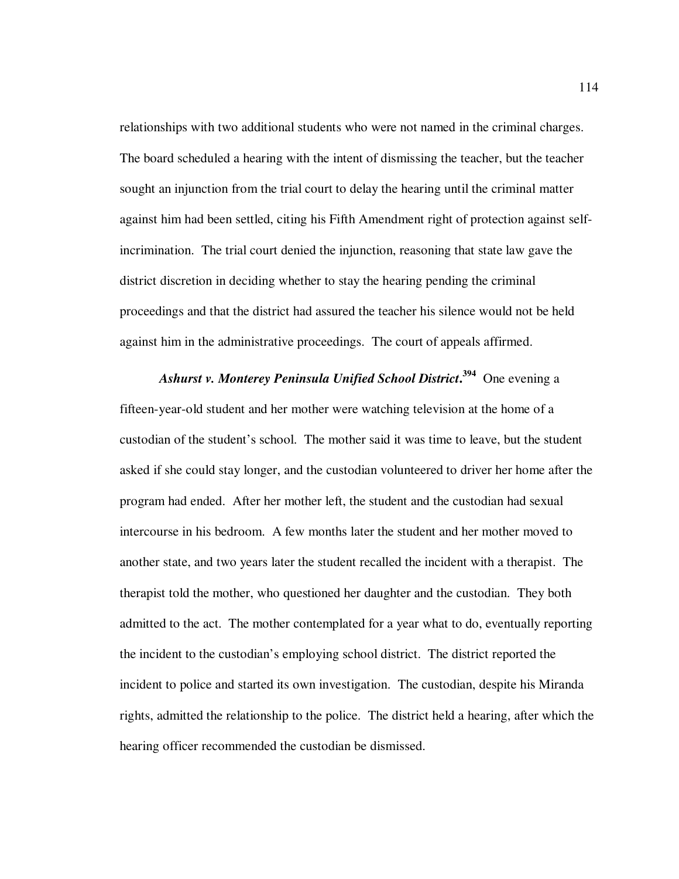relationships with two additional students who were not named in the criminal charges. The board scheduled a hearing with the intent of dismissing the teacher, but the teacher sought an injunction from the trial court to delay the hearing until the criminal matter against him had been settled, citing his Fifth Amendment right of protection against self-incrimination. The trial court denied the injunction, reasoning that state law gave the district discretion in deciding whether to stay the hearing pending the criminal proceedings and that the district had assured the teacher his silence would not be held against him in the administrative proceedings. The court of appeals affirmed.

***Ashurst v. Monterey Peninsula Unified School District*.**[394] One evening a fifteen-year-old student and her mother were watching television at the home of a custodian of the student's school. The mother said it was time to leave, but the student asked if she could stay longer, and the custodian volunteered to driver her home after the program had ended. After her mother left, the student and the custodian had sexual intercourse in his bedroom. A few months later the student and her mother moved to another state, and two years later the student recalled the incident with a therapist. The therapist told the mother, who questioned her daughter and the custodian. They both admitted to the act. The mother contemplated for a year what to do, eventually reporting the incident to the custodian's employing school district. The district reported the incident to police and started its own investigation. The custodian, despite his Miranda rights, admitted the relationship to the police. The district held a hearing, after which the hearing officer recommended the custodian be dismissed.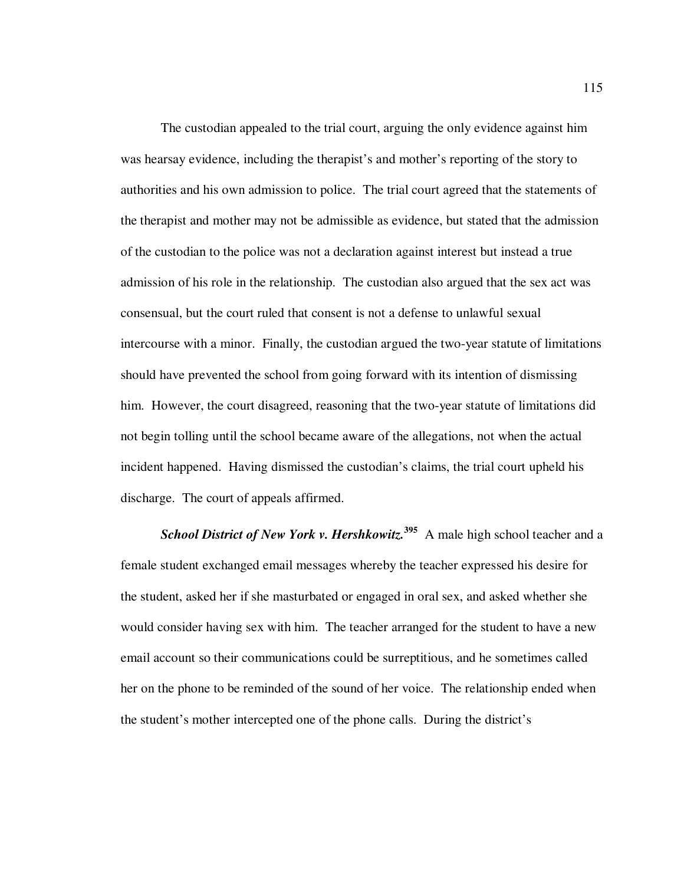The custodian appealed to the trial court, arguing the only evidence against him was hearsay evidence, including the therapist's and mother's reporting of the story to authorities and his own admission to police. The trial court agreed that the statements of the therapist and mother may not be admissible as evidence, but stated that the admission of the custodian to the police was not a declaration against interest but instead a true admission of his role in the relationship. The custodian also argued that the sex act was consensual, but the court ruled that consent is not a defense to unlawful sexual intercourse with a minor. Finally, the custodian argued the two-year statute of limitations should have prevented the school from going forward with its intention of dismissing him. However, the court disagreed, reasoning that the two-year statute of limitations did not begin tolling until the school became aware of the allegations, not when the actual incident happened. Having dismissed the custodian's claims, the trial court upheld his discharge. The court of appeals affirmed.

***School District of New York v. Hershkowitz.***[395] A male high school teacher and a female student exchanged email messages whereby the teacher expressed his desire for the student, asked her if she masturbated or engaged in oral sex, and asked whether she would consider having sex with him. The teacher arranged for the student to have a new email account so their communications could be surreptitious, and he sometimes called her on the phone to be reminded of the sound of her voice. The relationship ended when the student's mother intercepted one of the phone calls. During the district's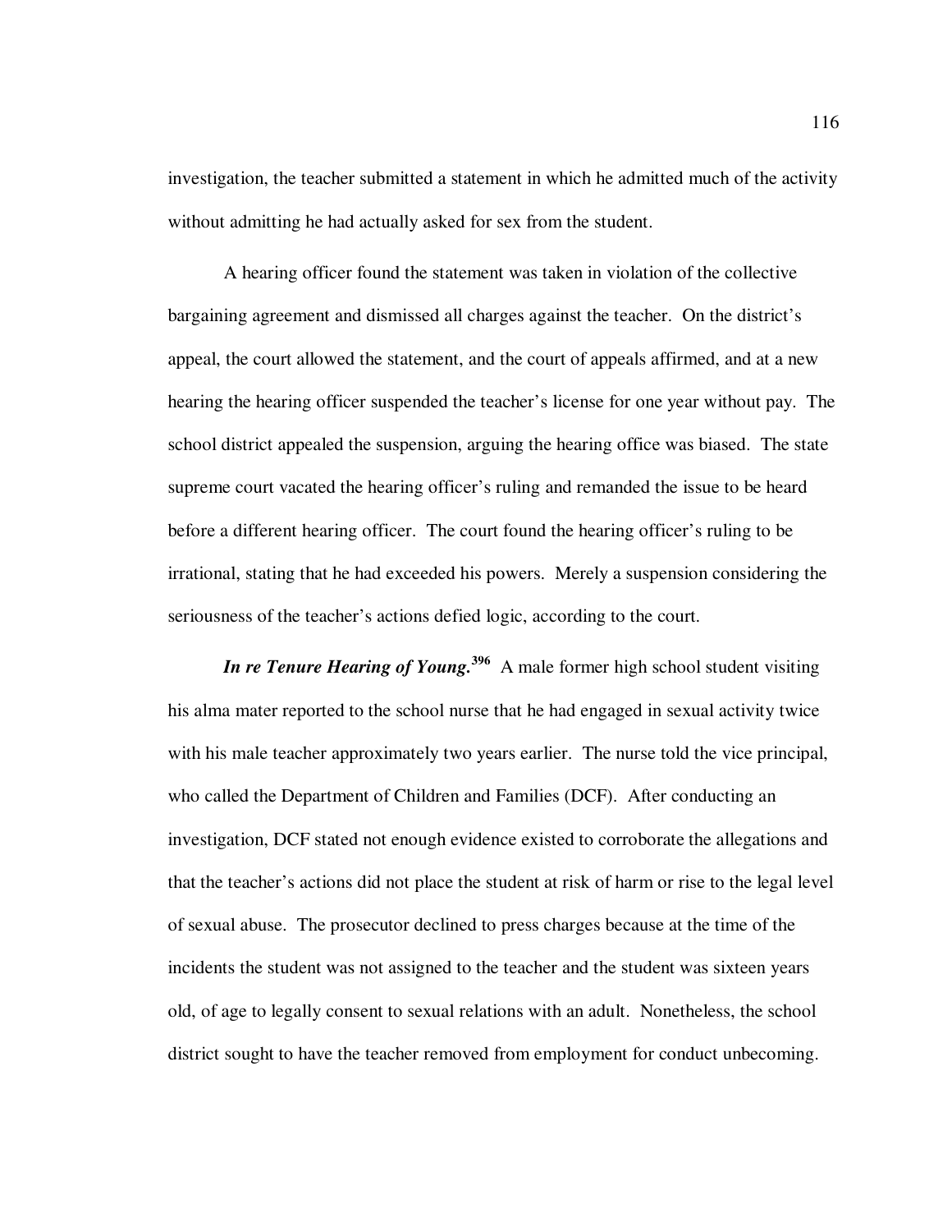investigation, the teacher submitted a statement in which he admitted much of the activity without admitting he had actually asked for sex from the student.

A hearing officer found the statement was taken in violation of the collective bargaining agreement and dismissed all charges against the teacher. On the district's appeal, the court allowed the statement, and the court of appeals affirmed, and at a new hearing the hearing officer suspended the teacher's license for one year without pay. The school district appealed the suspension, arguing the hearing office was biased. The state supreme court vacated the hearing officer's ruling and remanded the issue to be heard before a different hearing officer. The court found the hearing officer's ruling to be irrational, stating that he had exceeded his powers. Merely a suspension considering the seriousness of the teacher's actions defied logic, according to the court.

***In re Tenure Hearing of Young.***[396] A male former high school student visiting his alma mater reported to the school nurse that he had engaged in sexual activity twice with his male teacher approximately two years earlier. The nurse told the vice principal, who called the Department of Children and Families (DCF). After conducting an investigation, DCF stated not enough evidence existed to corroborate the allegations and that the teacher's actions did not place the student at risk of harm or rise to the legal level of sexual abuse. The prosecutor declined to press charges because at the time of the incidents the student was not assigned to the teacher and the student was sixteen years old, of age to legally consent to sexual relations with an adult. Nonetheless, the school district sought to have the teacher removed from employment for conduct unbecoming.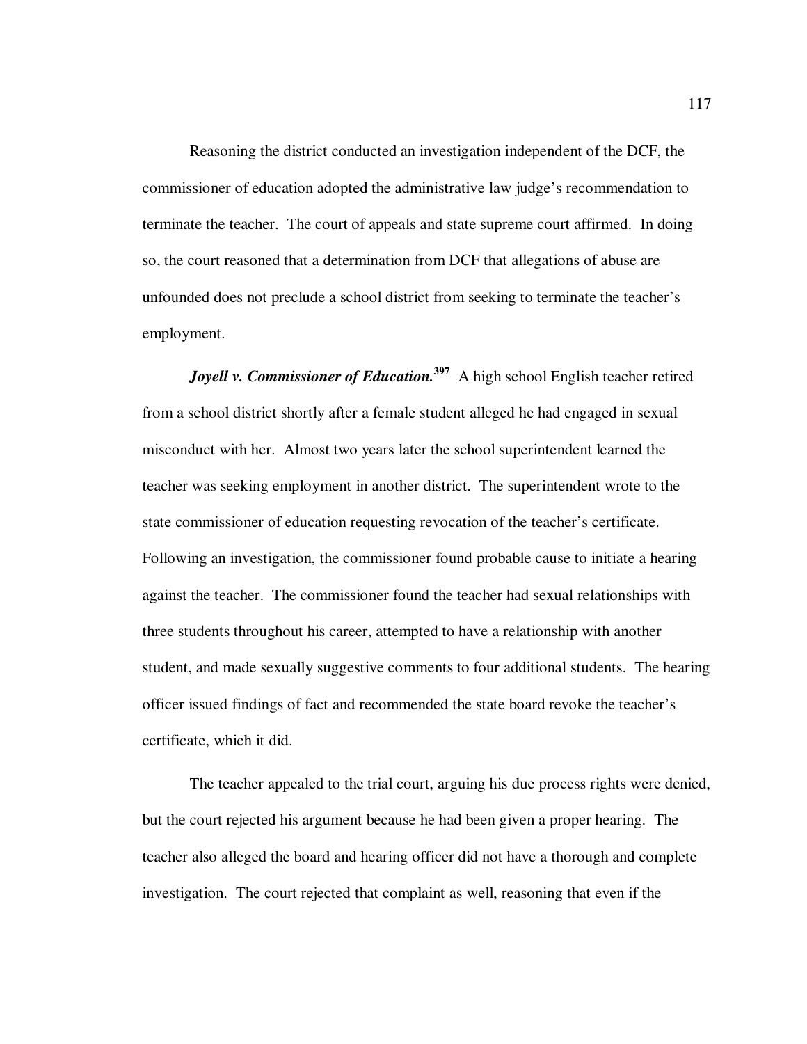Reasoning the district conducted an investigation independent of the DCF, the commissioner of education adopted the administrative law judge's recommendation to terminate the teacher. The court of appeals and state supreme court affirmed. In doing so, the court reasoned that a determination from DCF that allegations of abuse are unfounded does not preclude a school district from seeking to terminate the teacher's employment.

***Joyell v. Commissioner of Education.***[397] A high school English teacher retired from a school district shortly after a female student alleged he had engaged in sexual misconduct with her. Almost two years later the school superintendent learned the teacher was seeking employment in another district. The superintendent wrote to the state commissioner of education requesting revocation of the teacher's certificate. Following an investigation, the commissioner found probable cause to initiate a hearing against the teacher. The commissioner found the teacher had sexual relationships with three students throughout his career, attempted to have a relationship with another student, and made sexually suggestive comments to four additional students. The hearing officer issued findings of fact and recommended the state board revoke the teacher's certificate, which it did.

The teacher appealed to the trial court, arguing his due process rights were denied, but the court rejected his argument because he had been given a proper hearing. The teacher also alleged the board and hearing officer did not have a thorough and complete investigation. The court rejected that complaint as well, reasoning that even if the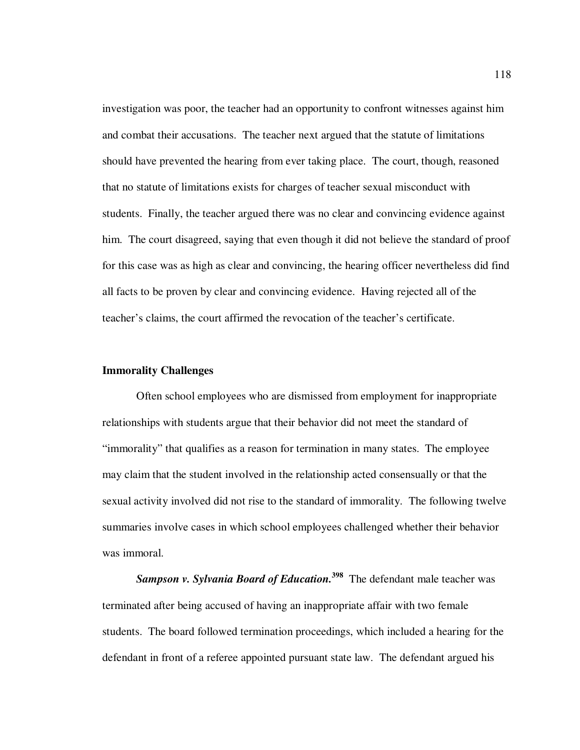investigation was poor, the teacher had an opportunity to confront witnesses against him and combat their accusations. The teacher next argued that the statute of limitations should have prevented the hearing from ever taking place. The court, though, reasoned that no statute of limitations exists for charges of teacher sexual misconduct with students. Finally, the teacher argued there was no clear and convincing evidence against him. The court disagreed, saying that even though it did not believe the standard of proof for this case was as high as clear and convincing, the hearing officer nevertheless did find all facts to be proven by clear and convincing evidence. Having rejected all of the teacher's claims, the court affirmed the revocation of the teacher's certificate.

### Immorality Challenges

Often school employees who are dismissed from employment for inappropriate relationships with students argue that their behavior did not meet the standard of "immorality" that qualifies as a reason for termination in many states. The employee may claim that the student involved in the relationship acted consensually or that the sexual activity involved did not rise to the standard of immorality. The following twelve summaries involve cases in which school employees challenged whether their behavior was immoral.

***Sampson v. Sylvania Board of Education.***[398] The defendant male teacher was terminated after being accused of having an inappropriate affair with two female students. The board followed termination proceedings, which included a hearing for the defendant in front of a referee appointed pursuant state law. The defendant argued his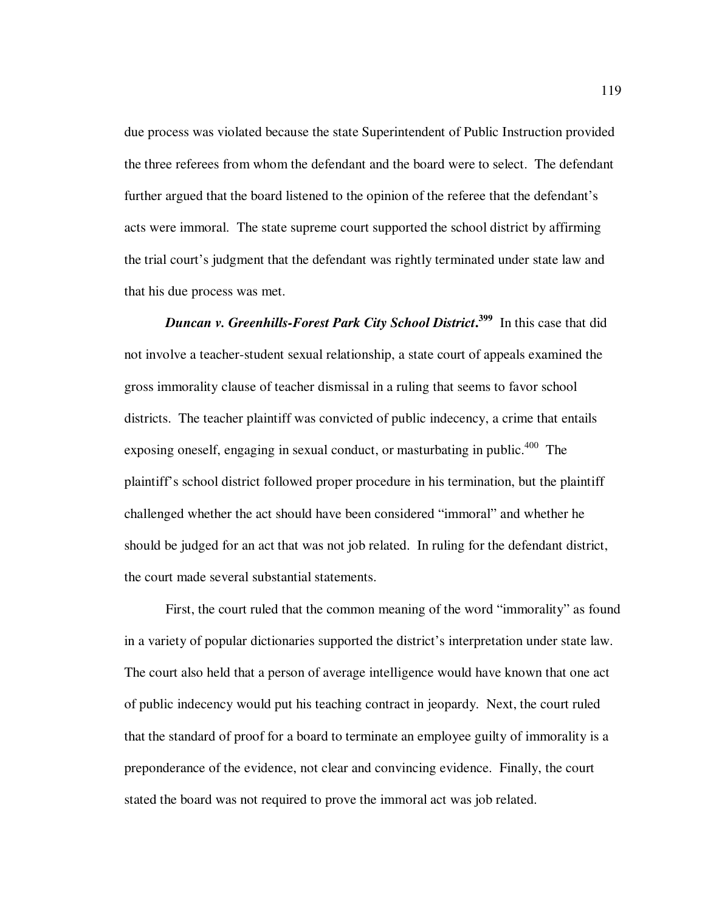due process was violated because the state Superintendent of Public Instruction provided the three referees from whom the defendant and the board were to select. The defendant further argued that the board listened to the opinion of the referee that the defendant's acts were immoral. The state supreme court supported the school district by affirming the trial court's judgment that the defendant was rightly terminated under state law and that his due process was met.

***Duncan v. Greenhills-Forest Park City School District*.**[399] In this case that did not involve a teacher-student sexual relationship, a state court of appeals examined the gross immorality clause of teacher dismissal in a ruling that seems to favor school districts. The teacher plaintiff was convicted of public indecency, a crime that entails exposing oneself, engaging in sexual conduct, or masturbating in public.[400] The plaintiff's school district followed proper procedure in his termination, but the plaintiff challenged whether the act should have been considered "immoral" and whether he should be judged for an act that was not job related. In ruling for the defendant district, the court made several substantial statements.

First, the court ruled that the common meaning of the word "immorality" as found in a variety of popular dictionaries supported the district's interpretation under state law. The court also held that a person of average intelligence would have known that one act of public indecency would put his teaching contract in jeopardy. Next, the court ruled that the standard of proof for a board to terminate an employee guilty of immorality is a preponderance of the evidence, not clear and convincing evidence. Finally, the court stated the board was not required to prove the immoral act was job related.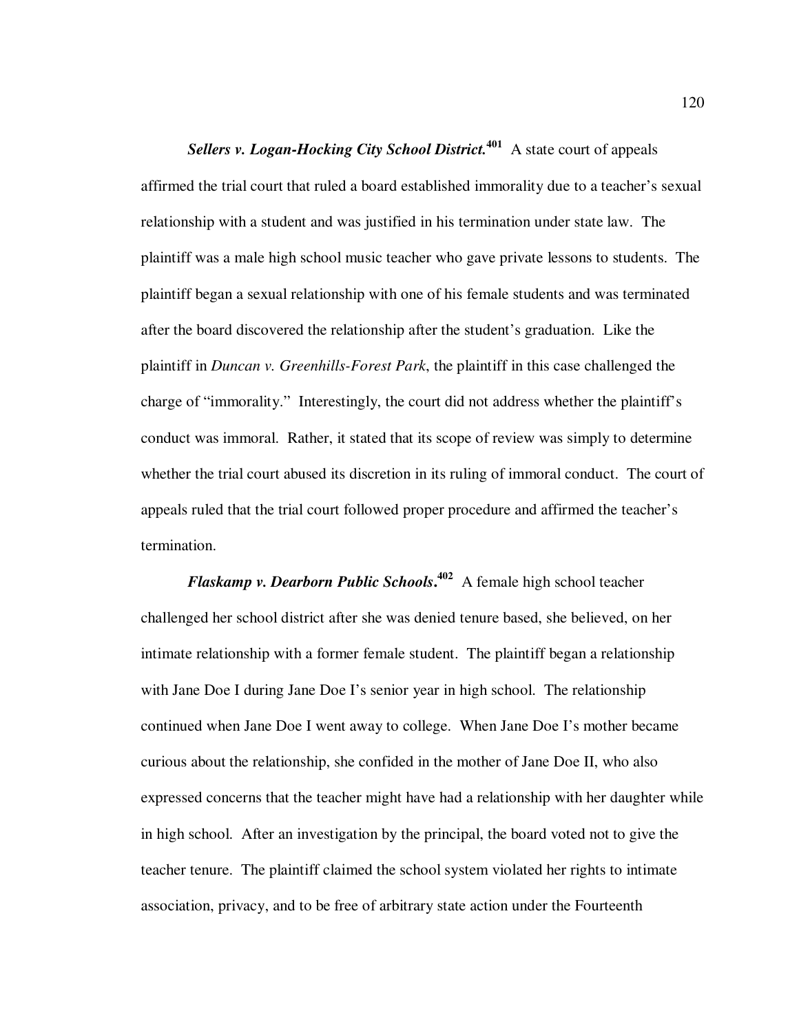***Sellers v. Logan-Hocking City School District.***[401] A state court of appeals affirmed the trial court that ruled a board established immorality due to a teacher's sexual relationship with a student and was justified in his termination under state law. The plaintiff was a male high school music teacher who gave private lessons to students. The plaintiff began a sexual relationship with one of his female students and was terminated after the board discovered the relationship after the student's graduation. Like the plaintiff in *Duncan v. Greenhills-Forest Park*, the plaintiff in this case challenged the charge of "immorality." Interestingly, the court did not address whether the plaintiff's conduct was immoral. Rather, it stated that its scope of review was simply to determine whether the trial court abused its discretion in its ruling of immoral conduct. The court of appeals ruled that the trial court followed proper procedure and affirmed the teacher's termination.

***Flaskamp v. Dearborn Public Schools***.[402] A female high school teacher challenged her school district after she was denied tenure based, she believed, on her intimate relationship with a former female student. The plaintiff began a relationship with Jane Doe I during Jane Doe I's senior year in high school. The relationship continued when Jane Doe I went away to college. When Jane Doe I's mother became curious about the relationship, she confided in the mother of Jane Doe II, who also expressed concerns that the teacher might have had a relationship with her daughter while in high school. After an investigation by the principal, the board voted not to give the teacher tenure. The plaintiff claimed the school system violated her rights to intimate association, privacy, and to be free of arbitrary state action under the Fourteenth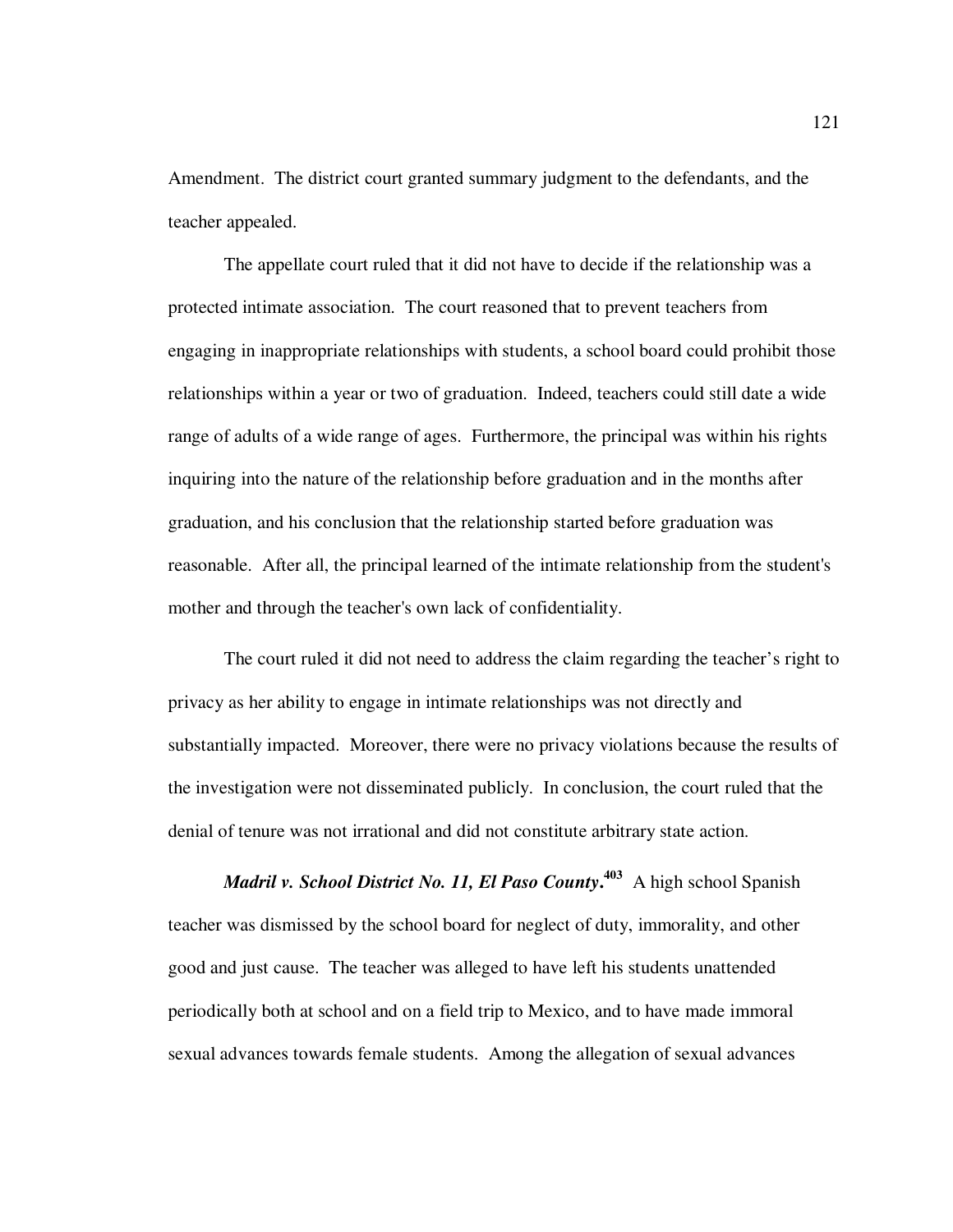Amendment. The district court granted summary judgment to the defendants, and the teacher appealed.

The appellate court ruled that it did not have to decide if the relationship was a protected intimate association. The court reasoned that to prevent teachers from engaging in inappropriate relationships with students, a school board could prohibit those relationships within a year or two of graduation. Indeed, teachers could still date a wide range of adults of a wide range of ages. Furthermore, the principal was within his rights inquiring into the nature of the relationship before graduation and in the months after graduation, and his conclusion that the relationship started before graduation was reasonable. After all, the principal learned of the intimate relationship from the student's mother and through the teacher's own lack of confidentiality.

The court ruled it did not need to address the claim regarding the teacher's right to privacy as her ability to engage in intimate relationships was not directly and substantially impacted. Moreover, there were no privacy violations because the results of the investigation were not disseminated publicly. In conclusion, the court ruled that the denial of tenure was not irrational and did not constitute arbitrary state action.

***Madril v. School District No. 11, El Paso County*.**[403] A high school Spanish teacher was dismissed by the school board for neglect of duty, immorality, and other good and just cause. The teacher was alleged to have left his students unattended periodically both at school and on a field trip to Mexico, and to have made immoral sexual advances towards female students. Among the allegation of sexual advances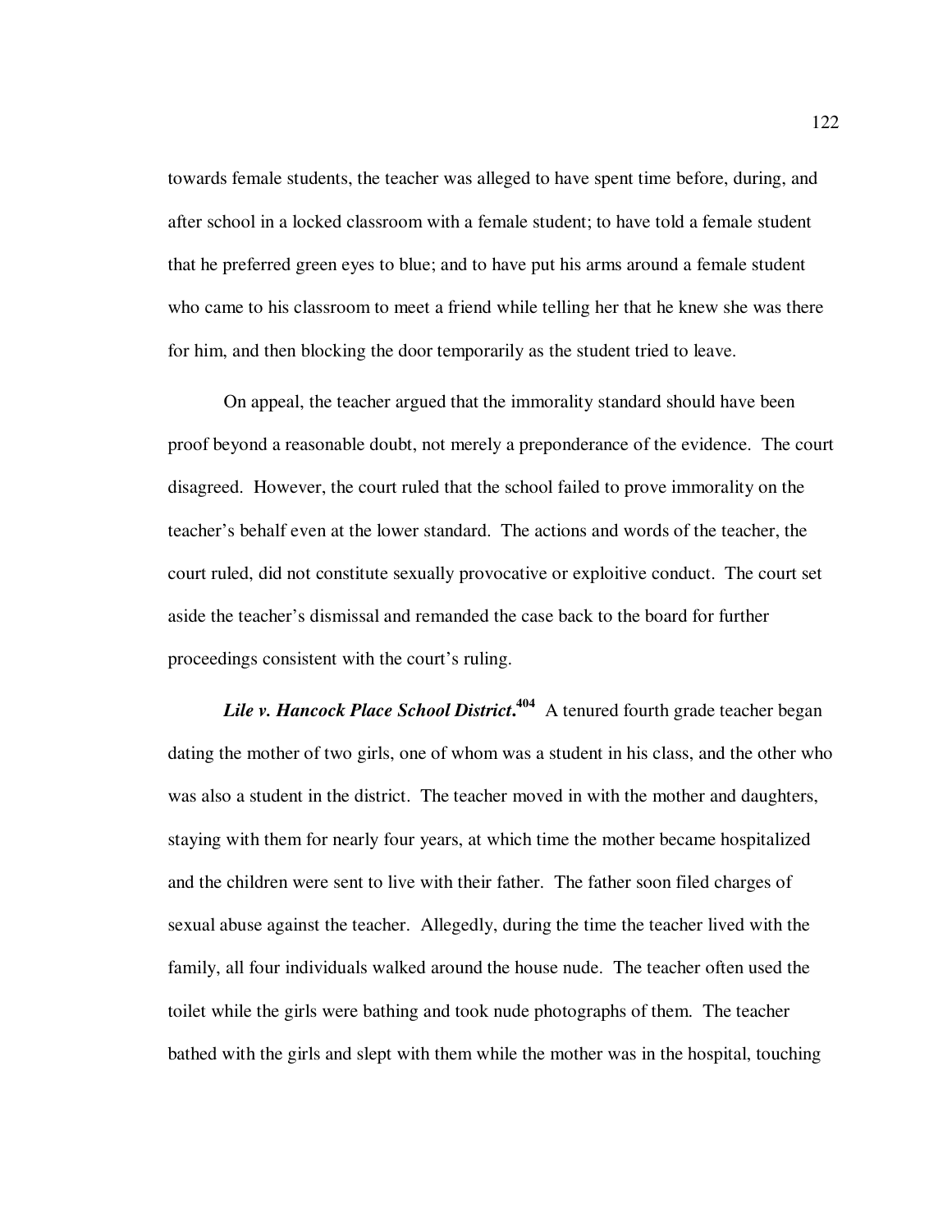towards female students, the teacher was alleged to have spent time before, during, and after school in a locked classroom with a female student; to have told a female student that he preferred green eyes to blue; and to have put his arms around a female student who came to his classroom to meet a friend while telling her that he knew she was there for him, and then blocking the door temporarily as the student tried to leave.

On appeal, the teacher argued that the immorality standard should have been proof beyond a reasonable doubt, not merely a preponderance of the evidence. The court disagreed. However, the court ruled that the school failed to prove immorality on the teacher's behalf even at the lower standard. The actions and words of the teacher, the court ruled, did not constitute sexually provocative or exploitive conduct. The court set aside the teacher's dismissal and remanded the case back to the board for further proceedings consistent with the court's ruling.

***Lile v. Hancock Place School District*.**[404] A tenured fourth grade teacher began dating the mother of two girls, one of whom was a student in his class, and the other who was also a student in the district. The teacher moved in with the mother and daughters, staying with them for nearly four years, at which time the mother became hospitalized and the children were sent to live with their father. The father soon filed charges of sexual abuse against the teacher. Allegedly, during the time the teacher lived with the family, all four individuals walked around the house nude. The teacher often used the toilet while the girls were bathing and took nude photographs of them. The teacher bathed with the girls and slept with them while the mother was in the hospital, touching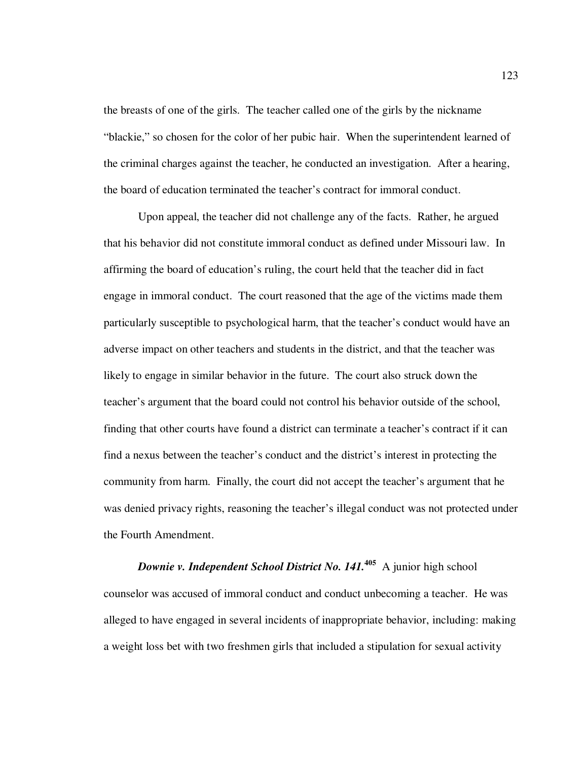the breasts of one of the girls. The teacher called one of the girls by the nickname "blackie," so chosen for the color of her pubic hair. When the superintendent learned of the criminal charges against the teacher, he conducted an investigation. After a hearing, the board of education terminated the teacher's contract for immoral conduct.

Upon appeal, the teacher did not challenge any of the facts. Rather, he argued that his behavior did not constitute immoral conduct as defined under Missouri law. In affirming the board of education's ruling, the court held that the teacher did in fact engage in immoral conduct. The court reasoned that the age of the victims made them particularly susceptible to psychological harm, that the teacher's conduct would have an adverse impact on other teachers and students in the district, and that the teacher was likely to engage in similar behavior in the future. The court also struck down the teacher's argument that the board could not control his behavior outside of the school, finding that other courts have found a district can terminate a teacher's contract if it can find a nexus between the teacher's conduct and the district's interest in protecting the community from harm. Finally, the court did not accept the teacher's argument that he was denied privacy rights, reasoning the teacher's illegal conduct was not protected under the Fourth Amendment.

***Downie v. Independent School District No. 141.***[405] A junior high school counselor was accused of immoral conduct and conduct unbecoming a teacher. He was alleged to have engaged in several incidents of inappropriate behavior, including: making a weight loss bet with two freshmen girls that included a stipulation for sexual activity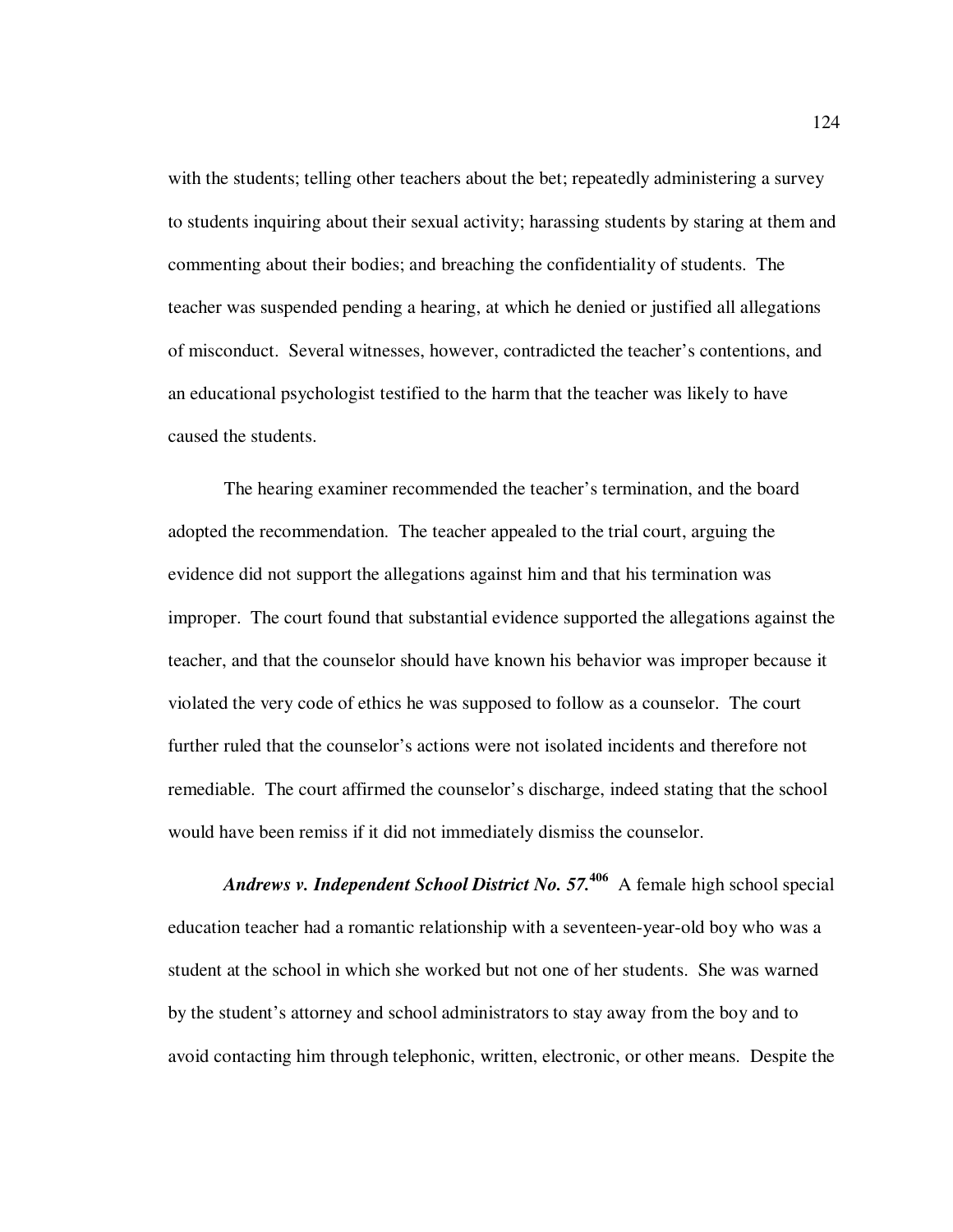with the students; telling other teachers about the bet; repeatedly administering a survey to students inquiring about their sexual activity; harassing students by staring at them and commenting about their bodies; and breaching the confidentiality of students. The teacher was suspended pending a hearing, at which he denied or justified all allegations of misconduct. Several witnesses, however, contradicted the teacher's contentions, and an educational psychologist testified to the harm that the teacher was likely to have caused the students.

The hearing examiner recommended the teacher's termination, and the board adopted the recommendation. The teacher appealed to the trial court, arguing the evidence did not support the allegations against him and that his termination was improper. The court found that substantial evidence supported the allegations against the teacher, and that the counselor should have known his behavior was improper because it violated the very code of ethics he was supposed to follow as a counselor. The court further ruled that the counselor's actions were not isolated incidents and therefore not remediable. The court affirmed the counselor's discharge, indeed stating that the school would have been remiss if it did not immediately dismiss the counselor.

***Andrews v. Independent School District No. 57.***[406] A female high school special education teacher had a romantic relationship with a seventeen-year-old boy who was a student at the school in which she worked but not one of her students. She was warned by the student's attorney and school administrators to stay away from the boy and to avoid contacting him through telephonic, written, electronic, or other means. Despite the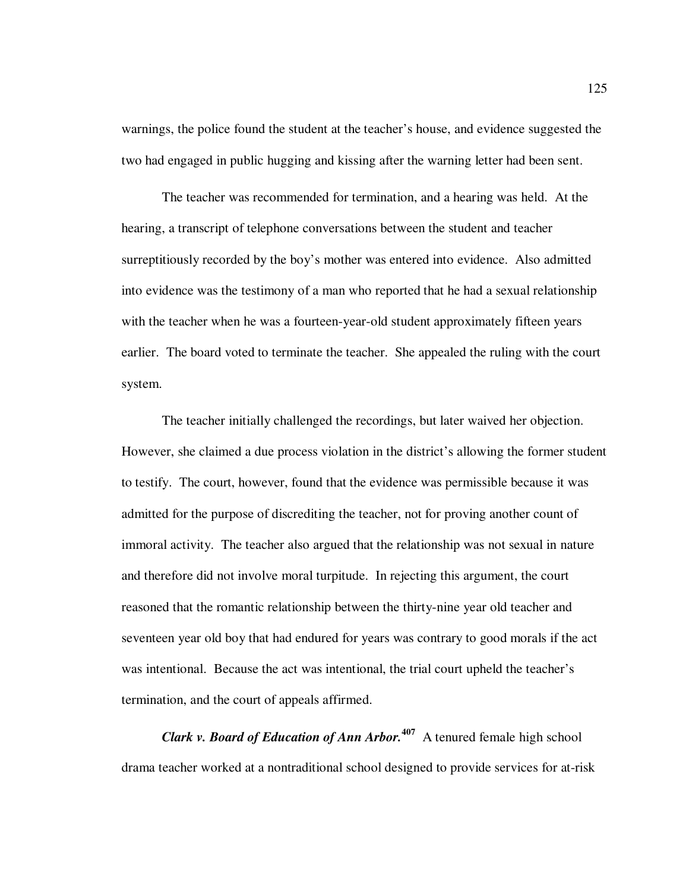warnings, the police found the student at the teacher's house, and evidence suggested the two had engaged in public hugging and kissing after the warning letter had been sent.

The teacher was recommended for termination, and a hearing was held. At the hearing, a transcript of telephone conversations between the student and teacher surreptitiously recorded by the boy's mother was entered into evidence. Also admitted into evidence was the testimony of a man who reported that he had a sexual relationship with the teacher when he was a fourteen-year-old student approximately fifteen years earlier. The board voted to terminate the teacher. She appealed the ruling with the court system.

The teacher initially challenged the recordings, but later waived her objection. However, she claimed a due process violation in the district's allowing the former student to testify. The court, however, found that the evidence was permissible because it was admitted for the purpose of discrediting the teacher, not for proving another count of immoral activity. The teacher also argued that the relationship was not sexual in nature and therefore did not involve moral turpitude. In rejecting this argument, the court reasoned that the romantic relationship between the thirty-nine year old teacher and seventeen year old boy that had endured for years was contrary to good morals if the act was intentional. Because the act was intentional, the trial court upheld the teacher's termination, and the court of appeals affirmed.

***Clark v. Board of Education of Ann Arbor.***[407] A tenured female high school drama teacher worked at a nontraditional school designed to provide services for at-risk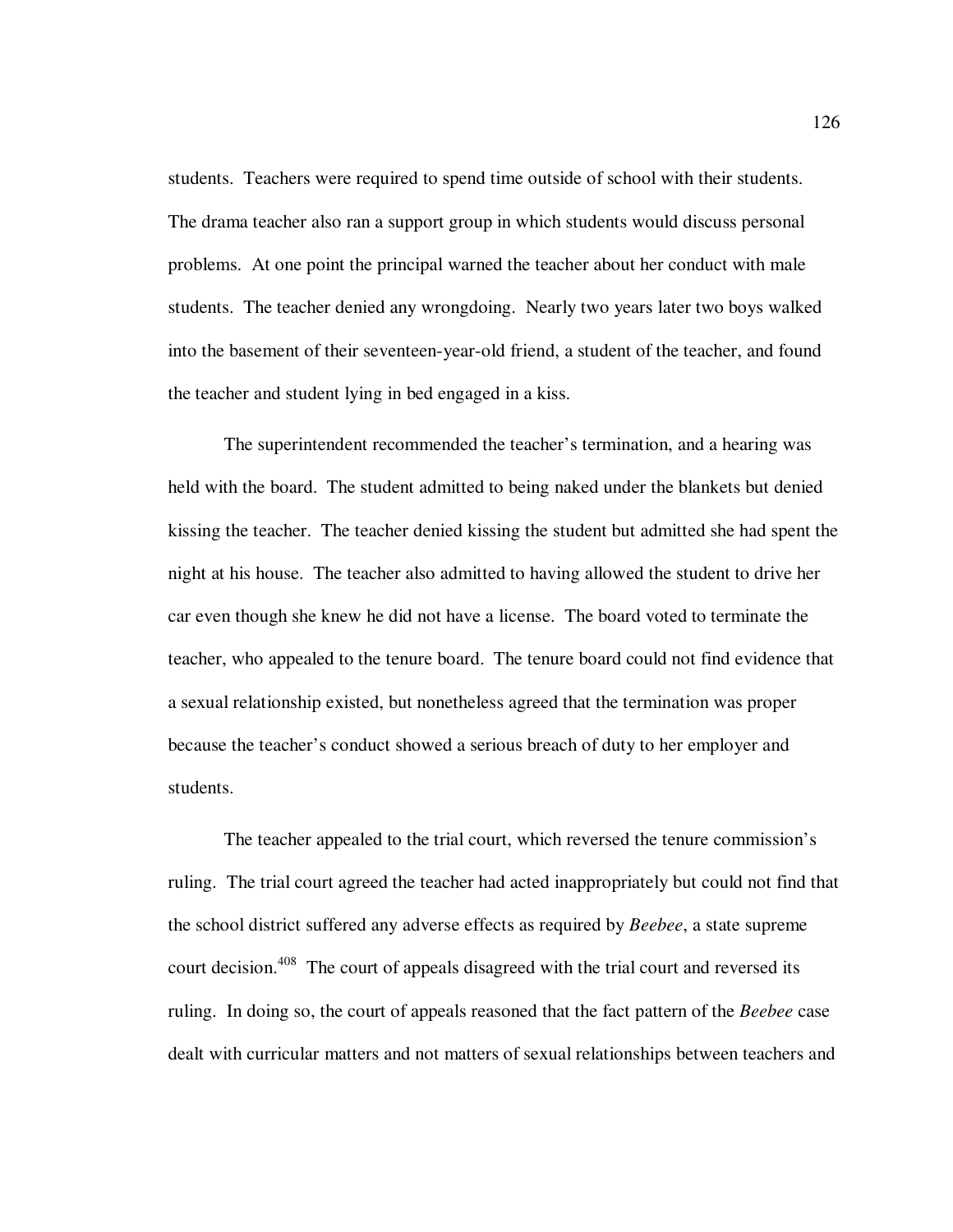students. Teachers were required to spend time outside of school with their students. The drama teacher also ran a support group in which students would discuss personal problems. At one point the principal warned the teacher about her conduct with male students. The teacher denied any wrongdoing. Nearly two years later two boys walked into the basement of their seventeen-year-old friend, a student of the teacher, and found the teacher and student lying in bed engaged in a kiss.

The superintendent recommended the teacher's termination, and a hearing was held with the board. The student admitted to being naked under the blankets but denied kissing the teacher. The teacher denied kissing the student but admitted she had spent the night at his house. The teacher also admitted to having allowed the student to drive her car even though she knew he did not have a license. The board voted to terminate the teacher, who appealed to the tenure board. The tenure board could not find evidence that a sexual relationship existed, but nonetheless agreed that the termination was proper because the teacher's conduct showed a serious breach of duty to her employer and students.

The teacher appealed to the trial court, which reversed the tenure commission's ruling. The trial court agreed the teacher had acted inappropriately but could not find that the school district suffered any adverse effects as required by *Beebee*, a state supreme court decision.[408] The court of appeals disagreed with the trial court and reversed its ruling. In doing so, the court of appeals reasoned that the fact pattern of the *Beebee* case dealt with curricular matters and not matters of sexual relationships between teachers and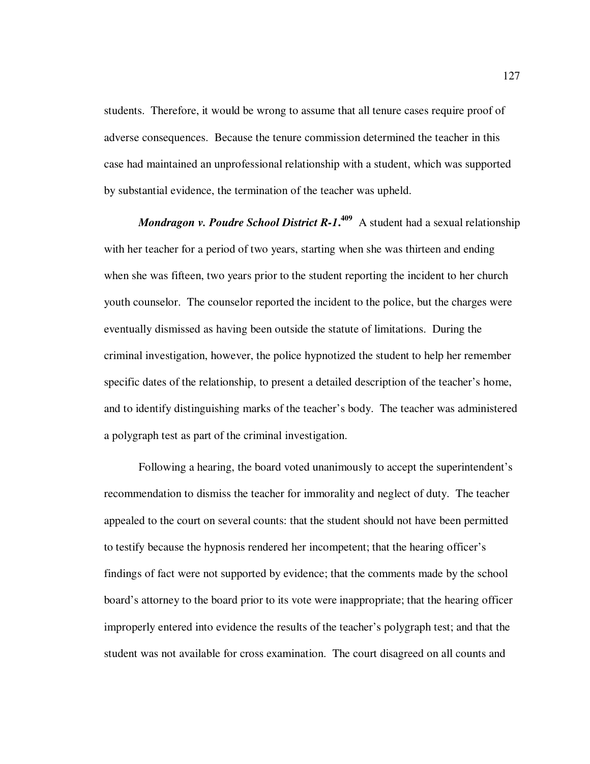students. Therefore, it would be wrong to assume that all tenure cases require proof of adverse consequences. Because the tenure commission determined the teacher in this case had maintained an unprofessional relationship with a student, which was supported by substantial evidence, the termination of the teacher was upheld.

***Mondragon v. Poudre School District R-1.***[409] A student had a sexual relationship with her teacher for a period of two years, starting when she was thirteen and ending when she was fifteen, two years prior to the student reporting the incident to her church youth counselor. The counselor reported the incident to the police, but the charges were eventually dismissed as having been outside the statute of limitations. During the criminal investigation, however, the police hypnotized the student to help her remember specific dates of the relationship, to present a detailed description of the teacher's home, and to identify distinguishing marks of the teacher's body. The teacher was administered a polygraph test as part of the criminal investigation.

Following a hearing, the board voted unanimously to accept the superintendent's recommendation to dismiss the teacher for immorality and neglect of duty. The teacher appealed to the court on several counts: that the student should not have been permitted to testify because the hypnosis rendered her incompetent; that the hearing officer's findings of fact were not supported by evidence; that the comments made by the school board's attorney to the board prior to its vote were inappropriate; that the hearing officer improperly entered into evidence the results of the teacher's polygraph test; and that the student was not available for cross examination. The court disagreed on all counts and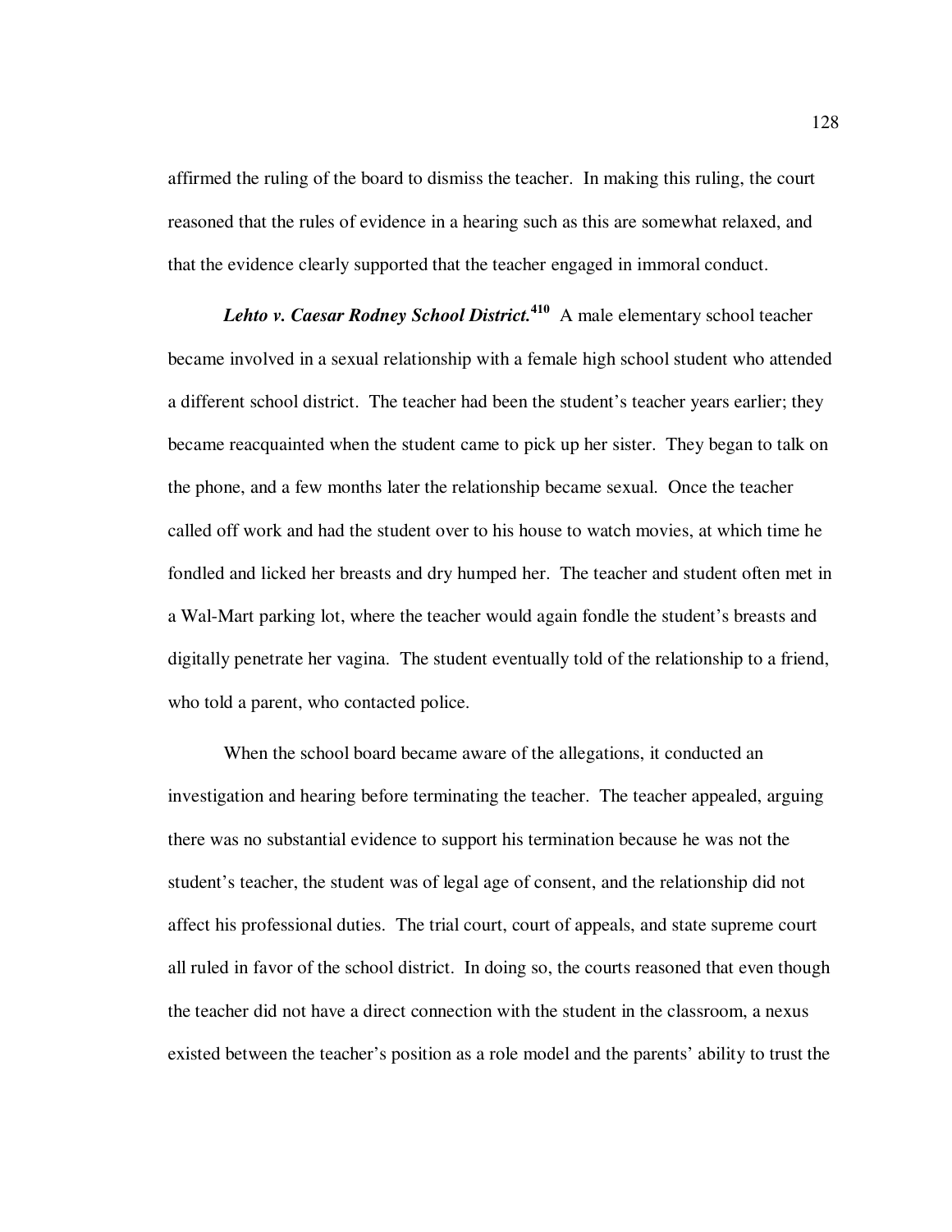affirmed the ruling of the board to dismiss the teacher. In making this ruling, the court reasoned that the rules of evidence in a hearing such as this are somewhat relaxed, and that the evidence clearly supported that the teacher engaged in immoral conduct.

***Lehto v. Caesar Rodney School District.***[410] A male elementary school teacher became involved in a sexual relationship with a female high school student who attended a different school district. The teacher had been the student's teacher years earlier; they became reacquainted when the student came to pick up her sister. They began to talk on the phone, and a few months later the relationship became sexual. Once the teacher called off work and had the student over to his house to watch movies, at which time he fondled and licked her breasts and dry humped her. The teacher and student often met in a Wal-Mart parking lot, where the teacher would again fondle the student's breasts and digitally penetrate her vagina. The student eventually told of the relationship to a friend, who told a parent, who contacted police.

When the school board became aware of the allegations, it conducted an investigation and hearing before terminating the teacher. The teacher appealed, arguing there was no substantial evidence to support his termination because he was not the student's teacher, the student was of legal age of consent, and the relationship did not affect his professional duties. The trial court, court of appeals, and state supreme court all ruled in favor of the school district. In doing so, the courts reasoned that even though the teacher did not have a direct connection with the student in the classroom, a nexus existed between the teacher's position as a role model and the parents' ability to trust the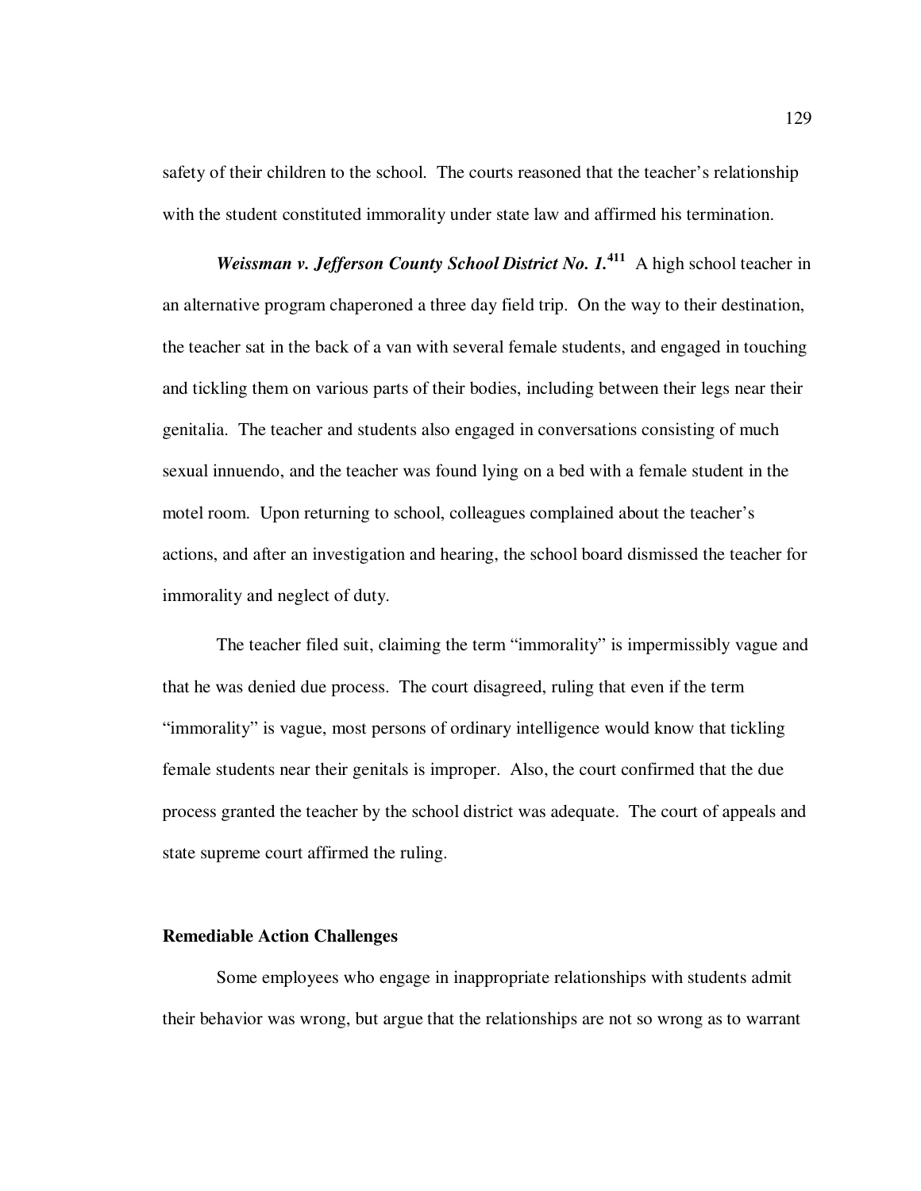safety of their children to the school. The courts reasoned that the teacher's relationship with the student constituted immorality under state law and affirmed his termination.

***Weissman v. Jefferson County School District No. 1.***[411] A high school teacher in an alternative program chaperoned a three day field trip. On the way to their destination, the teacher sat in the back of a van with several female students, and engaged in touching and tickling them on various parts of their bodies, including between their legs near their genitalia. The teacher and students also engaged in conversations consisting of much sexual innuendo, and the teacher was found lying on a bed with a female student in the motel room. Upon returning to school, colleagues complained about the teacher's actions, and after an investigation and hearing, the school board dismissed the teacher for immorality and neglect of duty.

The teacher filed suit, claiming the term "immorality" is impermissibly vague and that he was denied due process. The court disagreed, ruling that even if the term "immorality" is vague, most persons of ordinary intelligence would know that tickling female students near their genitals is improper. Also, the court confirmed that the due process granted the teacher by the school district was adequate. The court of appeals and state supreme court affirmed the ruling.

### Remediable Action Challenges

Some employees who engage in inappropriate relationships with students admit their behavior was wrong, but argue that the relationships are not so wrong as to warrant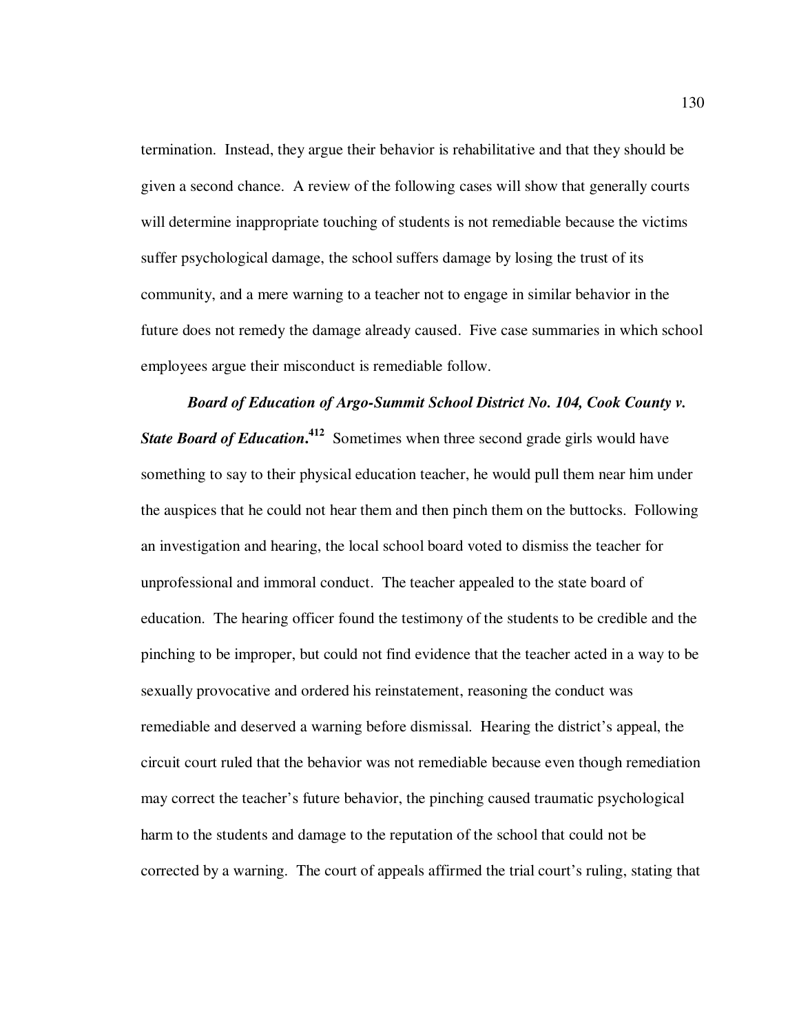termination. Instead, they argue their behavior is rehabilitative and that they should be given a second chance. A review of the following cases will show that generally courts will determine inappropriate touching of students is not remediable because the victims suffer psychological damage, the school suffers damage by losing the trust of its community, and a mere warning to a teacher not to engage in similar behavior in the future does not remedy the damage already caused. Five case summaries in which school employees argue their misconduct is remediable follow.

***Board of Education of Argo-Summit School District No. 104, Cook County v. State Board of Education*.**[412] Sometimes when three second grade girls would have something to say to their physical education teacher, he would pull them near him under the auspices that he could not hear them and then pinch them on the buttocks. Following an investigation and hearing, the local school board voted to dismiss the teacher for unprofessional and immoral conduct. The teacher appealed to the state board of education. The hearing officer found the testimony of the students to be credible and the pinching to be improper, but could not find evidence that the teacher acted in a way to be sexually provocative and ordered his reinstatement, reasoning the conduct was remediable and deserved a warning before dismissal. Hearing the district's appeal, the circuit court ruled that the behavior was not remediable because even though remediation may correct the teacher's future behavior, the pinching caused traumatic psychological harm to the students and damage to the reputation of the school that could not be corrected by a warning. The court of appeals affirmed the trial court's ruling, stating that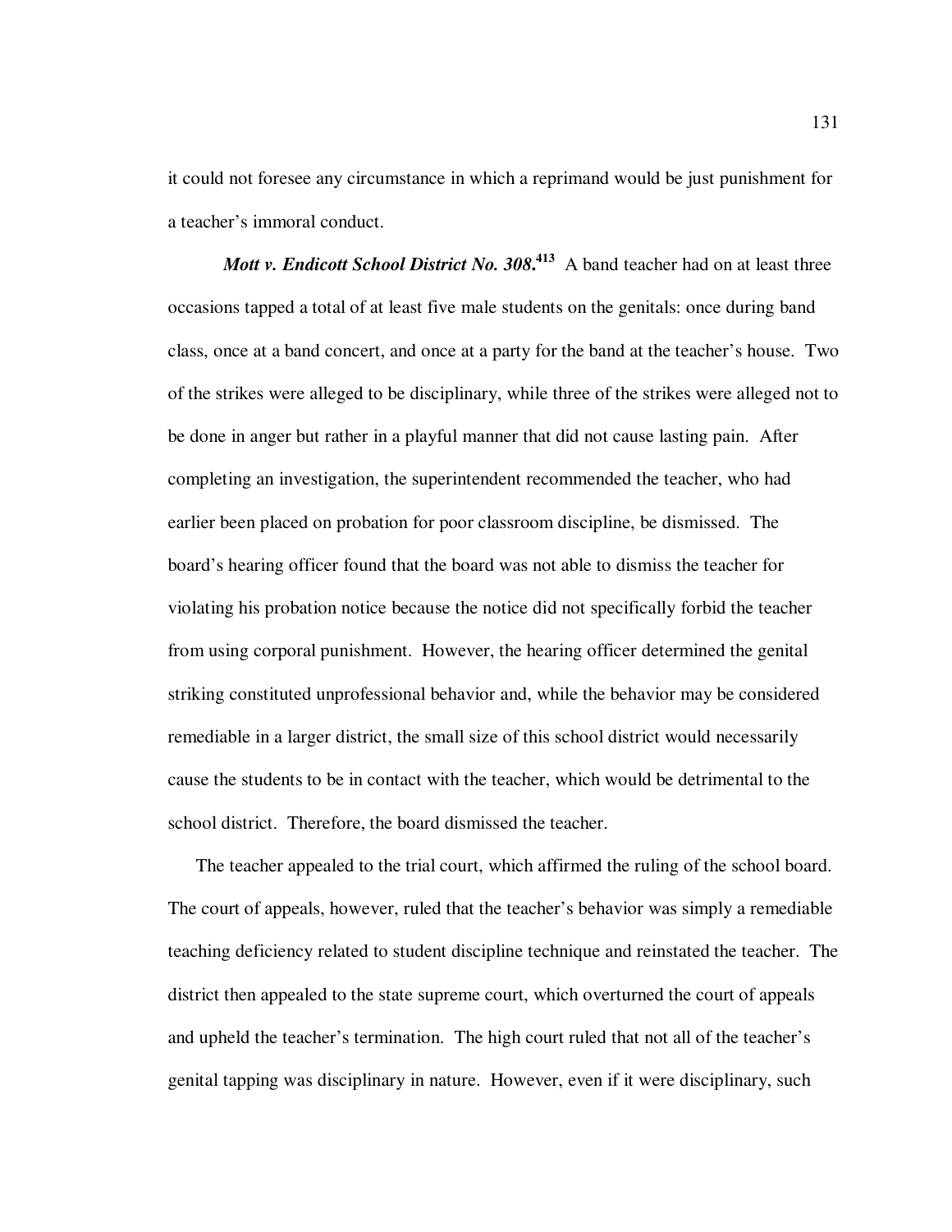it could not foresee any circumstance in which a reprimand would be just punishment for a teacher's immoral conduct.

***Mott v. Endicott School District No. 308.***[413] A band teacher had on at least three occasions tapped a total of at least five male students on the genitals: once during band class, once at a band concert, and once at a party for the band at the teacher's house. Two of the strikes were alleged to be disciplinary, while three of the strikes were alleged not to be done in anger but rather in a playful manner that did not cause lasting pain. After completing an investigation, the superintendent recommended the teacher, who had earlier been placed on probation for poor classroom discipline, be dismissed. The board's hearing officer found that the board was not able to dismiss the teacher for violating his probation notice because the notice did not specifically forbid the teacher from using corporal punishment. However, the hearing officer determined the genital striking constituted unprofessional behavior and, while the behavior may be considered remediable in a larger district, the small size of this school district would necessarily cause the students to be in contact with the teacher, which would be detrimental to the school district. Therefore, the board dismissed the teacher.

The teacher appealed to the trial court, which affirmed the ruling of the school board. The court of appeals, however, ruled that the teacher's behavior was simply a remediable teaching deficiency related to student discipline technique and reinstated the teacher. The district then appealed to the state supreme court, which overturned the court of appeals and upheld the teacher's termination. The high court ruled that not all of the teacher's genital tapping was disciplinary in nature. However, even if it were disciplinary, such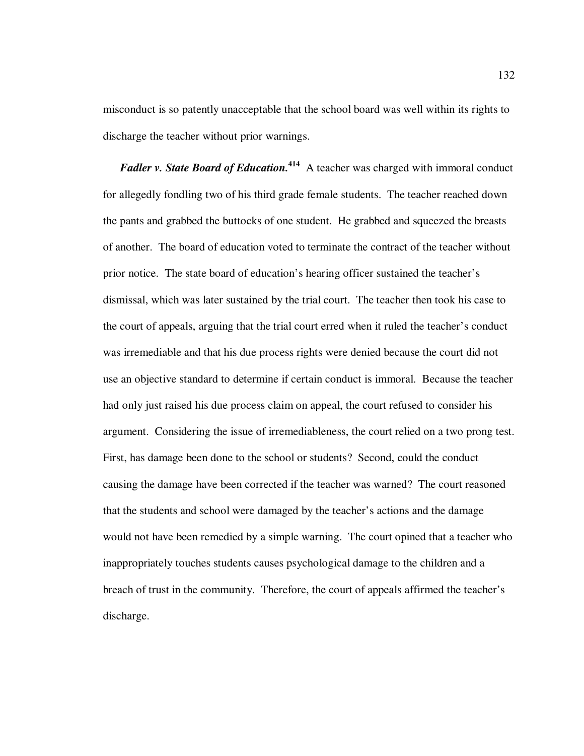misconduct is so patently unacceptable that the school board was well within its rights to discharge the teacher without prior warnings.

***Fadler v. State Board of Education.***[414] A teacher was charged with immoral conduct for allegedly fondling two of his third grade female students. The teacher reached down the pants and grabbed the buttocks of one student. He grabbed and squeezed the breasts of another. The board of education voted to terminate the contract of the teacher without prior notice. The state board of education's hearing officer sustained the teacher's dismissal, which was later sustained by the trial court. The teacher then took his case to the court of appeals, arguing that the trial court erred when it ruled the teacher's conduct was irremediable and that his due process rights were denied because the court did not use an objective standard to determine if certain conduct is immoral. Because the teacher had only just raised his due process claim on appeal, the court refused to consider his argument. Considering the issue of irremediableness, the court relied on a two prong test. First, has damage been done to the school or students? Second, could the conduct causing the damage have been corrected if the teacher was warned? The court reasoned that the students and school were damaged by the teacher's actions and the damage would not have been remedied by a simple warning. The court opined that a teacher who inappropriately touches students causes psychological damage to the children and a breach of trust in the community. Therefore, the court of appeals affirmed the teacher's discharge.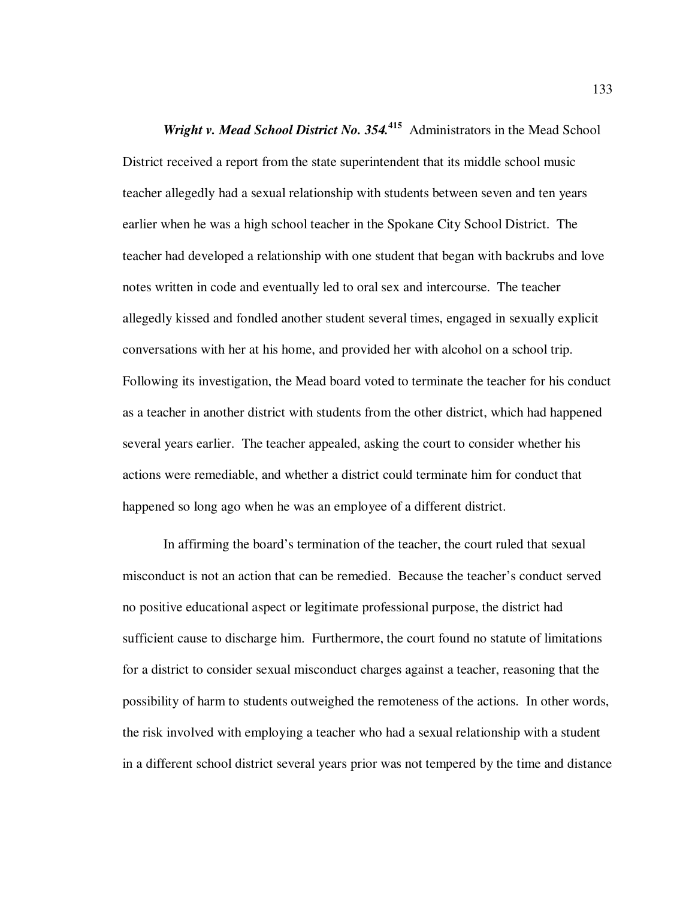***Wright v. Mead School District No. 354.***[415] Administrators in the Mead School District received a report from the state superintendent that its middle school music teacher allegedly had a sexual relationship with students between seven and ten years earlier when he was a high school teacher in the Spokane City School District. The teacher had developed a relationship with one student that began with backrubs and love notes written in code and eventually led to oral sex and intercourse. The teacher allegedly kissed and fondled another student several times, engaged in sexually explicit conversations with her at his home, and provided her with alcohol on a school trip. Following its investigation, the Mead board voted to terminate the teacher for his conduct as a teacher in another district with students from the other district, which had happened several years earlier. The teacher appealed, asking the court to consider whether his actions were remediable, and whether a district could terminate him for conduct that happened so long ago when he was an employee of a different district.

In affirming the board's termination of the teacher, the court ruled that sexual misconduct is not an action that can be remedied. Because the teacher's conduct served no positive educational aspect or legitimate professional purpose, the district had sufficient cause to discharge him. Furthermore, the court found no statute of limitations for a district to consider sexual misconduct charges against a teacher, reasoning that the possibility of harm to students outweighed the remoteness of the actions. In other words, the risk involved with employing a teacher who had a sexual relationship with a student in a different school district several years prior was not tempered by the time and distance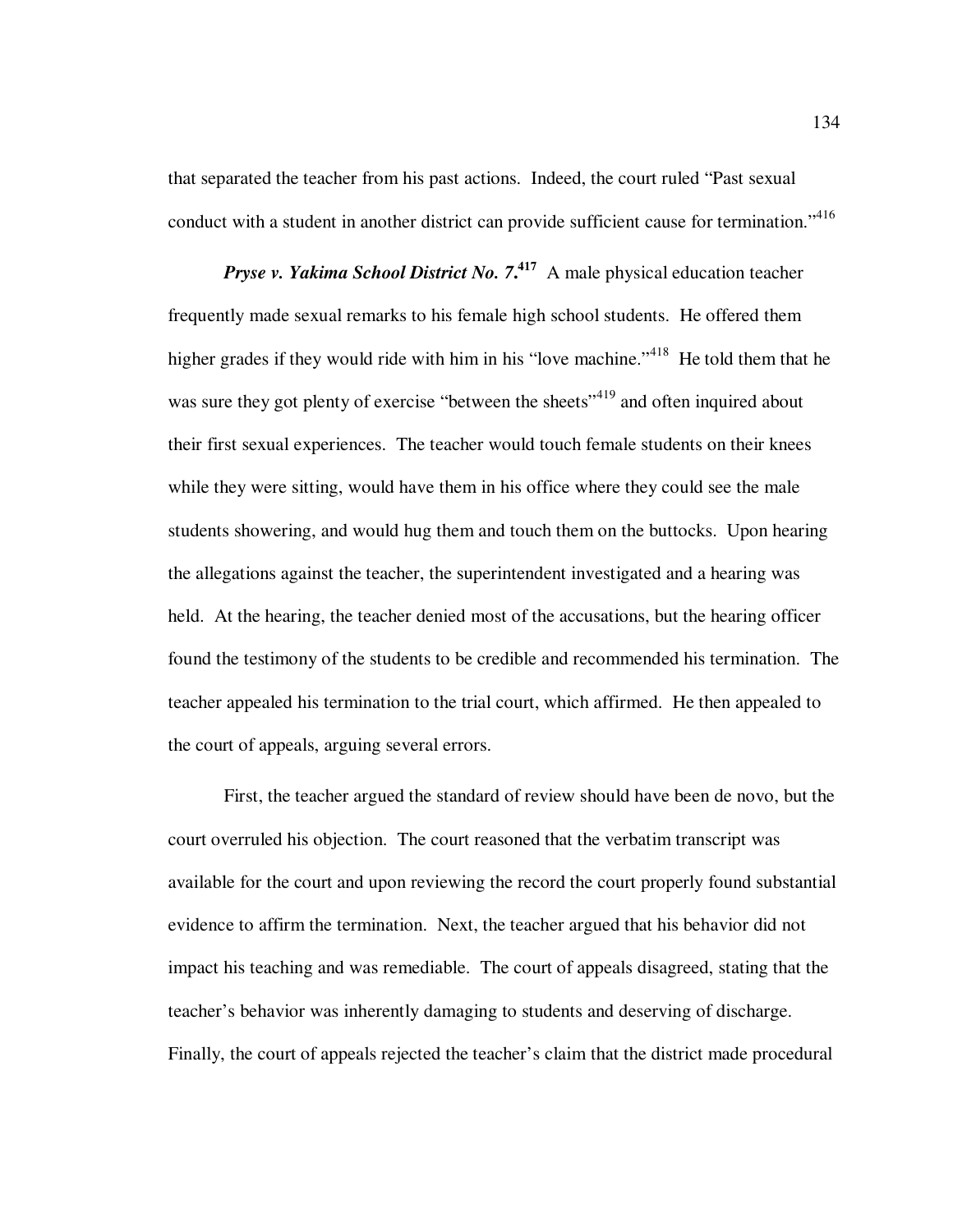that separated the teacher from his past actions. Indeed, the court ruled "Past sexual conduct with a student in another district can provide sufficient cause for termination."[416]

***Pryse v. Yakima School District No. 7***.[417] A male physical education teacher frequently made sexual remarks to his female high school students. He offered them higher grades if they would ride with him in his "love machine."[418] He told them that he was sure they got plenty of exercise "between the sheets"[419] and often inquired about their first sexual experiences. The teacher would touch female students on their knees while they were sitting, would have them in his office where they could see the male students showering, and would hug them and touch them on the buttocks. Upon hearing the allegations against the teacher, the superintendent investigated and a hearing was held. At the hearing, the teacher denied most of the accusations, but the hearing officer found the testimony of the students to be credible and recommended his termination. The teacher appealed his termination to the trial court, which affirmed. He then appealed to the court of appeals, arguing several errors.

First, the teacher argued the standard of review should have been de novo, but the court overruled his objection. The court reasoned that the verbatim transcript was available for the court and upon reviewing the record the court properly found substantial evidence to affirm the termination. Next, the teacher argued that his behavior did not impact his teaching and was remediable. The court of appeals disagreed, stating that the teacher's behavior was inherently damaging to students and deserving of discharge. Finally, the court of appeals rejected the teacher's claim that the district made procedural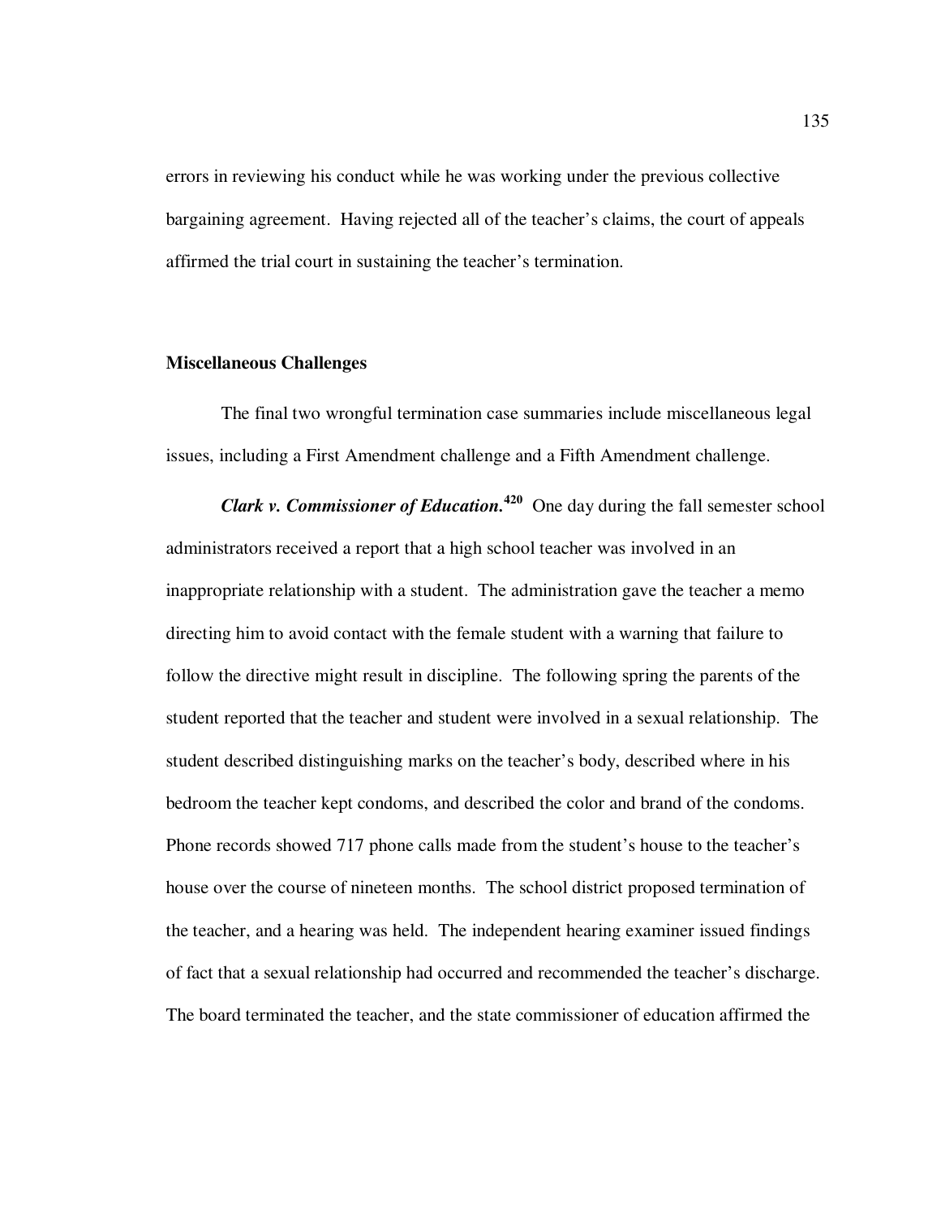errors in reviewing his conduct while he was working under the previous collective bargaining agreement. Having rejected all of the teacher's claims, the court of appeals affirmed the trial court in sustaining the teacher's termination.

**Miscellaneous Challenges**

The final two wrongful termination case summaries include miscellaneous legal issues, including a First Amendment challenge and a Fifth Amendment challenge.

***Clark v. Commissioner of Education.***[420] One day during the fall semester school administrators received a report that a high school teacher was involved in an inappropriate relationship with a student. The administration gave the teacher a memo directing him to avoid contact with the female student with a warning that failure to follow the directive might result in discipline. The following spring the parents of the student reported that the teacher and student were involved in a sexual relationship. The student described distinguishing marks on the teacher's body, described where in his bedroom the teacher kept condoms, and described the color and brand of the condoms. Phone records showed 717 phone calls made from the student's house to the teacher's house over the course of nineteen months. The school district proposed termination of the teacher, and a hearing was held. The independent hearing examiner issued findings of fact that a sexual relationship had occurred and recommended the teacher's discharge. The board terminated the teacher, and the state commissioner of education affirmed the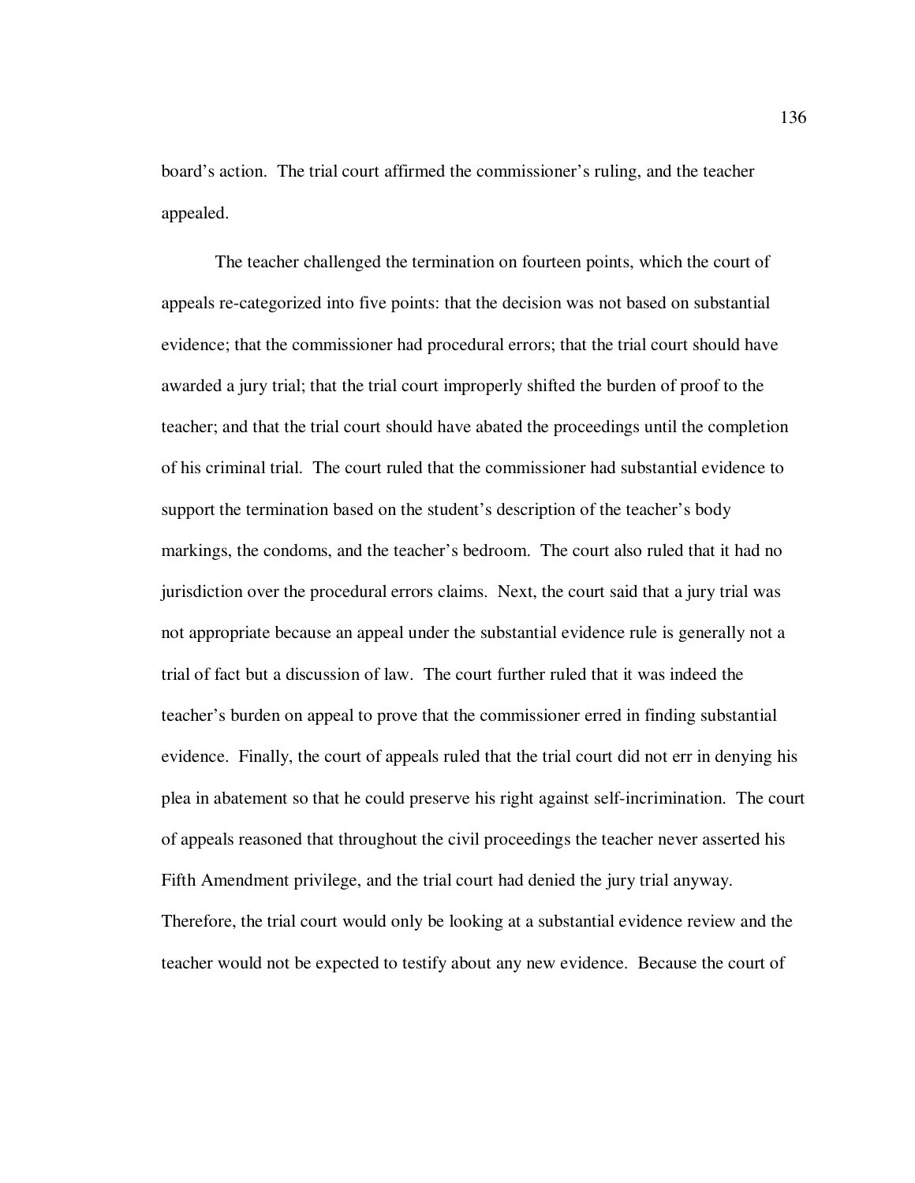board's action. The trial court affirmed the commissioner's ruling, and the teacher appealed.

The teacher challenged the termination on fourteen points, which the court of appeals re-categorized into five points: that the decision was not based on substantial evidence; that the commissioner had procedural errors; that the trial court should have awarded a jury trial; that the trial court improperly shifted the burden of proof to the teacher; and that the trial court should have abated the proceedings until the completion of his criminal trial. The court ruled that the commissioner had substantial evidence to support the termination based on the student's description of the teacher's body markings, the condoms, and the teacher's bedroom. The court also ruled that it had no jurisdiction over the procedural errors claims. Next, the court said that a jury trial was not appropriate because an appeal under the substantial evidence rule is generally not a trial of fact but a discussion of law. The court further ruled that it was indeed the teacher's burden on appeal to prove that the commissioner erred in finding substantial evidence. Finally, the court of appeals ruled that the trial court did not err in denying his plea in abatement so that he could preserve his right against self-incrimination. The court of appeals reasoned that throughout the civil proceedings the teacher never asserted his Fifth Amendment privilege, and the trial court had denied the jury trial anyway. Therefore, the trial court would only be looking at a substantial evidence review and the teacher would not be expected to testify about any new evidence. Because the court of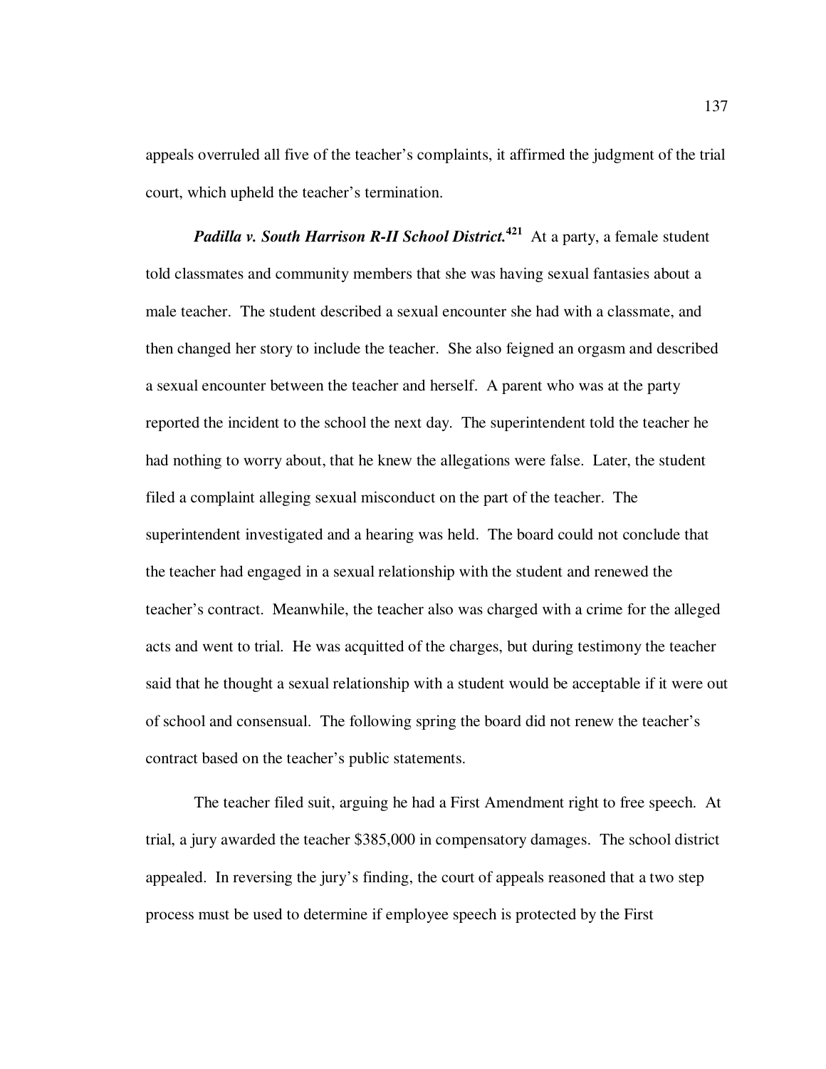appeals overruled all five of the teacher's complaints, it affirmed the judgment of the trial court, which upheld the teacher's termination.

***Padilla v. South Harrison R-II School District.***[421] At a party, a female student told classmates and community members that she was having sexual fantasies about a male teacher. The student described a sexual encounter she had with a classmate, and then changed her story to include the teacher. She also feigned an orgasm and described a sexual encounter between the teacher and herself. A parent who was at the party reported the incident to the school the next day. The superintendent told the teacher he had nothing to worry about, that he knew the allegations were false. Later, the student filed a complaint alleging sexual misconduct on the part of the teacher. The superintendent investigated and a hearing was held. The board could not conclude that the teacher had engaged in a sexual relationship with the student and renewed the teacher's contract. Meanwhile, the teacher also was charged with a crime for the alleged acts and went to trial. He was acquitted of the charges, but during testimony the teacher said that he thought a sexual relationship with a student would be acceptable if it were out of school and consensual. The following spring the board did not renew the teacher's contract based on the teacher's public statements.

The teacher filed suit, arguing he had a First Amendment right to free speech. At trial, a jury awarded the teacher $385,000 in compensatory damages. The school district appealed. In reversing the jury's finding, the court of appeals reasoned that a two step process must be used to determine if employee speech is protected by the First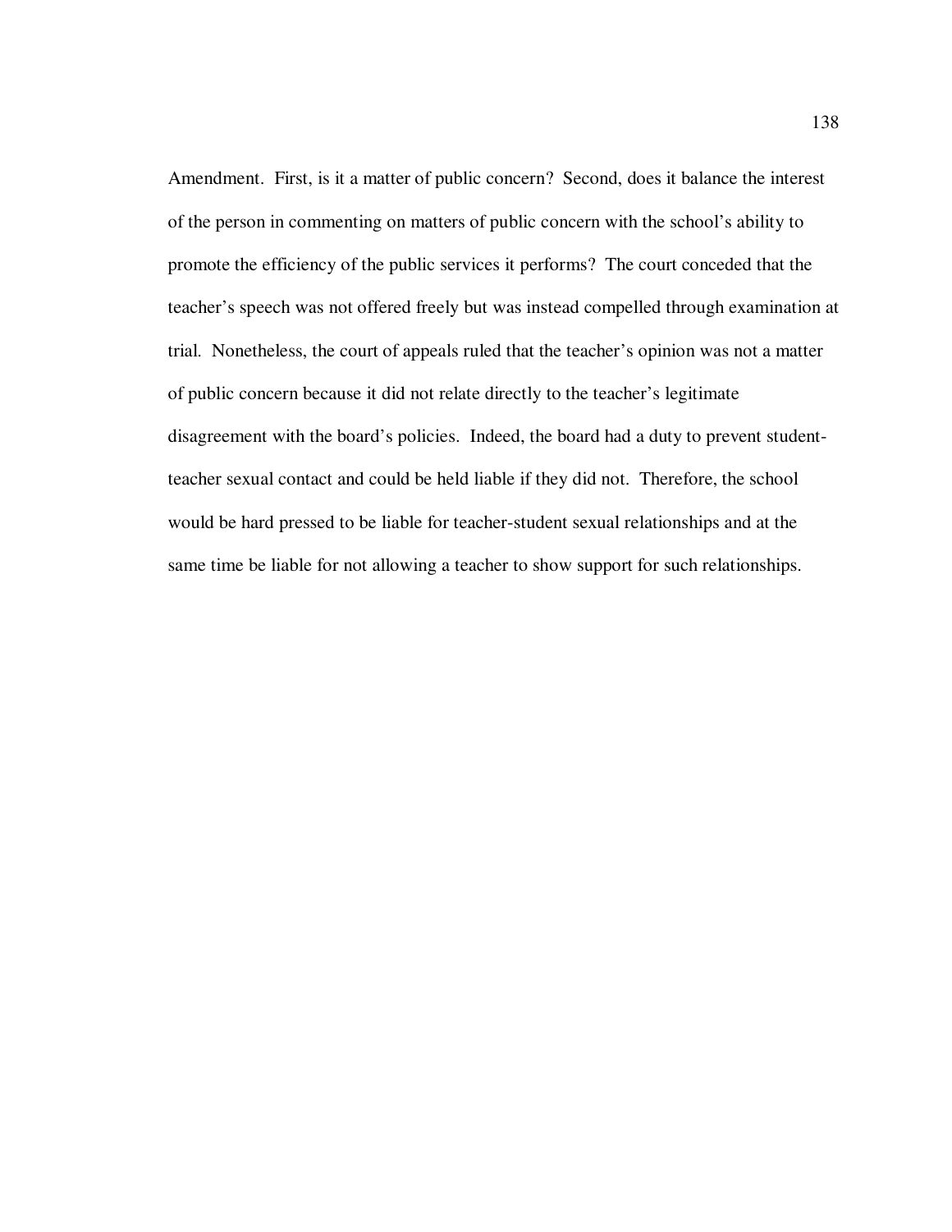Amendment. First, is it a matter of public concern? Second, does it balance the interest of the person in commenting on matters of public concern with the school's ability to promote the efficiency of the public services it performs? The court conceded that the teacher's speech was not offered freely but was instead compelled through examination at trial. Nonetheless, the court of appeals ruled that the teacher's opinion was not a matter of public concern because it did not relate directly to the teacher's legitimate disagreement with the board's policies. Indeed, the board had a duty to prevent student-teacher sexual contact and could be held liable if they did not. Therefore, the school would be hard pressed to be liable for teacher-student sexual relationships and at the same time be liable for not allowing a teacher to show support for such relationships.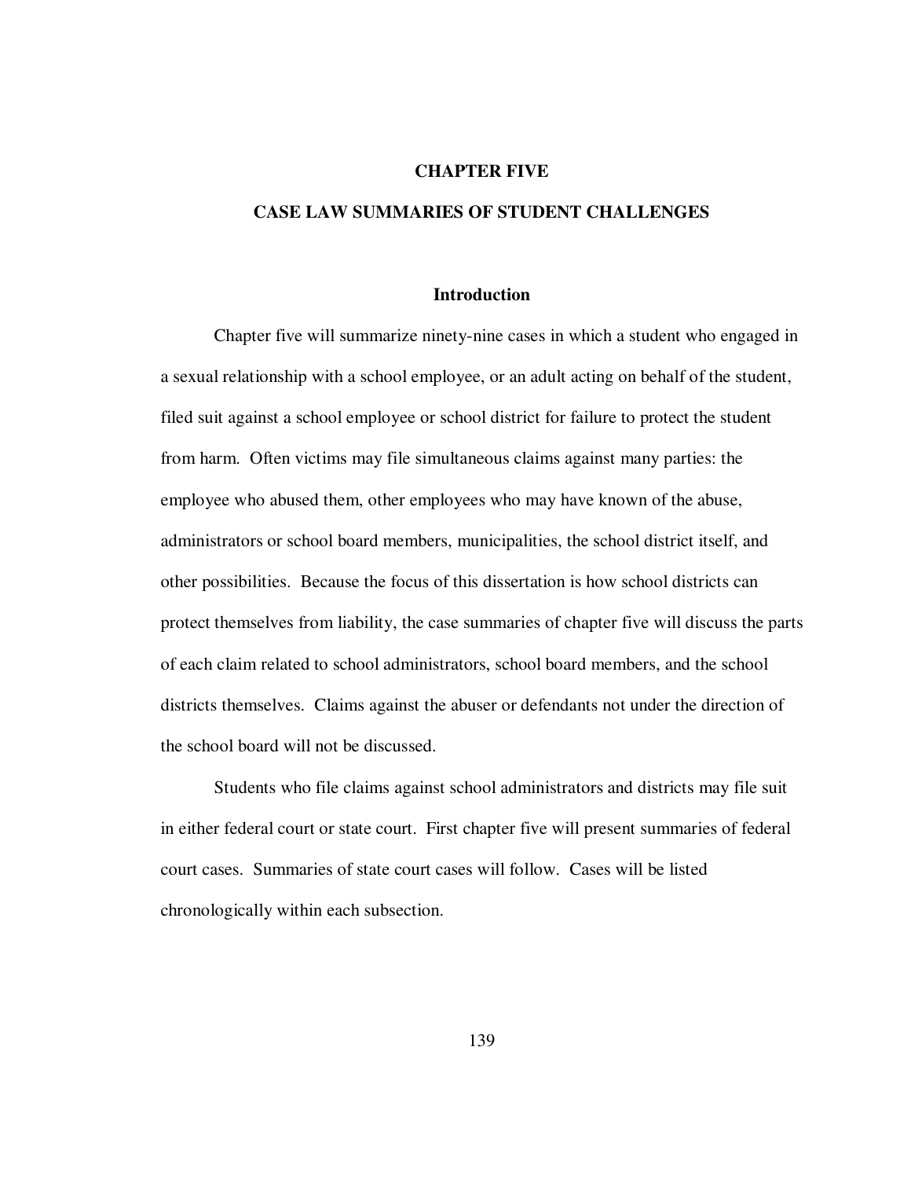# CHAPTER FIVE

# CASE LAW SUMMARIES OF STUDENT CHALLENGES

## Introduction

Chapter five will summarize ninety-nine cases in which a student who engaged in a sexual relationship with a school employee, or an adult acting on behalf of the student, filed suit against a school employee or school district for failure to protect the student from harm. Often victims may file simultaneous claims against many parties: the employee who abused them, other employees who may have known of the abuse, administrators or school board members, municipalities, the school district itself, and other possibilities. Because the focus of this dissertation is how school districts can protect themselves from liability, the case summaries of chapter five will discuss the parts of each claim related to school administrators, school board members, and the school districts themselves. Claims against the abuser or defendants not under the direction of the school board will not be discussed.

Students who file claims against school administrators and districts may file suit in either federal court or state court. First chapter five will present summaries of federal court cases. Summaries of state court cases will follow. Cases will be listed chronologically within each subsection.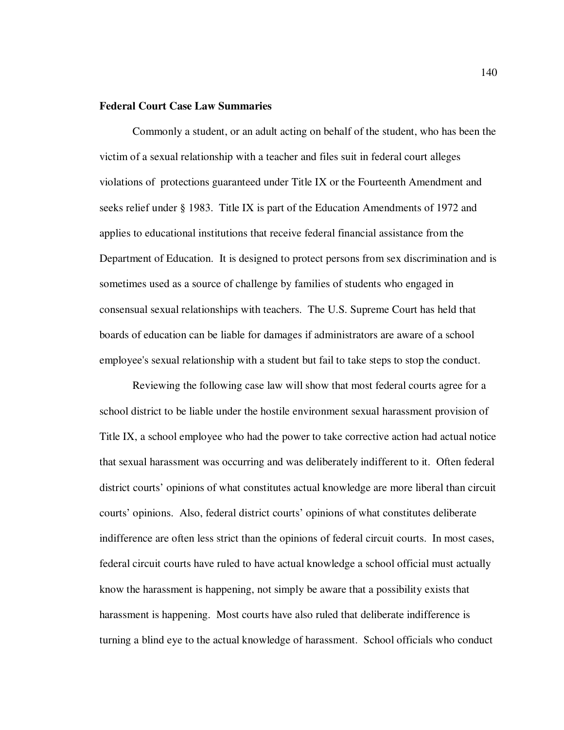**Federal Court Case Law Summaries**

Commonly a student, or an adult acting on behalf of the student, who has been the victim of a sexual relationship with a teacher and files suit in federal court alleges violations of protections guaranteed under Title IX or the Fourteenth Amendment and seeks relief under § 1983. Title IX is part of the Education Amendments of 1972 and applies to educational institutions that receive federal financial assistance from the Department of Education. It is designed to protect persons from sex discrimination and is sometimes used as a source of challenge by families of students who engaged in consensual sexual relationships with teachers. The U.S. Supreme Court has held that boards of education can be liable for damages if administrators are aware of a school employee's sexual relationship with a student but fail to take steps to stop the conduct.

Reviewing the following case law will show that most federal courts agree for a school district to be liable under the hostile environment sexual harassment provision of Title IX, a school employee who had the power to take corrective action had actual notice that sexual harassment was occurring and was deliberately indifferent to it. Often federal district courts' opinions of what constitutes actual knowledge are more liberal than circuit courts' opinions. Also, federal district courts' opinions of what constitutes deliberate indifference are often less strict than the opinions of federal circuit courts. In most cases, federal circuit courts have ruled to have actual knowledge a school official must actually know the harassment is happening, not simply be aware that a possibility exists that harassment is happening. Most courts have also ruled that deliberate indifference is turning a blind eye to the actual knowledge of harassment. School officials who conduct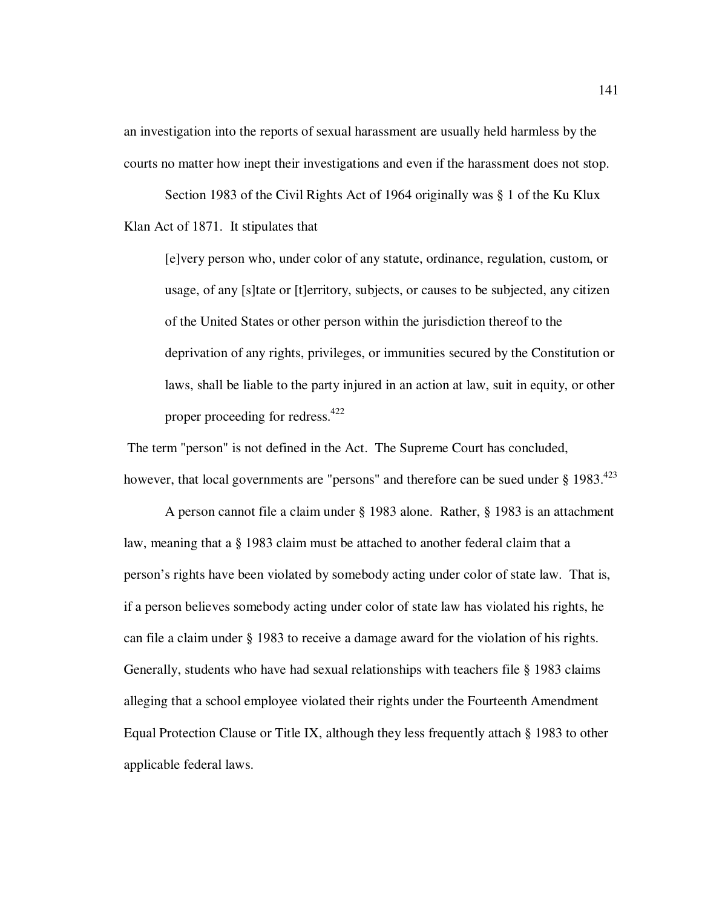an investigation into the reports of sexual harassment are usually held harmless by the courts no matter how inept their investigations and even if the harassment does not stop.

Section 1983 of the Civil Rights Act of 1964 originally was § 1 of the Ku Klux Klan Act of 1871. It stipulates that

> [e]very person who, under color of any statute, ordinance, regulation, custom, or usage, of any [s]tate or [t]erritory, subjects, or causes to be subjected, any citizen of the United States or other person within the jurisdiction thereof to the deprivation of any rights, privileges, or immunities secured by the Constitution or laws, shall be liable to the party injured in an action at law, suit in equity, or other proper proceeding for redress.[422]

The term "person" is not defined in the Act. The Supreme Court has concluded, however, that local governments are "persons" and therefore can be sued under § 1983.[423]

A person cannot file a claim under § 1983 alone. Rather, § 1983 is an attachment law, meaning that a § 1983 claim must be attached to another federal claim that a person's rights have been violated by somebody acting under color of state law. That is, if a person believes somebody acting under color of state law has violated his rights, he can file a claim under § 1983 to receive a damage award for the violation of his rights. Generally, students who have had sexual relationships with teachers file § 1983 claims alleging that a school employee violated their rights under the Fourteenth Amendment Equal Protection Clause or Title IX, although they less frequently attach § 1983 to other applicable federal laws.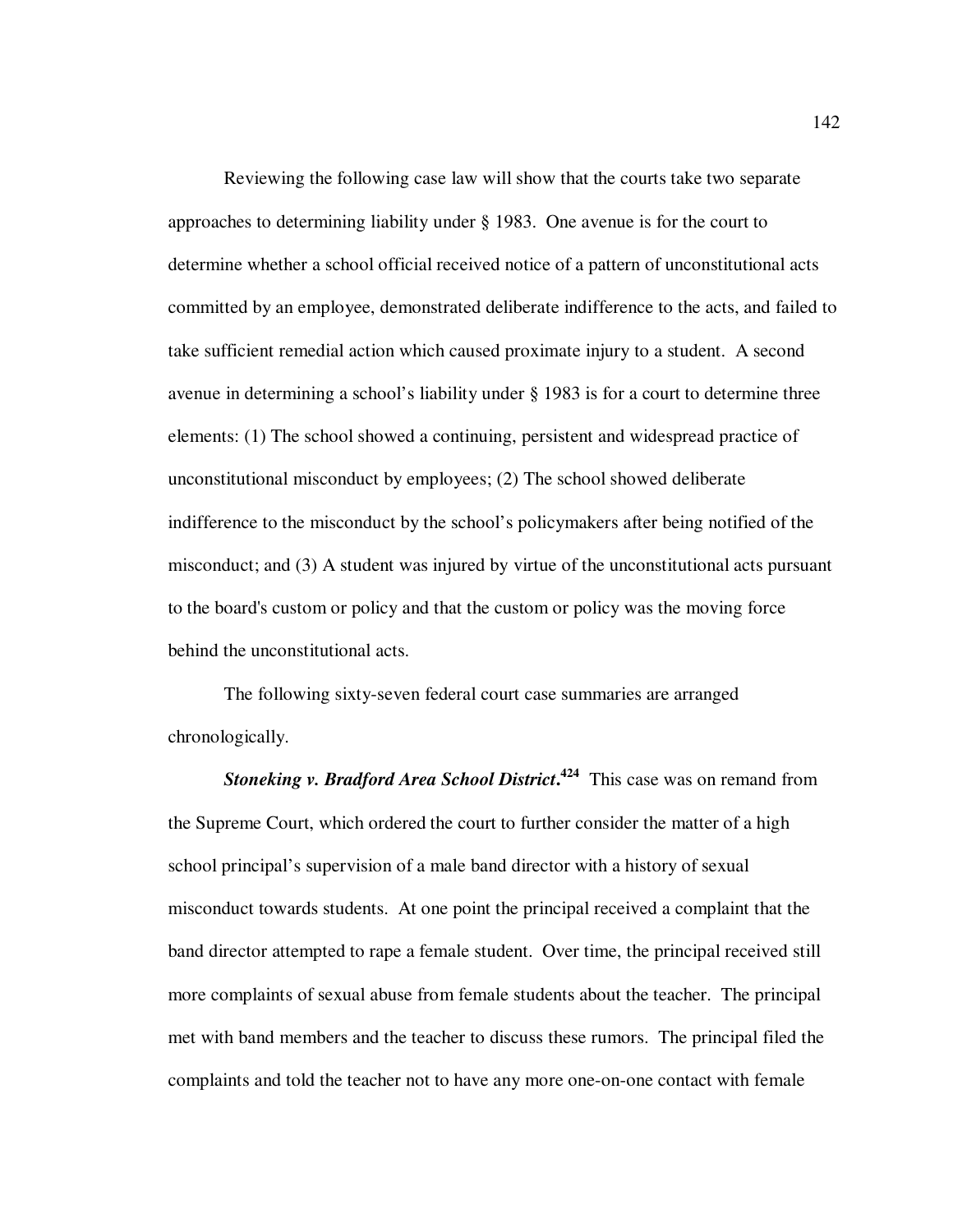Reviewing the following case law will show that the courts take two separate approaches to determining liability under § 1983. One avenue is for the court to determine whether a school official received notice of a pattern of unconstitutional acts committed by an employee, demonstrated deliberate indifference to the acts, and failed to take sufficient remedial action which caused proximate injury to a student. A second avenue in determining a school's liability under § 1983 is for a court to determine three elements: (1) The school showed a continuing, persistent and widespread practice of unconstitutional misconduct by employees; (2) The school showed deliberate indifference to the misconduct by the school's policymakers after being notified of the misconduct; and (3) A student was injured by virtue of the unconstitutional acts pursuant to the board's custom or policy and that the custom or policy was the moving force behind the unconstitutional acts.

The following sixty-seven federal court case summaries are arranged chronologically.

***Stoneking v. Bradford Area School District*.**[424] This case was on remand from the Supreme Court, which ordered the court to further consider the matter of a high school principal's supervision of a male band director with a history of sexual misconduct towards students. At one point the principal received a complaint that the band director attempted to rape a female student. Over time, the principal received still more complaints of sexual abuse from female students about the teacher. The principal met with band members and the teacher to discuss these rumors. The principal filed the complaints and told the teacher not to have any more one-on-one contact with female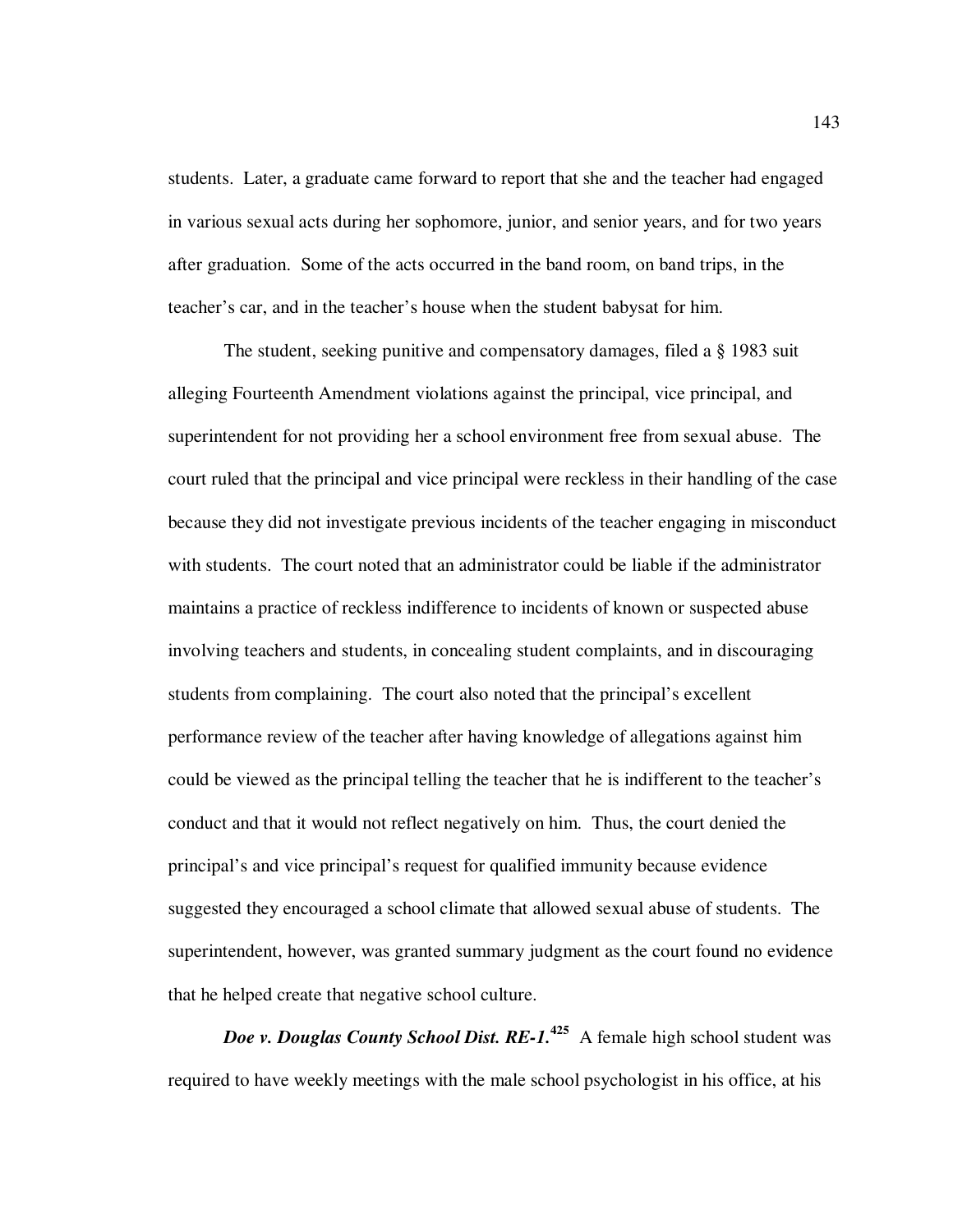students. Later, a graduate came forward to report that she and the teacher had engaged in various sexual acts during her sophomore, junior, and senior years, and for two years after graduation. Some of the acts occurred in the band room, on band trips, in the teacher's car, and in the teacher's house when the student babysat for him.

The student, seeking punitive and compensatory damages, filed a § 1983 suit alleging Fourteenth Amendment violations against the principal, vice principal, and superintendent for not providing her a school environment free from sexual abuse. The court ruled that the principal and vice principal were reckless in their handling of the case because they did not investigate previous incidents of the teacher engaging in misconduct with students. The court noted that an administrator could be liable if the administrator maintains a practice of reckless indifference to incidents of known or suspected abuse involving teachers and students, in concealing student complaints, and in discouraging students from complaining. The court also noted that the principal's excellent performance review of the teacher after having knowledge of allegations against him could be viewed as the principal telling the teacher that he is indifferent to the teacher's conduct and that it would not reflect negatively on him. Thus, the court denied the principal's and vice principal's request for qualified immunity because evidence suggested they encouraged a school climate that allowed sexual abuse of students. The superintendent, however, was granted summary judgment as the court found no evidence that he helped create that negative school culture.

***Doe v. Douglas County School Dist. RE-1.***[425] A female high school student was required to have weekly meetings with the male school psychologist in his office, at his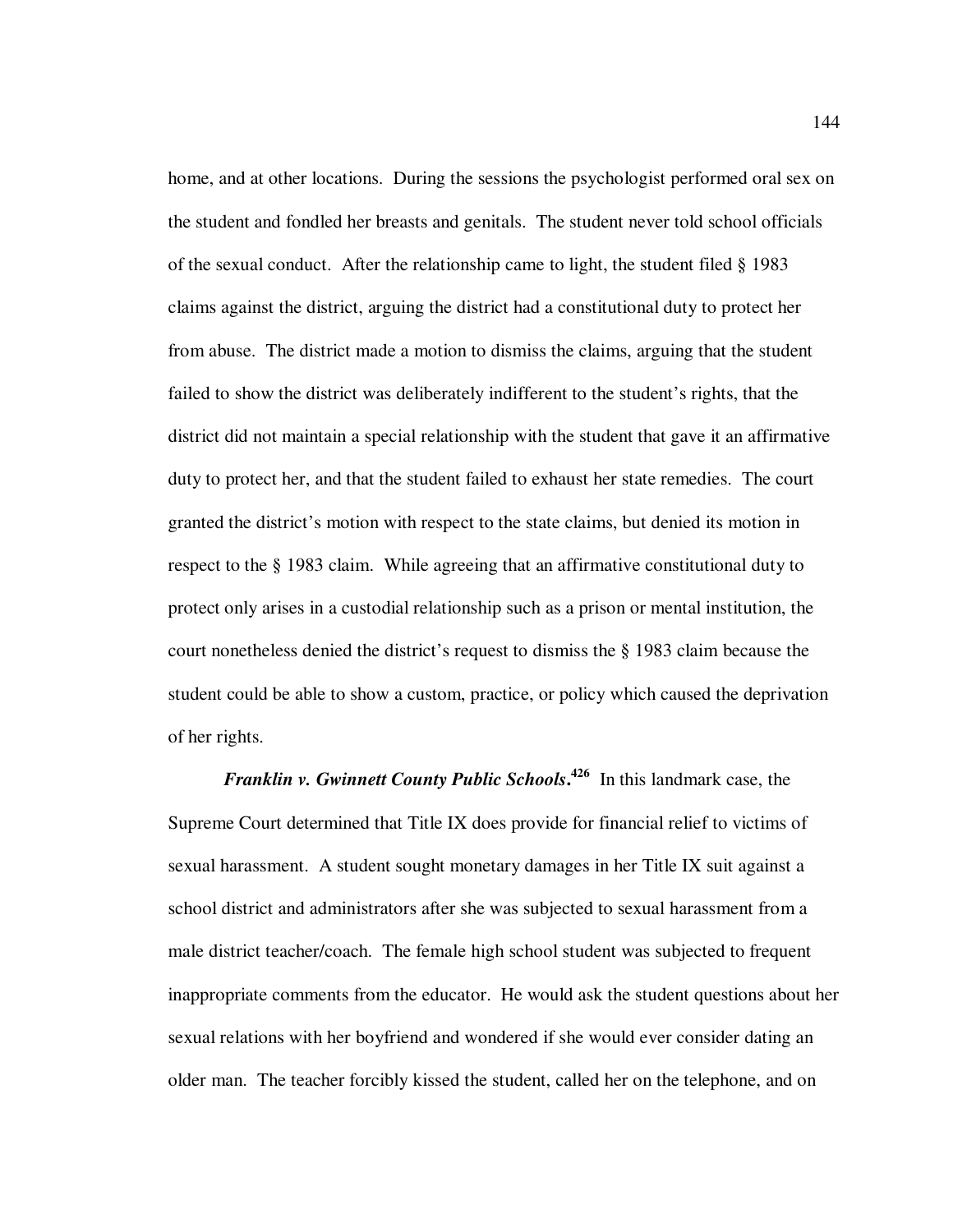home, and at other locations. During the sessions the psychologist performed oral sex on the student and fondled her breasts and genitals. The student never told school officials of the sexual conduct. After the relationship came to light, the student filed § 1983 claims against the district, arguing the district had a constitutional duty to protect her from abuse. The district made a motion to dismiss the claims, arguing that the student failed to show the district was deliberately indifferent to the student's rights, that the district did not maintain a special relationship with the student that gave it an affirmative duty to protect her, and that the student failed to exhaust her state remedies. The court granted the district's motion with respect to the state claims, but denied its motion in respect to the § 1983 claim. While agreeing that an affirmative constitutional duty to protect only arises in a custodial relationship such as a prison or mental institution, the court nonetheless denied the district's request to dismiss the § 1983 claim because the student could be able to show a custom, practice, or policy which caused the deprivation of her rights.

***Franklin v. Gwinnett County Public Schools*.**[426] In this landmark case, the Supreme Court determined that Title IX does provide for financial relief to victims of sexual harassment. A student sought monetary damages in her Title IX suit against a school district and administrators after she was subjected to sexual harassment from a male district teacher/coach. The female high school student was subjected to frequent inappropriate comments from the educator. He would ask the student questions about her sexual relations with her boyfriend and wondered if she would ever consider dating an older man. The teacher forcibly kissed the student, called her on the telephone, and on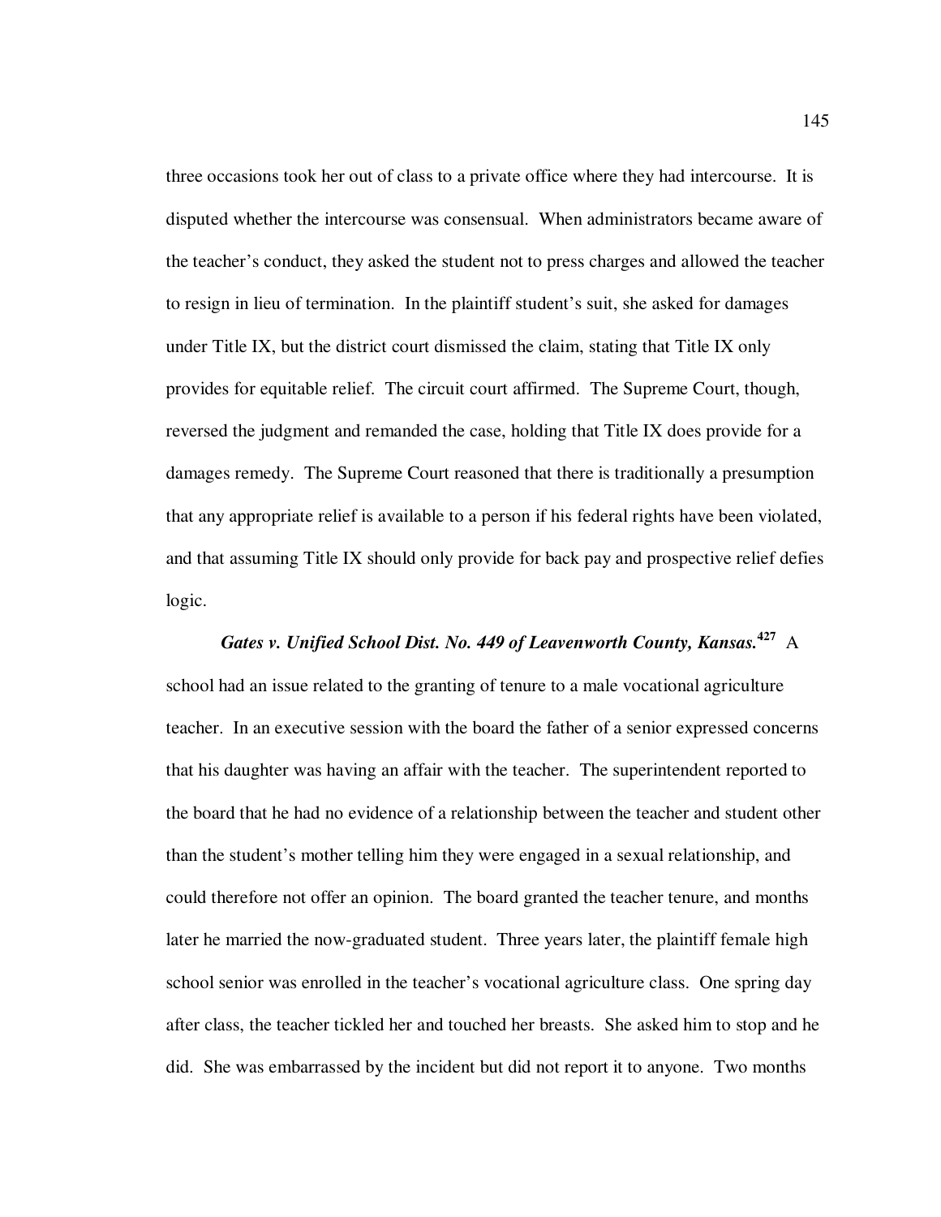three occasions took her out of class to a private office where they had intercourse. It is disputed whether the intercourse was consensual. When administrators became aware of the teacher's conduct, they asked the student not to press charges and allowed the teacher to resign in lieu of termination. In the plaintiff student's suit, she asked for damages under Title IX, but the district court dismissed the claim, stating that Title IX only provides for equitable relief. The circuit court affirmed. The Supreme Court, though, reversed the judgment and remanded the case, holding that Title IX does provide for a damages remedy. The Supreme Court reasoned that there is traditionally a presumption that any appropriate relief is available to a person if his federal rights have been violated, and that assuming Title IX should only provide for back pay and prospective relief defies logic.

***Gates v. Unified School Dist. No. 449 of Leavenworth County, Kansas.***[427] A school had an issue related to the granting of tenure to a male vocational agriculture teacher. In an executive session with the board the father of a senior expressed concerns that his daughter was having an affair with the teacher. The superintendent reported to the board that he had no evidence of a relationship between the teacher and student other than the student's mother telling him they were engaged in a sexual relationship, and could therefore not offer an opinion. The board granted the teacher tenure, and months later he married the now-graduated student. Three years later, the plaintiff female high school senior was enrolled in the teacher's vocational agriculture class. One spring day after class, the teacher tickled her and touched her breasts. She asked him to stop and he did. She was embarrassed by the incident but did not report it to anyone. Two months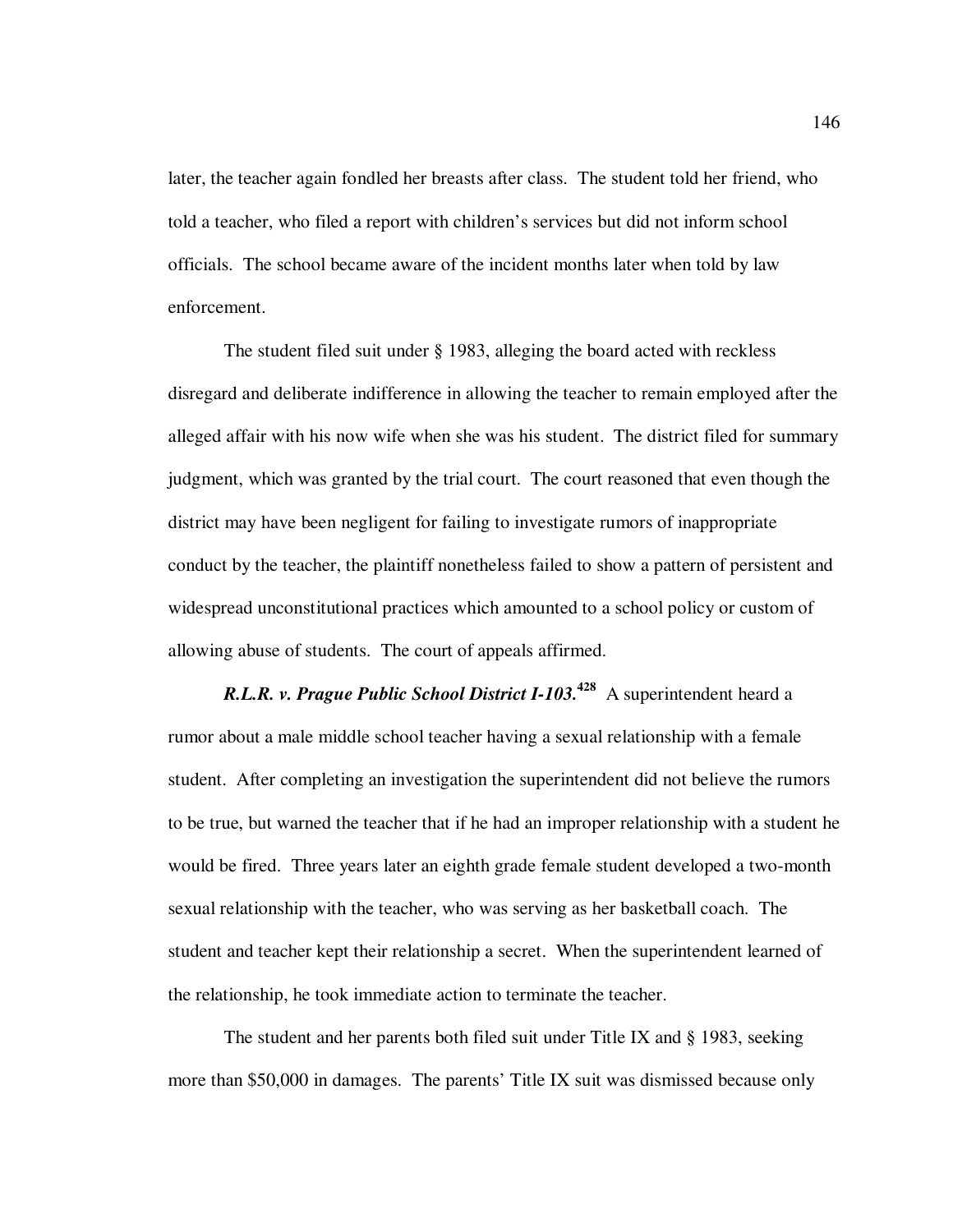later, the teacher again fondled her breasts after class. The student told her friend, who told a teacher, who filed a report with children's services but did not inform school officials. The school became aware of the incident months later when told by law enforcement.

The student filed suit under § 1983, alleging the board acted with reckless disregard and deliberate indifference in allowing the teacher to remain employed after the alleged affair with his now wife when she was his student. The district filed for summary judgment, which was granted by the trial court. The court reasoned that even though the district may have been negligent for failing to investigate rumors of inappropriate conduct by the teacher, the plaintiff nonetheless failed to show a pattern of persistent and widespread unconstitutional practices which amounted to a school policy or custom of allowing abuse of students. The court of appeals affirmed.

***R.L.R. v. Prague Public School District I-103.***[428] A superintendent heard a rumor about a male middle school teacher having a sexual relationship with a female student. After completing an investigation the superintendent did not believe the rumors to be true, but warned the teacher that if he had an improper relationship with a student he would be fired. Three years later an eighth grade female student developed a two-month sexual relationship with the teacher, who was serving as her basketball coach. The student and teacher kept their relationship a secret. When the superintendent learned of the relationship, he took immediate action to terminate the teacher.

The student and her parents both filed suit under Title IX and § 1983, seeking more than $50,000 in damages. The parents' Title IX suit was dismissed because only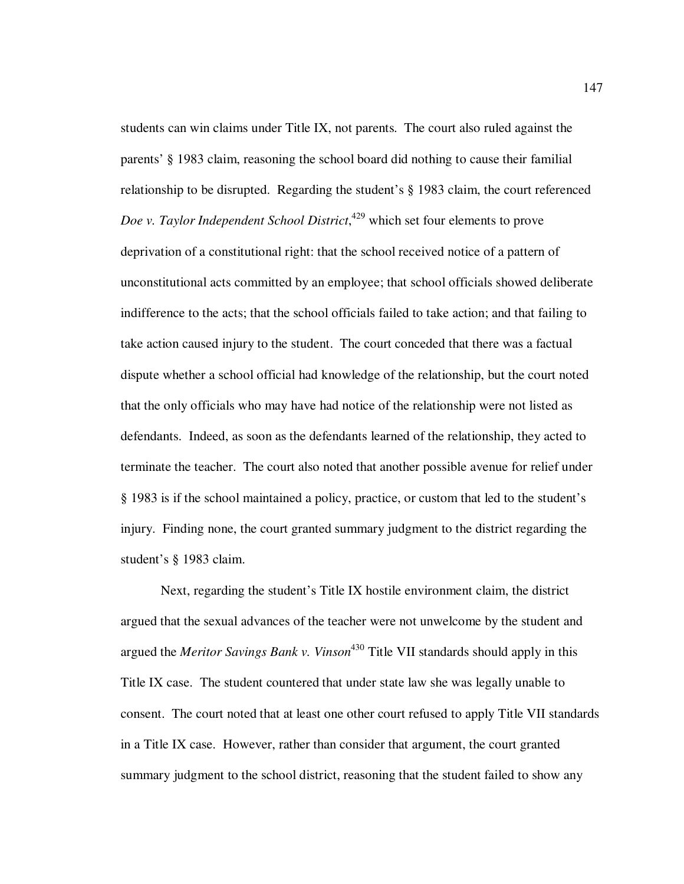students can win claims under Title IX, not parents. The court also ruled against the parents' § 1983 claim, reasoning the school board did nothing to cause their familial relationship to be disrupted. Regarding the student's § 1983 claim, the court referenced *Doe v. Taylor Independent School District*,[429] which set four elements to prove deprivation of a constitutional right: that the school received notice of a pattern of unconstitutional acts committed by an employee; that school officials showed deliberate indifference to the acts; that the school officials failed to take action; and that failing to take action caused injury to the student. The court conceded that there was a factual dispute whether a school official had knowledge of the relationship, but the court noted that the only officials who may have had notice of the relationship were not listed as defendants. Indeed, as soon as the defendants learned of the relationship, they acted to terminate the teacher. The court also noted that another possible avenue for relief under § 1983 is if the school maintained a policy, practice, or custom that led to the student's injury. Finding none, the court granted summary judgment to the district regarding the student's § 1983 claim.

Next, regarding the student's Title IX hostile environment claim, the district argued that the sexual advances of the teacher were not unwelcome by the student and argued the *Meritor Savings Bank v. Vinson*[430] Title VII standards should apply in this Title IX case. The student countered that under state law she was legally unable to consent. The court noted that at least one other court refused to apply Title VII standards in a Title IX case. However, rather than consider that argument, the court granted summary judgment to the school district, reasoning that the student failed to show any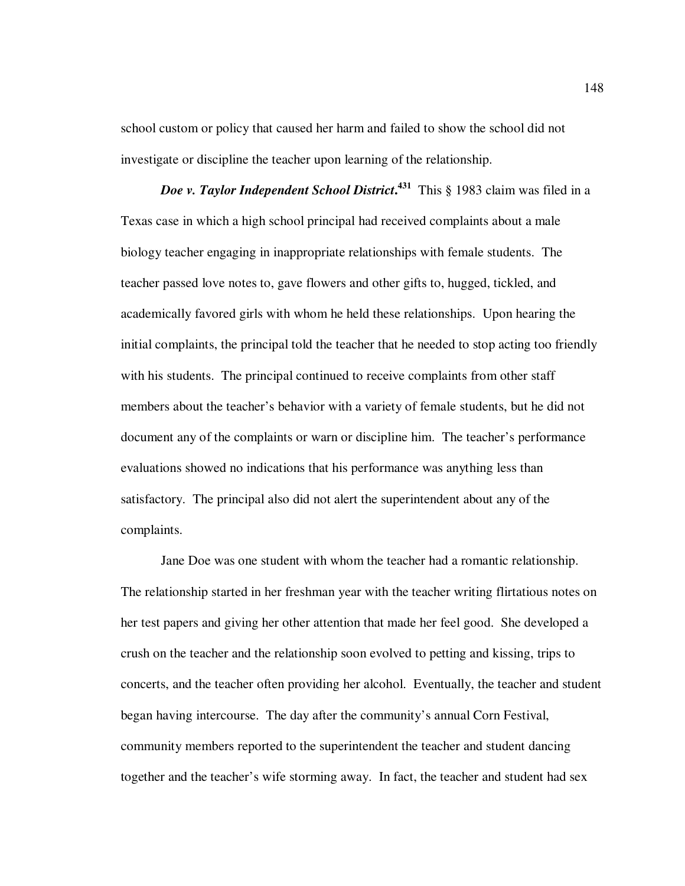school custom or policy that caused her harm and failed to show the school did not investigate or discipline the teacher upon learning of the relationship.

***Doe v. Taylor Independent School District*.**[431] This § 1983 claim was filed in a Texas case in which a high school principal had received complaints about a male biology teacher engaging in inappropriate relationships with female students. The teacher passed love notes to, gave flowers and other gifts to, hugged, tickled, and academically favored girls with whom he held these relationships. Upon hearing the initial complaints, the principal told the teacher that he needed to stop acting too friendly with his students. The principal continued to receive complaints from other staff members about the teacher's behavior with a variety of female students, but he did not document any of the complaints or warn or discipline him. The teacher's performance evaluations showed no indications that his performance was anything less than satisfactory. The principal also did not alert the superintendent about any of the complaints.

Jane Doe was one student with whom the teacher had a romantic relationship. The relationship started in her freshman year with the teacher writing flirtatious notes on her test papers and giving her other attention that made her feel good. She developed a crush on the teacher and the relationship soon evolved to petting and kissing, trips to concerts, and the teacher often providing her alcohol. Eventually, the teacher and student began having intercourse. The day after the community's annual Corn Festival, community members reported to the superintendent the teacher and student dancing together and the teacher's wife storming away. In fact, the teacher and student had sex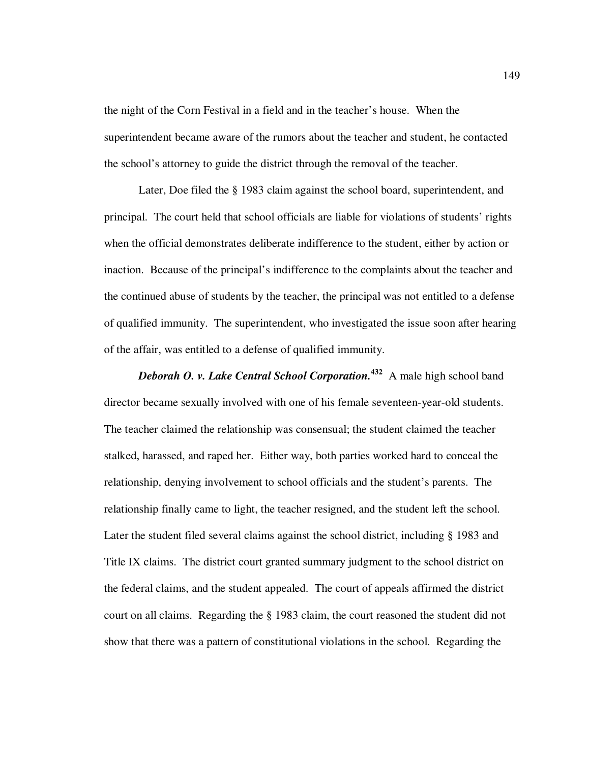the night of the Corn Festival in a field and in the teacher's house. When the superintendent became aware of the rumors about the teacher and student, he contacted the school's attorney to guide the district through the removal of the teacher.

Later, Doe filed the § 1983 claim against the school board, superintendent, and principal. The court held that school officials are liable for violations of students' rights when the official demonstrates deliberate indifference to the student, either by action or inaction. Because of the principal's indifference to the complaints about the teacher and the continued abuse of students by the teacher, the principal was not entitled to a defense of qualified immunity. The superintendent, who investigated the issue soon after hearing of the affair, was entitled to a defense of qualified immunity.

***Deborah O. v. Lake Central School Corporation.***[432] A male high school band director became sexually involved with one of his female seventeen-year-old students. The teacher claimed the relationship was consensual; the student claimed the teacher stalked, harassed, and raped her. Either way, both parties worked hard to conceal the relationship, denying involvement to school officials and the student's parents. The relationship finally came to light, the teacher resigned, and the student left the school. Later the student filed several claims against the school district, including § 1983 and Title IX claims. The district court granted summary judgment to the school district on the federal claims, and the student appealed. The court of appeals affirmed the district court on all claims. Regarding the § 1983 claim, the court reasoned the student did not show that there was a pattern of constitutional violations in the school. Regarding the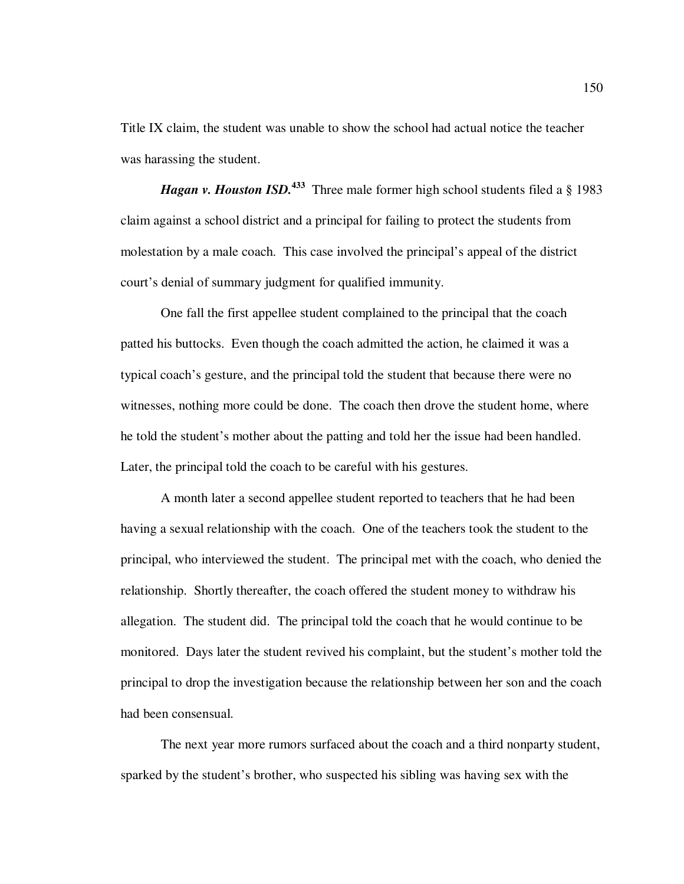Title IX claim, the student was unable to show the school had actual notice the teacher was harassing the student.

***Hagan v. Houston ISD.***[433] Three male former high school students filed a § 1983 claim against a school district and a principal for failing to protect the students from molestation by a male coach. This case involved the principal's appeal of the district court's denial of summary judgment for qualified immunity.

One fall the first appellee student complained to the principal that the coach patted his buttocks. Even though the coach admitted the action, he claimed it was a typical coach's gesture, and the principal told the student that because there were no witnesses, nothing more could be done. The coach then drove the student home, where he told the student's mother about the patting and told her the issue had been handled. Later, the principal told the coach to be careful with his gestures.

A month later a second appellee student reported to teachers that he had been having a sexual relationship with the coach. One of the teachers took the student to the principal, who interviewed the student. The principal met with the coach, who denied the relationship. Shortly thereafter, the coach offered the student money to withdraw his allegation. The student did. The principal told the coach that he would continue to be monitored. Days later the student revived his complaint, but the student's mother told the principal to drop the investigation because the relationship between her son and the coach had been consensual.

The next year more rumors surfaced about the coach and a third nonparty student, sparked by the student's brother, who suspected his sibling was having sex with the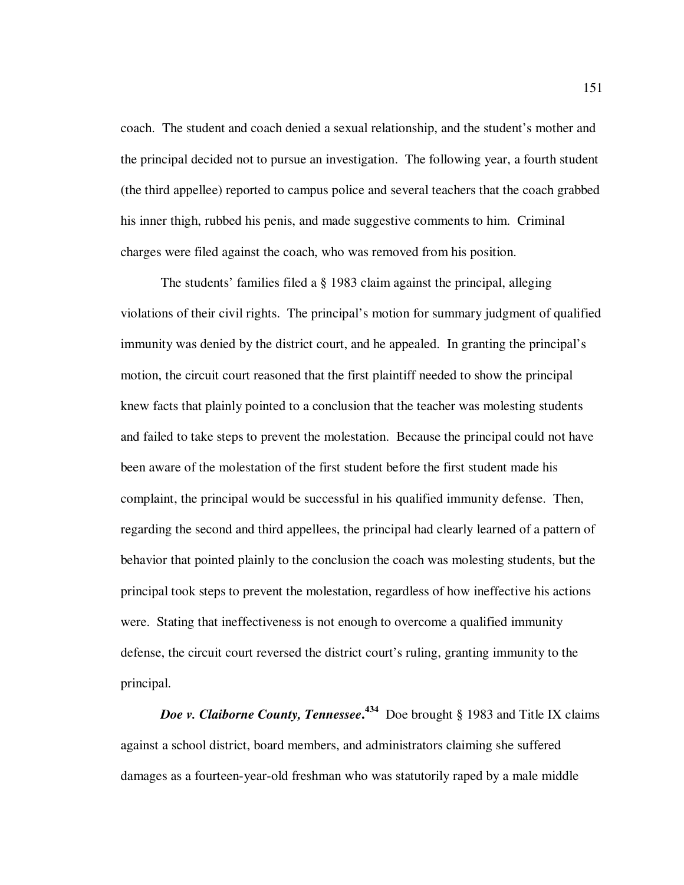coach. The student and coach denied a sexual relationship, and the student's mother and the principal decided not to pursue an investigation. The following year, a fourth student (the third appellee) reported to campus police and several teachers that the coach grabbed his inner thigh, rubbed his penis, and made suggestive comments to him. Criminal charges were filed against the coach, who was removed from his position.

The students' families filed a § 1983 claim against the principal, alleging violations of their civil rights. The principal's motion for summary judgment of qualified immunity was denied by the district court, and he appealed. In granting the principal's motion, the circuit court reasoned that the first plaintiff needed to show the principal knew facts that plainly pointed to a conclusion that the teacher was molesting students and failed to take steps to prevent the molestation. Because the principal could not have been aware of the molestation of the first student before the first student made his complaint, the principal would be successful in his qualified immunity defense. Then, regarding the second and third appellees, the principal had clearly learned of a pattern of behavior that pointed plainly to the conclusion the coach was molesting students, but the principal took steps to prevent the molestation, regardless of how ineffective his actions were. Stating that ineffectiveness is not enough to overcome a qualified immunity defense, the circuit court reversed the district court's ruling, granting immunity to the principal.

***Doe v. Claiborne County, Tennessee*.**[434] Doe brought § 1983 and Title IX claims against a school district, board members, and administrators claiming she suffered damages as a fourteen-year-old freshman who was statutorily raped by a male middle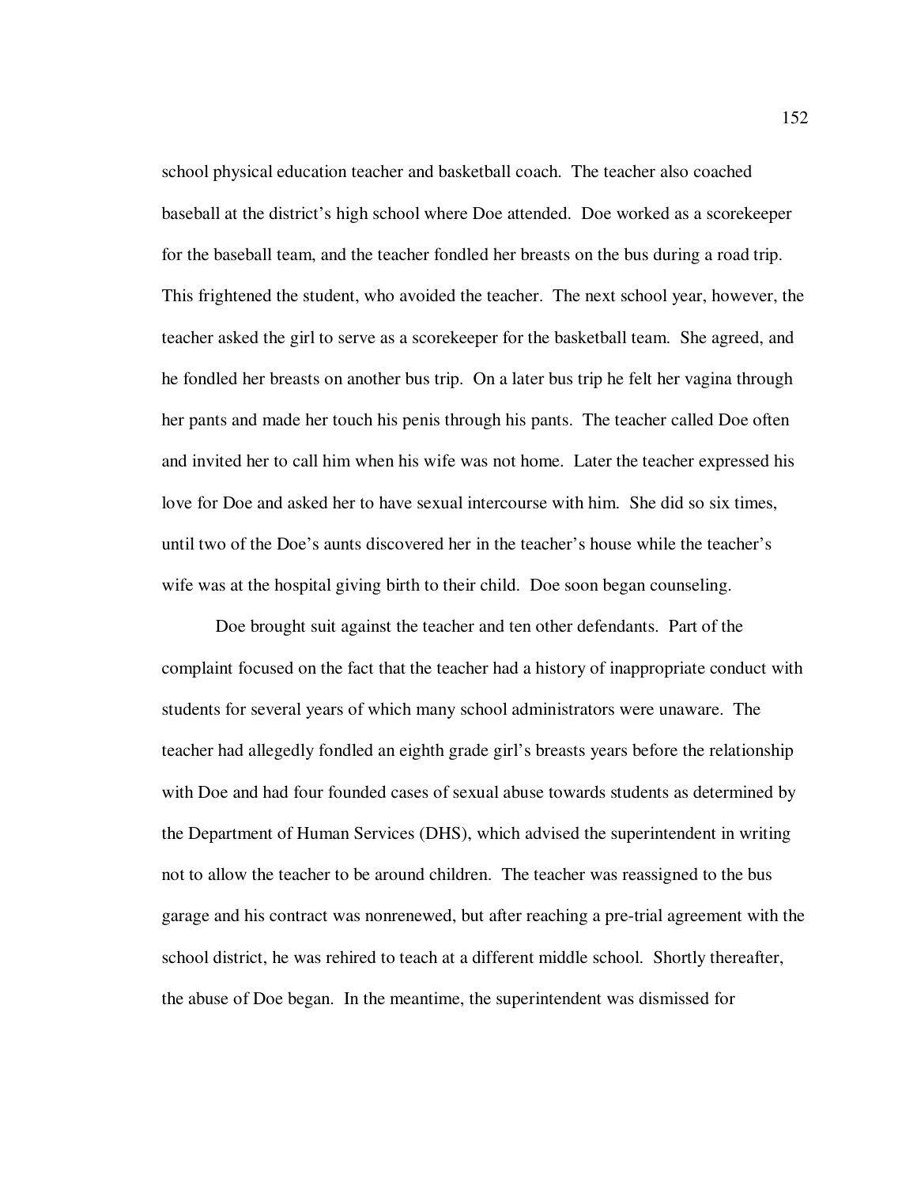school physical education teacher and basketball coach. The teacher also coached baseball at the district's high school where Doe attended. Doe worked as a scorekeeper for the baseball team, and the teacher fondled her breasts on the bus during a road trip. This frightened the student, who avoided the teacher. The next school year, however, the teacher asked the girl to serve as a scorekeeper for the basketball team. She agreed, and he fondled her breasts on another bus trip. On a later bus trip he felt her vagina through her pants and made her touch his penis through his pants. The teacher called Doe often and invited her to call him when his wife was not home. Later the teacher expressed his love for Doe and asked her to have sexual intercourse with him. She did so six times, until two of the Doe's aunts discovered her in the teacher's house while the teacher's wife was at the hospital giving birth to their child. Doe soon began counseling.

Doe brought suit against the teacher and ten other defendants. Part of the complaint focused on the fact that the teacher had a history of inappropriate conduct with students for several years of which many school administrators were unaware. The teacher had allegedly fondled an eighth grade girl's breasts years before the relationship with Doe and had four founded cases of sexual abuse towards students as determined by the Department of Human Services (DHS), which advised the superintendent in writing not to allow the teacher to be around children. The teacher was reassigned to the bus garage and his contract was nonrenewed, but after reaching a pre-trial agreement with the school district, he was rehired to teach at a different middle school. Shortly thereafter, the abuse of Doe began. In the meantime, the superintendent was dismissed for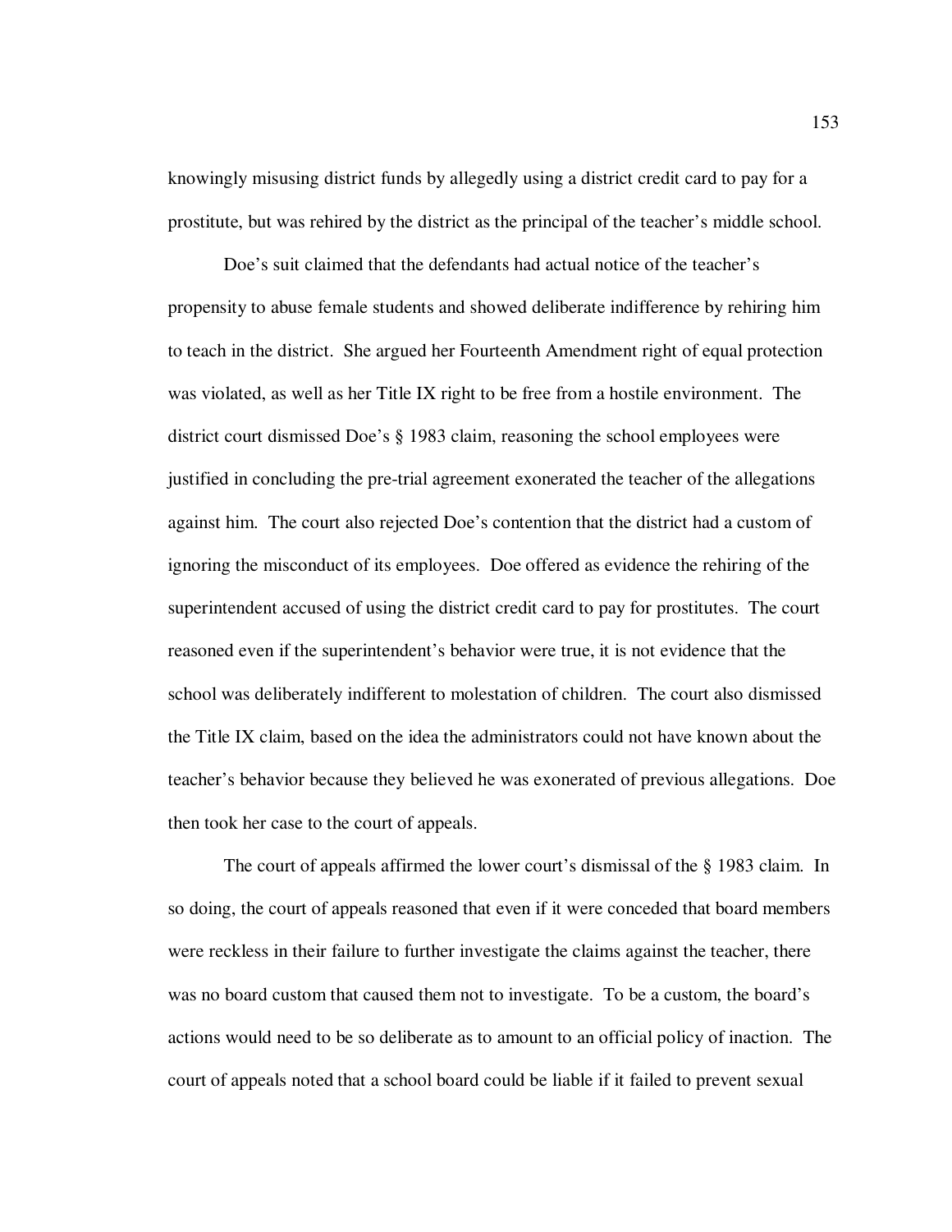knowingly misusing district funds by allegedly using a district credit card to pay for a prostitute, but was rehired by the district as the principal of the teacher's middle school.

Doe's suit claimed that the defendants had actual notice of the teacher's propensity to abuse female students and showed deliberate indifference by rehiring him to teach in the district. She argued her Fourteenth Amendment right of equal protection was violated, as well as her Title IX right to be free from a hostile environment. The district court dismissed Doe's § 1983 claim, reasoning the school employees were justified in concluding the pre-trial agreement exonerated the teacher of the allegations against him. The court also rejected Doe's contention that the district had a custom of ignoring the misconduct of its employees. Doe offered as evidence the rehiring of the superintendent accused of using the district credit card to pay for prostitutes. The court reasoned even if the superintendent's behavior were true, it is not evidence that the school was deliberately indifferent to molestation of children. The court also dismissed the Title IX claim, based on the idea the administrators could not have known about the teacher's behavior because they believed he was exonerated of previous allegations. Doe then took her case to the court of appeals.

The court of appeals affirmed the lower court's dismissal of the § 1983 claim. In so doing, the court of appeals reasoned that even if it were conceded that board members were reckless in their failure to further investigate the claims against the teacher, there was no board custom that caused them not to investigate. To be a custom, the board's actions would need to be so deliberate as to amount to an official policy of inaction. The court of appeals noted that a school board could be liable if it failed to prevent sexual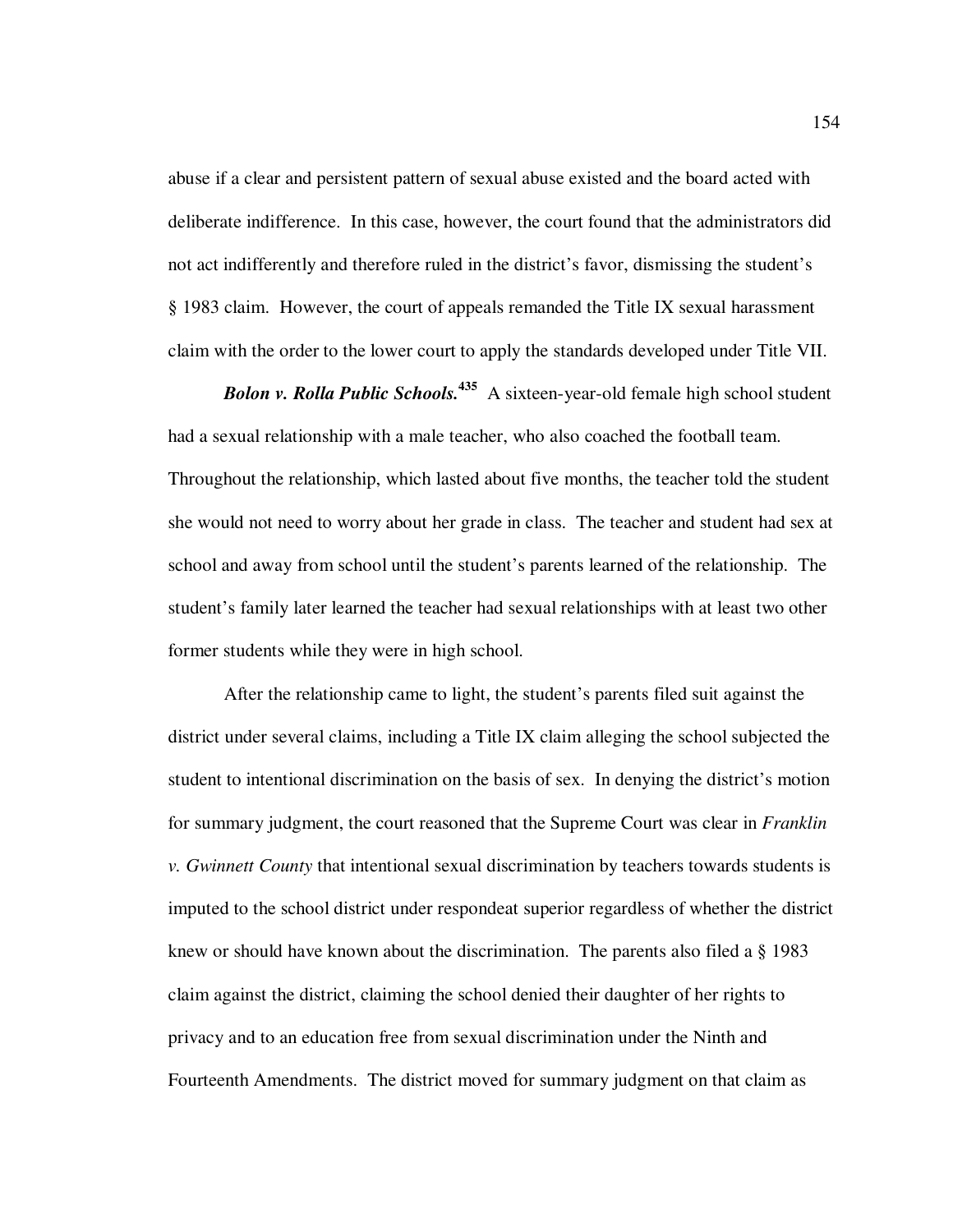abuse if a clear and persistent pattern of sexual abuse existed and the board acted with deliberate indifference. In this case, however, the court found that the administrators did not act indifferently and therefore ruled in the district's favor, dismissing the student's § 1983 claim. However, the court of appeals remanded the Title IX sexual harassment claim with the order to the lower court to apply the standards developed under Title VII.

***Bolon v. Rolla Public Schools.***[435] A sixteen-year-old female high school student had a sexual relationship with a male teacher, who also coached the football team. Throughout the relationship, which lasted about five months, the teacher told the student she would not need to worry about her grade in class. The teacher and student had sex at school and away from school until the student's parents learned of the relationship. The student's family later learned the teacher had sexual relationships with at least two other former students while they were in high school.

After the relationship came to light, the student's parents filed suit against the district under several claims, including a Title IX claim alleging the school subjected the student to intentional discrimination on the basis of sex. In denying the district's motion for summary judgment, the court reasoned that the Supreme Court was clear in *Franklin v. Gwinnett County* that intentional sexual discrimination by teachers towards students is imputed to the school district under respondeat superior regardless of whether the district knew or should have known about the discrimination. The parents also filed a § 1983 claim against the district, claiming the school denied their daughter of her rights to privacy and to an education free from sexual discrimination under the Ninth and Fourteenth Amendments. The district moved for summary judgment on that claim as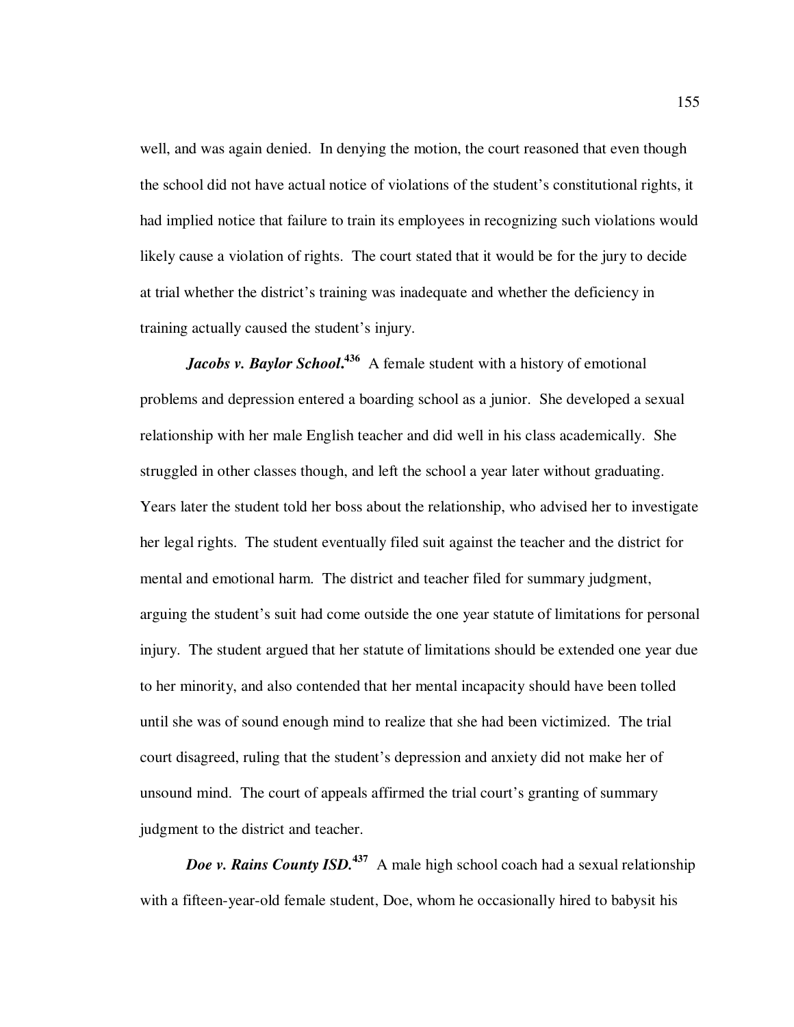well, and was again denied. In denying the motion, the court reasoned that even though the school did not have actual notice of violations of the student's constitutional rights, it had implied notice that failure to train its employees in recognizing such violations would likely cause a violation of rights. The court stated that it would be for the jury to decide at trial whether the district's training was inadequate and whether the deficiency in training actually caused the student's injury.

***Jacobs v. Baylor School.***[436] A female student with a history of emotional problems and depression entered a boarding school as a junior. She developed a sexual relationship with her male English teacher and did well in his class academically. She struggled in other classes though, and left the school a year later without graduating. Years later the student told her boss about the relationship, who advised her to investigate her legal rights. The student eventually filed suit against the teacher and the district for mental and emotional harm. The district and teacher filed for summary judgment, arguing the student's suit had come outside the one year statute of limitations for personal injury. The student argued that her statute of limitations should be extended one year due to her minority, and also contended that her mental incapacity should have been tolled until she was of sound enough mind to realize that she had been victimized. The trial court disagreed, ruling that the student's depression and anxiety did not make her of unsound mind. The court of appeals affirmed the trial court's granting of summary judgment to the district and teacher.

***Doe v. Rains County ISD.***[437] A male high school coach had a sexual relationship with a fifteen-year-old female student, Doe, whom he occasionally hired to babysit his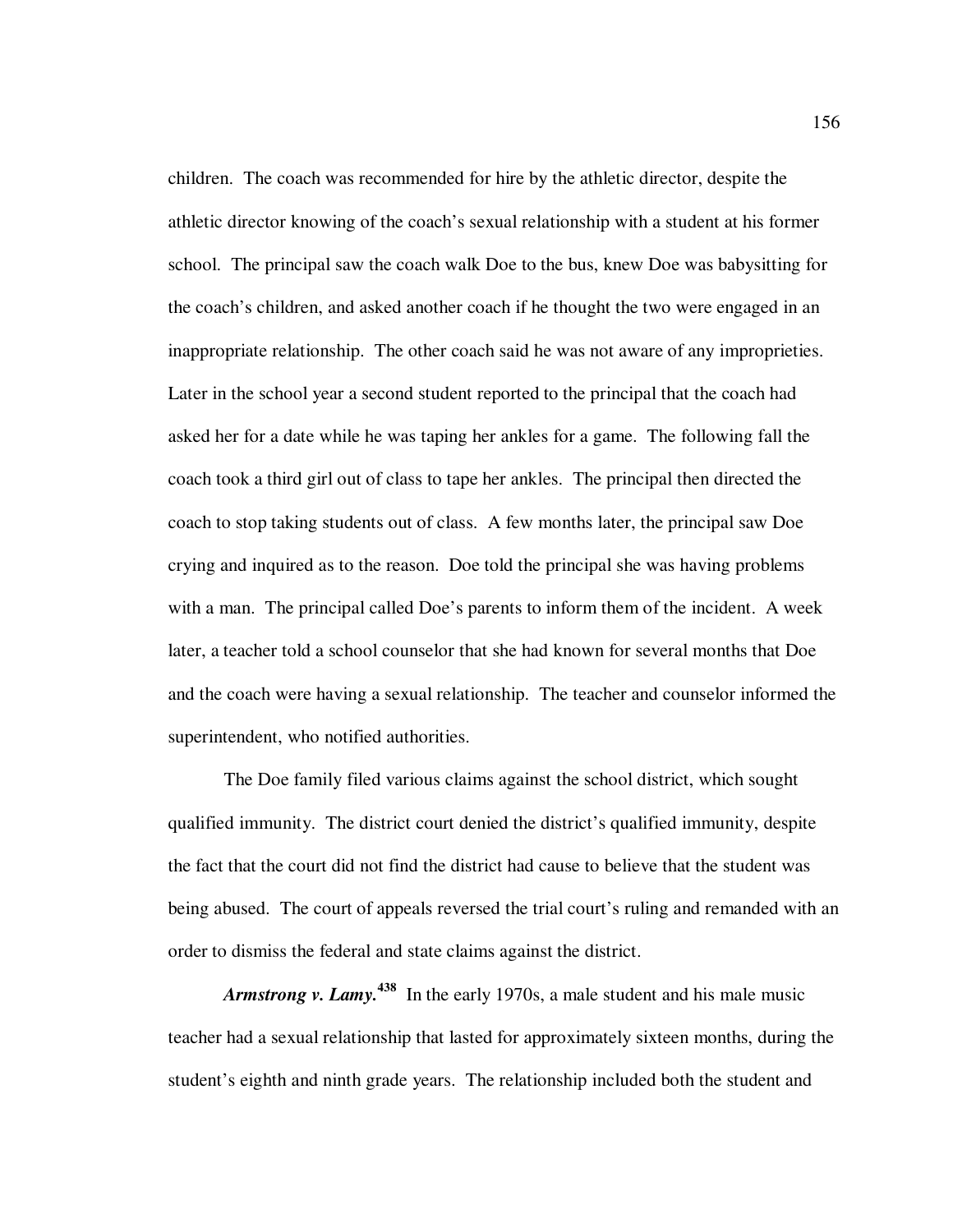children. The coach was recommended for hire by the athletic director, despite the athletic director knowing of the coach's sexual relationship with a student at his former school. The principal saw the coach walk Doe to the bus, knew Doe was babysitting for the coach's children, and asked another coach if he thought the two were engaged in an inappropriate relationship. The other coach said he was not aware of any improprieties. Later in the school year a second student reported to the principal that the coach had asked her for a date while he was taping her ankles for a game. The following fall the coach took a third girl out of class to tape her ankles. The principal then directed the coach to stop taking students out of class. A few months later, the principal saw Doe crying and inquired as to the reason. Doe told the principal she was having problems with a man. The principal called Doe's parents to inform them of the incident. A week later, a teacher told a school counselor that she had known for several months that Doe and the coach were having a sexual relationship. The teacher and counselor informed the superintendent, who notified authorities.

The Doe family filed various claims against the school district, which sought qualified immunity. The district court denied the district's qualified immunity, despite the fact that the court did not find the district had cause to believe that the student was being abused. The court of appeals reversed the trial court's ruling and remanded with an order to dismiss the federal and state claims against the district.

***Armstrong v. Lamy.***[438] In the early 1970s, a male student and his male music teacher had a sexual relationship that lasted for approximately sixteen months, during the student's eighth and ninth grade years. The relationship included both the student and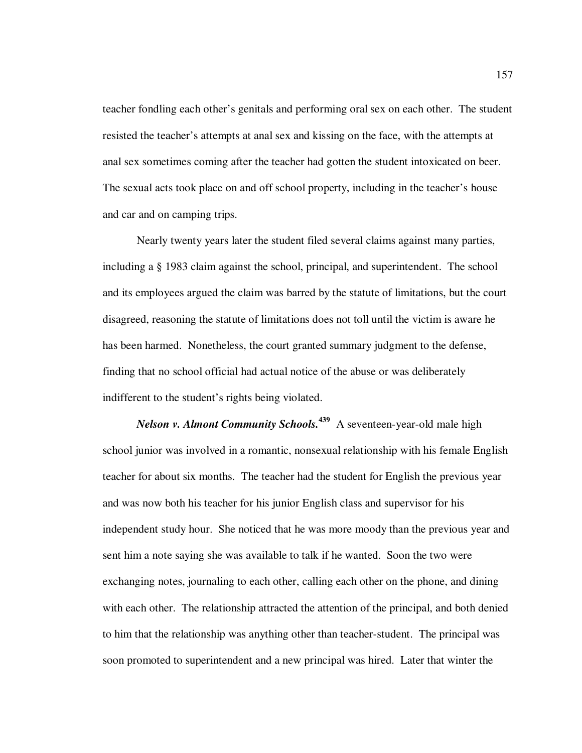teacher fondling each other's genitals and performing oral sex on each other. The student resisted the teacher's attempts at anal sex and kissing on the face, with the attempts at anal sex sometimes coming after the teacher had gotten the student intoxicated on beer. The sexual acts took place on and off school property, including in the teacher's house and car and on camping trips.

Nearly twenty years later the student filed several claims against many parties, including a § 1983 claim against the school, principal, and superintendent. The school and its employees argued the claim was barred by the statute of limitations, but the court disagreed, reasoning the statute of limitations does not toll until the victim is aware he has been harmed. Nonetheless, the court granted summary judgment to the defense, finding that no school official had actual notice of the abuse or was deliberately indifferent to the student's rights being violated.

***Nelson v. Almont Community Schools.***[439] A seventeen-year-old male high school junior was involved in a romantic, nonsexual relationship with his female English teacher for about six months. The teacher had the student for English the previous year and was now both his teacher for his junior English class and supervisor for his independent study hour. She noticed that he was more moody than the previous year and sent him a note saying she was available to talk if he wanted. Soon the two were exchanging notes, journaling to each other, calling each other on the phone, and dining with each other. The relationship attracted the attention of the principal, and both denied to him that the relationship was anything other than teacher-student. The principal was soon promoted to superintendent and a new principal was hired. Later that winter the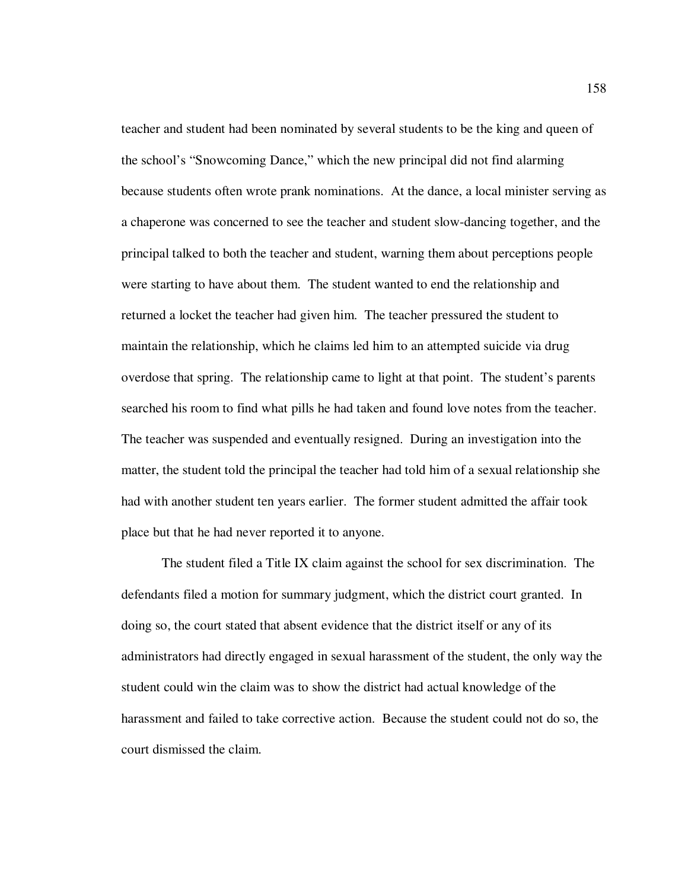teacher and student had been nominated by several students to be the king and queen of the school's "Snowcoming Dance," which the new principal did not find alarming because students often wrote prank nominations. At the dance, a local minister serving as a chaperone was concerned to see the teacher and student slow-dancing together, and the principal talked to both the teacher and student, warning them about perceptions people were starting to have about them. The student wanted to end the relationship and returned a locket the teacher had given him. The teacher pressured the student to maintain the relationship, which he claims led him to an attempted suicide via drug overdose that spring. The relationship came to light at that point. The student's parents searched his room to find what pills he had taken and found love notes from the teacher. The teacher was suspended and eventually resigned. During an investigation into the matter, the student told the principal the teacher had told him of a sexual relationship she had with another student ten years earlier. The former student admitted the affair took place but that he had never reported it to anyone.

The student filed a Title IX claim against the school for sex discrimination. The defendants filed a motion for summary judgment, which the district court granted. In doing so, the court stated that absent evidence that the district itself or any of its administrators had directly engaged in sexual harassment of the student, the only way the student could win the claim was to show the district had actual knowledge of the harassment and failed to take corrective action. Because the student could not do so, the court dismissed the claim.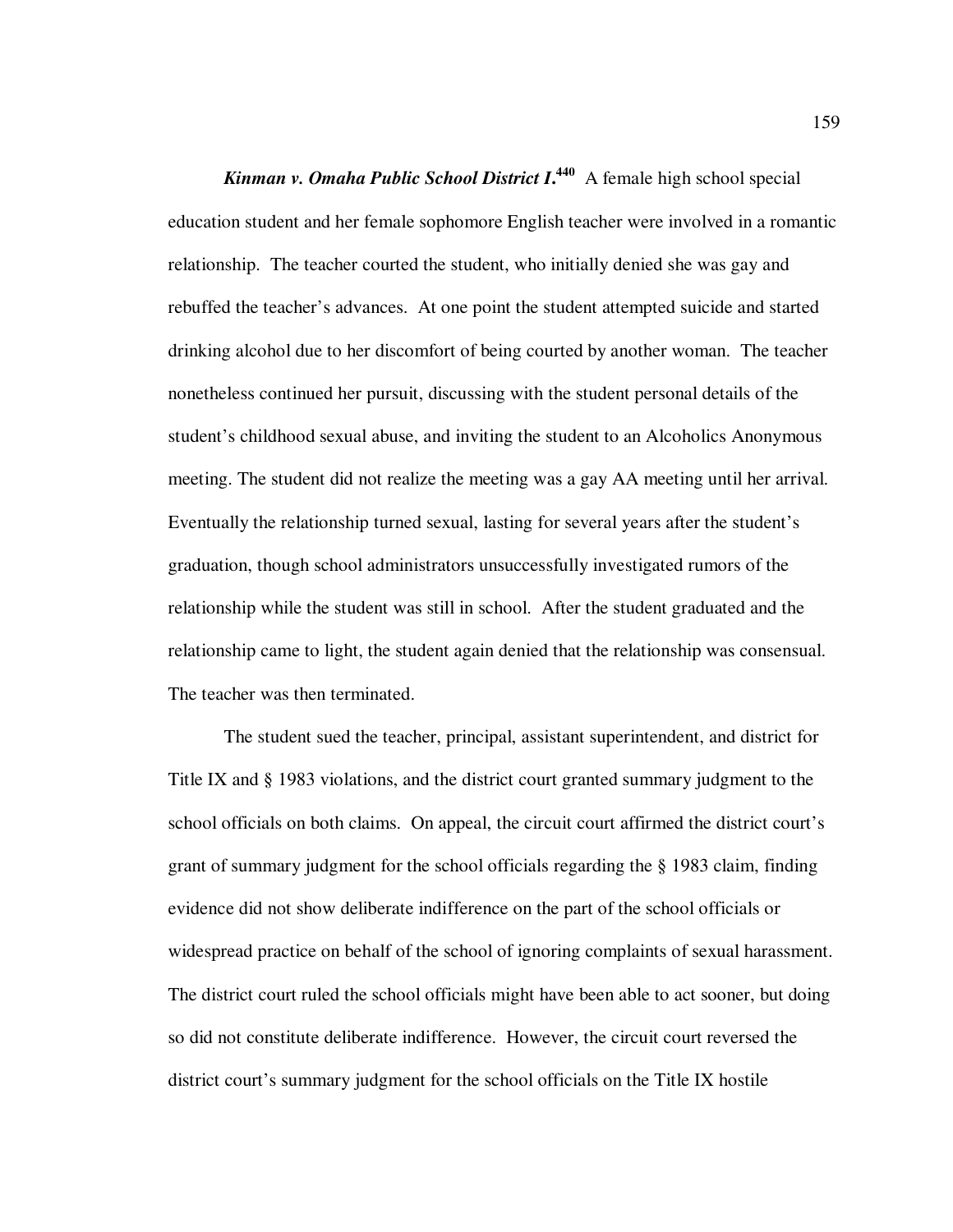***Kinman v. Omaha Public School District I.***[440] A female high school special education student and her female sophomore English teacher were involved in a romantic relationship. The teacher courted the student, who initially denied she was gay and rebuffed the teacher's advances. At one point the student attempted suicide and started drinking alcohol due to her discomfort of being courted by another woman. The teacher nonetheless continued her pursuit, discussing with the student personal details of the student's childhood sexual abuse, and inviting the student to an Alcoholics Anonymous meeting. The student did not realize the meeting was a gay AA meeting until her arrival. Eventually the relationship turned sexual, lasting for several years after the student's graduation, though school administrators unsuccessfully investigated rumors of the relationship while the student was still in school. After the student graduated and the relationship came to light, the student again denied that the relationship was consensual. The teacher was then terminated.

The student sued the teacher, principal, assistant superintendent, and district for Title IX and § 1983 violations, and the district court granted summary judgment to the school officials on both claims. On appeal, the circuit court affirmed the district court's grant of summary judgment for the school officials regarding the § 1983 claim, finding evidence did not show deliberate indifference on the part of the school officials or widespread practice on behalf of the school of ignoring complaints of sexual harassment. The district court ruled the school officials might have been able to act sooner, but doing so did not constitute deliberate indifference. However, the circuit court reversed the district court's summary judgment for the school officials on the Title IX hostile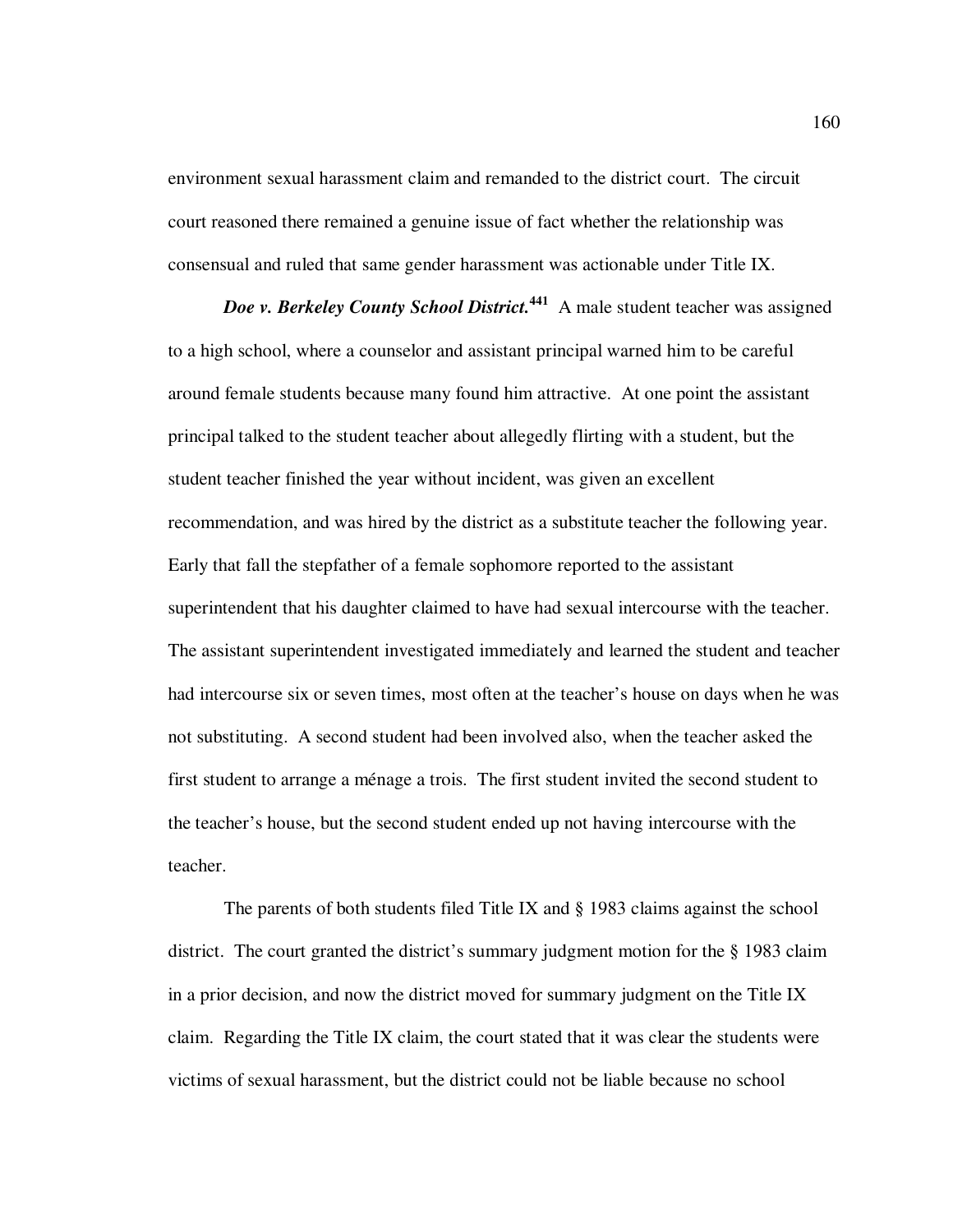environment sexual harassment claim and remanded to the district court. The circuit court reasoned there remained a genuine issue of fact whether the relationship was consensual and ruled that same gender harassment was actionable under Title IX.

***Doe v. Berkeley County School District.***[441] A male student teacher was assigned to a high school, where a counselor and assistant principal warned him to be careful around female students because many found him attractive. At one point the assistant principal talked to the student teacher about allegedly flirting with a student, but the student teacher finished the year without incident, was given an excellent recommendation, and was hired by the district as a substitute teacher the following year. Early that fall the stepfather of a female sophomore reported to the assistant superintendent that his daughter claimed to have had sexual intercourse with the teacher. The assistant superintendent investigated immediately and learned the student and teacher had intercourse six or seven times, most often at the teacher's house on days when he was not substituting. A second student had been involved also, when the teacher asked the first student to arrange a ménage a trois. The first student invited the second student to the teacher's house, but the second student ended up not having intercourse with the teacher.

The parents of both students filed Title IX and § 1983 claims against the school district. The court granted the district's summary judgment motion for the § 1983 claim in a prior decision, and now the district moved for summary judgment on the Title IX claim. Regarding the Title IX claim, the court stated that it was clear the students were victims of sexual harassment, but the district could not be liable because no school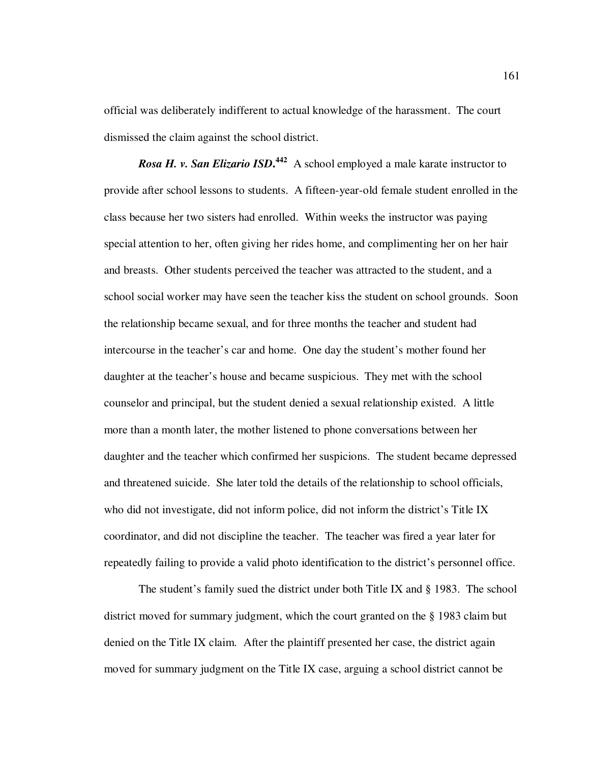official was deliberately indifferent to actual knowledge of the harassment. The court dismissed the claim against the school district.

***Rosa H. v. San Elizario ISD.***[442] A school employed a male karate instructor to provide after school lessons to students. A fifteen-year-old female student enrolled in the class because her two sisters had enrolled. Within weeks the instructor was paying special attention to her, often giving her rides home, and complimenting her on her hair and breasts. Other students perceived the teacher was attracted to the student, and a school social worker may have seen the teacher kiss the student on school grounds. Soon the relationship became sexual, and for three months the teacher and student had intercourse in the teacher's car and home. One day the student's mother found her daughter at the teacher's house and became suspicious. They met with the school counselor and principal, but the student denied a sexual relationship existed. A little more than a month later, the mother listened to phone conversations between her daughter and the teacher which confirmed her suspicions. The student became depressed and threatened suicide. She later told the details of the relationship to school officials, who did not investigate, did not inform police, did not inform the district's Title IX coordinator, and did not discipline the teacher. The teacher was fired a year later for repeatedly failing to provide a valid photo identification to the district's personnel office.

The student's family sued the district under both Title IX and § 1983. The school district moved for summary judgment, which the court granted on the § 1983 claim but denied on the Title IX claim. After the plaintiff presented her case, the district again moved for summary judgment on the Title IX case, arguing a school district cannot be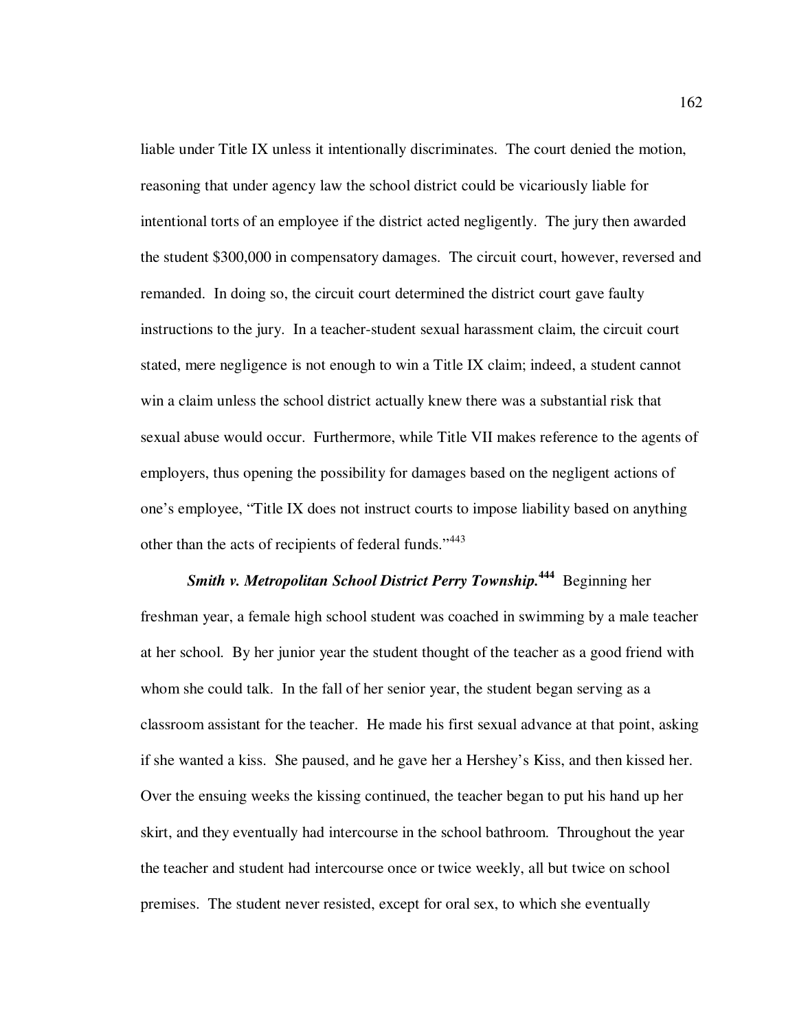liable under Title IX unless it intentionally discriminates. The court denied the motion, reasoning that under agency law the school district could be vicariously liable for intentional torts of an employee if the district acted negligently. The jury then awarded the student $300,000 in compensatory damages. The circuit court, however, reversed and remanded. In doing so, the circuit court determined the district court gave faulty instructions to the jury. In a teacher-student sexual harassment claim, the circuit court stated, mere negligence is not enough to win a Title IX claim; indeed, a student cannot win a claim unless the school district actually knew there was a substantial risk that sexual abuse would occur. Furthermore, while Title VII makes reference to the agents of employers, thus opening the possibility for damages based on the negligent actions of one's employee, "Title IX does not instruct courts to impose liability based on anything other than the acts of recipients of federal funds."[443]

***Smith v. Metropolitan School District Perry Township.***[444] Beginning her freshman year, a female high school student was coached in swimming by a male teacher at her school. By her junior year the student thought of the teacher as a good friend with whom she could talk. In the fall of her senior year, the student began serving as a classroom assistant for the teacher. He made his first sexual advance at that point, asking if she wanted a kiss. She paused, and he gave her a Hershey's Kiss, and then kissed her. Over the ensuing weeks the kissing continued, the teacher began to put his hand up her skirt, and they eventually had intercourse in the school bathroom. Throughout the year the teacher and student had intercourse once or twice weekly, all but twice on school premises. The student never resisted, except for oral sex, to which she eventually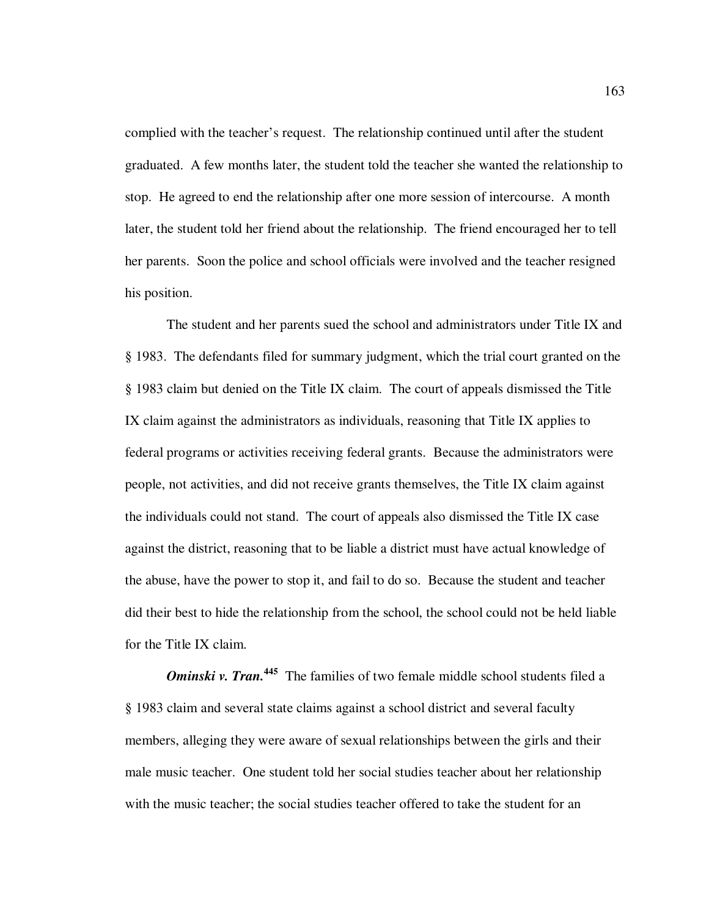complied with the teacher's request. The relationship continued until after the student graduated. A few months later, the student told the teacher she wanted the relationship to stop. He agreed to end the relationship after one more session of intercourse. A month later, the student told her friend about the relationship. The friend encouraged her to tell her parents. Soon the police and school officials were involved and the teacher resigned his position.

The student and her parents sued the school and administrators under Title IX and § 1983. The defendants filed for summary judgment, which the trial court granted on the § 1983 claim but denied on the Title IX claim. The court of appeals dismissed the Title IX claim against the administrators as individuals, reasoning that Title IX applies to federal programs or activities receiving federal grants. Because the administrators were people, not activities, and did not receive grants themselves, the Title IX claim against the individuals could not stand. The court of appeals also dismissed the Title IX case against the district, reasoning that to be liable a district must have actual knowledge of the abuse, have the power to stop it, and fail to do so. Because the student and teacher did their best to hide the relationship from the school, the school could not be held liable for the Title IX claim.

***Ominski v. Tran.***[445] The families of two female middle school students filed a § 1983 claim and several state claims against a school district and several faculty members, alleging they were aware of sexual relationships between the girls and their male music teacher. One student told her social studies teacher about her relationship with the music teacher; the social studies teacher offered to take the student for an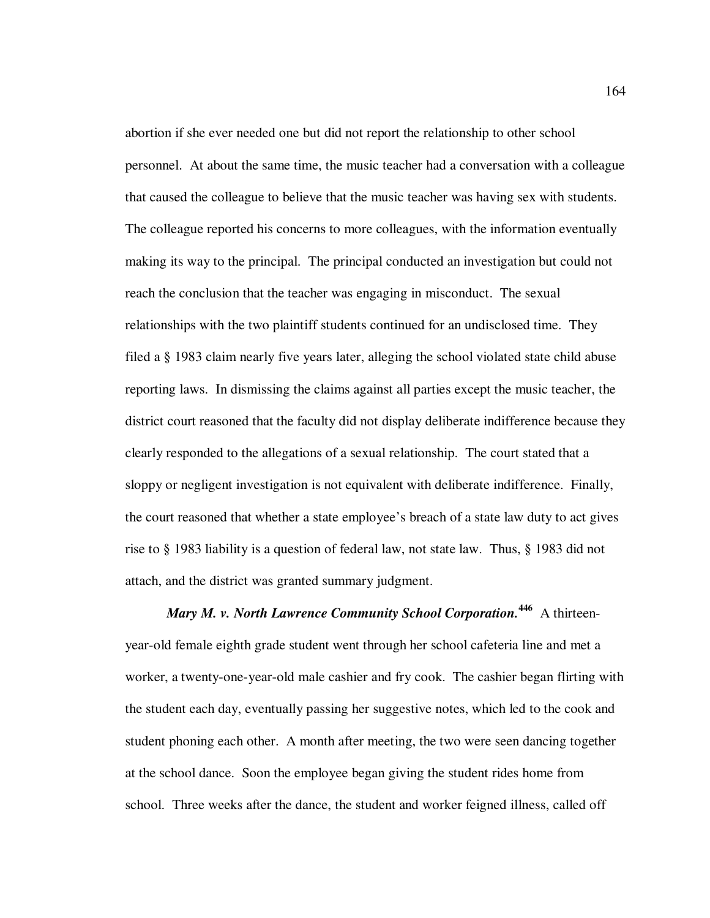abortion if she ever needed one but did not report the relationship to other school personnel. At about the same time, the music teacher had a conversation with a colleague that caused the colleague to believe that the music teacher was having sex with students. The colleague reported his concerns to more colleagues, with the information eventually making its way to the principal. The principal conducted an investigation but could not reach the conclusion that the teacher was engaging in misconduct. The sexual relationships with the two plaintiff students continued for an undisclosed time. They filed a § 1983 claim nearly five years later, alleging the school violated state child abuse reporting laws. In dismissing the claims against all parties except the music teacher, the district court reasoned that the faculty did not display deliberate indifference because they clearly responded to the allegations of a sexual relationship. The court stated that a sloppy or negligent investigation is not equivalent with deliberate indifference. Finally, the court reasoned that whether a state employee's breach of a state law duty to act gives rise to § 1983 liability is a question of federal law, not state law. Thus, § 1983 did not attach, and the district was granted summary judgment.

***Mary M. v. North Lawrence Community School Corporation.***[446] A thirteen-year-old female eighth grade student went through her school cafeteria line and met a worker, a twenty-one-year-old male cashier and fry cook. The cashier began flirting with the student each day, eventually passing her suggestive notes, which led to the cook and student phoning each other. A month after meeting, the two were seen dancing together at the school dance. Soon the employee began giving the student rides home from school. Three weeks after the dance, the student and worker feigned illness, called off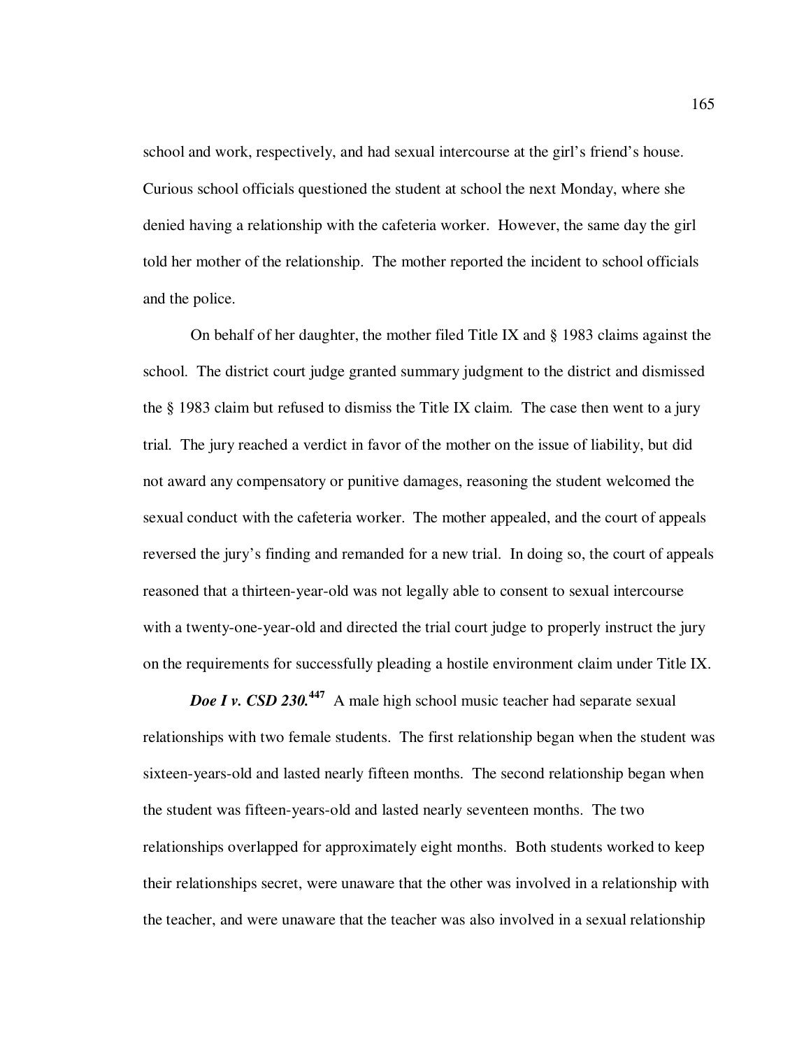school and work, respectively, and had sexual intercourse at the girl's friend's house. Curious school officials questioned the student at school the next Monday, where she denied having a relationship with the cafeteria worker. However, the same day the girl told her mother of the relationship. The mother reported the incident to school officials and the police.

On behalf of her daughter, the mother filed Title IX and § 1983 claims against the school. The district court judge granted summary judgment to the district and dismissed the § 1983 claim but refused to dismiss the Title IX claim. The case then went to a jury trial. The jury reached a verdict in favor of the mother on the issue of liability, but did not award any compensatory or punitive damages, reasoning the student welcomed the sexual conduct with the cafeteria worker. The mother appealed, and the court of appeals reversed the jury's finding and remanded for a new trial. In doing so, the court of appeals reasoned that a thirteen-year-old was not legally able to consent to sexual intercourse with a twenty-one-year-old and directed the trial court judge to properly instruct the jury on the requirements for successfully pleading a hostile environment claim under Title IX.

***Doe I v. CSD 230.***[447] A male high school music teacher had separate sexual relationships with two female students. The first relationship began when the student was sixteen-years-old and lasted nearly fifteen months. The second relationship began when the student was fifteen-years-old and lasted nearly seventeen months. The two relationships overlapped for approximately eight months. Both students worked to keep their relationships secret, were unaware that the other was involved in a relationship with the teacher, and were unaware that the teacher was also involved in a sexual relationship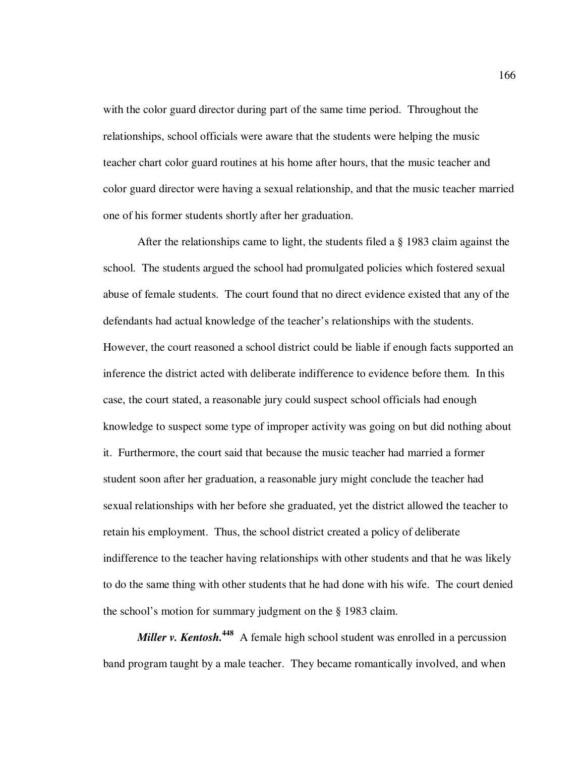with the color guard director during part of the same time period. Throughout the relationships, school officials were aware that the students were helping the music teacher chart color guard routines at his home after hours, that the music teacher and color guard director were having a sexual relationship, and that the music teacher married one of his former students shortly after her graduation.

After the relationships came to light, the students filed a § 1983 claim against the school. The students argued the school had promulgated policies which fostered sexual abuse of female students. The court found that no direct evidence existed that any of the defendants had actual knowledge of the teacher's relationships with the students. However, the court reasoned a school district could be liable if enough facts supported an inference the district acted with deliberate indifference to evidence before them. In this case, the court stated, a reasonable jury could suspect school officials had enough knowledge to suspect some type of improper activity was going on but did nothing about it. Furthermore, the court said that because the music teacher had married a former student soon after her graduation, a reasonable jury might conclude the teacher had sexual relationships with her before she graduated, yet the district allowed the teacher to retain his employment. Thus, the school district created a policy of deliberate indifference to the teacher having relationships with other students and that he was likely to do the same thing with other students that he had done with his wife. The court denied the school's motion for summary judgment on the § 1983 claim.

***Miller v. Kentosh.***[448] A female high school student was enrolled in a percussion band program taught by a male teacher. They became romantically involved, and when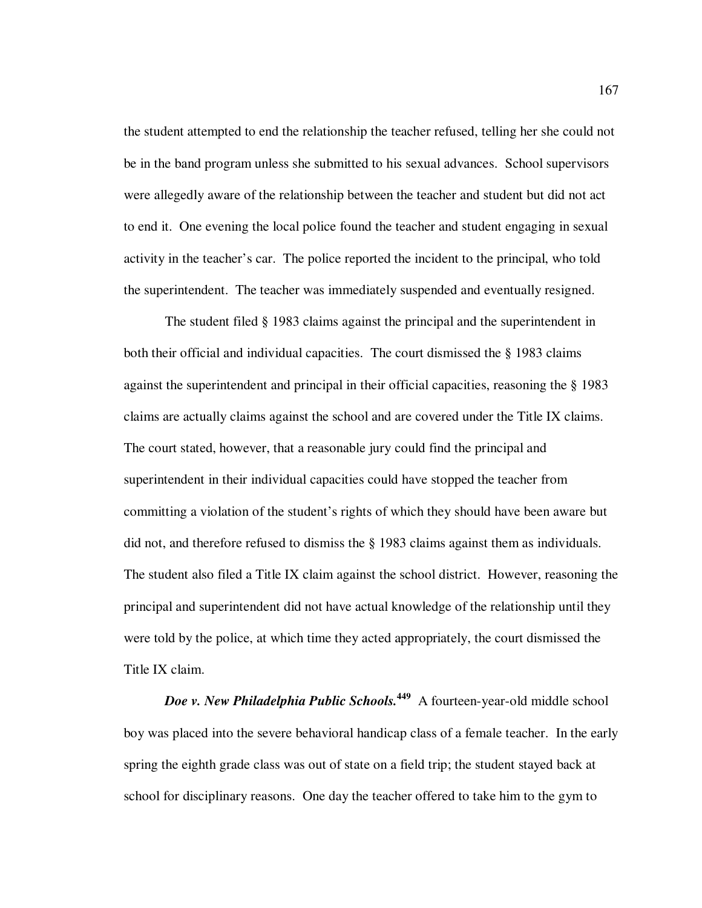the student attempted to end the relationship the teacher refused, telling her she could not be in the band program unless she submitted to his sexual advances. School supervisors were allegedly aware of the relationship between the teacher and student but did not act to end it. One evening the local police found the teacher and student engaging in sexual activity in the teacher's car. The police reported the incident to the principal, who told the superintendent. The teacher was immediately suspended and eventually resigned.

The student filed § 1983 claims against the principal and the superintendent in both their official and individual capacities. The court dismissed the § 1983 claims against the superintendent and principal in their official capacities, reasoning the § 1983 claims are actually claims against the school and are covered under the Title IX claims. The court stated, however, that a reasonable jury could find the principal and superintendent in their individual capacities could have stopped the teacher from committing a violation of the student's rights of which they should have been aware but did not, and therefore refused to dismiss the § 1983 claims against them as individuals. The student also filed a Title IX claim against the school district. However, reasoning the principal and superintendent did not have actual knowledge of the relationship until they were told by the police, at which time they acted appropriately, the court dismissed the Title IX claim.

***Doe v. New Philadelphia Public Schools.***[449] A fourteen-year-old middle school boy was placed into the severe behavioral handicap class of a female teacher. In the early spring the eighth grade class was out of state on a field trip; the student stayed back at school for disciplinary reasons. One day the teacher offered to take him to the gym to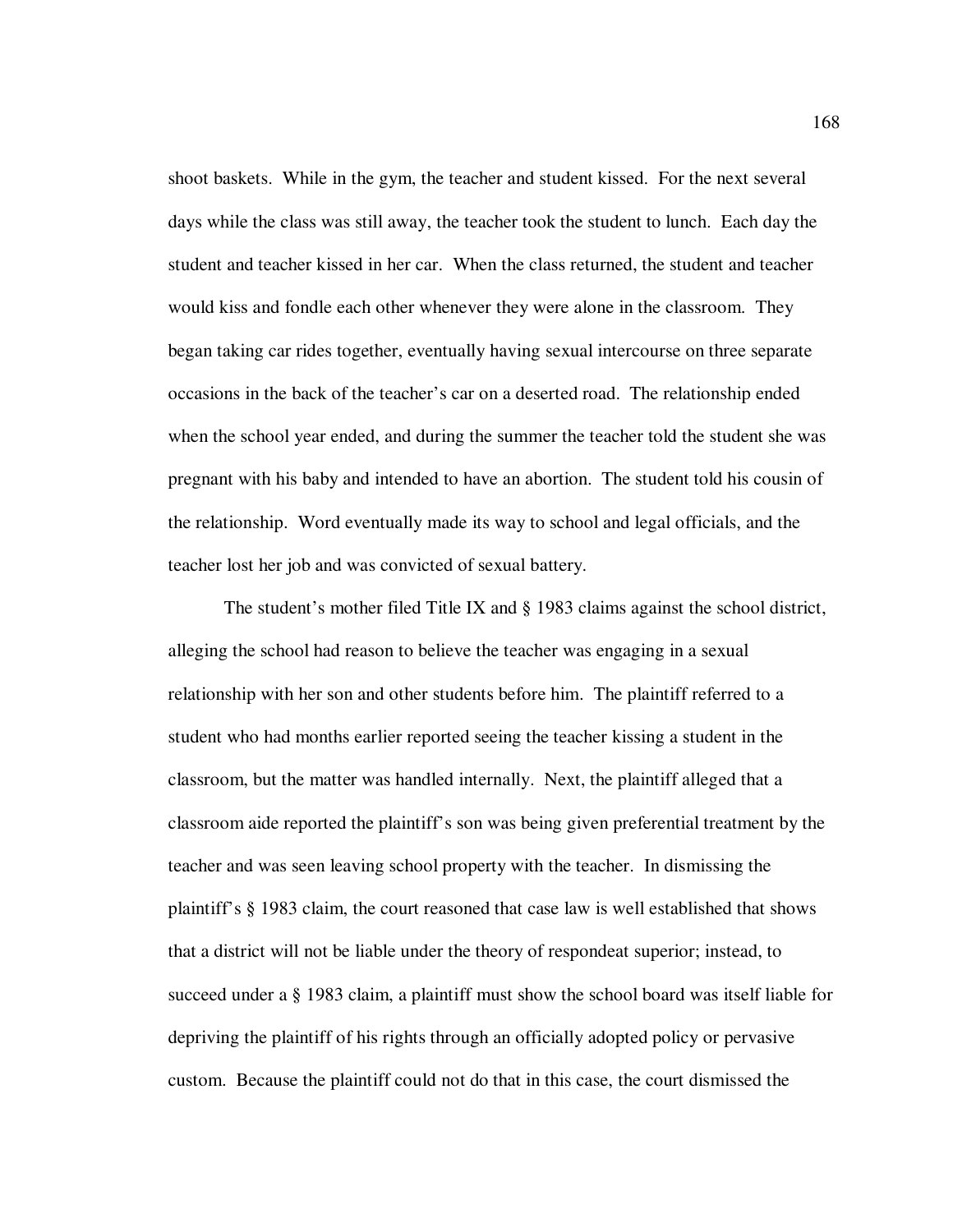shoot baskets. While in the gym, the teacher and student kissed. For the next several days while the class was still away, the teacher took the student to lunch. Each day the student and teacher kissed in her car. When the class returned, the student and teacher would kiss and fondle each other whenever they were alone in the classroom. They began taking car rides together, eventually having sexual intercourse on three separate occasions in the back of the teacher's car on a deserted road. The relationship ended when the school year ended, and during the summer the teacher told the student she was pregnant with his baby and intended to have an abortion. The student told his cousin of the relationship. Word eventually made its way to school and legal officials, and the teacher lost her job and was convicted of sexual battery.

The student's mother filed Title IX and § 1983 claims against the school district, alleging the school had reason to believe the teacher was engaging in a sexual relationship with her son and other students before him. The plaintiff referred to a student who had months earlier reported seeing the teacher kissing a student in the classroom, but the matter was handled internally. Next, the plaintiff alleged that a classroom aide reported the plaintiff's son was being given preferential treatment by the teacher and was seen leaving school property with the teacher. In dismissing the plaintiff's § 1983 claim, the court reasoned that case law is well established that shows that a district will not be liable under the theory of respondeat superior; instead, to succeed under a § 1983 claim, a plaintiff must show the school board was itself liable for depriving the plaintiff of his rights through an officially adopted policy or pervasive custom. Because the plaintiff could not do that in this case, the court dismissed the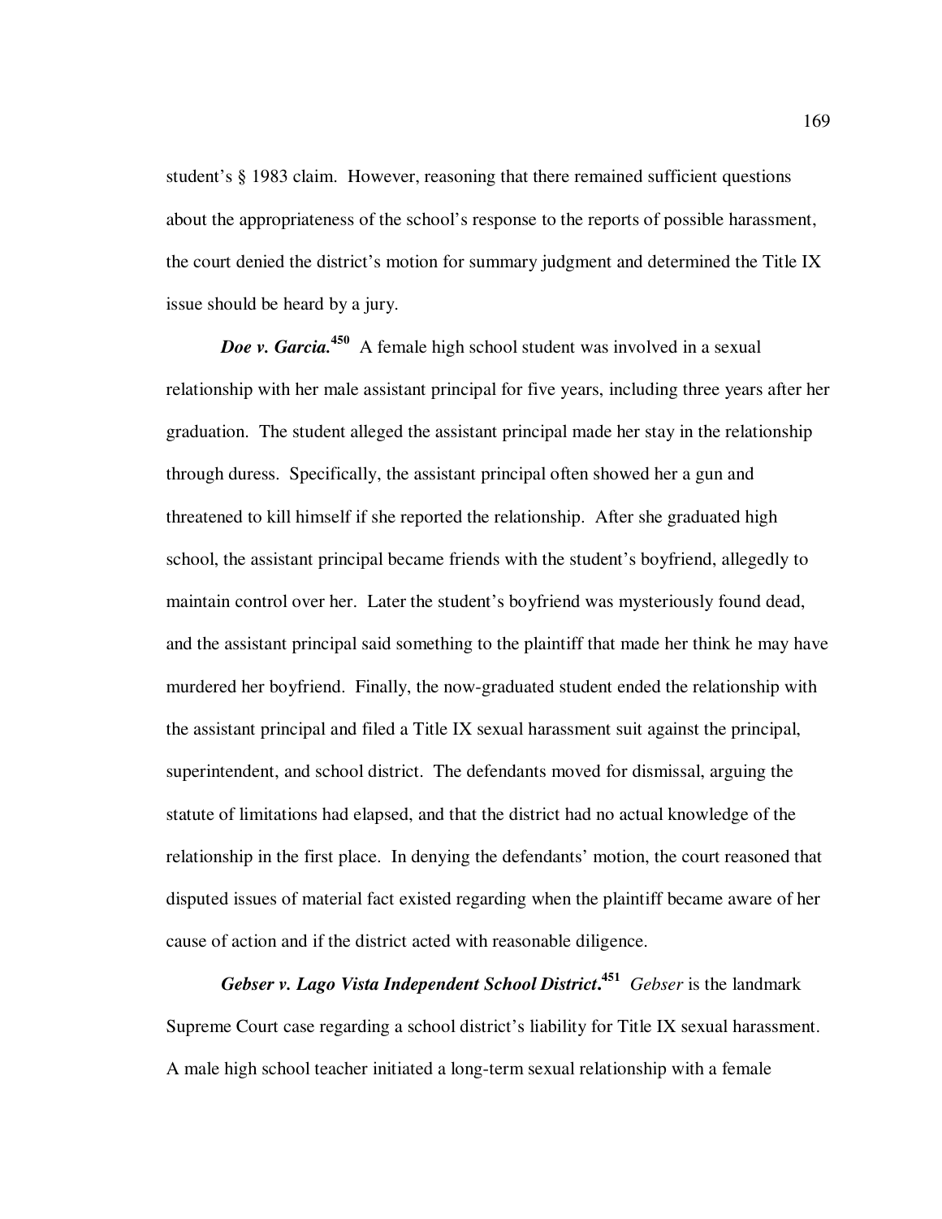student's § 1983 claim. However, reasoning that there remained sufficient questions about the appropriateness of the school's response to the reports of possible harassment, the court denied the district's motion for summary judgment and determined the Title IX issue should be heard by a jury.

***Doe v. Garcia.***[450] A female high school student was involved in a sexual relationship with her male assistant principal for five years, including three years after her graduation. The student alleged the assistant principal made her stay in the relationship through duress. Specifically, the assistant principal often showed her a gun and threatened to kill himself if she reported the relationship. After she graduated high school, the assistant principal became friends with the student's boyfriend, allegedly to maintain control over her. Later the student's boyfriend was mysteriously found dead, and the assistant principal said something to the plaintiff that made her think he may have murdered her boyfriend. Finally, the now-graduated student ended the relationship with the assistant principal and filed a Title IX sexual harassment suit against the principal, superintendent, and school district. The defendants moved for dismissal, arguing the statute of limitations had elapsed, and that the district had no actual knowledge of the relationship in the first place. In denying the defendants' motion, the court reasoned that disputed issues of material fact existed regarding when the plaintiff became aware of her cause of action and if the district acted with reasonable diligence.

***Gebser v. Lago Vista Independent School District.***[451] *Gebser* is the landmark Supreme Court case regarding a school district's liability for Title IX sexual harassment. A male high school teacher initiated a long-term sexual relationship with a female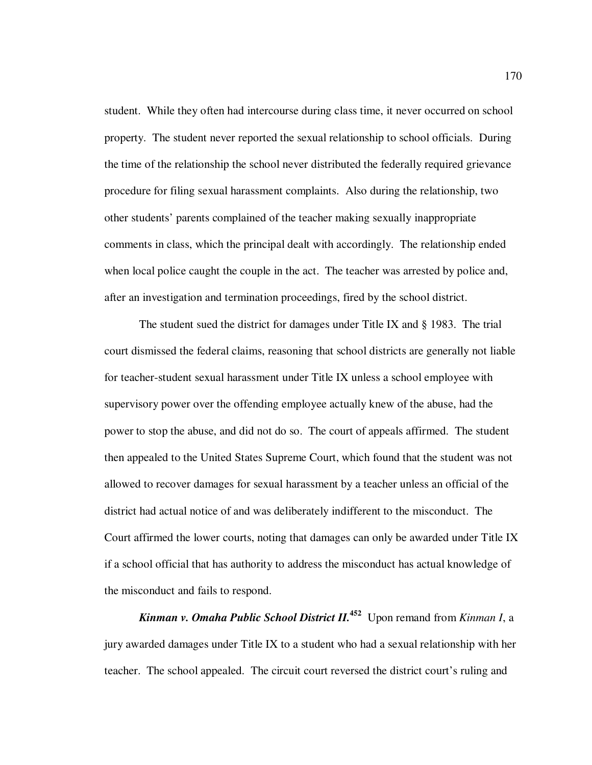student. While they often had intercourse during class time, it never occurred on school property. The student never reported the sexual relationship to school officials. During the time of the relationship the school never distributed the federally required grievance procedure for filing sexual harassment complaints. Also during the relationship, two other students' parents complained of the teacher making sexually inappropriate comments in class, which the principal dealt with accordingly. The relationship ended when local police caught the couple in the act. The teacher was arrested by police and, after an investigation and termination proceedings, fired by the school district.

The student sued the district for damages under Title IX and § 1983. The trial court dismissed the federal claims, reasoning that school districts are generally not liable for teacher-student sexual harassment under Title IX unless a school employee with supervisory power over the offending employee actually knew of the abuse, had the power to stop the abuse, and did not do so. The court of appeals affirmed. The student then appealed to the United States Supreme Court, which found that the student was not allowed to recover damages for sexual harassment by a teacher unless an official of the district had actual notice of and was deliberately indifferent to the misconduct. The Court affirmed the lower courts, noting that damages can only be awarded under Title IX if a school official that has authority to address the misconduct has actual knowledge of the misconduct and fails to respond.

***Kinman v. Omaha Public School District II.***[452] Upon remand from *Kinman I*, a jury awarded damages under Title IX to a student who had a sexual relationship with her teacher. The school appealed. The circuit court reversed the district court's ruling and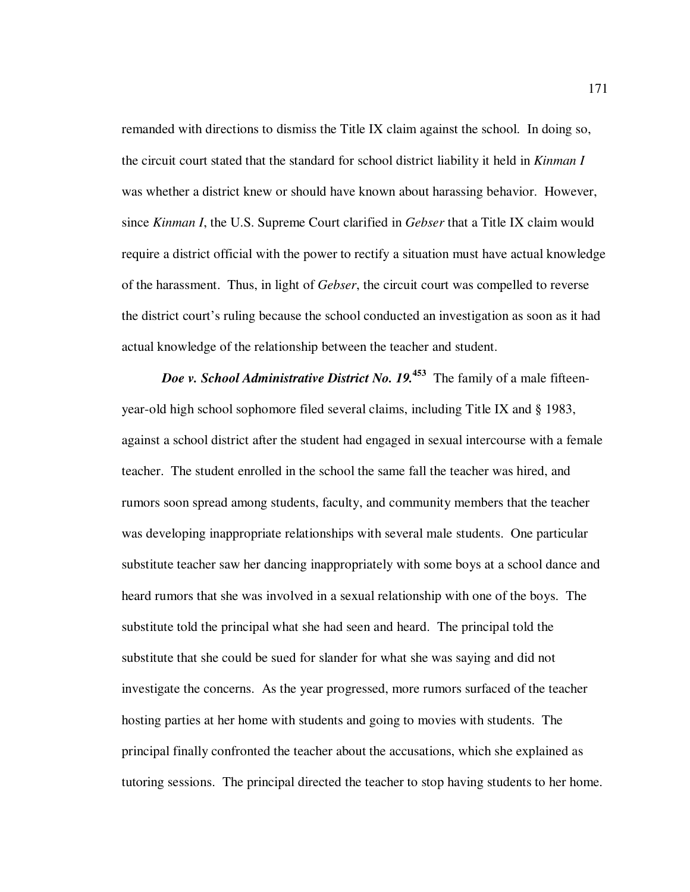remanded with directions to dismiss the Title IX claim against the school. In doing so, the circuit court stated that the standard for school district liability it held in *Kinman I* was whether a district knew or should have known about harassing behavior. However, since *Kinman I*, the U.S. Supreme Court clarified in *Gebser* that a Title IX claim would require a district official with the power to rectify a situation must have actual knowledge of the harassment. Thus, in light of *Gebser*, the circuit court was compelled to reverse the district court's ruling because the school conducted an investigation as soon as it had actual knowledge of the relationship between the teacher and student.

***Doe v. School Administrative District No. 19.***[453] The family of a male fifteen-year-old high school sophomore filed several claims, including Title IX and § 1983, against a school district after the student had engaged in sexual intercourse with a female teacher. The student enrolled in the school the same fall the teacher was hired, and rumors soon spread among students, faculty, and community members that the teacher was developing inappropriate relationships with several male students. One particular substitute teacher saw her dancing inappropriately with some boys at a school dance and heard rumors that she was involved in a sexual relationship with one of the boys. The substitute told the principal what she had seen and heard. The principal told the substitute that she could be sued for slander for what she was saying and did not investigate the concerns. As the year progressed, more rumors surfaced of the teacher hosting parties at her home with students and going to movies with students. The principal finally confronted the teacher about the accusations, which she explained as tutoring sessions. The principal directed the teacher to stop having students to her home.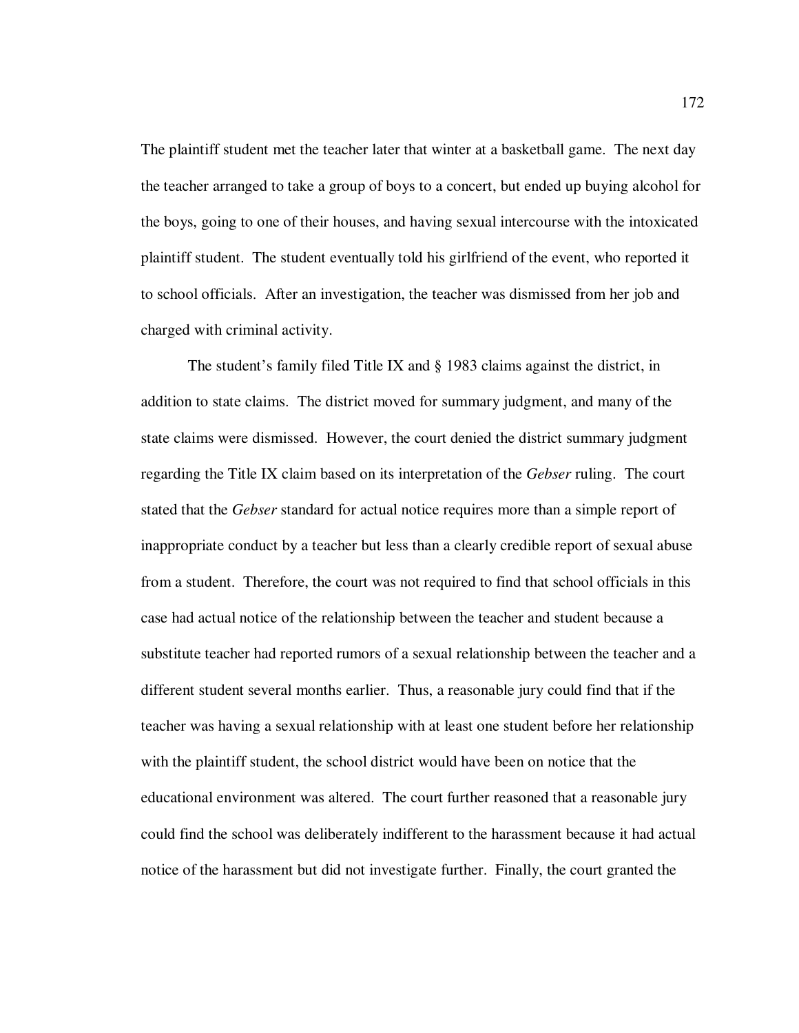The plaintiff student met the teacher later that winter at a basketball game. The next day the teacher arranged to take a group of boys to a concert, but ended up buying alcohol for the boys, going to one of their houses, and having sexual intercourse with the intoxicated plaintiff student. The student eventually told his girlfriend of the event, who reported it to school officials. After an investigation, the teacher was dismissed from her job and charged with criminal activity.

The student's family filed Title IX and § 1983 claims against the district, in addition to state claims. The district moved for summary judgment, and many of the state claims were dismissed. However, the court denied the district summary judgment regarding the Title IX claim based on its interpretation of the *Gebser* ruling. The court stated that the *Gebser* standard for actual notice requires more than a simple report of inappropriate conduct by a teacher but less than a clearly credible report of sexual abuse from a student. Therefore, the court was not required to find that school officials in this case had actual notice of the relationship between the teacher and student because a substitute teacher had reported rumors of a sexual relationship between the teacher and a different student several months earlier. Thus, a reasonable jury could find that if the teacher was having a sexual relationship with at least one student before her relationship with the plaintiff student, the school district would have been on notice that the educational environment was altered. The court further reasoned that a reasonable jury could find the school was deliberately indifferent to the harassment because it had actual notice of the harassment but did not investigate further. Finally, the court granted the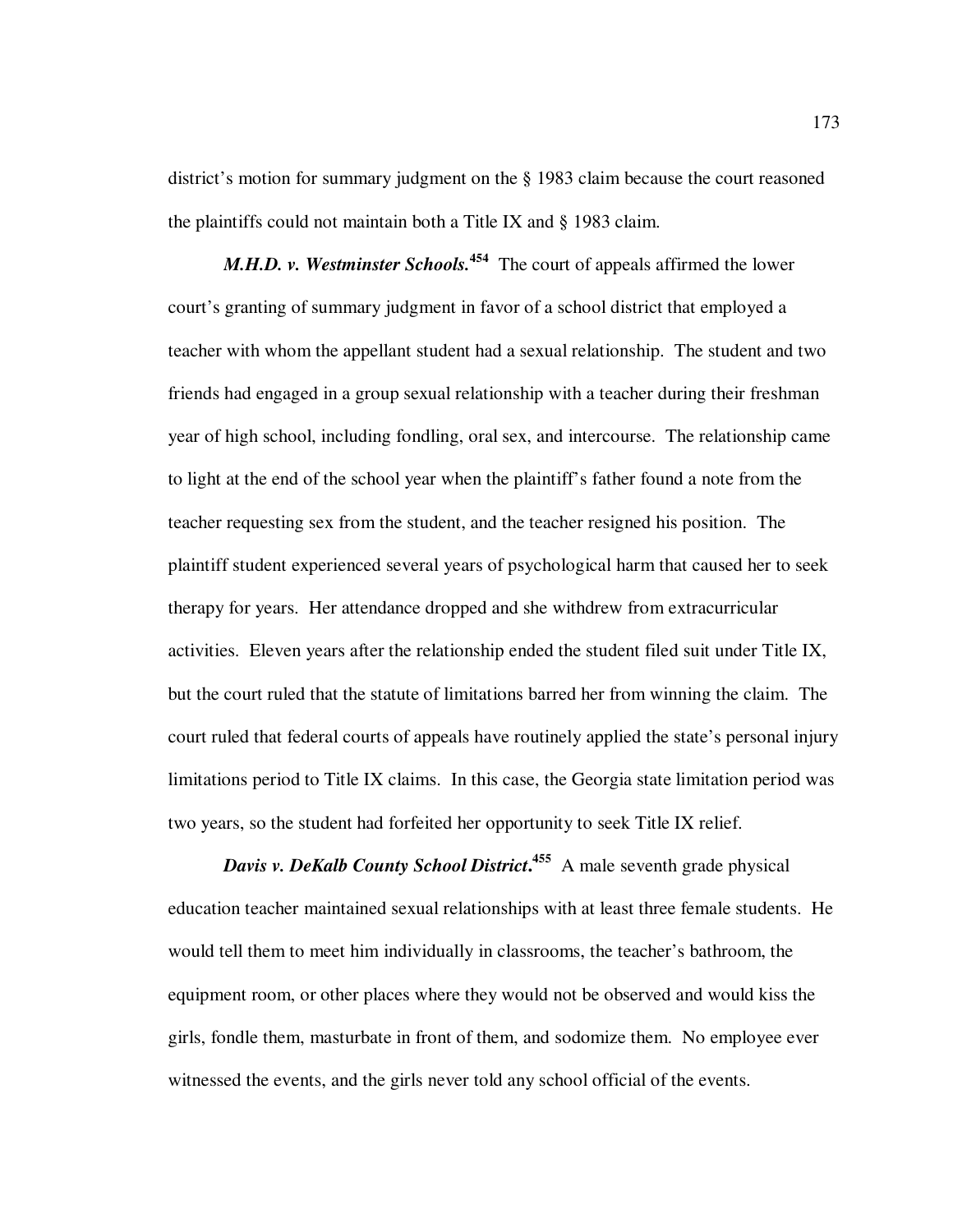district's motion for summary judgment on the § 1983 claim because the court reasoned the plaintiffs could not maintain both a Title IX and § 1983 claim.

***M.H.D. v. Westminster Schools.***[454] The court of appeals affirmed the lower court's granting of summary judgment in favor of a school district that employed a teacher with whom the appellant student had a sexual relationship. The student and two friends had engaged in a group sexual relationship with a teacher during their freshman year of high school, including fondling, oral sex, and intercourse. The relationship came to light at the end of the school year when the plaintiff's father found a note from the teacher requesting sex from the student, and the teacher resigned his position. The plaintiff student experienced several years of psychological harm that caused her to seek therapy for years. Her attendance dropped and she withdrew from extracurricular activities. Eleven years after the relationship ended the student filed suit under Title IX, but the court ruled that the statute of limitations barred her from winning the claim. The court ruled that federal courts of appeals have routinely applied the state's personal injury limitations period to Title IX claims. In this case, the Georgia state limitation period was two years, so the student had forfeited her opportunity to seek Title IX relief.

***Davis v. DeKalb County School District.***[455] A male seventh grade physical education teacher maintained sexual relationships with at least three female students. He would tell them to meet him individually in classrooms, the teacher's bathroom, the equipment room, or other places where they would not be observed and would kiss the girls, fondle them, masturbate in front of them, and sodomize them. No employee ever witnessed the events, and the girls never told any school official of the events.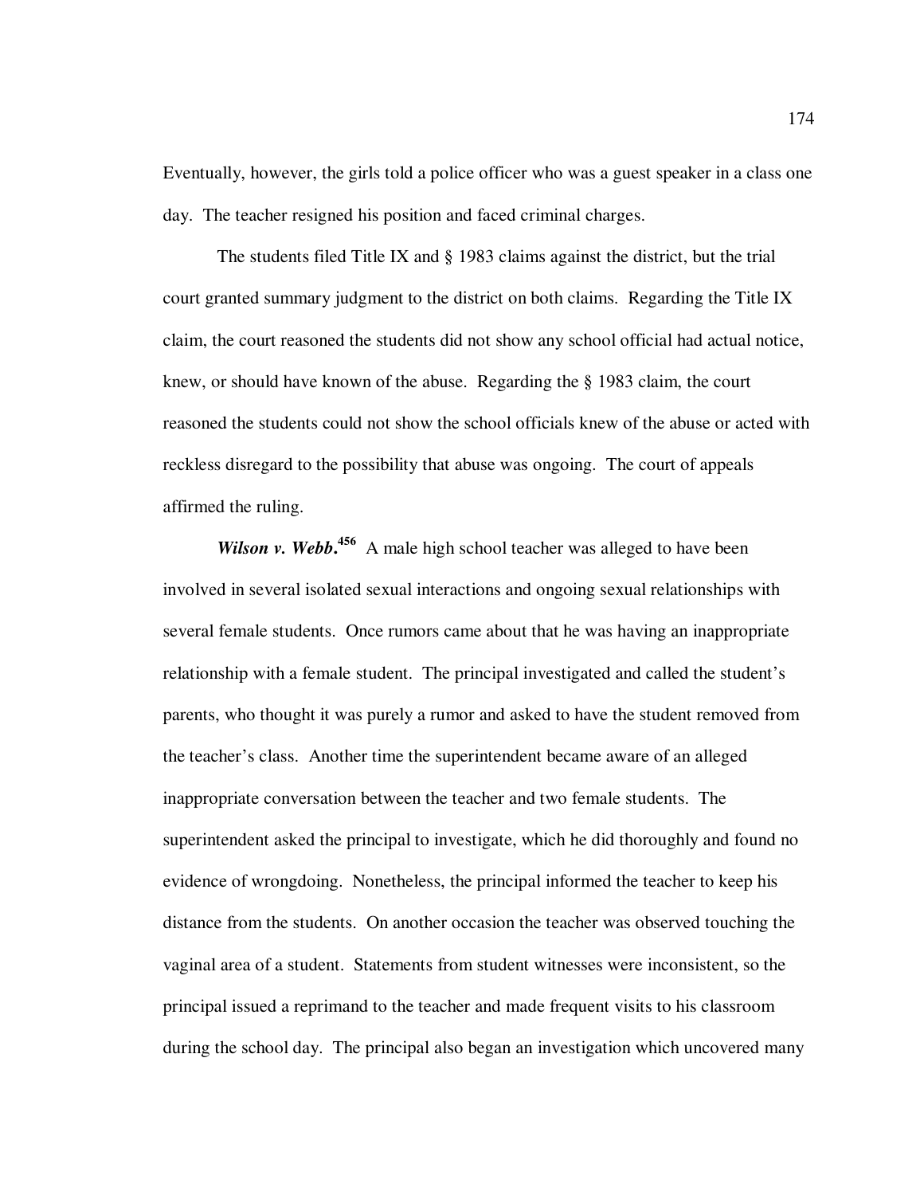Eventually, however, the girls told a police officer who was a guest speaker in a class one day. The teacher resigned his position and faced criminal charges.

The students filed Title IX and § 1983 claims against the district, but the trial court granted summary judgment to the district on both claims. Regarding the Title IX claim, the court reasoned the students did not show any school official had actual notice, knew, or should have known of the abuse. Regarding the § 1983 claim, the court reasoned the students could not show the school officials knew of the abuse or acted with reckless disregard to the possibility that abuse was ongoing. The court of appeals affirmed the ruling.

***Wilson v. Webb*.**[456] A male high school teacher was alleged to have been involved in several isolated sexual interactions and ongoing sexual relationships with several female students. Once rumors came about that he was having an inappropriate relationship with a female student. The principal investigated and called the student's parents, who thought it was purely a rumor and asked to have the student removed from the teacher's class. Another time the superintendent became aware of an alleged inappropriate conversation between the teacher and two female students. The superintendent asked the principal to investigate, which he did thoroughly and found no evidence of wrongdoing. Nonetheless, the principal informed the teacher to keep his distance from the students. On another occasion the teacher was observed touching the vaginal area of a student. Statements from student witnesses were inconsistent, so the principal issued a reprimand to the teacher and made frequent visits to his classroom during the school day. The principal also began an investigation which uncovered many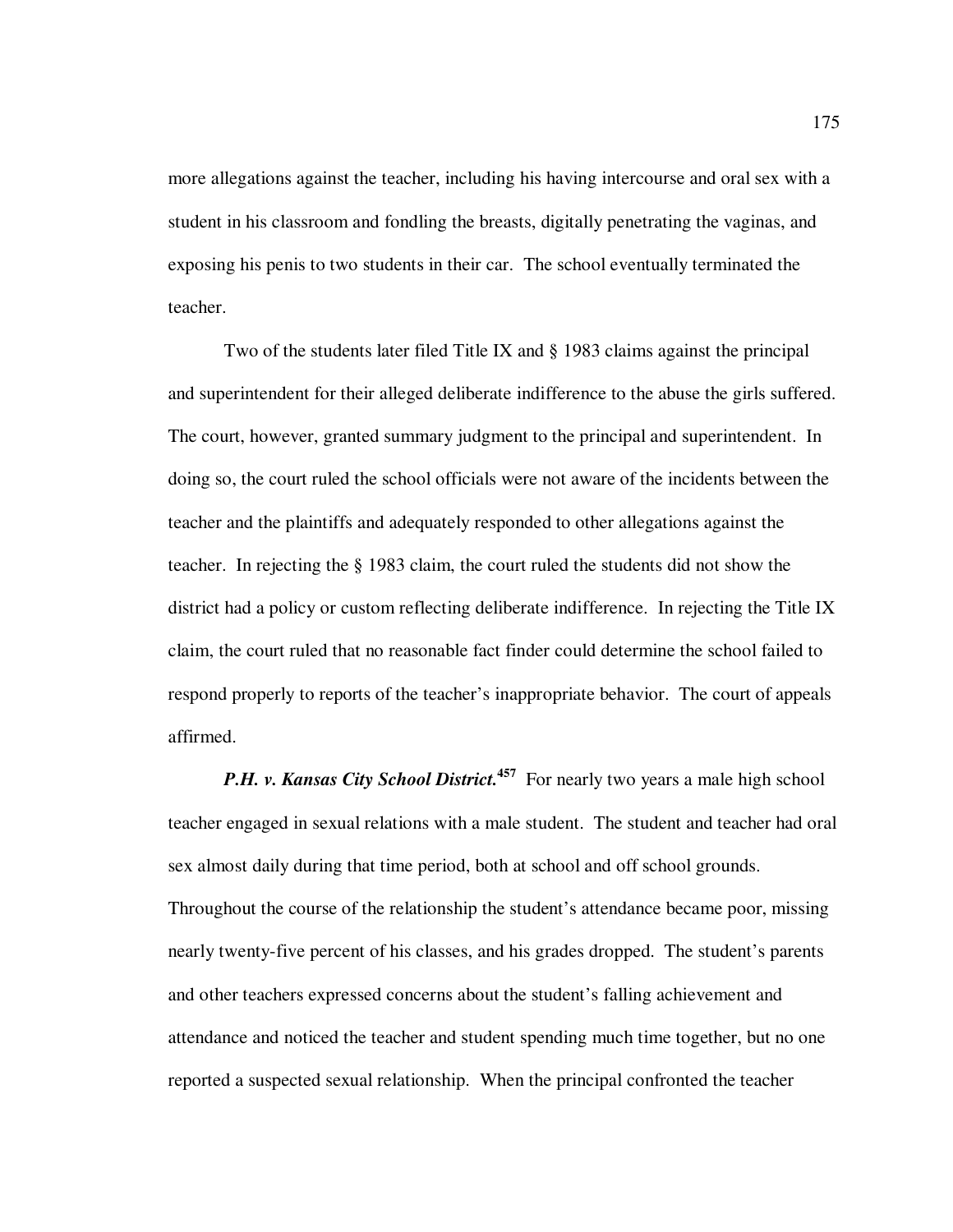more allegations against the teacher, including his having intercourse and oral sex with a student in his classroom and fondling the breasts, digitally penetrating the vaginas, and exposing his penis to two students in their car. The school eventually terminated the teacher.

Two of the students later filed Title IX and § 1983 claims against the principal and superintendent for their alleged deliberate indifference to the abuse the girls suffered. The court, however, granted summary judgment to the principal and superintendent. In doing so, the court ruled the school officials were not aware of the incidents between the teacher and the plaintiffs and adequately responded to other allegations against the teacher. In rejecting the § 1983 claim, the court ruled the students did not show the district had a policy or custom reflecting deliberate indifference. In rejecting the Title IX claim, the court ruled that no reasonable fact finder could determine the school failed to respond properly to reports of the teacher's inappropriate behavior. The court of appeals affirmed.

***P.H. v. Kansas City School District.***[457] For nearly two years a male high school teacher engaged in sexual relations with a male student. The student and teacher had oral sex almost daily during that time period, both at school and off school grounds. Throughout the course of the relationship the student's attendance became poor, missing nearly twenty-five percent of his classes, and his grades dropped. The student's parents and other teachers expressed concerns about the student's falling achievement and attendance and noticed the teacher and student spending much time together, but no one reported a suspected sexual relationship. When the principal confronted the teacher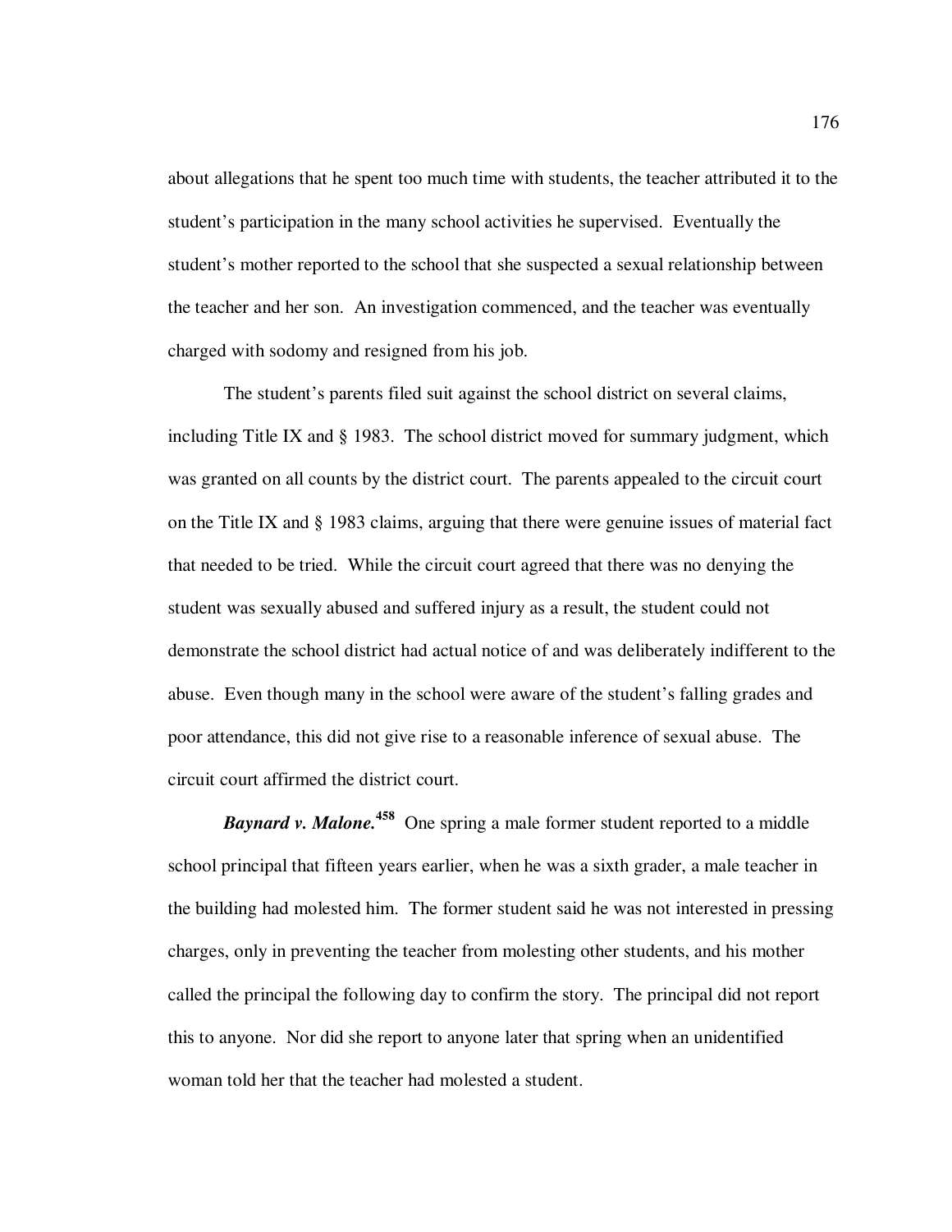about allegations that he spent too much time with students, the teacher attributed it to the student's participation in the many school activities he supervised. Eventually the student's mother reported to the school that she suspected a sexual relationship between the teacher and her son. An investigation commenced, and the teacher was eventually charged with sodomy and resigned from his job.

The student's parents filed suit against the school district on several claims, including Title IX and § 1983. The school district moved for summary judgment, which was granted on all counts by the district court. The parents appealed to the circuit court on the Title IX and § 1983 claims, arguing that there were genuine issues of material fact that needed to be tried. While the circuit court agreed that there was no denying the student was sexually abused and suffered injury as a result, the student could not demonstrate the school district had actual notice of and was deliberately indifferent to the abuse. Even though many in the school were aware of the student's falling grades and poor attendance, this did not give rise to a reasonable inference of sexual abuse. The circuit court affirmed the district court.

***Baynard v. Malone.***[458] One spring a male former student reported to a middle school principal that fifteen years earlier, when he was a sixth grader, a male teacher in the building had molested him. The former student said he was not interested in pressing charges, only in preventing the teacher from molesting other students, and his mother called the principal the following day to confirm the story. The principal did not report this to anyone. Nor did she report to anyone later that spring when an unidentified woman told her that the teacher had molested a student.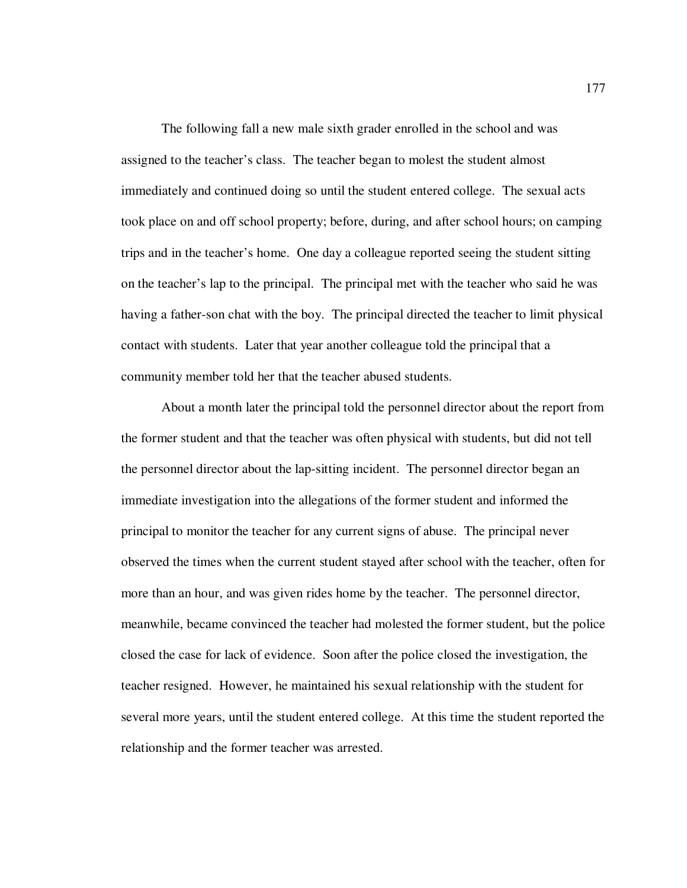The following fall a new male sixth grader enrolled in the school and was assigned to the teacher's class. The teacher began to molest the student almost immediately and continued doing so until the student entered college. The sexual acts took place on and off school property; before, during, and after school hours; on camping trips and in the teacher's home. One day a colleague reported seeing the student sitting on the teacher's lap to the principal. The principal met with the teacher who said he was having a father-son chat with the boy. The principal directed the teacher to limit physical contact with students. Later that year another colleague told the principal that a community member told her that the teacher abused students.

About a month later the principal told the personnel director about the report from the former student and that the teacher was often physical with students, but did not tell the personnel director about the lap-sitting incident. The personnel director began an immediate investigation into the allegations of the former student and informed the principal to monitor the teacher for any current signs of abuse. The principal never observed the times when the current student stayed after school with the teacher, often for more than an hour, and was given rides home by the teacher. The personnel director, meanwhile, became convinced the teacher had molested the former student, but the police closed the case for lack of evidence. Soon after the police closed the investigation, the teacher resigned. However, he maintained his sexual relationship with the student for several more years, until the student entered college. At this time the student reported the relationship and the former teacher was arrested.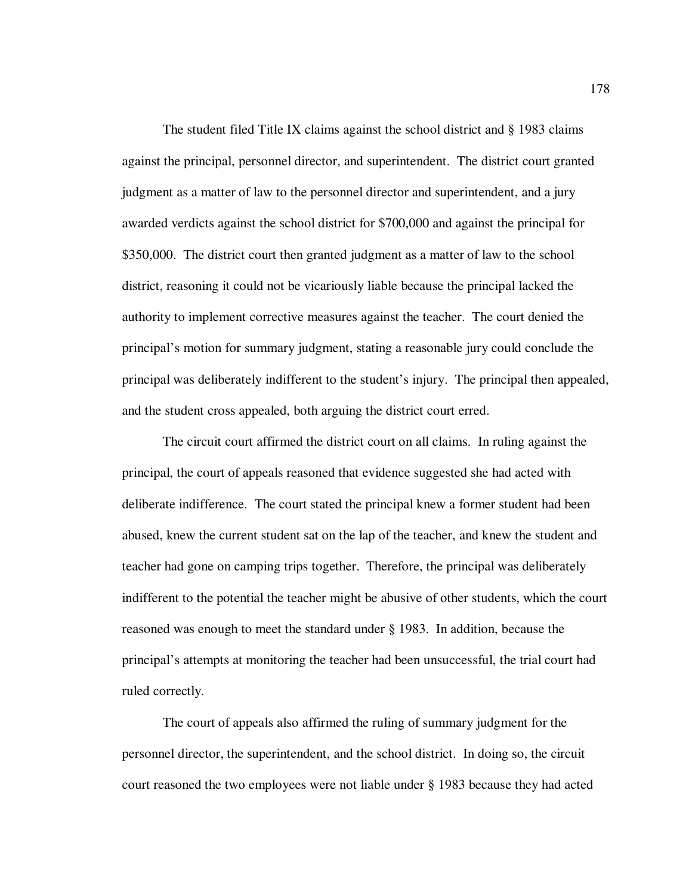The student filed Title IX claims against the school district and § 1983 claims against the principal, personnel director, and superintendent. The district court granted judgment as a matter of law to the personnel director and superintendent, and a jury awarded verdicts against the school district for $700,000 and against the principal for $350,000. The district court then granted judgment as a matter of law to the school district, reasoning it could not be vicariously liable because the principal lacked the authority to implement corrective measures against the teacher. The court denied the principal's motion for summary judgment, stating a reasonable jury could conclude the principal was deliberately indifferent to the student's injury. The principal then appealed, and the student cross appealed, both arguing the district court erred.

The circuit court affirmed the district court on all claims. In ruling against the principal, the court of appeals reasoned that evidence suggested she had acted with deliberate indifference. The court stated the principal knew a former student had been abused, knew the current student sat on the lap of the teacher, and knew the student and teacher had gone on camping trips together. Therefore, the principal was deliberately indifferent to the potential the teacher might be abusive of other students, which the court reasoned was enough to meet the standard under § 1983. In addition, because the principal's attempts at monitoring the teacher had been unsuccessful, the trial court had ruled correctly.

The court of appeals also affirmed the ruling of summary judgment for the personnel director, the superintendent, and the school district. In doing so, the circuit court reasoned the two employees were not liable under § 1983 because they had acted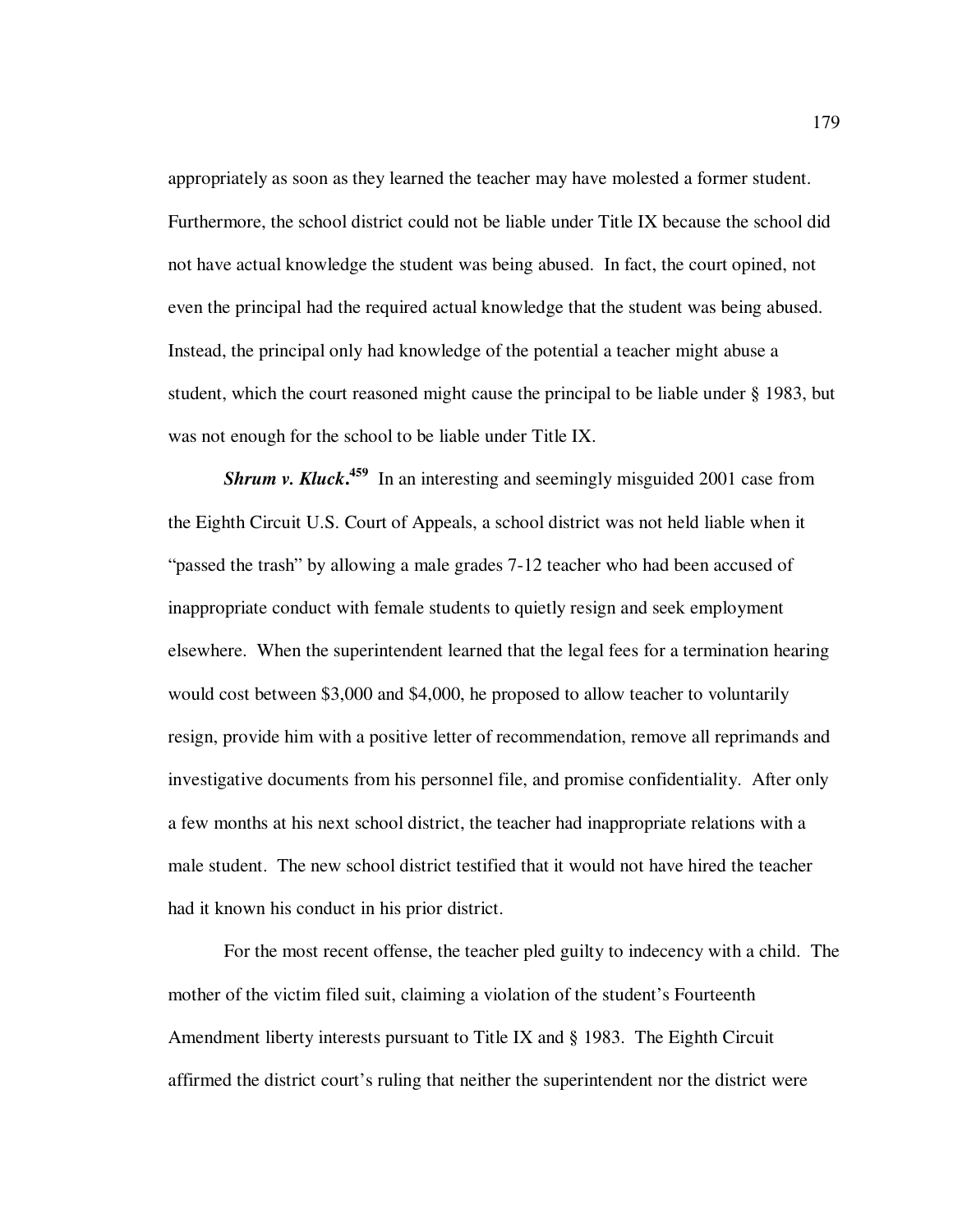appropriately as soon as they learned the teacher may have molested a former student. Furthermore, the school district could not be liable under Title IX because the school did not have actual knowledge the student was being abused. In fact, the court opined, not even the principal had the required actual knowledge that the student was being abused. Instead, the principal only had knowledge of the potential a teacher might abuse a student, which the court reasoned might cause the principal to be liable under § 1983, but was not enough for the school to be liable under Title IX.

***Shrum v. Kluck*.**[459] In an interesting and seemingly misguided 2001 case from the Eighth Circuit U.S. Court of Appeals, a school district was not held liable when it "passed the trash" by allowing a male grades 7-12 teacher who had been accused of inappropriate conduct with female students to quietly resign and seek employment elsewhere. When the superintendent learned that the legal fees for a termination hearing would cost between $3,000 and $4,000, he proposed to allow teacher to voluntarily resign, provide him with a positive letter of recommendation, remove all reprimands and investigative documents from his personnel file, and promise confidentiality. After only a few months at his next school district, the teacher had inappropriate relations with a male student. The new school district testified that it would not have hired the teacher had it known his conduct in his prior district.

For the most recent offense, the teacher pled guilty to indecency with a child. The mother of the victim filed suit, claiming a violation of the student's Fourteenth Amendment liberty interests pursuant to Title IX and § 1983. The Eighth Circuit affirmed the district court's ruling that neither the superintendent nor the district were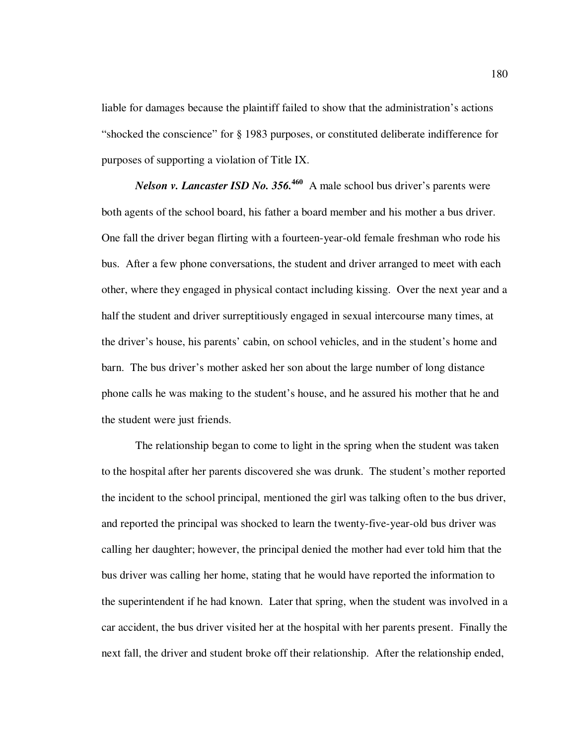liable for damages because the plaintiff failed to show that the administration's actions "shocked the conscience" for § 1983 purposes, or constituted deliberate indifference for purposes of supporting a violation of Title IX.

***Nelson v. Lancaster ISD No. 356.***[460] A male school bus driver's parents were both agents of the school board, his father a board member and his mother a bus driver. One fall the driver began flirting with a fourteen-year-old female freshman who rode his bus. After a few phone conversations, the student and driver arranged to meet with each other, where they engaged in physical contact including kissing. Over the next year and a half the student and driver surreptitiously engaged in sexual intercourse many times, at the driver's house, his parents' cabin, on school vehicles, and in the student's home and barn. The bus driver's mother asked her son about the large number of long distance phone calls he was making to the student's house, and he assured his mother that he and the student were just friends.

The relationship began to come to light in the spring when the student was taken to the hospital after her parents discovered she was drunk. The student's mother reported the incident to the school principal, mentioned the girl was talking often to the bus driver, and reported the principal was shocked to learn the twenty-five-year-old bus driver was calling her daughter; however, the principal denied the mother had ever told him that the bus driver was calling her home, stating that he would have reported the information to the superintendent if he had known. Later that spring, when the student was involved in a car accident, the bus driver visited her at the hospital with her parents present. Finally the next fall, the driver and student broke off their relationship. After the relationship ended,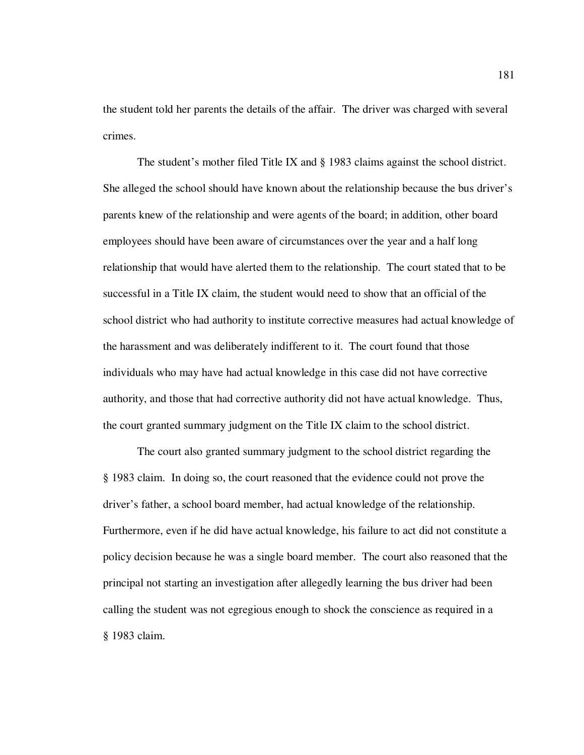the student told her parents the details of the affair. The driver was charged with several crimes.

The student's mother filed Title IX and § 1983 claims against the school district. She alleged the school should have known about the relationship because the bus driver's parents knew of the relationship and were agents of the board; in addition, other board employees should have been aware of circumstances over the year and a half long relationship that would have alerted them to the relationship. The court stated that to be successful in a Title IX claim, the student would need to show that an official of the school district who had authority to institute corrective measures had actual knowledge of the harassment and was deliberately indifferent to it. The court found that those individuals who may have had actual knowledge in this case did not have corrective authority, and those that had corrective authority did not have actual knowledge. Thus, the court granted summary judgment on the Title IX claim to the school district.

The court also granted summary judgment to the school district regarding the § 1983 claim. In doing so, the court reasoned that the evidence could not prove the driver's father, a school board member, had actual knowledge of the relationship. Furthermore, even if he did have actual knowledge, his failure to act did not constitute a policy decision because he was a single board member. The court also reasoned that the principal not starting an investigation after allegedly learning the bus driver had been calling the student was not egregious enough to shock the conscience as required in a § 1983 claim.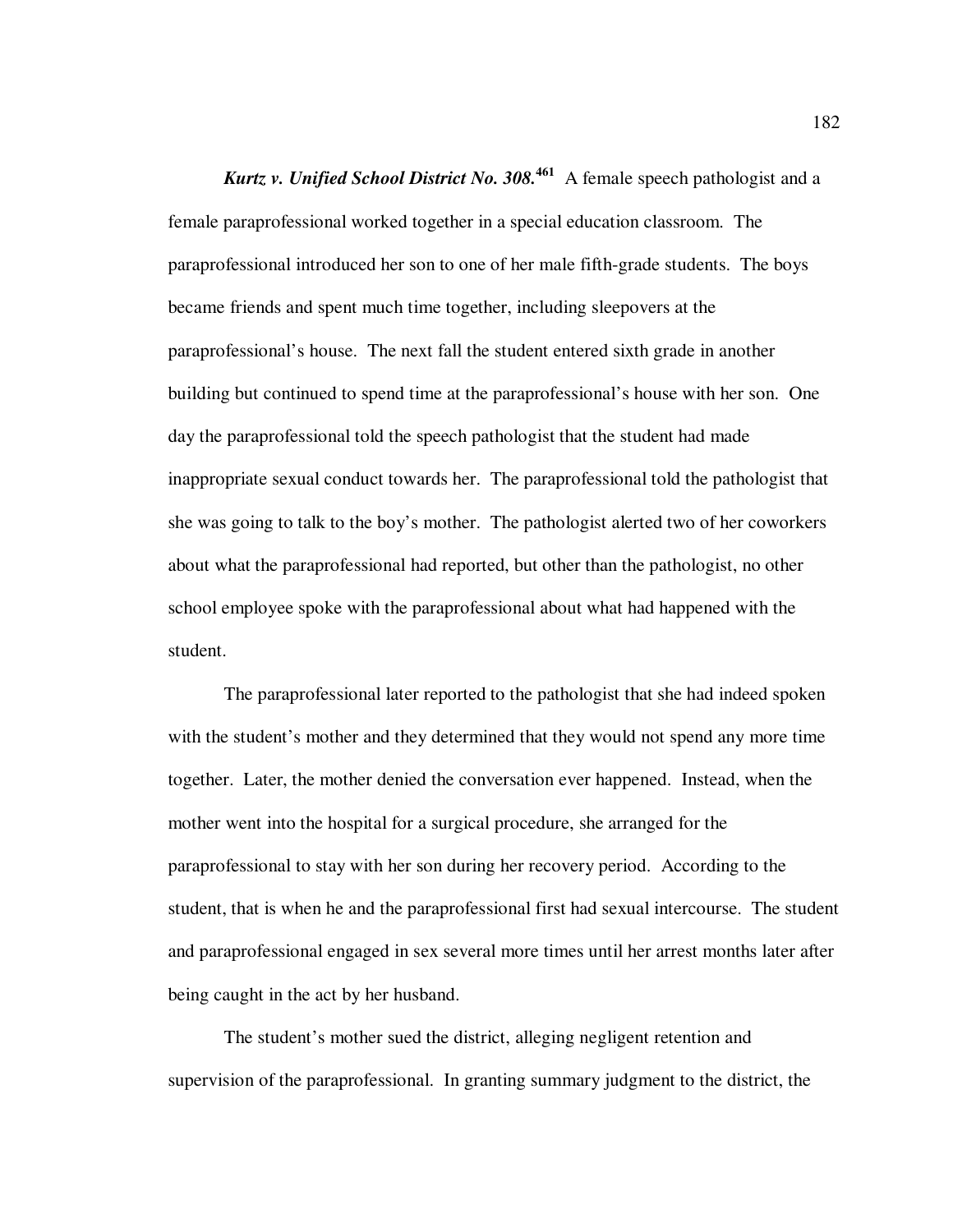***Kurtz v. Unified School District No. 308.***[461] A female speech pathologist and a female paraprofessional worked together in a special education classroom. The paraprofessional introduced her son to one of her male fifth-grade students. The boys became friends and spent much time together, including sleepovers at the paraprofessional's house. The next fall the student entered sixth grade in another building but continued to spend time at the paraprofessional's house with her son. One day the paraprofessional told the speech pathologist that the student had made inappropriate sexual conduct towards her. The paraprofessional told the pathologist that she was going to talk to the boy's mother. The pathologist alerted two of her coworkers about what the paraprofessional had reported, but other than the pathologist, no other school employee spoke with the paraprofessional about what had happened with the student.

The paraprofessional later reported to the pathologist that she had indeed spoken with the student's mother and they determined that they would not spend any more time together. Later, the mother denied the conversation ever happened. Instead, when the mother went into the hospital for a surgical procedure, she arranged for the paraprofessional to stay with her son during her recovery period. According to the student, that is when he and the paraprofessional first had sexual intercourse. The student and paraprofessional engaged in sex several more times until her arrest months later after being caught in the act by her husband.

The student's mother sued the district, alleging negligent retention and supervision of the paraprofessional. In granting summary judgment to the district, the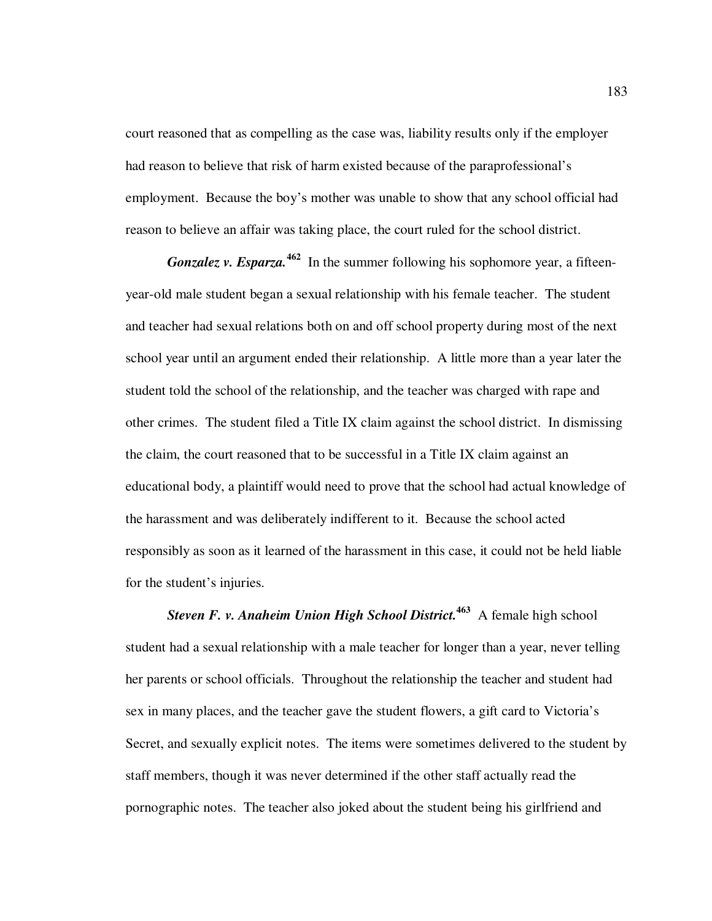court reasoned that as compelling as the case was, liability results only if the employer had reason to believe that risk of harm existed because of the paraprofessional's employment. Because the boy's mother was unable to show that any school official had reason to believe an affair was taking place, the court ruled for the school district.

***Gonzalez v. Esparza.***[462] In the summer following his sophomore year, a fifteen-year-old male student began a sexual relationship with his female teacher. The student and teacher had sexual relations both on and off school property during most of the next school year until an argument ended their relationship. A little more than a year later the student told the school of the relationship, and the teacher was charged with rape and other crimes. The student filed a Title IX claim against the school district. In dismissing the claim, the court reasoned that to be successful in a Title IX claim against an educational body, a plaintiff would need to prove that the school had actual knowledge of the harassment and was deliberately indifferent to it. Because the school acted responsibly as soon as it learned of the harassment in this case, it could not be held liable for the student's injuries.

***Steven F. v. Anaheim Union High School District.***[463] A female high school student had a sexual relationship with a male teacher for longer than a year, never telling her parents or school officials. Throughout the relationship the teacher and student had sex in many places, and the teacher gave the student flowers, a gift card to Victoria's Secret, and sexually explicit notes. The items were sometimes delivered to the student by staff members, though it was never determined if the other staff actually read the pornographic notes. The teacher also joked about the student being his girlfriend and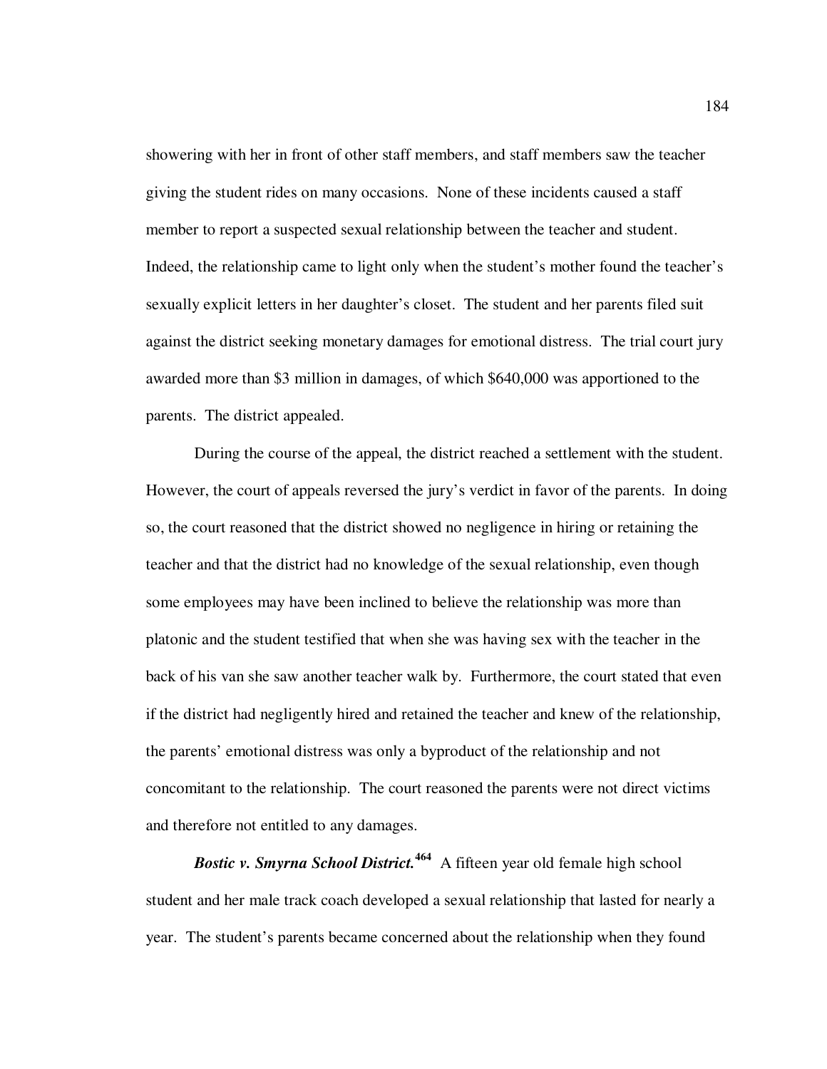showering with her in front of other staff members, and staff members saw the teacher giving the student rides on many occasions. None of these incidents caused a staff member to report a suspected sexual relationship between the teacher and student. Indeed, the relationship came to light only when the student's mother found the teacher's sexually explicit letters in her daughter's closet. The student and her parents filed suit against the district seeking monetary damages for emotional distress. The trial court jury awarded more than $3 million in damages, of which $640,000 was apportioned to the parents. The district appealed.

During the course of the appeal, the district reached a settlement with the student. However, the court of appeals reversed the jury's verdict in favor of the parents. In doing so, the court reasoned that the district showed no negligence in hiring or retaining the teacher and that the district had no knowledge of the sexual relationship, even though some employees may have been inclined to believe the relationship was more than platonic and the student testified that when she was having sex with the teacher in the back of his van she saw another teacher walk by. Furthermore, the court stated that even if the district had negligently hired and retained the teacher and knew of the relationship, the parents' emotional distress was only a byproduct of the relationship and not concomitant to the relationship. The court reasoned the parents were not direct victims and therefore not entitled to any damages.

***Bostic v. Smyrna School District.***[464] A fifteen year old female high school student and her male track coach developed a sexual relationship that lasted for nearly a year. The student's parents became concerned about the relationship when they found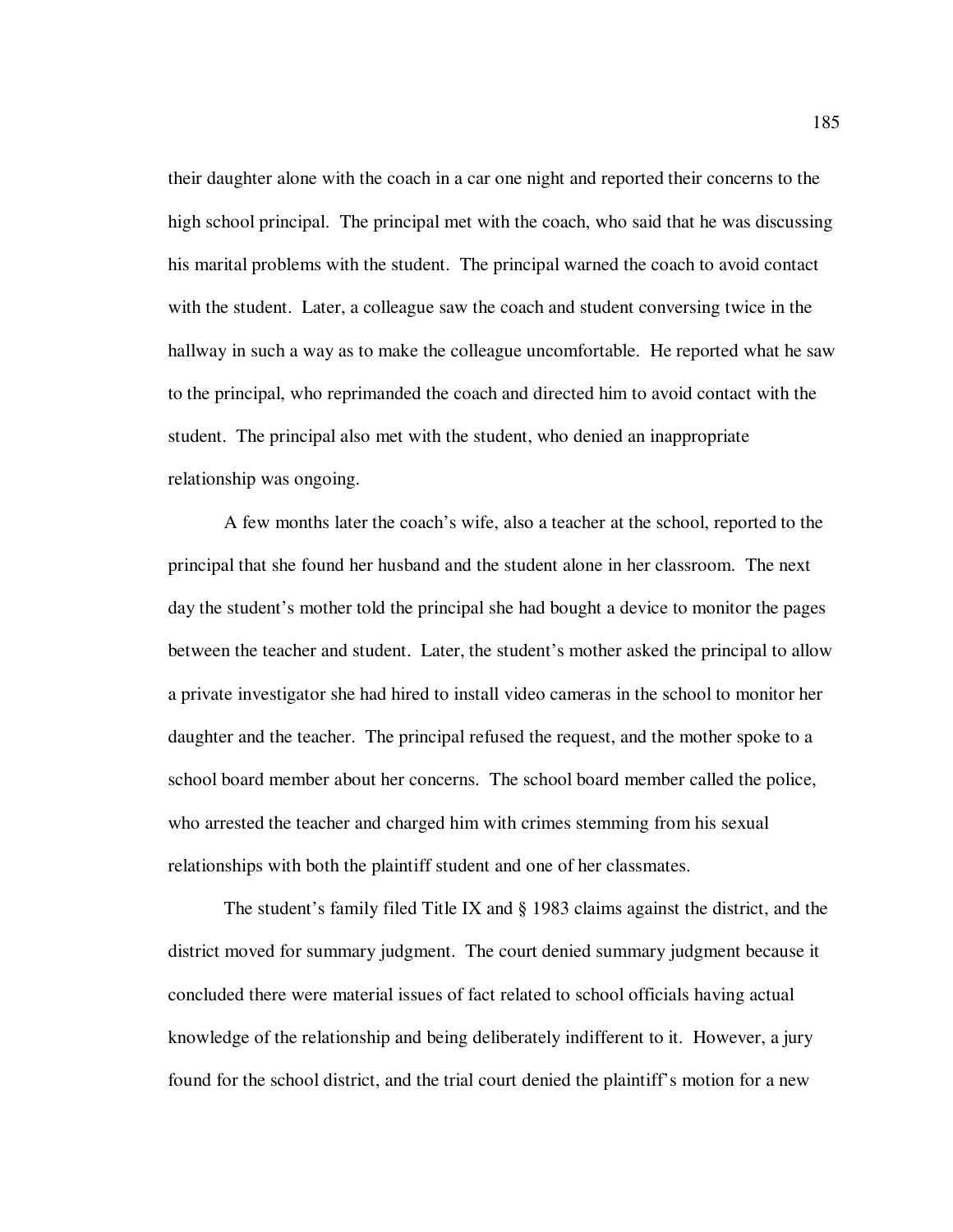their daughter alone with the coach in a car one night and reported their concerns to the high school principal. The principal met with the coach, who said that he was discussing his marital problems with the student. The principal warned the coach to avoid contact with the student. Later, a colleague saw the coach and student conversing twice in the hallway in such a way as to make the colleague uncomfortable. He reported what he saw to the principal, who reprimanded the coach and directed him to avoid contact with the student. The principal also met with the student, who denied an inappropriate relationship was ongoing.

A few months later the coach's wife, also a teacher at the school, reported to the principal that she found her husband and the student alone in her classroom. The next day the student's mother told the principal she had bought a device to monitor the pages between the teacher and student. Later, the student's mother asked the principal to allow a private investigator she had hired to install video cameras in the school to monitor her daughter and the teacher. The principal refused the request, and the mother spoke to a school board member about her concerns. The school board member called the police, who arrested the teacher and charged him with crimes stemming from his sexual relationships with both the plaintiff student and one of her classmates.

The student's family filed Title IX and § 1983 claims against the district, and the district moved for summary judgment. The court denied summary judgment because it concluded there were material issues of fact related to school officials having actual knowledge of the relationship and being deliberately indifferent to it. However, a jury found for the school district, and the trial court denied the plaintiff's motion for a new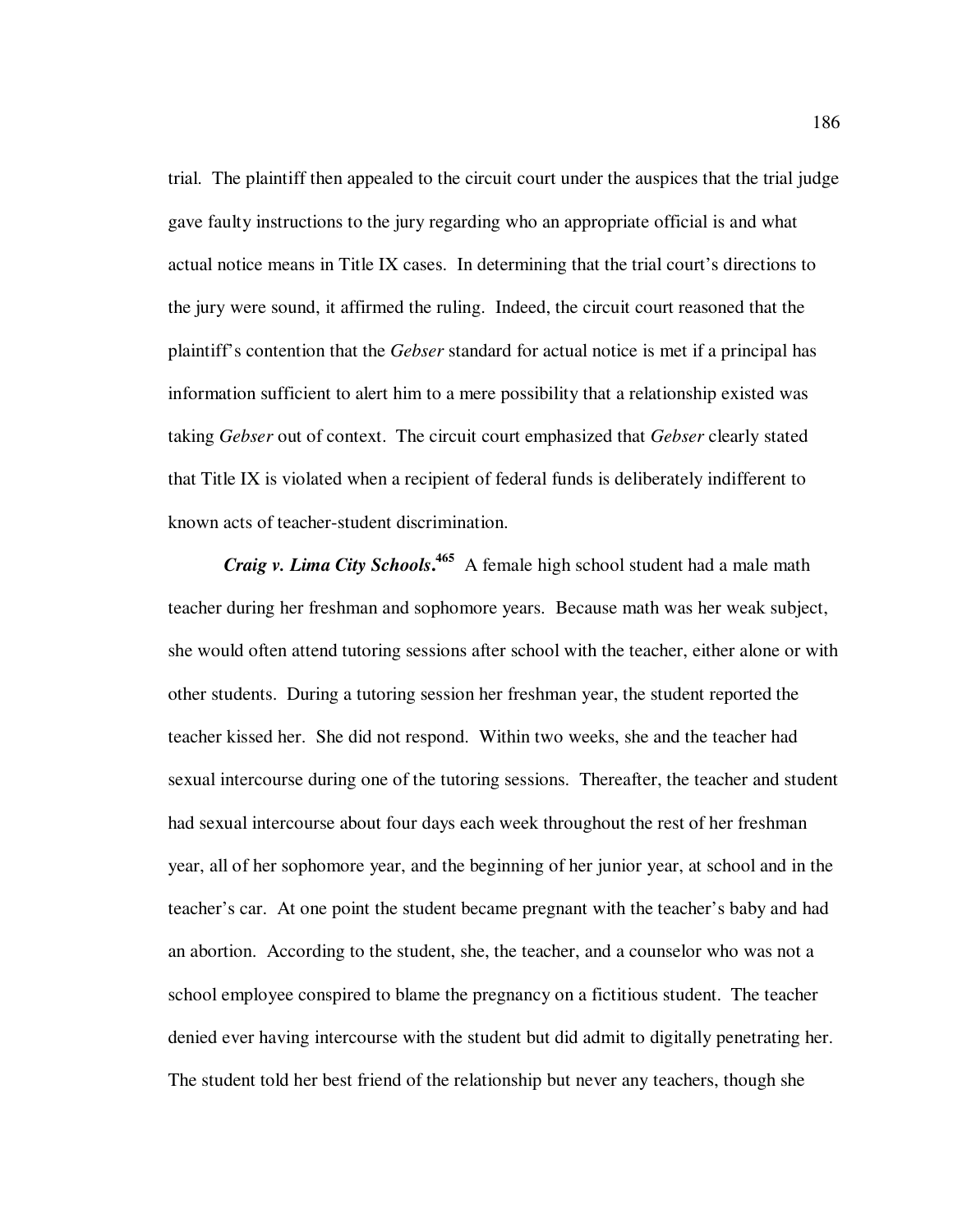trial. The plaintiff then appealed to the circuit court under the auspices that the trial judge gave faulty instructions to the jury regarding who an appropriate official is and what actual notice means in Title IX cases. In determining that the trial court's directions to the jury were sound, it affirmed the ruling. Indeed, the circuit court reasoned that the plaintiff's contention that the *Gebser* standard for actual notice is met if a principal has information sufficient to alert him to a mere possibility that a relationship existed was taking *Gebser* out of context. The circuit court emphasized that *Gebser* clearly stated that Title IX is violated when a recipient of federal funds is deliberately indifferent to known acts of teacher-student discrimination.

***Craig v. Lima City Schools*.**[465] A female high school student had a male math teacher during her freshman and sophomore years. Because math was her weak subject, she would often attend tutoring sessions after school with the teacher, either alone or with other students. During a tutoring session her freshman year, the student reported the teacher kissed her. She did not respond. Within two weeks, she and the teacher had sexual intercourse during one of the tutoring sessions. Thereafter, the teacher and student had sexual intercourse about four days each week throughout the rest of her freshman year, all of her sophomore year, and the beginning of her junior year, at school and in the teacher's car. At one point the student became pregnant with the teacher's baby and had an abortion. According to the student, she, the teacher, and a counselor who was not a school employee conspired to blame the pregnancy on a fictitious student. The teacher denied ever having intercourse with the student but did admit to digitally penetrating her. The student told her best friend of the relationship but never any teachers, though she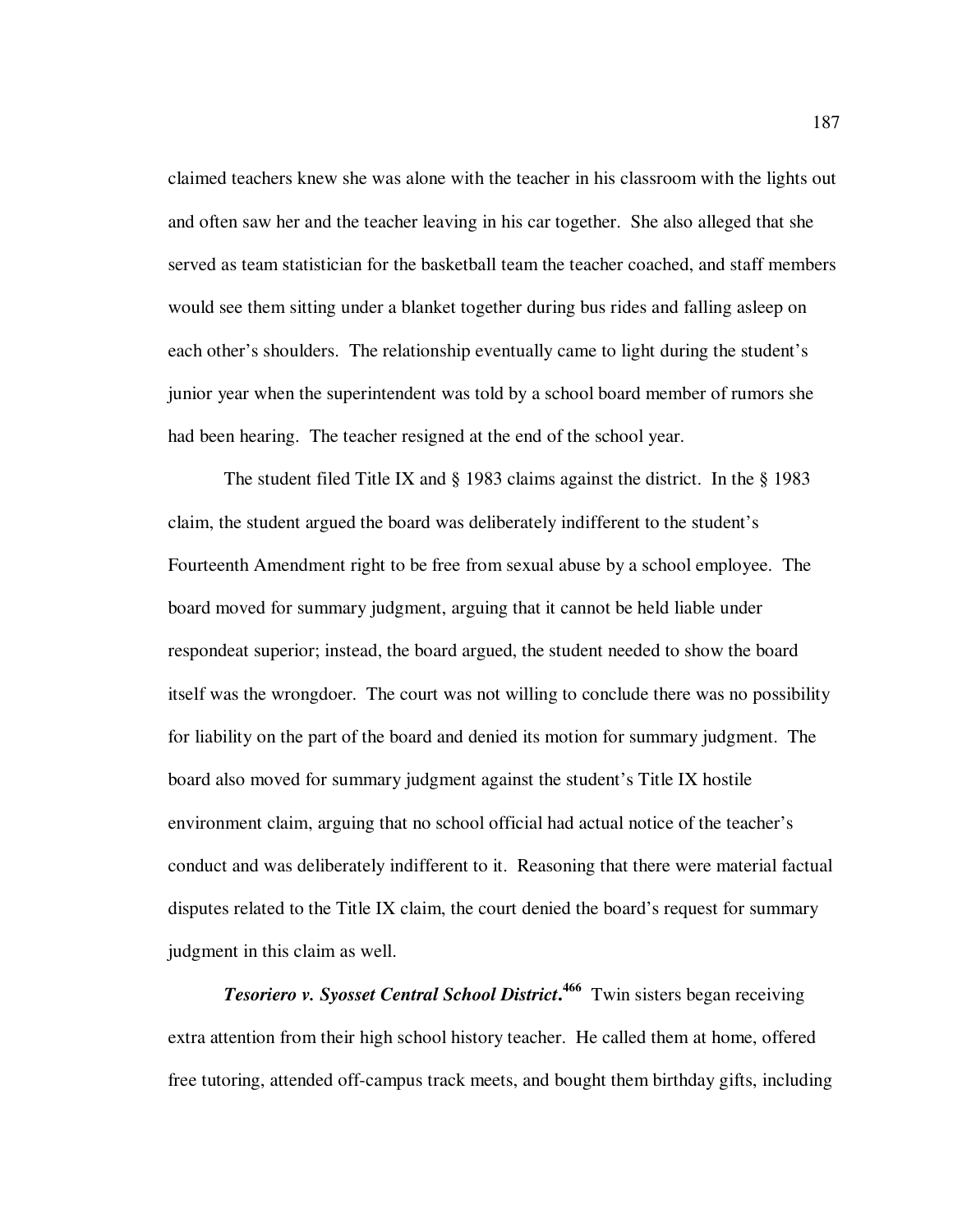claimed teachers knew she was alone with the teacher in his classroom with the lights out and often saw her and the teacher leaving in his car together. She also alleged that she served as team statistician for the basketball team the teacher coached, and staff members would see them sitting under a blanket together during bus rides and falling asleep on each other's shoulders. The relationship eventually came to light during the student's junior year when the superintendent was told by a school board member of rumors she had been hearing. The teacher resigned at the end of the school year.

The student filed Title IX and § 1983 claims against the district. In the § 1983 claim, the student argued the board was deliberately indifferent to the student's Fourteenth Amendment right to be free from sexual abuse by a school employee. The board moved for summary judgment, arguing that it cannot be held liable under respondeat superior; instead, the board argued, the student needed to show the board itself was the wrongdoer. The court was not willing to conclude there was no possibility for liability on the part of the board and denied its motion for summary judgment. The board also moved for summary judgment against the student's Title IX hostile environment claim, arguing that no school official had actual notice of the teacher's conduct and was deliberately indifferent to it. Reasoning that there were material factual disputes related to the Title IX claim, the court denied the board's request for summary judgment in this claim as well.

***Tesoriero v. Syosset Central School District*.**[466] Twin sisters began receiving extra attention from their high school history teacher. He called them at home, offered free tutoring, attended off-campus track meets, and bought them birthday gifts, including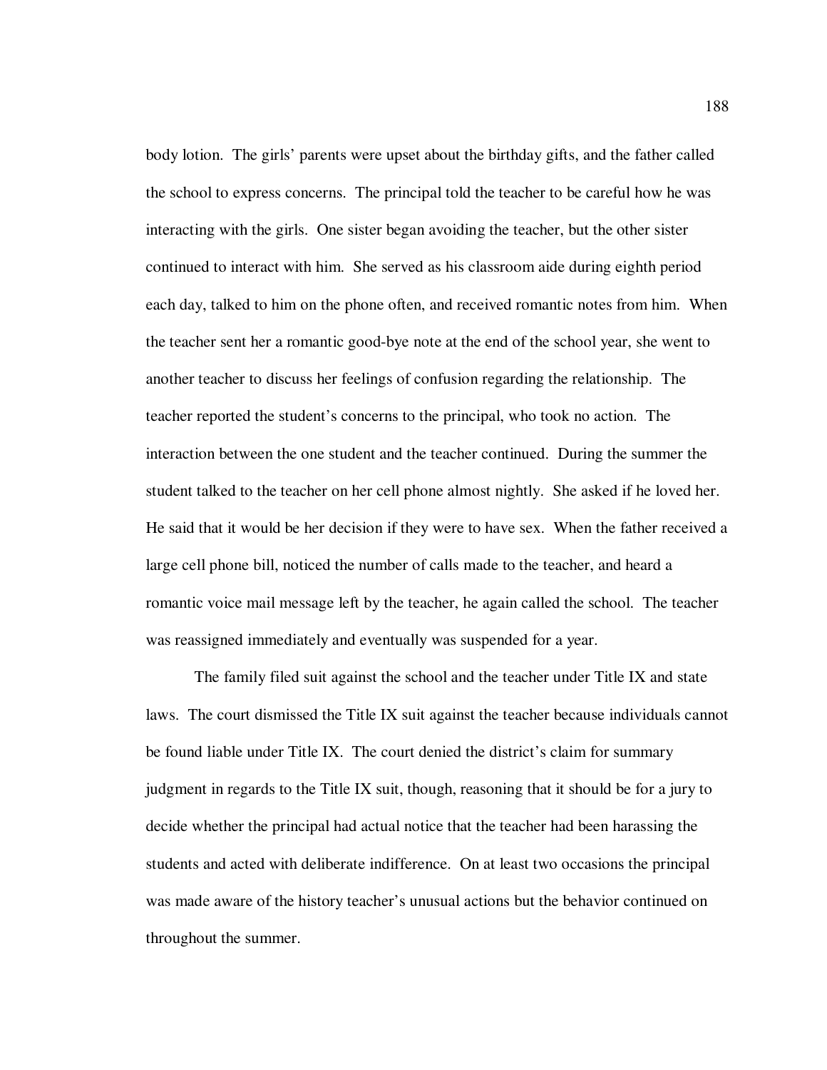body lotion. The girls' parents were upset about the birthday gifts, and the father called the school to express concerns. The principal told the teacher to be careful how he was interacting with the girls. One sister began avoiding the teacher, but the other sister continued to interact with him. She served as his classroom aide during eighth period each day, talked to him on the phone often, and received romantic notes from him. When the teacher sent her a romantic good-bye note at the end of the school year, she went to another teacher to discuss her feelings of confusion regarding the relationship. The teacher reported the student's concerns to the principal, who took no action. The interaction between the one student and the teacher continued. During the summer the student talked to the teacher on her cell phone almost nightly. She asked if he loved her. He said that it would be her decision if they were to have sex. When the father received a large cell phone bill, noticed the number of calls made to the teacher, and heard a romantic voice mail message left by the teacher, he again called the school. The teacher was reassigned immediately and eventually was suspended for a year.

The family filed suit against the school and the teacher under Title IX and state laws. The court dismissed the Title IX suit against the teacher because individuals cannot be found liable under Title IX. The court denied the district's claim for summary judgment in regards to the Title IX suit, though, reasoning that it should be for a jury to decide whether the principal had actual notice that the teacher had been harassing the students and acted with deliberate indifference. On at least two occasions the principal was made aware of the history teacher's unusual actions but the behavior continued on throughout the summer.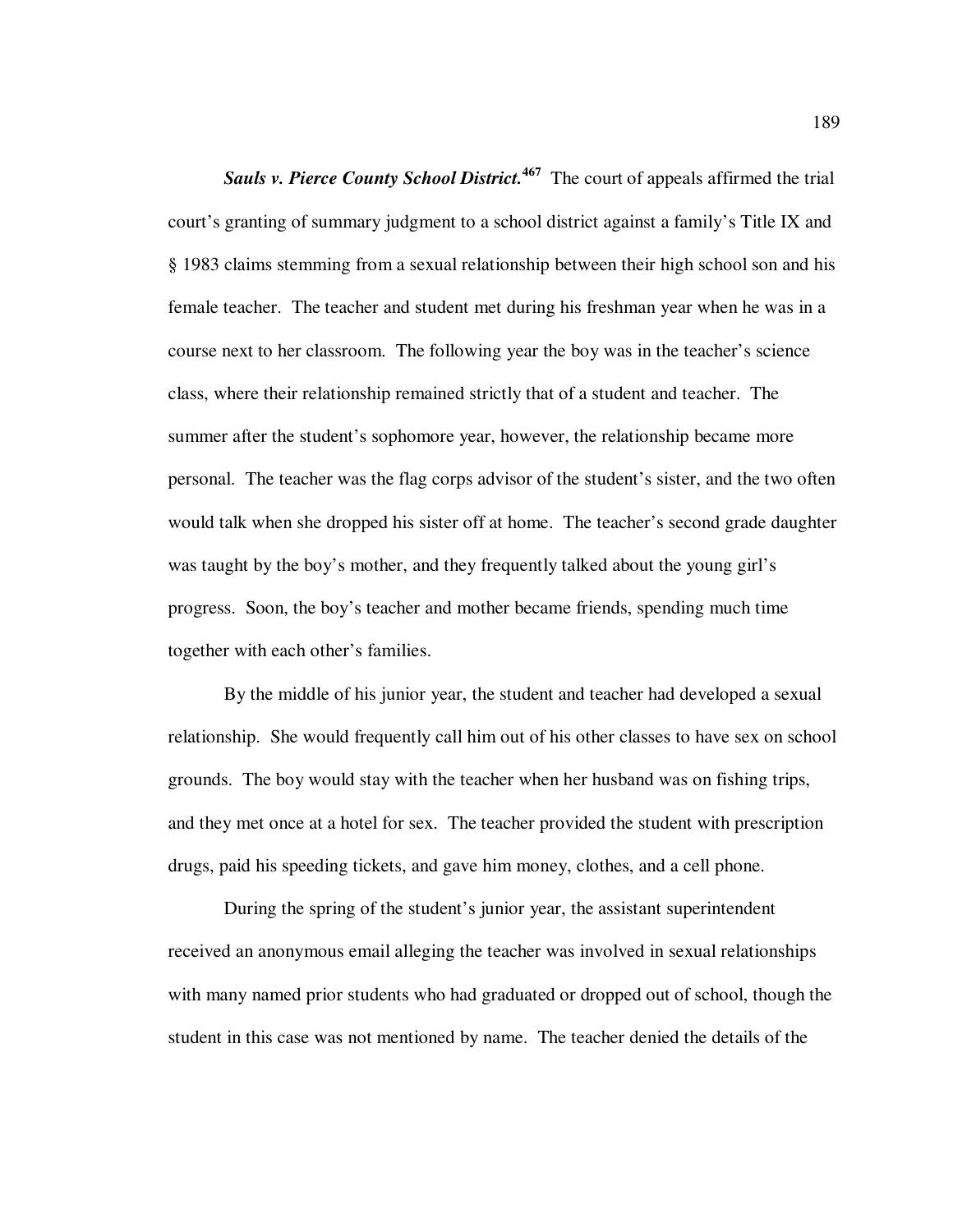***Sauls v. Pierce County School District.***[467] The court of appeals affirmed the trial court's granting of summary judgment to a school district against a family's Title IX and § 1983 claims stemming from a sexual relationship between their high school son and his female teacher. The teacher and student met during his freshman year when he was in a course next to her classroom. The following year the boy was in the teacher's science class, where their relationship remained strictly that of a student and teacher. The summer after the student's sophomore year, however, the relationship became more personal. The teacher was the flag corps advisor of the student's sister, and the two often would talk when she dropped his sister off at home. The teacher's second grade daughter was taught by the boy's mother, and they frequently talked about the young girl's progress. Soon, the boy's teacher and mother became friends, spending much time together with each other's families.

By the middle of his junior year, the student and teacher had developed a sexual relationship. She would frequently call him out of his other classes to have sex on school grounds. The boy would stay with the teacher when her husband was on fishing trips, and they met once at a hotel for sex. The teacher provided the student with prescription drugs, paid his speeding tickets, and gave him money, clothes, and a cell phone.

During the spring of the student's junior year, the assistant superintendent received an anonymous email alleging the teacher was involved in sexual relationships with many named prior students who had graduated or dropped out of school, though the student in this case was not mentioned by name. The teacher denied the details of the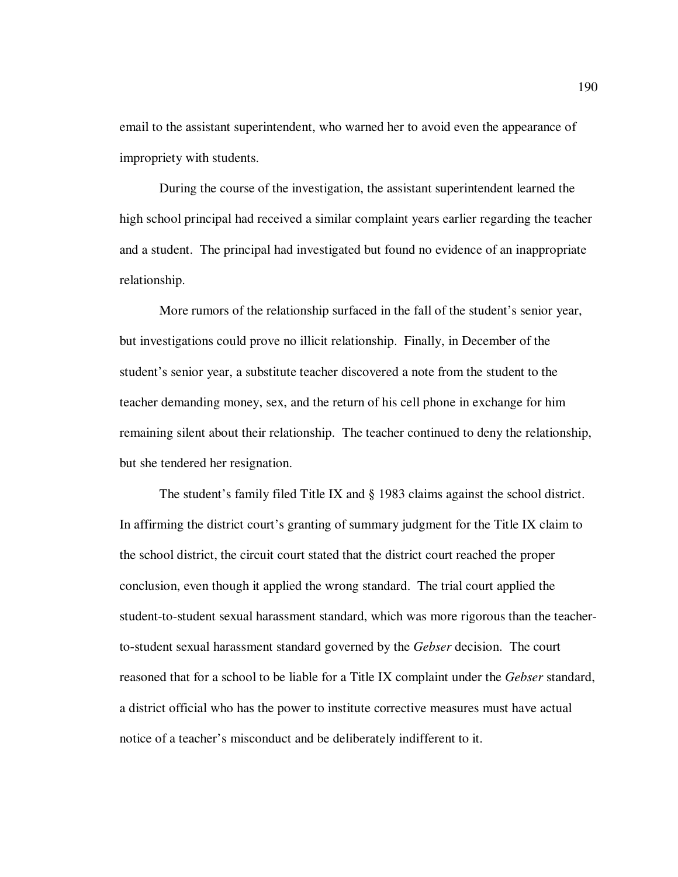email to the assistant superintendent, who warned her to avoid even the appearance of impropriety with students.

During the course of the investigation, the assistant superintendent learned the high school principal had received a similar complaint years earlier regarding the teacher and a student. The principal had investigated but found no evidence of an inappropriate relationship.

More rumors of the relationship surfaced in the fall of the student's senior year, but investigations could prove no illicit relationship. Finally, in December of the student's senior year, a substitute teacher discovered a note from the student to the teacher demanding money, sex, and the return of his cell phone in exchange for him remaining silent about their relationship. The teacher continued to deny the relationship, but she tendered her resignation.

The student's family filed Title IX and § 1983 claims against the school district. In affirming the district court's granting of summary judgment for the Title IX claim to the school district, the circuit court stated that the district court reached the proper conclusion, even though it applied the wrong standard. The trial court applied the student-to-student sexual harassment standard, which was more rigorous than the teacher-to-student sexual harassment standard governed by the *Gebser* decision. The court reasoned that for a school to be liable for a Title IX complaint under the *Gebser* standard, a district official who has the power to institute corrective measures must have actual notice of a teacher's misconduct and be deliberately indifferent to it.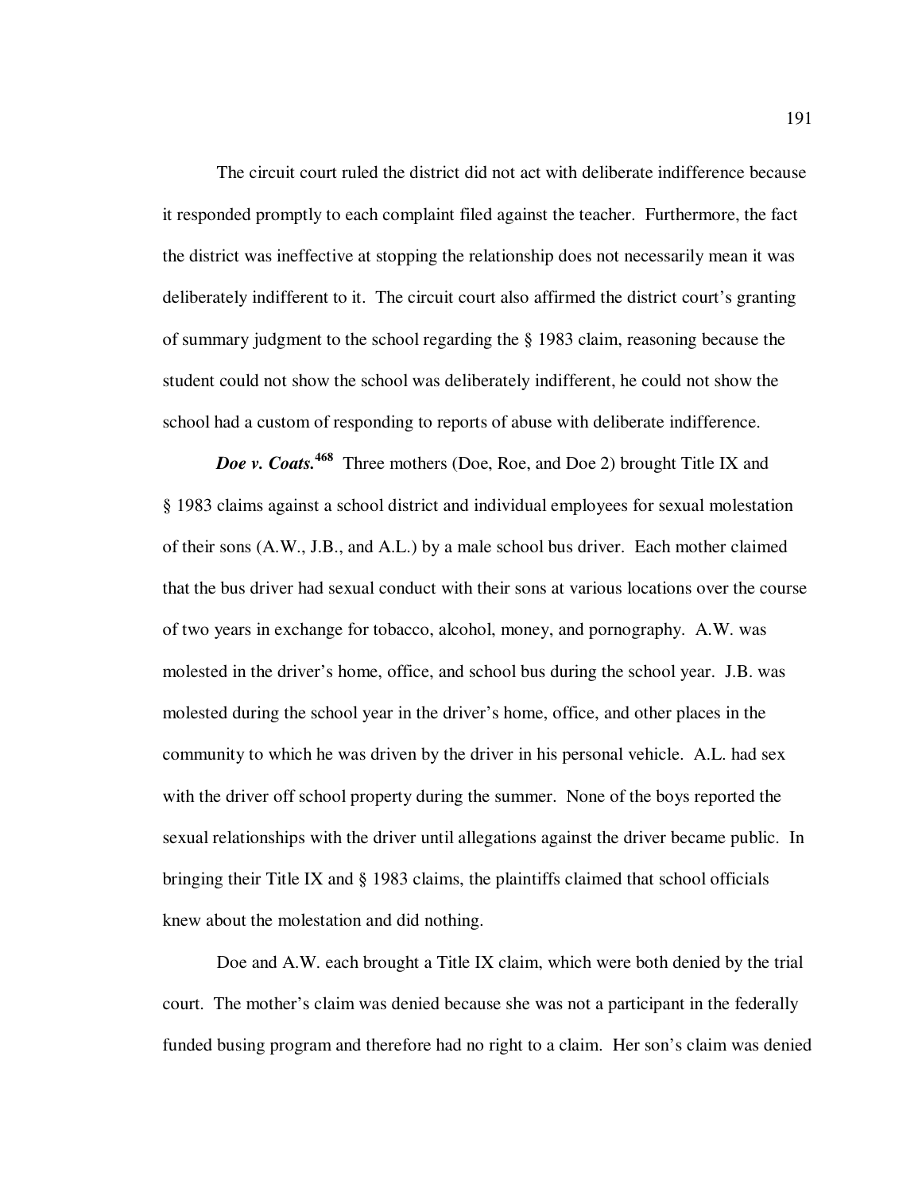The circuit court ruled the district did not act with deliberate indifference because it responded promptly to each complaint filed against the teacher. Furthermore, the fact the district was ineffective at stopping the relationship does not necessarily mean it was deliberately indifferent to it. The circuit court also affirmed the district court's granting of summary judgment to the school regarding the § 1983 claim, reasoning because the student could not show the school was deliberately indifferent, he could not show the school had a custom of responding to reports of abuse with deliberate indifference.

***Doe v. Coats.***[468] Three mothers (Doe, Roe, and Doe 2) brought Title IX and § 1983 claims against a school district and individual employees for sexual molestation of their sons (A.W., J.B., and A.L.) by a male school bus driver. Each mother claimed that the bus driver had sexual conduct with their sons at various locations over the course of two years in exchange for tobacco, alcohol, money, and pornography. A.W. was molested in the driver's home, office, and school bus during the school year. J.B. was molested during the school year in the driver's home, office, and other places in the community to which he was driven by the driver in his personal vehicle. A.L. had sex with the driver off school property during the summer. None of the boys reported the sexual relationships with the driver until allegations against the driver became public. In bringing their Title IX and § 1983 claims, the plaintiffs claimed that school officials knew about the molestation and did nothing.

Doe and A.W. each brought a Title IX claim, which were both denied by the trial court. The mother's claim was denied because she was not a participant in the federally funded busing program and therefore had no right to a claim. Her son's claim was denied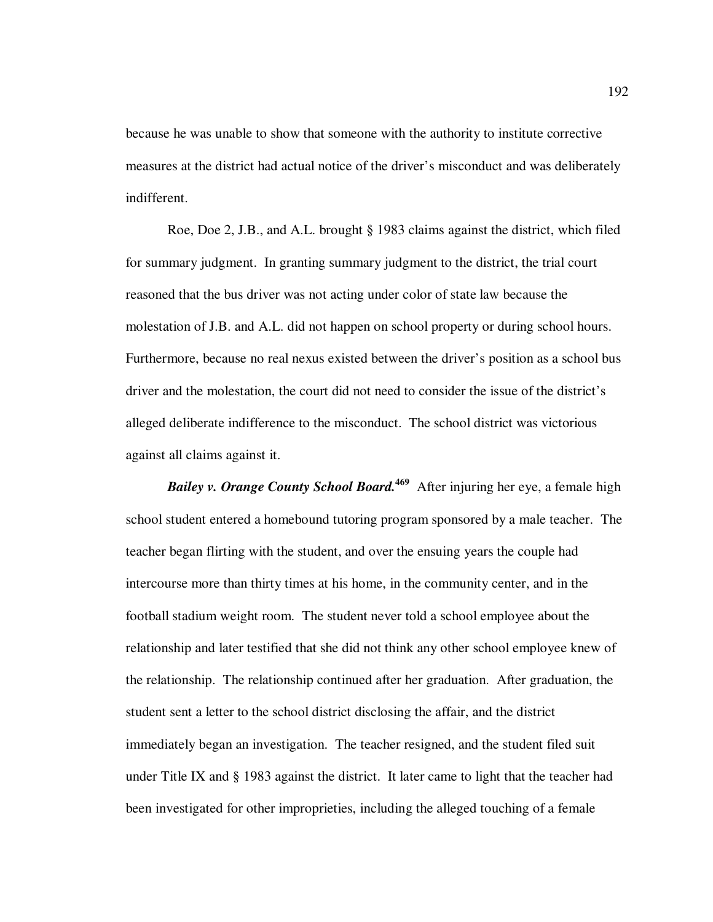because he was unable to show that someone with the authority to institute corrective measures at the district had actual notice of the driver's misconduct and was deliberately indifferent.

Roe, Doe 2, J.B., and A.L. brought § 1983 claims against the district, which filed for summary judgment. In granting summary judgment to the district, the trial court reasoned that the bus driver was not acting under color of state law because the molestation of J.B. and A.L. did not happen on school property or during school hours. Furthermore, because no real nexus existed between the driver's position as a school bus driver and the molestation, the court did not need to consider the issue of the district's alleged deliberate indifference to the misconduct. The school district was victorious against all claims against it.

***Bailey v. Orange County School Board.***[469] After injuring her eye, a female high school student entered a homebound tutoring program sponsored by a male teacher. The teacher began flirting with the student, and over the ensuing years the couple had intercourse more than thirty times at his home, in the community center, and in the football stadium weight room. The student never told a school employee about the relationship and later testified that she did not think any other school employee knew of the relationship. The relationship continued after her graduation. After graduation, the student sent a letter to the school district disclosing the affair, and the district immediately began an investigation. The teacher resigned, and the student filed suit under Title IX and § 1983 against the district. It later came to light that the teacher had been investigated for other improprieties, including the alleged touching of a female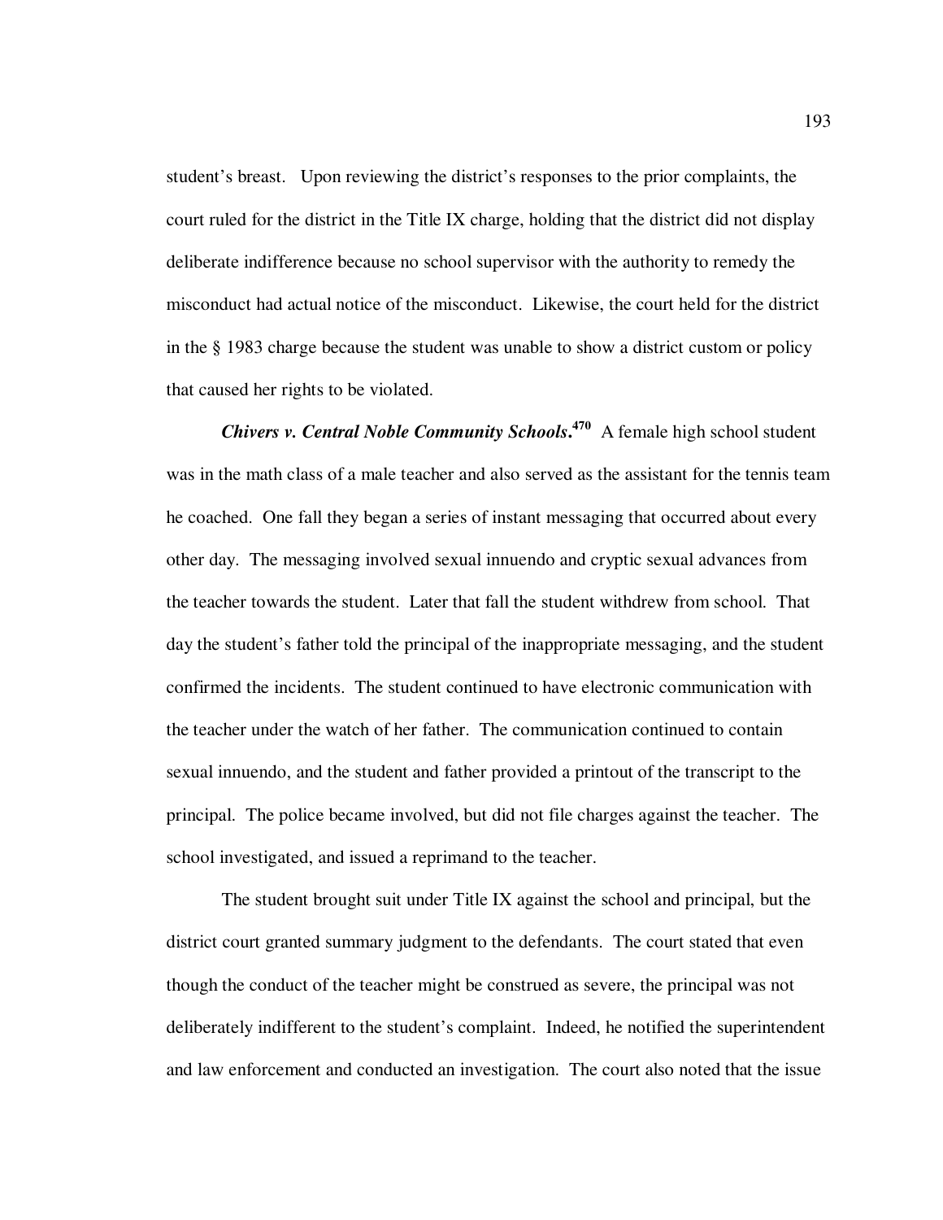student's breast. Upon reviewing the district's responses to the prior complaints, the court ruled for the district in the Title IX charge, holding that the district did not display deliberate indifference because no school supervisor with the authority to remedy the misconduct had actual notice of the misconduct. Likewise, the court held for the district in the § 1983 charge because the student was unable to show a district custom or policy that caused her rights to be violated.

***Chivers v. Central Noble Community Schools*.**[470] A female high school student was in the math class of a male teacher and also served as the assistant for the tennis team he coached. One fall they began a series of instant messaging that occurred about every other day. The messaging involved sexual innuendo and cryptic sexual advances from the teacher towards the student. Later that fall the student withdrew from school. That day the student's father told the principal of the inappropriate messaging, and the student confirmed the incidents. The student continued to have electronic communication with the teacher under the watch of her father. The communication continued to contain sexual innuendo, and the student and father provided a printout of the transcript to the principal. The police became involved, but did not file charges against the teacher. The school investigated, and issued a reprimand to the teacher.

The student brought suit under Title IX against the school and principal, but the district court granted summary judgment to the defendants. The court stated that even though the conduct of the teacher might be construed as severe, the principal was not deliberately indifferent to the student's complaint. Indeed, he notified the superintendent and law enforcement and conducted an investigation. The court also noted that the issue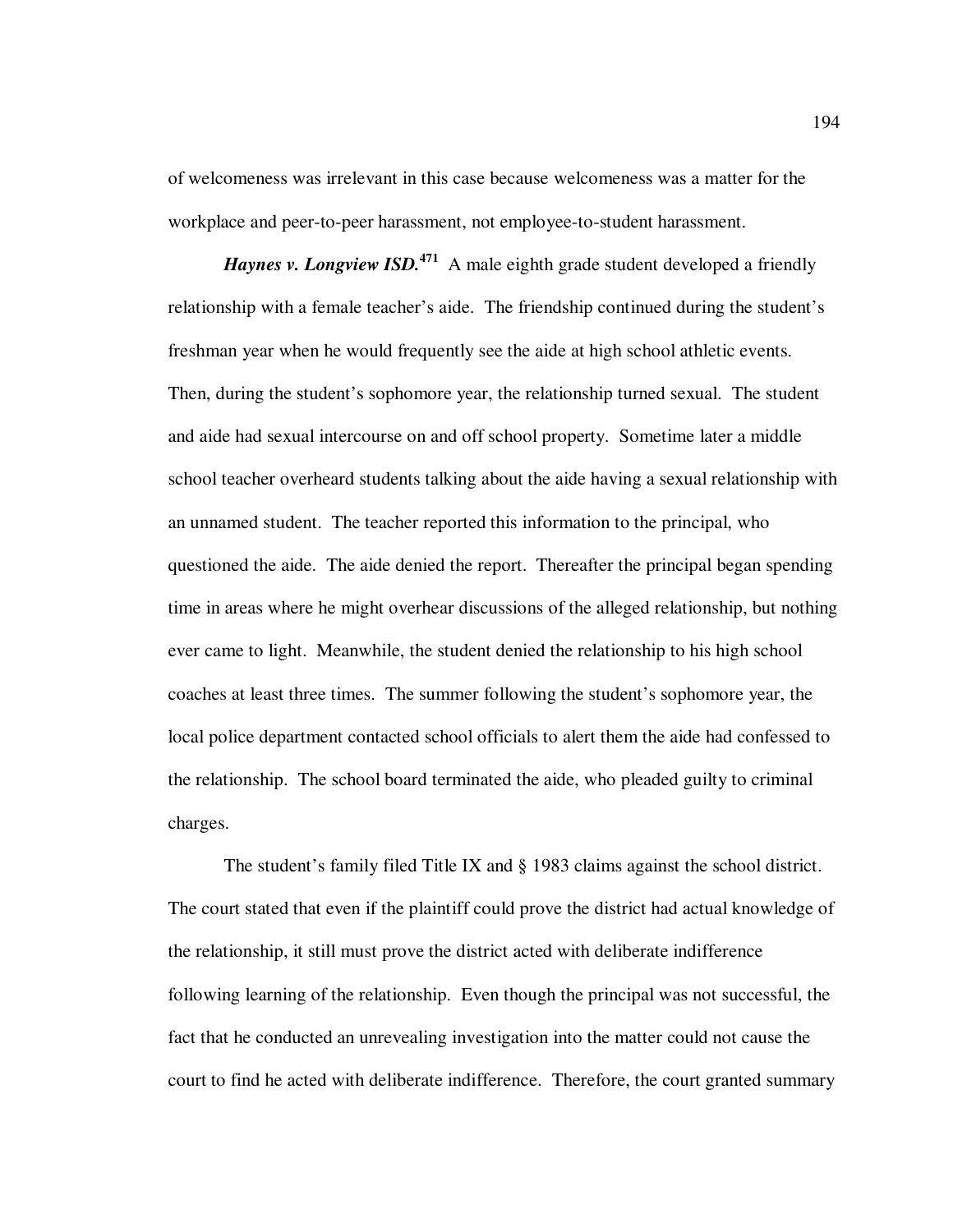of welcomeness was irrelevant in this case because welcomeness was a matter for the workplace and peer-to-peer harassment, not employee-to-student harassment.

***Haynes v. Longview ISD.***[471] A male eighth grade student developed a friendly relationship with a female teacher's aide. The friendship continued during the student's freshman year when he would frequently see the aide at high school athletic events. Then, during the student's sophomore year, the relationship turned sexual. The student and aide had sexual intercourse on and off school property. Sometime later a middle school teacher overheard students talking about the aide having a sexual relationship with an unnamed student. The teacher reported this information to the principal, who questioned the aide. The aide denied the report. Thereafter the principal began spending time in areas where he might overhear discussions of the alleged relationship, but nothing ever came to light. Meanwhile, the student denied the relationship to his high school coaches at least three times. The summer following the student's sophomore year, the local police department contacted school officials to alert them the aide had confessed to the relationship. The school board terminated the aide, who pleaded guilty to criminal charges.

The student's family filed Title IX and § 1983 claims against the school district. The court stated that even if the plaintiff could prove the district had actual knowledge of the relationship, it still must prove the district acted with deliberate indifference following learning of the relationship. Even though the principal was not successful, the fact that he conducted an unrevealing investigation into the matter could not cause the court to find he acted with deliberate indifference. Therefore, the court granted summary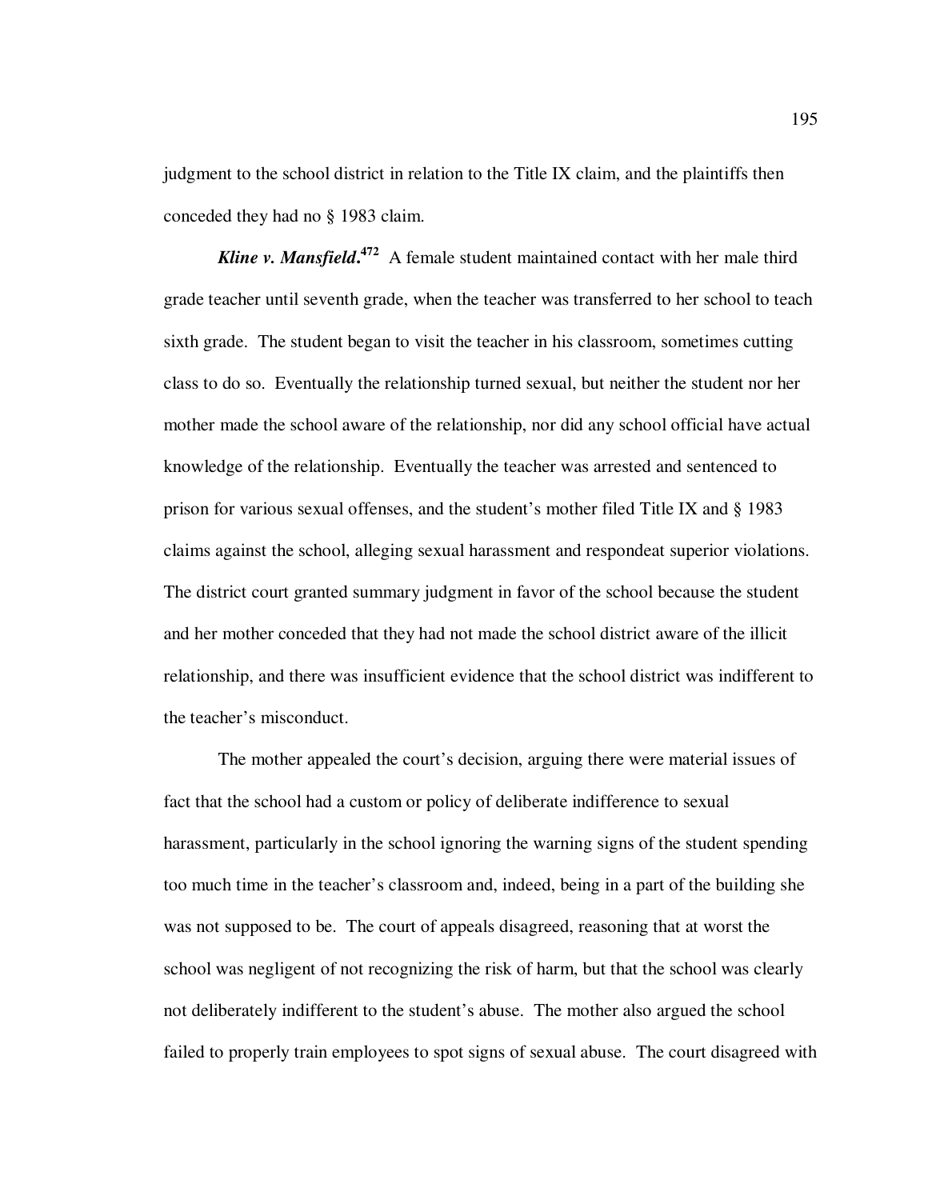judgment to the school district in relation to the Title IX claim, and the plaintiffs then conceded they had no § 1983 claim.

***Kline v. Mansfield*.**[472] A female student maintained contact with her male third grade teacher until seventh grade, when the teacher was transferred to her school to teach sixth grade. The student began to visit the teacher in his classroom, sometimes cutting class to do so. Eventually the relationship turned sexual, but neither the student nor her mother made the school aware of the relationship, nor did any school official have actual knowledge of the relationship. Eventually the teacher was arrested and sentenced to prison for various sexual offenses, and the student's mother filed Title IX and § 1983 claims against the school, alleging sexual harassment and respondeat superior violations. The district court granted summary judgment in favor of the school because the student and her mother conceded that they had not made the school district aware of the illicit relationship, and there was insufficient evidence that the school district was indifferent to the teacher's misconduct.

The mother appealed the court's decision, arguing there were material issues of fact that the school had a custom or policy of deliberate indifference to sexual harassment, particularly in the school ignoring the warning signs of the student spending too much time in the teacher's classroom and, indeed, being in a part of the building she was not supposed to be. The court of appeals disagreed, reasoning that at worst the school was negligent of not recognizing the risk of harm, but that the school was clearly not deliberately indifferent to the student's abuse. The mother also argued the school failed to properly train employees to spot signs of sexual abuse. The court disagreed with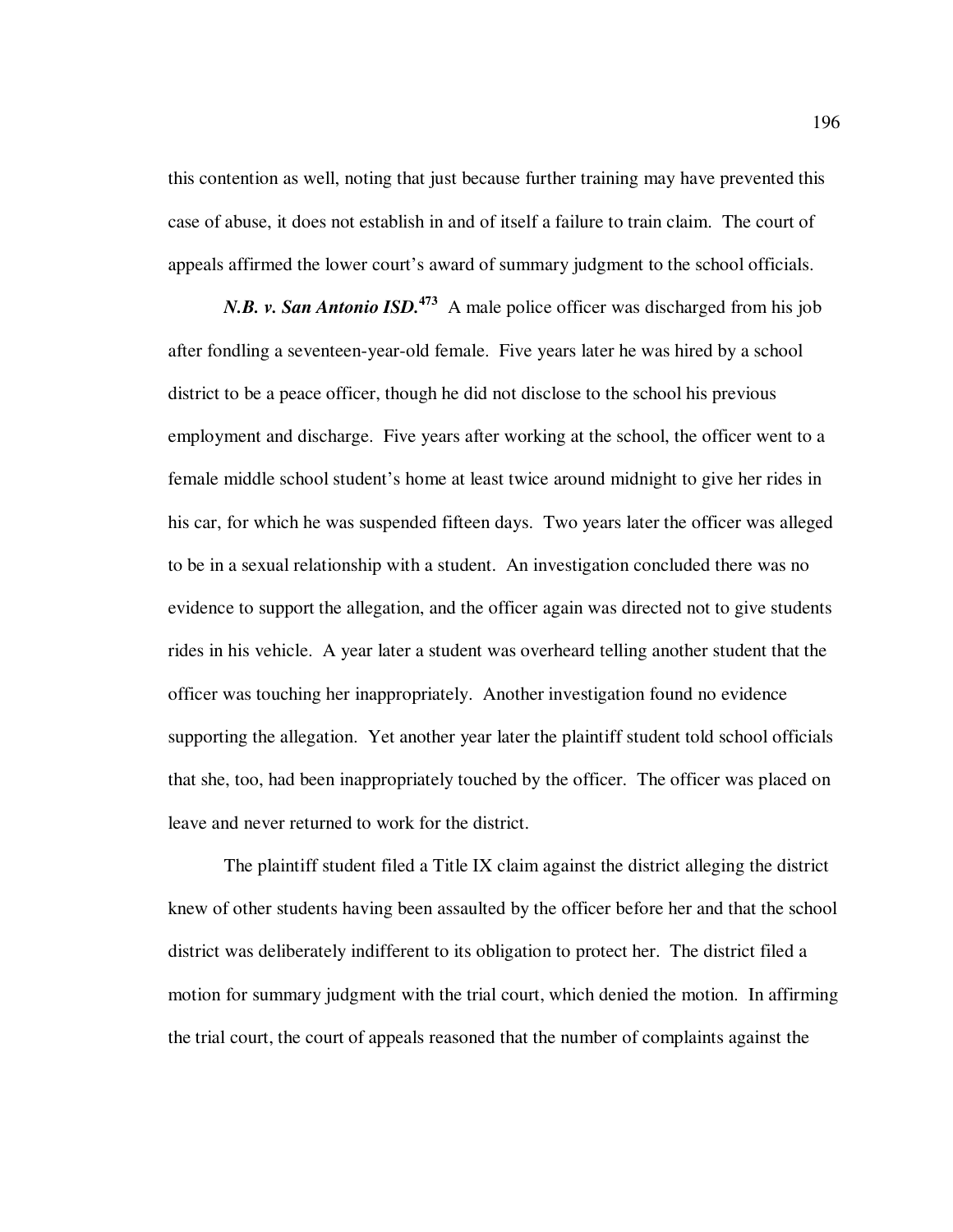this contention as well, noting that just because further training may have prevented this case of abuse, it does not establish in and of itself a failure to train claim. The court of appeals affirmed the lower court's award of summary judgment to the school officials.

***N.B. v. San Antonio ISD.***[473] A male police officer was discharged from his job after fondling a seventeen-year-old female. Five years later he was hired by a school district to be a peace officer, though he did not disclose to the school his previous employment and discharge. Five years after working at the school, the officer went to a female middle school student's home at least twice around midnight to give her rides in his car, for which he was suspended fifteen days. Two years later the officer was alleged to be in a sexual relationship with a student. An investigation concluded there was no evidence to support the allegation, and the officer again was directed not to give students rides in his vehicle. A year later a student was overheard telling another student that the officer was touching her inappropriately. Another investigation found no evidence supporting the allegation. Yet another year later the plaintiff student told school officials that she, too, had been inappropriately touched by the officer. The officer was placed on leave and never returned to work for the district.

The plaintiff student filed a Title IX claim against the district alleging the district knew of other students having been assaulted by the officer before her and that the school district was deliberately indifferent to its obligation to protect her. The district filed a motion for summary judgment with the trial court, which denied the motion. In affirming the trial court, the court of appeals reasoned that the number of complaints against the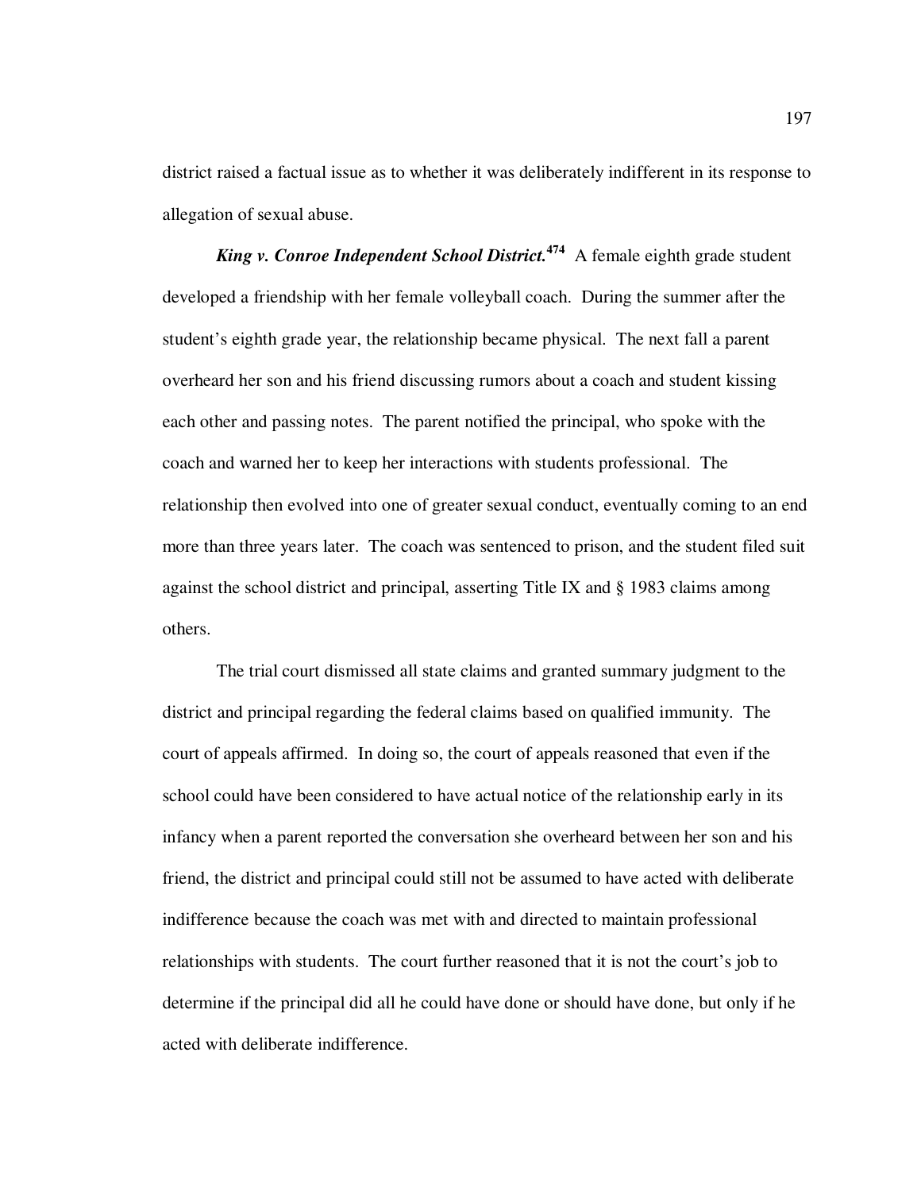district raised a factual issue as to whether it was deliberately indifferent in its response to allegation of sexual abuse.

***King v. Conroe Independent School District.***[474] A female eighth grade student developed a friendship with her female volleyball coach. During the summer after the student's eighth grade year, the relationship became physical. The next fall a parent overheard her son and his friend discussing rumors about a coach and student kissing each other and passing notes. The parent notified the principal, who spoke with the coach and warned her to keep her interactions with students professional. The relationship then evolved into one of greater sexual conduct, eventually coming to an end more than three years later. The coach was sentenced to prison, and the student filed suit against the school district and principal, asserting Title IX and § 1983 claims among others.

The trial court dismissed all state claims and granted summary judgment to the district and principal regarding the federal claims based on qualified immunity. The court of appeals affirmed. In doing so, the court of appeals reasoned that even if the school could have been considered to have actual notice of the relationship early in its infancy when a parent reported the conversation she overheard between her son and his friend, the district and principal could still not be assumed to have acted with deliberate indifference because the coach was met with and directed to maintain professional relationships with students. The court further reasoned that it is not the court's job to determine if the principal did all he could have done or should have done, but only if he acted with deliberate indifference.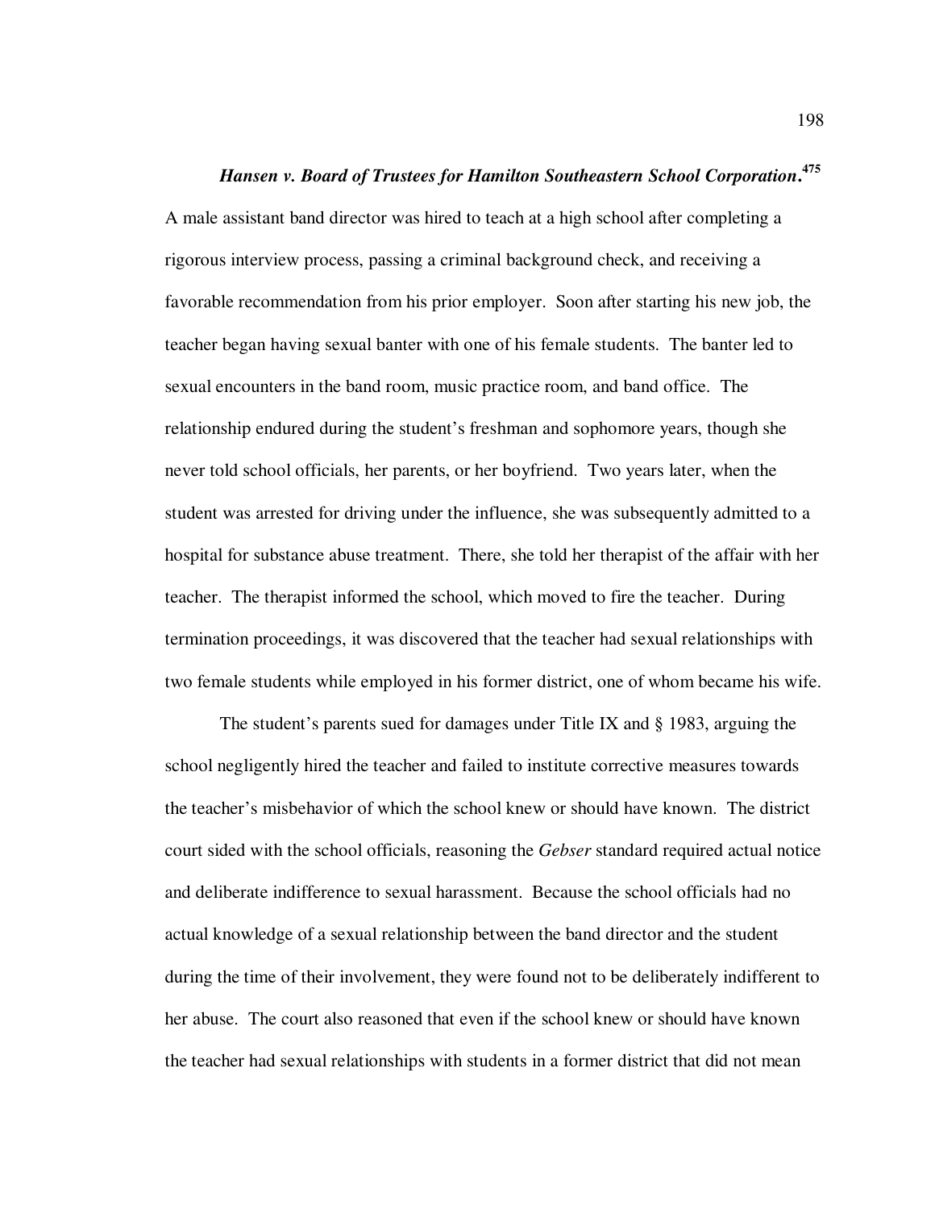***Hansen v. Board of Trustees for Hamilton Southeastern School Corporation*.**[475]

A male assistant band director was hired to teach at a high school after completing a rigorous interview process, passing a criminal background check, and receiving a favorable recommendation from his prior employer. Soon after starting his new job, the teacher began having sexual banter with one of his female students. The banter led to sexual encounters in the band room, music practice room, and band office. The relationship endured during the student's freshman and sophomore years, though she never told school officials, her parents, or her boyfriend. Two years later, when the student was arrested for driving under the influence, she was subsequently admitted to a hospital for substance abuse treatment. There, she told her therapist of the affair with her teacher. The therapist informed the school, which moved to fire the teacher. During termination proceedings, it was discovered that the teacher had sexual relationships with two female students while employed in his former district, one of whom became his wife.

The student's parents sued for damages under Title IX and § 1983, arguing the school negligently hired the teacher and failed to institute corrective measures towards the teacher's misbehavior of which the school knew or should have known. The district court sided with the school officials, reasoning the *Gebser* standard required actual notice and deliberate indifference to sexual harassment. Because the school officials had no actual knowledge of a sexual relationship between the band director and the student during the time of their involvement, they were found not to be deliberately indifferent to her abuse. The court also reasoned that even if the school knew or should have known the teacher had sexual relationships with students in a former district that did not mean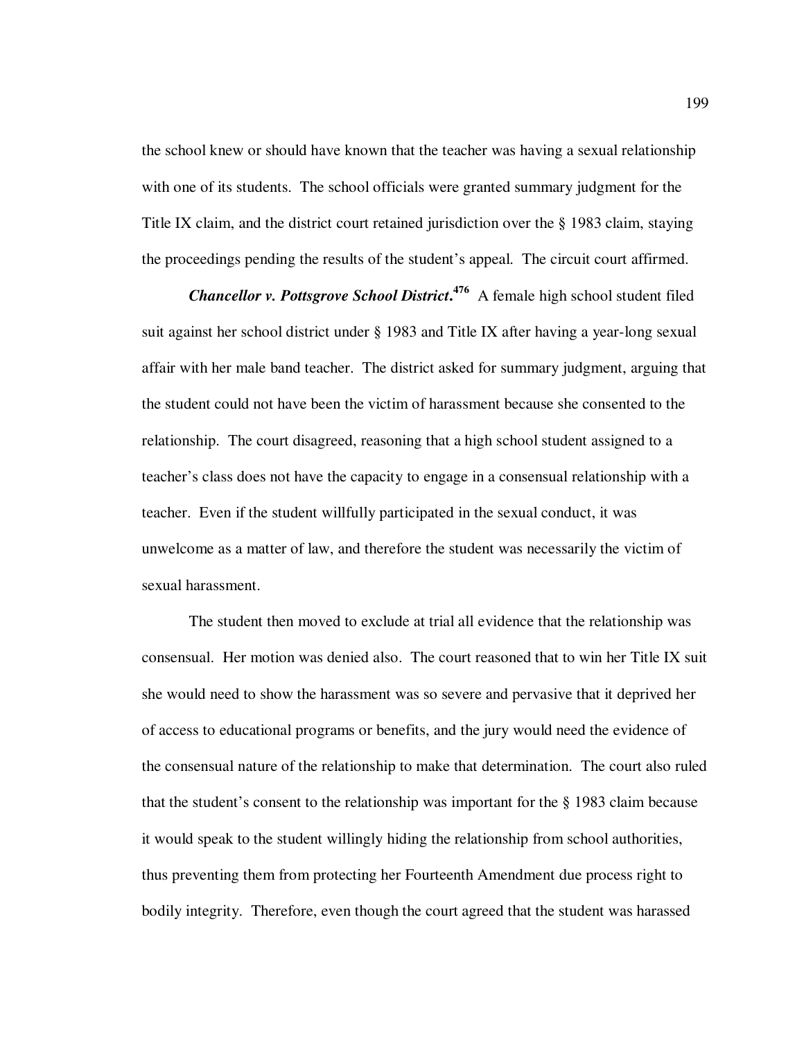the school knew or should have known that the teacher was having a sexual relationship with one of its students. The school officials were granted summary judgment for the Title IX claim, and the district court retained jurisdiction over the § 1983 claim, staying the proceedings pending the results of the student's appeal. The circuit court affirmed.

***Chancellor v. Pottsgrove School District*.**[476] A female high school student filed suit against her school district under § 1983 and Title IX after having a year-long sexual affair with her male band teacher. The district asked for summary judgment, arguing that the student could not have been the victim of harassment because she consented to the relationship. The court disagreed, reasoning that a high school student assigned to a teacher's class does not have the capacity to engage in a consensual relationship with a teacher. Even if the student willfully participated in the sexual conduct, it was unwelcome as a matter of law, and therefore the student was necessarily the victim of sexual harassment.

The student then moved to exclude at trial all evidence that the relationship was consensual. Her motion was denied also. The court reasoned that to win her Title IX suit she would need to show the harassment was so severe and pervasive that it deprived her of access to educational programs or benefits, and the jury would need the evidence of the consensual nature of the relationship to make that determination. The court also ruled that the student's consent to the relationship was important for the § 1983 claim because it would speak to the student willingly hiding the relationship from school authorities, thus preventing them from protecting her Fourteenth Amendment due process right to bodily integrity. Therefore, even though the court agreed that the student was harassed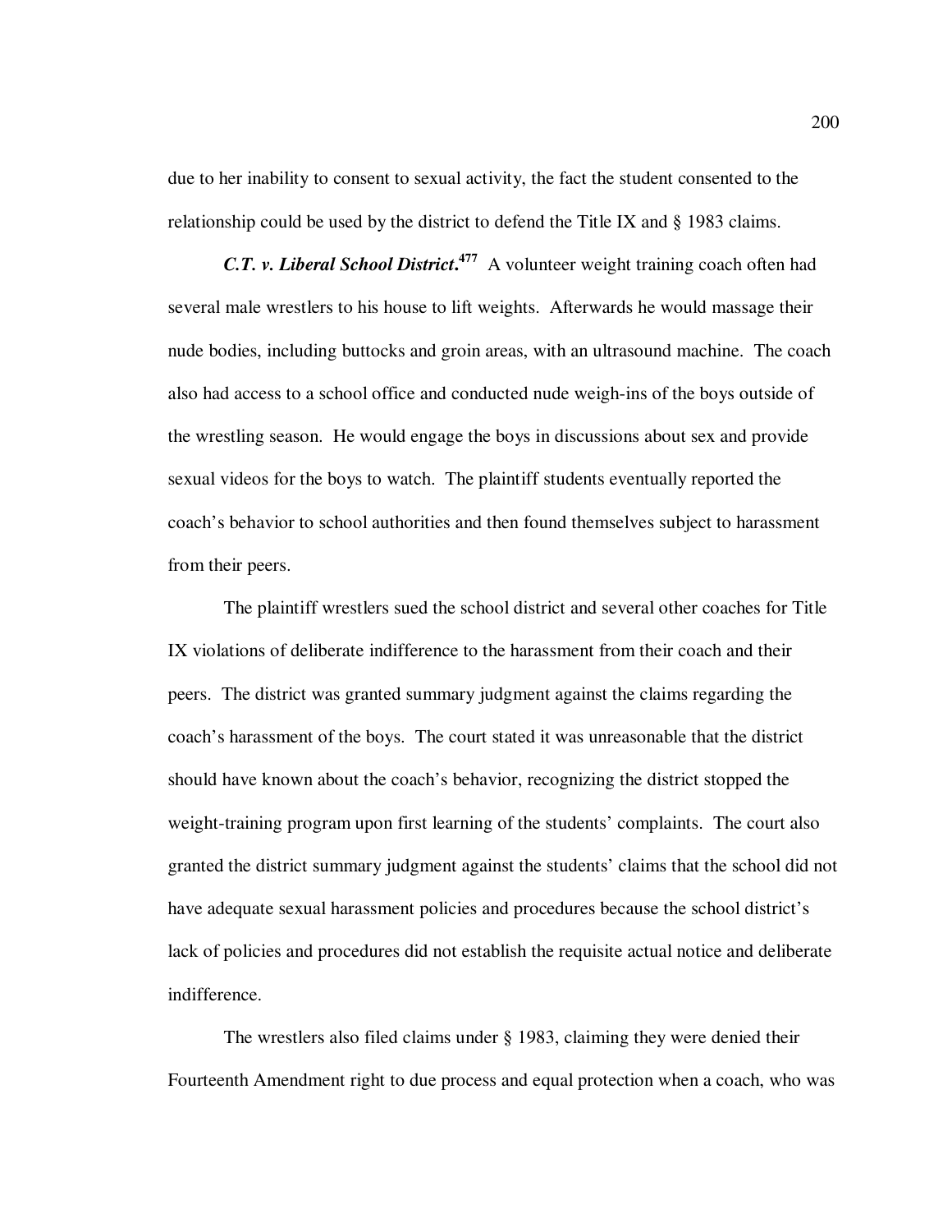due to her inability to consent to sexual activity, the fact the student consented to the relationship could be used by the district to defend the Title IX and § 1983 claims.

***C.T. v. Liberal School District*.**[477] A volunteer weight training coach often had several male wrestlers to his house to lift weights. Afterwards he would massage their nude bodies, including buttocks and groin areas, with an ultrasound machine. The coach also had access to a school office and conducted nude weigh-ins of the boys outside of the wrestling season. He would engage the boys in discussions about sex and provide sexual videos for the boys to watch. The plaintiff students eventually reported the coach's behavior to school authorities and then found themselves subject to harassment from their peers.

The plaintiff wrestlers sued the school district and several other coaches for Title IX violations of deliberate indifference to the harassment from their coach and their peers. The district was granted summary judgment against the claims regarding the coach's harassment of the boys. The court stated it was unreasonable that the district should have known about the coach's behavior, recognizing the district stopped the weight-training program upon first learning of the students' complaints. The court also granted the district summary judgment against the students' claims that the school did not have adequate sexual harassment policies and procedures because the school district's lack of policies and procedures did not establish the requisite actual notice and deliberate indifference.

The wrestlers also filed claims under § 1983, claiming they were denied their Fourteenth Amendment right to due process and equal protection when a coach, who was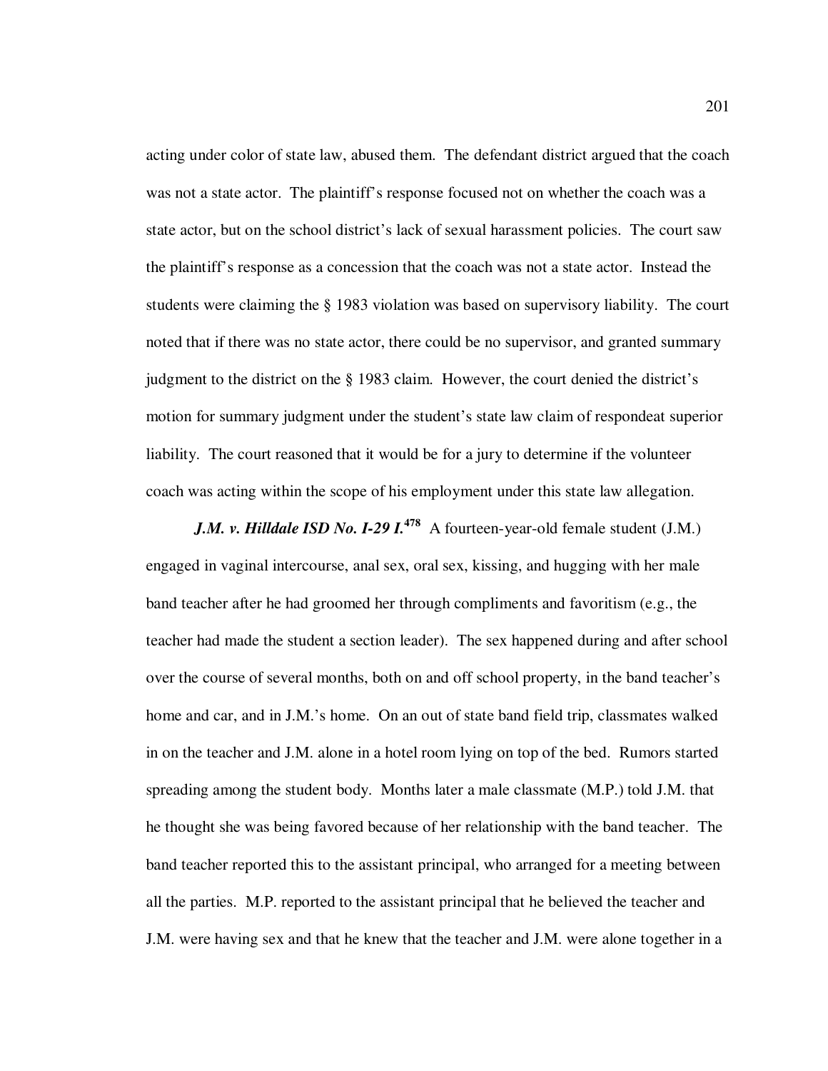acting under color of state law, abused them. The defendant district argued that the coach was not a state actor. The plaintiff's response focused not on whether the coach was a state actor, but on the school district's lack of sexual harassment policies. The court saw the plaintiff's response as a concession that the coach was not a state actor. Instead the students were claiming the § 1983 violation was based on supervisory liability. The court noted that if there was no state actor, there could be no supervisor, and granted summary judgment to the district on the § 1983 claim. However, the court denied the district's motion for summary judgment under the student's state law claim of respondeat superior liability. The court reasoned that it would be for a jury to determine if the volunteer coach was acting within the scope of his employment under this state law allegation.

***J.M. v. Hilldale ISD No. I-29 I.***[478] A fourteen-year-old female student (J.M.) engaged in vaginal intercourse, anal sex, oral sex, kissing, and hugging with her male band teacher after he had groomed her through compliments and favoritism (e.g., the teacher had made the student a section leader). The sex happened during and after school over the course of several months, both on and off school property, in the band teacher's home and car, and in J.M.'s home. On an out of state band field trip, classmates walked in on the teacher and J.M. alone in a hotel room lying on top of the bed. Rumors started spreading among the student body. Months later a male classmate (M.P.) told J.M. that he thought she was being favored because of her relationship with the band teacher. The band teacher reported this to the assistant principal, who arranged for a meeting between all the parties. M.P. reported to the assistant principal that he believed the teacher and J.M. were having sex and that he knew that the teacher and J.M. were alone together in a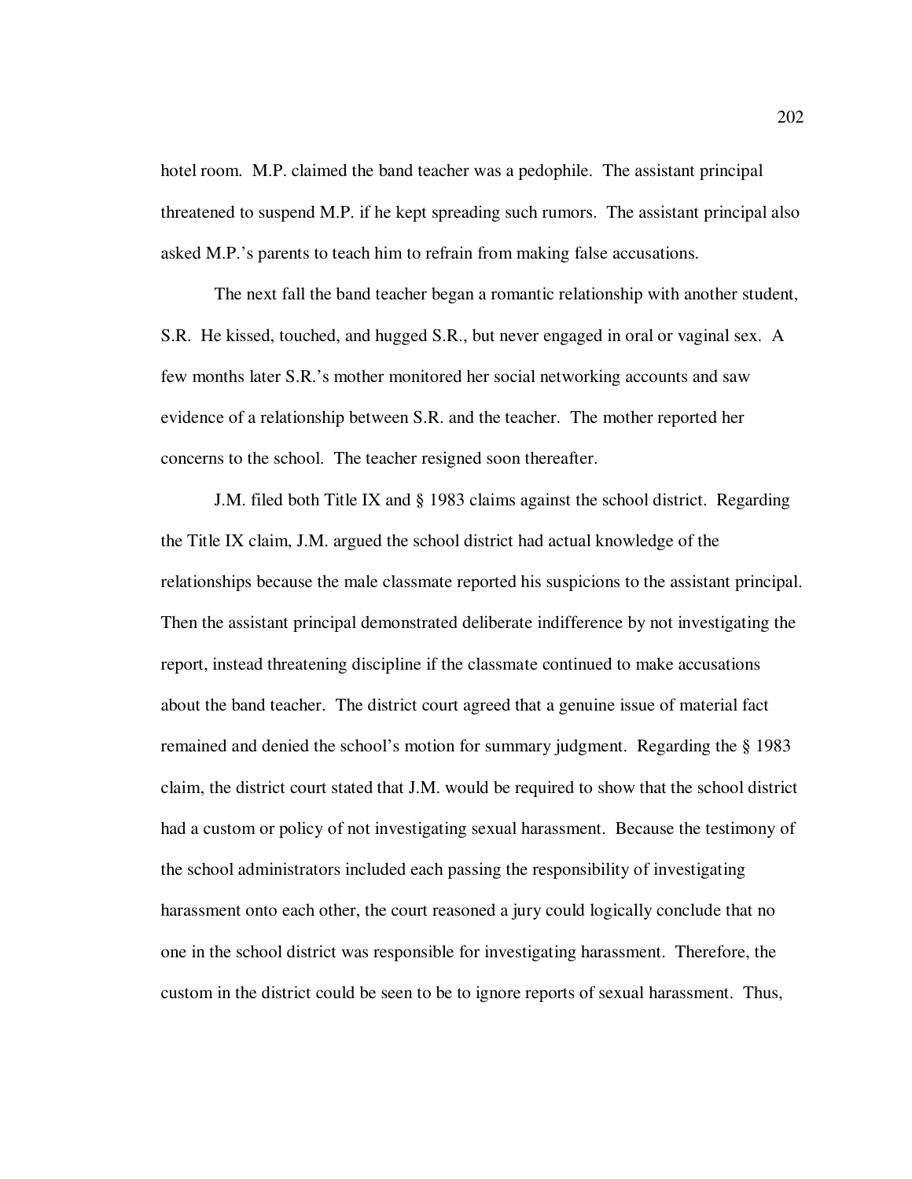hotel room. M.P. claimed the band teacher was a pedophile. The assistant principal threatened to suspend M.P. if he kept spreading such rumors. The assistant principal also asked M.P.'s parents to teach him to refrain from making false accusations.

The next fall the band teacher began a romantic relationship with another student, S.R. He kissed, touched, and hugged S.R., but never engaged in oral or vaginal sex. A few months later S.R.'s mother monitored her social networking accounts and saw evidence of a relationship between S.R. and the teacher. The mother reported her concerns to the school. The teacher resigned soon thereafter.

J.M. filed both Title IX and § 1983 claims against the school district. Regarding the Title IX claim, J.M. argued the school district had actual knowledge of the relationships because the male classmate reported his suspicions to the assistant principal. Then the assistant principal demonstrated deliberate indifference by not investigating the report, instead threatening discipline if the classmate continued to make accusations about the band teacher. The district court agreed that a genuine issue of material fact remained and denied the school's motion for summary judgment. Regarding the § 1983 claim, the district court stated that J.M. would be required to show that the school district had a custom or policy of not investigating sexual harassment. Because the testimony of the school administrators included each passing the responsibility of investigating harassment onto each other, the court reasoned a jury could logically conclude that no one in the school district was responsible for investigating harassment. Therefore, the custom in the district could be seen to be to ignore reports of sexual harassment. Thus,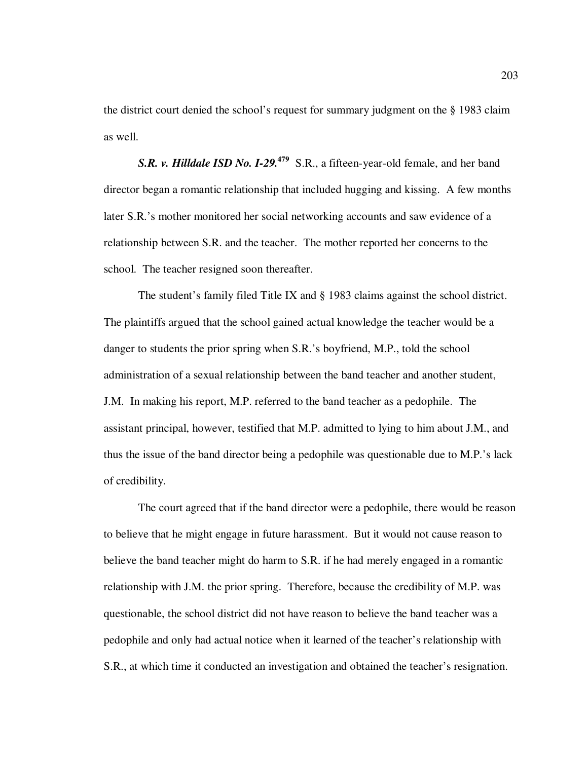the district court denied the school's request for summary judgment on the § 1983 claim as well.

***S.R. v. Hilldale ISD No. I-29.***[479] S.R., a fifteen-year-old female, and her band director began a romantic relationship that included hugging and kissing. A few months later S.R.'s mother monitored her social networking accounts and saw evidence of a relationship between S.R. and the teacher. The mother reported her concerns to the school. The teacher resigned soon thereafter.

The student's family filed Title IX and § 1983 claims against the school district. The plaintiffs argued that the school gained actual knowledge the teacher would be a danger to students the prior spring when S.R.'s boyfriend, M.P., told the school administration of a sexual relationship between the band teacher and another student, J.M. In making his report, M.P. referred to the band teacher as a pedophile. The assistant principal, however, testified that M.P. admitted to lying to him about J.M., and thus the issue of the band director being a pedophile was questionable due to M.P.'s lack of credibility.

The court agreed that if the band director were a pedophile, there would be reason to believe that he might engage in future harassment. But it would not cause reason to believe the band teacher might do harm to S.R. if he had merely engaged in a romantic relationship with J.M. the prior spring. Therefore, because the credibility of M.P. was questionable, the school district did not have reason to believe the band teacher was a pedophile and only had actual notice when it learned of the teacher's relationship with S.R., at which time it conducted an investigation and obtained the teacher's resignation.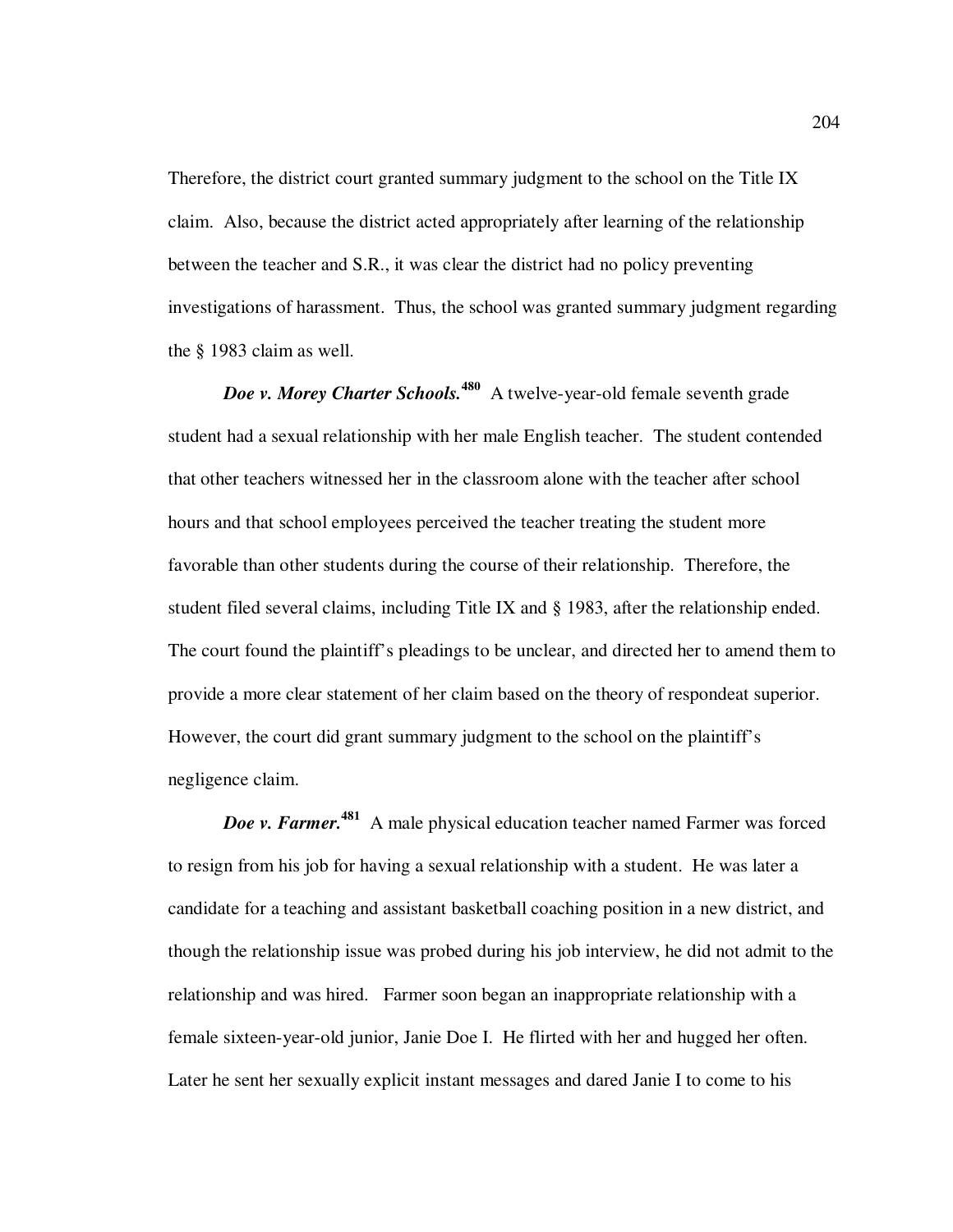Therefore, the district court granted summary judgment to the school on the Title IX claim. Also, because the district acted appropriately after learning of the relationship between the teacher and S.R., it was clear the district had no policy preventing investigations of harassment. Thus, the school was granted summary judgment regarding the § 1983 claim as well.

***Doe v. Morey Charter Schools.***[480] A twelve-year-old female seventh grade student had a sexual relationship with her male English teacher. The student contended that other teachers witnessed her in the classroom alone with the teacher after school hours and that school employees perceived the teacher treating the student more favorable than other students during the course of their relationship. Therefore, the student filed several claims, including Title IX and § 1983, after the relationship ended. The court found the plaintiff's pleadings to be unclear, and directed her to amend them to provide a more clear statement of her claim based on the theory of respondeat superior. However, the court did grant summary judgment to the school on the plaintiff's negligence claim.

***Doe v. Farmer.***[481] A male physical education teacher named Farmer was forced to resign from his job for having a sexual relationship with a student. He was later a candidate for a teaching and assistant basketball coaching position in a new district, and though the relationship issue was probed during his job interview, he did not admit to the relationship and was hired. Farmer soon began an inappropriate relationship with a female sixteen-year-old junior, Janie Doe I. He flirted with her and hugged her often. Later he sent her sexually explicit instant messages and dared Janie I to come to his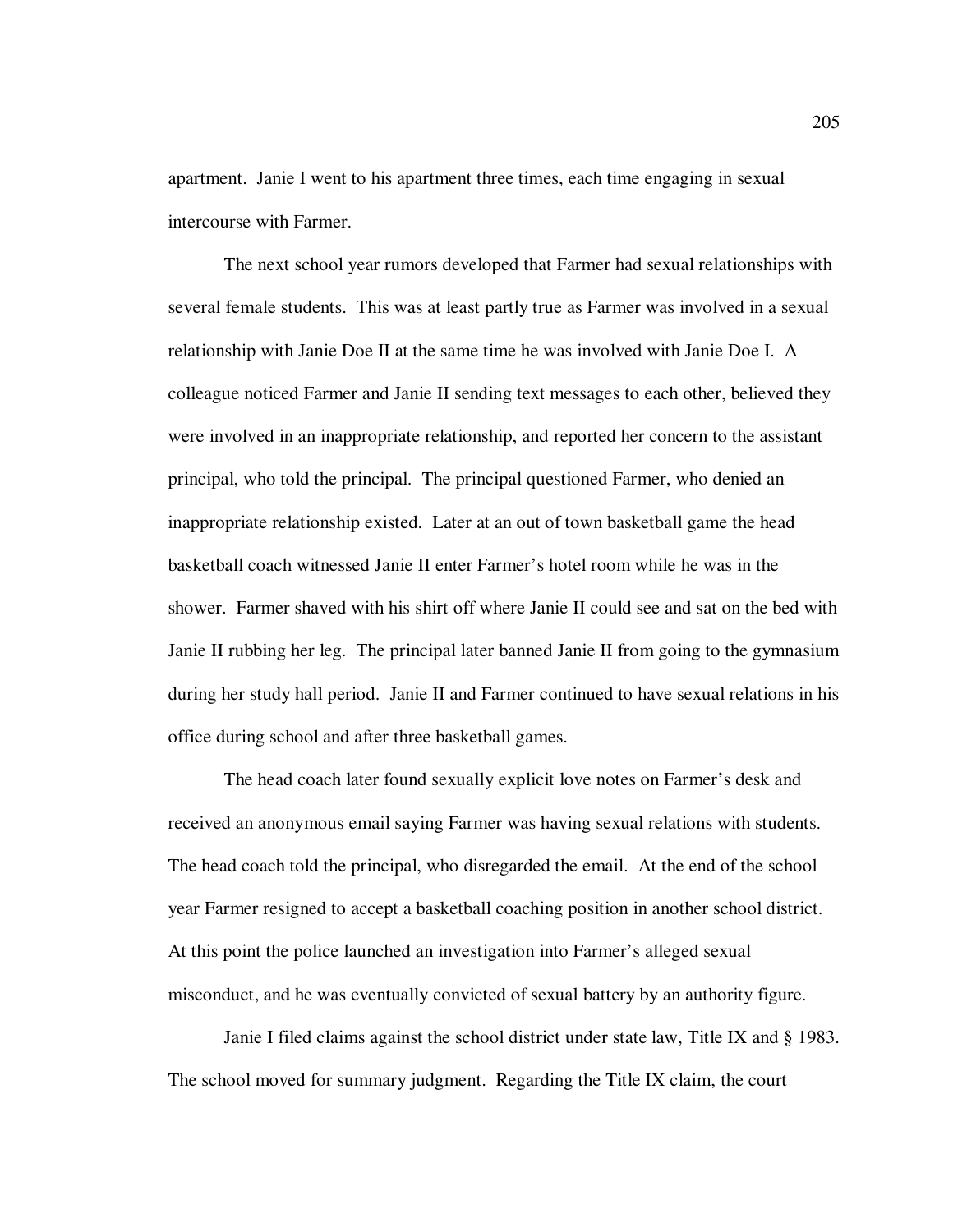apartment. Janie I went to his apartment three times, each time engaging in sexual intercourse with Farmer.

The next school year rumors developed that Farmer had sexual relationships with several female students. This was at least partly true as Farmer was involved in a sexual relationship with Janie Doe II at the same time he was involved with Janie Doe I. A colleague noticed Farmer and Janie II sending text messages to each other, believed they were involved in an inappropriate relationship, and reported her concern to the assistant principal, who told the principal. The principal questioned Farmer, who denied an inappropriate relationship existed. Later at an out of town basketball game the head basketball coach witnessed Janie II enter Farmer's hotel room while he was in the shower. Farmer shaved with his shirt off where Janie II could see and sat on the bed with Janie II rubbing her leg. The principal later banned Janie II from going to the gymnasium during her study hall period. Janie II and Farmer continued to have sexual relations in his office during school and after three basketball games.

The head coach later found sexually explicit love notes on Farmer's desk and received an anonymous email saying Farmer was having sexual relations with students. The head coach told the principal, who disregarded the email. At the end of the school year Farmer resigned to accept a basketball coaching position in another school district. At this point the police launched an investigation into Farmer's alleged sexual misconduct, and he was eventually convicted of sexual battery by an authority figure.

Janie I filed claims against the school district under state law, Title IX and § 1983. The school moved for summary judgment. Regarding the Title IX claim, the court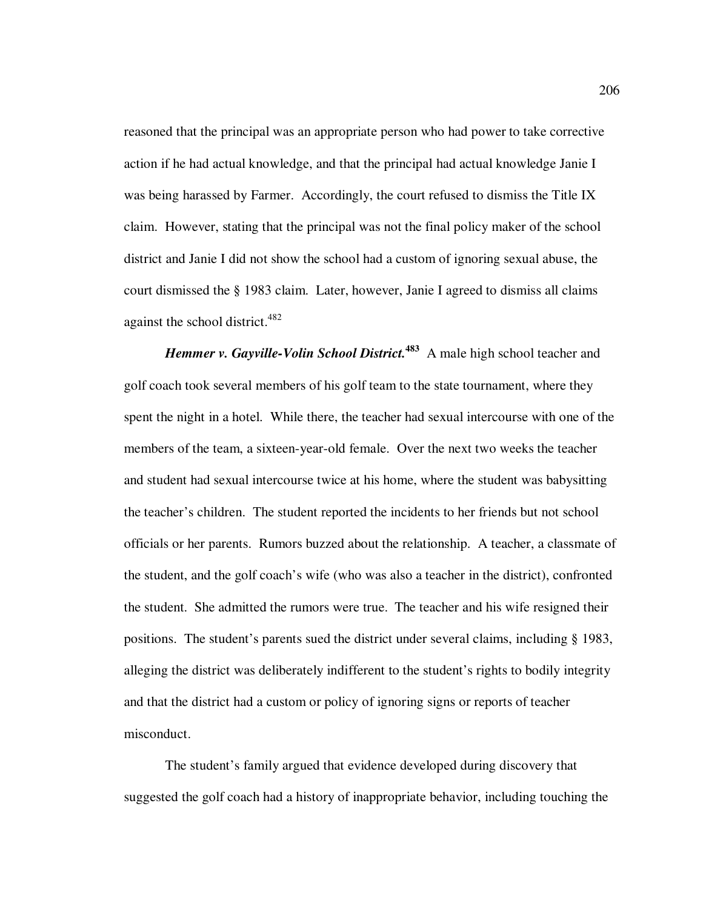reasoned that the principal was an appropriate person who had power to take corrective action if he had actual knowledge, and that the principal had actual knowledge Janie I was being harassed by Farmer. Accordingly, the court refused to dismiss the Title IX claim. However, stating that the principal was not the final policy maker of the school district and Janie I did not show the school had a custom of ignoring sexual abuse, the court dismissed the § 1983 claim. Later, however, Janie I agreed to dismiss all claims against the school district.[482]

***Hemmer v. Gayville-Volin School District.*[483]** A male high school teacher and golf coach took several members of his golf team to the state tournament, where they spent the night in a hotel. While there, the teacher had sexual intercourse with one of the members of the team, a sixteen-year-old female. Over the next two weeks the teacher and student had sexual intercourse twice at his home, where the student was babysitting the teacher's children. The student reported the incidents to her friends but not school officials or her parents. Rumors buzzed about the relationship. A teacher, a classmate of the student, and the golf coach's wife (who was also a teacher in the district), confronted the student. She admitted the rumors were true. The teacher and his wife resigned their positions. The student's parents sued the district under several claims, including § 1983, alleging the district was deliberately indifferent to the student's rights to bodily integrity and that the district had a custom or policy of ignoring signs or reports of teacher misconduct.

The student's family argued that evidence developed during discovery that suggested the golf coach had a history of inappropriate behavior, including touching the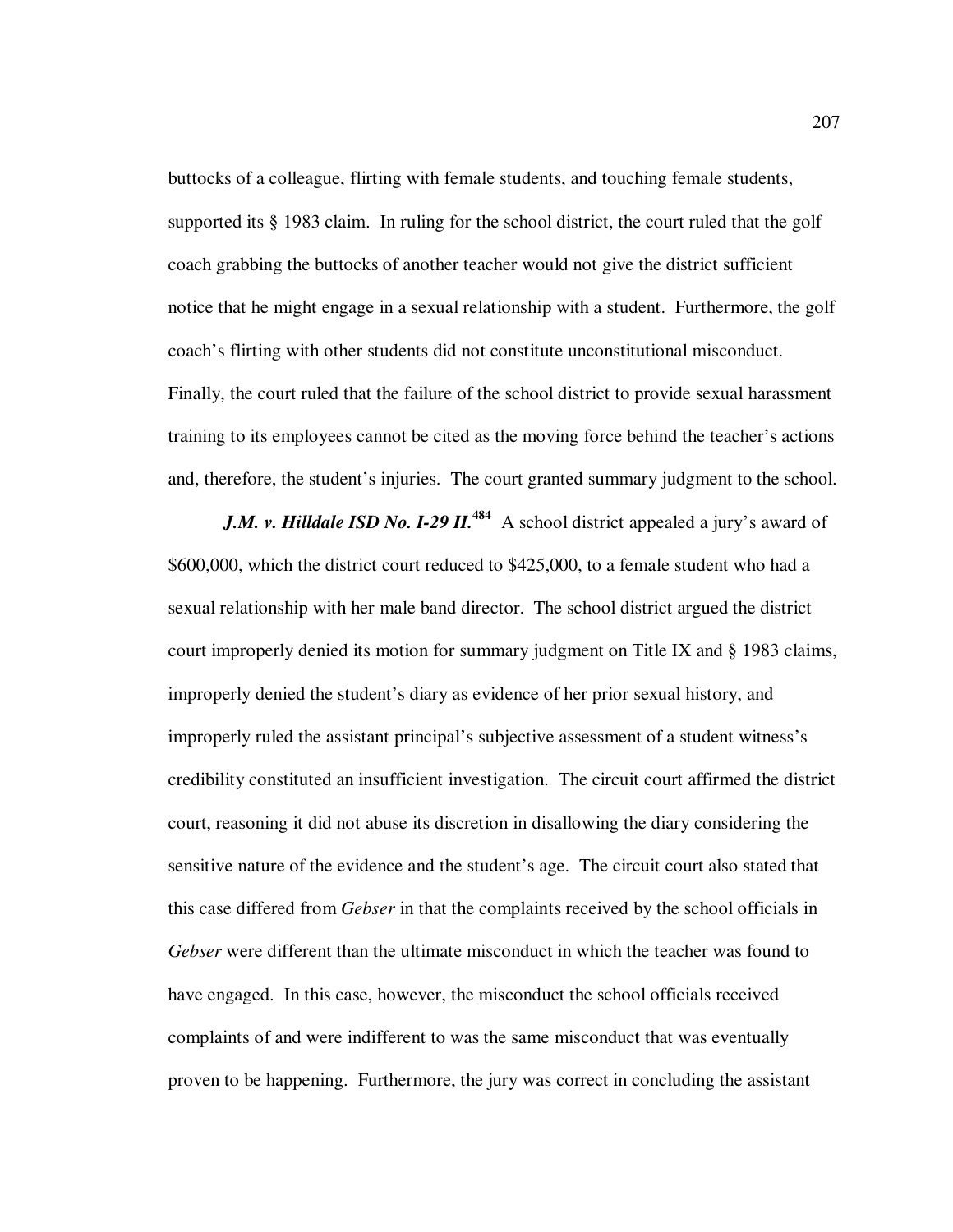buttocks of a colleague, flirting with female students, and touching female students, supported its § 1983 claim. In ruling for the school district, the court ruled that the golf coach grabbing the buttocks of another teacher would not give the district sufficient notice that he might engage in a sexual relationship with a student. Furthermore, the golf coach's flirting with other students did not constitute unconstitutional misconduct. Finally, the court ruled that the failure of the school district to provide sexual harassment training to its employees cannot be cited as the moving force behind the teacher's actions and, therefore, the student's injuries. The court granted summary judgment to the school.

***J.M. v. Hilldale ISD No. I-29 II.***[484] A school district appealed a jury's award of $600,000, which the district court reduced to $425,000, to a female student who had a sexual relationship with her male band director. The school district argued the district court improperly denied its motion for summary judgment on Title IX and § 1983 claims, improperly denied the student's diary as evidence of her prior sexual history, and improperly ruled the assistant principal's subjective assessment of a student witness's credibility constituted an insufficient investigation. The circuit court affirmed the district court, reasoning it did not abuse its discretion in disallowing the diary considering the sensitive nature of the evidence and the student's age. The circuit court also stated that this case differed from *Gebser* in that the complaints received by the school officials in *Gebser* were different than the ultimate misconduct in which the teacher was found to have engaged. In this case, however, the misconduct the school officials received complaints of and were indifferent to was the same misconduct that was eventually proven to be happening. Furthermore, the jury was correct in concluding the assistant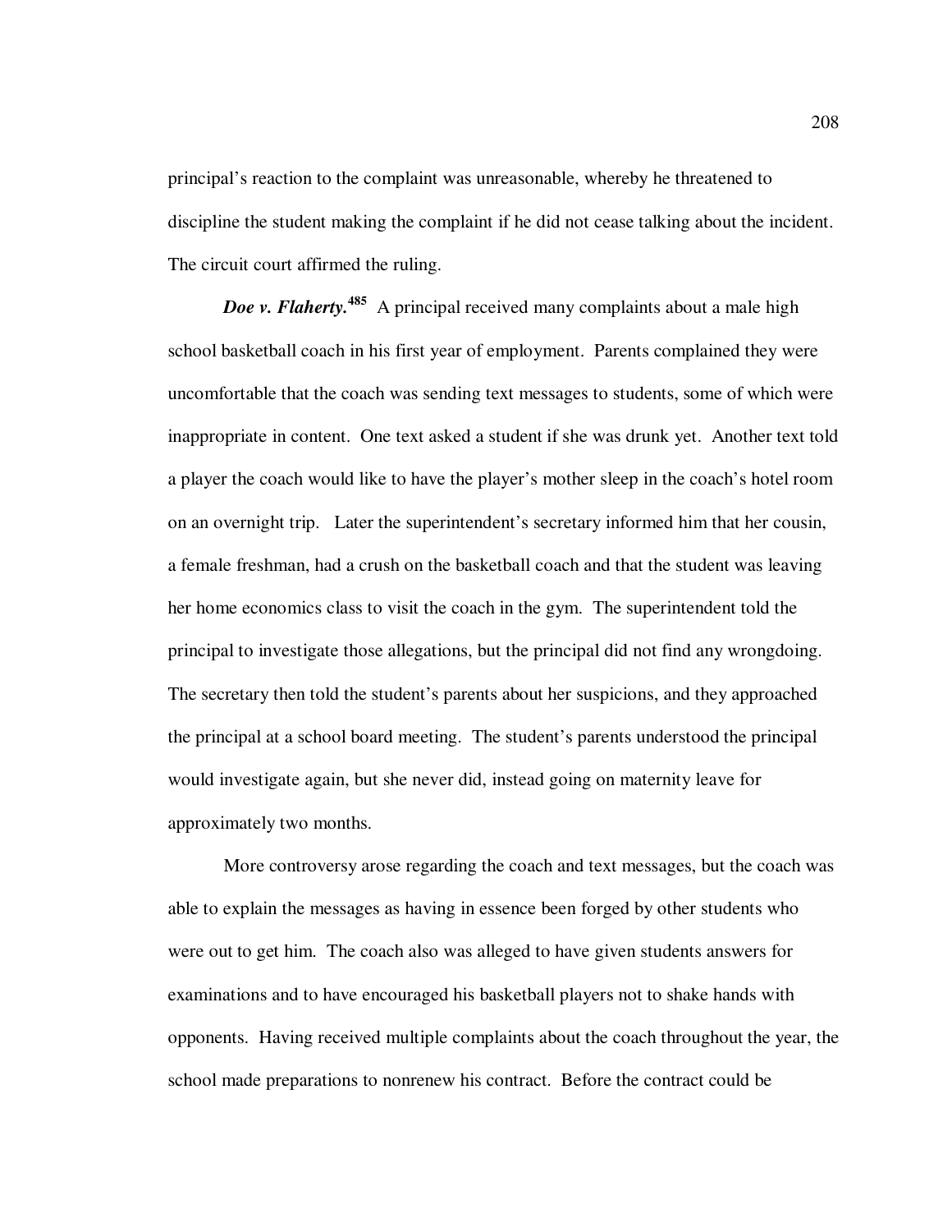principal's reaction to the complaint was unreasonable, whereby he threatened to discipline the student making the complaint if he did not cease talking about the incident. The circuit court affirmed the ruling.

***Doe v. Flaherty.***[485] A principal received many complaints about a male high school basketball coach in his first year of employment. Parents complained they were uncomfortable that the coach was sending text messages to students, some of which were inappropriate in content. One text asked a student if she was drunk yet. Another text told a player the coach would like to have the player's mother sleep in the coach's hotel room on an overnight trip. Later the superintendent's secretary informed him that her cousin, a female freshman, had a crush on the basketball coach and that the student was leaving her home economics class to visit the coach in the gym. The superintendent told the principal to investigate those allegations, but the principal did not find any wrongdoing. The secretary then told the student's parents about her suspicions, and they approached the principal at a school board meeting. The student's parents understood the principal would investigate again, but she never did, instead going on maternity leave for approximately two months.

More controversy arose regarding the coach and text messages, but the coach was able to explain the messages as having in essence been forged by other students who were out to get him. The coach also was alleged to have given students answers for examinations and to have encouraged his basketball players not to shake hands with opponents. Having received multiple complaints about the coach throughout the year, the school made preparations to nonrenew his contract. Before the contract could be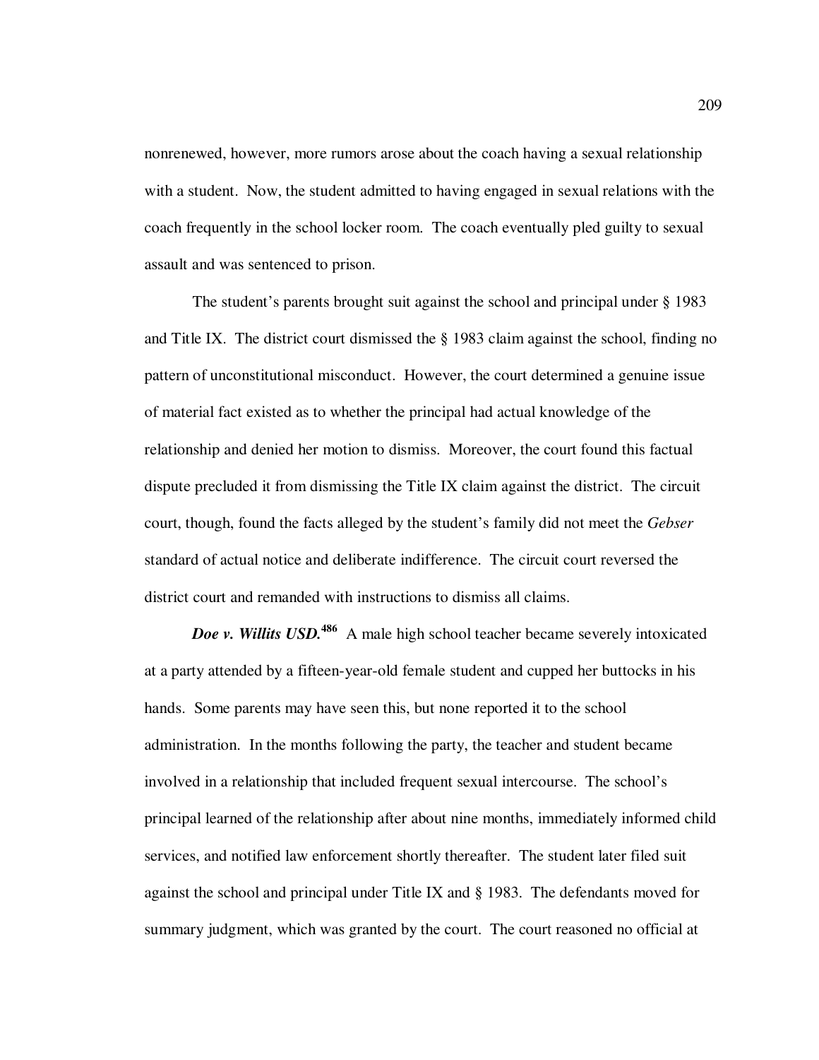nonrenewed, however, more rumors arose about the coach having a sexual relationship with a student. Now, the student admitted to having engaged in sexual relations with the coach frequently in the school locker room. The coach eventually pled guilty to sexual assault and was sentenced to prison.

The student's parents brought suit against the school and principal under § 1983 and Title IX. The district court dismissed the § 1983 claim against the school, finding no pattern of unconstitutional misconduct. However, the court determined a genuine issue of material fact existed as to whether the principal had actual knowledge of the relationship and denied her motion to dismiss. Moreover, the court found this factual dispute precluded it from dismissing the Title IX claim against the district. The circuit court, though, found the facts alleged by the student's family did not meet the *Gebser* standard of actual notice and deliberate indifference. The circuit court reversed the district court and remanded with instructions to dismiss all claims.

***Doe v. Willits USD.***[486] A male high school teacher became severely intoxicated at a party attended by a fifteen-year-old female student and cupped her buttocks in his hands. Some parents may have seen this, but none reported it to the school administration. In the months following the party, the teacher and student became involved in a relationship that included frequent sexual intercourse. The school's principal learned of the relationship after about nine months, immediately informed child services, and notified law enforcement shortly thereafter. The student later filed suit against the school and principal under Title IX and § 1983. The defendants moved for summary judgment, which was granted by the court. The court reasoned no official at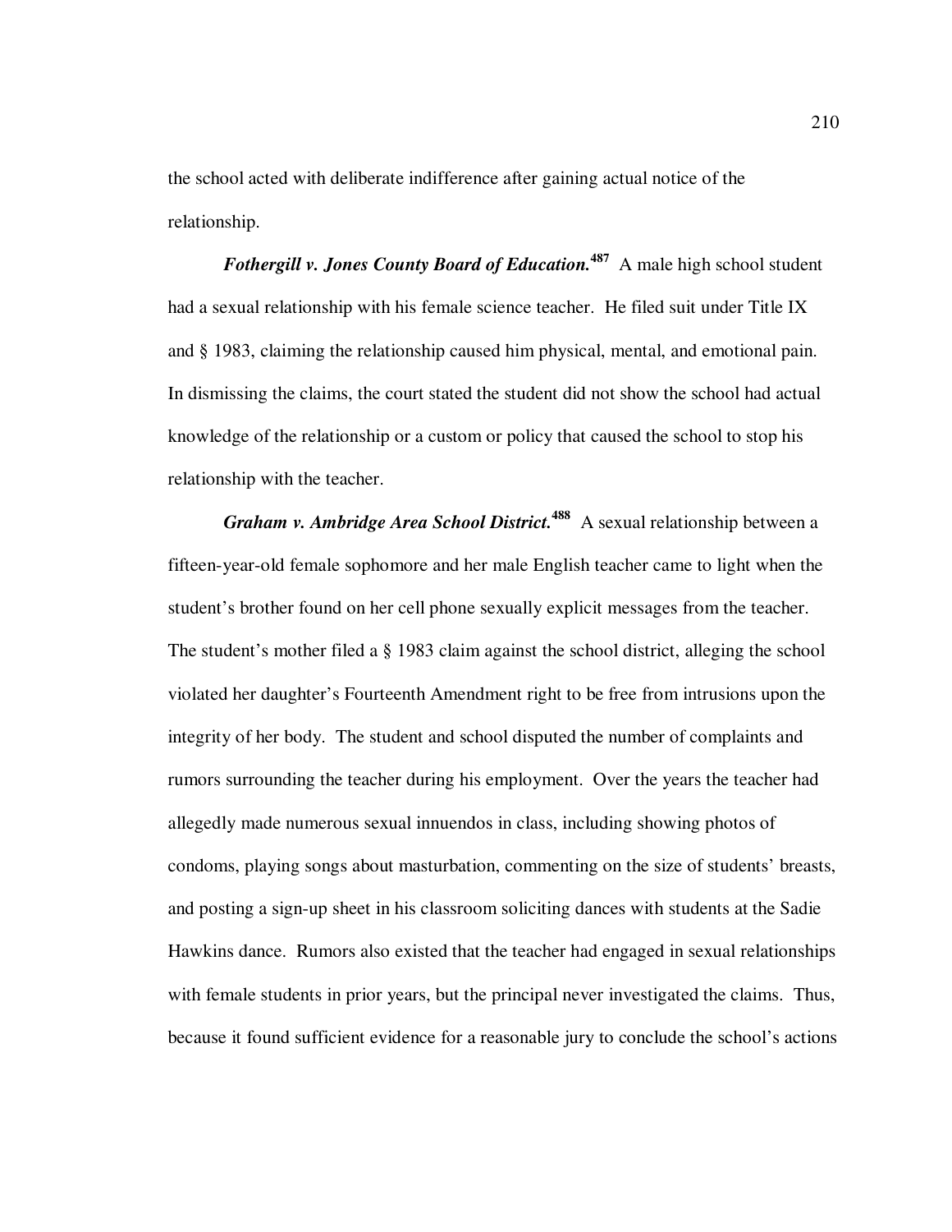the school acted with deliberate indifference after gaining actual notice of the relationship.

***Fothergill v. Jones County Board of Education.***[487] A male high school student had a sexual relationship with his female science teacher. He filed suit under Title IX and § 1983, claiming the relationship caused him physical, mental, and emotional pain. In dismissing the claims, the court stated the student did not show the school had actual knowledge of the relationship or a custom or policy that caused the school to stop his relationship with the teacher.

***Graham v. Ambridge Area School District.***[488] A sexual relationship between a fifteen-year-old female sophomore and her male English teacher came to light when the student's brother found on her cell phone sexually explicit messages from the teacher. The student's mother filed a § 1983 claim against the school district, alleging the school violated her daughter's Fourteenth Amendment right to be free from intrusions upon the integrity of her body. The student and school disputed the number of complaints and rumors surrounding the teacher during his employment. Over the years the teacher had allegedly made numerous sexual innuendos in class, including showing photos of condoms, playing songs about masturbation, commenting on the size of students' breasts, and posting a sign-up sheet in his classroom soliciting dances with students at the Sadie Hawkins dance. Rumors also existed that the teacher had engaged in sexual relationships with female students in prior years, but the principal never investigated the claims. Thus, because it found sufficient evidence for a reasonable jury to conclude the school's actions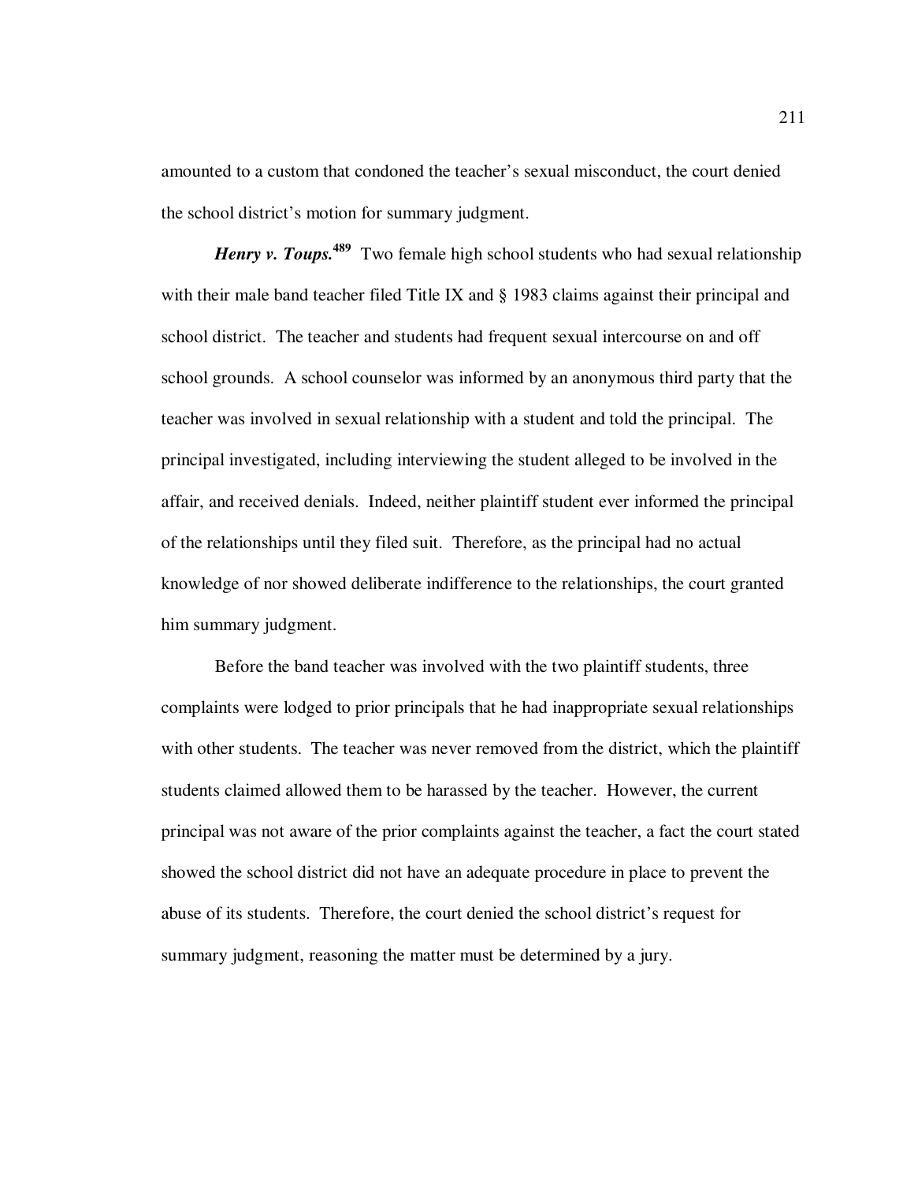amounted to a custom that condoned the teacher's sexual misconduct, the court denied the school district's motion for summary judgment.

***Henry v. Toups.***[489] Two female high school students who had sexual relationship with their male band teacher filed Title IX and § 1983 claims against their principal and school district. The teacher and students had frequent sexual intercourse on and off school grounds. A school counselor was informed by an anonymous third party that the teacher was involved in sexual relationship with a student and told the principal. The principal investigated, including interviewing the student alleged to be involved in the affair, and received denials. Indeed, neither plaintiff student ever informed the principal of the relationships until they filed suit. Therefore, as the principal had no actual knowledge of nor showed deliberate indifference to the relationships, the court granted him summary judgment.

Before the band teacher was involved with the two plaintiff students, three complaints were lodged to prior principals that he had inappropriate sexual relationships with other students. The teacher was never removed from the district, which the plaintiff students claimed allowed them to be harassed by the teacher. However, the current principal was not aware of the prior complaints against the teacher, a fact the court stated showed the school district did not have an adequate procedure in place to prevent the abuse of its students. Therefore, the court denied the school district's request for summary judgment, reasoning the matter must be determined by a jury.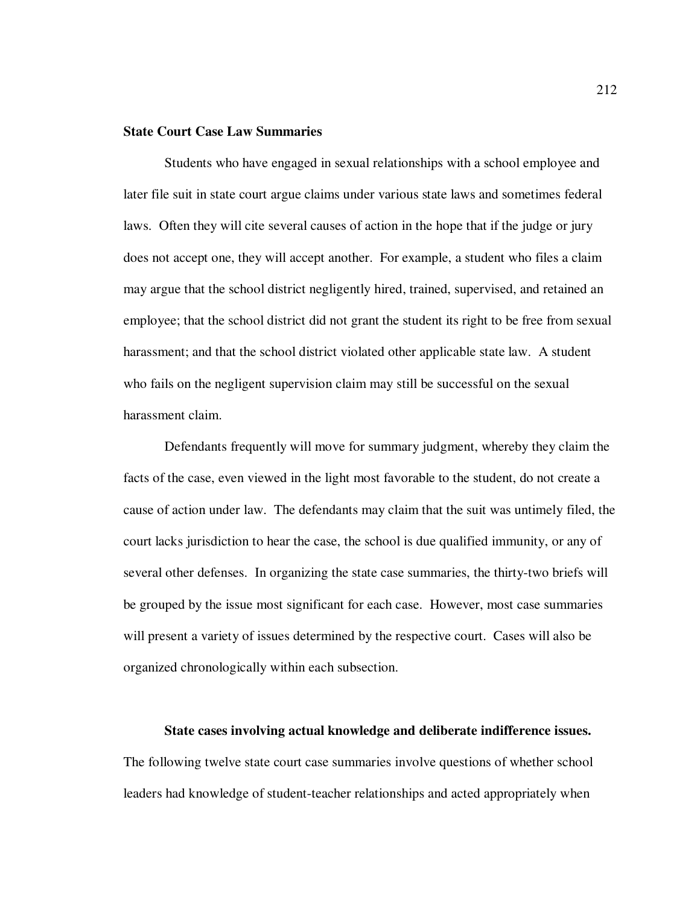## State Court Case Law Summaries

Students who have engaged in sexual relationships with a school employee and later file suit in state court argue claims under various state laws and sometimes federal laws. Often they will cite several causes of action in the hope that if the judge or jury does not accept one, they will accept another. For example, a student who files a claim may argue that the school district negligently hired, trained, supervised, and retained an employee; that the school district did not grant the student its right to be free from sexual harassment; and that the school district violated other applicable state law. A student who fails on the negligent supervision claim may still be successful on the sexual harassment claim.

Defendants frequently will move for summary judgment, whereby they claim the facts of the case, even viewed in the light most favorable to the student, do not create a cause of action under law. The defendants may claim that the suit was untimely filed, the court lacks jurisdiction to hear the case, the school is due qualified immunity, or any of several other defenses. In organizing the state case summaries, the thirty-two briefs will be grouped by the issue most significant for each case. However, most case summaries will present a variety of issues determined by the respective court. Cases will also be organized chronologically within each subsection.

### State cases involving actual knowledge and deliberate indifference issues.

The following twelve state court case summaries involve questions of whether school leaders had knowledge of student-teacher relationships and acted appropriately when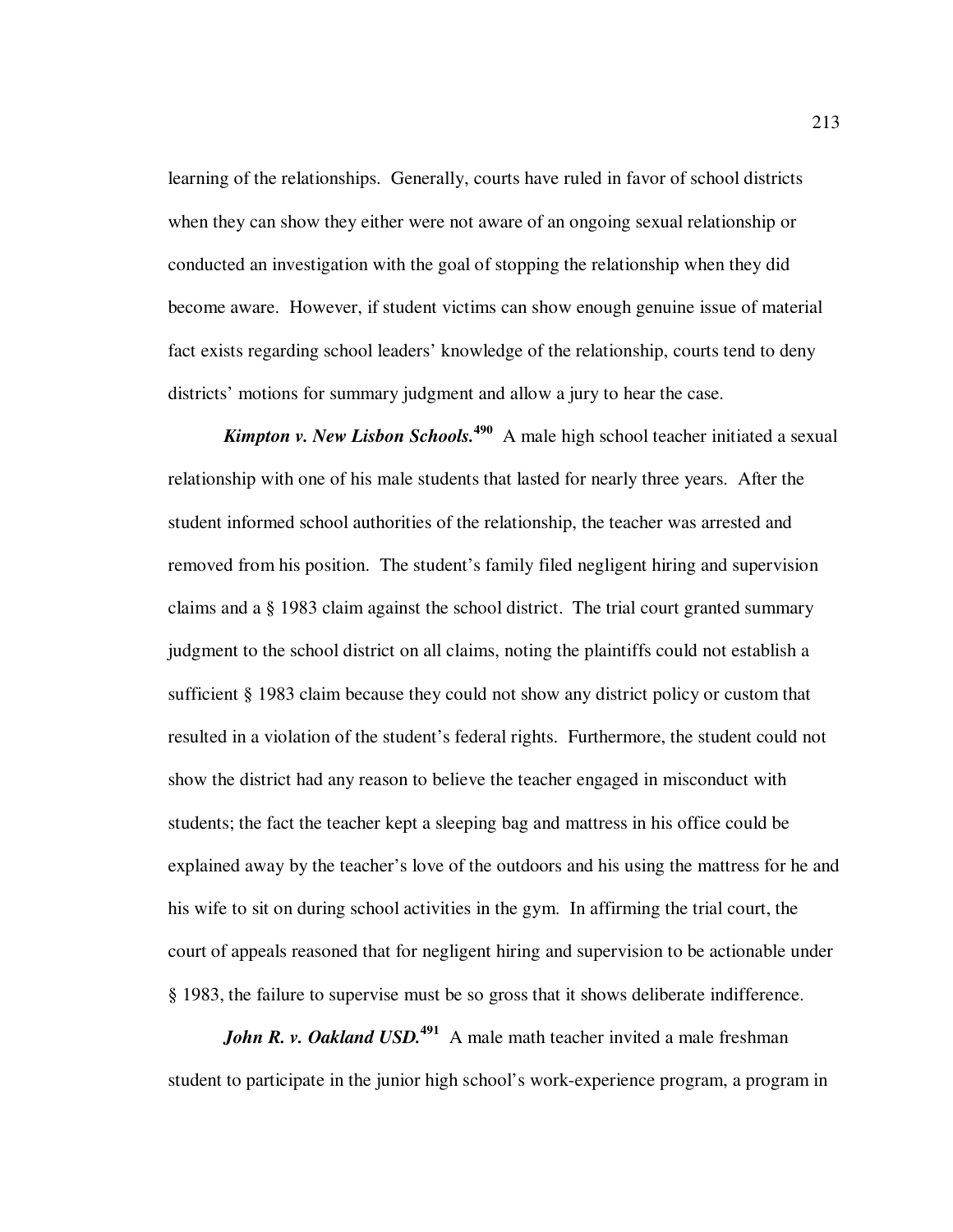learning of the relationships. Generally, courts have ruled in favor of school districts when they can show they either were not aware of an ongoing sexual relationship or conducted an investigation with the goal of stopping the relationship when they did become aware. However, if student victims can show enough genuine issue of material fact exists regarding school leaders' knowledge of the relationship, courts tend to deny districts' motions for summary judgment and allow a jury to hear the case.

***Kimpton v. New Lisbon Schools.***[490] A male high school teacher initiated a sexual relationship with one of his male students that lasted for nearly three years. After the student informed school authorities of the relationship, the teacher was arrested and removed from his position. The student's family filed negligent hiring and supervision claims and a § 1983 claim against the school district. The trial court granted summary judgment to the school district on all claims, noting the plaintiffs could not establish a sufficient § 1983 claim because they could not show any district policy or custom that resulted in a violation of the student's federal rights. Furthermore, the student could not show the district had any reason to believe the teacher engaged in misconduct with students; the fact the teacher kept a sleeping bag and mattress in his office could be explained away by the teacher's love of the outdoors and his using the mattress for he and his wife to sit on during school activities in the gym. In affirming the trial court, the court of appeals reasoned that for negligent hiring and supervision to be actionable under § 1983, the failure to supervise must be so gross that it shows deliberate indifference.

***John R. v. Oakland USD.***[491] A male math teacher invited a male freshman student to participate in the junior high school's work-experience program, a program in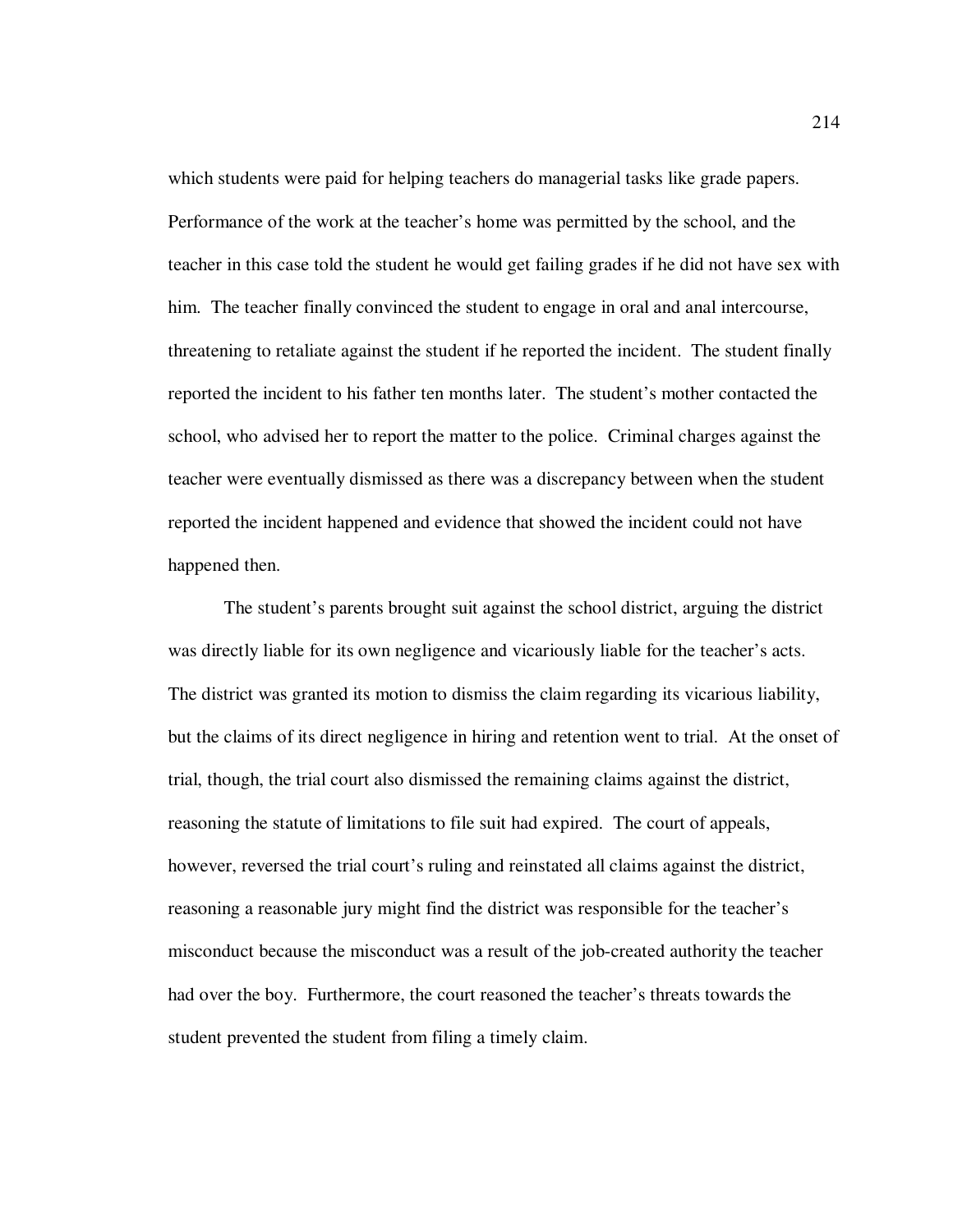which students were paid for helping teachers do managerial tasks like grade papers. Performance of the work at the teacher's home was permitted by the school, and the teacher in this case told the student he would get failing grades if he did not have sex with him. The teacher finally convinced the student to engage in oral and anal intercourse, threatening to retaliate against the student if he reported the incident. The student finally reported the incident to his father ten months later. The student's mother contacted the school, who advised her to report the matter to the police. Criminal charges against the teacher were eventually dismissed as there was a discrepancy between when the student reported the incident happened and evidence that showed the incident could not have happened then.

The student's parents brought suit against the school district, arguing the district was directly liable for its own negligence and vicariously liable for the teacher's acts. The district was granted its motion to dismiss the claim regarding its vicarious liability, but the claims of its direct negligence in hiring and retention went to trial. At the onset of trial, though, the trial court also dismissed the remaining claims against the district, reasoning the statute of limitations to file suit had expired. The court of appeals, however, reversed the trial court's ruling and reinstated all claims against the district, reasoning a reasonable jury might find the district was responsible for the teacher's misconduct because the misconduct was a result of the job-created authority the teacher had over the boy. Furthermore, the court reasoned the teacher's threats towards the student prevented the student from filing a timely claim.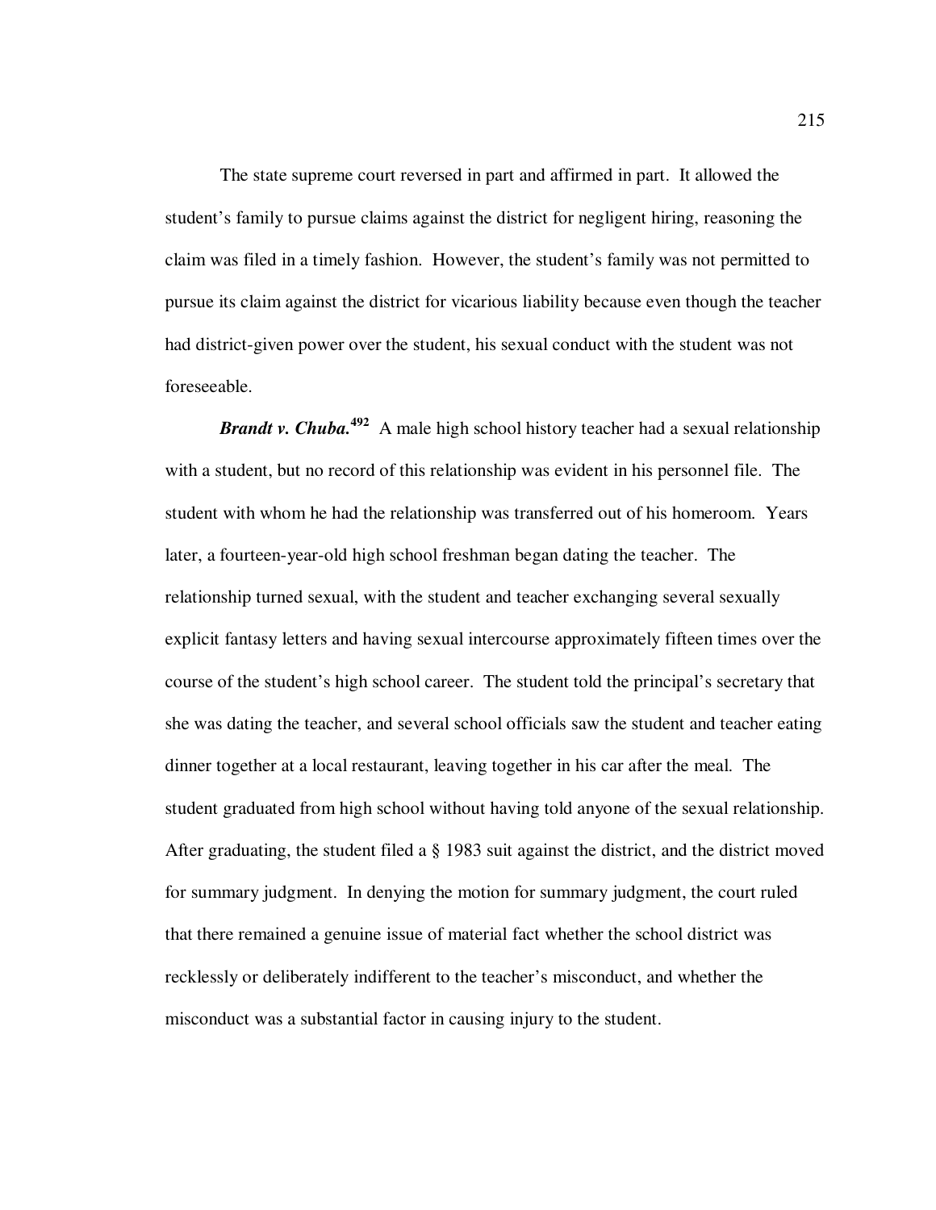The state supreme court reversed in part and affirmed in part. It allowed the student's family to pursue claims against the district for negligent hiring, reasoning the claim was filed in a timely fashion. However, the student's family was not permitted to pursue its claim against the district for vicarious liability because even though the teacher had district-given power over the student, his sexual conduct with the student was not foreseeable.

***Brandt v. Chuba.***[492] A male high school history teacher had a sexual relationship with a student, but no record of this relationship was evident in his personnel file. The student with whom he had the relationship was transferred out of his homeroom. Years later, a fourteen-year-old high school freshman began dating the teacher. The relationship turned sexual, with the student and teacher exchanging several sexually explicit fantasy letters and having sexual intercourse approximately fifteen times over the course of the student's high school career. The student told the principal's secretary that she was dating the teacher, and several school officials saw the student and teacher eating dinner together at a local restaurant, leaving together in his car after the meal. The student graduated from high school without having told anyone of the sexual relationship. After graduating, the student filed a § 1983 suit against the district, and the district moved for summary judgment. In denying the motion for summary judgment, the court ruled that there remained a genuine issue of material fact whether the school district was recklessly or deliberately indifferent to the teacher's misconduct, and whether the misconduct was a substantial factor in causing injury to the student.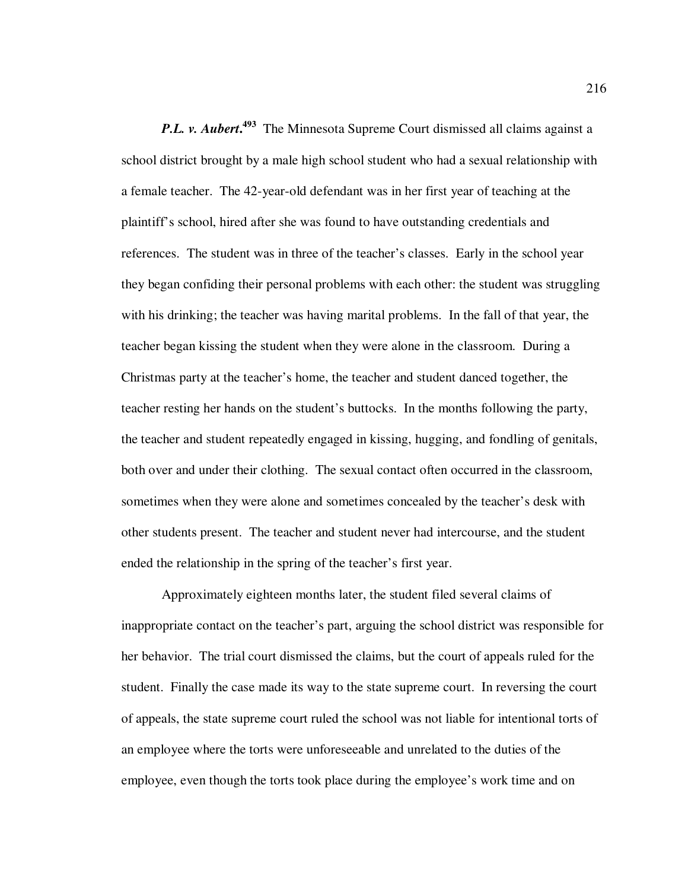***P.L. v. Aubert.***[493] The Minnesota Supreme Court dismissed all claims against a school district brought by a male high school student who had a sexual relationship with a female teacher. The 42-year-old defendant was in her first year of teaching at the plaintiff's school, hired after she was found to have outstanding credentials and references. The student was in three of the teacher's classes. Early in the school year they began confiding their personal problems with each other: the student was struggling with his drinking; the teacher was having marital problems. In the fall of that year, the teacher began kissing the student when they were alone in the classroom. During a Christmas party at the teacher's home, the teacher and student danced together, the teacher resting her hands on the student's buttocks. In the months following the party, the teacher and student repeatedly engaged in kissing, hugging, and fondling of genitals, both over and under their clothing. The sexual contact often occurred in the classroom, sometimes when they were alone and sometimes concealed by the teacher's desk with other students present. The teacher and student never had intercourse, and the student ended the relationship in the spring of the teacher's first year.

Approximately eighteen months later, the student filed several claims of inappropriate contact on the teacher's part, arguing the school district was responsible for her behavior. The trial court dismissed the claims, but the court of appeals ruled for the student. Finally the case made its way to the state supreme court. In reversing the court of appeals, the state supreme court ruled the school was not liable for intentional torts of an employee where the torts were unforeseeable and unrelated to the duties of the employee, even though the torts took place during the employee's work time and on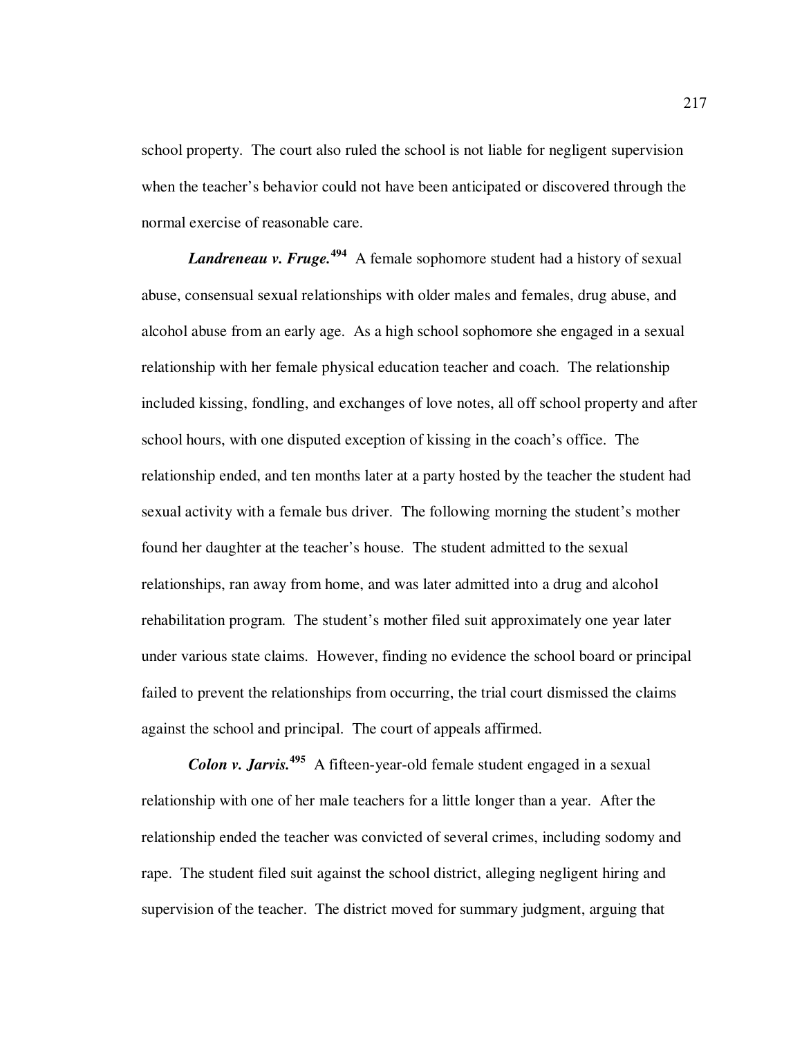school property. The court also ruled the school is not liable for negligent supervision when the teacher's behavior could not have been anticipated or discovered through the normal exercise of reasonable care.

***Landreneau v. Fruge.***[494] A female sophomore student had a history of sexual abuse, consensual sexual relationships with older males and females, drug abuse, and alcohol abuse from an early age. As a high school sophomore she engaged in a sexual relationship with her female physical education teacher and coach. The relationship included kissing, fondling, and exchanges of love notes, all off school property and after school hours, with one disputed exception of kissing in the coach's office. The relationship ended, and ten months later at a party hosted by the teacher the student had sexual activity with a female bus driver. The following morning the student's mother found her daughter at the teacher's house. The student admitted to the sexual relationships, ran away from home, and was later admitted into a drug and alcohol rehabilitation program. The student's mother filed suit approximately one year later under various state claims. However, finding no evidence the school board or principal failed to prevent the relationships from occurring, the trial court dismissed the claims against the school and principal. The court of appeals affirmed.

***Colon v. Jarvis.***[495] A fifteen-year-old female student engaged in a sexual relationship with one of her male teachers for a little longer than a year. After the relationship ended the teacher was convicted of several crimes, including sodomy and rape. The student filed suit against the school district, alleging negligent hiring and supervision of the teacher. The district moved for summary judgment, arguing that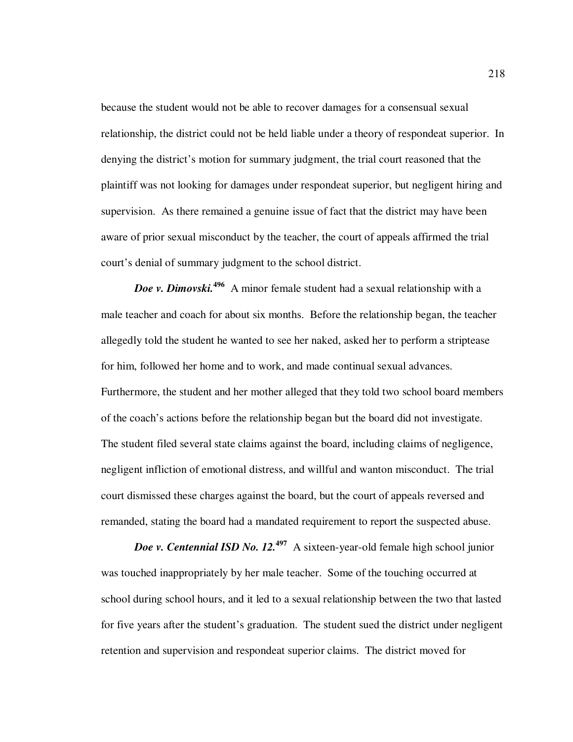because the student would not be able to recover damages for a consensual sexual relationship, the district could not be held liable under a theory of respondeat superior. In denying the district's motion for summary judgment, the trial court reasoned that the plaintiff was not looking for damages under respondeat superior, but negligent hiring and supervision. As there remained a genuine issue of fact that the district may have been aware of prior sexual misconduct by the teacher, the court of appeals affirmed the trial court's denial of summary judgment to the school district.

***Doe v. Dimovski.***[496] A minor female student had a sexual relationship with a male teacher and coach for about six months. Before the relationship began, the teacher allegedly told the student he wanted to see her naked, asked her to perform a striptease for him, followed her home and to work, and made continual sexual advances. Furthermore, the student and her mother alleged that they told two school board members of the coach's actions before the relationship began but the board did not investigate. The student filed several state claims against the board, including claims of negligence, negligent infliction of emotional distress, and willful and wanton misconduct. The trial court dismissed these charges against the board, but the court of appeals reversed and remanded, stating the board had a mandated requirement to report the suspected abuse.

***Doe v. Centennial ISD No. 12.***[497] A sixteen-year-old female high school junior was touched inappropriately by her male teacher. Some of the touching occurred at school during school hours, and it led to a sexual relationship between the two that lasted for five years after the student's graduation. The student sued the district under negligent retention and supervision and respondeat superior claims. The district moved for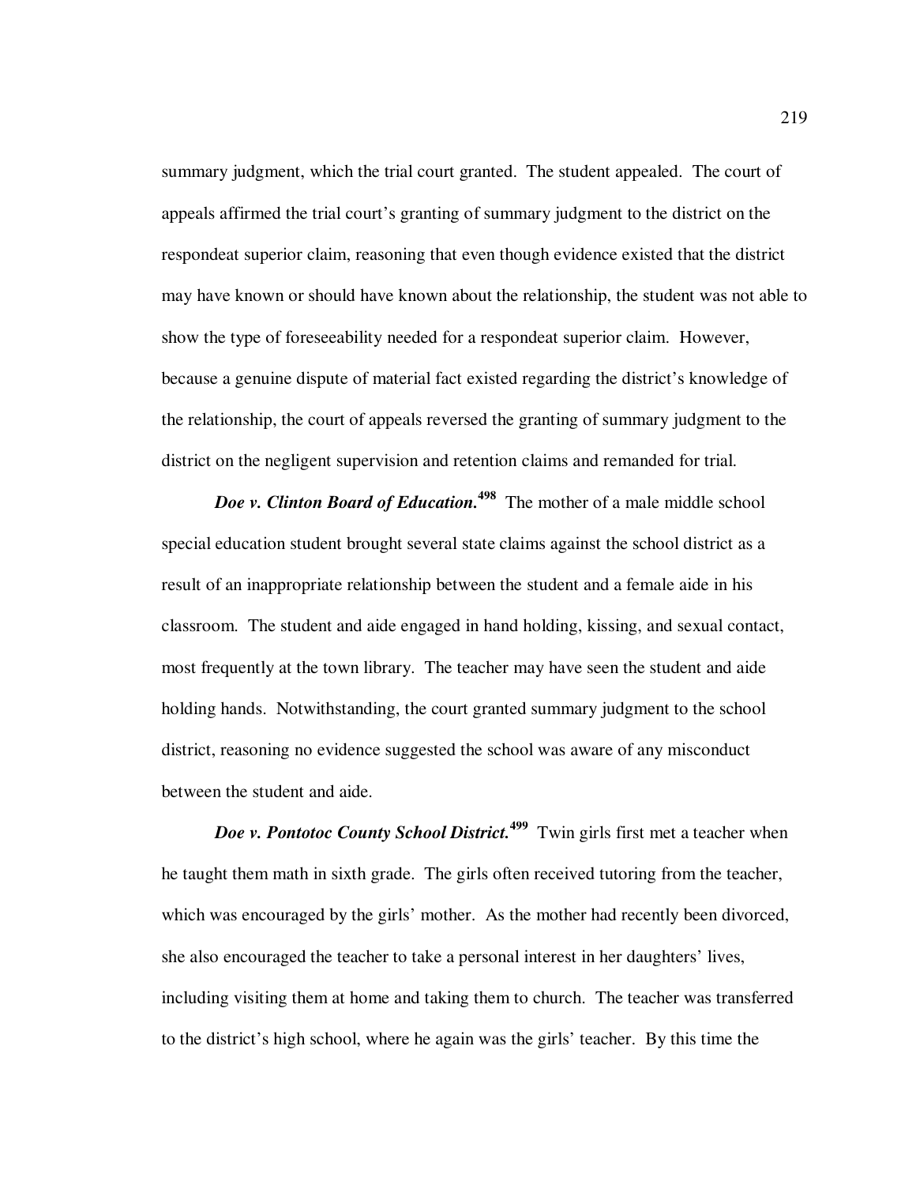summary judgment, which the trial court granted. The student appealed. The court of appeals affirmed the trial court's granting of summary judgment to the district on the respondeat superior claim, reasoning that even though evidence existed that the district may have known or should have known about the relationship, the student was not able to show the type of foreseeability needed for a respondeat superior claim. However, because a genuine dispute of material fact existed regarding the district's knowledge of the relationship, the court of appeals reversed the granting of summary judgment to the district on the negligent supervision and retention claims and remanded for trial.

***Doe v. Clinton Board of Education.***[498] The mother of a male middle school special education student brought several state claims against the school district as a result of an inappropriate relationship between the student and a female aide in his classroom. The student and aide engaged in hand holding, kissing, and sexual contact, most frequently at the town library. The teacher may have seen the student and aide holding hands. Notwithstanding, the court granted summary judgment to the school district, reasoning no evidence suggested the school was aware of any misconduct between the student and aide.

***Doe v. Pontotoc County School District.***[499] Twin girls first met a teacher when he taught them math in sixth grade. The girls often received tutoring from the teacher, which was encouraged by the girls' mother. As the mother had recently been divorced, she also encouraged the teacher to take a personal interest in her daughters' lives, including visiting them at home and taking them to church. The teacher was transferred to the district's high school, where he again was the girls' teacher. By this time the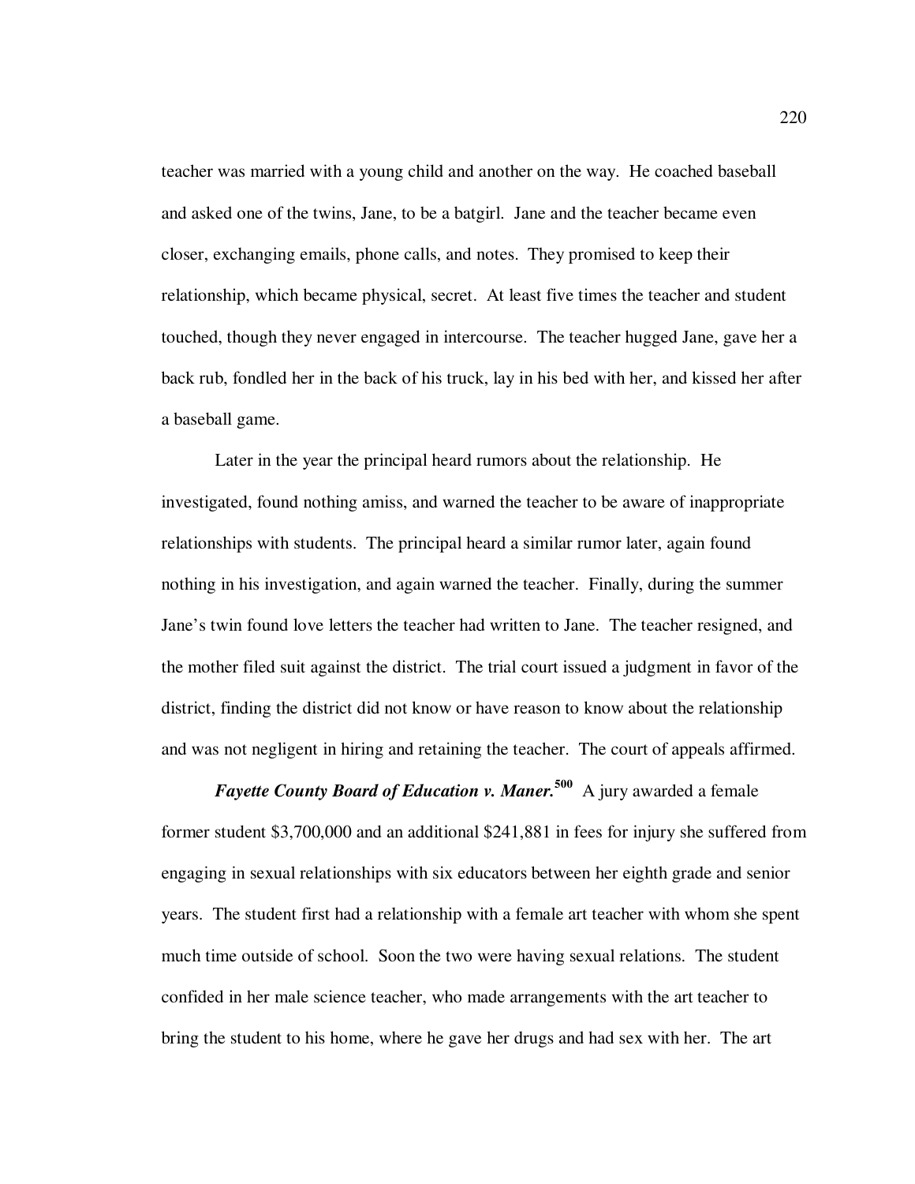teacher was married with a young child and another on the way. He coached baseball and asked one of the twins, Jane, to be a batgirl. Jane and the teacher became even closer, exchanging emails, phone calls, and notes. They promised to keep their relationship, which became physical, secret. At least five times the teacher and student touched, though they never engaged in intercourse. The teacher hugged Jane, gave her a back rub, fondled her in the back of his truck, lay in his bed with her, and kissed her after a baseball game.

Later in the year the principal heard rumors about the relationship. He investigated, found nothing amiss, and warned the teacher to be aware of inappropriate relationships with students. The principal heard a similar rumor later, again found nothing in his investigation, and again warned the teacher. Finally, during the summer Jane's twin found love letters the teacher had written to Jane. The teacher resigned, and the mother filed suit against the district. The trial court issued a judgment in favor of the district, finding the district did not know or have reason to know about the relationship and was not negligent in hiring and retaining the teacher. The court of appeals affirmed.

***Fayette County Board of Education v. Maner.***[500] A jury awarded a female former student $3,700,000 and an additional $241,881 in fees for injury she suffered from engaging in sexual relationships with six educators between her eighth grade and senior years. The student first had a relationship with a female art teacher with whom she spent much time outside of school. Soon the two were having sexual relations. The student confided in her male science teacher, who made arrangements with the art teacher to bring the student to his home, where he gave her drugs and had sex with her. The art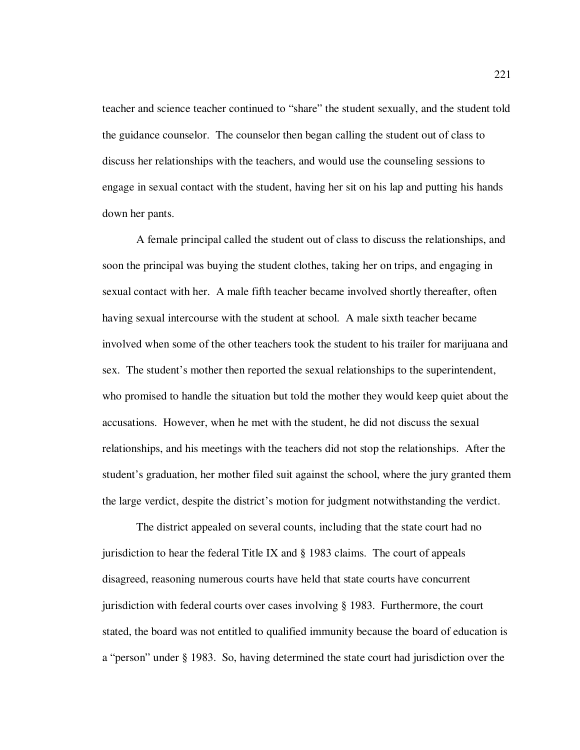teacher and science teacher continued to "share" the student sexually, and the student told the guidance counselor. The counselor then began calling the student out of class to discuss her relationships with the teachers, and would use the counseling sessions to engage in sexual contact with the student, having her sit on his lap and putting his hands down her pants.

A female principal called the student out of class to discuss the relationships, and soon the principal was buying the student clothes, taking her on trips, and engaging in sexual contact with her. A male fifth teacher became involved shortly thereafter, often having sexual intercourse with the student at school. A male sixth teacher became involved when some of the other teachers took the student to his trailer for marijuana and sex. The student's mother then reported the sexual relationships to the superintendent, who promised to handle the situation but told the mother they would keep quiet about the accusations. However, when he met with the student, he did not discuss the sexual relationships, and his meetings with the teachers did not stop the relationships. After the student's graduation, her mother filed suit against the school, where the jury granted them the large verdict, despite the district's motion for judgment notwithstanding the verdict.

The district appealed on several counts, including that the state court had no jurisdiction to hear the federal Title IX and § 1983 claims. The court of appeals disagreed, reasoning numerous courts have held that state courts have concurrent jurisdiction with federal courts over cases involving § 1983. Furthermore, the court stated, the board was not entitled to qualified immunity because the board of education is a "person" under § 1983. So, having determined the state court had jurisdiction over the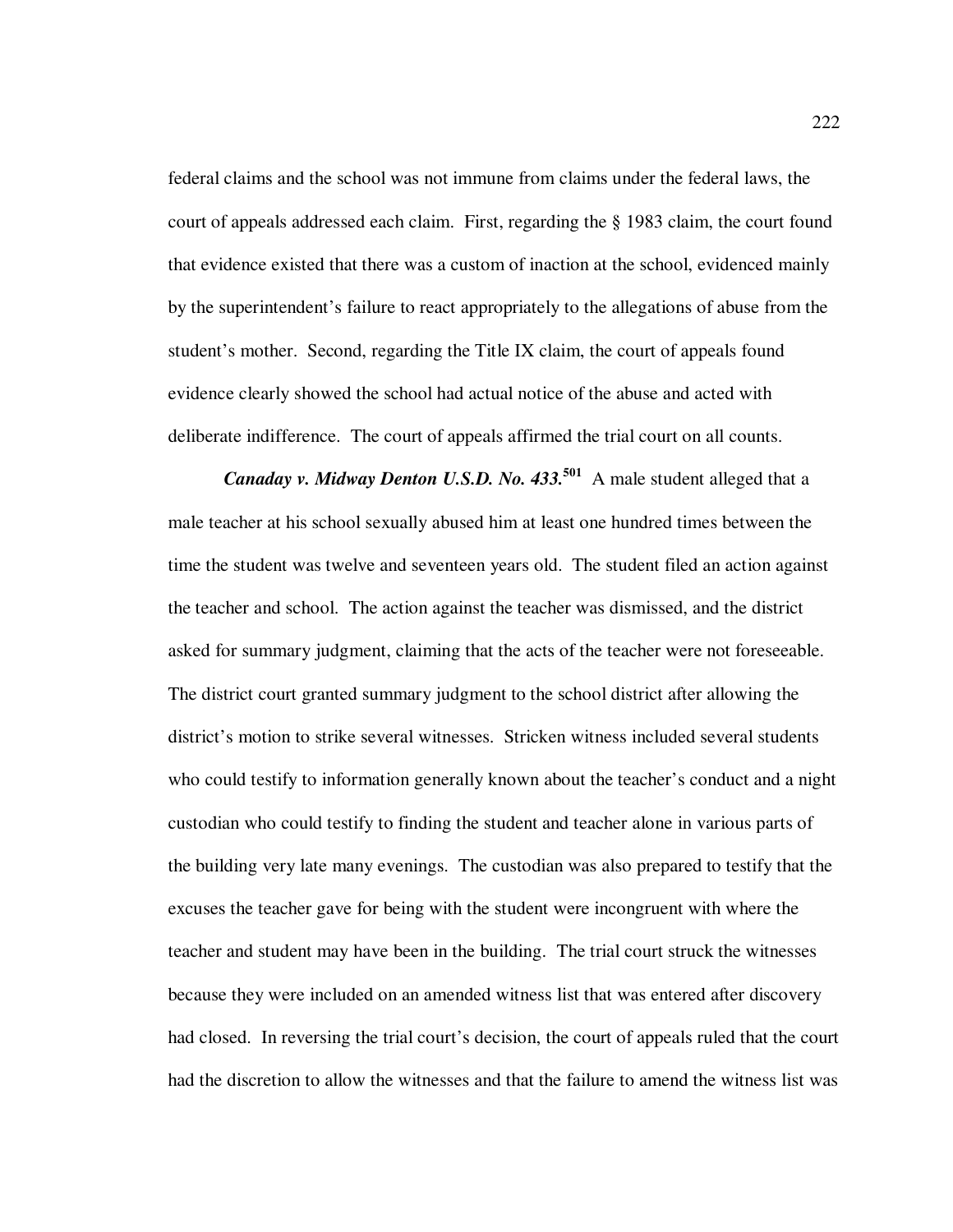federal claims and the school was not immune from claims under the federal laws, the court of appeals addressed each claim. First, regarding the § 1983 claim, the court found that evidence existed that there was a custom of inaction at the school, evidenced mainly by the superintendent's failure to react appropriately to the allegations of abuse from the student's mother. Second, regarding the Title IX claim, the court of appeals found evidence clearly showed the school had actual notice of the abuse and acted with deliberate indifference. The court of appeals affirmed the trial court on all counts.

***Canaday v. Midway Denton U.S.D. No. 433.***[501] A male student alleged that a male teacher at his school sexually abused him at least one hundred times between the time the student was twelve and seventeen years old. The student filed an action against the teacher and school. The action against the teacher was dismissed, and the district asked for summary judgment, claiming that the acts of the teacher were not foreseeable. The district court granted summary judgment to the school district after allowing the district's motion to strike several witnesses. Stricken witness included several students who could testify to information generally known about the teacher's conduct and a night custodian who could testify to finding the student and teacher alone in various parts of the building very late many evenings. The custodian was also prepared to testify that the excuses the teacher gave for being with the student were incongruent with where the teacher and student may have been in the building. The trial court struck the witnesses because they were included on an amended witness list that was entered after discovery had closed. In reversing the trial court's decision, the court of appeals ruled that the court had the discretion to allow the witnesses and that the failure to amend the witness list was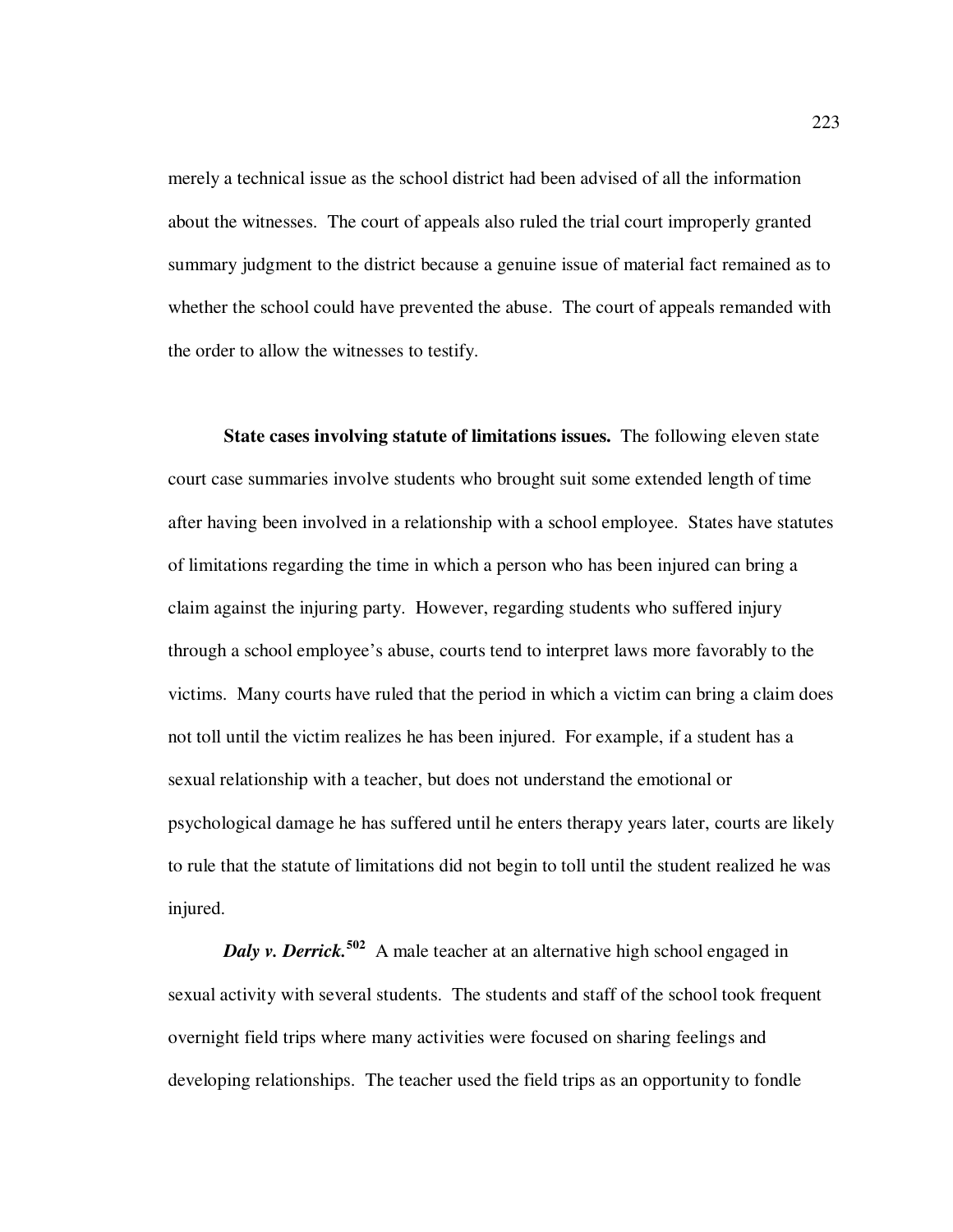merely a technical issue as the school district had been advised of all the information about the witnesses. The court of appeals also ruled the trial court improperly granted summary judgment to the district because a genuine issue of material fact remained as to whether the school could have prevented the abuse. The court of appeals remanded with the order to allow the witnesses to testify.

**State cases involving statute of limitations issues.** The following eleven state court case summaries involve students who brought suit some extended length of time after having been involved in a relationship with a school employee. States have statutes of limitations regarding the time in which a person who has been injured can bring a claim against the injuring party. However, regarding students who suffered injury through a school employee's abuse, courts tend to interpret laws more favorably to the victims. Many courts have ruled that the period in which a victim can bring a claim does not toll until the victim realizes he has been injured. For example, if a student has a sexual relationship with a teacher, but does not understand the emotional or psychological damage he has suffered until he enters therapy years later, courts are likely to rule that the statute of limitations did not begin to toll until the student realized he was injured.

***Daly v. Derrick.***[502] A male teacher at an alternative high school engaged in sexual activity with several students. The students and staff of the school took frequent overnight field trips where many activities were focused on sharing feelings and developing relationships. The teacher used the field trips as an opportunity to fondle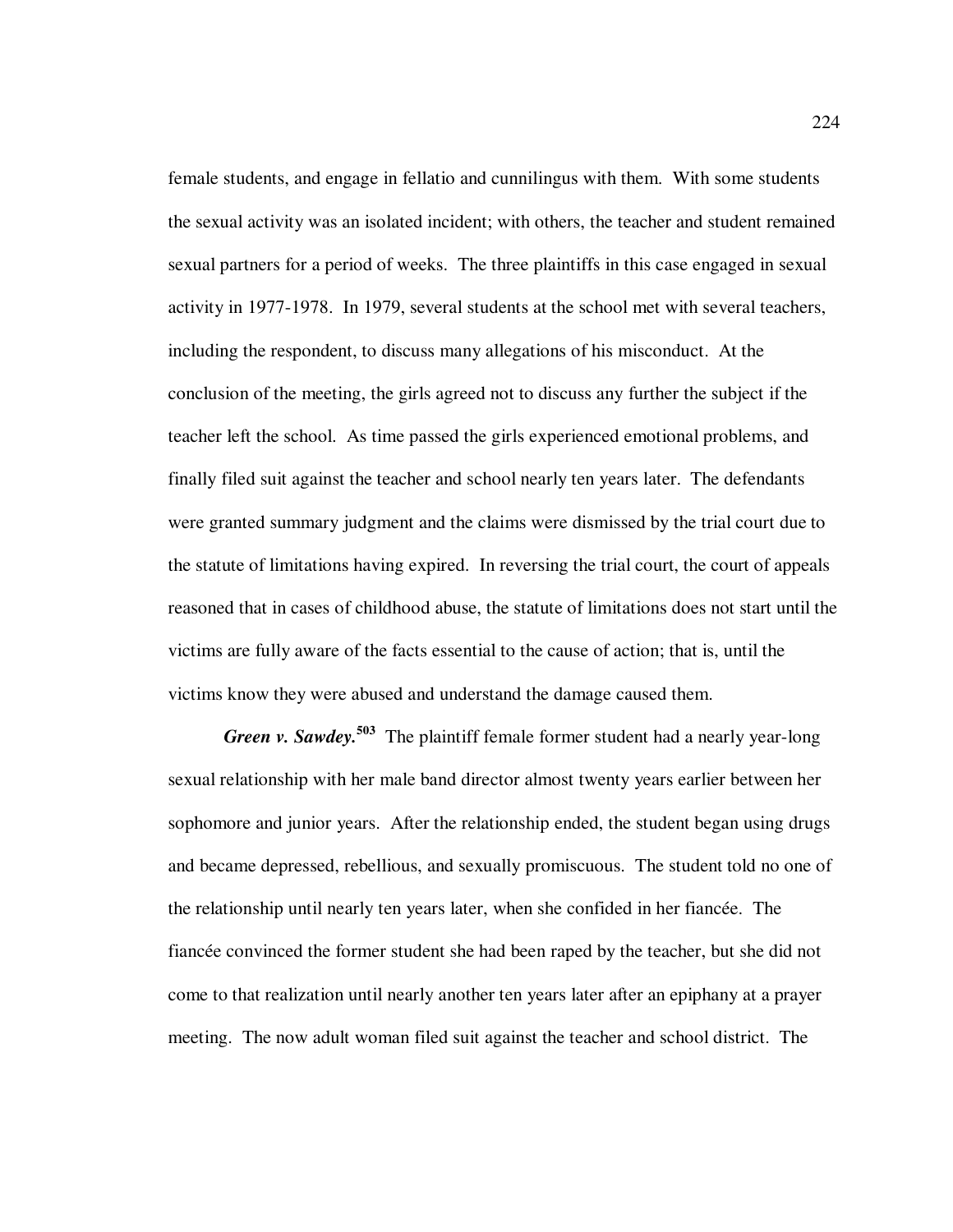female students, and engage in fellatio and cunnilingus with them. With some students the sexual activity was an isolated incident; with others, the teacher and student remained sexual partners for a period of weeks. The three plaintiffs in this case engaged in sexual activity in 1977-1978. In 1979, several students at the school met with several teachers, including the respondent, to discuss many allegations of his misconduct. At the conclusion of the meeting, the girls agreed not to discuss any further the subject if the teacher left the school. As time passed the girls experienced emotional problems, and finally filed suit against the teacher and school nearly ten years later. The defendants were granted summary judgment and the claims were dismissed by the trial court due to the statute of limitations having expired. In reversing the trial court, the court of appeals reasoned that in cases of childhood abuse, the statute of limitations does not start until the victims are fully aware of the facts essential to the cause of action; that is, until the victims know they were abused and understand the damage caused them.

***Green v. Sawdey.***[503] The plaintiff female former student had a nearly year-long sexual relationship with her male band director almost twenty years earlier between her sophomore and junior years. After the relationship ended, the student began using drugs and became depressed, rebellious, and sexually promiscuous. The student told no one of the relationship until nearly ten years later, when she confided in her fiancée. The fiancée convinced the former student she had been raped by the teacher, but she did not come to that realization until nearly another ten years later after an epiphany at a prayer meeting. The now adult woman filed suit against the teacher and school district. The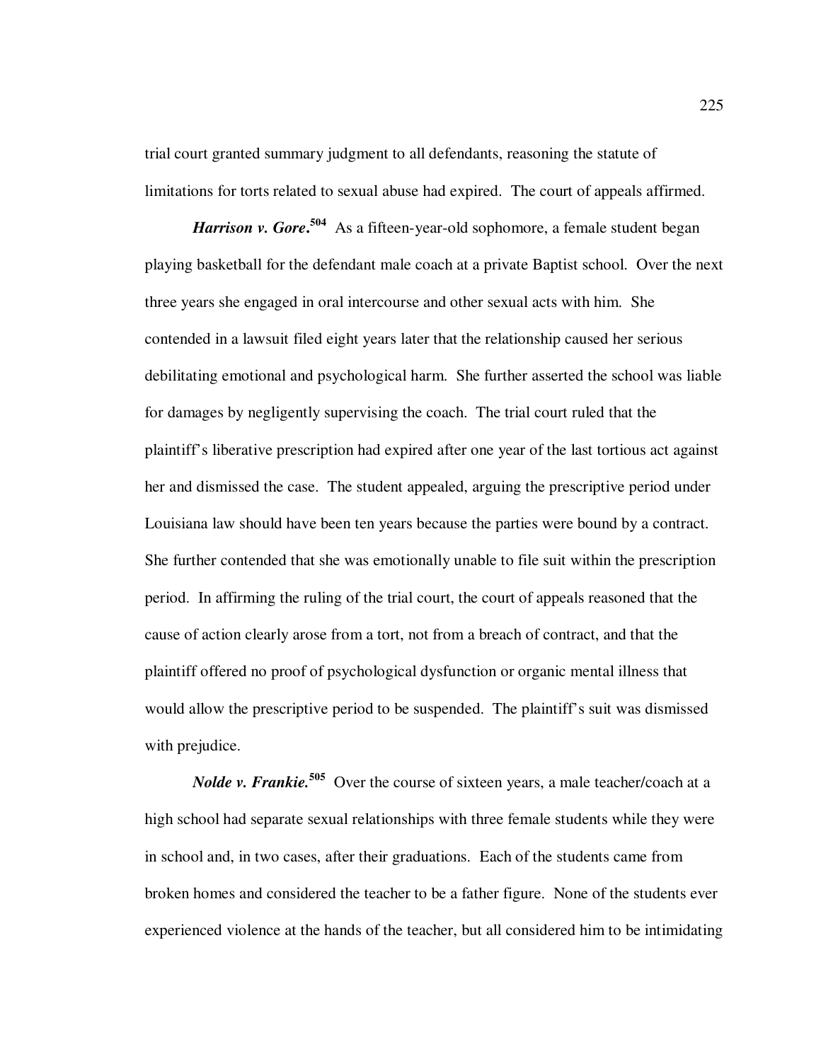trial court granted summary judgment to all defendants, reasoning the statute of limitations for torts related to sexual abuse had expired. The court of appeals affirmed.

***Harrison v. Gore*.**[504] As a fifteen-year-old sophomore, a female student began playing basketball for the defendant male coach at a private Baptist school. Over the next three years she engaged in oral intercourse and other sexual acts with him. She contended in a lawsuit filed eight years later that the relationship caused her serious debilitating emotional and psychological harm. She further asserted the school was liable for damages by negligently supervising the coach. The trial court ruled that the plaintiff's liberative prescription had expired after one year of the last tortious act against her and dismissed the case. The student appealed, arguing the prescriptive period under Louisiana law should have been ten years because the parties were bound by a contract. She further contended that she was emotionally unable to file suit within the prescription period. In affirming the ruling of the trial court, the court of appeals reasoned that the cause of action clearly arose from a tort, not from a breach of contract, and that the plaintiff offered no proof of psychological dysfunction or organic mental illness that would allow the prescriptive period to be suspended. The plaintiff's suit was dismissed with prejudice.

***Nolde v. Frankie.***[505] Over the course of sixteen years, a male teacher/coach at a high school had separate sexual relationships with three female students while they were in school and, in two cases, after their graduations. Each of the students came from broken homes and considered the teacher to be a father figure. None of the students ever experienced violence at the hands of the teacher, but all considered him to be intimidating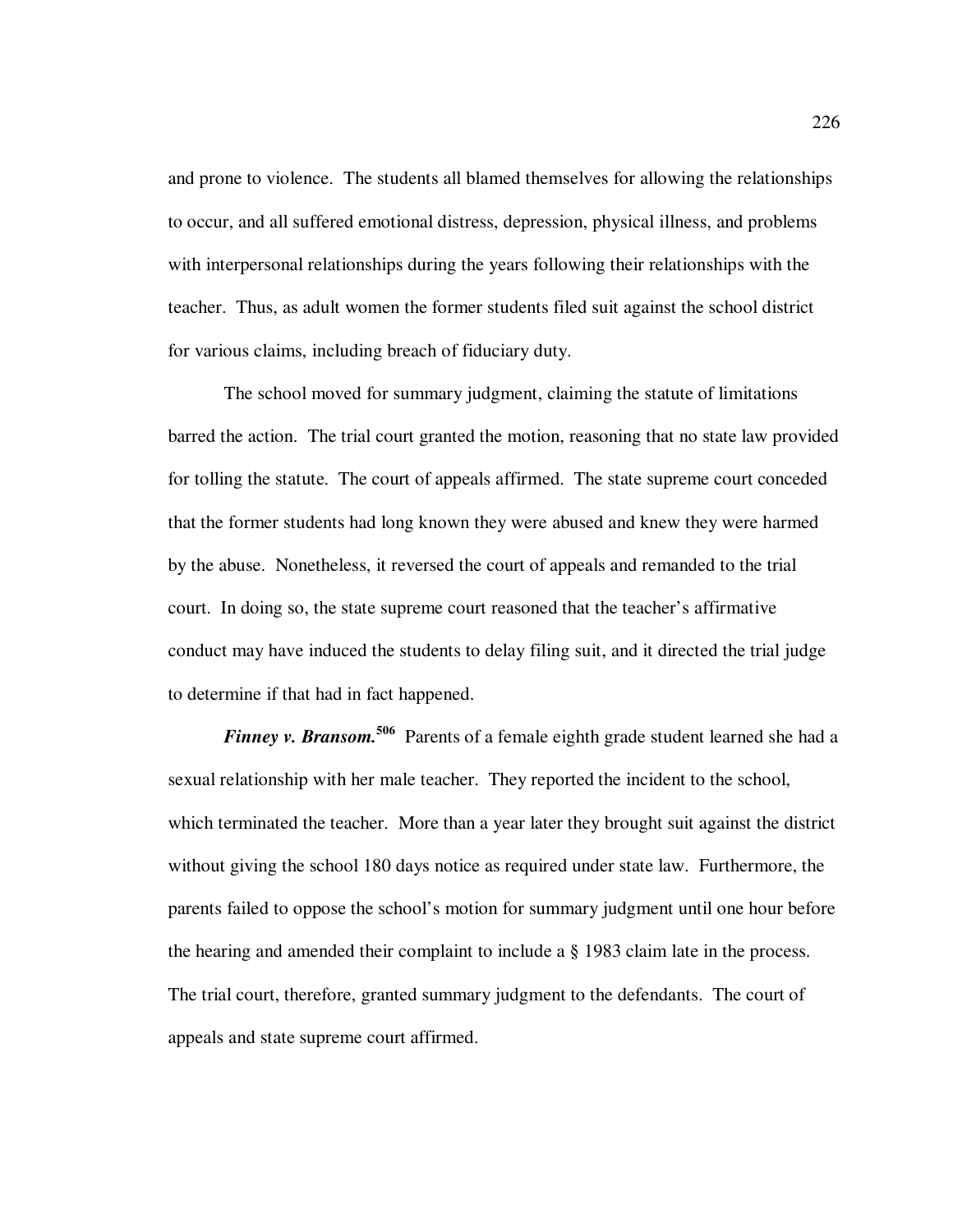and prone to violence. The students all blamed themselves for allowing the relationships to occur, and all suffered emotional distress, depression, physical illness, and problems with interpersonal relationships during the years following their relationships with the teacher. Thus, as adult women the former students filed suit against the school district for various claims, including breach of fiduciary duty.

The school moved for summary judgment, claiming the statute of limitations barred the action. The trial court granted the motion, reasoning that no state law provided for tolling the statute. The court of appeals affirmed. The state supreme court conceded that the former students had long known they were abused and knew they were harmed by the abuse. Nonetheless, it reversed the court of appeals and remanded to the trial court. In doing so, the state supreme court reasoned that the teacher's affirmative conduct may have induced the students to delay filing suit, and it directed the trial judge to determine if that had in fact happened.

***Finney v. Bransom.***[506] Parents of a female eighth grade student learned she had a sexual relationship with her male teacher. They reported the incident to the school, which terminated the teacher. More than a year later they brought suit against the district without giving the school 180 days notice as required under state law. Furthermore, the parents failed to oppose the school's motion for summary judgment until one hour before the hearing and amended their complaint to include a § 1983 claim late in the process. The trial court, therefore, granted summary judgment to the defendants. The court of appeals and state supreme court affirmed.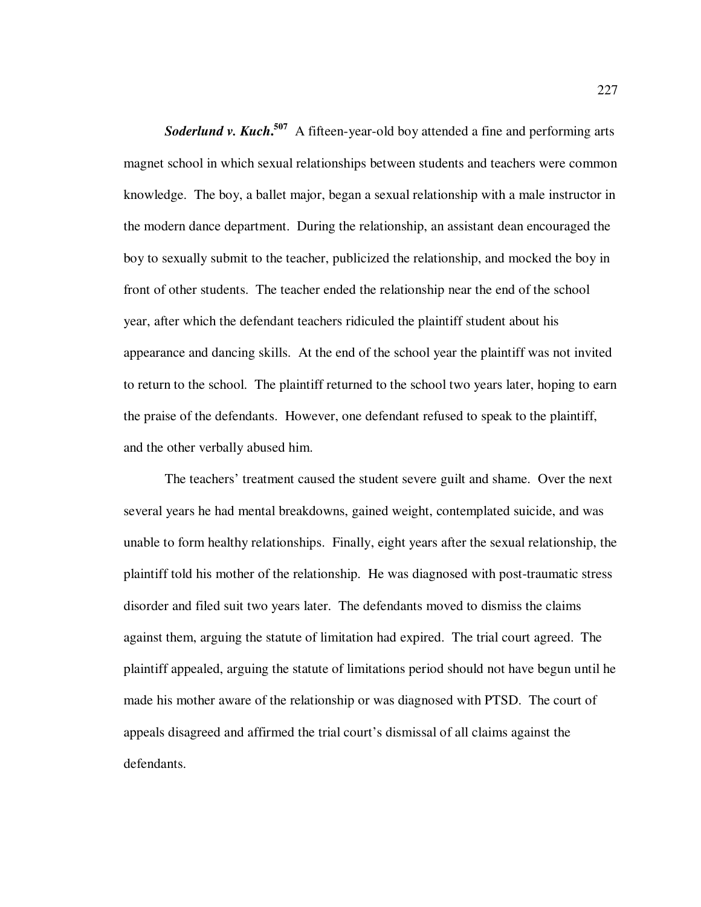***Soderlund v. Kuch*.**[507] A fifteen-year-old boy attended a fine and performing arts magnet school in which sexual relationships between students and teachers were common knowledge. The boy, a ballet major, began a sexual relationship with a male instructor in the modern dance department. During the relationship, an assistant dean encouraged the boy to sexually submit to the teacher, publicized the relationship, and mocked the boy in front of other students. The teacher ended the relationship near the end of the school year, after which the defendant teachers ridiculed the plaintiff student about his appearance and dancing skills. At the end of the school year the plaintiff was not invited to return to the school. The plaintiff returned to the school two years later, hoping to earn the praise of the defendants. However, one defendant refused to speak to the plaintiff, and the other verbally abused him.

The teachers' treatment caused the student severe guilt and shame. Over the next several years he had mental breakdowns, gained weight, contemplated suicide, and was unable to form healthy relationships. Finally, eight years after the sexual relationship, the plaintiff told his mother of the relationship. He was diagnosed with post-traumatic stress disorder and filed suit two years later. The defendants moved to dismiss the claims against them, arguing the statute of limitation had expired. The trial court agreed. The plaintiff appealed, arguing the statute of limitations period should not have begun until he made his mother aware of the relationship or was diagnosed with PTSD. The court of appeals disagreed and affirmed the trial court's dismissal of all claims against the defendants.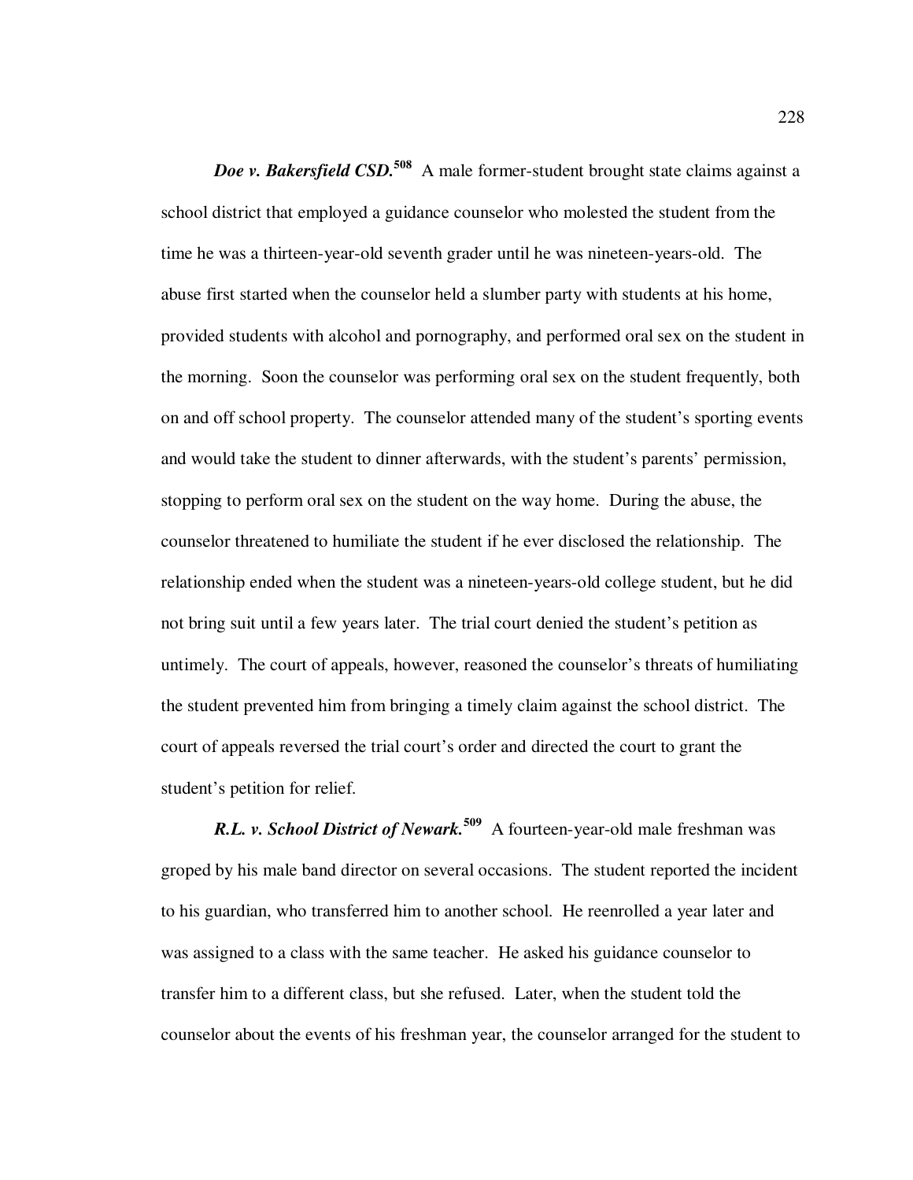***Doe v. Bakersfield CSD.***[508] A male former-student brought state claims against a school district that employed a guidance counselor who molested the student from the time he was a thirteen-year-old seventh grader until he was nineteen-years-old. The abuse first started when the counselor held a slumber party with students at his home, provided students with alcohol and pornography, and performed oral sex on the student in the morning. Soon the counselor was performing oral sex on the student frequently, both on and off school property. The counselor attended many of the student's sporting events and would take the student to dinner afterwards, with the student's parents' permission, stopping to perform oral sex on the student on the way home. During the abuse, the counselor threatened to humiliate the student if he ever disclosed the relationship. The relationship ended when the student was a nineteen-years-old college student, but he did not bring suit until a few years later. The trial court denied the student's petition as untimely. The court of appeals, however, reasoned the counselor's threats of humiliating the student prevented him from bringing a timely claim against the school district. The court of appeals reversed the trial court's order and directed the court to grant the student's petition for relief.

***R.L. v. School District of Newark.***[509] A fourteen-year-old male freshman was groped by his male band director on several occasions. The student reported the incident to his guardian, who transferred him to another school. He reenrolled a year later and was assigned to a class with the same teacher. He asked his guidance counselor to transfer him to a different class, but she refused. Later, when the student told the counselor about the events of his freshman year, the counselor arranged for the student to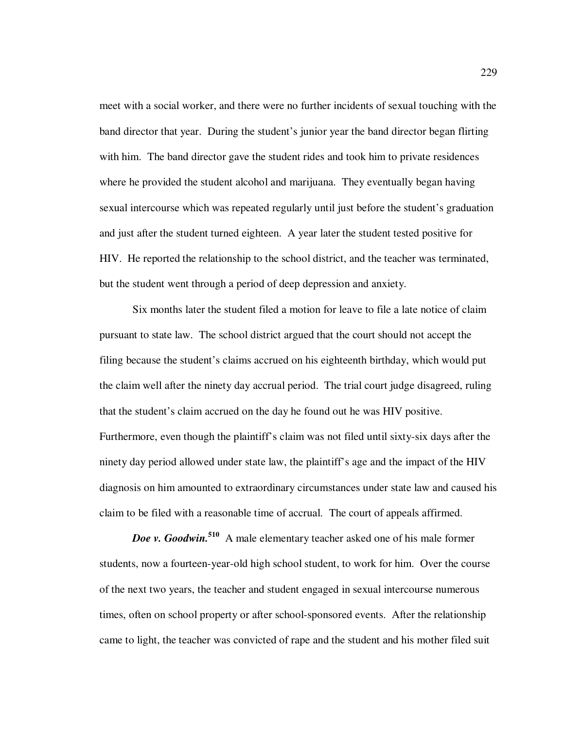meet with a social worker, and there were no further incidents of sexual touching with the band director that year. During the student's junior year the band director began flirting with him. The band director gave the student rides and took him to private residences where he provided the student alcohol and marijuana. They eventually began having sexual intercourse which was repeated regularly until just before the student's graduation and just after the student turned eighteen. A year later the student tested positive for HIV. He reported the relationship to the school district, and the teacher was terminated, but the student went through a period of deep depression and anxiety.

Six months later the student filed a motion for leave to file a late notice of claim pursuant to state law. The school district argued that the court should not accept the filing because the student's claims accrued on his eighteenth birthday, which would put the claim well after the ninety day accrual period. The trial court judge disagreed, ruling that the student's claim accrued on the day he found out he was HIV positive. Furthermore, even though the plaintiff's claim was not filed until sixty-six days after the ninety day period allowed under state law, the plaintiff's age and the impact of the HIV diagnosis on him amounted to extraordinary circumstances under state law and caused his claim to be filed with a reasonable time of accrual. The court of appeals affirmed.

***Doe v. Goodwin.***[510] A male elementary teacher asked one of his male former students, now a fourteen-year-old high school student, to work for him. Over the course of the next two years, the teacher and student engaged in sexual intercourse numerous times, often on school property or after school-sponsored events. After the relationship came to light, the teacher was convicted of rape and the student and his mother filed suit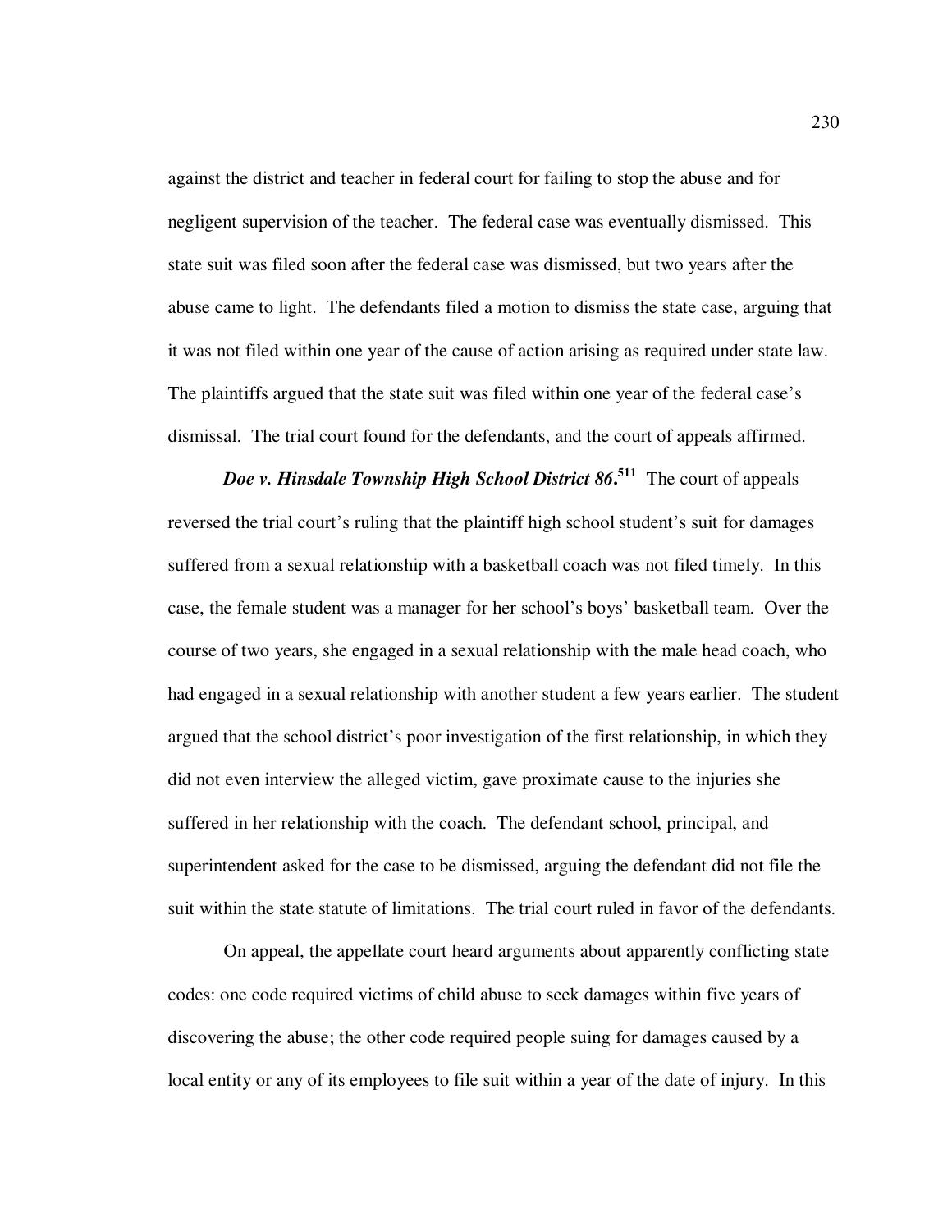against the district and teacher in federal court for failing to stop the abuse and for negligent supervision of the teacher. The federal case was eventually dismissed. This state suit was filed soon after the federal case was dismissed, but two years after the abuse came to light. The defendants filed a motion to dismiss the state case, arguing that it was not filed within one year of the cause of action arising as required under state law. The plaintiffs argued that the state suit was filed within one year of the federal case's dismissal. The trial court found for the defendants, and the court of appeals affirmed.

***Doe v. Hinsdale Township High School District 86*.**[511] The court of appeals reversed the trial court's ruling that the plaintiff high school student's suit for damages suffered from a sexual relationship with a basketball coach was not filed timely. In this case, the female student was a manager for her school's boys' basketball team. Over the course of two years, she engaged in a sexual relationship with the male head coach, who had engaged in a sexual relationship with another student a few years earlier. The student argued that the school district's poor investigation of the first relationship, in which they did not even interview the alleged victim, gave proximate cause to the injuries she suffered in her relationship with the coach. The defendant school, principal, and superintendent asked for the case to be dismissed, arguing the defendant did not file the suit within the state statute of limitations. The trial court ruled in favor of the defendants.

On appeal, the appellate court heard arguments about apparently conflicting state codes: one code required victims of child abuse to seek damages within five years of discovering the abuse; the other code required people suing for damages caused by a local entity or any of its employees to file suit within a year of the date of injury. In this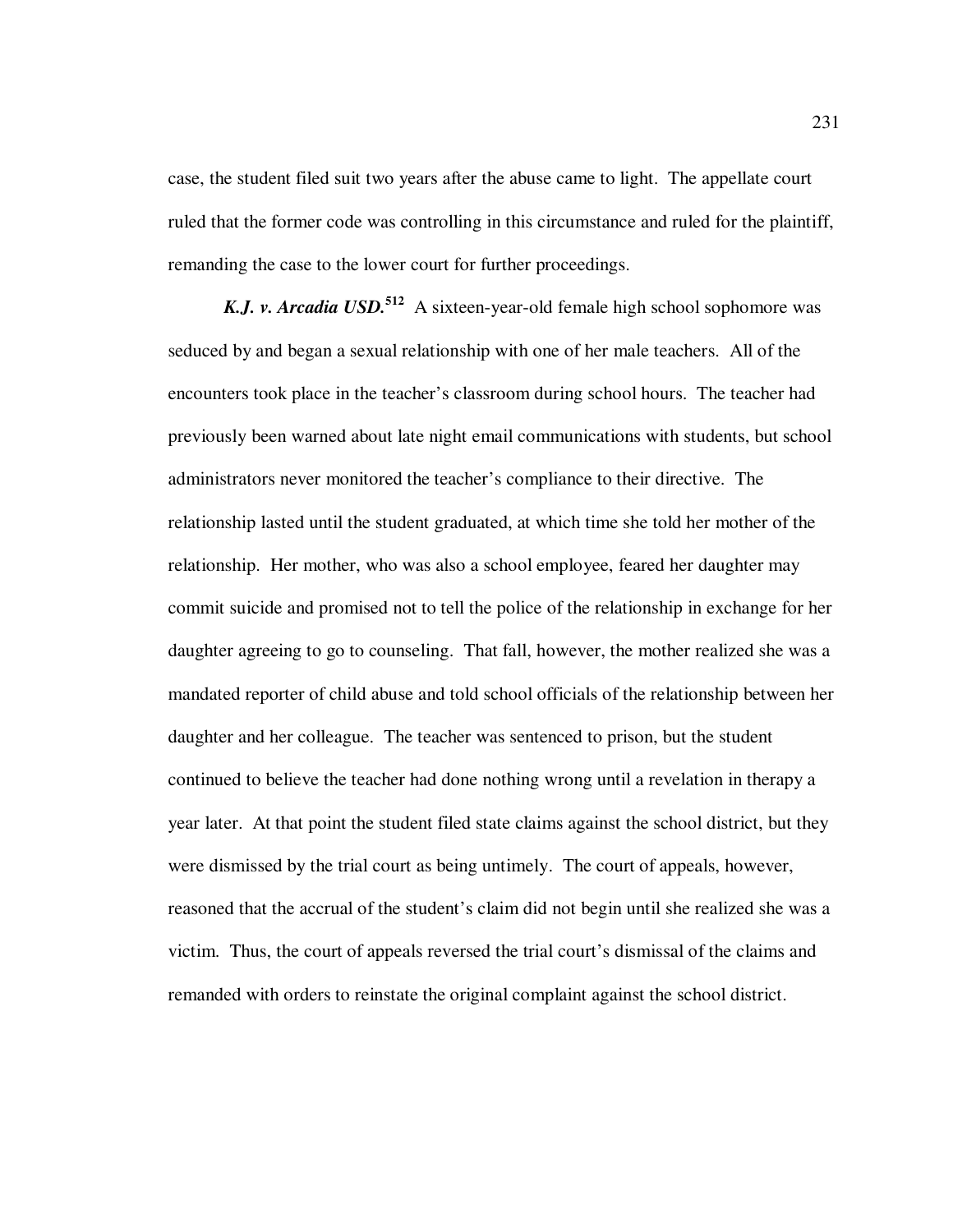case, the student filed suit two years after the abuse came to light. The appellate court ruled that the former code was controlling in this circumstance and ruled for the plaintiff, remanding the case to the lower court for further proceedings.

***K.J. v. Arcadia USD.***[512] A sixteen-year-old female high school sophomore was seduced by and began a sexual relationship with one of her male teachers. All of the encounters took place in the teacher's classroom during school hours. The teacher had previously been warned about late night email communications with students, but school administrators never monitored the teacher's compliance to their directive. The relationship lasted until the student graduated, at which time she told her mother of the relationship. Her mother, who was also a school employee, feared her daughter may commit suicide and promised not to tell the police of the relationship in exchange for her daughter agreeing to go to counseling. That fall, however, the mother realized she was a mandated reporter of child abuse and told school officials of the relationship between her daughter and her colleague. The teacher was sentenced to prison, but the student continued to believe the teacher had done nothing wrong until a revelation in therapy a year later. At that point the student filed state claims against the school district, but they were dismissed by the trial court as being untimely. The court of appeals, however, reasoned that the accrual of the student's claim did not begin until she realized she was a victim. Thus, the court of appeals reversed the trial court's dismissal of the claims and remanded with orders to reinstate the original complaint against the school district.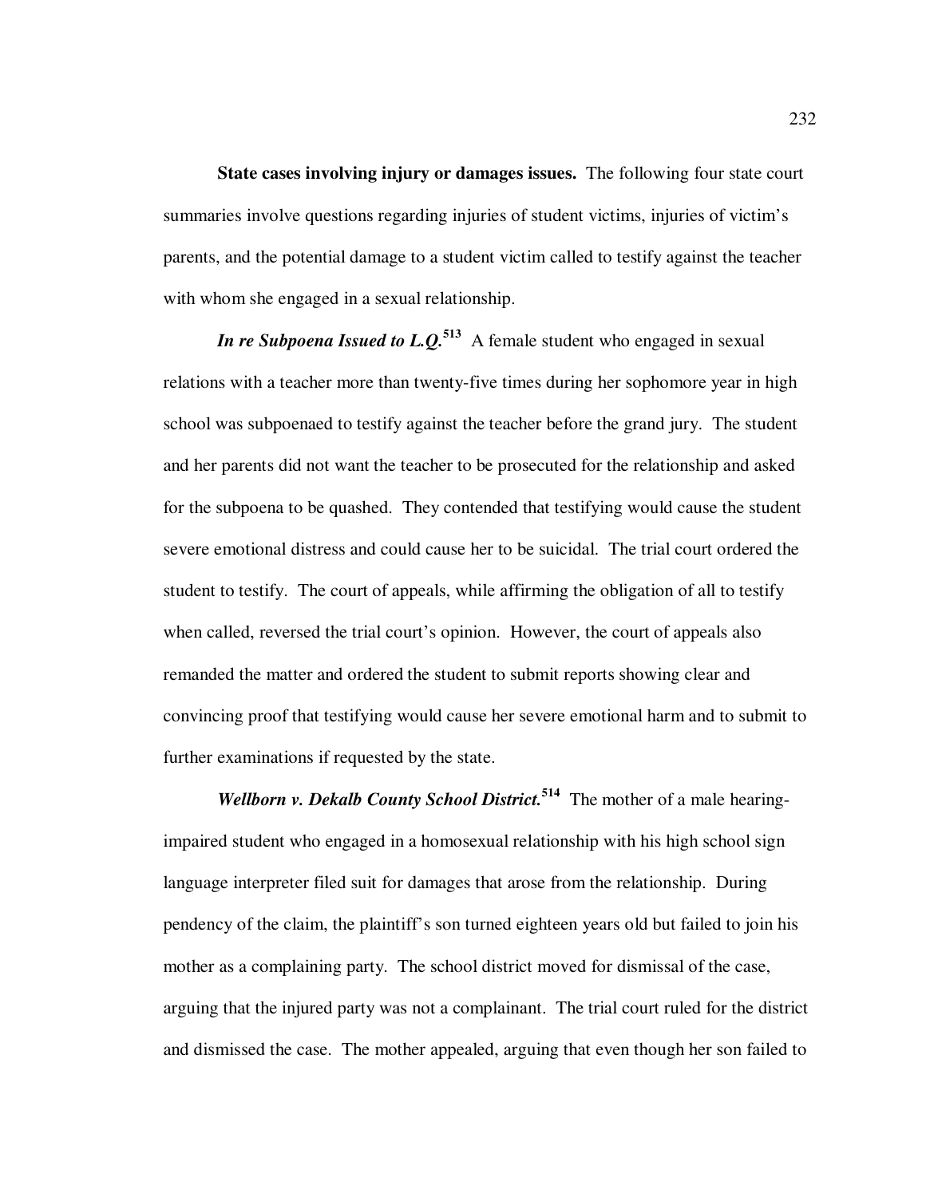**State cases involving injury or damages issues.** The following four state court summaries involve questions regarding injuries of student victims, injuries of victim's parents, and the potential damage to a student victim called to testify against the teacher with whom she engaged in a sexual relationship.

***In re Subpoena Issued to L.Q.***[513] A female student who engaged in sexual relations with a teacher more than twenty-five times during her sophomore year in high school was subpoenaed to testify against the teacher before the grand jury. The student and her parents did not want the teacher to be prosecuted for the relationship and asked for the subpoena to be quashed. They contended that testifying would cause the student severe emotional distress and could cause her to be suicidal. The trial court ordered the student to testify. The court of appeals, while affirming the obligation of all to testify when called, reversed the trial court's opinion. However, the court of appeals also remanded the matter and ordered the student to submit reports showing clear and convincing proof that testifying would cause her severe emotional harm and to submit to further examinations if requested by the state.

***Wellborn v. Dekalb County School District.***[514] The mother of a male hearing-impaired student who engaged in a homosexual relationship with his high school sign language interpreter filed suit for damages that arose from the relationship. During pendency of the claim, the plaintiff's son turned eighteen years old but failed to join his mother as a complaining party. The school district moved for dismissal of the case, arguing that the injured party was not a complainant. The trial court ruled for the district and dismissed the case. The mother appealed, arguing that even though her son failed to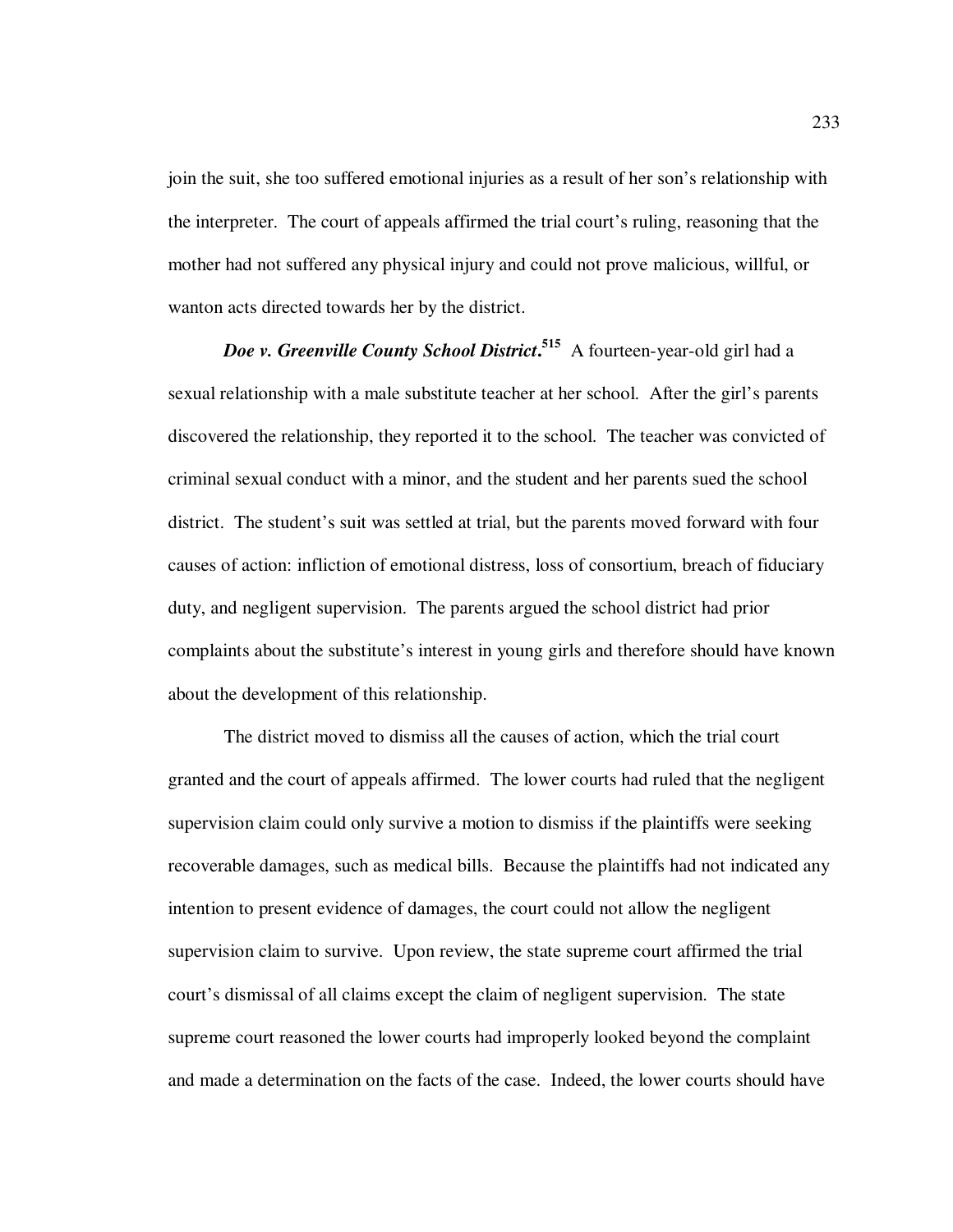join the suit, she too suffered emotional injuries as a result of her son's relationship with the interpreter. The court of appeals affirmed the trial court's ruling, reasoning that the mother had not suffered any physical injury and could not prove malicious, willful, or wanton acts directed towards her by the district.

***Doe v. Greenville County School District*.**[515] A fourteen-year-old girl had a sexual relationship with a male substitute teacher at her school. After the girl's parents discovered the relationship, they reported it to the school. The teacher was convicted of criminal sexual conduct with a minor, and the student and her parents sued the school district. The student's suit was settled at trial, but the parents moved forward with four causes of action: infliction of emotional distress, loss of consortium, breach of fiduciary duty, and negligent supervision. The parents argued the school district had prior complaints about the substitute's interest in young girls and therefore should have known about the development of this relationship.

The district moved to dismiss all the causes of action, which the trial court granted and the court of appeals affirmed. The lower courts had ruled that the negligent supervision claim could only survive a motion to dismiss if the plaintiffs were seeking recoverable damages, such as medical bills. Because the plaintiffs had not indicated any intention to present evidence of damages, the court could not allow the negligent supervision claim to survive. Upon review, the state supreme court affirmed the trial court's dismissal of all claims except the claim of negligent supervision. The state supreme court reasoned the lower courts had improperly looked beyond the complaint and made a determination on the facts of the case. Indeed, the lower courts should have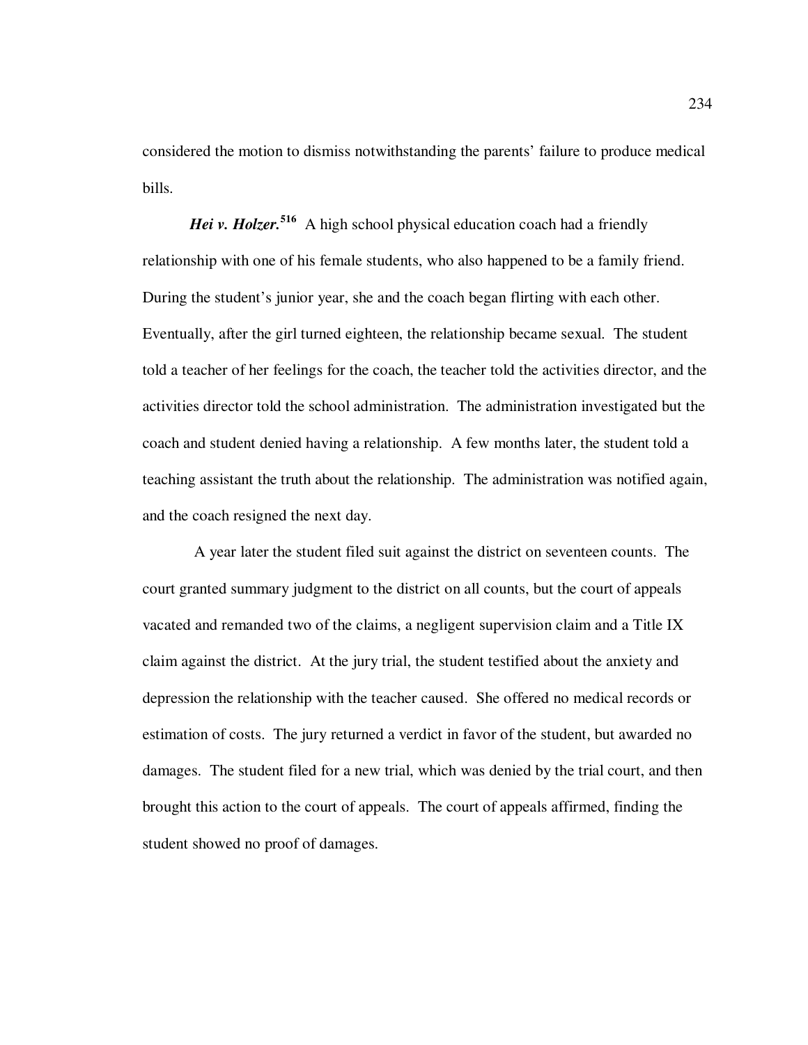considered the motion to dismiss notwithstanding the parents' failure to produce medical bills.

***Hei v. Holzer.***[516] A high school physical education coach had a friendly relationship with one of his female students, who also happened to be a family friend. During the student's junior year, she and the coach began flirting with each other. Eventually, after the girl turned eighteen, the relationship became sexual. The student told a teacher of her feelings for the coach, the teacher told the activities director, and the activities director told the school administration. The administration investigated but the coach and student denied having a relationship. A few months later, the student told a teaching assistant the truth about the relationship. The administration was notified again, and the coach resigned the next day.

A year later the student filed suit against the district on seventeen counts. The court granted summary judgment to the district on all counts, but the court of appeals vacated and remanded two of the claims, a negligent supervision claim and a Title IX claim against the district. At the jury trial, the student testified about the anxiety and depression the relationship with the teacher caused. She offered no medical records or estimation of costs. The jury returned a verdict in favor of the student, but awarded no damages. The student filed for a new trial, which was denied by the trial court, and then brought this action to the court of appeals. The court of appeals affirmed, finding the student showed no proof of damages.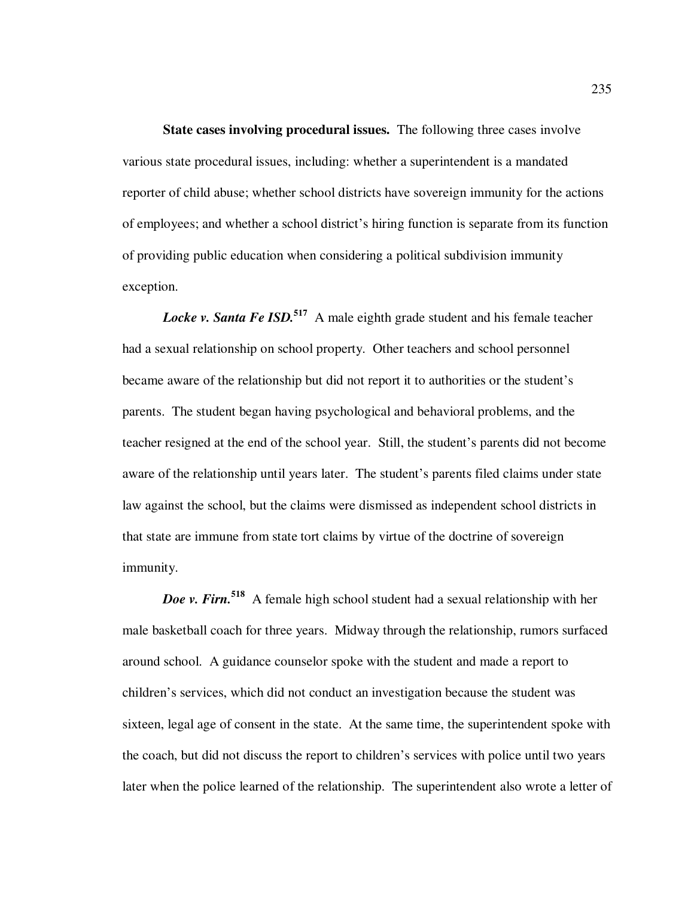**State cases involving procedural issues.** The following three cases involve various state procedural issues, including: whether a superintendent is a mandated reporter of child abuse; whether school districts have sovereign immunity for the actions of employees; and whether a school district's hiring function is separate from its function of providing public education when considering a political subdivision immunity exception.

***Locke v. Santa Fe ISD.***[517] A male eighth grade student and his female teacher had a sexual relationship on school property. Other teachers and school personnel became aware of the relationship but did not report it to authorities or the student's parents. The student began having psychological and behavioral problems, and the teacher resigned at the end of the school year. Still, the student's parents did not become aware of the relationship until years later. The student's parents filed claims under state law against the school, but the claims were dismissed as independent school districts in that state are immune from state tort claims by virtue of the doctrine of sovereign immunity.

***Doe v. Firn.***[518] A female high school student had a sexual relationship with her male basketball coach for three years. Midway through the relationship, rumors surfaced around school. A guidance counselor spoke with the student and made a report to children's services, which did not conduct an investigation because the student was sixteen, legal age of consent in the state. At the same time, the superintendent spoke with the coach, but did not discuss the report to children's services with police until two years later when the police learned of the relationship. The superintendent also wrote a letter of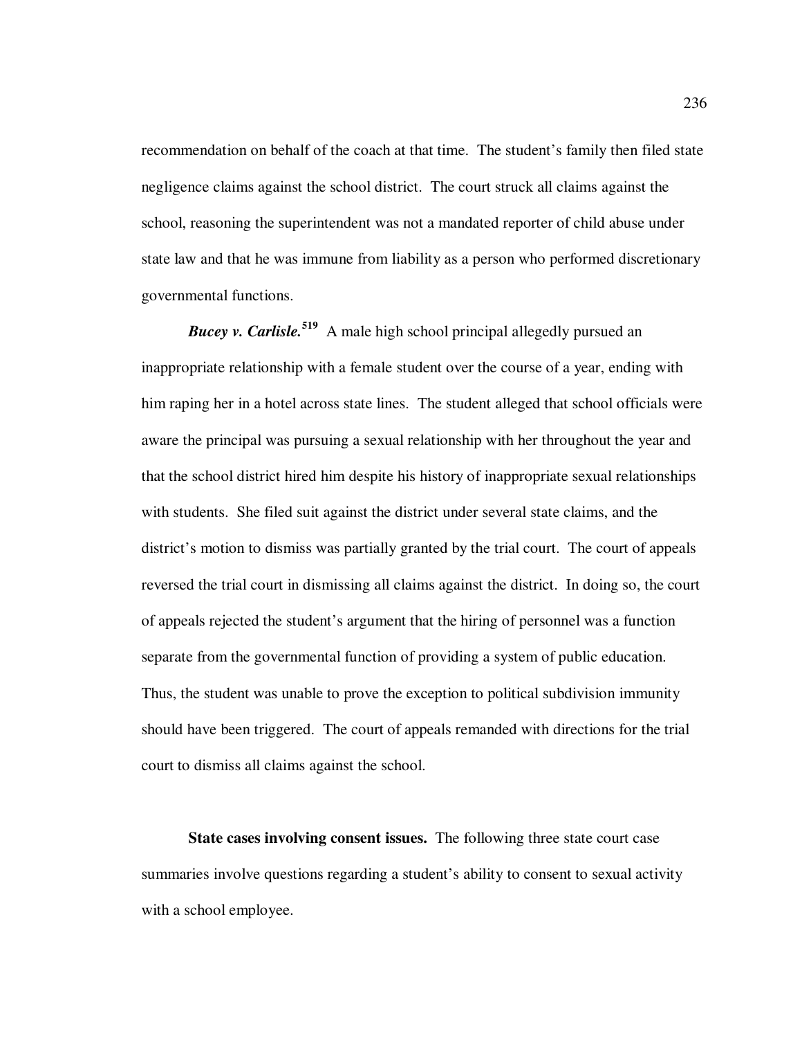recommendation on behalf of the coach at that time. The student's family then filed state negligence claims against the school district. The court struck all claims against the school, reasoning the superintendent was not a mandated reporter of child abuse under state law and that he was immune from liability as a person who performed discretionary governmental functions.

***Bucey v. Carlisle.***[519] A male high school principal allegedly pursued an inappropriate relationship with a female student over the course of a year, ending with him raping her in a hotel across state lines. The student alleged that school officials were aware the principal was pursuing a sexual relationship with her throughout the year and that the school district hired him despite his history of inappropriate sexual relationships with students. She filed suit against the district under several state claims, and the district's motion to dismiss was partially granted by the trial court. The court of appeals reversed the trial court in dismissing all claims against the district. In doing so, the court of appeals rejected the student's argument that the hiring of personnel was a function separate from the governmental function of providing a system of public education. Thus, the student was unable to prove the exception to political subdivision immunity should have been triggered. The court of appeals remanded with directions for the trial court to dismiss all claims against the school.

**State cases involving consent issues.** The following three state court case summaries involve questions regarding a student's ability to consent to sexual activity with a school employee.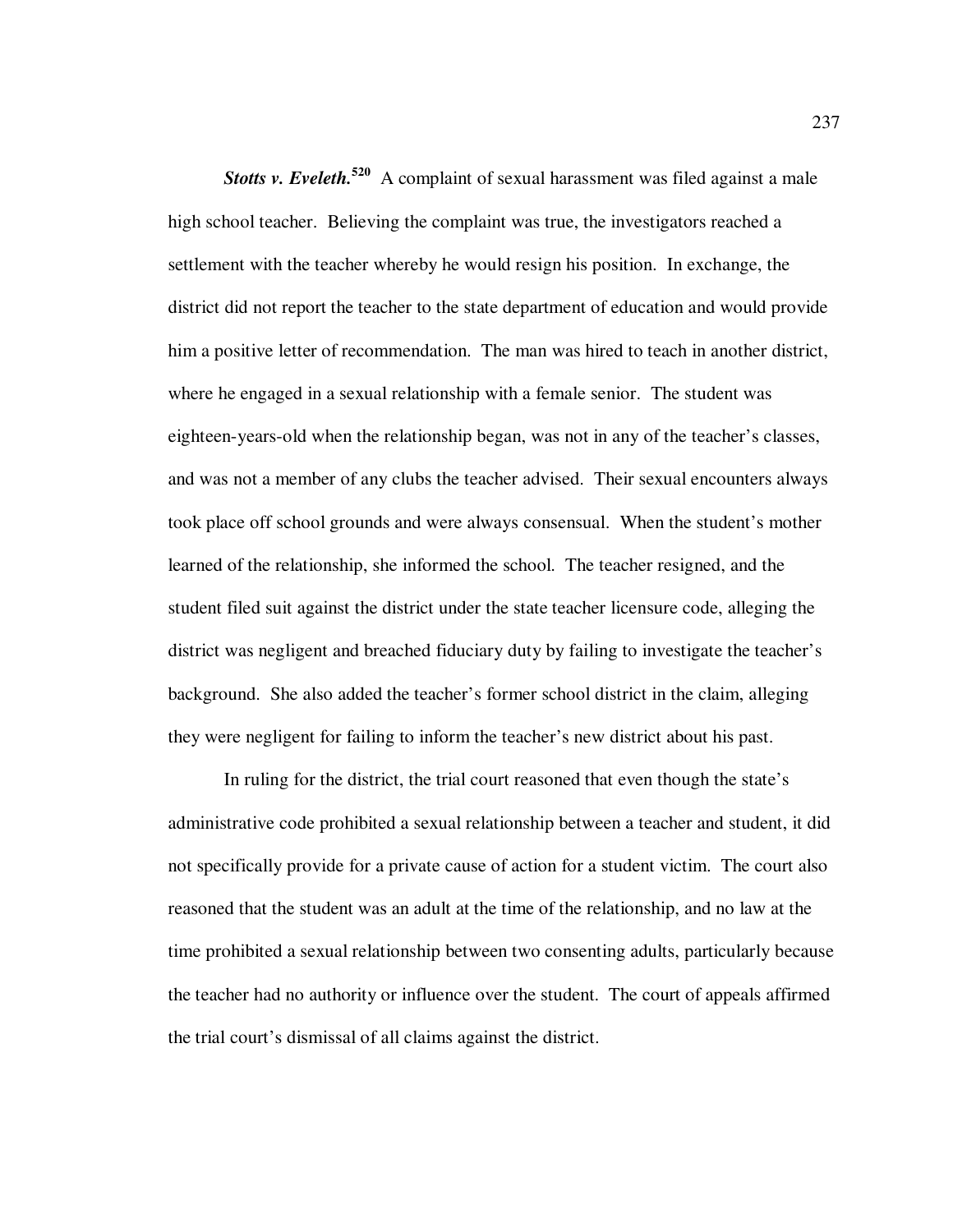***Stotts v. Eveleth.***[520] A complaint of sexual harassment was filed against a male high school teacher. Believing the complaint was true, the investigators reached a settlement with the teacher whereby he would resign his position. In exchange, the district did not report the teacher to the state department of education and would provide him a positive letter of recommendation. The man was hired to teach in another district, where he engaged in a sexual relationship with a female senior. The student was eighteen-years-old when the relationship began, was not in any of the teacher's classes, and was not a member of any clubs the teacher advised. Their sexual encounters always took place off school grounds and were always consensual. When the student's mother learned of the relationship, she informed the school. The teacher resigned, and the student filed suit against the district under the state teacher licensure code, alleging the district was negligent and breached fiduciary duty by failing to investigate the teacher's background. She also added the teacher's former school district in the claim, alleging they were negligent for failing to inform the teacher's new district about his past.

In ruling for the district, the trial court reasoned that even though the state's administrative code prohibited a sexual relationship between a teacher and student, it did not specifically provide for a private cause of action for a student victim. The court also reasoned that the student was an adult at the time of the relationship, and no law at the time prohibited a sexual relationship between two consenting adults, particularly because the teacher had no authority or influence over the student. The court of appeals affirmed the trial court's dismissal of all claims against the district.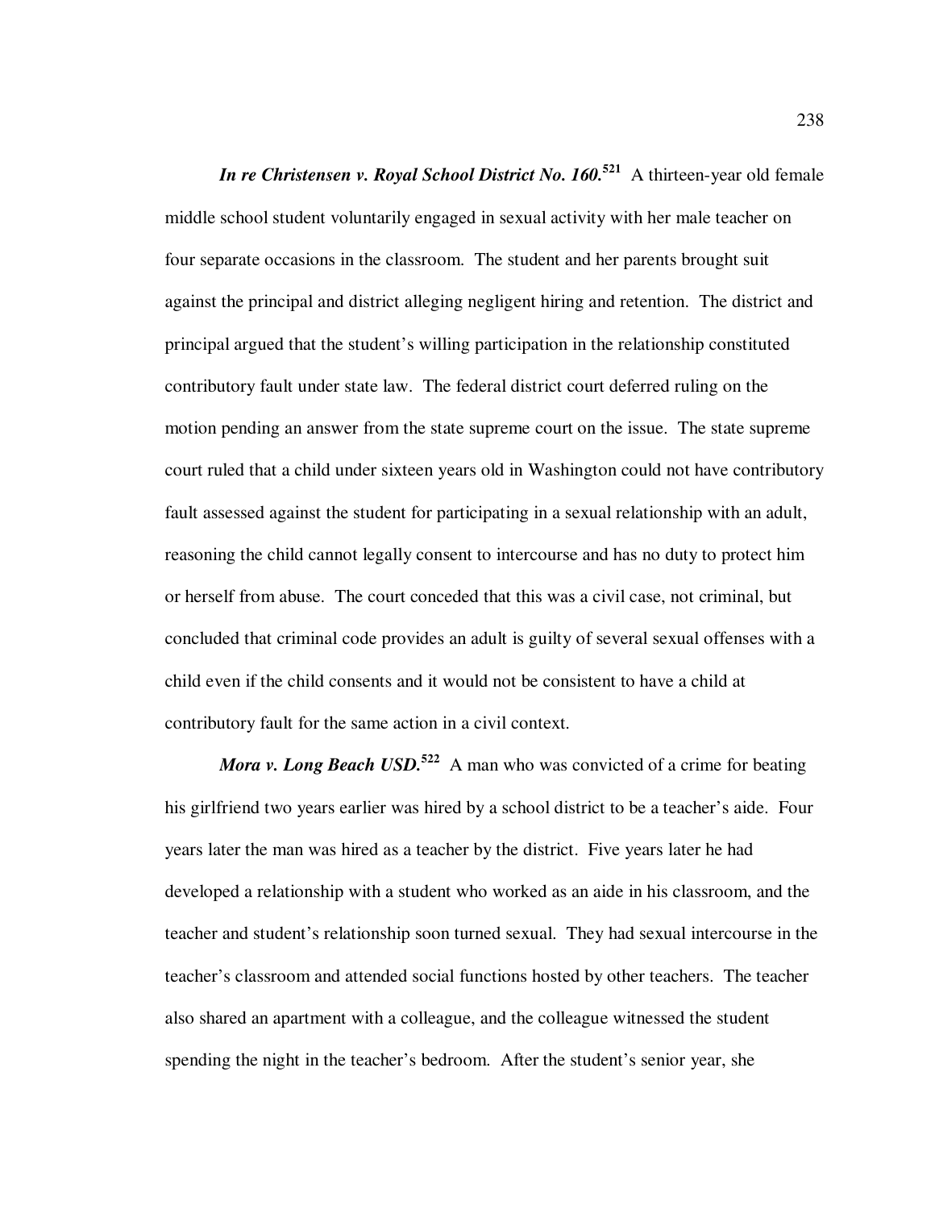***In re Christensen v. Royal School District No. 160.***[521] A thirteen-year old female middle school student voluntarily engaged in sexual activity with her male teacher on four separate occasions in the classroom. The student and her parents brought suit against the principal and district alleging negligent hiring and retention. The district and principal argued that the student's willing participation in the relationship constituted contributory fault under state law. The federal district court deferred ruling on the motion pending an answer from the state supreme court on the issue. The state supreme court ruled that a child under sixteen years old in Washington could not have contributory fault assessed against the student for participating in a sexual relationship with an adult, reasoning the child cannot legally consent to intercourse and has no duty to protect him or herself from abuse. The court conceded that this was a civil case, not criminal, but concluded that criminal code provides an adult is guilty of several sexual offenses with a child even if the child consents and it would not be consistent to have a child at contributory fault for the same action in a civil context.

***Mora v. Long Beach USD.***[522] A man who was convicted of a crime for beating his girlfriend two years earlier was hired by a school district to be a teacher's aide. Four years later the man was hired as a teacher by the district. Five years later he had developed a relationship with a student who worked as an aide in his classroom, and the teacher and student's relationship soon turned sexual. They had sexual intercourse in the teacher's classroom and attended social functions hosted by other teachers. The teacher also shared an apartment with a colleague, and the colleague witnessed the student spending the night in the teacher's bedroom. After the student's senior year, she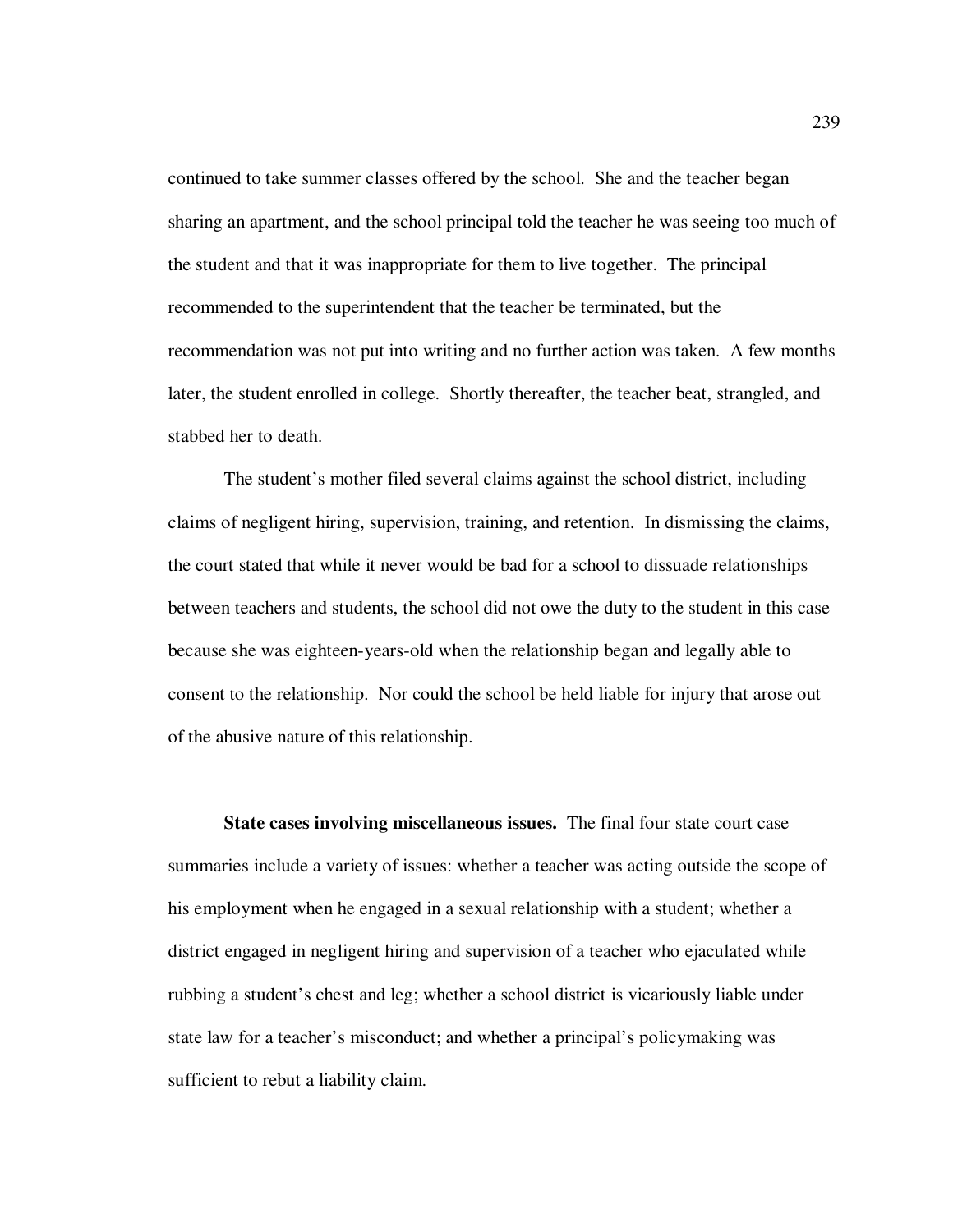continued to take summer classes offered by the school. She and the teacher began sharing an apartment, and the school principal told the teacher he was seeing too much of the student and that it was inappropriate for them to live together. The principal recommended to the superintendent that the teacher be terminated, but the recommendation was not put into writing and no further action was taken. A few months later, the student enrolled in college. Shortly thereafter, the teacher beat, strangled, and stabbed her to death.

The student's mother filed several claims against the school district, including claims of negligent hiring, supervision, training, and retention. In dismissing the claims, the court stated that while it never would be bad for a school to dissuade relationships between teachers and students, the school did not owe the duty to the student in this case because she was eighteen-years-old when the relationship began and legally able to consent to the relationship. Nor could the school be held liable for injury that arose out of the abusive nature of this relationship.

**State cases involving miscellaneous issues.** The final four state court case summaries include a variety of issues: whether a teacher was acting outside the scope of his employment when he engaged in a sexual relationship with a student; whether a district engaged in negligent hiring and supervision of a teacher who ejaculated while rubbing a student's chest and leg; whether a school district is vicariously liable under state law for a teacher's misconduct; and whether a principal's policymaking was sufficient to rebut a liability claim.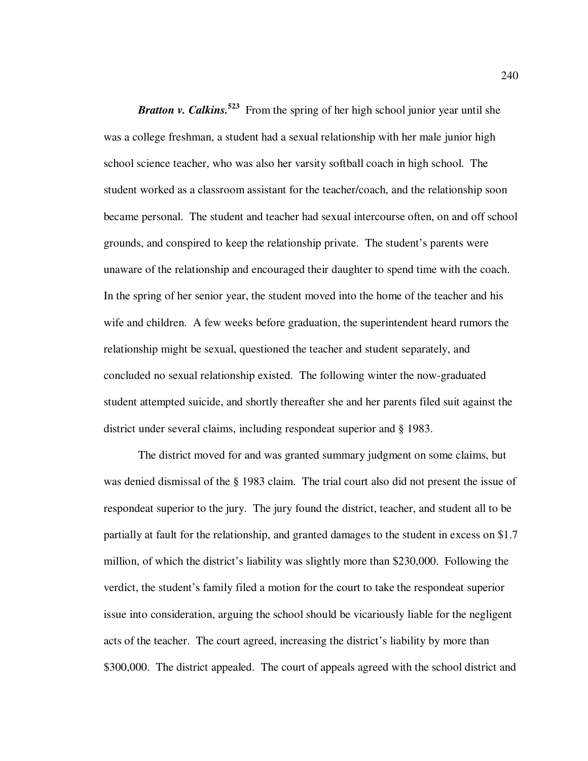***Bratton v. Calkins.***[523] From the spring of her high school junior year until she was a college freshman, a student had a sexual relationship with her male junior high school science teacher, who was also her varsity softball coach in high school. The student worked as a classroom assistant for the teacher/coach, and the relationship soon became personal. The student and teacher had sexual intercourse often, on and off school grounds, and conspired to keep the relationship private. The student's parents were unaware of the relationship and encouraged their daughter to spend time with the coach. In the spring of her senior year, the student moved into the home of the teacher and his wife and children. A few weeks before graduation, the superintendent heard rumors the relationship might be sexual, questioned the teacher and student separately, and concluded no sexual relationship existed. The following winter the now-graduated student attempted suicide, and shortly thereafter she and her parents filed suit against the district under several claims, including respondeat superior and § 1983.

The district moved for and was granted summary judgment on some claims, but was denied dismissal of the § 1983 claim. The trial court also did not present the issue of respondeat superior to the jury. The jury found the district, teacher, and student all to be partially at fault for the relationship, and granted damages to the student in excess on $1.7 million, of which the district's liability was slightly more than $230,000. Following the verdict, the student's family filed a motion for the court to take the respondeat superior issue into consideration, arguing the school should be vicariously liable for the negligent acts of the teacher. The court agreed, increasing the district's liability by more than $300,000. The district appealed. The court of appeals agreed with the school district and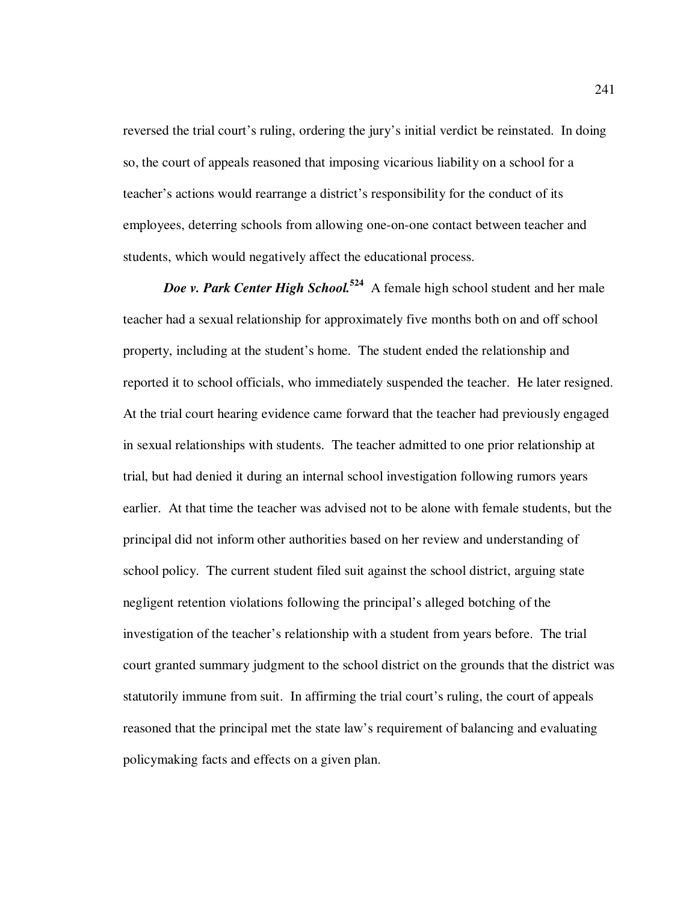reversed the trial court's ruling, ordering the jury's initial verdict be reinstated. In doing so, the court of appeals reasoned that imposing vicarious liability on a school for a teacher's actions would rearrange a district's responsibility for the conduct of its employees, deterring schools from allowing one-on-one contact between teacher and students, which would negatively affect the educational process.

***Doe v. Park Center High School.***[524] A female high school student and her male teacher had a sexual relationship for approximately five months both on and off school property, including at the student's home. The student ended the relationship and reported it to school officials, who immediately suspended the teacher. He later resigned. At the trial court hearing evidence came forward that the teacher had previously engaged in sexual relationships with students. The teacher admitted to one prior relationship at trial, but had denied it during an internal school investigation following rumors years earlier. At that time the teacher was advised not to be alone with female students, but the principal did not inform other authorities based on her review and understanding of school policy. The current student filed suit against the school district, arguing state negligent retention violations following the principal's alleged botching of the investigation of the teacher's relationship with a student from years before. The trial court granted summary judgment to the school district on the grounds that the district was statutorily immune from suit. In affirming the trial court's ruling, the court of appeals reasoned that the principal met the state law's requirement of balancing and evaluating policymaking facts and effects on a given plan.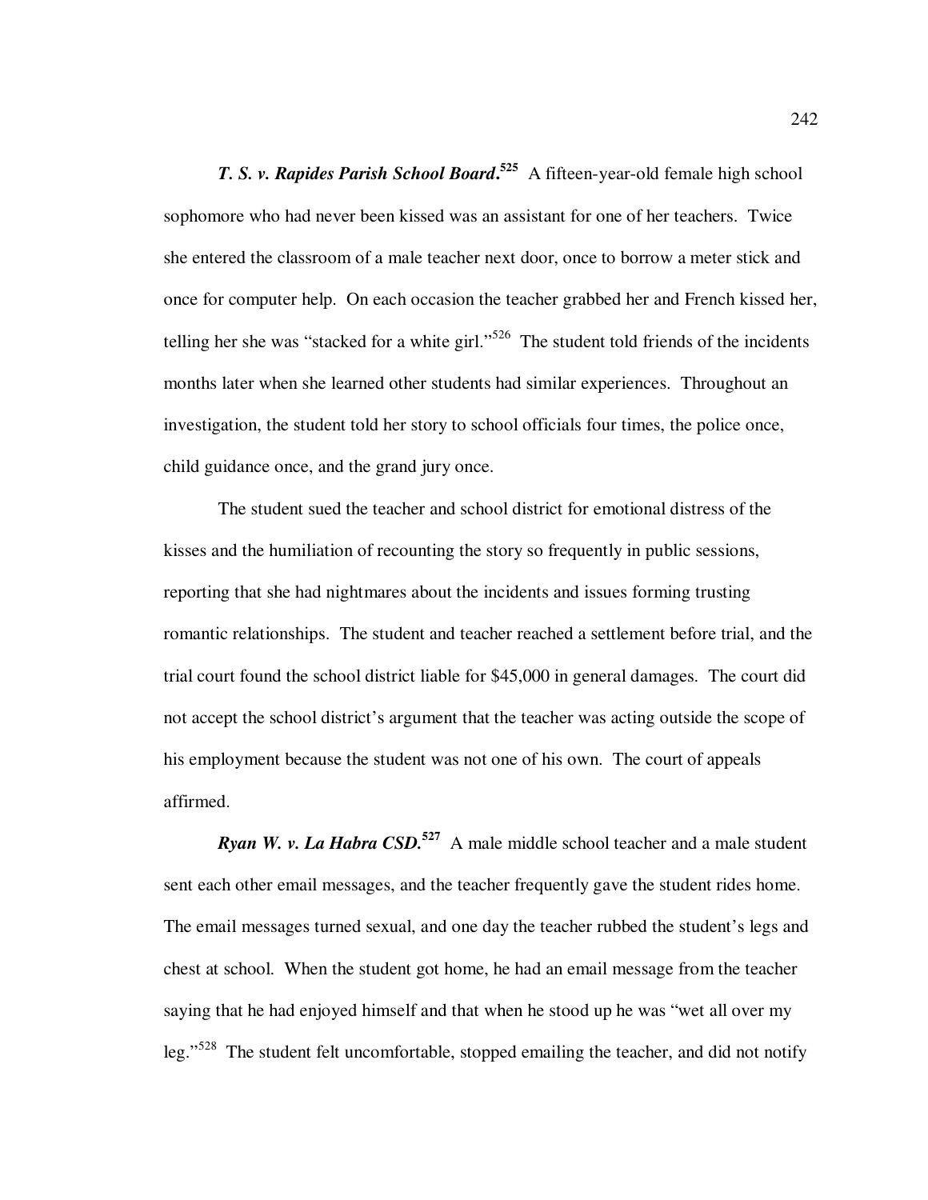***T. S. v. Rapides Parish School Board*.**[525] A fifteen-year-old female high school sophomore who had never been kissed was an assistant for one of her teachers. Twice she entered the classroom of a male teacher next door, once to borrow a meter stick and once for computer help. On each occasion the teacher grabbed her and French kissed her, telling her she was "stacked for a white girl."[526] The student told friends of the incidents months later when she learned other students had similar experiences. Throughout an investigation, the student told her story to school officials four times, the police once, child guidance once, and the grand jury once.

The student sued the teacher and school district for emotional distress of the kisses and the humiliation of recounting the story so frequently in public sessions, reporting that she had nightmares about the incidents and issues forming trusting romantic relationships. The student and teacher reached a settlement before trial, and the trial court found the school district liable for $45,000 in general damages. The court did not accept the school district's argument that the teacher was acting outside the scope of his employment because the student was not one of his own. The court of appeals affirmed.

***Ryan W. v. La Habra CSD.***[527] A male middle school teacher and a male student sent each other email messages, and the teacher frequently gave the student rides home. The email messages turned sexual, and one day the teacher rubbed the student's legs and chest at school. When the student got home, he had an email message from the teacher saying that he had enjoyed himself and that when he stood up he was "wet all over my leg."[528] The student felt uncomfortable, stopped emailing the teacher, and did not notify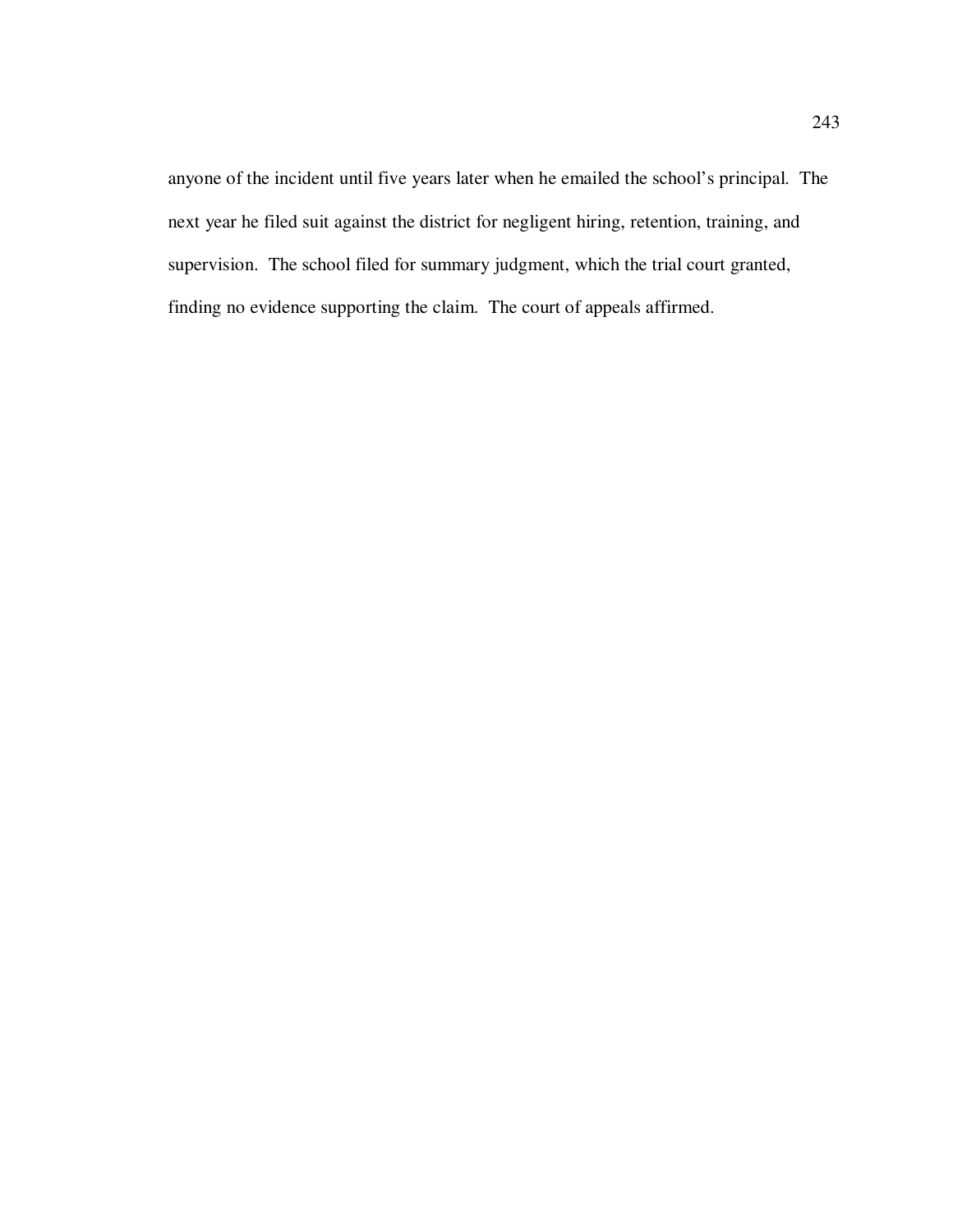anyone of the incident until five years later when he emailed the school's principal. The next year he filed suit against the district for negligent hiring, retention, training, and supervision. The school filed for summary judgment, which the trial court granted, finding no evidence supporting the claim. The court of appeals affirmed.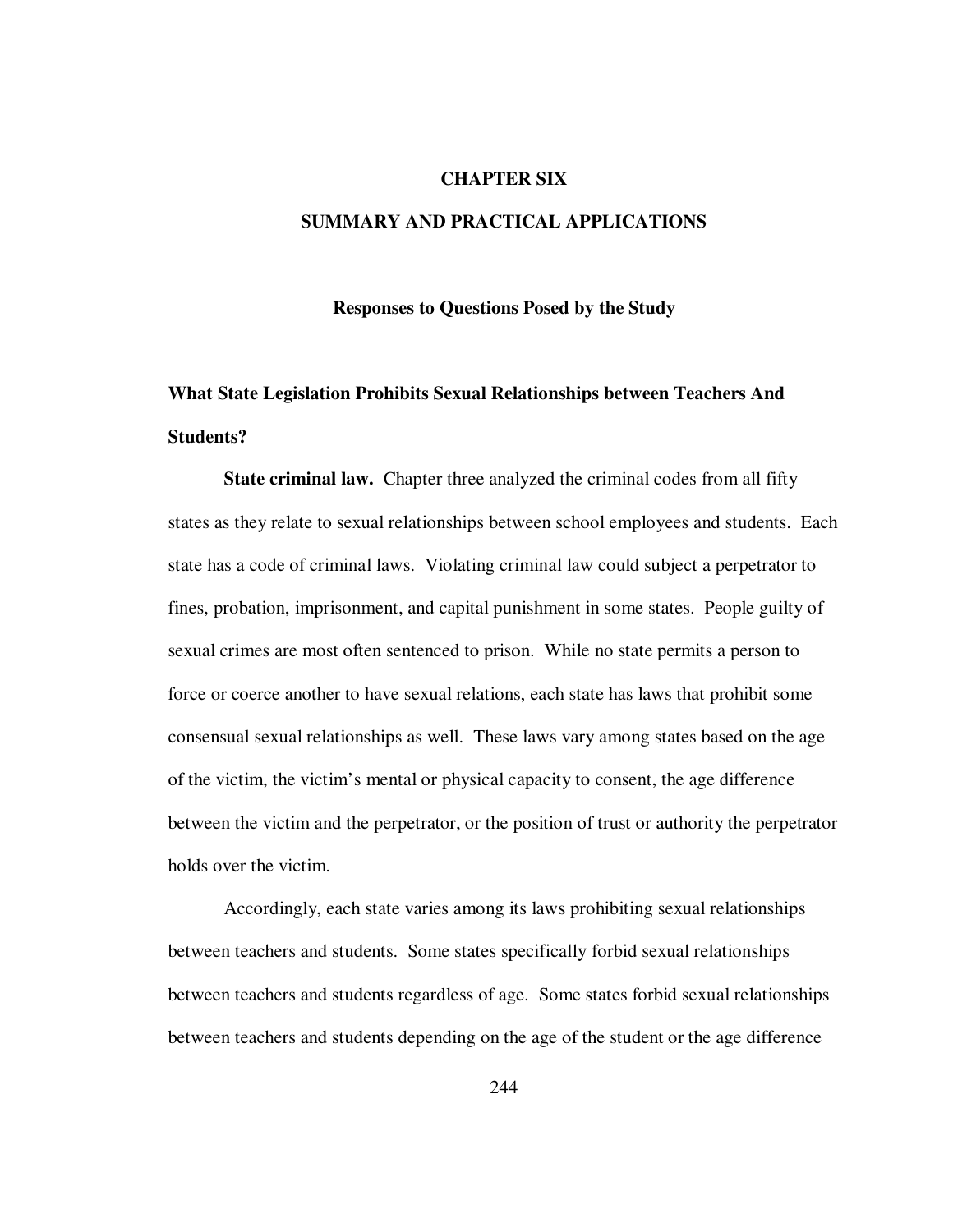# CHAPTER SIX

# SUMMARY AND PRACTICAL APPLICATIONS

## Responses to Questions Posed by the Study

### What State Legislation Prohibits Sexual Relationships between Teachers And Students?

**State criminal law.** Chapter three analyzed the criminal codes from all fifty states as they relate to sexual relationships between school employees and students. Each state has a code of criminal laws. Violating criminal law could subject a perpetrator to fines, probation, imprisonment, and capital punishment in some states. People guilty of sexual crimes are most often sentenced to prison. While no state permits a person to force or coerce another to have sexual relations, each state has laws that prohibit some consensual sexual relationships as well. These laws vary among states based on the age of the victim, the victim's mental or physical capacity to consent, the age difference between the victim and the perpetrator, or the position of trust or authority the perpetrator holds over the victim.

Accordingly, each state varies among its laws prohibiting sexual relationships between teachers and students. Some states specifically forbid sexual relationships between teachers and students regardless of age. Some states forbid sexual relationships between teachers and students depending on the age of the student or the age difference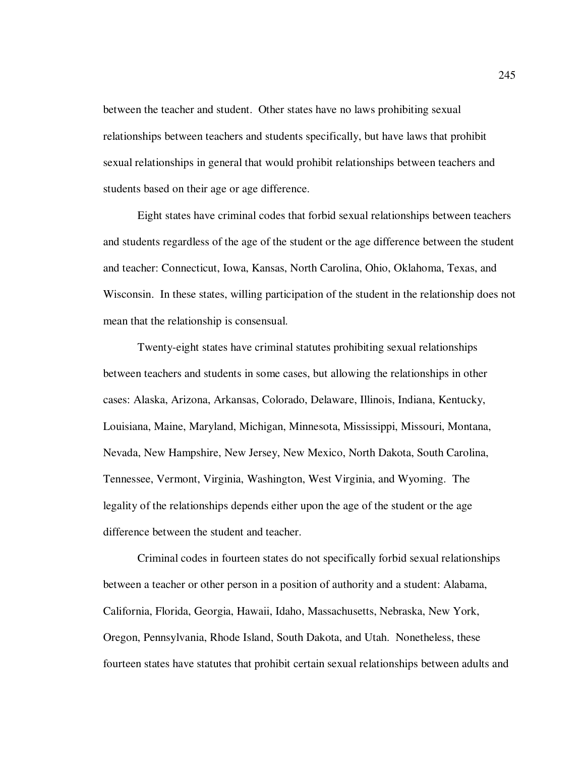between the teacher and student. Other states have no laws prohibiting sexual relationships between teachers and students specifically, but have laws that prohibit sexual relationships in general that would prohibit relationships between teachers and students based on their age or age difference.

Eight states have criminal codes that forbid sexual relationships between teachers and students regardless of the age of the student or the age difference between the student and teacher: Connecticut, Iowa, Kansas, North Carolina, Ohio, Oklahoma, Texas, and Wisconsin. In these states, willing participation of the student in the relationship does not mean that the relationship is consensual.

Twenty-eight states have criminal statutes prohibiting sexual relationships between teachers and students in some cases, but allowing the relationships in other cases: Alaska, Arizona, Arkansas, Colorado, Delaware, Illinois, Indiana, Kentucky, Louisiana, Maine, Maryland, Michigan, Minnesota, Mississippi, Missouri, Montana, Nevada, New Hampshire, New Jersey, New Mexico, North Dakota, South Carolina, Tennessee, Vermont, Virginia, Washington, West Virginia, and Wyoming. The legality of the relationships depends either upon the age of the student or the age difference between the student and teacher.

Criminal codes in fourteen states do not specifically forbid sexual relationships between a teacher or other person in a position of authority and a student: Alabama, California, Florida, Georgia, Hawaii, Idaho, Massachusetts, Nebraska, New York, Oregon, Pennsylvania, Rhode Island, South Dakota, and Utah. Nonetheless, these fourteen states have statutes that prohibit certain sexual relationships between adults and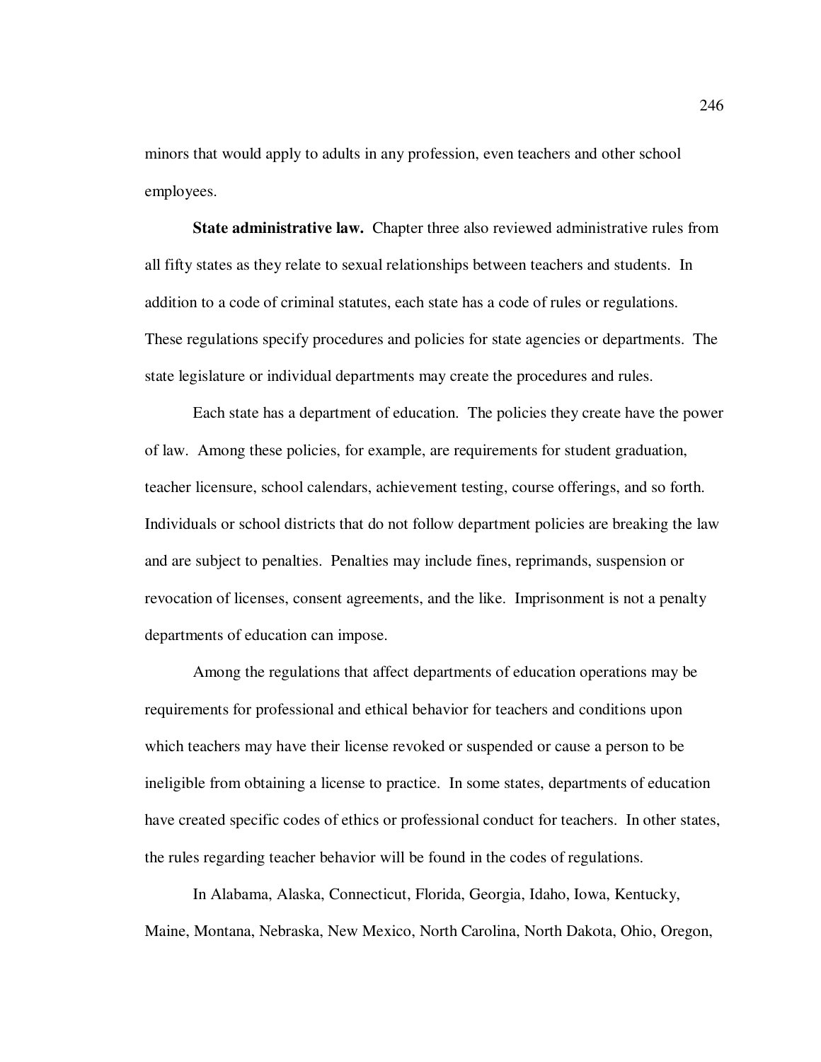minors that would apply to adults in any profession, even teachers and other school employees.

**State administrative law.** Chapter three also reviewed administrative rules from all fifty states as they relate to sexual relationships between teachers and students. In addition to a code of criminal statutes, each state has a code of rules or regulations. These regulations specify procedures and policies for state agencies or departments. The state legislature or individual departments may create the procedures and rules.

Each state has a department of education. The policies they create have the power of law. Among these policies, for example, are requirements for student graduation, teacher licensure, school calendars, achievement testing, course offerings, and so forth. Individuals or school districts that do not follow department policies are breaking the law and are subject to penalties. Penalties may include fines, reprimands, suspension or revocation of licenses, consent agreements, and the like. Imprisonment is not a penalty departments of education can impose.

Among the regulations that affect departments of education operations may be requirements for professional and ethical behavior for teachers and conditions upon which teachers may have their license revoked or suspended or cause a person to be ineligible from obtaining a license to practice. In some states, departments of education have created specific codes of ethics or professional conduct for teachers. In other states, the rules regarding teacher behavior will be found in the codes of regulations.

In Alabama, Alaska, Connecticut, Florida, Georgia, Idaho, Iowa, Kentucky, Maine, Montana, Nebraska, New Mexico, North Carolina, North Dakota, Ohio, Oregon,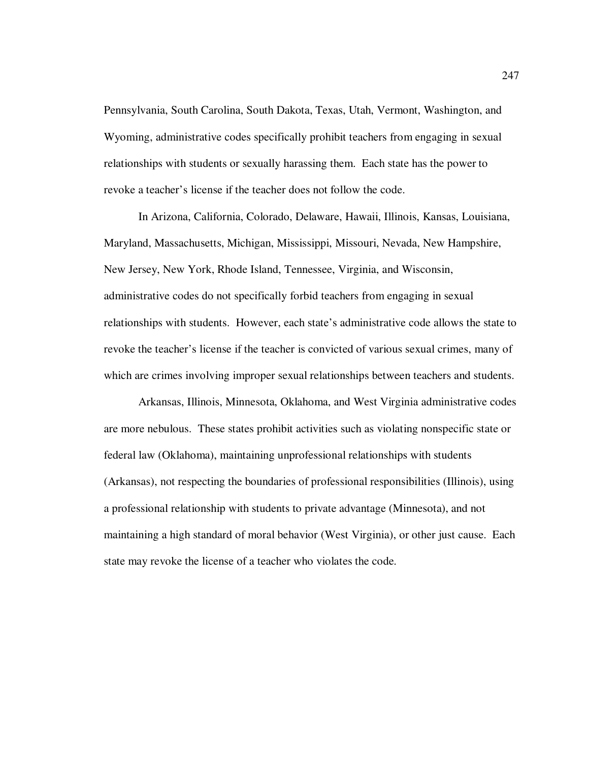Pennsylvania, South Carolina, South Dakota, Texas, Utah, Vermont, Washington, and Wyoming, administrative codes specifically prohibit teachers from engaging in sexual relationships with students or sexually harassing them. Each state has the power to revoke a teacher's license if the teacher does not follow the code.

In Arizona, California, Colorado, Delaware, Hawaii, Illinois, Kansas, Louisiana, Maryland, Massachusetts, Michigan, Mississippi, Missouri, Nevada, New Hampshire, New Jersey, New York, Rhode Island, Tennessee, Virginia, and Wisconsin, administrative codes do not specifically forbid teachers from engaging in sexual relationships with students. However, each state's administrative code allows the state to revoke the teacher's license if the teacher is convicted of various sexual crimes, many of which are crimes involving improper sexual relationships between teachers and students.

Arkansas, Illinois, Minnesota, Oklahoma, and West Virginia administrative codes are more nebulous. These states prohibit activities such as violating nonspecific state or federal law (Oklahoma), maintaining unprofessional relationships with students (Arkansas), not respecting the boundaries of professional responsibilities (Illinois), using a professional relationship with students to private advantage (Minnesota), and not maintaining a high standard of moral behavior (West Virginia), or other just cause. Each state may revoke the license of a teacher who violates the code.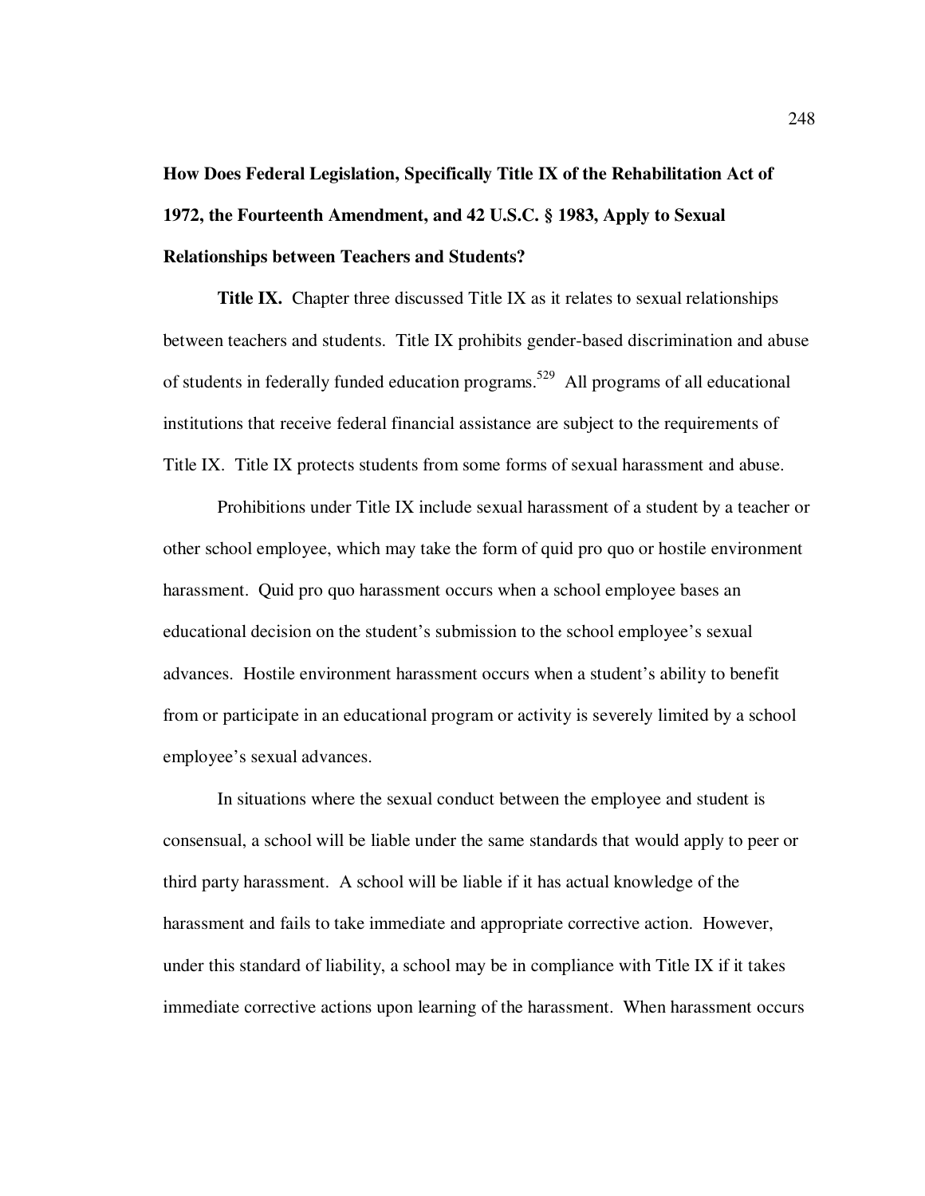## How Does Federal Legislation, Specifically Title IX of the Rehabilitation Act of 1972, the Fourteenth Amendment, and 42 U.S.C. § 1983, Apply to Sexual Relationships between Teachers and Students?

**Title IX.** Chapter three discussed Title IX as it relates to sexual relationships between teachers and students. Title IX prohibits gender-based discrimination and abuse of students in federally funded education programs.[529] All programs of all educational institutions that receive federal financial assistance are subject to the requirements of Title IX. Title IX protects students from some forms of sexual harassment and abuse.

Prohibitions under Title IX include sexual harassment of a student by a teacher or other school employee, which may take the form of quid pro quo or hostile environment harassment. Quid pro quo harassment occurs when a school employee bases an educational decision on the student's submission to the school employee's sexual advances. Hostile environment harassment occurs when a student's ability to benefit from or participate in an educational program or activity is severely limited by a school employee's sexual advances.

In situations where the sexual conduct between the employee and student is consensual, a school will be liable under the same standards that would apply to peer or third party harassment. A school will be liable if it has actual knowledge of the harassment and fails to take immediate and appropriate corrective action. However, under this standard of liability, a school may be in compliance with Title IX if it takes immediate corrective actions upon learning of the harassment. When harassment occurs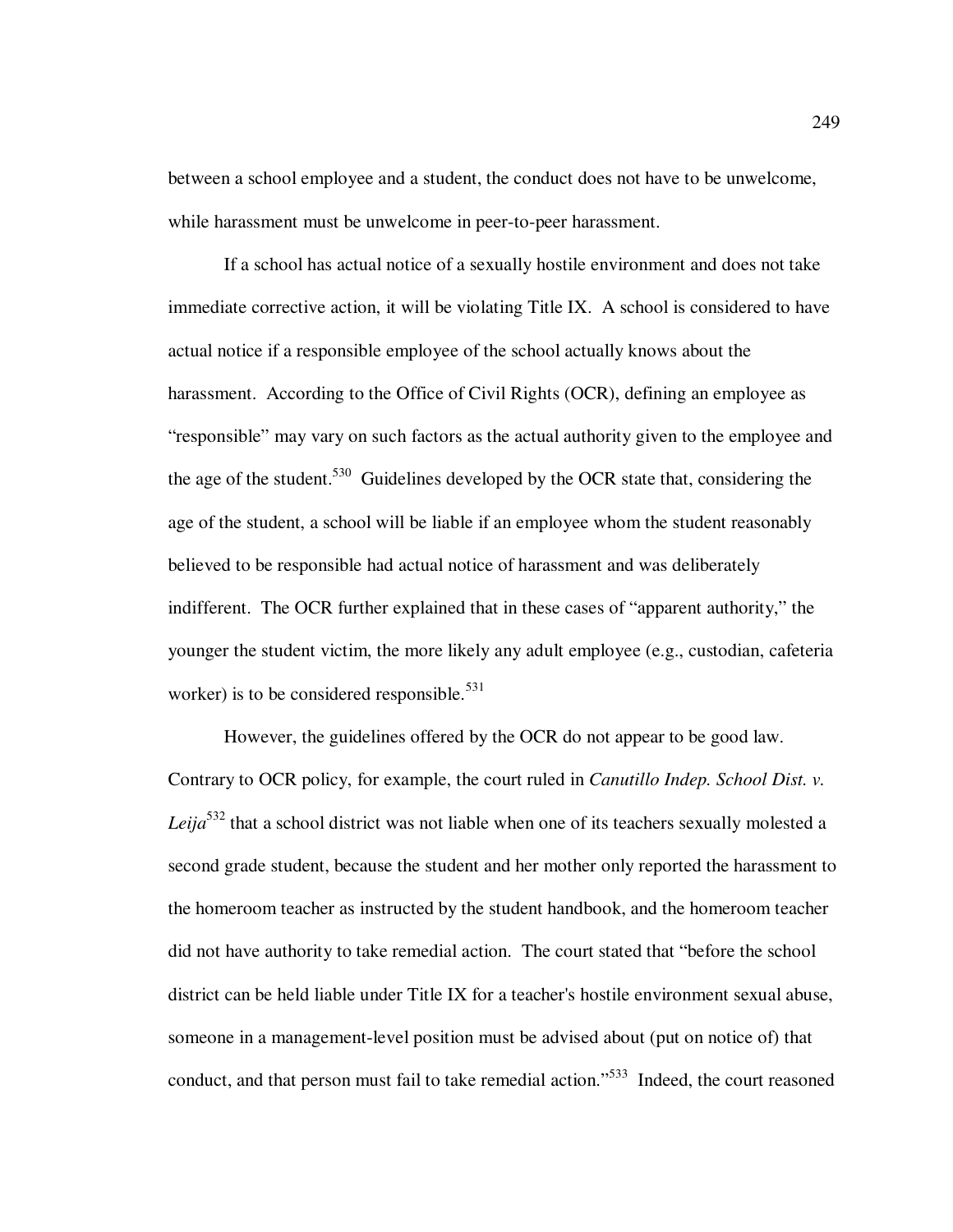between a school employee and a student, the conduct does not have to be unwelcome, while harassment must be unwelcome in peer-to-peer harassment.

If a school has actual notice of a sexually hostile environment and does not take immediate corrective action, it will be violating Title IX. A school is considered to have actual notice if a responsible employee of the school actually knows about the harassment. According to the Office of Civil Rights (OCR), defining an employee as "responsible" may vary on such factors as the actual authority given to the employee and the age of the student.[530] Guidelines developed by the OCR state that, considering the age of the student, a school will be liable if an employee whom the student reasonably believed to be responsible had actual notice of harassment and was deliberately indifferent. The OCR further explained that in these cases of "apparent authority," the younger the student victim, the more likely any adult employee (e.g., custodian, cafeteria worker) is to be considered responsible.[531]

However, the guidelines offered by the OCR do not appear to be good law. Contrary to OCR policy, for example, the court ruled in *Canutillo Indep. School Dist. v. Leija*[532] that a school district was not liable when one of its teachers sexually molested a second grade student, because the student and her mother only reported the harassment to the homeroom teacher as instructed by the student handbook, and the homeroom teacher did not have authority to take remedial action. The court stated that "before the school district can be held liable under Title IX for a teacher's hostile environment sexual abuse, someone in a management-level position must be advised about (put on notice of) that conduct, and that person must fail to take remedial action."[533] Indeed, the court reasoned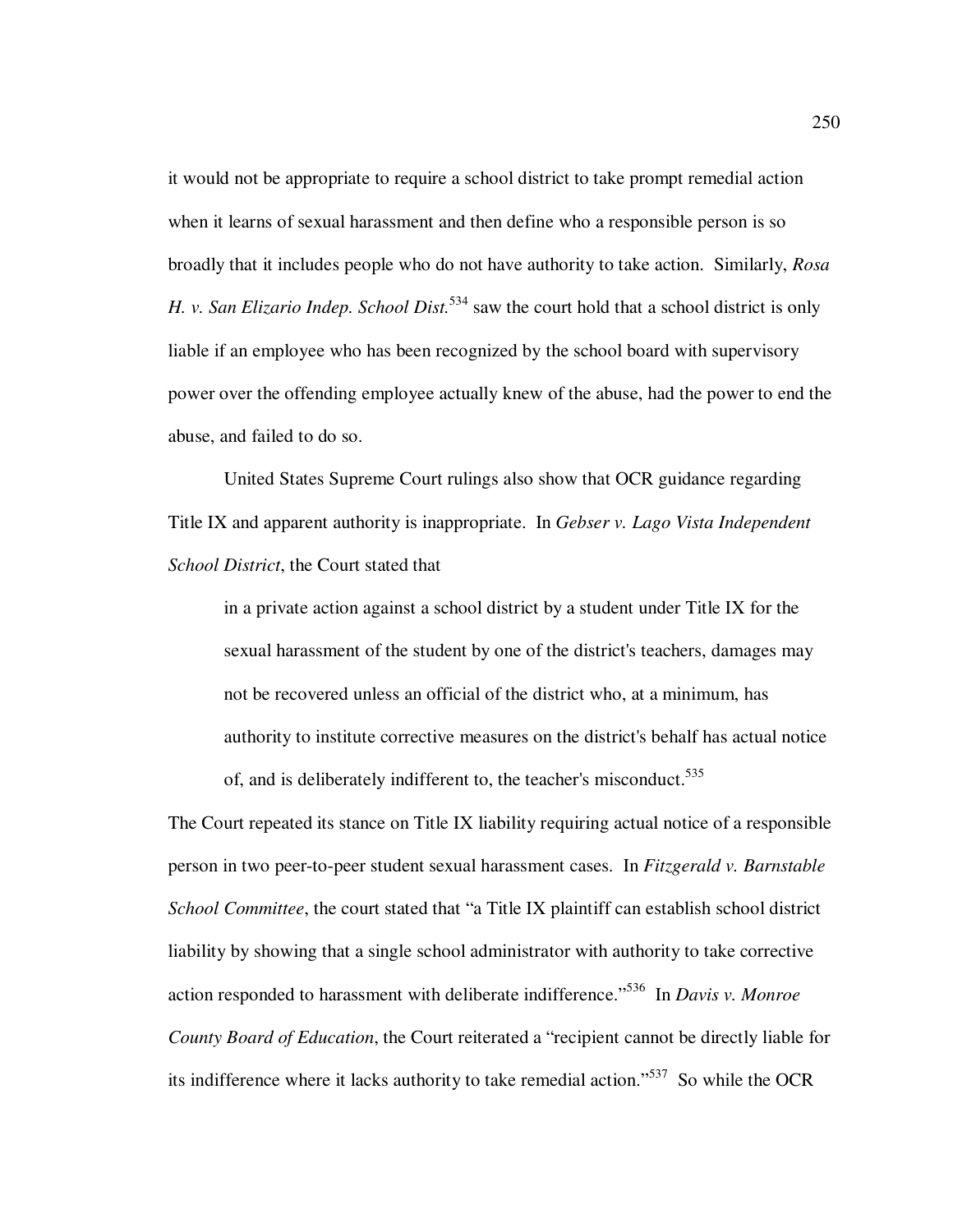it would not be appropriate to require a school district to take prompt remedial action when it learns of sexual harassment and then define who a responsible person is so broadly that it includes people who do not have authority to take action. Similarly, *Rosa H. v. San Elizario Indep. School Dist.*[534] saw the court hold that a school district is only liable if an employee who has been recognized by the school board with supervisory power over the offending employee actually knew of the abuse, had the power to end the abuse, and failed to do so.

United States Supreme Court rulings also show that OCR guidance regarding Title IX and apparent authority is inappropriate. In *Gebser v. Lago Vista Independent School District*, the Court stated that

> in a private action against a school district by a student under Title IX for the sexual harassment of the student by one of the district's teachers, damages may not be recovered unless an official of the district who, at a minimum, has authority to institute corrective measures on the district's behalf has actual notice of, and is deliberately indifferent to, the teacher's misconduct.[535]

The Court repeated its stance on Title IX liability requiring actual notice of a responsible person in two peer-to-peer student sexual harassment cases. In *Fitzgerald v. Barnstable School Committee*, the court stated that "a Title IX plaintiff can establish school district liability by showing that a single school administrator with authority to take corrective action responded to harassment with deliberate indifference."[536] In *Davis v. Monroe County Board of Education*, the Court reiterated a "recipient cannot be directly liable for its indifference where it lacks authority to take remedial action."[537] So while the OCR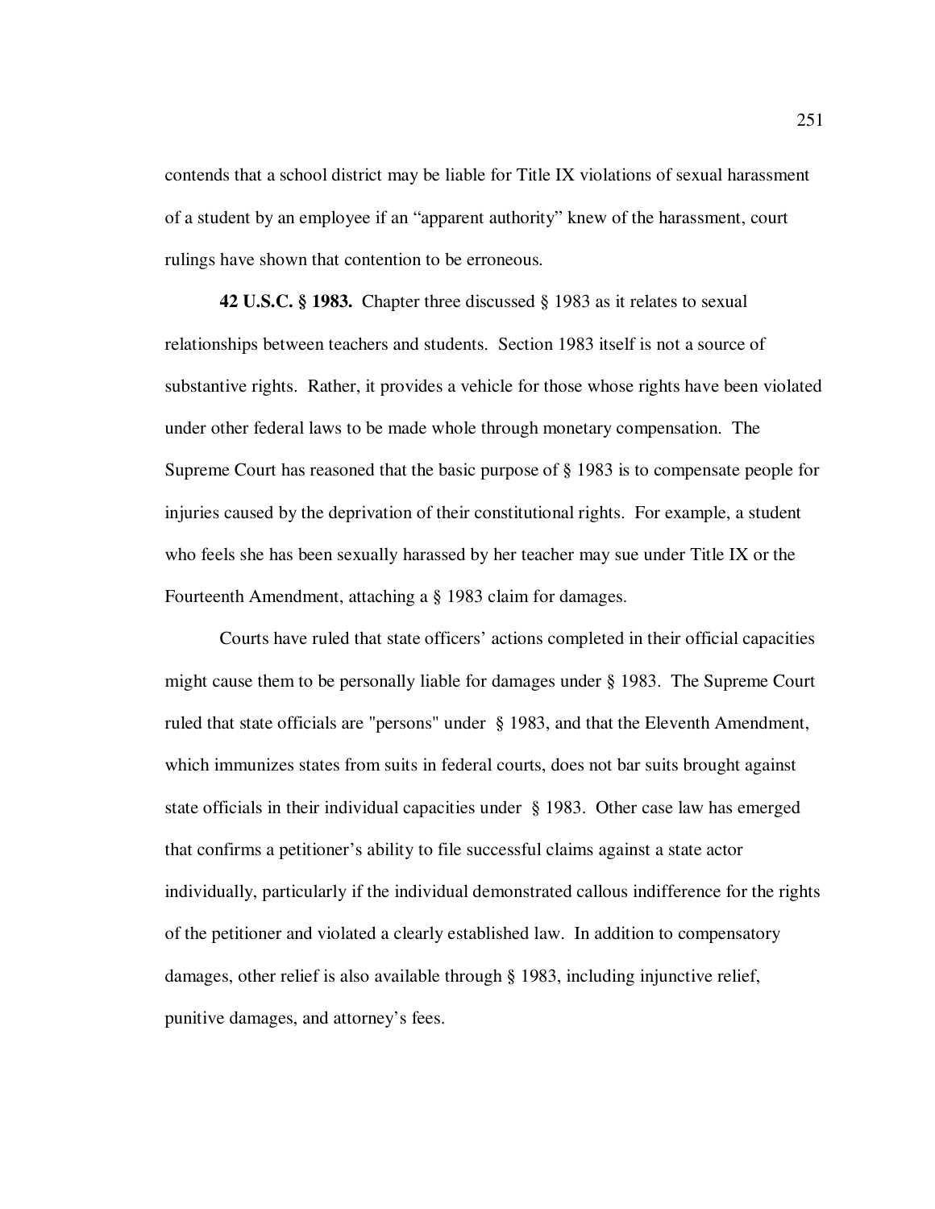contends that a school district may be liable for Title IX violations of sexual harassment of a student by an employee if an "apparent authority" knew of the harassment, court rulings have shown that contention to be erroneous.

**42 U.S.C. § 1983.** Chapter three discussed § 1983 as it relates to sexual relationships between teachers and students. Section 1983 itself is not a source of substantive rights. Rather, it provides a vehicle for those whose rights have been violated under other federal laws to be made whole through monetary compensation. The Supreme Court has reasoned that the basic purpose of § 1983 is to compensate people for injuries caused by the deprivation of their constitutional rights. For example, a student who feels she has been sexually harassed by her teacher may sue under Title IX or the Fourteenth Amendment, attaching a § 1983 claim for damages.

Courts have ruled that state officers' actions completed in their official capacities might cause them to be personally liable for damages under § 1983. The Supreme Court ruled that state officials are "persons" under § 1983, and that the Eleventh Amendment, which immunizes states from suits in federal courts, does not bar suits brought against state officials in their individual capacities under § 1983. Other case law has emerged that confirms a petitioner's ability to file successful claims against a state actor individually, particularly if the individual demonstrated callous indifference for the rights of the petitioner and violated a clearly established law. In addition to compensatory damages, other relief is also available through § 1983, including injunctive relief, punitive damages, and attorney's fees.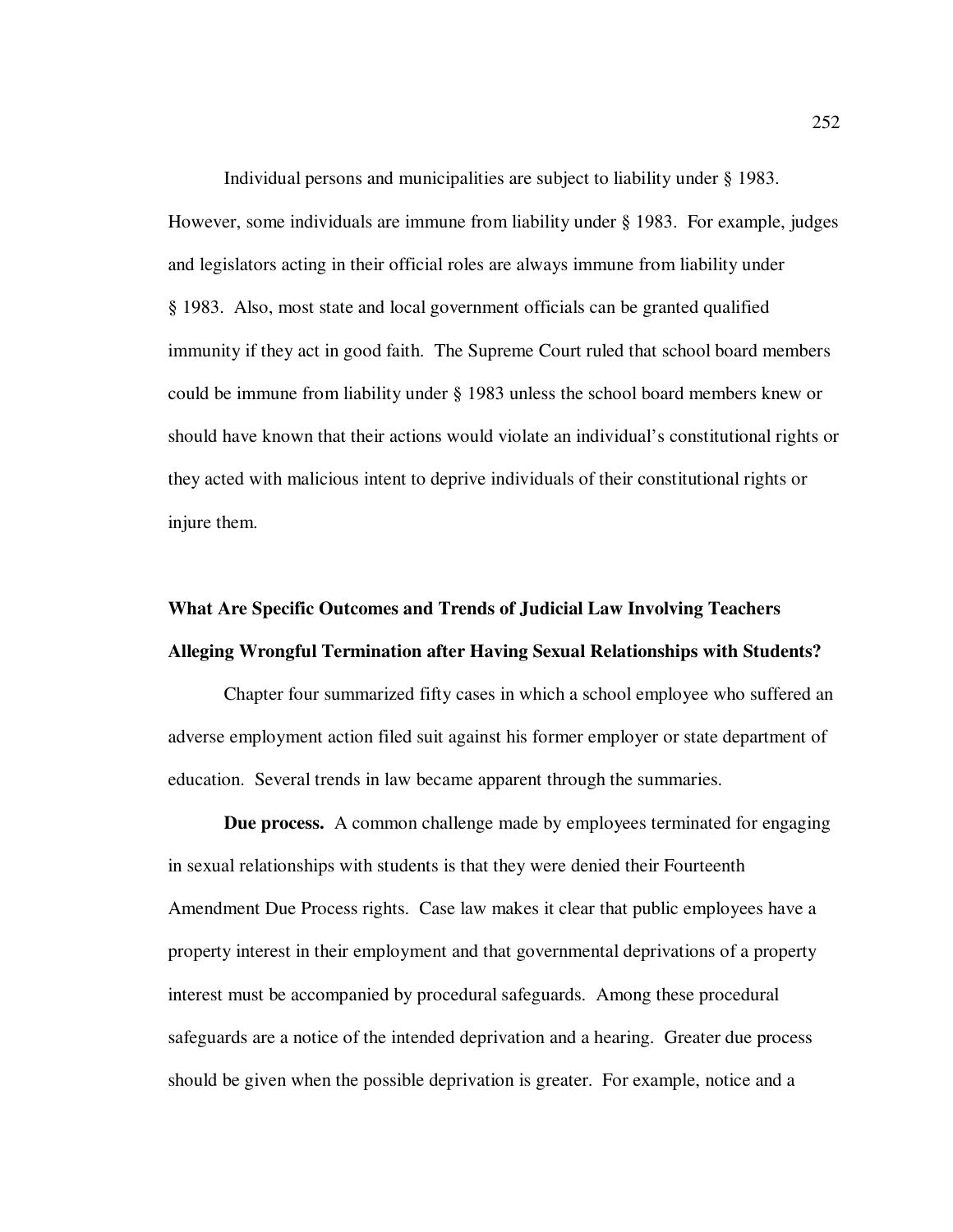Individual persons and municipalities are subject to liability under § 1983. However, some individuals are immune from liability under § 1983. For example, judges and legislators acting in their official roles are always immune from liability under § 1983. Also, most state and local government officials can be granted qualified immunity if they act in good faith. The Supreme Court ruled that school board members could be immune from liability under § 1983 unless the school board members knew or should have known that their actions would violate an individual's constitutional rights or they acted with malicious intent to deprive individuals of their constitutional rights or injure them.

## What Are Specific Outcomes and Trends of Judicial Law Involving Teachers Alleging Wrongful Termination after Having Sexual Relationships with Students?

Chapter four summarized fifty cases in which a school employee who suffered an adverse employment action filed suit against his former employer or state department of education. Several trends in law became apparent through the summaries.

**Due process.** A common challenge made by employees terminated for engaging in sexual relationships with students is that they were denied their Fourteenth Amendment Due Process rights. Case law makes it clear that public employees have a property interest in their employment and that governmental deprivations of a property interest must be accompanied by procedural safeguards. Among these procedural safeguards are a notice of the intended deprivation and a hearing. Greater due process should be given when the possible deprivation is greater. For example, notice and a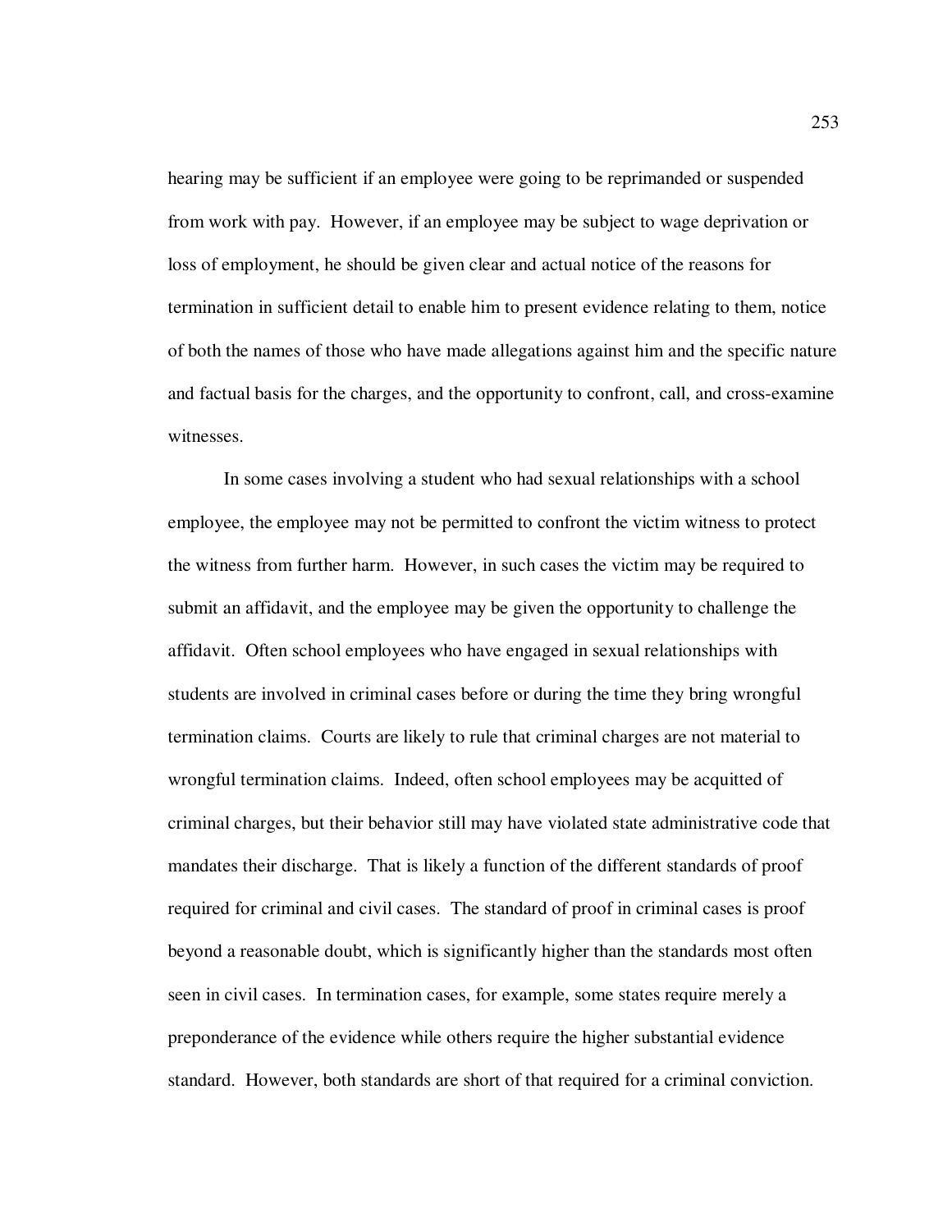hearing may be sufficient if an employee were going to be reprimanded or suspended from work with pay. However, if an employee may be subject to wage deprivation or loss of employment, he should be given clear and actual notice of the reasons for termination in sufficient detail to enable him to present evidence relating to them, notice of both the names of those who have made allegations against him and the specific nature and factual basis for the charges, and the opportunity to confront, call, and cross-examine witnesses.

In some cases involving a student who had sexual relationships with a school employee, the employee may not be permitted to confront the victim witness to protect the witness from further harm. However, in such cases the victim may be required to submit an affidavit, and the employee may be given the opportunity to challenge the affidavit. Often school employees who have engaged in sexual relationships with students are involved in criminal cases before or during the time they bring wrongful termination claims. Courts are likely to rule that criminal charges are not material to wrongful termination claims. Indeed, often school employees may be acquitted of criminal charges, but their behavior still may have violated state administrative code that mandates their discharge. That is likely a function of the different standards of proof required for criminal and civil cases. The standard of proof in criminal cases is proof beyond a reasonable doubt, which is significantly higher than the standards most often seen in civil cases. In termination cases, for example, some states require merely a preponderance of the evidence while others require the higher substantial evidence standard. However, both standards are short of that required for a criminal conviction.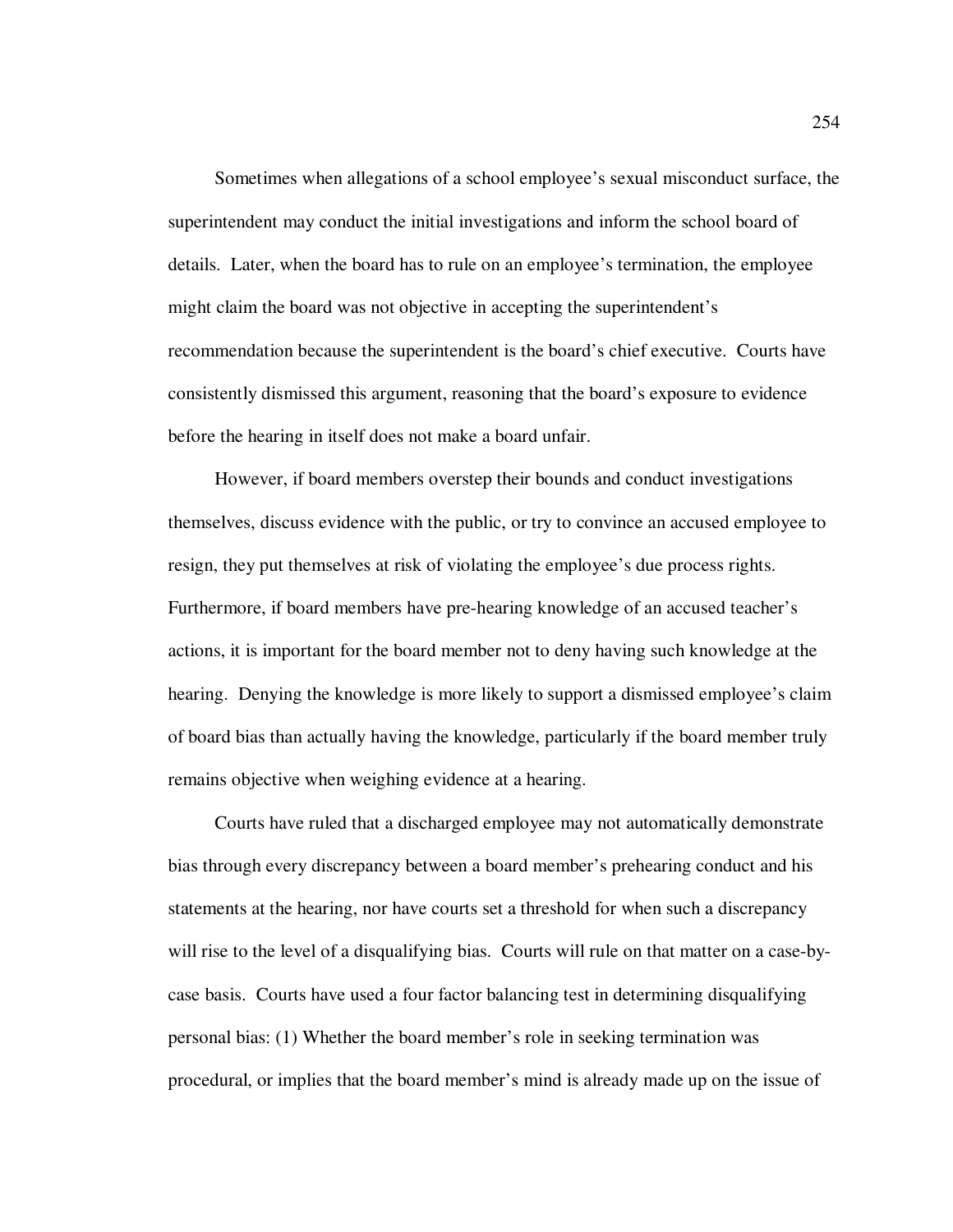Sometimes when allegations of a school employee's sexual misconduct surface, the superintendent may conduct the initial investigations and inform the school board of details. Later, when the board has to rule on an employee's termination, the employee might claim the board was not objective in accepting the superintendent's recommendation because the superintendent is the board's chief executive. Courts have consistently dismissed this argument, reasoning that the board's exposure to evidence before the hearing in itself does not make a board unfair.

However, if board members overstep their bounds and conduct investigations themselves, discuss evidence with the public, or try to convince an accused employee to resign, they put themselves at risk of violating the employee's due process rights. Furthermore, if board members have pre-hearing knowledge of an accused teacher's actions, it is important for the board member not to deny having such knowledge at the hearing. Denying the knowledge is more likely to support a dismissed employee's claim of board bias than actually having the knowledge, particularly if the board member truly remains objective when weighing evidence at a hearing.

Courts have ruled that a discharged employee may not automatically demonstrate bias through every discrepancy between a board member's prehearing conduct and his statements at the hearing, nor have courts set a threshold for when such a discrepancy will rise to the level of a disqualifying bias. Courts will rule on that matter on a case-by-case basis. Courts have used a four factor balancing test in determining disqualifying personal bias: (1) Whether the board member's role in seeking termination was procedural, or implies that the board member's mind is already made up on the issue of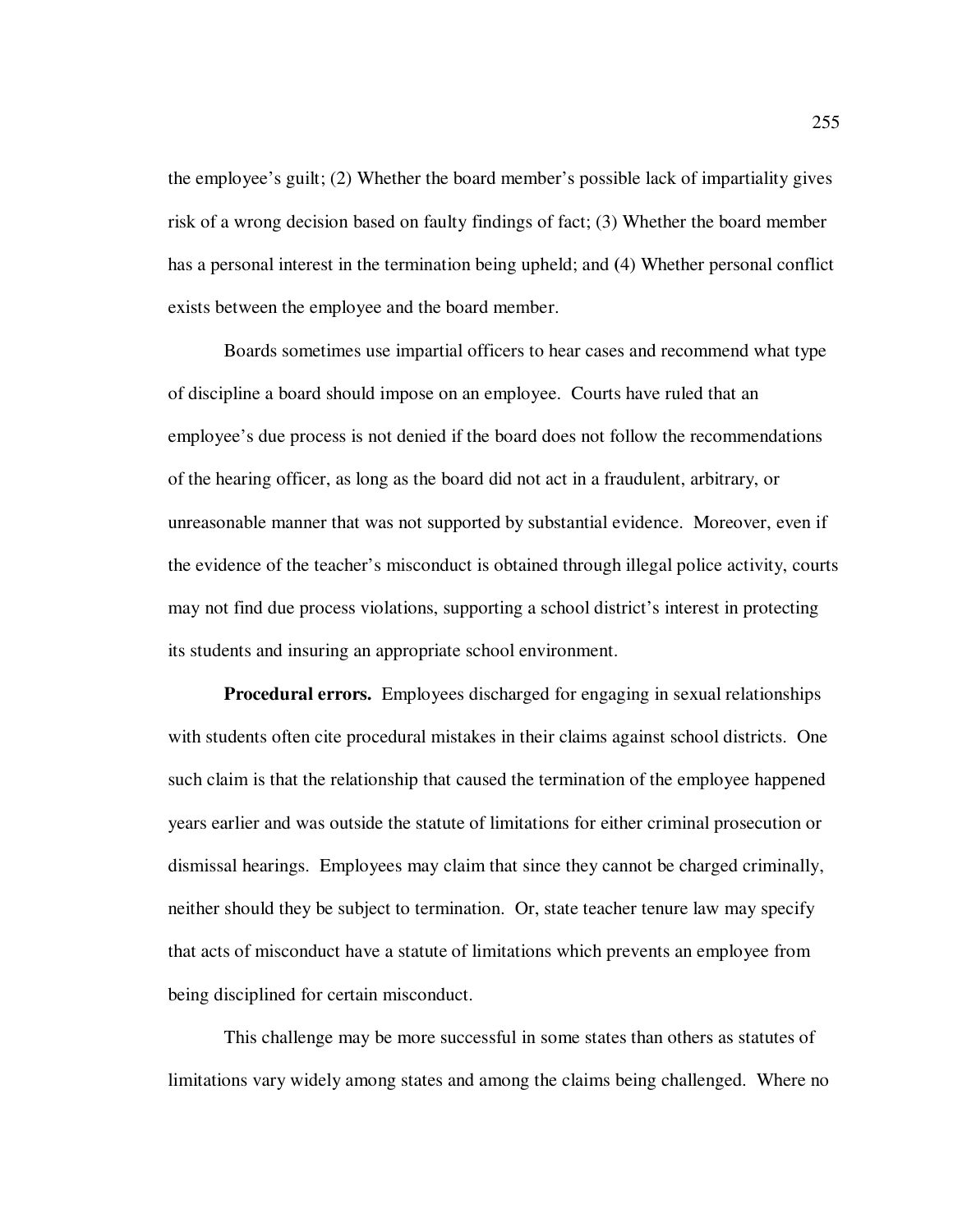the employee's guilt; (2) Whether the board member's possible lack of impartiality gives risk of a wrong decision based on faulty findings of fact; (3) Whether the board member has a personal interest in the termination being upheld; and (4) Whether personal conflict exists between the employee and the board member.

Boards sometimes use impartial officers to hear cases and recommend what type of discipline a board should impose on an employee. Courts have ruled that an employee's due process is not denied if the board does not follow the recommendations of the hearing officer, as long as the board did not act in a fraudulent, arbitrary, or unreasonable manner that was not supported by substantial evidence. Moreover, even if the evidence of the teacher's misconduct is obtained through illegal police activity, courts may not find due process violations, supporting a school district's interest in protecting its students and insuring an appropriate school environment.

**Procedural errors.** Employees discharged for engaging in sexual relationships with students often cite procedural mistakes in their claims against school districts. One such claim is that the relationship that caused the termination of the employee happened years earlier and was outside the statute of limitations for either criminal prosecution or dismissal hearings. Employees may claim that since they cannot be charged criminally, neither should they be subject to termination. Or, state teacher tenure law may specify that acts of misconduct have a statute of limitations which prevents an employee from being disciplined for certain misconduct.

This challenge may be more successful in some states than others as statutes of limitations vary widely among states and among the claims being challenged. Where no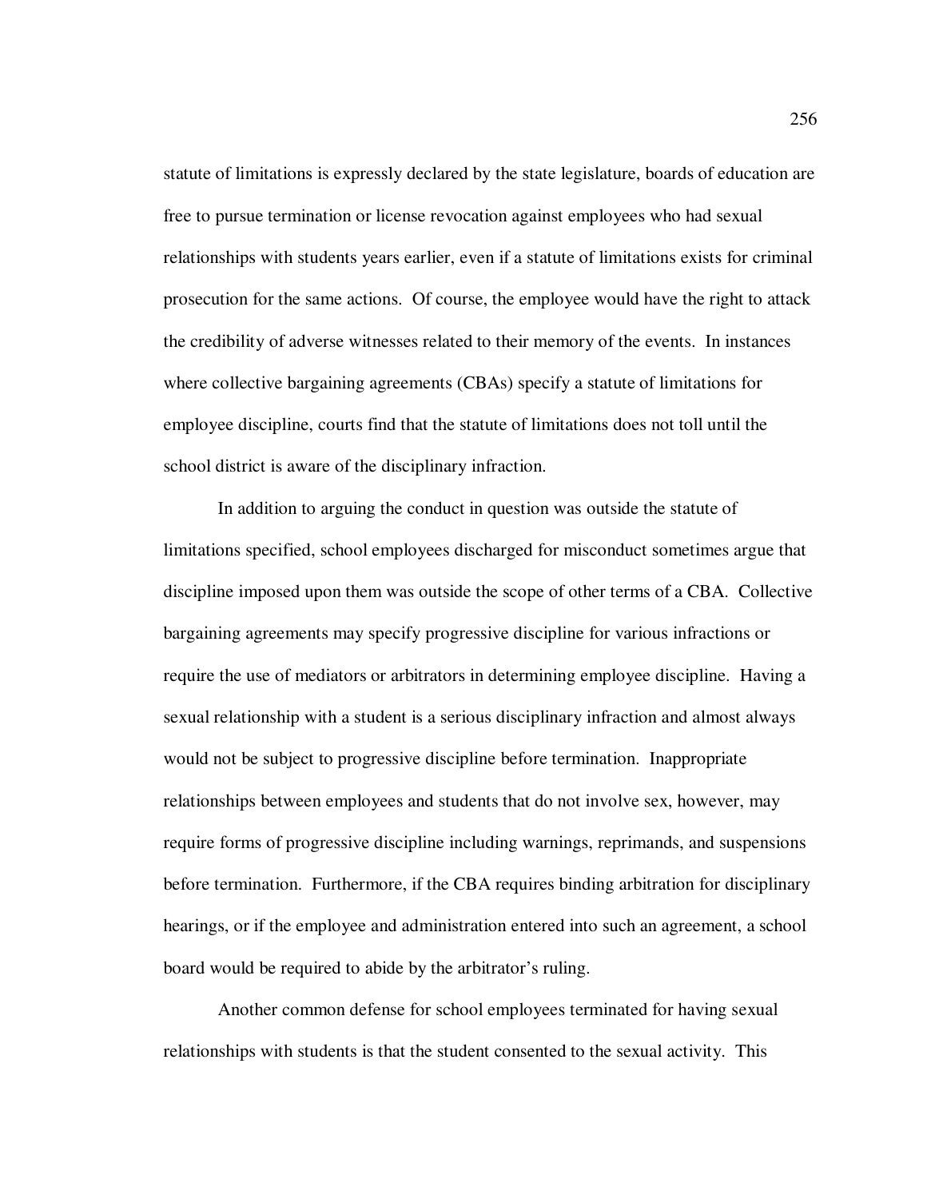statute of limitations is expressly declared by the state legislature, boards of education are free to pursue termination or license revocation against employees who had sexual relationships with students years earlier, even if a statute of limitations exists for criminal prosecution for the same actions. Of course, the employee would have the right to attack the credibility of adverse witnesses related to their memory of the events. In instances where collective bargaining agreements (CBAs) specify a statute of limitations for employee discipline, courts find that the statute of limitations does not toll until the school district is aware of the disciplinary infraction.

In addition to arguing the conduct in question was outside the statute of limitations specified, school employees discharged for misconduct sometimes argue that discipline imposed upon them was outside the scope of other terms of a CBA. Collective bargaining agreements may specify progressive discipline for various infractions or require the use of mediators or arbitrators in determining employee discipline. Having a sexual relationship with a student is a serious disciplinary infraction and almost always would not be subject to progressive discipline before termination. Inappropriate relationships between employees and students that do not involve sex, however, may require forms of progressive discipline including warnings, reprimands, and suspensions before termination. Furthermore, if the CBA requires binding arbitration for disciplinary hearings, or if the employee and administration entered into such an agreement, a school board would be required to abide by the arbitrator's ruling.

Another common defense for school employees terminated for having sexual relationships with students is that the student consented to the sexual activity. This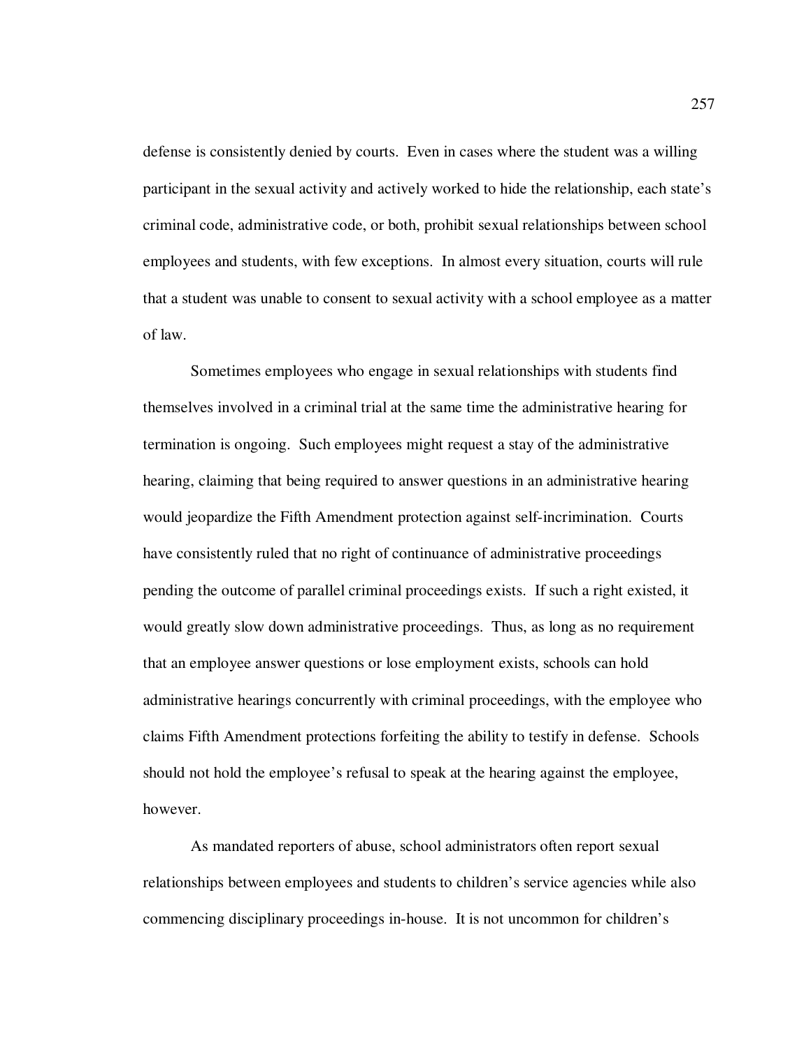defense is consistently denied by courts. Even in cases where the student was a willing participant in the sexual activity and actively worked to hide the relationship, each state's criminal code, administrative code, or both, prohibit sexual relationships between school employees and students, with few exceptions. In almost every situation, courts will rule that a student was unable to consent to sexual activity with a school employee as a matter of law.

Sometimes employees who engage in sexual relationships with students find themselves involved in a criminal trial at the same time the administrative hearing for termination is ongoing. Such employees might request a stay of the administrative hearing, claiming that being required to answer questions in an administrative hearing would jeopardize the Fifth Amendment protection against self-incrimination. Courts have consistently ruled that no right of continuance of administrative proceedings pending the outcome of parallel criminal proceedings exists. If such a right existed, it would greatly slow down administrative proceedings. Thus, as long as no requirement that an employee answer questions or lose employment exists, schools can hold administrative hearings concurrently with criminal proceedings, with the employee who claims Fifth Amendment protections forfeiting the ability to testify in defense. Schools should not hold the employee's refusal to speak at the hearing against the employee, however.

As mandated reporters of abuse, school administrators often report sexual relationships between employees and students to children's service agencies while also commencing disciplinary proceedings in-house. It is not uncommon for children's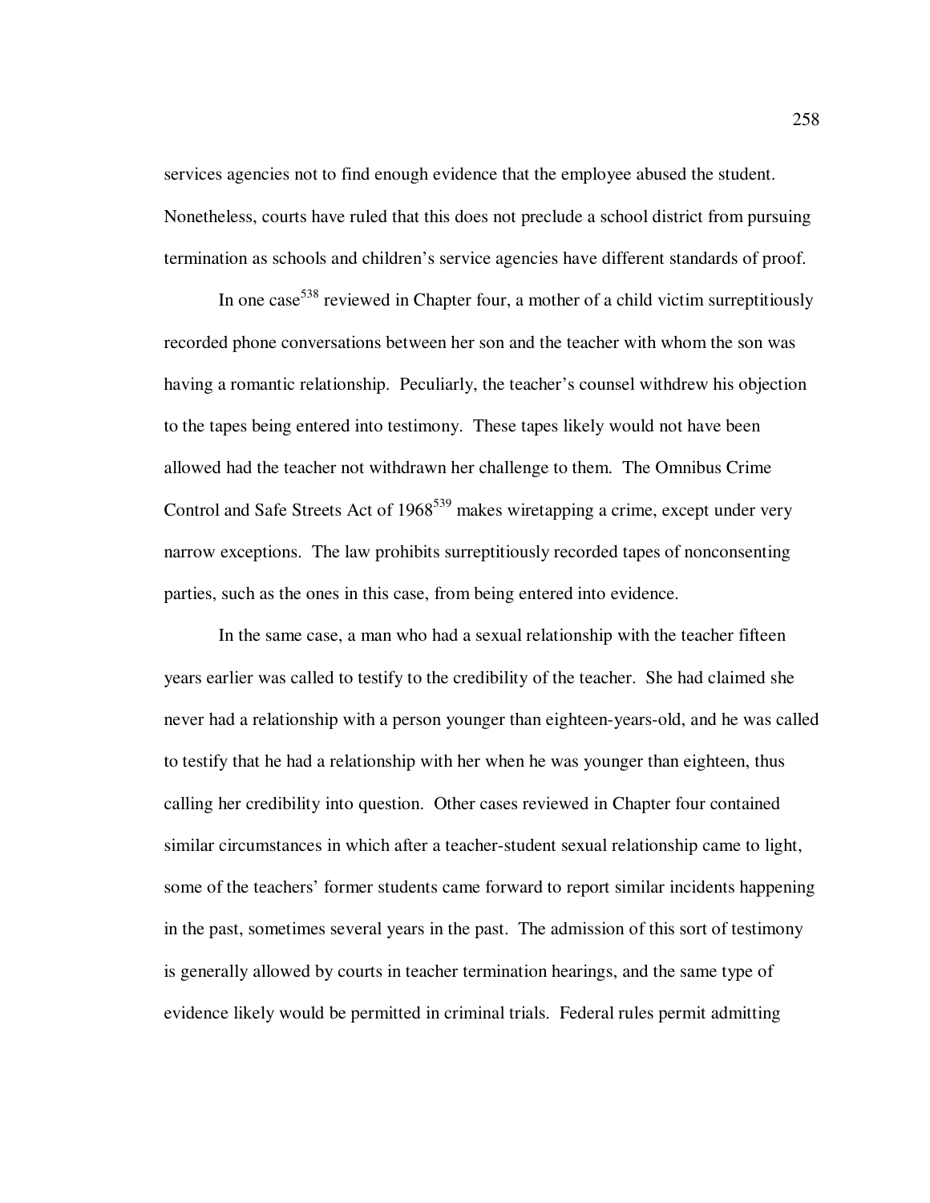services agencies not to find enough evidence that the employee abused the student. Nonetheless, courts have ruled that this does not preclude a school district from pursuing termination as schools and children's service agencies have different standards of proof.

In one case[538] reviewed in Chapter four, a mother of a child victim surreptitiously recorded phone conversations between her son and the teacher with whom the son was having a romantic relationship. Peculiarly, the teacher's counsel withdrew his objection to the tapes being entered into testimony. These tapes likely would not have been allowed had the teacher not withdrawn her challenge to them. The Omnibus Crime Control and Safe Streets Act of 1968[539] makes wiretapping a crime, except under very narrow exceptions. The law prohibits surreptitiously recorded tapes of nonconsenting parties, such as the ones in this case, from being entered into evidence.

In the same case, a man who had a sexual relationship with the teacher fifteen years earlier was called to testify to the credibility of the teacher. She had claimed she never had a relationship with a person younger than eighteen-years-old, and he was called to testify that he had a relationship with her when he was younger than eighteen, thus calling her credibility into question. Other cases reviewed in Chapter four contained similar circumstances in which after a teacher-student sexual relationship came to light, some of the teachers' former students came forward to report similar incidents happening in the past, sometimes several years in the past. The admission of this sort of testimony is generally allowed by courts in teacher termination hearings, and the same type of evidence likely would be permitted in criminal trials. Federal rules permit admitting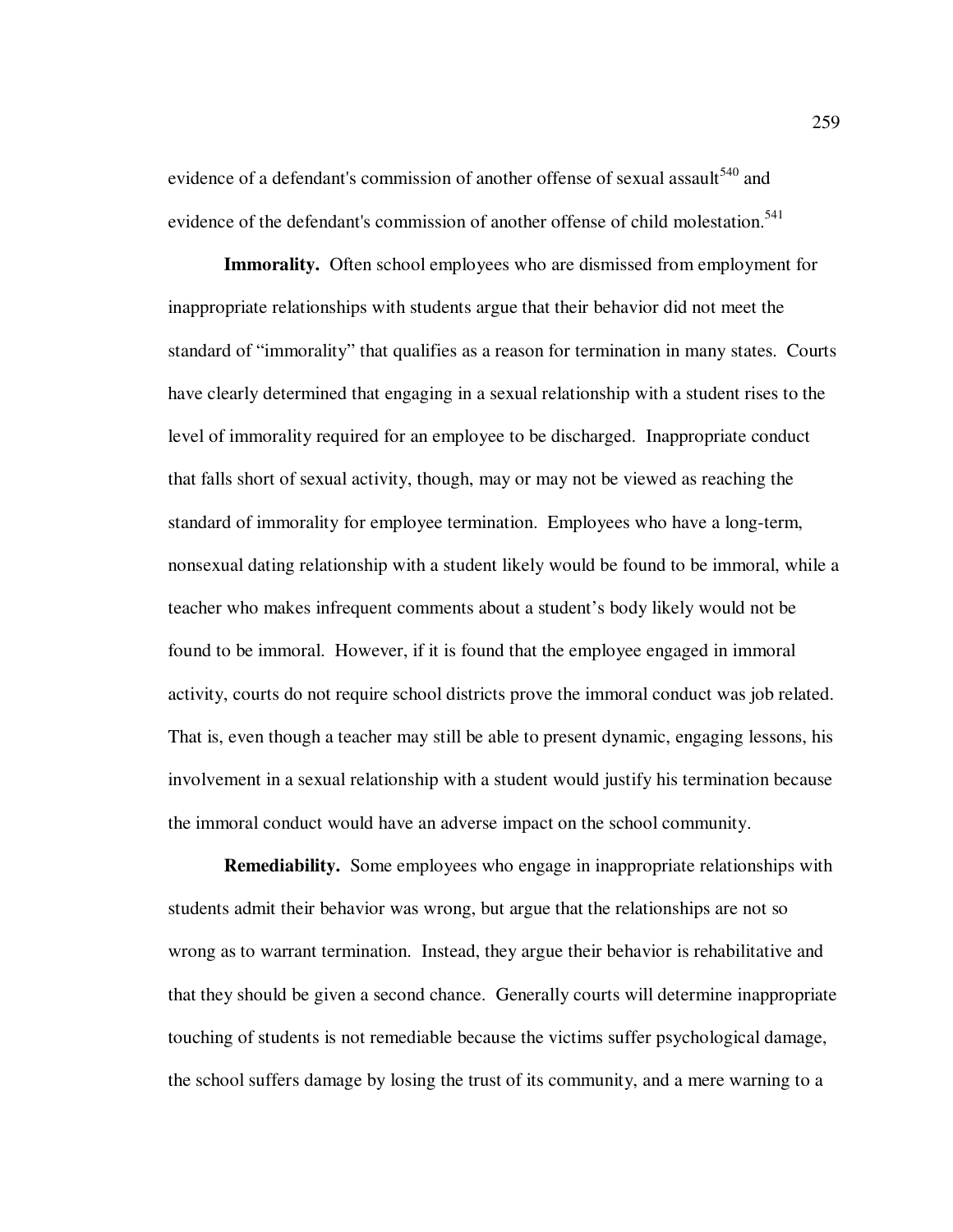evidence of a defendant's commission of another offense of sexual assault[540] and evidence of the defendant's commission of another offense of child molestation.[541]

**Immorality.** Often school employees who are dismissed from employment for inappropriate relationships with students argue that their behavior did not meet the standard of "immorality" that qualifies as a reason for termination in many states. Courts have clearly determined that engaging in a sexual relationship with a student rises to the level of immorality required for an employee to be discharged. Inappropriate conduct that falls short of sexual activity, though, may or may not be viewed as reaching the standard of immorality for employee termination. Employees who have a long-term, nonsexual dating relationship with a student likely would be found to be immoral, while a teacher who makes infrequent comments about a student's body likely would not be found to be immoral. However, if it is found that the employee engaged in immoral activity, courts do not require school districts prove the immoral conduct was job related. That is, even though a teacher may still be able to present dynamic, engaging lessons, his involvement in a sexual relationship with a student would justify his termination because the immoral conduct would have an adverse impact on the school community.

**Remediability.** Some employees who engage in inappropriate relationships with students admit their behavior was wrong, but argue that the relationships are not so wrong as to warrant termination. Instead, they argue their behavior is rehabilitative and that they should be given a second chance. Generally courts will determine inappropriate touching of students is not remediable because the victims suffer psychological damage, the school suffers damage by losing the trust of its community, and a mere warning to a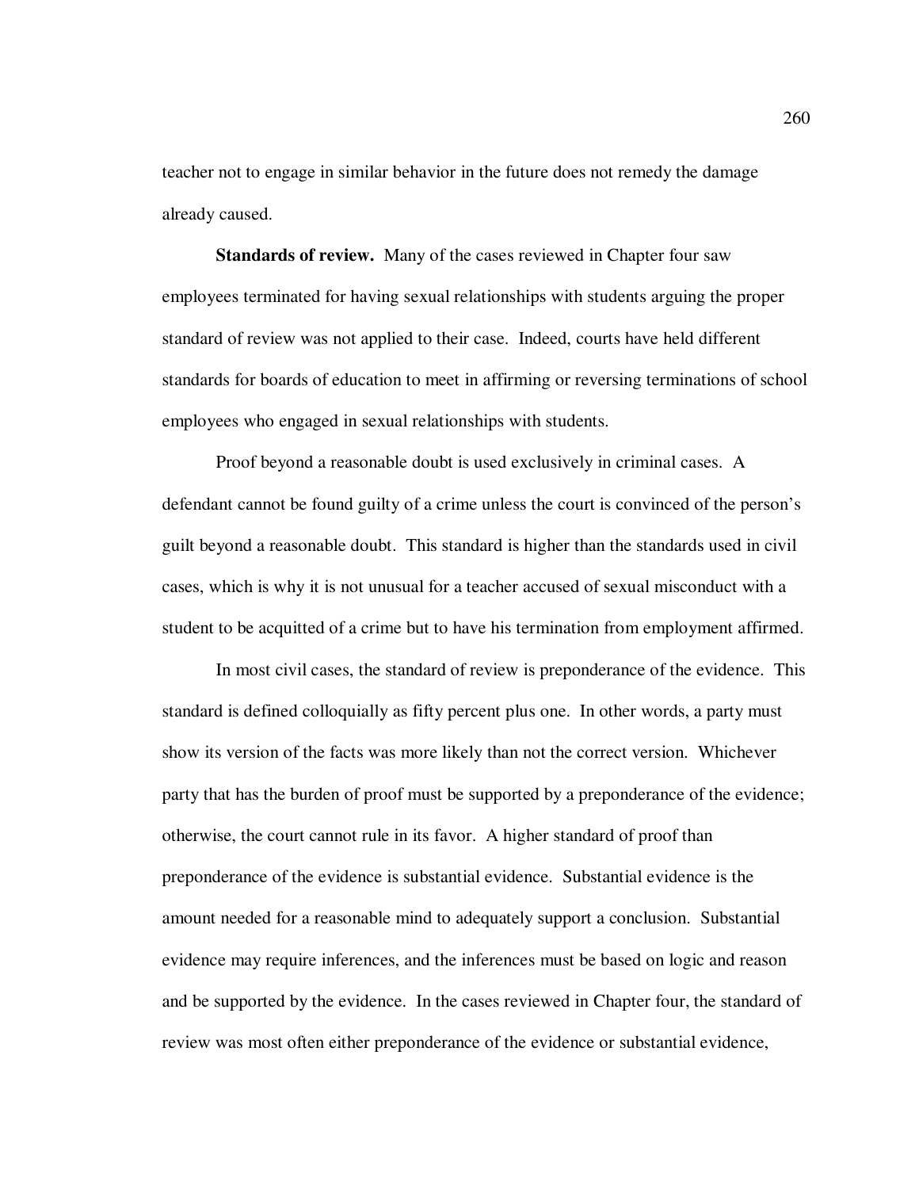teacher not to engage in similar behavior in the future does not remedy the damage already caused.

**Standards of review.** Many of the cases reviewed in Chapter four saw employees terminated for having sexual relationships with students arguing the proper standard of review was not applied to their case. Indeed, courts have held different standards for boards of education to meet in affirming or reversing terminations of school employees who engaged in sexual relationships with students.

Proof beyond a reasonable doubt is used exclusively in criminal cases. A defendant cannot be found guilty of a crime unless the court is convinced of the person's guilt beyond a reasonable doubt. This standard is higher than the standards used in civil cases, which is why it is not unusual for a teacher accused of sexual misconduct with a student to be acquitted of a crime but to have his termination from employment affirmed.

In most civil cases, the standard of review is preponderance of the evidence. This standard is defined colloquially as fifty percent plus one. In other words, a party must show its version of the facts was more likely than not the correct version. Whichever party that has the burden of proof must be supported by a preponderance of the evidence; otherwise, the court cannot rule in its favor. A higher standard of proof than preponderance of the evidence is substantial evidence. Substantial evidence is the amount needed for a reasonable mind to adequately support a conclusion. Substantial evidence may require inferences, and the inferences must be based on logic and reason and be supported by the evidence. In the cases reviewed in Chapter four, the standard of review was most often either preponderance of the evidence or substantial evidence,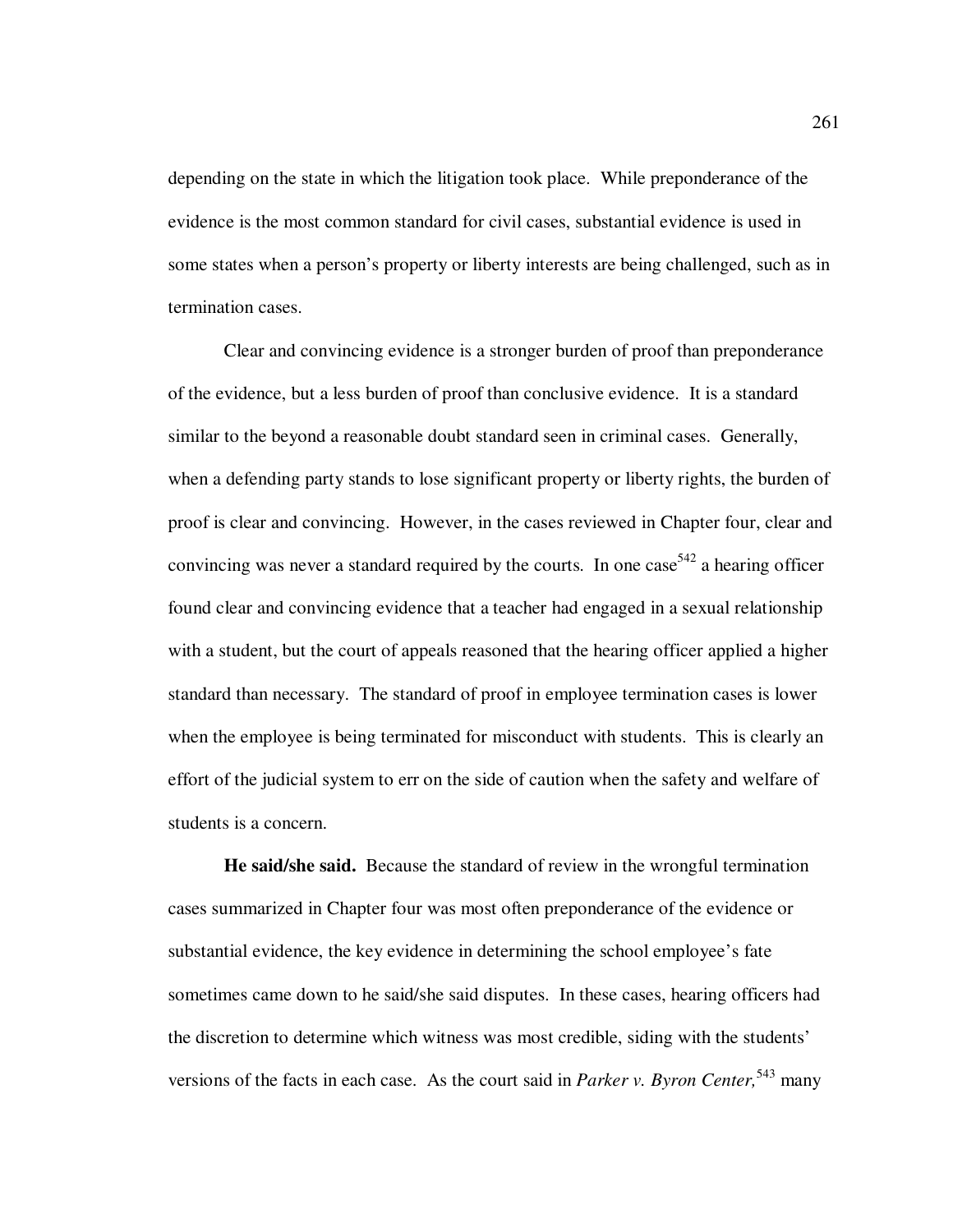depending on the state in which the litigation took place. While preponderance of the evidence is the most common standard for civil cases, substantial evidence is used in some states when a person's property or liberty interests are being challenged, such as in termination cases.

Clear and convincing evidence is a stronger burden of proof than preponderance of the evidence, but a less burden of proof than conclusive evidence. It is a standard similar to the beyond a reasonable doubt standard seen in criminal cases. Generally, when a defending party stands to lose significant property or liberty rights, the burden of proof is clear and convincing. However, in the cases reviewed in Chapter four, clear and convincing was never a standard required by the courts. In one case[542] a hearing officer found clear and convincing evidence that a teacher had engaged in a sexual relationship with a student, but the court of appeals reasoned that the hearing officer applied a higher standard than necessary. The standard of proof in employee termination cases is lower when the employee is being terminated for misconduct with students. This is clearly an effort of the judicial system to err on the side of caution when the safety and welfare of students is a concern.

**He said/she said.** Because the standard of review in the wrongful termination cases summarized in Chapter four was most often preponderance of the evidence or substantial evidence, the key evidence in determining the school employee's fate sometimes came down to he said/she said disputes. In these cases, hearing officers had the discretion to determine which witness was most credible, siding with the students' versions of the facts in each case. As the court said in *Parker v. Byron Center,*[543] many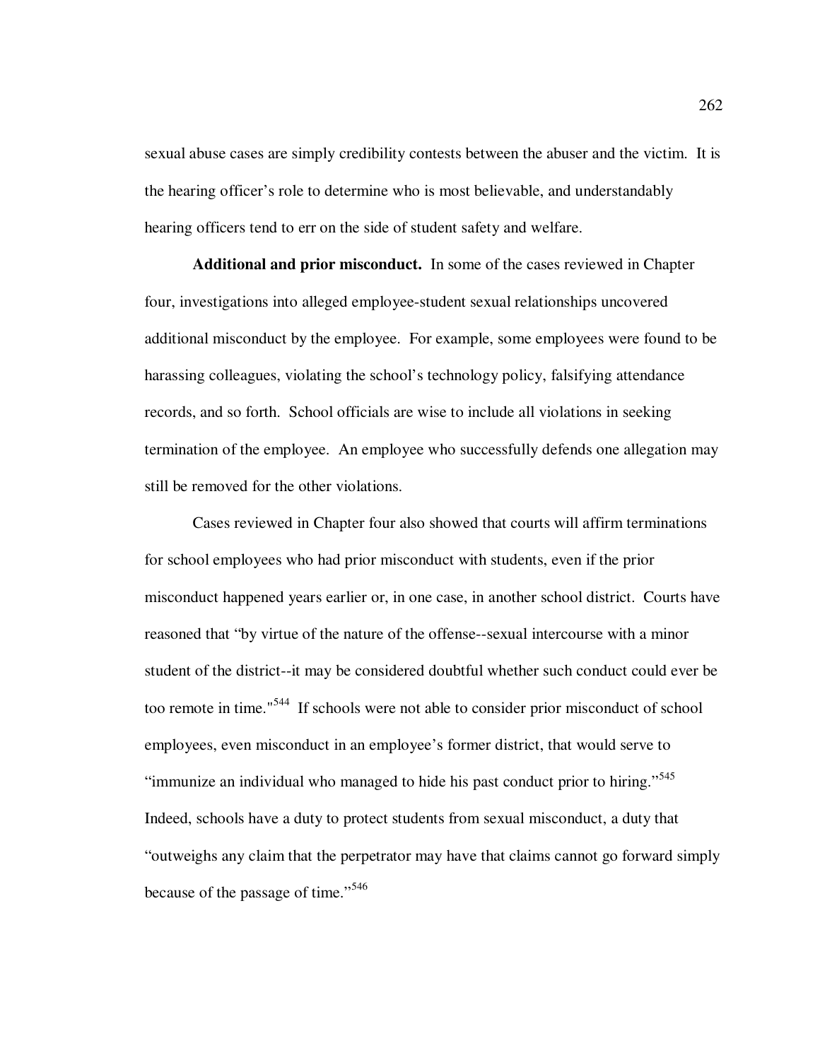sexual abuse cases are simply credibility contests between the abuser and the victim. It is the hearing officer's role to determine who is most believable, and understandably hearing officers tend to err on the side of student safety and welfare.

**Additional and prior misconduct.** In some of the cases reviewed in Chapter four, investigations into alleged employee-student sexual relationships uncovered additional misconduct by the employee. For example, some employees were found to be harassing colleagues, violating the school's technology policy, falsifying attendance records, and so forth. School officials are wise to include all violations in seeking termination of the employee. An employee who successfully defends one allegation may still be removed for the other violations.

Cases reviewed in Chapter four also showed that courts will affirm terminations for school employees who had prior misconduct with students, even if the prior misconduct happened years earlier or, in one case, in another school district. Courts have reasoned that "by virtue of the nature of the offense--sexual intercourse with a minor student of the district--it may be considered doubtful whether such conduct could ever be too remote in time."[544] If schools were not able to consider prior misconduct of school employees, even misconduct in an employee's former district, that would serve to "immunize an individual who managed to hide his past conduct prior to hiring."[545] Indeed, schools have a duty to protect students from sexual misconduct, a duty that "outweighs any claim that the perpetrator may have that claims cannot go forward simply because of the passage of time."[546]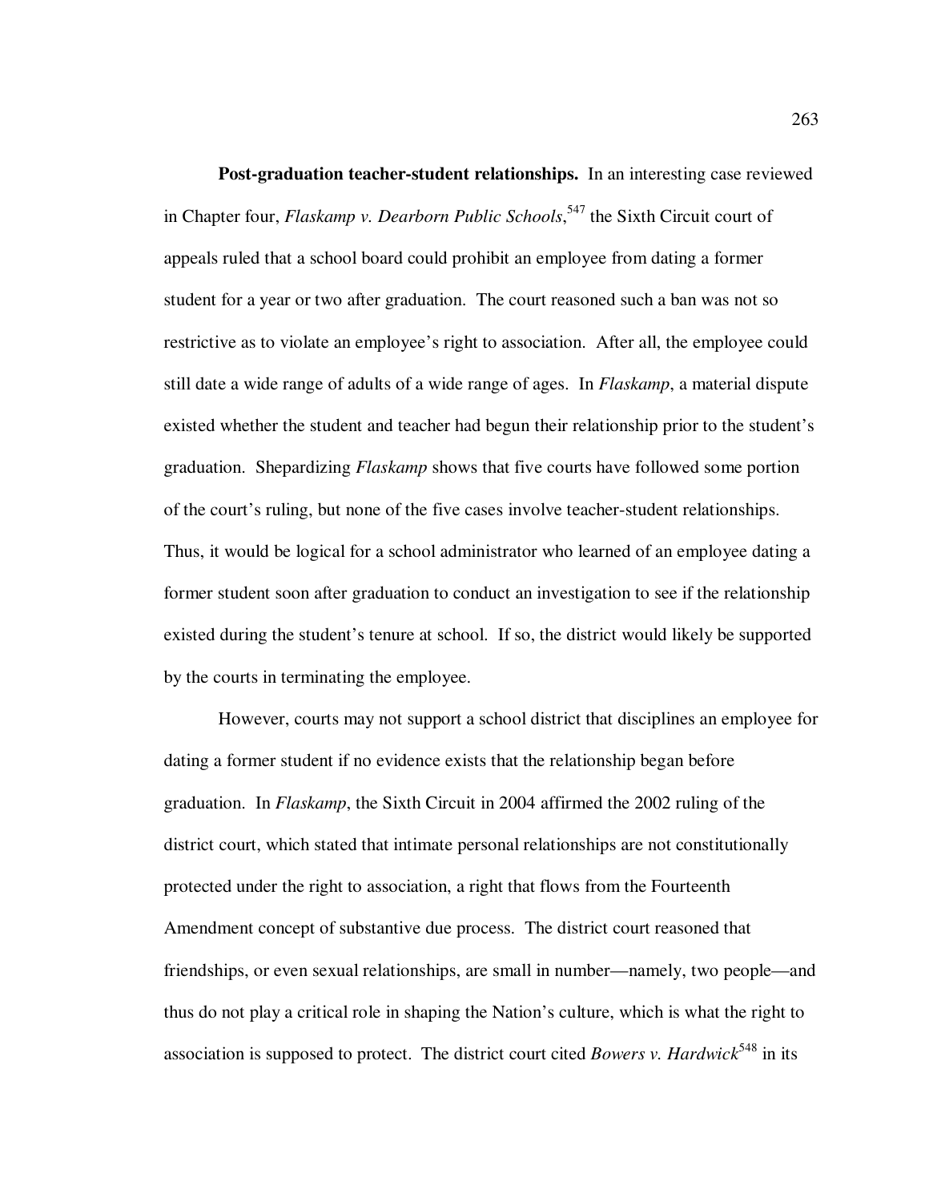**Post-graduation teacher-student relationships.** In an interesting case reviewed in Chapter four, *Flaskamp v. Dearborn Public Schools*,[547] the Sixth Circuit court of appeals ruled that a school board could prohibit an employee from dating a former student for a year or two after graduation. The court reasoned such a ban was not so restrictive as to violate an employee's right to association. After all, the employee could still date a wide range of adults of a wide range of ages. In *Flaskamp*, a material dispute existed whether the student and teacher had begun their relationship prior to the student's graduation. Shepardizing *Flaskamp* shows that five courts have followed some portion of the court's ruling, but none of the five cases involve teacher-student relationships. Thus, it would be logical for a school administrator who learned of an employee dating a former student soon after graduation to conduct an investigation to see if the relationship existed during the student's tenure at school. If so, the district would likely be supported by the courts in terminating the employee.

However, courts may not support a school district that disciplines an employee for dating a former student if no evidence exists that the relationship began before graduation. In *Flaskamp*, the Sixth Circuit in 2004 affirmed the 2002 ruling of the district court, which stated that intimate personal relationships are not constitutionally protected under the right to association, a right that flows from the Fourteenth Amendment concept of substantive due process. The district court reasoned that friendships, or even sexual relationships, are small in number—namely, two people—and thus do not play a critical role in shaping the Nation's culture, which is what the right to association is supposed to protect. The district court cited *Bowers v. Hardwick*[548] in its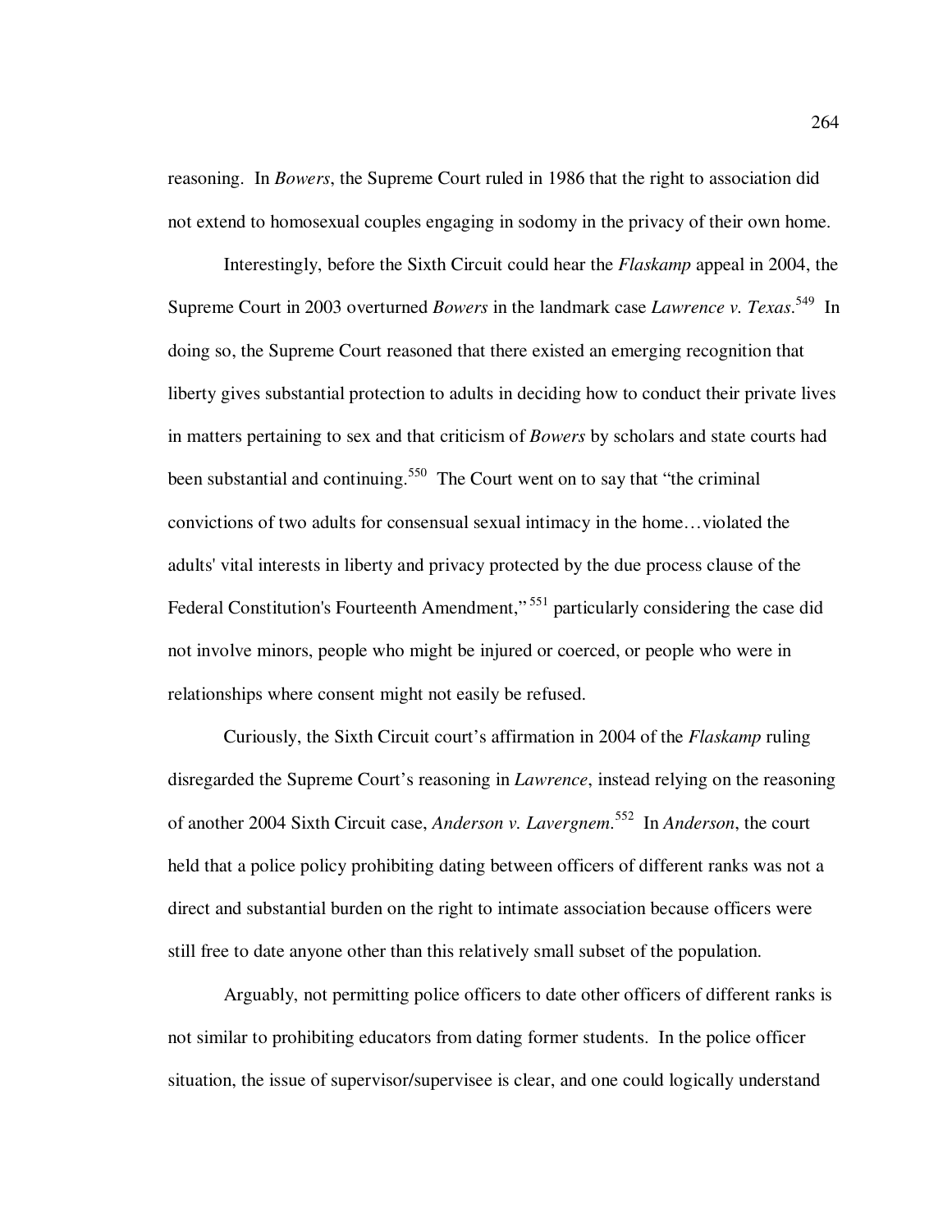reasoning. In *Bowers*, the Supreme Court ruled in 1986 that the right to association did not extend to homosexual couples engaging in sodomy in the privacy of their own home.

Interestingly, before the Sixth Circuit could hear the *Flaskamp* appeal in 2004, the Supreme Court in 2003 overturned *Bowers* in the landmark case *Lawrence v. Texas*.[549] In doing so, the Supreme Court reasoned that there existed an emerging recognition that liberty gives substantial protection to adults in deciding how to conduct their private lives in matters pertaining to sex and that criticism of *Bowers* by scholars and state courts had been substantial and continuing.[550] The Court went on to say that "the criminal convictions of two adults for consensual sexual intimacy in the home…violated the adults' vital interests in liberty and privacy protected by the due process clause of the Federal Constitution's Fourteenth Amendment,"[551] particularly considering the case did not involve minors, people who might be injured or coerced, or people who were in relationships where consent might not easily be refused.

Curiously, the Sixth Circuit court's affirmation in 2004 of the *Flaskamp* ruling disregarded the Supreme Court's reasoning in *Lawrence*, instead relying on the reasoning of another 2004 Sixth Circuit case, *Anderson v. Lavergnem*.[552] In *Anderson*, the court held that a police policy prohibiting dating between officers of different ranks was not a direct and substantial burden on the right to intimate association because officers were still free to date anyone other than this relatively small subset of the population.

Arguably, not permitting police officers to date other officers of different ranks is not similar to prohibiting educators from dating former students. In the police officer situation, the issue of supervisor/supervisee is clear, and one could logically understand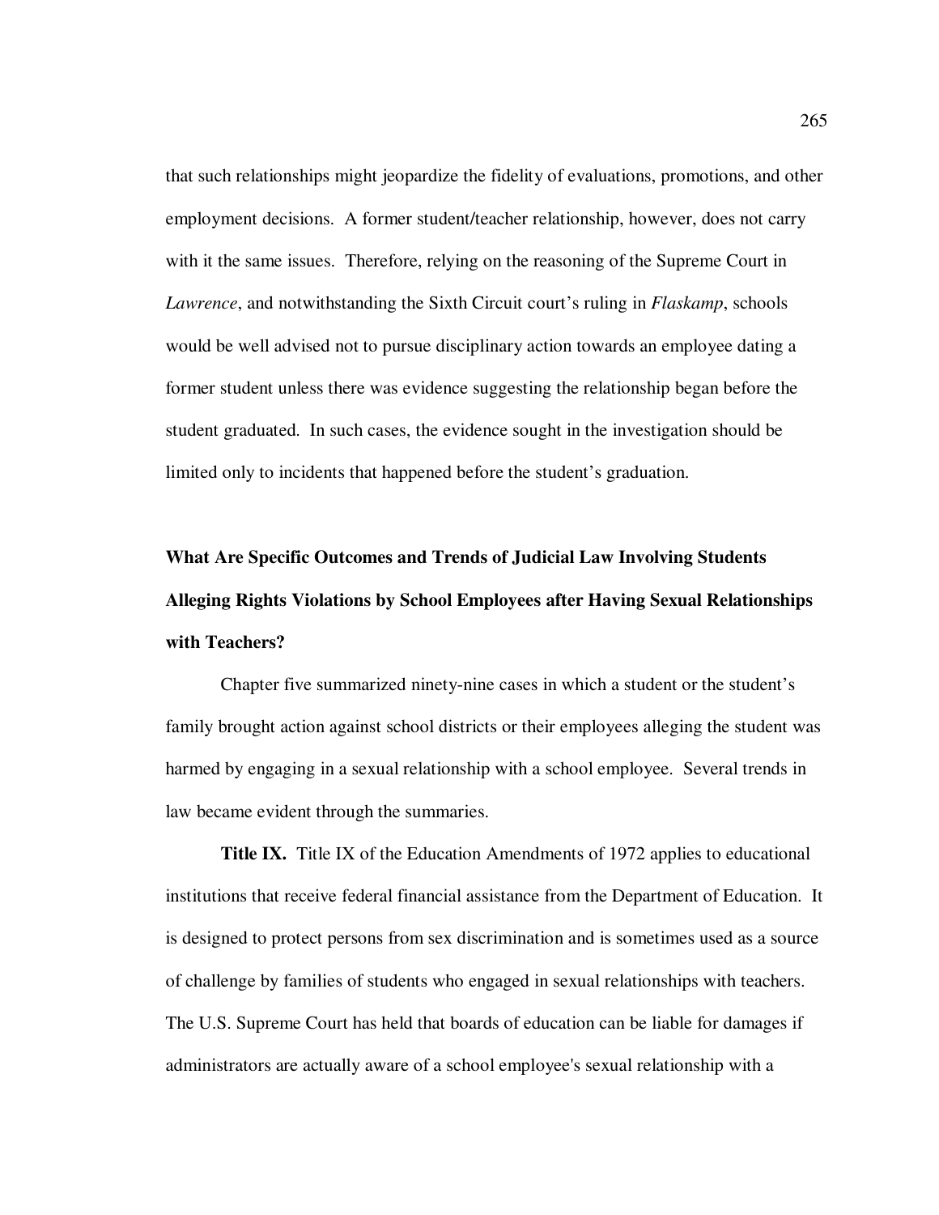that such relationships might jeopardize the fidelity of evaluations, promotions, and other employment decisions. A former student/teacher relationship, however, does not carry with it the same issues. Therefore, relying on the reasoning of the Supreme Court in *Lawrence*, and notwithstanding the Sixth Circuit court's ruling in *Flaskamp*, schools would be well advised not to pursue disciplinary action towards an employee dating a former student unless there was evidence suggesting the relationship began before the student graduated. In such cases, the evidence sought in the investigation should be limited only to incidents that happened before the student's graduation.

## What Are Specific Outcomes and Trends of Judicial Law Involving Students Alleging Rights Violations by School Employees after Having Sexual Relationships with Teachers?

Chapter five summarized ninety-nine cases in which a student or the student's family brought action against school districts or their employees alleging the student was harmed by engaging in a sexual relationship with a school employee. Several trends in law became evident through the summaries.

**Title IX.** Title IX of the Education Amendments of 1972 applies to educational institutions that receive federal financial assistance from the Department of Education. It is designed to protect persons from sex discrimination and is sometimes used as a source of challenge by families of students who engaged in sexual relationships with teachers. The U.S. Supreme Court has held that boards of education can be liable for damages if administrators are actually aware of a school employee's sexual relationship with a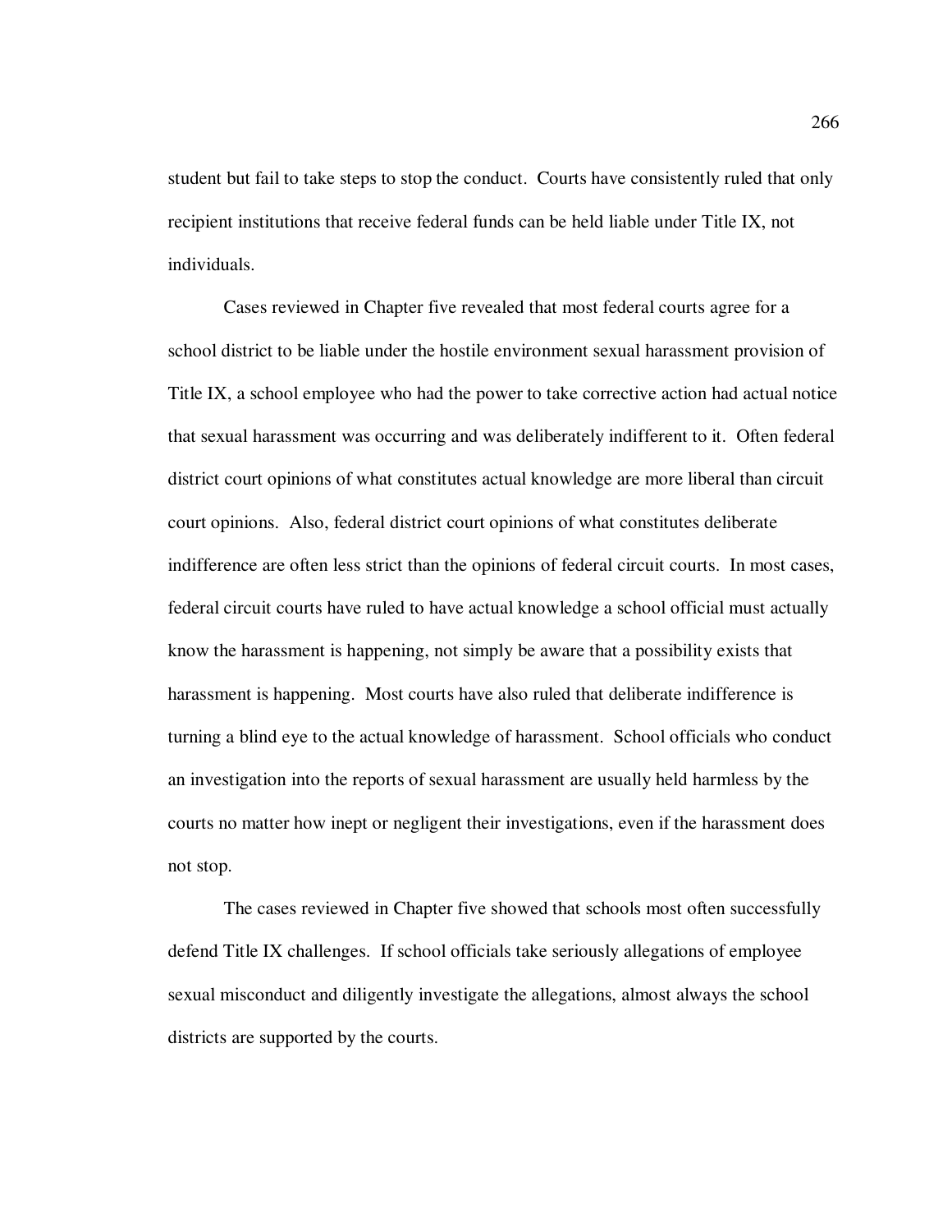student but fail to take steps to stop the conduct. Courts have consistently ruled that only recipient institutions that receive federal funds can be held liable under Title IX, not individuals.

Cases reviewed in Chapter five revealed that most federal courts agree for a school district to be liable under the hostile environment sexual harassment provision of Title IX, a school employee who had the power to take corrective action had actual notice that sexual harassment was occurring and was deliberately indifferent to it. Often federal district court opinions of what constitutes actual knowledge are more liberal than circuit court opinions. Also, federal district court opinions of what constitutes deliberate indifference are often less strict than the opinions of federal circuit courts. In most cases, federal circuit courts have ruled to have actual knowledge a school official must actually know the harassment is happening, not simply be aware that a possibility exists that harassment is happening. Most courts have also ruled that deliberate indifference is turning a blind eye to the actual knowledge of harassment. School officials who conduct an investigation into the reports of sexual harassment are usually held harmless by the courts no matter how inept or negligent their investigations, even if the harassment does not stop.

The cases reviewed in Chapter five showed that schools most often successfully defend Title IX challenges. If school officials take seriously allegations of employee sexual misconduct and diligently investigate the allegations, almost always the school districts are supported by the courts.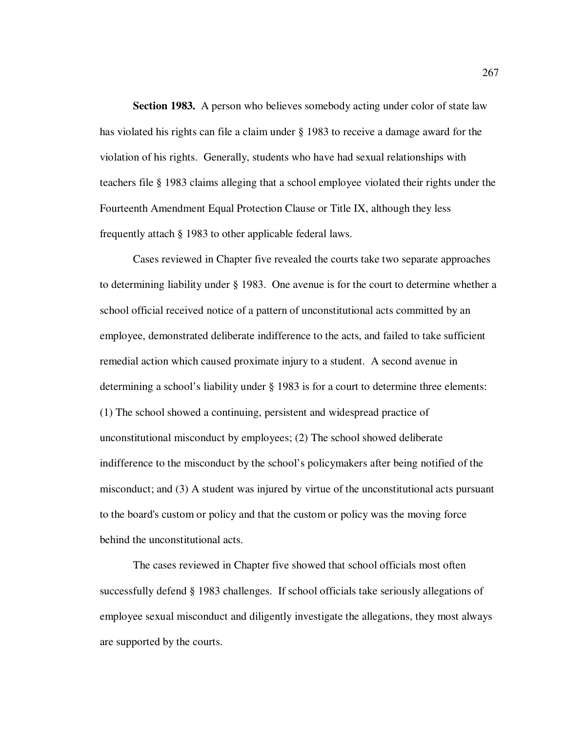**Section 1983.** A person who believes somebody acting under color of state law has violated his rights can file a claim under § 1983 to receive a damage award for the violation of his rights. Generally, students who have had sexual relationships with teachers file § 1983 claims alleging that a school employee violated their rights under the Fourteenth Amendment Equal Protection Clause or Title IX, although they less frequently attach § 1983 to other applicable federal laws.

Cases reviewed in Chapter five revealed the courts take two separate approaches to determining liability under § 1983. One avenue is for the court to determine whether a school official received notice of a pattern of unconstitutional acts committed by an employee, demonstrated deliberate indifference to the acts, and failed to take sufficient remedial action which caused proximate injury to a student. A second avenue in determining a school's liability under § 1983 is for a court to determine three elements: (1) The school showed a continuing, persistent and widespread practice of unconstitutional misconduct by employees; (2) The school showed deliberate indifference to the misconduct by the school's policymakers after being notified of the misconduct; and (3) A student was injured by virtue of the unconstitutional acts pursuant to the board's custom or policy and that the custom or policy was the moving force behind the unconstitutional acts.

The cases reviewed in Chapter five showed that school officials most often successfully defend § 1983 challenges. If school officials take seriously allegations of employee sexual misconduct and diligently investigate the allegations, they most always are supported by the courts.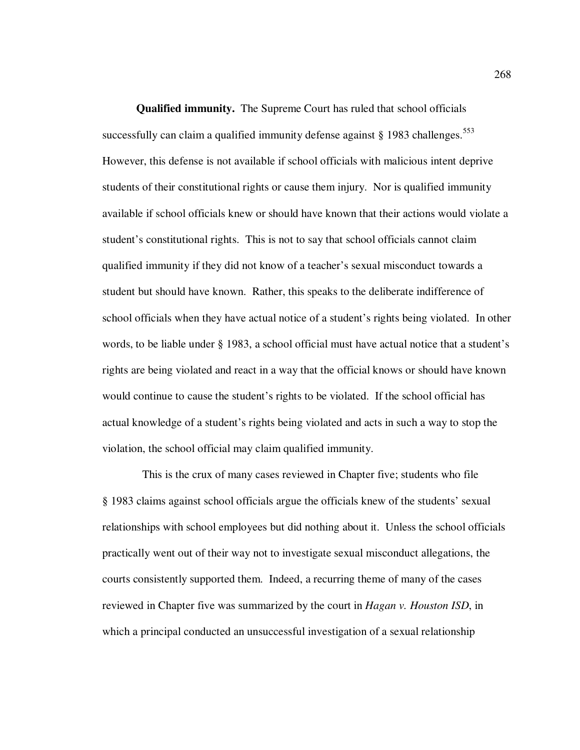**Qualified immunity.** The Supreme Court has ruled that school officials successfully can claim a qualified immunity defense against § 1983 challenges.[553] However, this defense is not available if school officials with malicious intent deprive students of their constitutional rights or cause them injury. Nor is qualified immunity available if school officials knew or should have known that their actions would violate a student's constitutional rights. This is not to say that school officials cannot claim qualified immunity if they did not know of a teacher's sexual misconduct towards a student but should have known. Rather, this speaks to the deliberate indifference of school officials when they have actual notice of a student's rights being violated. In other words, to be liable under § 1983, a school official must have actual notice that a student's rights are being violated and react in a way that the official knows or should have known would continue to cause the student's rights to be violated. If the school official has actual knowledge of a student's rights being violated and acts in such a way to stop the violation, the school official may claim qualified immunity.

This is the crux of many cases reviewed in Chapter five; students who file § 1983 claims against school officials argue the officials knew of the students' sexual relationships with school employees but did nothing about it. Unless the school officials practically went out of their way not to investigate sexual misconduct allegations, the courts consistently supported them. Indeed, a recurring theme of many of the cases reviewed in Chapter five was summarized by the court in *Hagan v. Houston ISD*, in which a principal conducted an unsuccessful investigation of a sexual relationship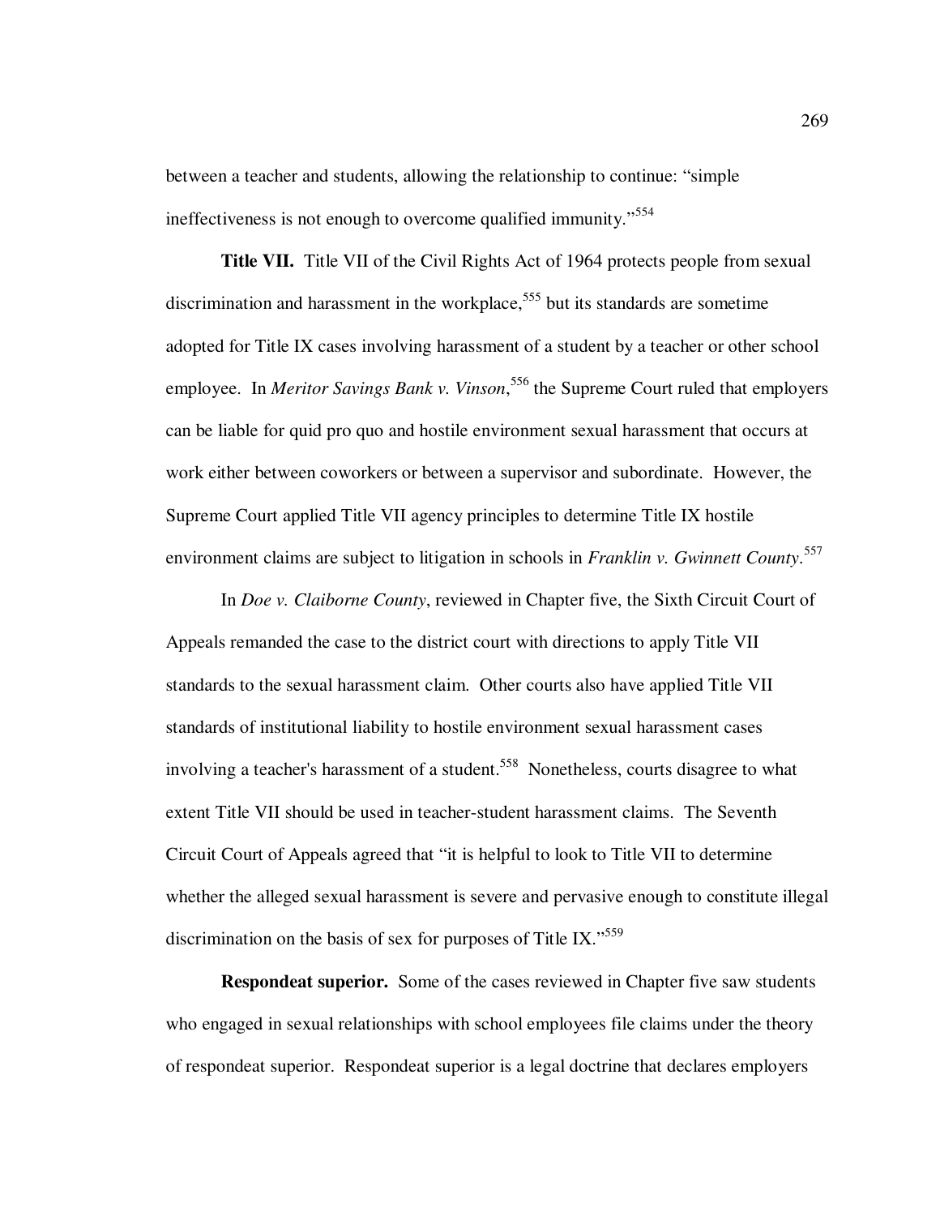between a teacher and students, allowing the relationship to continue: "simple ineffectiveness is not enough to overcome qualified immunity."[554]

**Title VII.** Title VII of the Civil Rights Act of 1964 protects people from sexual discrimination and harassment in the workplace,[555] but its standards are sometime adopted for Title IX cases involving harassment of a student by a teacher or other school employee. In *Meritor Savings Bank v. Vinson*,[556] the Supreme Court ruled that employers can be liable for quid pro quo and hostile environment sexual harassment that occurs at work either between coworkers or between a supervisor and subordinate. However, the Supreme Court applied Title VII agency principles to determine Title IX hostile environment claims are subject to litigation in schools in *Franklin v. Gwinnett County*.[557]

In *Doe v. Claiborne County*, reviewed in Chapter five, the Sixth Circuit Court of Appeals remanded the case to the district court with directions to apply Title VII standards to the sexual harassment claim. Other courts also have applied Title VII standards of institutional liability to hostile environment sexual harassment cases involving a teacher's harassment of a student.[558] Nonetheless, courts disagree to what extent Title VII should be used in teacher-student harassment claims. The Seventh Circuit Court of Appeals agreed that "it is helpful to look to Title VII to determine whether the alleged sexual harassment is severe and pervasive enough to constitute illegal discrimination on the basis of sex for purposes of Title IX."[559]

**Respondeat superior.** Some of the cases reviewed in Chapter five saw students who engaged in sexual relationships with school employees file claims under the theory of respondeat superior. Respondeat superior is a legal doctrine that declares employers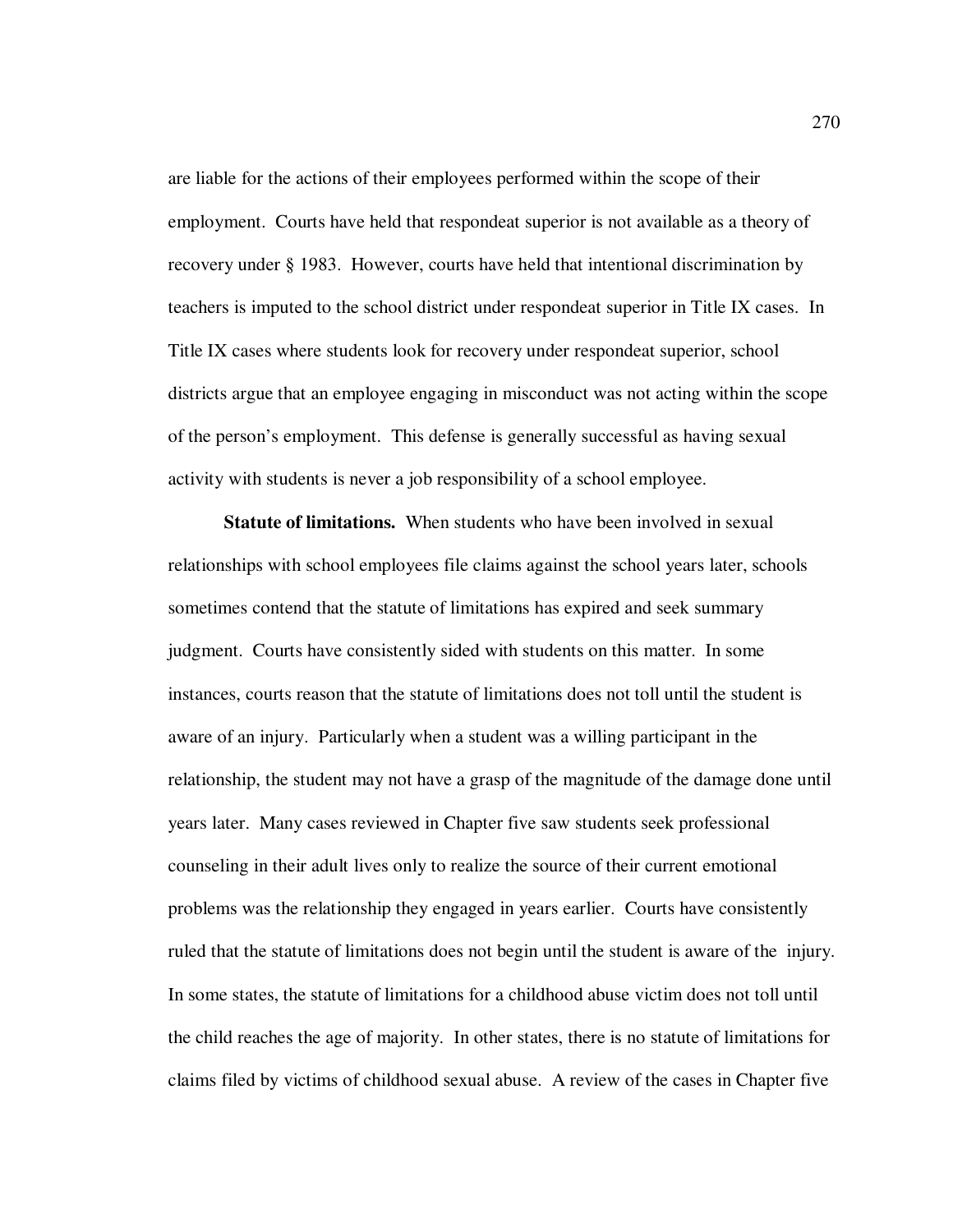are liable for the actions of their employees performed within the scope of their employment. Courts have held that respondeat superior is not available as a theory of recovery under § 1983. However, courts have held that intentional discrimination by teachers is imputed to the school district under respondeat superior in Title IX cases. In Title IX cases where students look for recovery under respondeat superior, school districts argue that an employee engaging in misconduct was not acting within the scope of the person's employment. This defense is generally successful as having sexual activity with students is never a job responsibility of a school employee.

**Statute of limitations.** When students who have been involved in sexual relationships with school employees file claims against the school years later, schools sometimes contend that the statute of limitations has expired and seek summary judgment. Courts have consistently sided with students on this matter. In some instances, courts reason that the statute of limitations does not toll until the student is aware of an injury. Particularly when a student was a willing participant in the relationship, the student may not have a grasp of the magnitude of the damage done until years later. Many cases reviewed in Chapter five saw students seek professional counseling in their adult lives only to realize the source of their current emotional problems was the relationship they engaged in years earlier. Courts have consistently ruled that the statute of limitations does not begin until the student is aware of the injury. In some states, the statute of limitations for a childhood abuse victim does not toll until the child reaches the age of majority. In other states, there is no statute of limitations for claims filed by victims of childhood sexual abuse. A review of the cases in Chapter five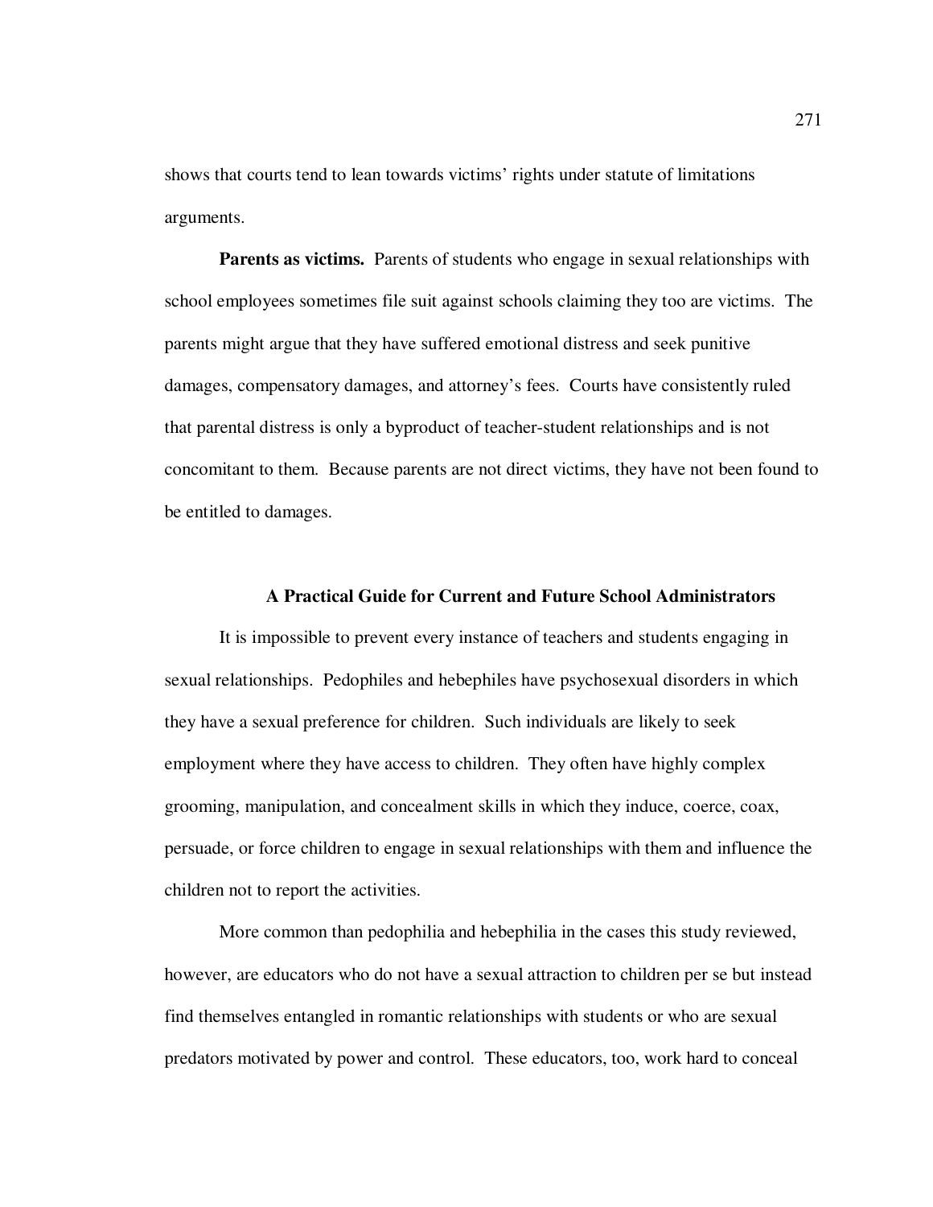shows that courts tend to lean towards victims' rights under statute of limitations arguments.

**Parents as victims.** Parents of students who engage in sexual relationships with school employees sometimes file suit against schools claiming they too are victims. The parents might argue that they have suffered emotional distress and seek punitive damages, compensatory damages, and attorney's fees. Courts have consistently ruled that parental distress is only a byproduct of teacher-student relationships and is not concomitant to them. Because parents are not direct victims, they have not been found to be entitled to damages.

## A Practical Guide for Current and Future School Administrators

It is impossible to prevent every instance of teachers and students engaging in sexual relationships. Pedophiles and hebephiles have psychosexual disorders in which they have a sexual preference for children. Such individuals are likely to seek employment where they have access to children. They often have highly complex grooming, manipulation, and concealment skills in which they induce, coerce, coax, persuade, or force children to engage in sexual relationships with them and influence the children not to report the activities.

More common than pedophilia and hebephilia in the cases this study reviewed, however, are educators who do not have a sexual attraction to children per se but instead find themselves entangled in romantic relationships with students or who are sexual predators motivated by power and control. These educators, too, work hard to conceal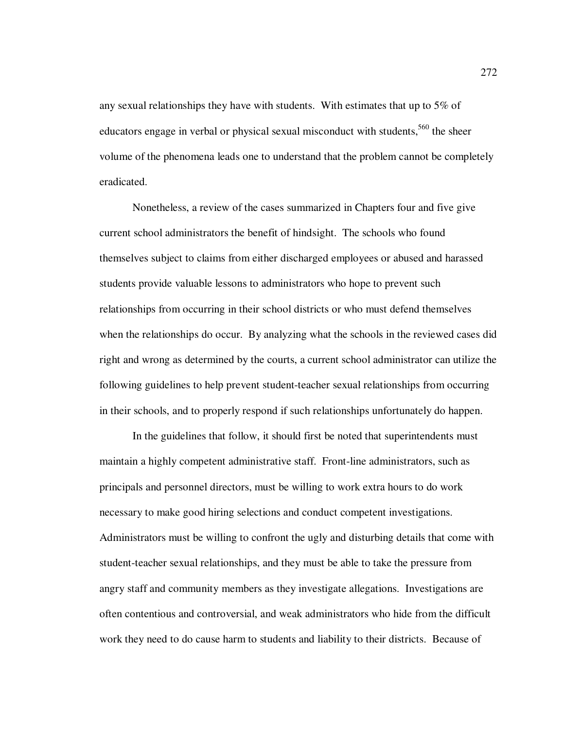any sexual relationships they have with students. With estimates that up to 5% of educators engage in verbal or physical sexual misconduct with students,[560] the sheer volume of the phenomena leads one to understand that the problem cannot be completely eradicated.

Nonetheless, a review of the cases summarized in Chapters four and five give current school administrators the benefit of hindsight. The schools who found themselves subject to claims from either discharged employees or abused and harassed students provide valuable lessons to administrators who hope to prevent such relationships from occurring in their school districts or who must defend themselves when the relationships do occur. By analyzing what the schools in the reviewed cases did right and wrong as determined by the courts, a current school administrator can utilize the following guidelines to help prevent student-teacher sexual relationships from occurring in their schools, and to properly respond if such relationships unfortunately do happen.

In the guidelines that follow, it should first be noted that superintendents must maintain a highly competent administrative staff. Front-line administrators, such as principals and personnel directors, must be willing to work extra hours to do work necessary to make good hiring selections and conduct competent investigations. Administrators must be willing to confront the ugly and disturbing details that come with student-teacher sexual relationships, and they must be able to take the pressure from angry staff and community members as they investigate allegations. Investigations are often contentious and controversial, and weak administrators who hide from the difficult work they need to do cause harm to students and liability to their districts. Because of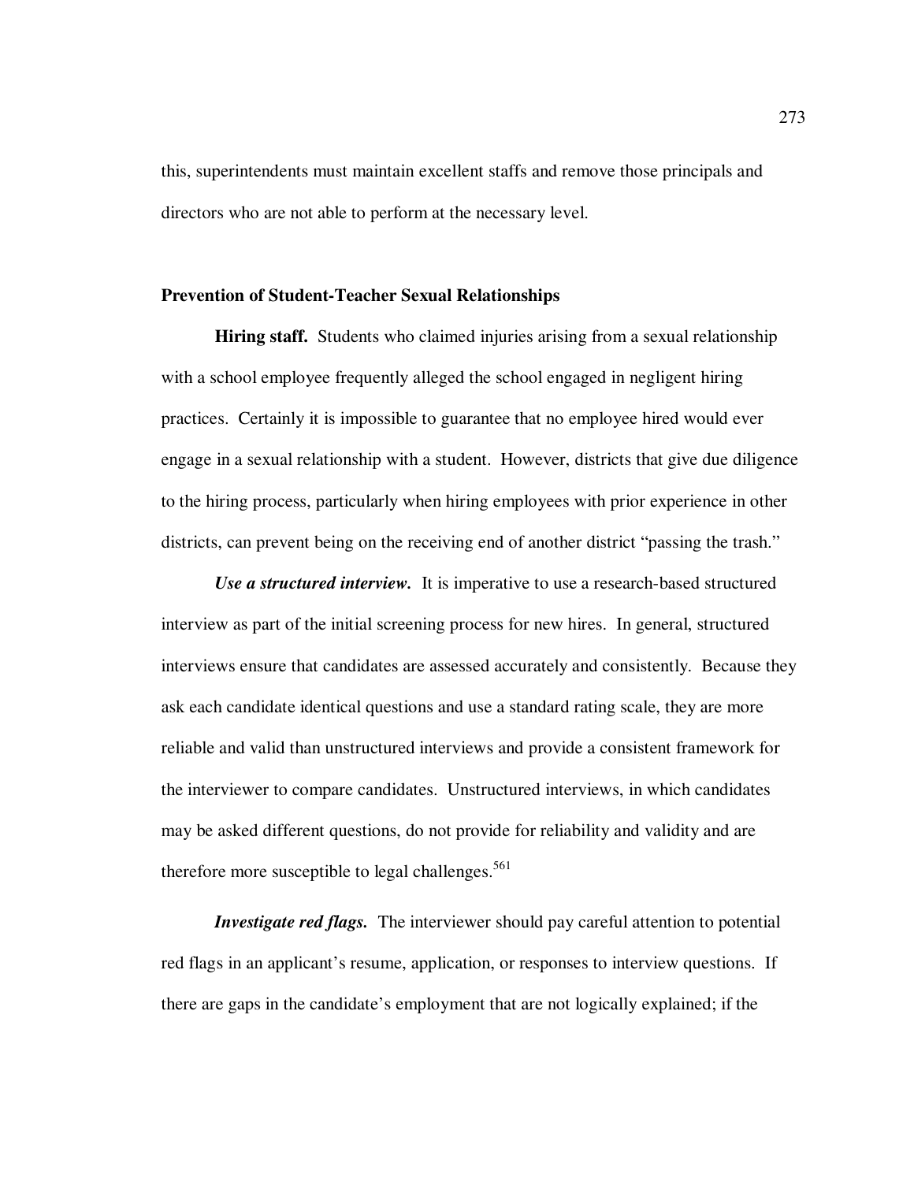this, superintendents must maintain excellent staffs and remove those principals and directors who are not able to perform at the necessary level.

### Prevention of Student-Teacher Sexual Relationships

**Hiring staff.** Students who claimed injuries arising from a sexual relationship with a school employee frequently alleged the school engaged in negligent hiring practices. Certainly it is impossible to guarantee that no employee hired would ever engage in a sexual relationship with a student. However, districts that give due diligence to the hiring process, particularly when hiring employees with prior experience in other districts, can prevent being on the receiving end of another district "passing the trash."

***Use a structured interview.*** It is imperative to use a research-based structured interview as part of the initial screening process for new hires. In general, structured interviews ensure that candidates are assessed accurately and consistently. Because they ask each candidate identical questions and use a standard rating scale, they are more reliable and valid than unstructured interviews and provide a consistent framework for the interviewer to compare candidates. Unstructured interviews, in which candidates may be asked different questions, do not provide for reliability and validity and are therefore more susceptible to legal challenges.[561]

***Investigate red flags.*** The interviewer should pay careful attention to potential red flags in an applicant's resume, application, or responses to interview questions. If there are gaps in the candidate's employment that are not logically explained; if the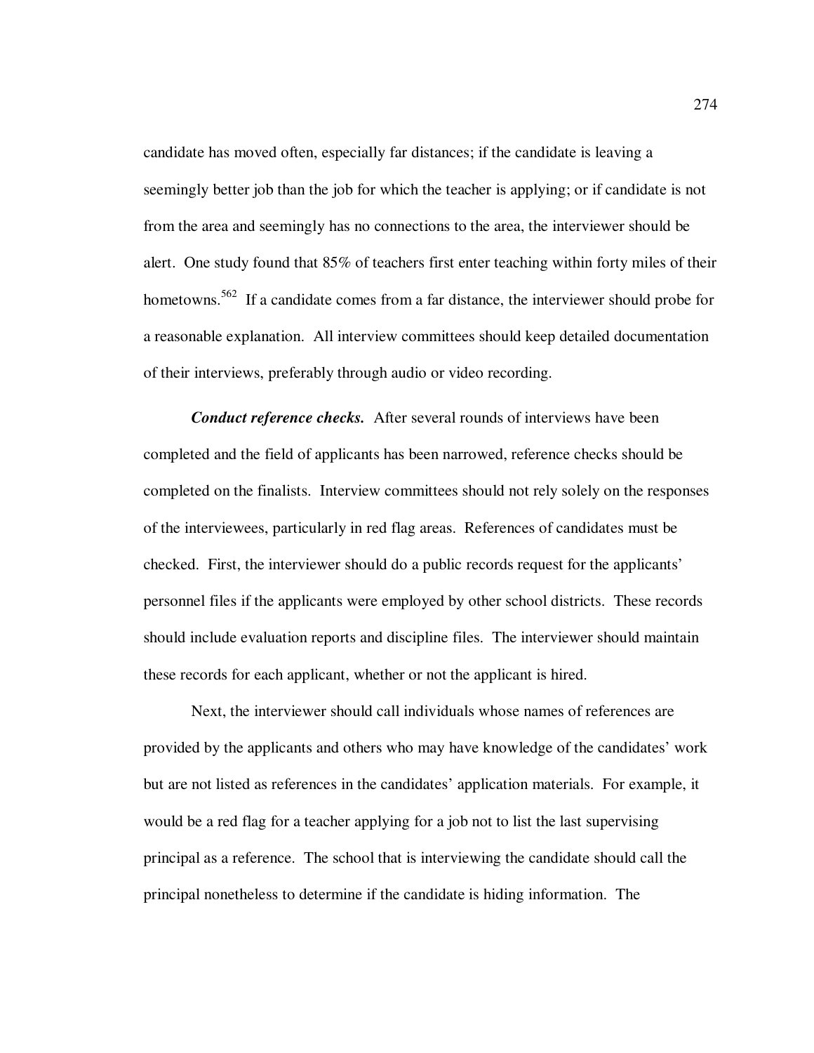candidate has moved often, especially far distances; if the candidate is leaving a seemingly better job than the job for which the teacher is applying; or if candidate is not from the area and seemingly has no connections to the area, the interviewer should be alert. One study found that 85% of teachers first enter teaching within forty miles of their hometowns.[562] If a candidate comes from a far distance, the interviewer should probe for a reasonable explanation. All interview committees should keep detailed documentation of their interviews, preferably through audio or video recording.

***Conduct reference checks.*** After several rounds of interviews have been completed and the field of applicants has been narrowed, reference checks should be completed on the finalists. Interview committees should not rely solely on the responses of the interviewees, particularly in red flag areas. References of candidates must be checked. First, the interviewer should do a public records request for the applicants' personnel files if the applicants were employed by other school districts. These records should include evaluation reports and discipline files. The interviewer should maintain these records for each applicant, whether or not the applicant is hired.

Next, the interviewer should call individuals whose names of references are provided by the applicants and others who may have knowledge of the candidates' work but are not listed as references in the candidates' application materials. For example, it would be a red flag for a teacher applying for a job not to list the last supervising principal as a reference. The school that is interviewing the candidate should call the principal nonetheless to determine if the candidate is hiding information. The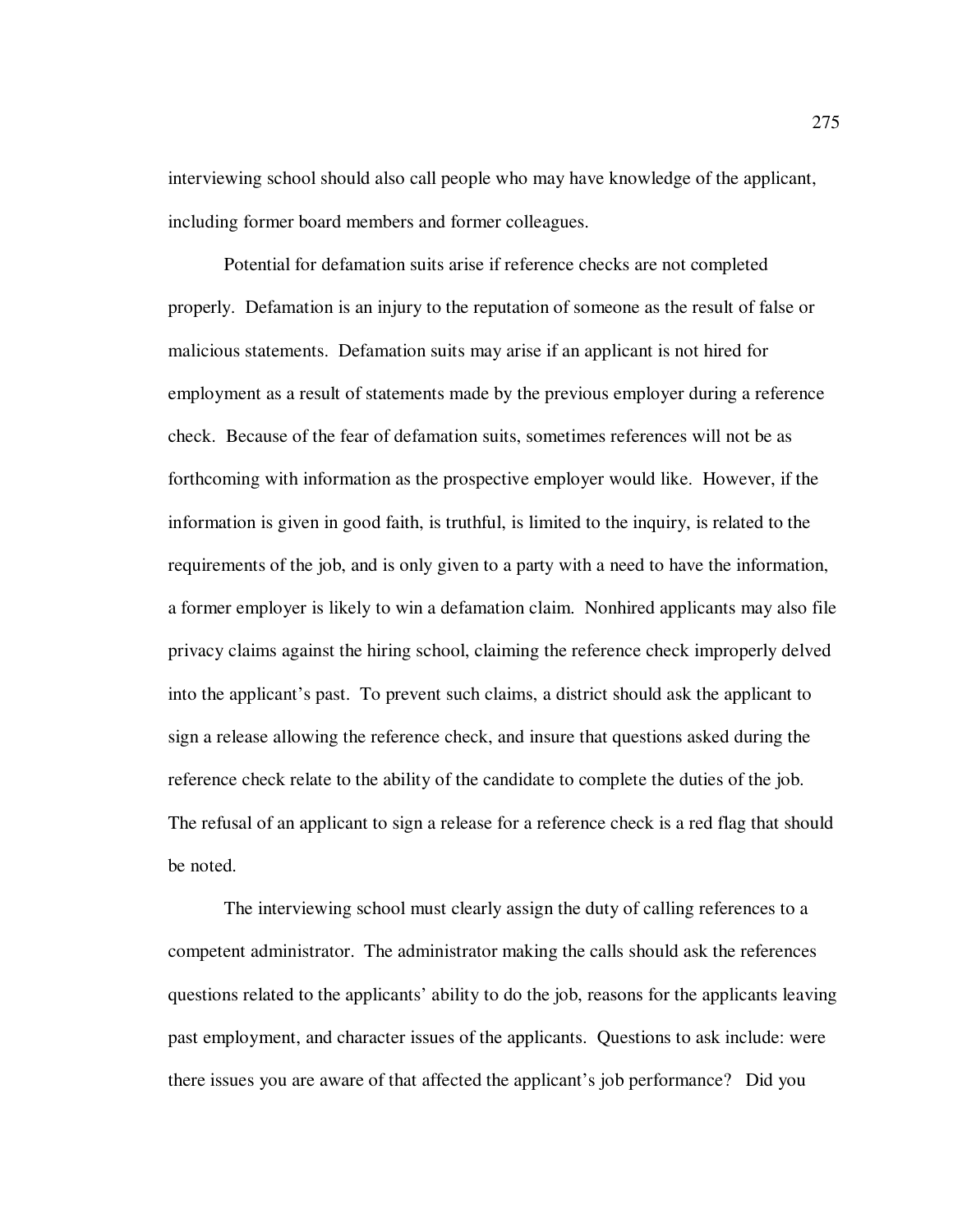interviewing school should also call people who may have knowledge of the applicant, including former board members and former colleagues.

Potential for defamation suits arise if reference checks are not completed properly. Defamation is an injury to the reputation of someone as the result of false or malicious statements. Defamation suits may arise if an applicant is not hired for employment as a result of statements made by the previous employer during a reference check. Because of the fear of defamation suits, sometimes references will not be as forthcoming with information as the prospective employer would like. However, if the information is given in good faith, is truthful, is limited to the inquiry, is related to the requirements of the job, and is only given to a party with a need to have the information, a former employer is likely to win a defamation claim. Nonhired applicants may also file privacy claims against the hiring school, claiming the reference check improperly delved into the applicant's past. To prevent such claims, a district should ask the applicant to sign a release allowing the reference check, and insure that questions asked during the reference check relate to the ability of the candidate to complete the duties of the job. The refusal of an applicant to sign a release for a reference check is a red flag that should be noted.

The interviewing school must clearly assign the duty of calling references to a competent administrator. The administrator making the calls should ask the references questions related to the applicants' ability to do the job, reasons for the applicants leaving past employment, and character issues of the applicants. Questions to ask include: were there issues you are aware of that affected the applicant's job performance? Did you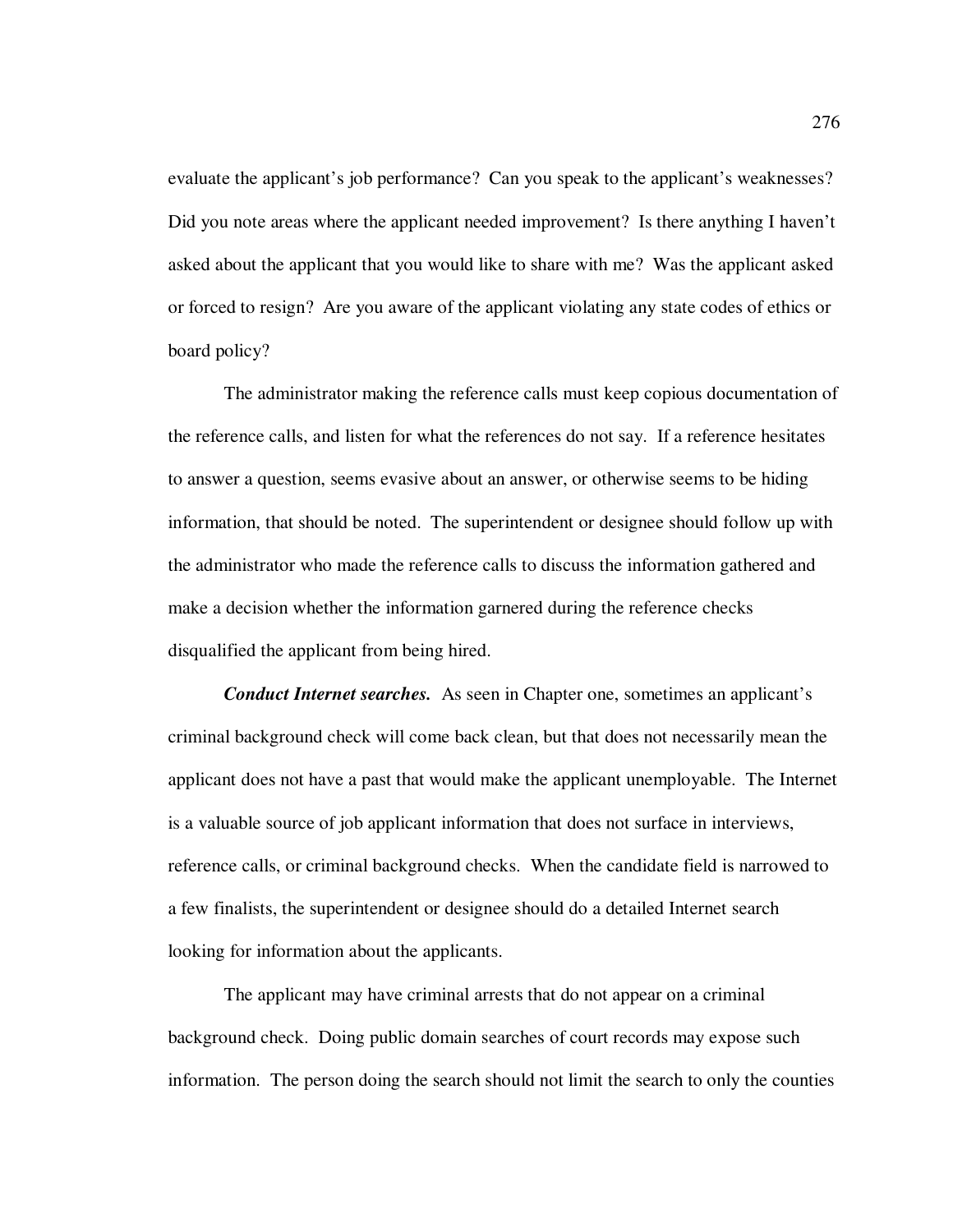evaluate the applicant's job performance? Can you speak to the applicant's weaknesses? Did you note areas where the applicant needed improvement? Is there anything I haven't asked about the applicant that you would like to share with me? Was the applicant asked or forced to resign? Are you aware of the applicant violating any state codes of ethics or board policy?

The administrator making the reference calls must keep copious documentation of the reference calls, and listen for what the references do not say. If a reference hesitates to answer a question, seems evasive about an answer, or otherwise seems to be hiding information, that should be noted. The superintendent or designee should follow up with the administrator who made the reference calls to discuss the information gathered and make a decision whether the information garnered during the reference checks disqualified the applicant from being hired.

***Conduct Internet searches.*** As seen in Chapter one, sometimes an applicant's criminal background check will come back clean, but that does not necessarily mean the applicant does not have a past that would make the applicant unemployable. The Internet is a valuable source of job applicant information that does not surface in interviews, reference calls, or criminal background checks. When the candidate field is narrowed to a few finalists, the superintendent or designee should do a detailed Internet search looking for information about the applicants.

The applicant may have criminal arrests that do not appear on a criminal background check. Doing public domain searches of court records may expose such information. The person doing the search should not limit the search to only the counties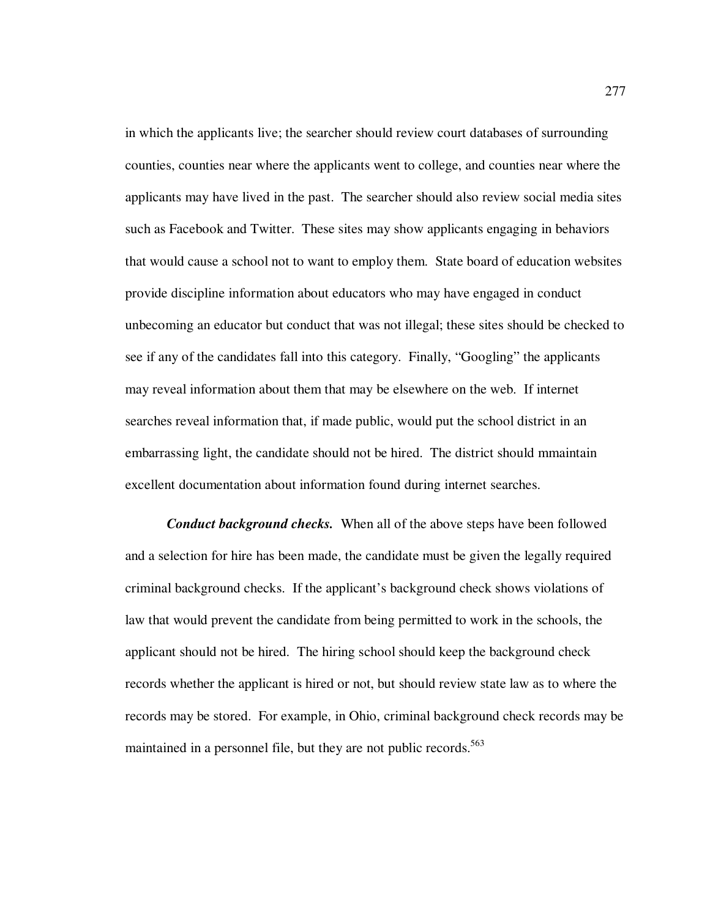in which the applicants live; the searcher should review court databases of surrounding counties, counties near where the applicants went to college, and counties near where the applicants may have lived in the past. The searcher should also review social media sites such as Facebook and Twitter. These sites may show applicants engaging in behaviors that would cause a school not to want to employ them. State board of education websites provide discipline information about educators who may have engaged in conduct unbecoming an educator but conduct that was not illegal; these sites should be checked to see if any of the candidates fall into this category. Finally, "Googling" the applicants may reveal information about them that may be elsewhere on the web. If internet searches reveal information that, if made public, would put the school district in an embarrassing light, the candidate should not be hired. The district should mmaintain excellent documentation about information found during internet searches.

***Conduct background checks.*** When all of the above steps have been followed and a selection for hire has been made, the candidate must be given the legally required criminal background checks. If the applicant's background check shows violations of law that would prevent the candidate from being permitted to work in the schools, the applicant should not be hired. The hiring school should keep the background check records whether the applicant is hired or not, but should review state law as to where the records may be stored. For example, in Ohio, criminal background check records may be maintained in a personnel file, but they are not public records.[563]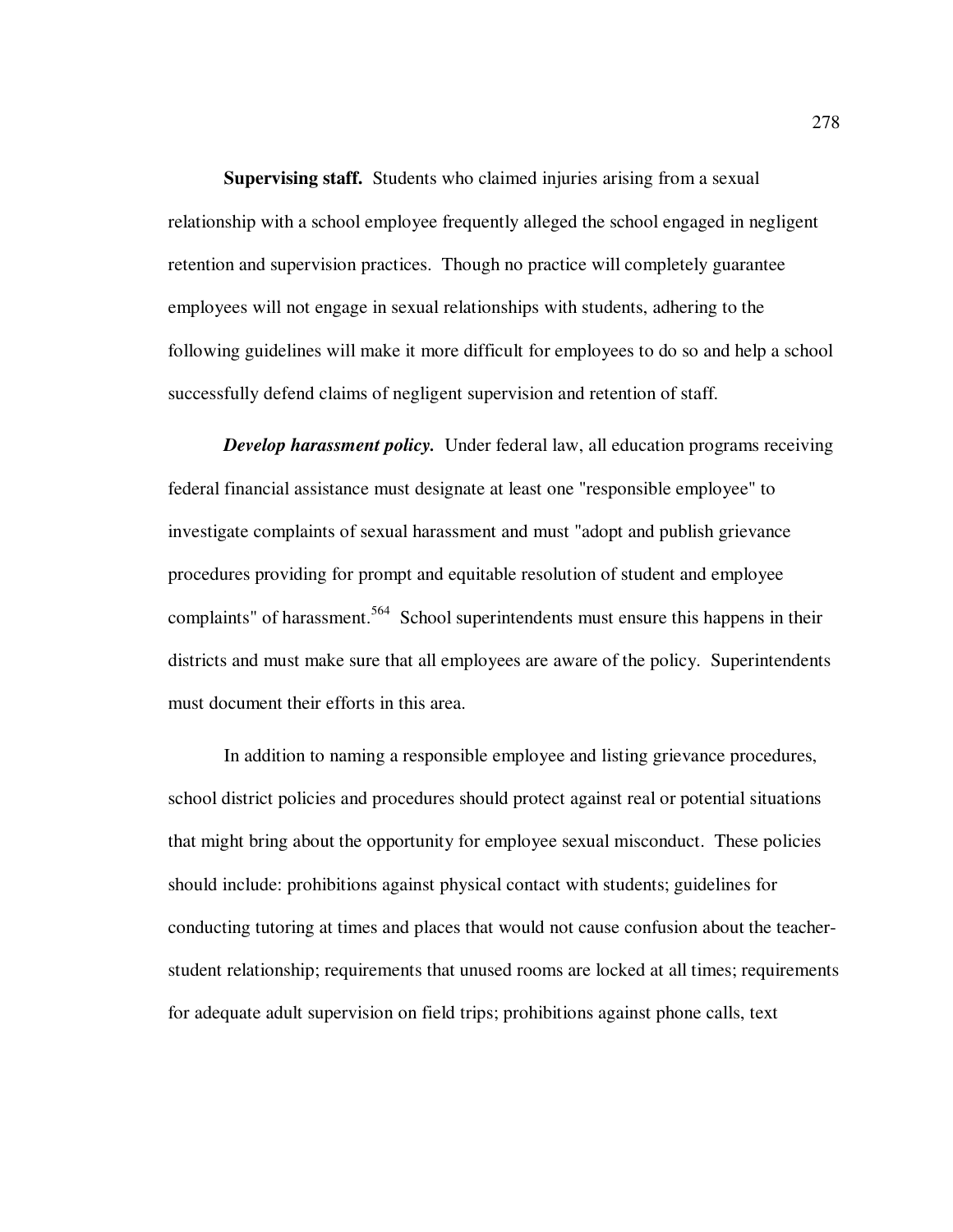**Supervising staff.** Students who claimed injuries arising from a sexual relationship with a school employee frequently alleged the school engaged in negligent retention and supervision practices. Though no practice will completely guarantee employees will not engage in sexual relationships with students, adhering to the following guidelines will make it more difficult for employees to do so and help a school successfully defend claims of negligent supervision and retention of staff.

***Develop harassment policy.*** Under federal law, all education programs receiving federal financial assistance must designate at least one "responsible employee" to investigate complaints of sexual harassment and must "adopt and publish grievance procedures providing for prompt and equitable resolution of student and employee complaints" of harassment.[564] School superintendents must ensure this happens in their districts and must make sure that all employees are aware of the policy. Superintendents must document their efforts in this area.

In addition to naming a responsible employee and listing grievance procedures, school district policies and procedures should protect against real or potential situations that might bring about the opportunity for employee sexual misconduct. These policies should include: prohibitions against physical contact with students; guidelines for conducting tutoring at times and places that would not cause confusion about the teacher-student relationship; requirements that unused rooms are locked at all times; requirements for adequate adult supervision on field trips; prohibitions against phone calls, text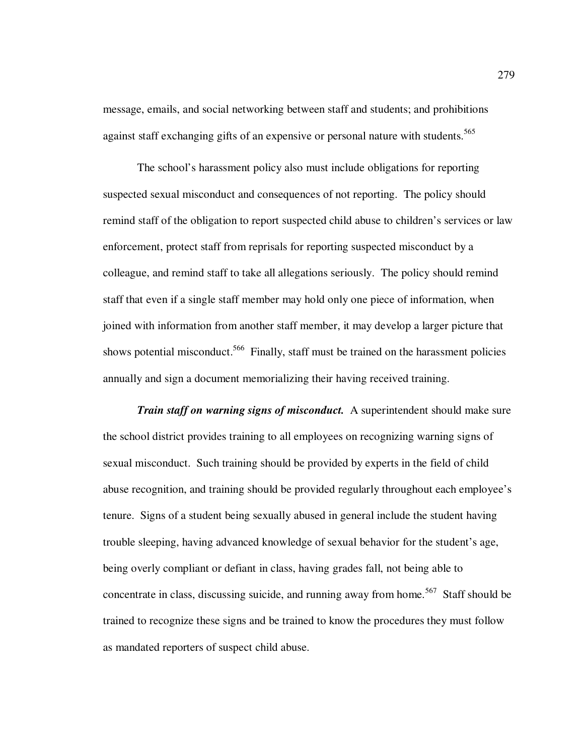message, emails, and social networking between staff and students; and prohibitions against staff exchanging gifts of an expensive or personal nature with students.[565]

The school's harassment policy also must include obligations for reporting suspected sexual misconduct and consequences of not reporting. The policy should remind staff of the obligation to report suspected child abuse to children's services or law enforcement, protect staff from reprisals for reporting suspected misconduct by a colleague, and remind staff to take all allegations seriously. The policy should remind staff that even if a single staff member may hold only one piece of information, when joined with information from another staff member, it may develop a larger picture that shows potential misconduct.[566] Finally, staff must be trained on the harassment policies annually and sign a document memorializing their having received training.

***Train staff on warning signs of misconduct.*** A superintendent should make sure the school district provides training to all employees on recognizing warning signs of sexual misconduct. Such training should be provided by experts in the field of child abuse recognition, and training should be provided regularly throughout each employee's tenure. Signs of a student being sexually abused in general include the student having trouble sleeping, having advanced knowledge of sexual behavior for the student's age, being overly compliant or defiant in class, having grades fall, not being able to concentrate in class, discussing suicide, and running away from home.[567] Staff should be trained to recognize these signs and be trained to know the procedures they must follow as mandated reporters of suspect child abuse.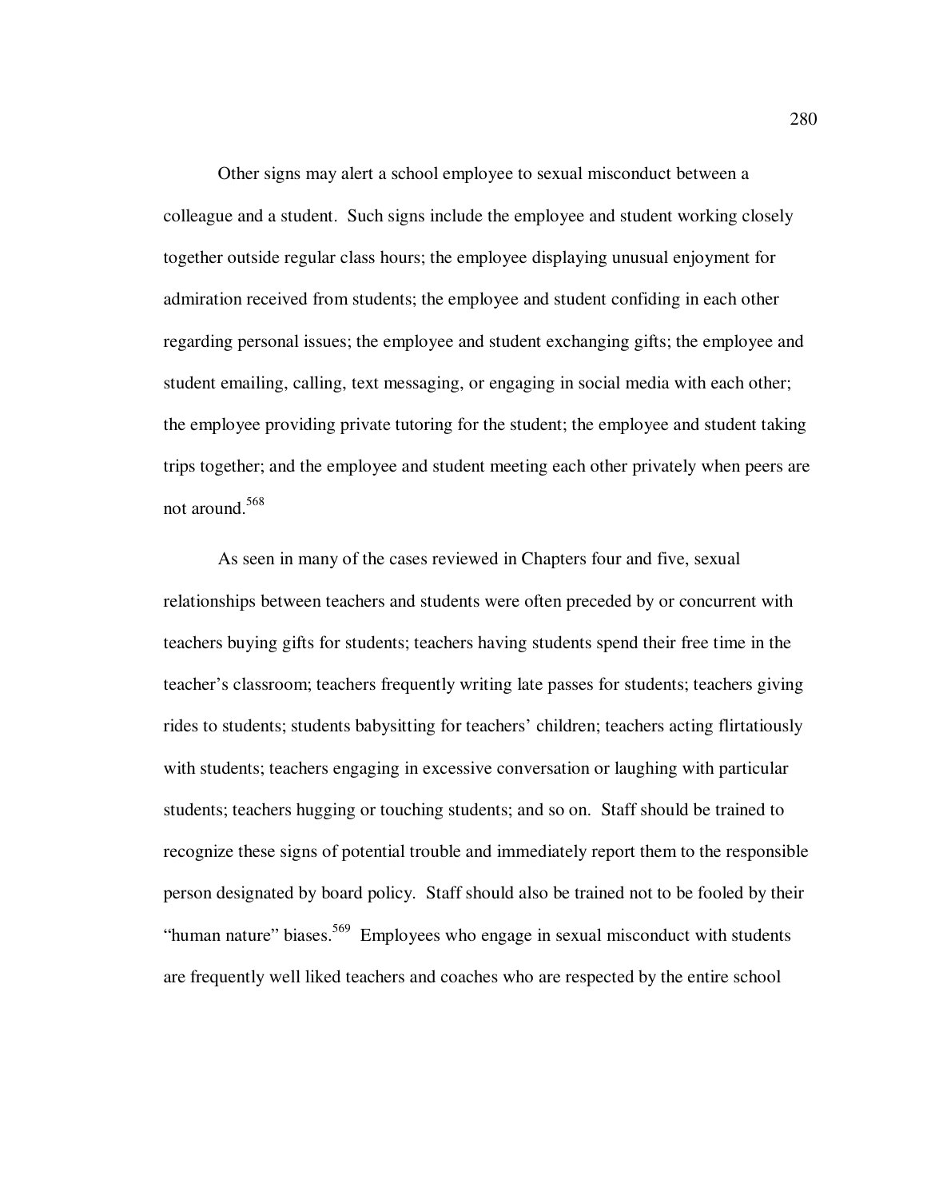Other signs may alert a school employee to sexual misconduct between a colleague and a student. Such signs include the employee and student working closely together outside regular class hours; the employee displaying unusual enjoyment for admiration received from students; the employee and student confiding in each other regarding personal issues; the employee and student exchanging gifts; the employee and student emailing, calling, text messaging, or engaging in social media with each other; the employee providing private tutoring for the student; the employee and student taking trips together; and the employee and student meeting each other privately when peers are not around.[568]

As seen in many of the cases reviewed in Chapters four and five, sexual relationships between teachers and students were often preceded by or concurrent with teachers buying gifts for students; teachers having students spend their free time in the teacher's classroom; teachers frequently writing late passes for students; teachers giving rides to students; students babysitting for teachers' children; teachers acting flirtatiously with students; teachers engaging in excessive conversation or laughing with particular students; teachers hugging or touching students; and so on. Staff should be trained to recognize these signs of potential trouble and immediately report them to the responsible person designated by board policy. Staff should also be trained not to be fooled by their "human nature" biases.[569] Employees who engage in sexual misconduct with students are frequently well liked teachers and coaches who are respected by the entire school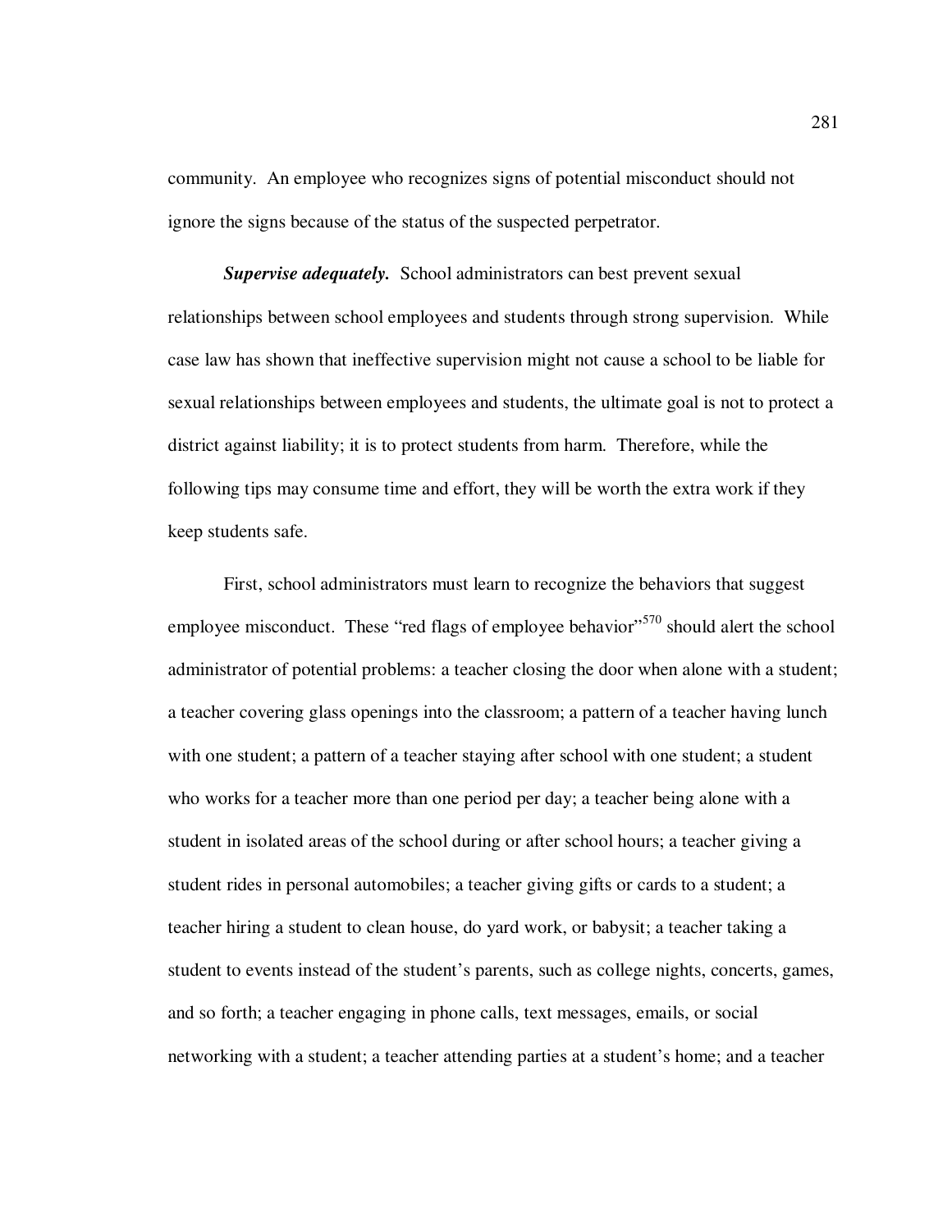community. An employee who recognizes signs of potential misconduct should not ignore the signs because of the status of the suspected perpetrator.

***Supervise adequately.*** School administrators can best prevent sexual relationships between school employees and students through strong supervision. While case law has shown that ineffective supervision might not cause a school to be liable for sexual relationships between employees and students, the ultimate goal is not to protect a district against liability; it is to protect students from harm. Therefore, while the following tips may consume time and effort, they will be worth the extra work if they keep students safe.

First, school administrators must learn to recognize the behaviors that suggest employee misconduct. These "red flags of employee behavior"[570] should alert the school administrator of potential problems: a teacher closing the door when alone with a student; a teacher covering glass openings into the classroom; a pattern of a teacher having lunch with one student; a pattern of a teacher staying after school with one student; a student who works for a teacher more than one period per day; a teacher being alone with a student in isolated areas of the school during or after school hours; a teacher giving a student rides in personal automobiles; a teacher giving gifts or cards to a student; a teacher hiring a student to clean house, do yard work, or babysit; a teacher taking a student to events instead of the student's parents, such as college nights, concerts, games, and so forth; a teacher engaging in phone calls, text messages, emails, or social networking with a student; a teacher attending parties at a student's home; and a teacher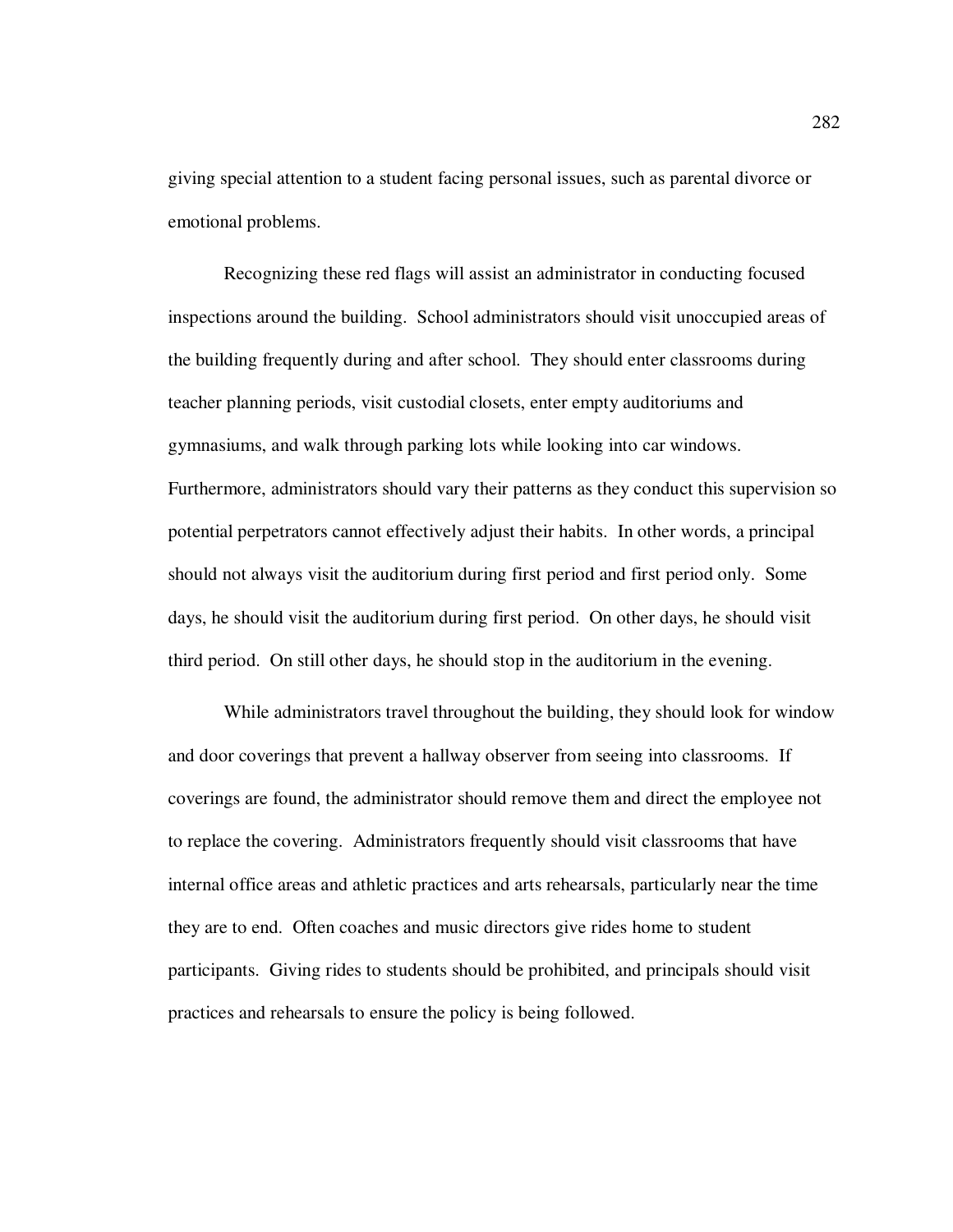giving special attention to a student facing personal issues, such as parental divorce or emotional problems.

Recognizing these red flags will assist an administrator in conducting focused inspections around the building. School administrators should visit unoccupied areas of the building frequently during and after school. They should enter classrooms during teacher planning periods, visit custodial closets, enter empty auditoriums and gymnasiums, and walk through parking lots while looking into car windows. Furthermore, administrators should vary their patterns as they conduct this supervision so potential perpetrators cannot effectively adjust their habits. In other words, a principal should not always visit the auditorium during first period and first period only. Some days, he should visit the auditorium during first period. On other days, he should visit third period. On still other days, he should stop in the auditorium in the evening.

While administrators travel throughout the building, they should look for window and door coverings that prevent a hallway observer from seeing into classrooms. If coverings are found, the administrator should remove them and direct the employee not to replace the covering. Administrators frequently should visit classrooms that have internal office areas and athletic practices and arts rehearsals, particularly near the time they are to end. Often coaches and music directors give rides home to student participants. Giving rides to students should be prohibited, and principals should visit practices and rehearsals to ensure the policy is being followed.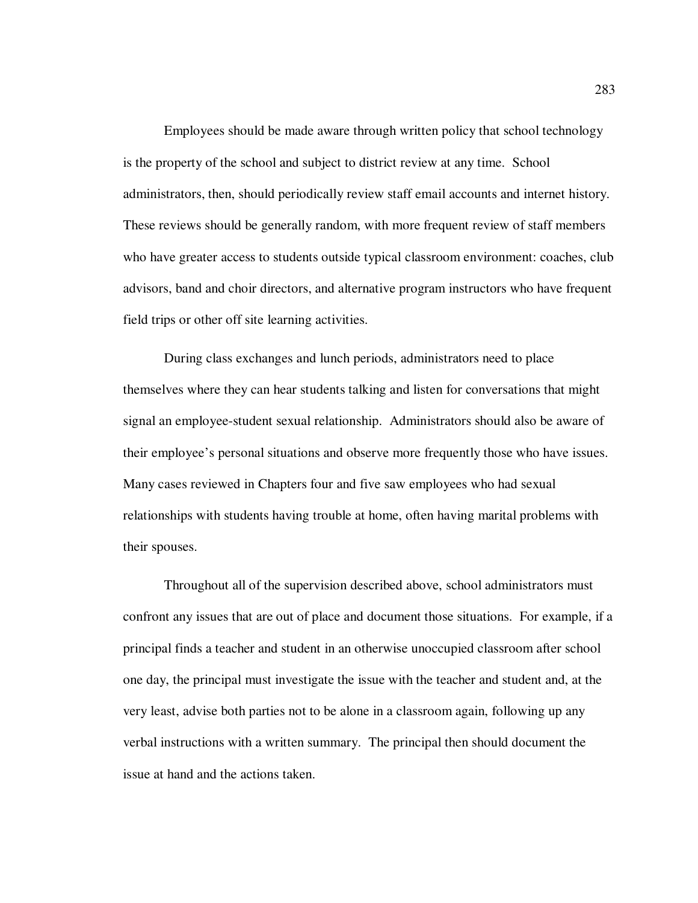Employees should be made aware through written policy that school technology is the property of the school and subject to district review at any time. School administrators, then, should periodically review staff email accounts and internet history. These reviews should be generally random, with more frequent review of staff members who have greater access to students outside typical classroom environment: coaches, club advisors, band and choir directors, and alternative program instructors who have frequent field trips or other off site learning activities.

During class exchanges and lunch periods, administrators need to place themselves where they can hear students talking and listen for conversations that might signal an employee-student sexual relationship. Administrators should also be aware of their employee's personal situations and observe more frequently those who have issues. Many cases reviewed in Chapters four and five saw employees who had sexual relationships with students having trouble at home, often having marital problems with their spouses.

Throughout all of the supervision described above, school administrators must confront any issues that are out of place and document those situations. For example, if a principal finds a teacher and student in an otherwise unoccupied classroom after school one day, the principal must investigate the issue with the teacher and student and, at the very least, advise both parties not to be alone in a classroom again, following up any verbal instructions with a written summary. The principal then should document the issue at hand and the actions taken.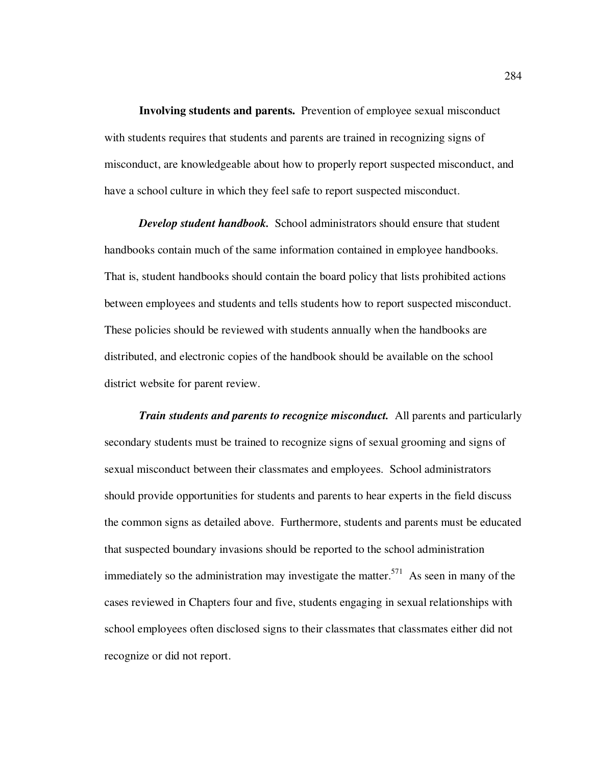**Involving students and parents.** Prevention of employee sexual misconduct with students requires that students and parents are trained in recognizing signs of misconduct, are knowledgeable about how to properly report suspected misconduct, and have a school culture in which they feel safe to report suspected misconduct.

***Develop student handbook.*** School administrators should ensure that student handbooks contain much of the same information contained in employee handbooks. That is, student handbooks should contain the board policy that lists prohibited actions between employees and students and tells students how to report suspected misconduct. These policies should be reviewed with students annually when the handbooks are distributed, and electronic copies of the handbook should be available on the school district website for parent review.

***Train students and parents to recognize misconduct.*** All parents and particularly secondary students must be trained to recognize signs of sexual grooming and signs of sexual misconduct between their classmates and employees. School administrators should provide opportunities for students and parents to hear experts in the field discuss the common signs as detailed above. Furthermore, students and parents must be educated that suspected boundary invasions should be reported to the school administration immediately so the administration may investigate the matter.[571] As seen in many of the cases reviewed in Chapters four and five, students engaging in sexual relationships with school employees often disclosed signs to their classmates that classmates either did not recognize or did not report.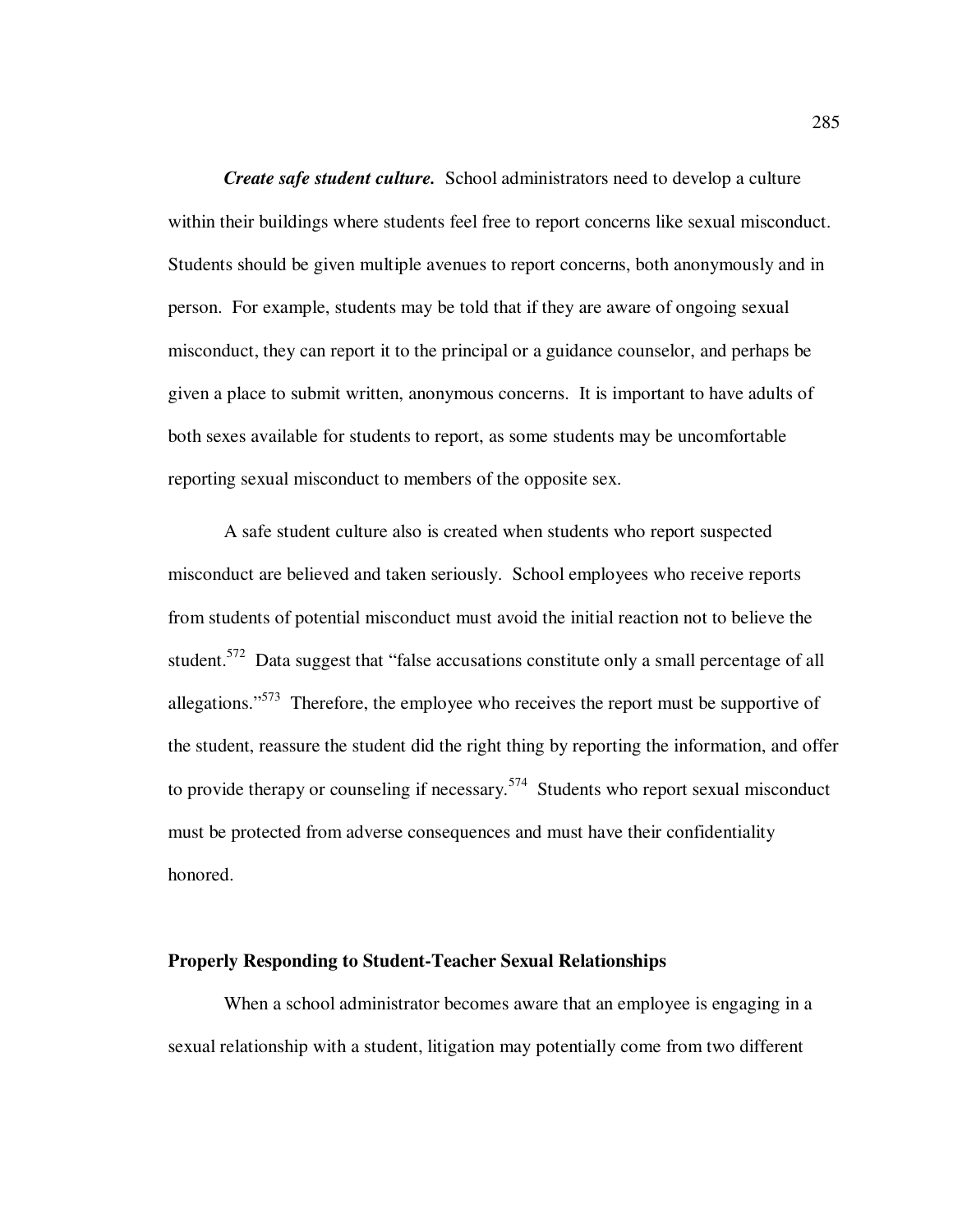***Create safe student culture.*** School administrators need to develop a culture within their buildings where students feel free to report concerns like sexual misconduct. Students should be given multiple avenues to report concerns, both anonymously and in person. For example, students may be told that if they are aware of ongoing sexual misconduct, they can report it to the principal or a guidance counselor, and perhaps be given a place to submit written, anonymous concerns. It is important to have adults of both sexes available for students to report, as some students may be uncomfortable reporting sexual misconduct to members of the opposite sex.

A safe student culture also is created when students who report suspected misconduct are believed and taken seriously. School employees who receive reports from students of potential misconduct must avoid the initial reaction not to believe the student.[572] Data suggest that "false accusations constitute only a small percentage of all allegations."[573] Therefore, the employee who receives the report must be supportive of the student, reassure the student did the right thing by reporting the information, and offer to provide therapy or counseling if necessary.[574] Students who report sexual misconduct must be protected from adverse consequences and must have their confidentiality honored.

## Properly Responding to Student-Teacher Sexual Relationships

When a school administrator becomes aware that an employee is engaging in a sexual relationship with a student, litigation may potentially come from two different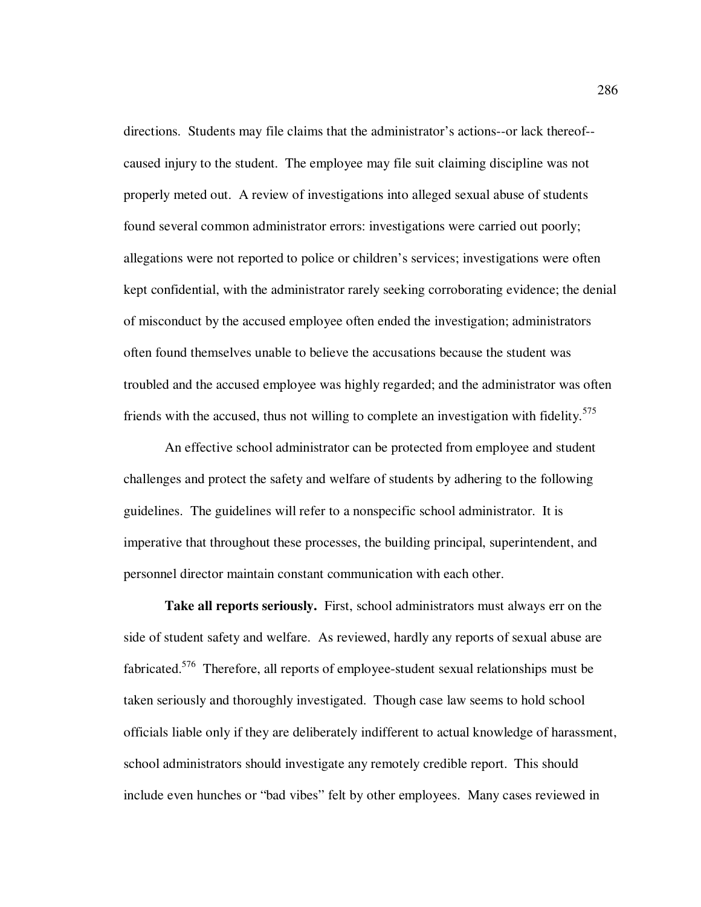directions. Students may file claims that the administrator's actions--or lack thereof--caused injury to the student. The employee may file suit claiming discipline was not properly meted out. A review of investigations into alleged sexual abuse of students found several common administrator errors: investigations were carried out poorly; allegations were not reported to police or children's services; investigations were often kept confidential, with the administrator rarely seeking corroborating evidence; the denial of misconduct by the accused employee often ended the investigation; administrators often found themselves unable to believe the accusations because the student was troubled and the accused employee was highly regarded; and the administrator was often friends with the accused, thus not willing to complete an investigation with fidelity.[575]

An effective school administrator can be protected from employee and student challenges and protect the safety and welfare of students by adhering to the following guidelines. The guidelines will refer to a nonspecific school administrator. It is imperative that throughout these processes, the building principal, superintendent, and personnel director maintain constant communication with each other.

**Take all reports seriously.** First, school administrators must always err on the side of student safety and welfare. As reviewed, hardly any reports of sexual abuse are fabricated.[576] Therefore, all reports of employee-student sexual relationships must be taken seriously and thoroughly investigated. Though case law seems to hold school officials liable only if they are deliberately indifferent to actual knowledge of harassment, school administrators should investigate any remotely credible report. This should include even hunches or "bad vibes" felt by other employees. Many cases reviewed in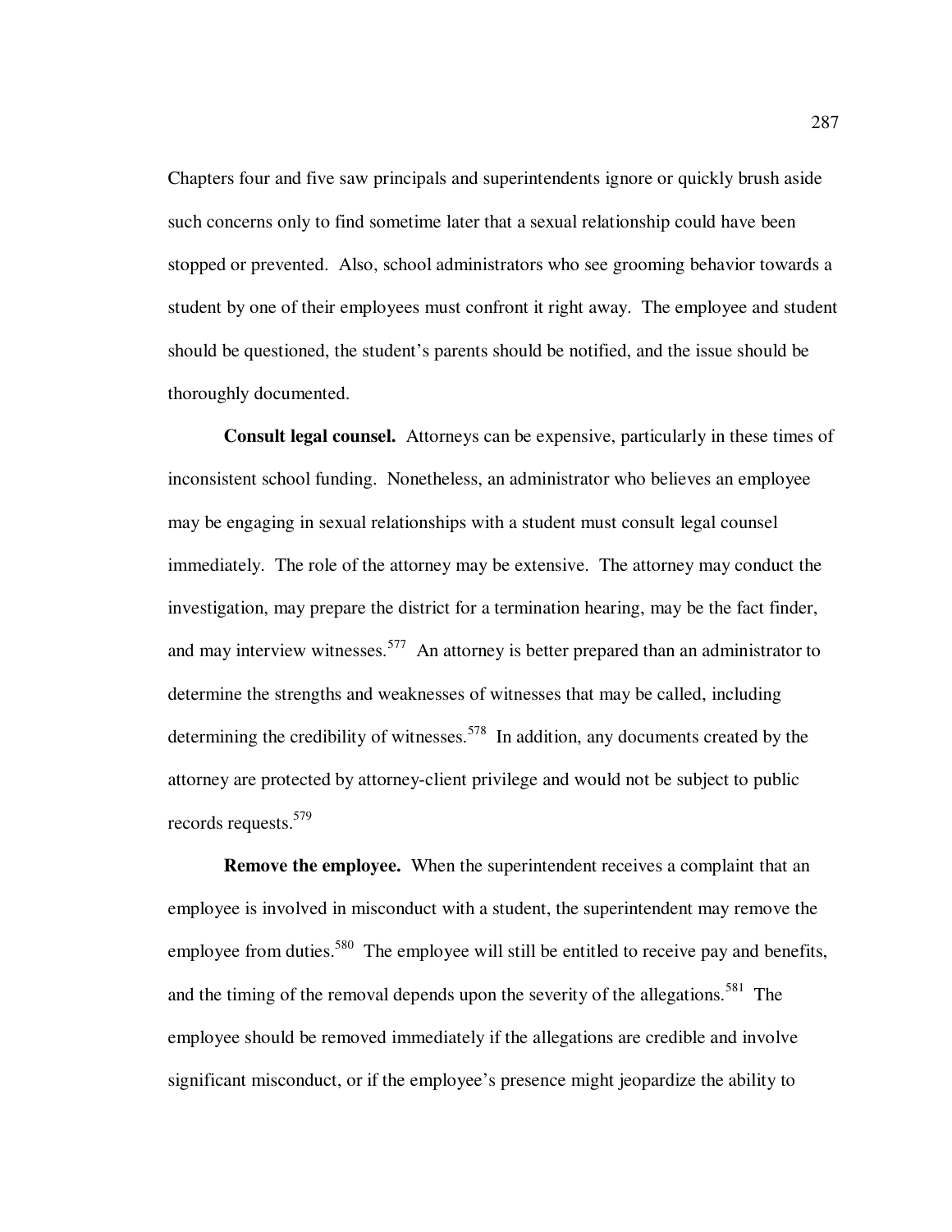Chapters four and five saw principals and superintendents ignore or quickly brush aside such concerns only to find sometime later that a sexual relationship could have been stopped or prevented. Also, school administrators who see grooming behavior towards a student by one of their employees must confront it right away. The employee and student should be questioned, the student's parents should be notified, and the issue should be thoroughly documented.

**Consult legal counsel.** Attorneys can be expensive, particularly in these times of inconsistent school funding. Nonetheless, an administrator who believes an employee may be engaging in sexual relationships with a student must consult legal counsel immediately. The role of the attorney may be extensive. The attorney may conduct the investigation, may prepare the district for a termination hearing, may be the fact finder, and may interview witnesses.[577] An attorney is better prepared than an administrator to determine the strengths and weaknesses of witnesses that may be called, including determining the credibility of witnesses.[578] In addition, any documents created by the attorney are protected by attorney-client privilege and would not be subject to public records requests.[579]

**Remove the employee.** When the superintendent receives a complaint that an employee is involved in misconduct with a student, the superintendent may remove the employee from duties.[580] The employee will still be entitled to receive pay and benefits, and the timing of the removal depends upon the severity of the allegations.[581] The employee should be removed immediately if the allegations are credible and involve significant misconduct, or if the employee's presence might jeopardize the ability to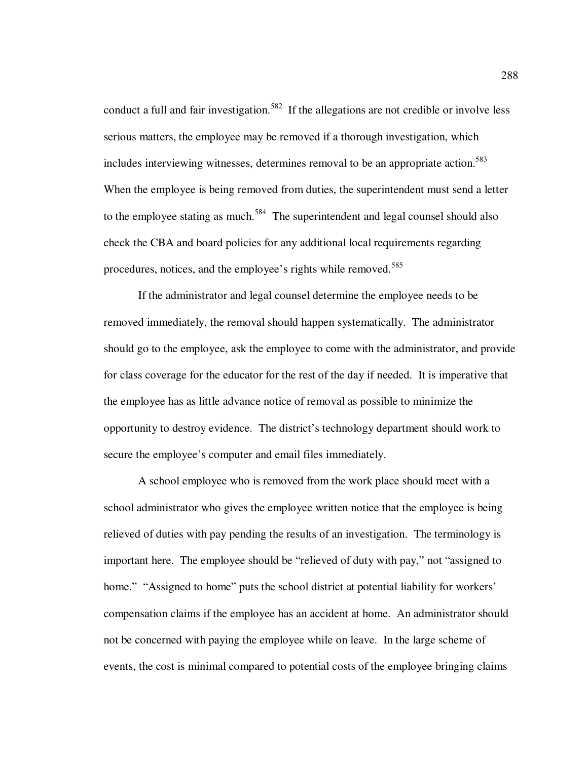conduct a full and fair investigation.[582] If the allegations are not credible or involve less serious matters, the employee may be removed if a thorough investigation, which includes interviewing witnesses, determines removal to be an appropriate action.[583] When the employee is being removed from duties, the superintendent must send a letter to the employee stating as much.[584] The superintendent and legal counsel should also check the CBA and board policies for any additional local requirements regarding procedures, notices, and the employee's rights while removed.[585]

If the administrator and legal counsel determine the employee needs to be removed immediately, the removal should happen systematically. The administrator should go to the employee, ask the employee to come with the administrator, and provide for class coverage for the educator for the rest of the day if needed. It is imperative that the employee has as little advance notice of removal as possible to minimize the opportunity to destroy evidence. The district's technology department should work to secure the employee's computer and email files immediately.

A school employee who is removed from the work place should meet with a school administrator who gives the employee written notice that the employee is being relieved of duties with pay pending the results of an investigation. The terminology is important here. The employee should be "relieved of duty with pay," not "assigned to home." "Assigned to home" puts the school district at potential liability for workers' compensation claims if the employee has an accident at home. An administrator should not be concerned with paying the employee while on leave. In the large scheme of events, the cost is minimal compared to potential costs of the employee bringing claims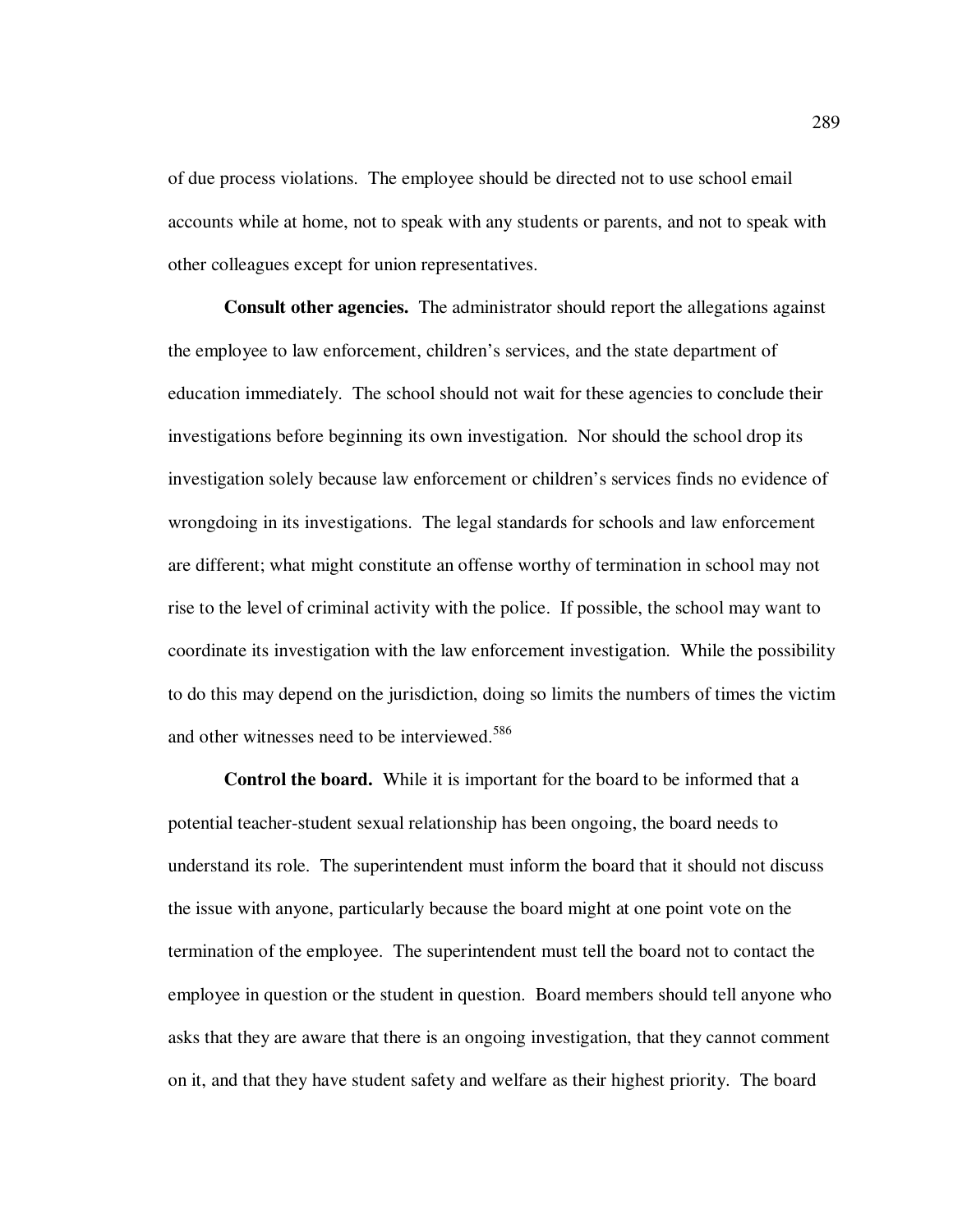of due process violations. The employee should be directed not to use school email accounts while at home, not to speak with any students or parents, and not to speak with other colleagues except for union representatives.

**Consult other agencies.** The administrator should report the allegations against the employee to law enforcement, children's services, and the state department of education immediately. The school should not wait for these agencies to conclude their investigations before beginning its own investigation. Nor should the school drop its investigation solely because law enforcement or children's services finds no evidence of wrongdoing in its investigations. The legal standards for schools and law enforcement are different; what might constitute an offense worthy of termination in school may not rise to the level of criminal activity with the police. If possible, the school may want to coordinate its investigation with the law enforcement investigation. While the possibility to do this may depend on the jurisdiction, doing so limits the numbers of times the victim and other witnesses need to be interviewed.[586]

**Control the board.** While it is important for the board to be informed that a potential teacher-student sexual relationship has been ongoing, the board needs to understand its role. The superintendent must inform the board that it should not discuss the issue with anyone, particularly because the board might at one point vote on the termination of the employee. The superintendent must tell the board not to contact the employee in question or the student in question. Board members should tell anyone who asks that they are aware that there is an ongoing investigation, that they cannot comment on it, and that they have student safety and welfare as their highest priority. The board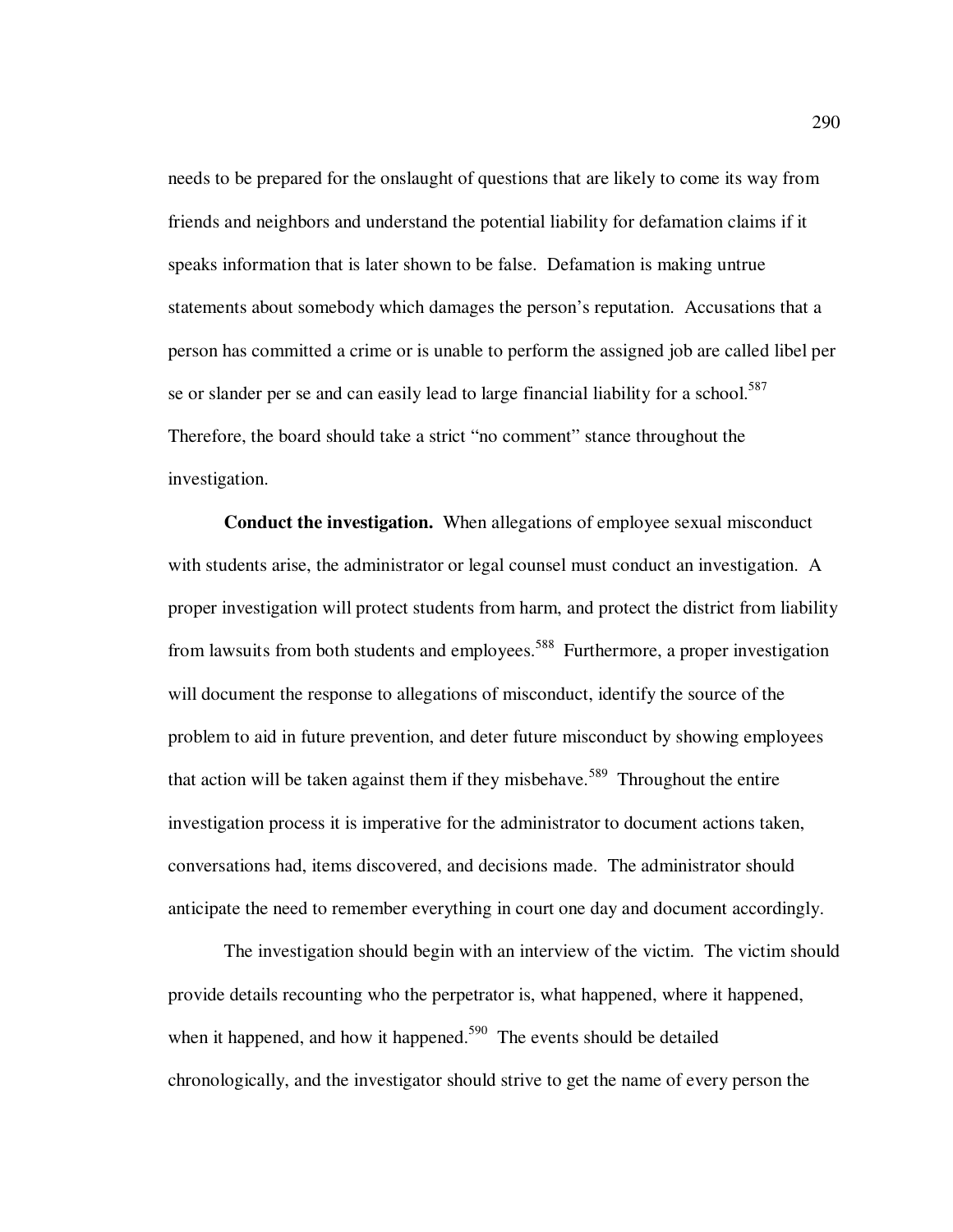needs to be prepared for the onslaught of questions that are likely to come its way from friends and neighbors and understand the potential liability for defamation claims if it speaks information that is later shown to be false. Defamation is making untrue statements about somebody which damages the person's reputation. Accusations that a person has committed a crime or is unable to perform the assigned job are called libel per se or slander per se and can easily lead to large financial liability for a school.[587] Therefore, the board should take a strict "no comment" stance throughout the investigation.

**Conduct the investigation.** When allegations of employee sexual misconduct with students arise, the administrator or legal counsel must conduct an investigation. A proper investigation will protect students from harm, and protect the district from liability from lawsuits from both students and employees.[588] Furthermore, a proper investigation will document the response to allegations of misconduct, identify the source of the problem to aid in future prevention, and deter future misconduct by showing employees that action will be taken against them if they misbehave.[589] Throughout the entire investigation process it is imperative for the administrator to document actions taken, conversations had, items discovered, and decisions made. The administrator should anticipate the need to remember everything in court one day and document accordingly.

The investigation should begin with an interview of the victim. The victim should provide details recounting who the perpetrator is, what happened, where it happened, when it happened, and how it happened.[590] The events should be detailed chronologically, and the investigator should strive to get the name of every person the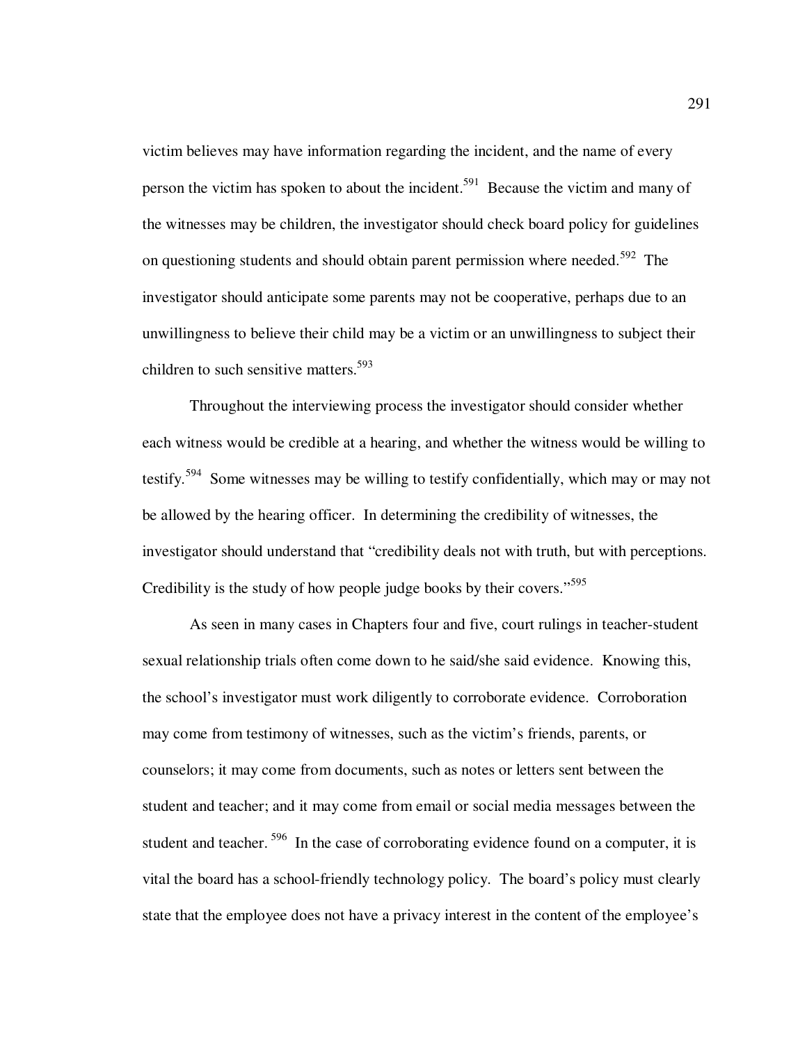victim believes may have information regarding the incident, and the name of every person the victim has spoken to about the incident.[591] Because the victim and many of the witnesses may be children, the investigator should check board policy for guidelines on questioning students and should obtain parent permission where needed.[592] The investigator should anticipate some parents may not be cooperative, perhaps due to an unwillingness to believe their child may be a victim or an unwillingness to subject their children to such sensitive matters.[593]

Throughout the interviewing process the investigator should consider whether each witness would be credible at a hearing, and whether the witness would be willing to testify.[594] Some witnesses may be willing to testify confidentially, which may or may not be allowed by the hearing officer. In determining the credibility of witnesses, the investigator should understand that "credibility deals not with truth, but with perceptions. Credibility is the study of how people judge books by their covers."[595]

As seen in many cases in Chapters four and five, court rulings in teacher-student sexual relationship trials often come down to he said/she said evidence. Knowing this, the school's investigator must work diligently to corroborate evidence. Corroboration may come from testimony of witnesses, such as the victim's friends, parents, or counselors; it may come from documents, such as notes or letters sent between the student and teacher; and it may come from email or social media messages between the student and teacher.[596] In the case of corroborating evidence found on a computer, it is vital the board has a school-friendly technology policy. The board's policy must clearly state that the employee does not have a privacy interest in the content of the employee's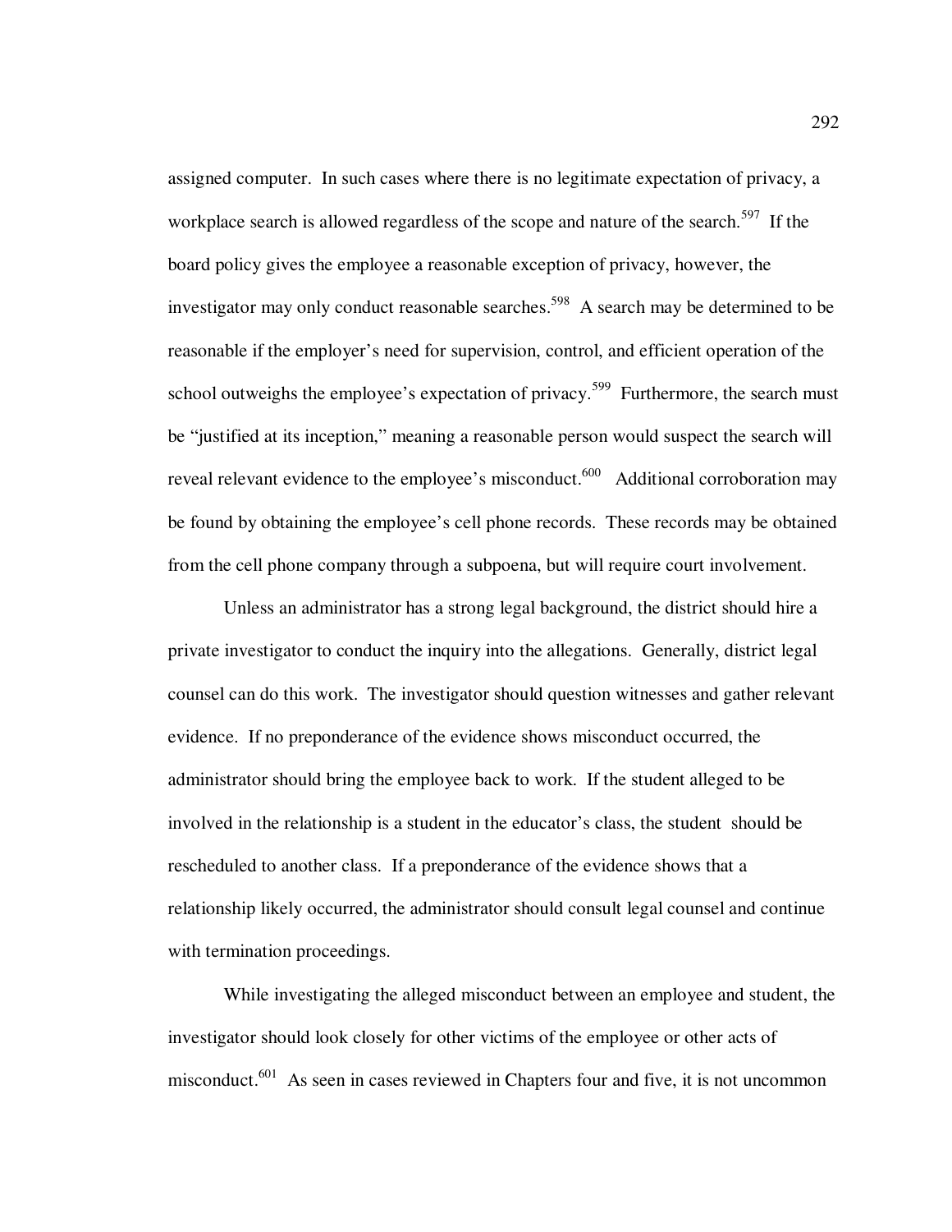assigned computer. In such cases where there is no legitimate expectation of privacy, a workplace search is allowed regardless of the scope and nature of the search.[597] If the board policy gives the employee a reasonable exception of privacy, however, the investigator may only conduct reasonable searches.[598] A search may be determined to be reasonable if the employer's need for supervision, control, and efficient operation of the school outweighs the employee's expectation of privacy.[599] Furthermore, the search must be "justified at its inception," meaning a reasonable person would suspect the search will reveal relevant evidence to the employee's misconduct.[600] Additional corroboration may be found by obtaining the employee's cell phone records. These records may be obtained from the cell phone company through a subpoena, but will require court involvement.

Unless an administrator has a strong legal background, the district should hire a private investigator to conduct the inquiry into the allegations. Generally, district legal counsel can do this work. The investigator should question witnesses and gather relevant evidence. If no preponderance of the evidence shows misconduct occurred, the administrator should bring the employee back to work. If the student alleged to be involved in the relationship is a student in the educator's class, the student should be rescheduled to another class. If a preponderance of the evidence shows that a relationship likely occurred, the administrator should consult legal counsel and continue with termination proceedings.

While investigating the alleged misconduct between an employee and student, the investigator should look closely for other victims of the employee or other acts of misconduct.[601] As seen in cases reviewed in Chapters four and five, it is not uncommon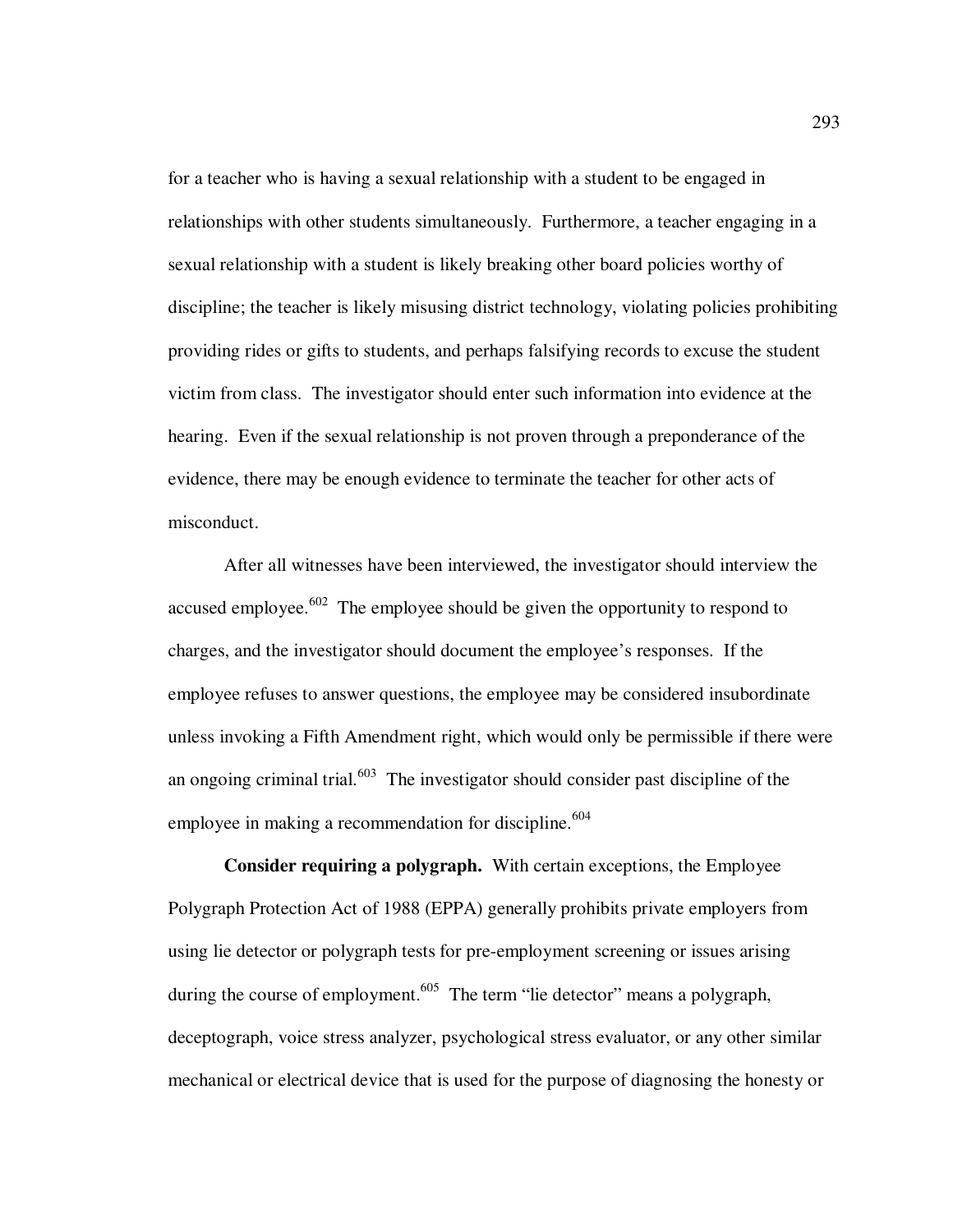for a teacher who is having a sexual relationship with a student to be engaged in relationships with other students simultaneously. Furthermore, a teacher engaging in a sexual relationship with a student is likely breaking other board policies worthy of discipline; the teacher is likely misusing district technology, violating policies prohibiting providing rides or gifts to students, and perhaps falsifying records to excuse the student victim from class. The investigator should enter such information into evidence at the hearing. Even if the sexual relationship is not proven through a preponderance of the evidence, there may be enough evidence to terminate the teacher for other acts of misconduct.

After all witnesses have been interviewed, the investigator should interview the accused employee.[602] The employee should be given the opportunity to respond to charges, and the investigator should document the employee's responses. If the employee refuses to answer questions, the employee may be considered insubordinate unless invoking a Fifth Amendment right, which would only be permissible if there were an ongoing criminal trial.[603] The investigator should consider past discipline of the employee in making a recommendation for discipline.[604]

**Consider requiring a polygraph.** With certain exceptions, the Employee Polygraph Protection Act of 1988 (EPPA) generally prohibits private employers from using lie detector or polygraph tests for pre-employment screening or issues arising during the course of employment.[605] The term "lie detector" means a polygraph, deceptograph, voice stress analyzer, psychological stress evaluator, or any other similar mechanical or electrical device that is used for the purpose of diagnosing the honesty or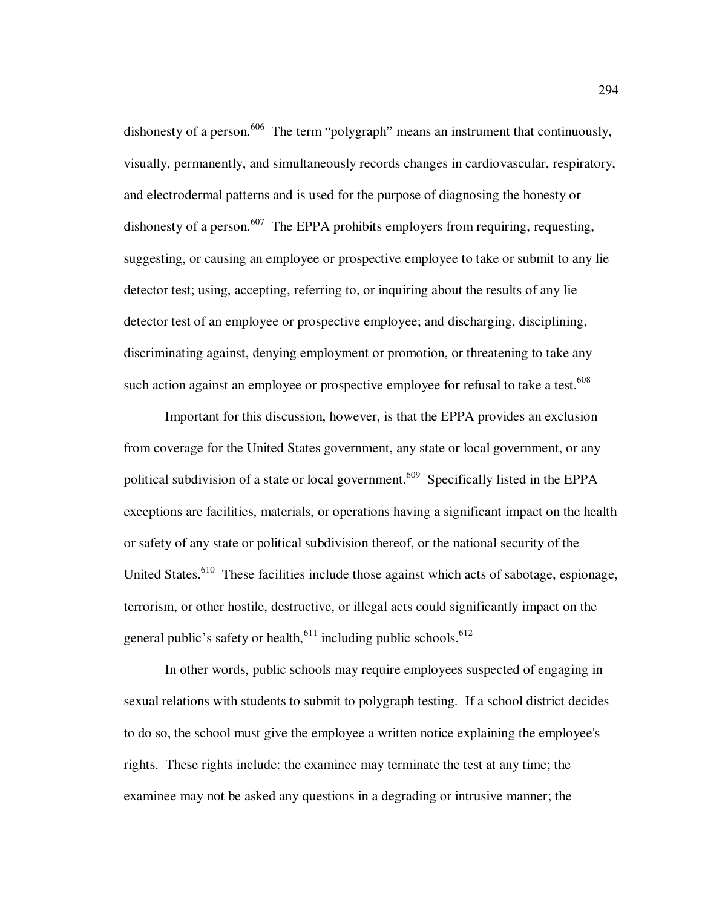dishonesty of a person.[606] The term "polygraph" means an instrument that continuously, visually, permanently, and simultaneously records changes in cardiovascular, respiratory, and electrodermal patterns and is used for the purpose of diagnosing the honesty or dishonesty of a person.[607] The EPPA prohibits employers from requiring, requesting, suggesting, or causing an employee or prospective employee to take or submit to any lie detector test; using, accepting, referring to, or inquiring about the results of any lie detector test of an employee or prospective employee; and discharging, disciplining, discriminating against, denying employment or promotion, or threatening to take any such action against an employee or prospective employee for refusal to take a test.[608]

Important for this discussion, however, is that the EPPA provides an exclusion from coverage for the United States government, any state or local government, or any political subdivision of a state or local government.[609] Specifically listed in the EPPA exceptions are facilities, materials, or operations having a significant impact on the health or safety of any state or political subdivision thereof, or the national security of the United States.[610] These facilities include those against which acts of sabotage, espionage, terrorism, or other hostile, destructive, or illegal acts could significantly impact on the general public's safety or health,[611] including public schools.[612]

In other words, public schools may require employees suspected of engaging in sexual relations with students to submit to polygraph testing. If a school district decides to do so, the school must give the employee a written notice explaining the employee's rights. These rights include: the examinee may terminate the test at any time; the examinee may not be asked any questions in a degrading or intrusive manner; the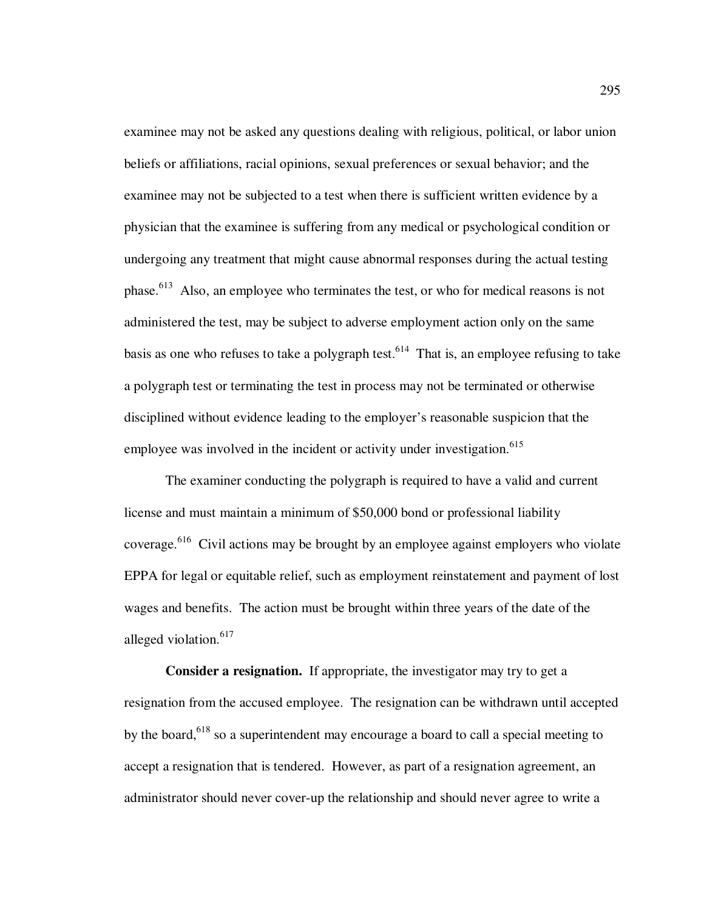examinee may not be asked any questions dealing with religious, political, or labor union beliefs or affiliations, racial opinions, sexual preferences or sexual behavior; and the examinee may not be subjected to a test when there is sufficient written evidence by a physician that the examinee is suffering from any medical or psychological condition or undergoing any treatment that might cause abnormal responses during the actual testing phase.[613] Also, an employee who terminates the test, or who for medical reasons is not administered the test, may be subject to adverse employment action only on the same basis as one who refuses to take a polygraph test.[614] That is, an employee refusing to take a polygraph test or terminating the test in process may not be terminated or otherwise disciplined without evidence leading to the employer's reasonable suspicion that the employee was involved in the incident or activity under investigation.[615]

The examiner conducting the polygraph is required to have a valid and current license and must maintain a minimum of $50,000 bond or professional liability coverage.[616] Civil actions may be brought by an employee against employers who violate EPPA for legal or equitable relief, such as employment reinstatement and payment of lost wages and benefits. The action must be brought within three years of the date of the alleged violation.[617]

**Consider a resignation.** If appropriate, the investigator may try to get a resignation from the accused employee. The resignation can be withdrawn until accepted by the board,[618] so a superintendent may encourage a board to call a special meeting to accept a resignation that is tendered. However, as part of a resignation agreement, an administrator should never cover-up the relationship and should never agree to write a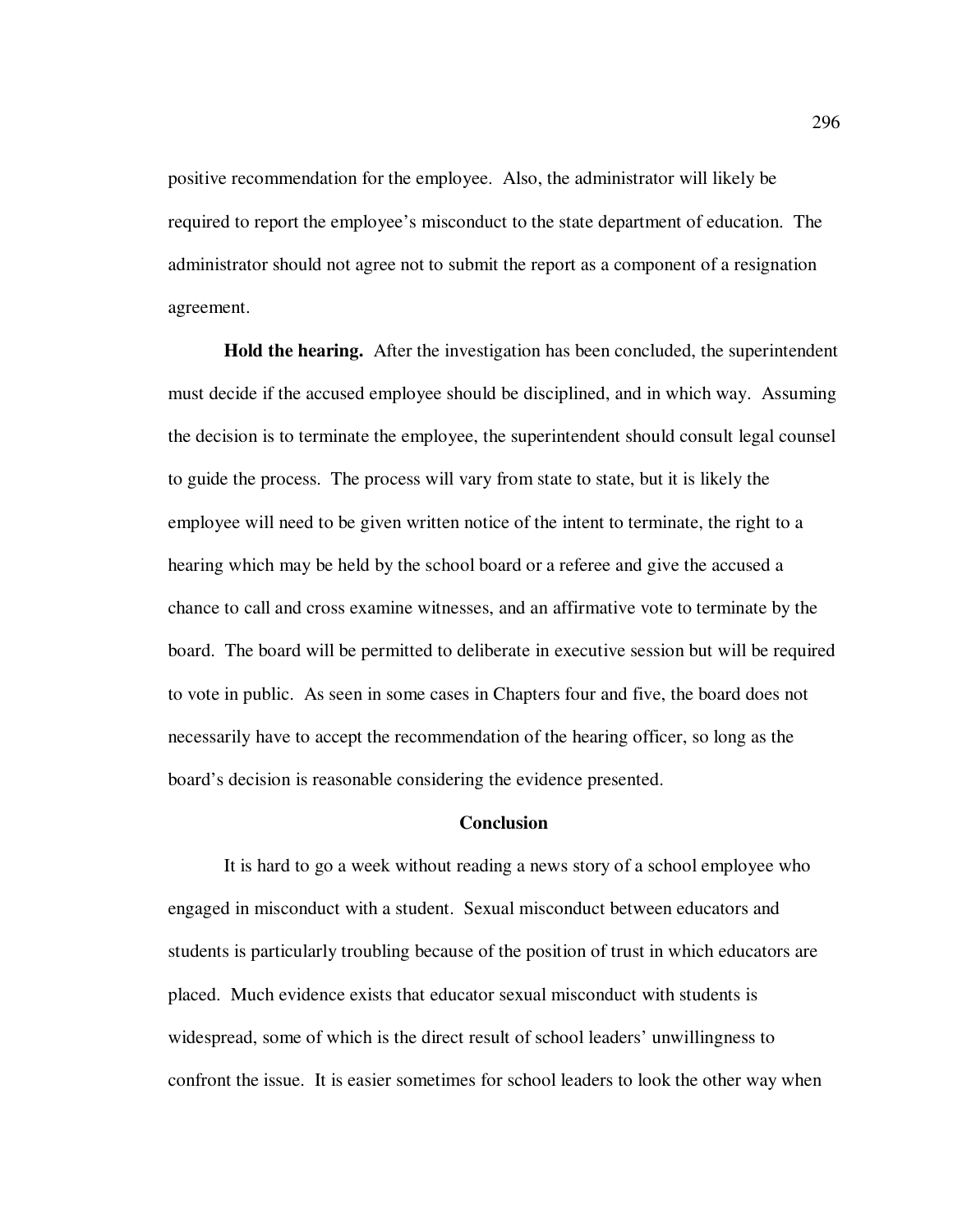positive recommendation for the employee. Also, the administrator will likely be required to report the employee's misconduct to the state department of education. The administrator should not agree not to submit the report as a component of a resignation agreement.

**Hold the hearing.** After the investigation has been concluded, the superintendent must decide if the accused employee should be disciplined, and in which way. Assuming the decision is to terminate the employee, the superintendent should consult legal counsel to guide the process. The process will vary from state to state, but it is likely the employee will need to be given written notice of the intent to terminate, the right to a hearing which may be held by the school board or a referee and give the accused a chance to call and cross examine witnesses, and an affirmative vote to terminate by the board. The board will be permitted to deliberate in executive session but will be required to vote in public. As seen in some cases in Chapters four and five, the board does not necessarily have to accept the recommendation of the hearing officer, so long as the board's decision is reasonable considering the evidence presented.

## Conclusion

It is hard to go a week without reading a news story of a school employee who engaged in misconduct with a student. Sexual misconduct between educators and students is particularly troubling because of the position of trust in which educators are placed. Much evidence exists that educator sexual misconduct with students is widespread, some of which is the direct result of school leaders' unwillingness to confront the issue. It is easier sometimes for school leaders to look the other way when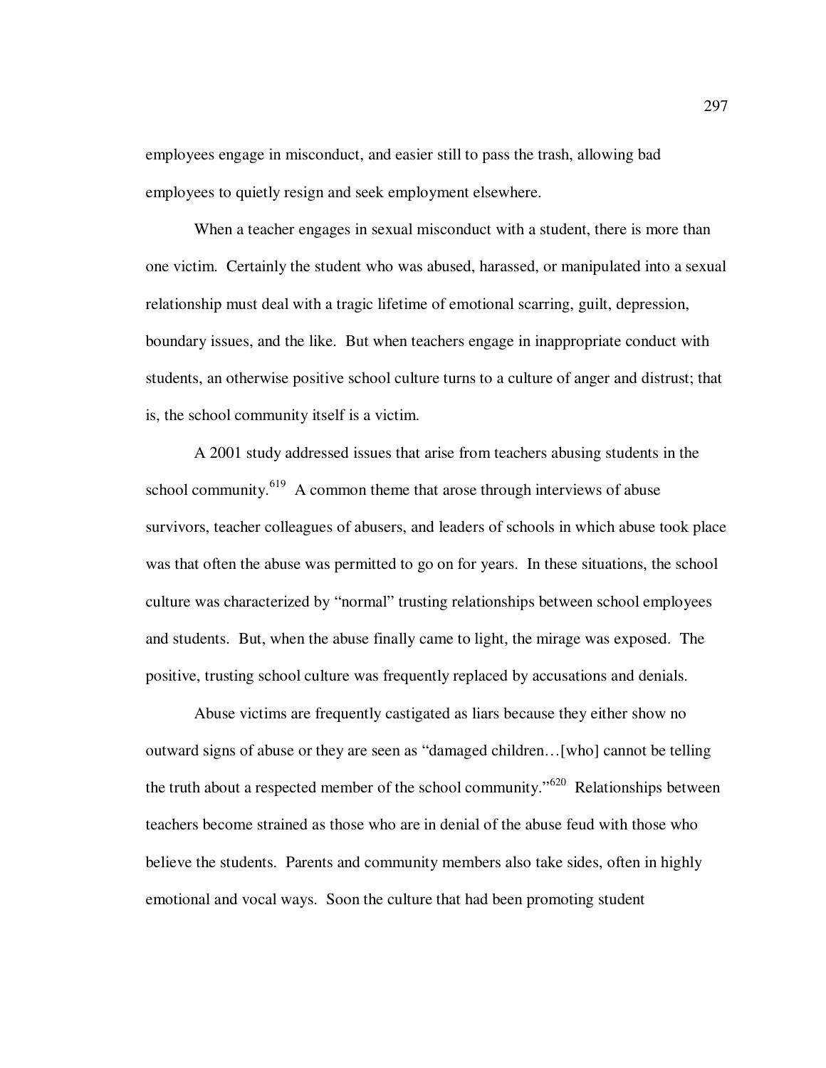employees engage in misconduct, and easier still to pass the trash, allowing bad employees to quietly resign and seek employment elsewhere.

When a teacher engages in sexual misconduct with a student, there is more than one victim. Certainly the student who was abused, harassed, or manipulated into a sexual relationship must deal with a tragic lifetime of emotional scarring, guilt, depression, boundary issues, and the like. But when teachers engage in inappropriate conduct with students, an otherwise positive school culture turns to a culture of anger and distrust; that is, the school community itself is a victim.

A 2001 study addressed issues that arise from teachers abusing students in the school community.[619] A common theme that arose through interviews of abuse survivors, teacher colleagues of abusers, and leaders of schools in which abuse took place was that often the abuse was permitted to go on for years. In these situations, the school culture was characterized by "normal" trusting relationships between school employees and students. But, when the abuse finally came to light, the mirage was exposed. The positive, trusting school culture was frequently replaced by accusations and denials.

Abuse victims are frequently castigated as liars because they either show no outward signs of abuse or they are seen as "damaged children…[who] cannot be telling the truth about a respected member of the school community."[620] Relationships between teachers become strained as those who are in denial of the abuse feud with those who believe the students. Parents and community members also take sides, often in highly emotional and vocal ways. Soon the culture that had been promoting student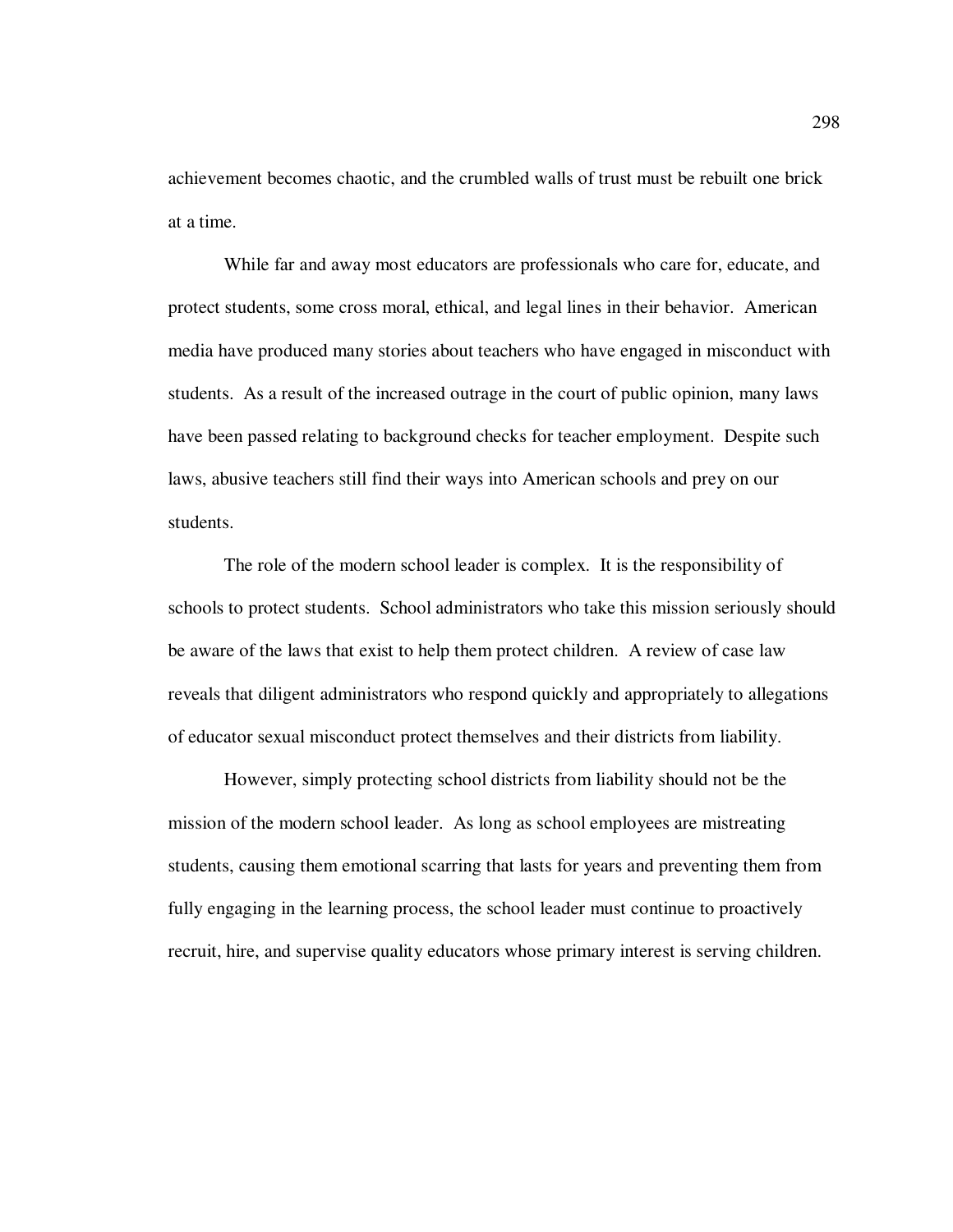achievement becomes chaotic, and the crumbled walls of trust must be rebuilt one brick at a time.

While far and away most educators are professionals who care for, educate, and protect students, some cross moral, ethical, and legal lines in their behavior. American media have produced many stories about teachers who have engaged in misconduct with students. As a result of the increased outrage in the court of public opinion, many laws have been passed relating to background checks for teacher employment. Despite such laws, abusive teachers still find their ways into American schools and prey on our students.

The role of the modern school leader is complex. It is the responsibility of schools to protect students. School administrators who take this mission seriously should be aware of the laws that exist to help them protect children. A review of case law reveals that diligent administrators who respond quickly and appropriately to allegations of educator sexual misconduct protect themselves and their districts from liability.

However, simply protecting school districts from liability should not be the mission of the modern school leader. As long as school employees are mistreating students, causing them emotional scarring that lasts for years and preventing them from fully engaging in the learning process, the school leader must continue to proactively recruit, hire, and supervise quality educators whose primary interest is serving children.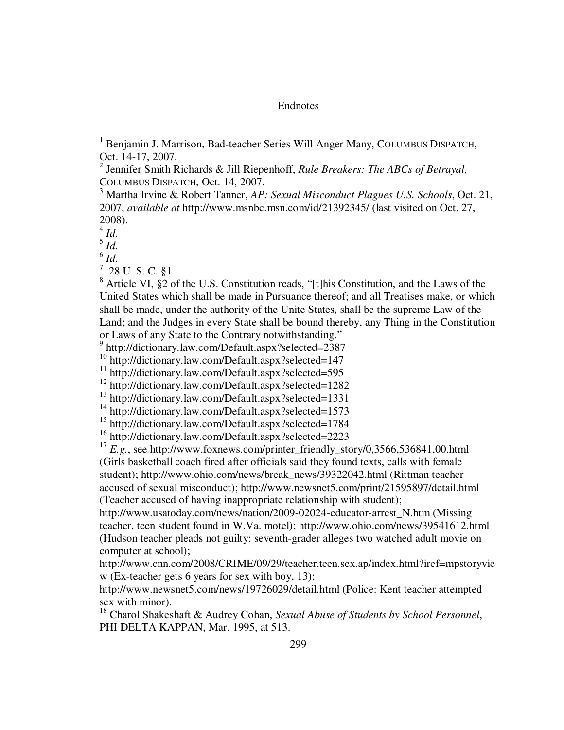# Endnotes

[1] Benjamin J. Marrison, Bad-teacher Series Will Anger Many, COLUMBUS DISPATCH, Oct. 14-17, 2007.

[2] Jennifer Smith Richards & Jill Riepenhoff, *Rule Breakers: The ABCs of Betrayal,* COLUMBUS DISPATCH, Oct. 14, 2007.

[3] Martha Irvine & Robert Tanner, *AP: Sexual Misconduct Plagues U.S. Schools*, Oct. 21, 2007, *available at* http://www.msnbc.msn.com/id/21392345/ (last visited on Oct. 27, 2008).

[4] *Id.*

[5] *Id.*

[6] *Id.*

[7] 28 U. S. C. §1

[8] Article VI, §2 of the U.S. Constitution reads, "[t]his Constitution, and the Laws of the United States which shall be made in Pursuance thereof; and all Treatises make, or which shall be made, under the authority of the Unite States, shall be the supreme Law of the Land; and the Judges in every State shall be bound thereby, any Thing in the Constitution or Laws of any State to the Contrary notwithstanding."

[9] http://dictionary.law.com/Default.aspx?selected=2387

[10] http://dictionary.law.com/Default.aspx?selected=147

[11] http://dictionary.law.com/Default.aspx?selected=595

[12] http://dictionary.law.com/Default.aspx?selected=1282

[13] http://dictionary.law.com/Default.aspx?selected=1331

[14] http://dictionary.law.com/Default.aspx?selected=1573

[15] http://dictionary.law.com/Default.aspx?selected=1784

[16] http://dictionary.law.com/Default.aspx?selected=2223

[17] *E.g.*, see http://www.foxnews.com/printer_friendly_story/0,3566,536841,00.html (Girls basketball coach fired after officials said they found texts, calls with female student); http://www.ohio.com/news/break_news/39322042.html (Rittman teacher accused of sexual misconduct); http://www.newsnet5.com/print/21595897/detail.html (Teacher accused of having inappropriate relationship with student); http://www.usatoday.com/news/nation/2009-02024-educator-arrest_N.htm (Missing teacher, teen student found in W.Va. motel); http://www.ohio.com/news/39541612.html (Hudson teacher pleads not guilty: seventh-grader alleges two watched adult movie on computer at school); http://www.cnn.com/2008/CRIME/09/29/teacher.teen.sex.ap/index.html?iref=mpstoryview (Ex-teacher gets 6 years for sex with boy, 13); http://www.newsnet5.com/news/19726029/detail.html (Police: Kent teacher attempted sex with minor).

[18] Charol Shakeshaft & Audrey Cohan, *Sexual Abuse of Students by School Personnel*, PHI DELTA KAPPAN, Mar. 1995, at 513.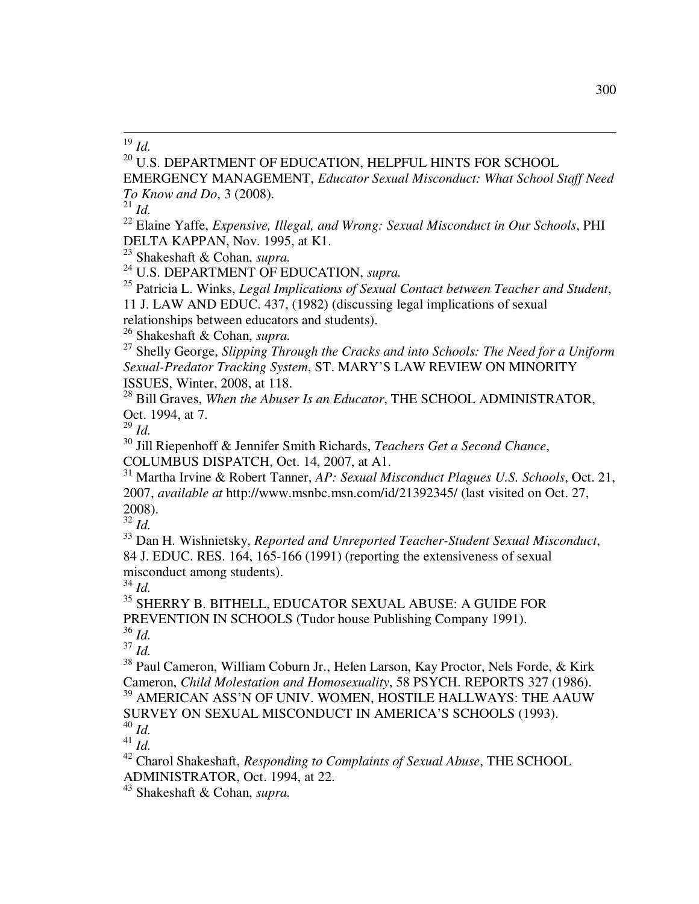[19] *Id.*

[20] U.S. DEPARTMENT OF EDUCATION, HELPFUL HINTS FOR SCHOOL EMERGENCY MANAGEMENT, *Educator Sexual Misconduct: What School Staff Need To Know and Do*, 3 (2008).

[21] *Id.*

[22] Elaine Yaffe, *Expensive, Illegal, and Wrong: Sexual Misconduct in Our Schools*, PHI DELTA KAPPAN, Nov. 1995, at K1.

[23] Shakeshaft & Cohan, *supra.*

[24] U.S. DEPARTMENT OF EDUCATION, *supra.*

[25] Patricia L. Winks, *Legal Implications of Sexual Contact between Teacher and Student*, 11 J. LAW AND EDUC. 437, (1982) (discussing legal implications of sexual relationships between educators and students).

[26] Shakeshaft & Cohan, *supra.*

[27] Shelly George, *Slipping Through the Cracks and into Schools: The Need for a Uniform Sexual-Predator Tracking System*, ST. MARY'S LAW REVIEW ON MINORITY ISSUES, Winter, 2008, at 118.

[28] Bill Graves, *When the Abuser Is an Educator*, THE SCHOOL ADMINISTRATOR, Oct. 1994, at 7.

[29] *Id.*

[30] Jill Riepenhoff & Jennifer Smith Richards, *Teachers Get a Second Chance*, COLUMBUS DISPATCH, Oct. 14, 2007, at A1.

[31] Martha Irvine & Robert Tanner, *AP: Sexual Misconduct Plagues U.S. Schools*, Oct. 21, 2007, *available at* http://www.msnbc.msn.com/id/21392345/ (last visited on Oct. 27, 2008).

[32] *Id.*

[33] Dan H. Wishnietsky, *Reported and Unreported Teacher-Student Sexual Misconduct*, 84 J. EDUC. RES. 164, 165-166 (1991) (reporting the extensiveness of sexual misconduct among students).

[34] *Id.*

[35] SHERRY B. BITHELL, EDUCATOR SEXUAL ABUSE: A GUIDE FOR PREVENTION IN SCHOOLS (Tudor house Publishing Company 1991).

[36] *Id.*

[37] *Id.*

[38] Paul Cameron, William Coburn Jr., Helen Larson, Kay Proctor, Nels Forde, & Kirk Cameron, *Child Molestation and Homosexuality*, 58 PSYCH. REPORTS 327 (1986).

[39] AMERICAN ASS'N OF UNIV. WOMEN, HOSTILE HALLWAYS: THE AAUW SURVEY ON SEXUAL MISCONDUCT IN AMERICA'S SCHOOLS (1993).

[40] *Id.*

[41] *Id.*

[42] Charol Shakeshaft, *Responding to Complaints of Sexual Abuse*, THE SCHOOL ADMINISTRATOR, Oct. 1994, at 22.

[43] Shakeshaft & Cohan, *supra.*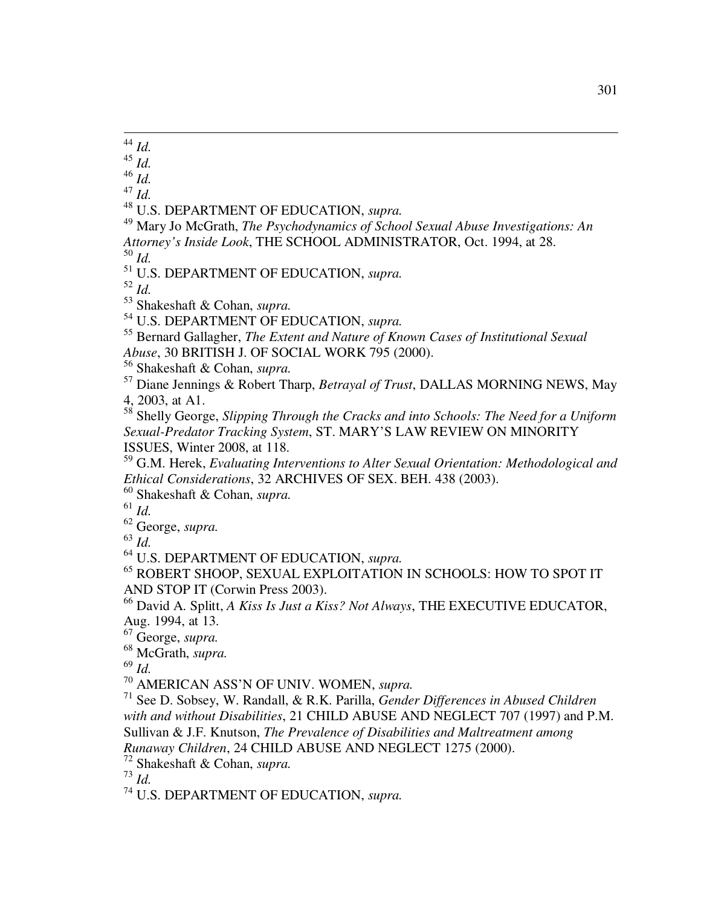[44] *Id.*
[45] *Id.*
[46] *Id.*
[47] *Id.*
[48] U.S. DEPARTMENT OF EDUCATION, *supra.*
[49] Mary Jo McGrath, *The Psychodynamics of School Sexual Abuse Investigations: An Attorney's Inside Look*, THE SCHOOL ADMINISTRATOR, Oct. 1994, at 28.
[50] *Id.*
[51] U.S. DEPARTMENT OF EDUCATION, *supra.*
[52] *Id.*
[53] Shakeshaft & Cohan, *supra.*
[54] U.S. DEPARTMENT OF EDUCATION, *supra.*
[55] Bernard Gallagher, *The Extent and Nature of Known Cases of Institutional Sexual Abuse*, 30 BRITISH J. OF SOCIAL WORK 795 (2000).
[56] Shakeshaft & Cohan, *supra.*
[57] Diane Jennings & Robert Tharp, *Betrayal of Trust*, DALLAS MORNING NEWS, May 4, 2003, at A1.
[58] Shelly George, *Slipping Through the Cracks and into Schools: The Need for a Uniform Sexual-Predator Tracking System*, ST. MARY'S LAW REVIEW ON MINORITY ISSUES, Winter 2008, at 118.
[59] G.M. Herek, *Evaluating Interventions to Alter Sexual Orientation: Methodological and Ethical Considerations*, 32 ARCHIVES OF SEX. BEH. 438 (2003).
[60] Shakeshaft & Cohan, *supra.*
[61] *Id.*
[62] George, *supra.*
[63] *Id.*
[64] U.S. DEPARTMENT OF EDUCATION, *supra.*
[65] ROBERT SHOOP, SEXUAL EXPLOITATION IN SCHOOLS: HOW TO SPOT IT AND STOP IT (Corwin Press 2003).
[66] David A. Splitt, *A Kiss Is Just a Kiss? Not Always*, THE EXECUTIVE EDUCATOR, Aug. 1994, at 13.
[67] George, *supra.*
[68] McGrath, *supra.*
[69] *Id.*
[70] AMERICAN ASS'N OF UNIV. WOMEN, *supra.*
[71] See D. Sobsey, W. Randall, & R.K. Parilla, *Gender Differences in Abused Children with and without Disabilities*, 21 CHILD ABUSE AND NEGLECT 707 (1997) and P.M. Sullivan & J.F. Knutson, *The Prevalence of Disabilities and Maltreatment among Runaway Children*, 24 CHILD ABUSE AND NEGLECT 1275 (2000).
[72] Shakeshaft & Cohan, *supra.*
[73] *Id.*
[74] U.S. DEPARTMENT OF EDUCATION, *supra.*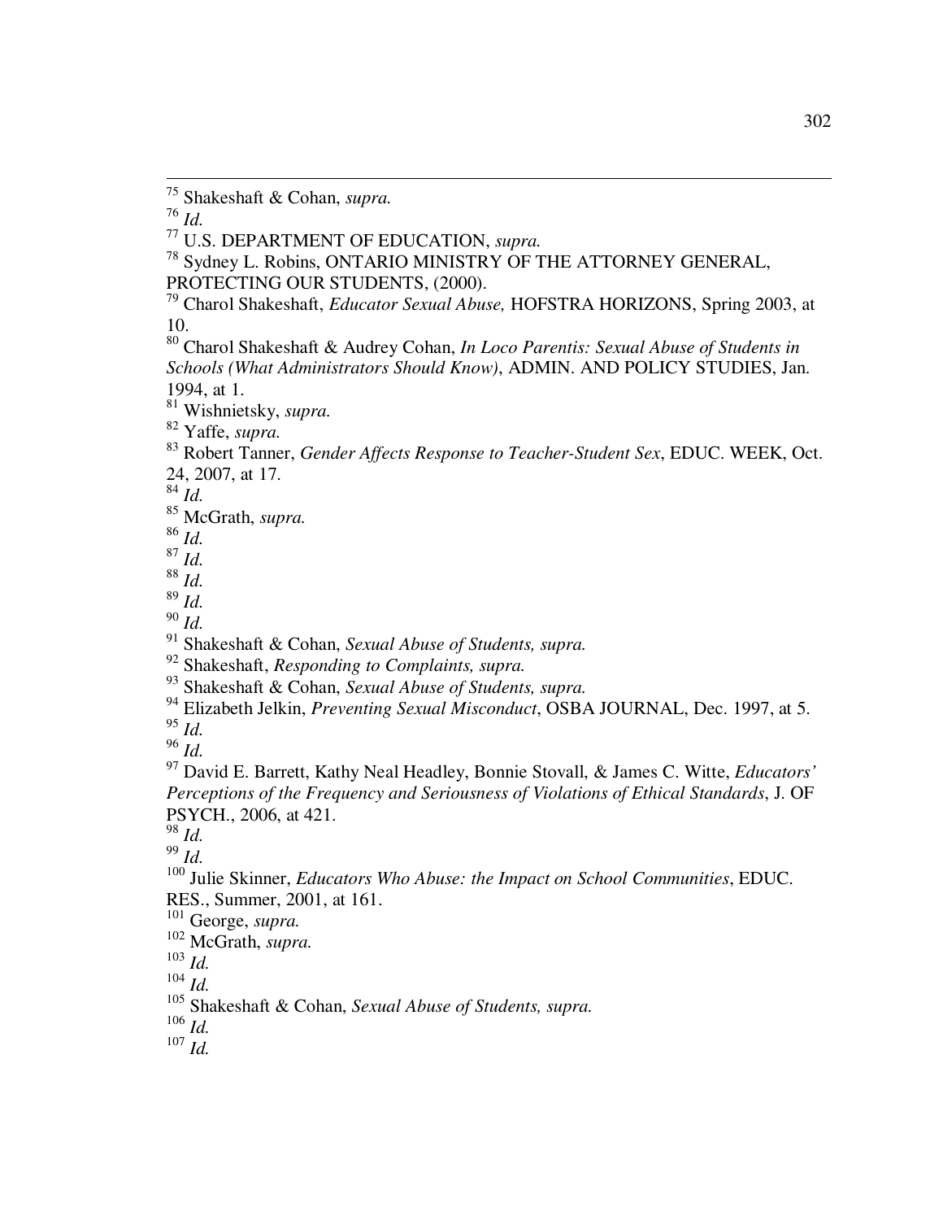[75] Shakeshaft & Cohan, *supra.*
[76] *Id.*
[77] U.S. DEPARTMENT OF EDUCATION, *supra.*
[78] Sydney L. Robins, ONTARIO MINISTRY OF THE ATTORNEY GENERAL, PROTECTING OUR STUDENTS, (2000).
[79] Charol Shakeshaft, *Educator Sexual Abuse,* HOFSTRA HORIZONS, Spring 2003, at 10.
[80] Charol Shakeshaft & Audrey Cohan, *In Loco Parentis: Sexual Abuse of Students in Schools (What Administrators Should Know)*, ADMIN. AND POLICY STUDIES, Jan. 1994, at 1.
[81] Wishnietsky, *supra.*
[82] Yaffe, *supra.*
[83] Robert Tanner, *Gender Affects Response to Teacher-Student Sex*, EDUC. WEEK, Oct. 24, 2007, at 17.
[84] *Id.*
[85] McGrath, *supra.*
[86] *Id.*
[87] *Id.*
[88] *Id.*
[89] *Id.*
[90] *Id.*
[91] Shakeshaft & Cohan, *Sexual Abuse of Students, supra.*
[92] Shakeshaft, *Responding to Complaints, supra.*
[93] Shakeshaft & Cohan, *Sexual Abuse of Students, supra.*
[94] Elizabeth Jelkin, *Preventing Sexual Misconduct*, OSBA JOURNAL, Dec. 1997, at 5.
[95] *Id.*
[96] *Id.*
[97] David E. Barrett, Kathy Neal Headley, Bonnie Stovall, & James C. Witte, *Educators' Perceptions of the Frequency and Seriousness of Violations of Ethical Standards*, J. OF PSYCH., 2006, at 421.
[98] *Id.*
[99] *Id.*
[100] Julie Skinner, *Educators Who Abuse: the Impact on School Communities*, EDUC. RES., Summer, 2001, at 161.
[101] George, *supra.*
[102] McGrath, *supra.*
[103] *Id.*
[104] *Id.*
[105] Shakeshaft & Cohan, *Sexual Abuse of Students, supra.*
[106] *Id.*
[107] *Id.*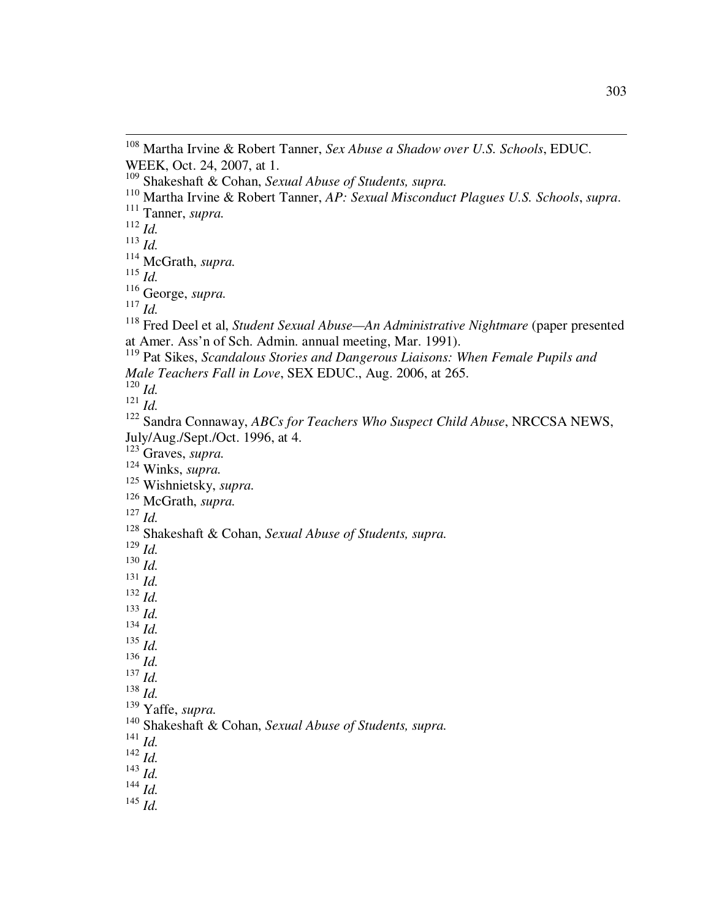[108] Martha Irvine & Robert Tanner, *Sex Abuse a Shadow over U.S. Schools*, EDUC. WEEK, Oct. 24, 2007, at 1.
[109] Shakeshaft & Cohan, *Sexual Abuse of Students, supra.*
[110] Martha Irvine & Robert Tanner, *AP: Sexual Misconduct Plagues U.S. Schools*, *supra*.
[111] Tanner, *supra.*
[112] *Id.*
[113] *Id.*
[114] McGrath, *supra.*
[115] *Id.*
[116] George, *supra.*
[117] *Id.*
[118] Fred Deel et al, *Student Sexual Abuse—An Administrative Nightmare* (paper presented at Amer. Ass'n of Sch. Admin. annual meeting, Mar. 1991).
[119] Pat Sikes, *Scandalous Stories and Dangerous Liaisons: When Female Pupils and Male Teachers Fall in Love*, SEX EDUC., Aug. 2006, at 265.
[120] *Id.*
[121] *Id.*
[122] Sandra Connaway, *ABCs for Teachers Who Suspect Child Abuse*, NRCCSA NEWS, July/Aug./Sept./Oct. 1996, at 4.
[123] Graves, *supra.*
[124] Winks, *supra.*
[125] Wishnietsky, *supra.*
[126] McGrath, *supra.*
[127] *Id.*
[128] Shakeshaft & Cohan, *Sexual Abuse of Students, supra.*
[129] *Id.*
[130] *Id.*
[131] *Id.*
[132] *Id.*
[133] *Id.*
[134] *Id.*
[135] *Id.*
[136] *Id.*
[137] *Id.*
[138] *Id.*
[139] Yaffe, *supra.*
[140] Shakeshaft & Cohan, *Sexual Abuse of Students, supra.*
[141] *Id.*
[142] *Id.*
[143] *Id.*
[144] *Id.*
[145] *Id.*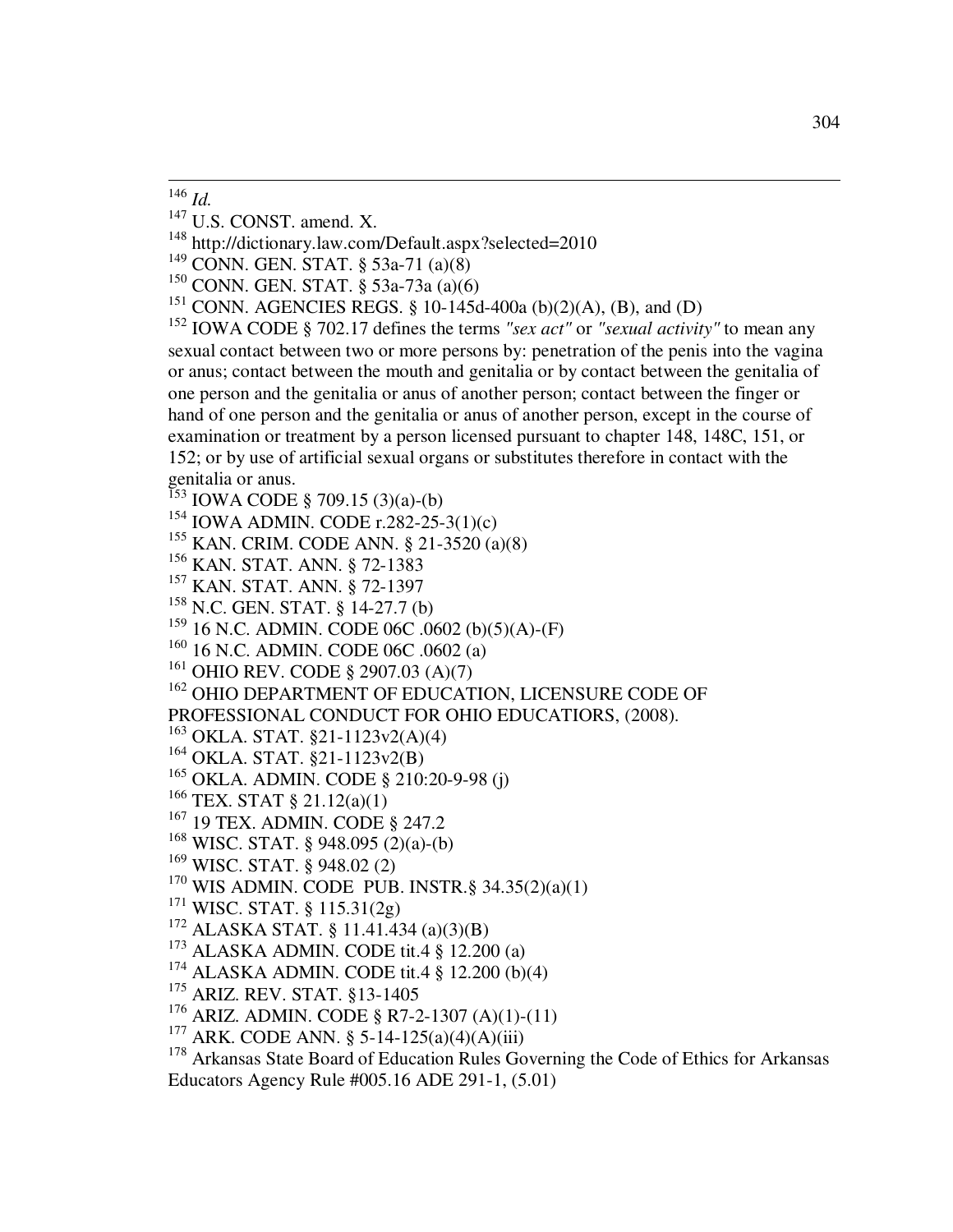[146] *Id.*

[147] U.S. CONST. amend. X.

[148] http://dictionary.law.com/Default.aspx?selected=2010

[149] CONN. GEN. STAT. § 53a-71 (a)(8)

[150] CONN. GEN. STAT. § 53a-73a (a)(6)

[151] CONN. AGENCIES REGS. § 10-145d-400a (b)(2)(A), (B), and (D)

[152] IOWA CODE § 702.17 defines the terms *"sex act"* or *"sexual activity"* to mean any sexual contact between two or more persons by: penetration of the penis into the vagina or anus; contact between the mouth and genitalia or by contact between the genitalia of one person and the genitalia or anus of another person; contact between the finger or hand of one person and the genitalia or anus of another person, except in the course of examination or treatment by a person licensed pursuant to chapter 148, 148C, 151, or 152; or by use of artificial sexual organs or substitutes therefore in contact with the genitalia or anus.

[153] IOWA CODE § 709.15 (3)(a)-(b)

[154] IOWA ADMIN. CODE r.282-25-3(1)(c)

[155] KAN. CRIM. CODE ANN. § 21-3520 (a)(8)

[156] KAN. STAT. ANN. § 72-1383

[157] KAN. STAT. ANN. § 72-1397

[158] N.C. GEN. STAT. § 14-27.7 (b)

[159] 16 N.C. ADMIN. CODE 06C .0602 (b)(5)(A)-(F)

[160] 16 N.C. ADMIN. CODE 06C .0602 (a)

[161] OHIO REV. CODE § 2907.03 (A)(7)

[162] OHIO DEPARTMENT OF EDUCATION, LICENSURE CODE OF PROFESSIONAL CONDUCT FOR OHIO EDUCATIORS, (2008).

[163] OKLA. STAT. §21-1123v2(A)(4)

[164] OKLA. STAT. §21-1123v2(B)

[165] OKLA. ADMIN. CODE § 210:20-9-98 (j)

[166] TEX. STAT § 21.12(a)(1)

[167] 19 TEX. ADMIN. CODE § 247.2

[168] WISC. STAT. § 948.095 (2)(a)-(b)

[169] WISC. STAT. § 948.02 (2)

[170] WIS ADMIN. CODE PUB. INSTR.§ 34.35(2)(a)(1)

[171] WISC. STAT. § 115.31(2g)

[172] ALASKA STAT. § 11.41.434 (a)(3)(B)

[173] ALASKA ADMIN. CODE tit.4 § 12.200 (a)

[174] ALASKA ADMIN. CODE tit.4 § 12.200 (b)(4)

[175] ARIZ. REV. STAT. §13-1405

[176] ARIZ. ADMIN. CODE § R7-2-1307 (A)(1)-(11)

[177] ARK. CODE ANN. § 5-14-125(a)(4)(A)(iii)

[178] Arkansas State Board of Education Rules Governing the Code of Ethics for Arkansas Educators Agency Rule #005.16 ADE 291-1, (5.01)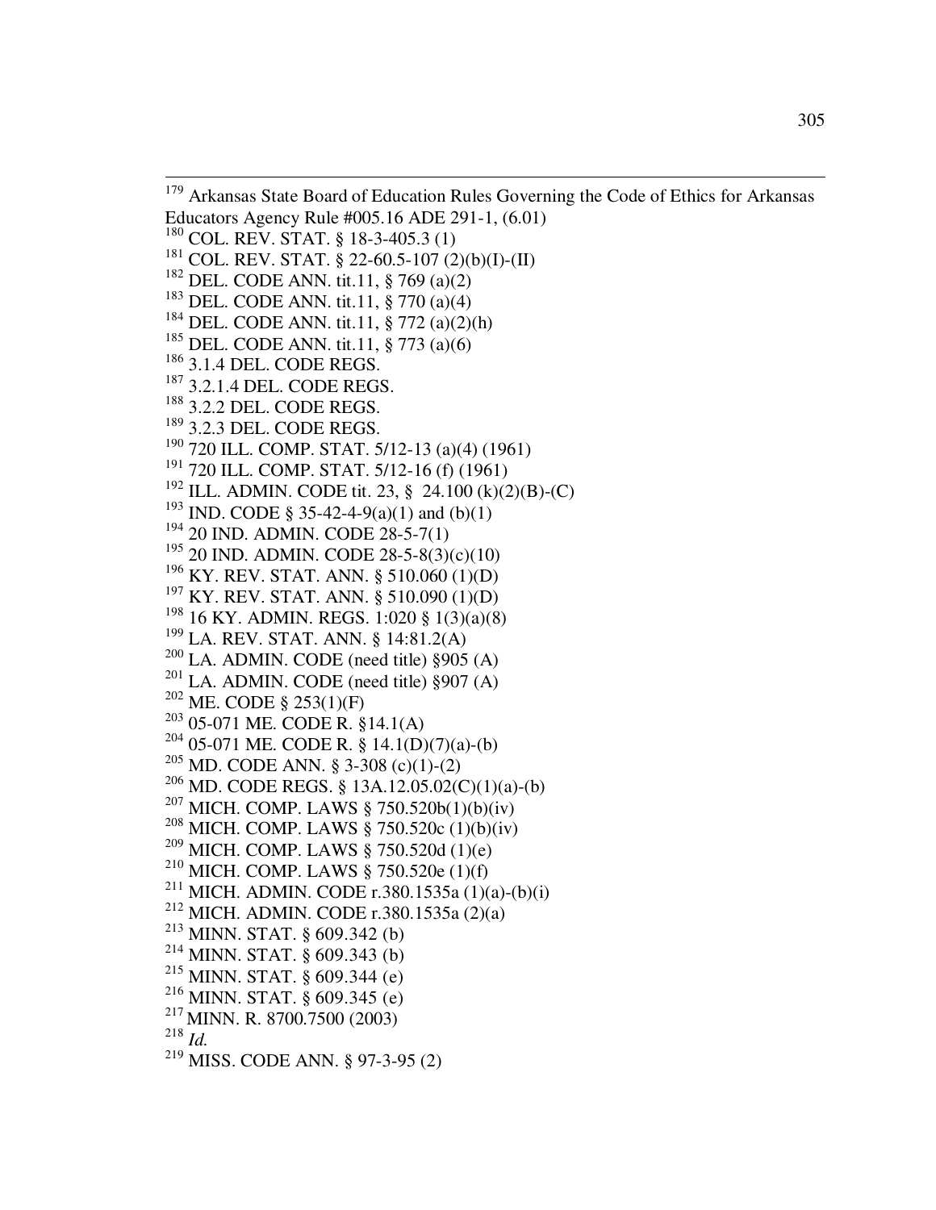[179] Arkansas State Board of Education Rules Governing the Code of Ethics for Arkansas Educators Agency Rule #005.16 ADE 291-1, (6.01)

[180] COL. REV. STAT. § 18-3-405.3 (1)

[181] COL. REV. STAT. § 22-60.5-107 (2)(b)(I)-(II)

[182] DEL. CODE ANN. tit.11, § 769 (a)(2)

[183] DEL. CODE ANN. tit.11, § 770 (a)(4)

[184] DEL. CODE ANN. tit.11, § 772 (a)(2)(h)

[185] DEL. CODE ANN. tit.11, § 773 (a)(6)

[186] 3.1.4 DEL. CODE REGS.

[187] 3.2.1.4 DEL. CODE REGS.

[188] 3.2.2 DEL. CODE REGS.

[189] 3.2.3 DEL. CODE REGS.

[190] 720 ILL. COMP. STAT. 5/12-13 (a)(4) (1961)

[191] 720 ILL. COMP. STAT. 5/12-16 (f) (1961)

[192] ILL. ADMIN. CODE tit. 23, § 24.100 (k)(2)(B)-(C)

[193] IND. CODE § 35-42-4-9(a)(1) and (b)(1)

[194] 20 IND. ADMIN. CODE 28-5-7(1)

[195] 20 IND. ADMIN. CODE 28-5-8(3)(c)(10)

[196] KY. REV. STAT. ANN. § 510.060 (1)(D)

[197] KY. REV. STAT. ANN. § 510.090 (1)(D)

[198] 16 KY. ADMIN. REGS. 1:020 § 1(3)(a)(8)

[199] LA. REV. STAT. ANN. § 14:81.2(A)

[200] LA. ADMIN. CODE (need title) §905 (A)

[201] LA. ADMIN. CODE (need title) §907 (A)

[202] ME. CODE § 253(1)(F)

[203] 05-071 ME. CODE R. §14.1(A)

[204] 05-071 ME. CODE R. § 14.1(D)(7)(a)-(b)

[205] MD. CODE ANN. § 3-308 (c)(1)-(2)

[206] MD. CODE REGS. § 13A.12.05.02(C)(1)(a)-(b)

[207] MICH. COMP. LAWS § 750.520b(1)(b)(iv)

[208] MICH. COMP. LAWS § 750.520c (1)(b)(iv)

[209] MICH. COMP. LAWS § 750.520d (1)(e)

[210] MICH. COMP. LAWS § 750.520e (1)(f)

[211] MICH. ADMIN. CODE r.380.1535a (1)(a)-(b)(i)

[212] MICH. ADMIN. CODE r.380.1535a (2)(a)

[213] MINN. STAT. § 609.342 (b)

[214] MINN. STAT. § 609.343 (b)

[215] MINN. STAT. § 609.344 (e)

[216] MINN. STAT. § 609.345 (e)

[217] MINN. R. 8700.7500 (2003)

[218] *Id.*

[219] MISS. CODE ANN. § 97-3-95 (2)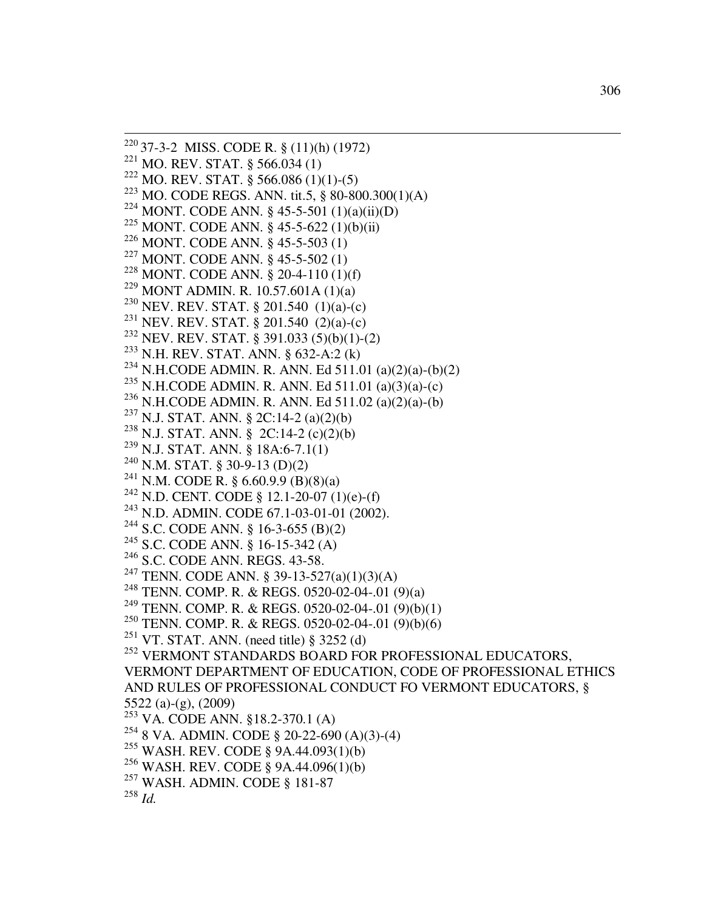[220] 37-3-2 MISS. CODE R. § (11)(h) (1972)
[221] MO. REV. STAT. § 566.034 (1)
[222] MO. REV. STAT. § 566.086 (1)(1)-(5)
[223] MO. CODE REGS. ANN. tit.5, § 80-800.300(1)(A)
[224] MONT. CODE ANN. § 45-5-501 (1)(a)(ii)(D)
[225] MONT. CODE ANN. § 45-5-622 (1)(b)(ii)
[226] MONT. CODE ANN. § 45-5-503 (1)
[227] MONT. CODE ANN. § 45-5-502 (1)
[228] MONT. CODE ANN. § 20-4-110 (1)(f)
[229] MONT ADMIN. R. 10.57.601A (1)(a)
[230] NEV. REV. STAT. § 201.540 (1)(a)-(c)
[231] NEV. REV. STAT. § 201.540 (2)(a)-(c)
[232] NEV. REV. STAT. § 391.033 (5)(b)(1)-(2)
[233] N.H. REV. STAT. ANN. § 632-A:2 (k)
[234] N.H.CODE ADMIN. R. ANN. Ed 511.01 (a)(2)(a)-(b)(2)
[235] N.H.CODE ADMIN. R. ANN. Ed 511.01 (a)(3)(a)-(c)
[236] N.H.CODE ADMIN. R. ANN. Ed 511.02 (a)(2)(a)-(b)
[237] N.J. STAT. ANN. § 2C:14-2 (a)(2)(b)
[238] N.J. STAT. ANN. § 2C:14-2 (c)(2)(b)
[239] N.J. STAT. ANN. § 18A:6-7.1(1)
[240] N.M. STAT. § 30-9-13 (D)(2)
[241] N.M. CODE R. § 6.60.9.9 (B)(8)(a)
[242] N.D. CENT. CODE § 12.1-20-07 (1)(e)-(f)
[243] N.D. ADMIN. CODE 67.1-03-01-01 (2002).
[244] S.C. CODE ANN. § 16-3-655 (B)(2)
[245] S.C. CODE ANN. § 16-15-342 (A)
[246] S.C. CODE ANN. REGS. 43-58.
[247] TENN. CODE ANN. § 39-13-527(a)(1)(3)(A)
[248] TENN. COMP. R. & REGS. 0520-02-04-.01 (9)(a)
[249] TENN. COMP. R. & REGS. 0520-02-04-.01 (9)(b)(1)
[250] TENN. COMP. R. & REGS. 0520-02-04-.01 (9)(b)(6)
[251] VT. STAT. ANN. (need title) § 3252 (d)
[252] VERMONT STANDARDS BOARD FOR PROFESSIONAL EDUCATORS, VERMONT DEPARTMENT OF EDUCATION, CODE OF PROFESSIONAL ETHICS AND RULES OF PROFESSIONAL CONDUCT FO VERMONT EDUCATORS, § 5522 (a)-(g), (2009)
[253] VA. CODE ANN. §18.2-370.1 (A)
[254] 8 VA. ADMIN. CODE § 20-22-690 (A)(3)-(4)
[255] WASH. REV. CODE § 9A.44.093(1)(b)
[256] WASH. REV. CODE § 9A.44.096(1)(b)
[257] WASH. ADMIN. CODE § 181-87
[258] *Id.*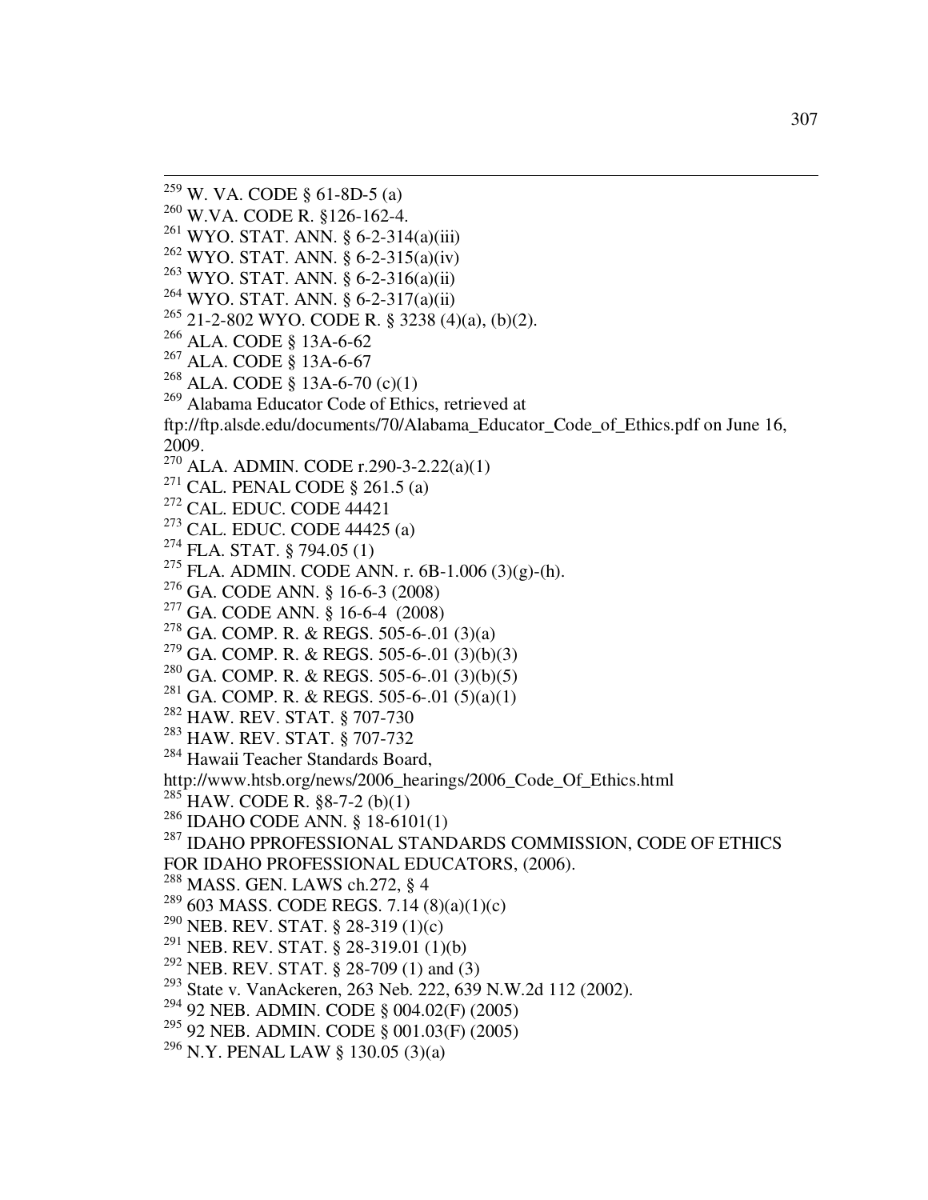[259] W. VA. CODE § 61-8D-5 (a)
[260] W.VA. CODE R. §126-162-4.
[261] WYO. STAT. ANN. § 6-2-314(a)(iii)
[262] WYO. STAT. ANN. § 6-2-315(a)(iv)
[263] WYO. STAT. ANN. § 6-2-316(a)(ii)
[264] WYO. STAT. ANN. § 6-2-317(a)(ii)
[265] 21-2-802 WYO. CODE R. § 3238 (4)(a), (b)(2).
[266] ALA. CODE § 13A-6-62
[267] ALA. CODE § 13A-6-67
[268] ALA. CODE § 13A-6-70 (c)(1)
[269] Alabama Educator Code of Ethics, retrieved at ftp://ftp.alsde.edu/documents/70/Alabama_Educator_Code_of_Ethics.pdf on June 16, 2009.
[270] ALA. ADMIN. CODE r.290-3-2.22(a)(1)
[271] CAL. PENAL CODE § 261.5 (a)
[272] CAL. EDUC. CODE 44421
[273] CAL. EDUC. CODE 44425 (a)
[274] FLA. STAT. § 794.05 (1)
[275] FLA. ADMIN. CODE ANN. r. 6B-1.006 (3)(g)-(h).
[276] GA. CODE ANN. § 16-6-3 (2008)
[277] GA. CODE ANN. § 16-6-4 (2008)
[278] GA. COMP. R. & REGS. 505-6-.01 (3)(a)
[279] GA. COMP. R. & REGS. 505-6-.01 (3)(b)(3)
[280] GA. COMP. R. & REGS. 505-6-.01 (3)(b)(5)
[281] GA. COMP. R. & REGS. 505-6-.01 (5)(a)(1)
[282] HAW. REV. STAT. § 707-730
[283] HAW. REV. STAT. § 707-732
[284] Hawaii Teacher Standards Board, http://www.htsb.org/news/2006_hearings/2006_Code_Of_Ethics.html
[285] HAW. CODE R. §8-7-2 (b)(1)
[286] IDAHO CODE ANN. § 18-6101(1)
[287] IDAHO PPROFESSIONAL STANDARDS COMMISSION, CODE OF ETHICS FOR IDAHO PROFESSIONAL EDUCATORS, (2006).
[288] MASS. GEN. LAWS ch.272, § 4
[289] 603 MASS. CODE REGS. 7.14 (8)(a)(1)(c)
[290] NEB. REV. STAT. § 28-319 (1)(c)
[291] NEB. REV. STAT. § 28-319.01 (1)(b)
[292] NEB. REV. STAT. § 28-709 (1) and (3)
[293] State v. VanAckeren, 263 Neb. 222, 639 N.W.2d 112 (2002).
[294] 92 NEB. ADMIN. CODE § 004.02(F) (2005)
[295] 92 NEB. ADMIN. CODE § 001.03(F) (2005)
[296] N.Y. PENAL LAW § 130.05 (3)(a)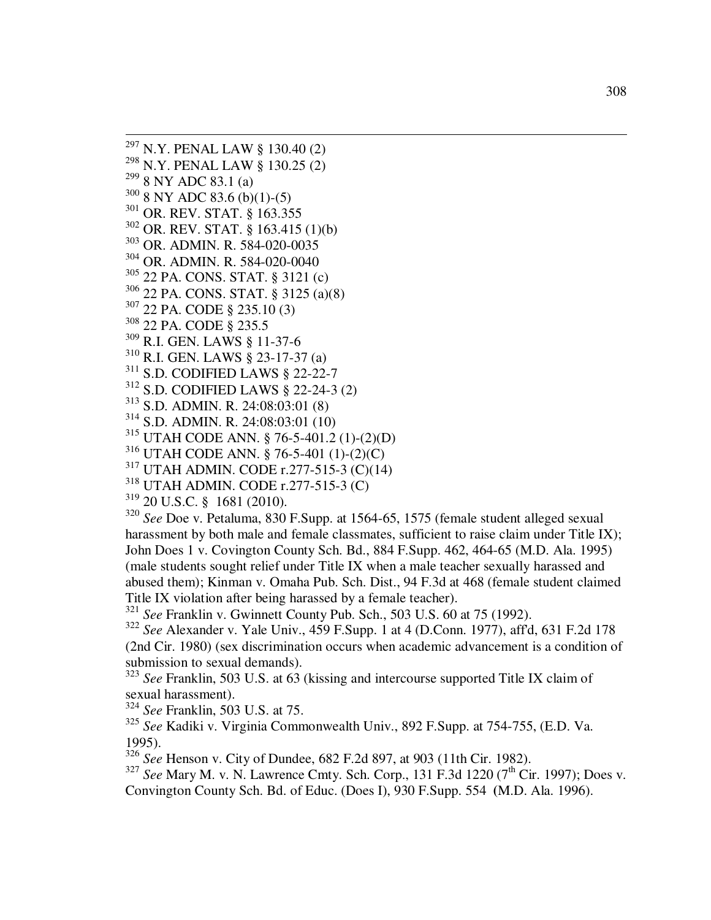[297] N.Y. PENAL LAW § 130.40 (2)

[298] N.Y. PENAL LAW § 130.25 (2)

[299] 8 NY ADC 83.1 (a)

[300] 8 NY ADC 83.6 (b)(1)-(5)

[301] OR. REV. STAT. § 163.355

[302] OR. REV. STAT. § 163.415 (1)(b)

[303] OR. ADMIN. R. 584-020-0035

[304] OR. ADMIN. R. 584-020-0040

[305] 22 PA. CONS. STAT. § 3121 (c)

[306] 22 PA. CONS. STAT. § 3125 (a)(8)

[307] 22 PA. CODE § 235.10 (3)

[308] 22 PA. CODE § 235.5

[309] R.I. GEN. LAWS § 11-37-6

[310] R.I. GEN. LAWS § 23-17-37 (a)

[311] S.D. CODIFIED LAWS § 22-22-7

[312] S.D. CODIFIED LAWS § 22-24-3 (2)

[313] S.D. ADMIN. R. 24:08:03:01 (8)

[314] S.D. ADMIN. R. 24:08:03:01 (10)

[315] UTAH CODE ANN. § 76-5-401.2 (1)-(2)(D)

[316] UTAH CODE ANN. § 76-5-401 (1)-(2)(C)

[317] UTAH ADMIN. CODE r.277-515-3 (C)(14)

[318] UTAH ADMIN. CODE r.277-515-3 (C)

[319] 20 U.S.C. § 1681 (2010).

[320] *See* Doe v. Petaluma, 830 F.Supp. at 1564-65, 1575 (female student alleged sexual harassment by both male and female classmates, sufficient to raise claim under Title IX); John Does 1 v. Covington County Sch. Bd., 884 F.Supp. 462, 464-65 (M.D. Ala. 1995) (male students sought relief under Title IX when a male teacher sexually harassed and abused them); Kinman v. Omaha Pub. Sch. Dist., 94 F.3d at 468 (female student claimed Title IX violation after being harassed by a female teacher).

[321] *See* Franklin v. Gwinnett County Pub. Sch., 503 U.S. 60 at 75 (1992).

[322] *See* Alexander v. Yale Univ., 459 F.Supp. 1 at 4 (D.Conn. 1977), aff'd, 631 F.2d 178 (2nd Cir. 1980) (sex discrimination occurs when academic advancement is a condition of submission to sexual demands).

[323] *See* Franklin, 503 U.S. at 63 (kissing and intercourse supported Title IX claim of sexual harassment).

[324] *See* Franklin, 503 U.S. at 75.

[325] *See* Kadiki v. Virginia Commonwealth Univ., 892 F.Supp. at 754-755, (E.D. Va. 1995).

[326] *See* Henson v. City of Dundee, 682 F.2d 897, at 903 (11th Cir. 1982).

[327] *See* Mary M. v. N. Lawrence Cmty. Sch. Corp., 131 F.3d 1220 (7th Cir. 1997); Does v. Convington County Sch. Bd. of Educ. (Does I), 930 F.Supp. 554 (M.D. Ala. 1996).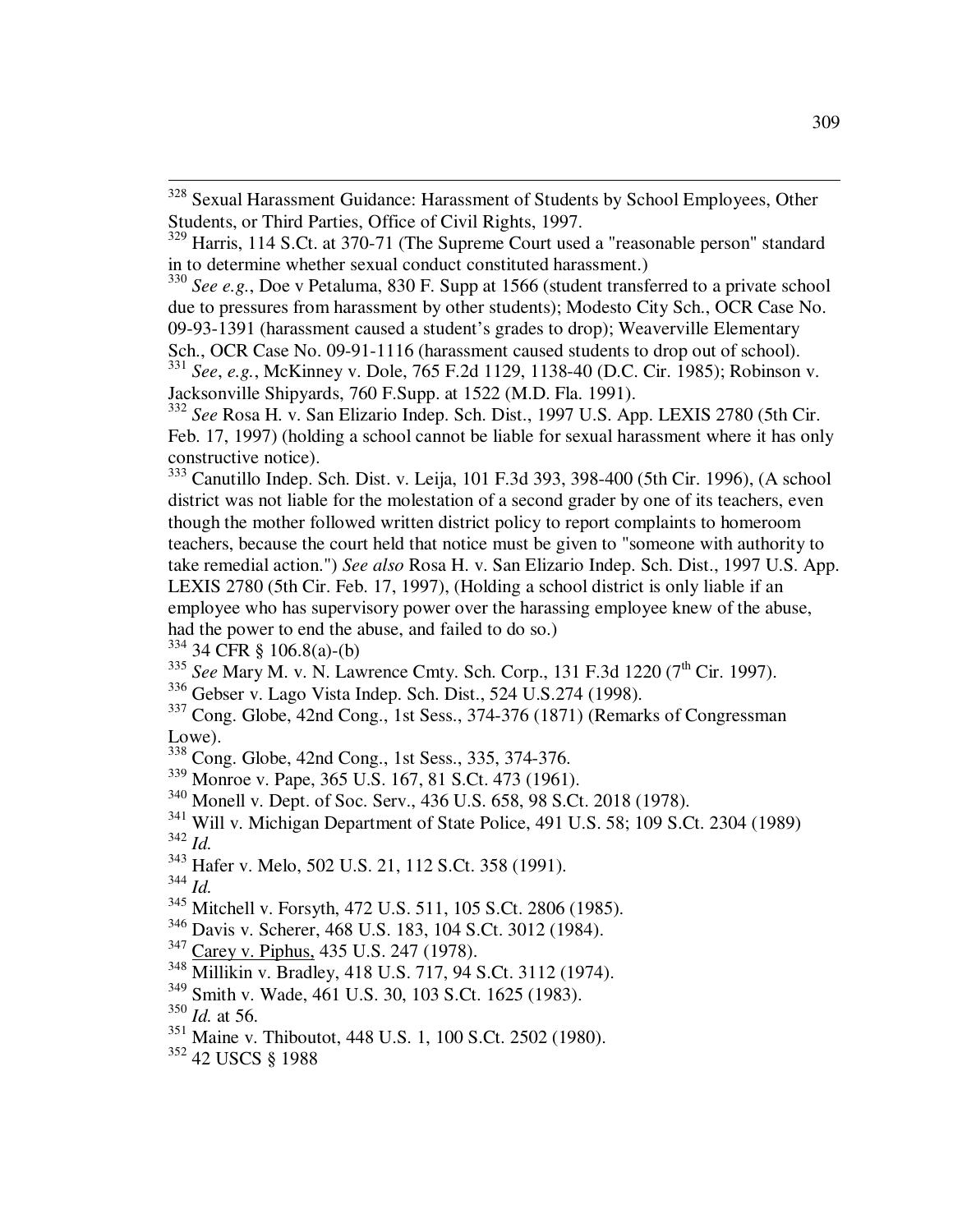[328] Sexual Harassment Guidance: Harassment of Students by School Employees, Other Students, or Third Parties, Office of Civil Rights, 1997.

[329] Harris, 114 S.Ct. at 370-71 (The Supreme Court used a "reasonable person" standard in to determine whether sexual conduct constituted harassment.)

[330] *See e.g.*, Doe v Petaluma, 830 F. Supp at 1566 (student transferred to a private school due to pressures from harassment by other students); Modesto City Sch., OCR Case No. 09-93-1391 (harassment caused a student's grades to drop); Weaverville Elementary Sch., OCR Case No. 09-91-1116 (harassment caused students to drop out of school).

[331] *See*, *e.g.*, McKinney v. Dole, 765 F.2d 1129, 1138-40 (D.C. Cir. 1985); Robinson v. Jacksonville Shipyards, 760 F.Supp. at 1522 (M.D. Fla. 1991).

[332] *See* Rosa H. v. San Elizario Indep. Sch. Dist., 1997 U.S. App. LEXIS 2780 (5th Cir. Feb. 17, 1997) (holding a school cannot be liable for sexual harassment where it has only constructive notice).

[333] Canutillo Indep. Sch. Dist. v. Leija, 101 F.3d 393, 398-400 (5th Cir. 1996), (A school district was not liable for the molestation of a second grader by one of its teachers, even though the mother followed written district policy to report complaints to homeroom teachers, because the court held that notice must be given to "someone with authority to take remedial action.") *See also* Rosa H. v. San Elizario Indep. Sch. Dist., 1997 U.S. App. LEXIS 2780 (5th Cir. Feb. 17, 1997), (Holding a school district is only liable if an employee who has supervisory power over the harassing employee knew of the abuse, had the power to end the abuse, and failed to do so.)

[334] 34 CFR § 106.8(a)-(b)

[335] *See* Mary M. v. N. Lawrence Cmty. Sch. Corp., 131 F.3d 1220 (7th Cir. 1997).

[336] Gebser v. Lago Vista Indep. Sch. Dist., 524 U.S.274 (1998).

[337] Cong. Globe, 42nd Cong., 1st Sess., 374-376 (1871) (Remarks of Congressman Lowe).

[338] Cong. Globe, 42nd Cong., 1st Sess., 335, 374-376.

[339] Monroe v. Pape, 365 U.S. 167, 81 S.Ct. 473 (1961).

[340] Monell v. Dept. of Soc. Serv., 436 U.S. 658, 98 S.Ct. 2018 (1978).

[341] Will v. Michigan Department of State Police, 491 U.S. 58; 109 S.Ct. 2304 (1989)

[342] *Id.*

[343] Hafer v. Melo, 502 U.S. 21, 112 S.Ct. 358 (1991).

[344] *Id.*

[345] Mitchell v. Forsyth, 472 U.S. 511, 105 S.Ct. 2806 (1985).

[346] Davis v. Scherer, 468 U.S. 183, 104 S.Ct. 3012 (1984).

[347] Carey v. Piphus, 435 U.S. 247 (1978).

[348] Millikin v. Bradley, 418 U.S. 717, 94 S.Ct. 3112 (1974).

[349] Smith v. Wade, 461 U.S. 30, 103 S.Ct. 1625 (1983).

[350] *Id.* at 56.

[351] Maine v. Thiboutot, 448 U.S. 1, 100 S.Ct. 2502 (1980).

[352] 42 USCS § 1988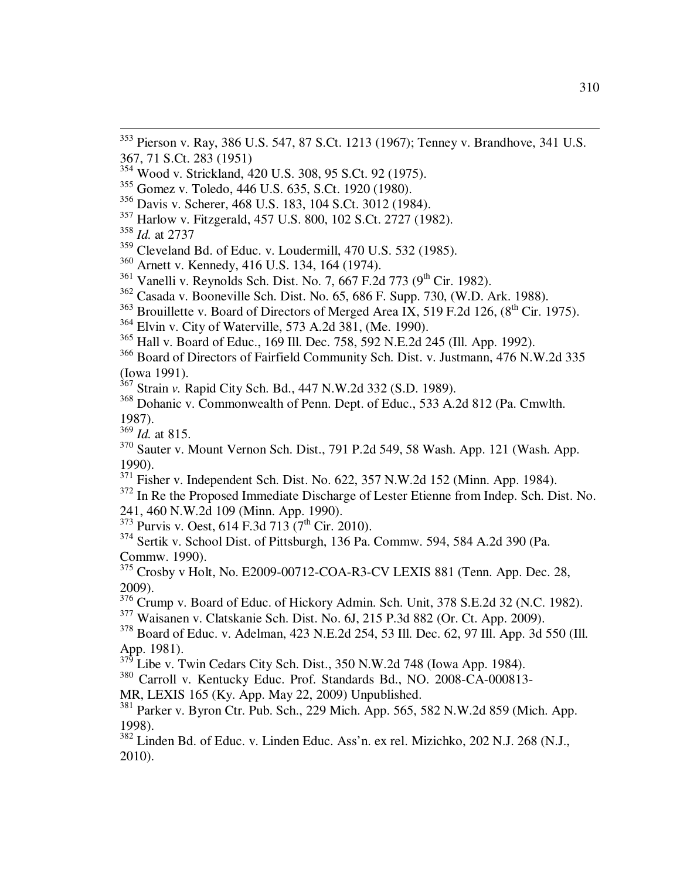[353] Pierson v. Ray, 386 U.S. 547, 87 S.Ct. 1213 (1967); Tenney v. Brandhove, 341 U.S. 367, 71 S.Ct. 283 (1951)

[354] Wood v. Strickland, 420 U.S. 308, 95 S.Ct. 92 (1975).

[355] Gomez v. Toledo, 446 U.S. 635, S.Ct. 1920 (1980).

[356] Davis v. Scherer, 468 U.S. 183, 104 S.Ct. 3012 (1984).

[357] Harlow v. Fitzgerald, 457 U.S. 800, 102 S.Ct. 2727 (1982).

[358] *Id.* at 2737

[359] Cleveland Bd. of Educ. v. Loudermill, 470 U.S. 532 (1985).

[360] Arnett v. Kennedy, 416 U.S. 134, 164 (1974).

[361] Vanelli v. Reynolds Sch. Dist. No. 7, 667 F.2d 773 (9th Cir. 1982).

[362] Casada v. Booneville Sch. Dist. No. 65, 686 F. Supp. 730, (W.D. Ark. 1988).

[363] Brouillette v. Board of Directors of Merged Area IX, 519 F.2d 126, (8th Cir. 1975).

[364] Elvin v. City of Waterville, 573 A.2d 381, (Me. 1990).

[365] Hall v. Board of Educ., 169 Ill. Dec. 758, 592 N.E.2d 245 (Ill. App. 1992).

[366] Board of Directors of Fairfield Community Sch. Dist. v. Justmann, 476 N.W.2d 335 (Iowa 1991).

[367] Strain *v.* Rapid City Sch. Bd., 447 N.W.2d 332 (S.D. 1989).

[368] Dohanic v. Commonwealth of Penn. Dept. of Educ., 533 A.2d 812 (Pa. Cmwlth. 1987).

[369] *Id.* at 815.

[370] Sauter v. Mount Vernon Sch. Dist., 791 P.2d 549, 58 Wash. App. 121 (Wash. App. 1990).

[371] Fisher v. Independent Sch. Dist. No. 622, 357 N.W.2d 152 (Minn. App. 1984).

[372] In Re the Proposed Immediate Discharge of Lester Etienne from Indep. Sch. Dist. No. 241, 460 N.W.2d 109 (Minn. App. 1990).

[373] Purvis v. Oest, 614 F.3d 713 (7th Cir. 2010).

[374] Sertik v. School Dist. of Pittsburgh, 136 Pa. Commw. 594, 584 A.2d 390 (Pa. Commw. 1990).

[375] Crosby v Holt, No. E2009-00712-COA-R3-CV LEXIS 881 (Tenn. App. Dec. 28, 2009).

[376] Crump v. Board of Educ. of Hickory Admin. Sch. Unit, 378 S.E.2d 32 (N.C. 1982).

[377] Waisanen v. Clatskanie Sch. Dist. No. 6J, 215 P.3d 882 (Or. Ct. App. 2009).

[378] Board of Educ. v. Adelman, 423 N.E.2d 254, 53 Ill. Dec. 62, 97 Ill. App. 3d 550 (Ill. App. 1981).

[379] Libe v. Twin Cedars City Sch. Dist., 350 N.W.2d 748 (Iowa App. 1984).

[380] Carroll v. Kentucky Educ. Prof. Standards Bd., NO. 2008-CA-000813-MR, LEXIS 165 (Ky. App. May 22, 2009) Unpublished.

[381] Parker v. Byron Ctr. Pub. Sch., 229 Mich. App. 565, 582 N.W.2d 859 (Mich. App. 1998).

[382] Linden Bd. of Educ. v. Linden Educ. Ass'n. ex rel. Mizichko, 202 N.J. 268 (N.J., 2010).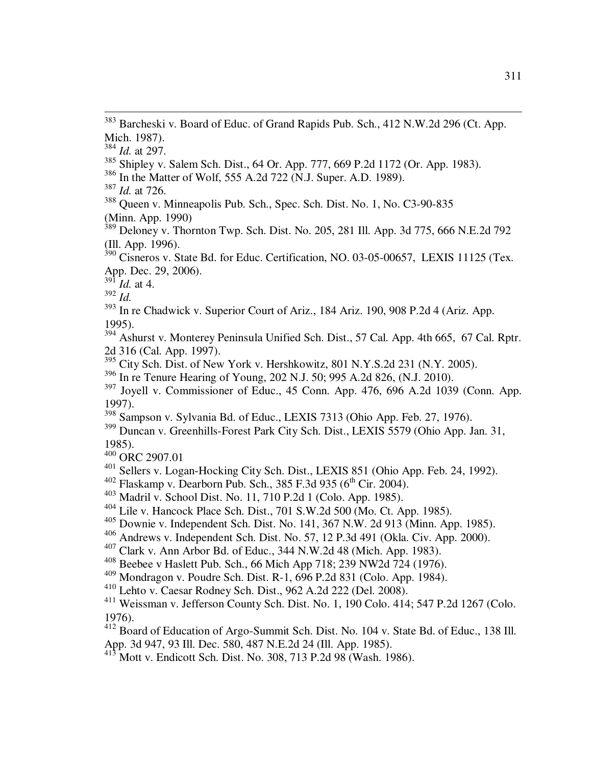[383] Barcheski v. Board of Educ. of Grand Rapids Pub. Sch., 412 N.W.2d 296 (Ct. App. Mich. 1987).

[384] *Id.* at 297.

[385] Shipley v. Salem Sch. Dist., 64 Or. App. 777, 669 P.2d 1172 (Or. App. 1983).

[386] In the Matter of Wolf, 555 A.2d 722 (N.J. Super. A.D. 1989).

[387] *Id.* at 726.

[388] Queen v. Minneapolis Pub. Sch., Spec. Sch. Dist. No. 1, No. C3-90-835 (Minn. App. 1990)

[389] Deloney v. Thornton Twp. Sch. Dist. No. 205, 281 Ill. App. 3d 775, 666 N.E.2d 792 (Ill. App. 1996).

[390] Cisneros v. State Bd. for Educ. Certification, NO. 03-05-00657, LEXIS 11125 (Tex. App. Dec. 29, 2006).

[391] *Id.* at 4.

[392] *Id.*

[393] In re Chadwick v. Superior Court of Ariz., 184 Ariz. 190, 908 P.2d 4 (Ariz. App. 1995).

[394] Ashurst v. Monterey Peninsula Unified Sch. Dist., 57 Cal. App. 4th 665, 67 Cal. Rptr. 2d 316 (Cal. App. 1997).

[395] City Sch. Dist. of New York v. Hershkowitz, 801 N.Y.S.2d 231 (N.Y. 2005).

[396] In re Tenure Hearing of Young, 202 N.J. 50; 995 A.2d 826, (N.J. 2010).

[397] Joyell v. Commissioner of Educ., 45 Conn. App. 476, 696 A.2d 1039 (Conn. App. 1997).

[398] Sampson v. Sylvania Bd. of Educ., LEXIS 7313 (Ohio App. Feb. 27, 1976).

[399] Duncan v. Greenhills-Forest Park City Sch. Dist., LEXIS 5579 (Ohio App. Jan. 31, 1985).

[400] ORC 2907.01

[401] Sellers v. Logan-Hocking City Sch. Dist., LEXIS 851 (Ohio App. Feb. 24, 1992).

[402] Flaskamp v. Dearborn Pub. Sch., 385 F.3d 935 (6th Cir. 2004).

[403] Madril v. School Dist. No. 11, 710 P.2d 1 (Colo. App. 1985).

[404] Lile v. Hancock Place Sch. Dist., 701 S.W.2d 500 (Mo. Ct. App. 1985).

[405] Downie v. Independent Sch. Dist. No. 141, 367 N.W. 2d 913 (Minn. App. 1985).

[406] Andrews v. Independent Sch. Dist. No. 57, 12 P.3d 491 (Okla. Civ. App. 2000).

[407] Clark v. Ann Arbor Bd. of Educ., 344 N.W.2d 48 (Mich. App. 1983).

[408] Beebee v Haslett Pub. Sch., 66 Mich App 718; 239 NW2d 724 (1976).

[409] Mondragon v. Poudre Sch. Dist. R-1, 696 P.2d 831 (Colo. App. 1984).

[410] Lehto v. Caesar Rodney Sch. Dist., 962 A.2d 222 (Del. 2008).

[411] Weissman v. Jefferson County Sch. Dist. No. 1, 190 Colo. 414; 547 P.2d 1267 (Colo. 1976).

[412] Board of Education of Argo-Summit Sch. Dist. No. 104 v. State Bd. of Educ., 138 Ill. App. 3d 947, 93 Ill. Dec. 580, 487 N.E.2d 24 (Ill. App. 1985).

[413] Mott v. Endicott Sch. Dist. No. 308, 713 P.2d 98 (Wash. 1986).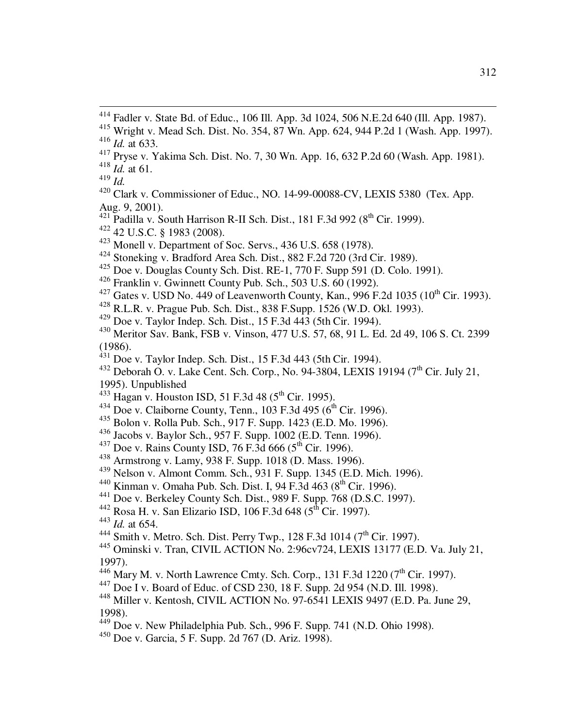[414] Fadler v. State Bd. of Educ., 106 Ill. App. 3d 1024, 506 N.E.2d 640 (Ill. App. 1987).
[415] Wright v. Mead Sch. Dist. No. 354, 87 Wn. App. 624, 944 P.2d 1 (Wash. App. 1997).
[416] *Id.* at 633.
[417] Pryse v. Yakima Sch. Dist. No. 7, 30 Wn. App. 16, 632 P.2d 60 (Wash. App. 1981).
[418] *Id.* at 61.
[419] *Id.*
[420] Clark v. Commissioner of Educ., NO. 14-99-00088-CV, LEXIS 5380 (Tex. App. Aug. 9, 2001).
[421] Padilla v. South Harrison R-II Sch. Dist., 181 F.3d 992 (8th Cir. 1999).
[422] 42 U.S.C. § 1983 (2008).
[423] Monell v. Department of Soc. Servs., 436 U.S. 658 (1978).
[424] Stoneking v. Bradford Area Sch. Dist., 882 F.2d 720 (3rd Cir. 1989).
[425] Doe v. Douglas County Sch. Dist. RE-1, 770 F. Supp 591 (D. Colo. 1991).
[426] Franklin v. Gwinnett County Pub. Sch., 503 U.S. 60 (1992).
[427] Gates v. USD No. 449 of Leavenworth County, Kan., 996 F.2d 1035 (10th Cir. 1993).
[428] R.L.R. v. Prague Pub. Sch. Dist., 838 F.Supp. 1526 (W.D. Okl. 1993).
[429] Doe v. Taylor Indep. Sch. Dist., 15 F.3d 443 (5th Cir. 1994).
[430] Meritor Sav. Bank, FSB v. Vinson, 477 U.S. 57, 68, 91 L. Ed. 2d 49, 106 S. Ct. 2399 (1986).
[431] Doe v. Taylor Indep. Sch. Dist., 15 F.3d 443 (5th Cir. 1994).
[432] Deborah O. v. Lake Cent. Sch. Corp., No. 94-3804, LEXIS 19194 (7th Cir. July 21, 1995). Unpublished
[433] Hagan v. Houston ISD, 51 F.3d 48 (5th Cir. 1995).
[434] Doe v. Claiborne County, Tenn., 103 F.3d 495 (6th Cir. 1996).
[435] Bolon v. Rolla Pub. Sch., 917 F. Supp. 1423 (E.D. Mo. 1996).
[436] Jacobs v. Baylor Sch., 957 F. Supp. 1002 (E.D. Tenn. 1996).
[437] Doe v. Rains County ISD, 76 F.3d 666 (5th Cir. 1996).
[438] Armstrong v. Lamy, 938 F. Supp. 1018 (D. Mass. 1996).
[439] Nelson v. Almont Comm. Sch., 931 F. Supp. 1345 (E.D. Mich. 1996).
[440] Kinman v. Omaha Pub. Sch. Dist. I, 94 F.3d 463 (8th Cir. 1996).
[441] Doe v. Berkeley County Sch. Dist., 989 F. Supp. 768 (D.S.C. 1997).
[442] Rosa H. v. San Elizario ISD, 106 F.3d 648 (5th Cir. 1997).
[443] *Id.* at 654.
[444] Smith v. Metro. Sch. Dist. Perry Twp., 128 F.3d 1014 (7th Cir. 1997).
[445] Ominski v. Tran, CIVIL ACTION No. 2:96cv724, LEXIS 13177 (E.D. Va. July 21, 1997).
[446] Mary M. v. North Lawrence Cmty. Sch. Corp., 131 F.3d 1220 (7th Cir. 1997).
[447] Doe I v. Board of Educ. of CSD 230, 18 F. Supp. 2d 954 (N.D. Ill. 1998).
[448] Miller v. Kentosh, CIVIL ACTION No. 97-6541 LEXIS 9497 (E.D. Pa. June 29, 1998).
[449] Doe v. New Philadelphia Pub. Sch., 996 F. Supp. 741 (N.D. Ohio 1998).
[450] Doe v. Garcia, 5 F. Supp. 2d 767 (D. Ariz. 1998).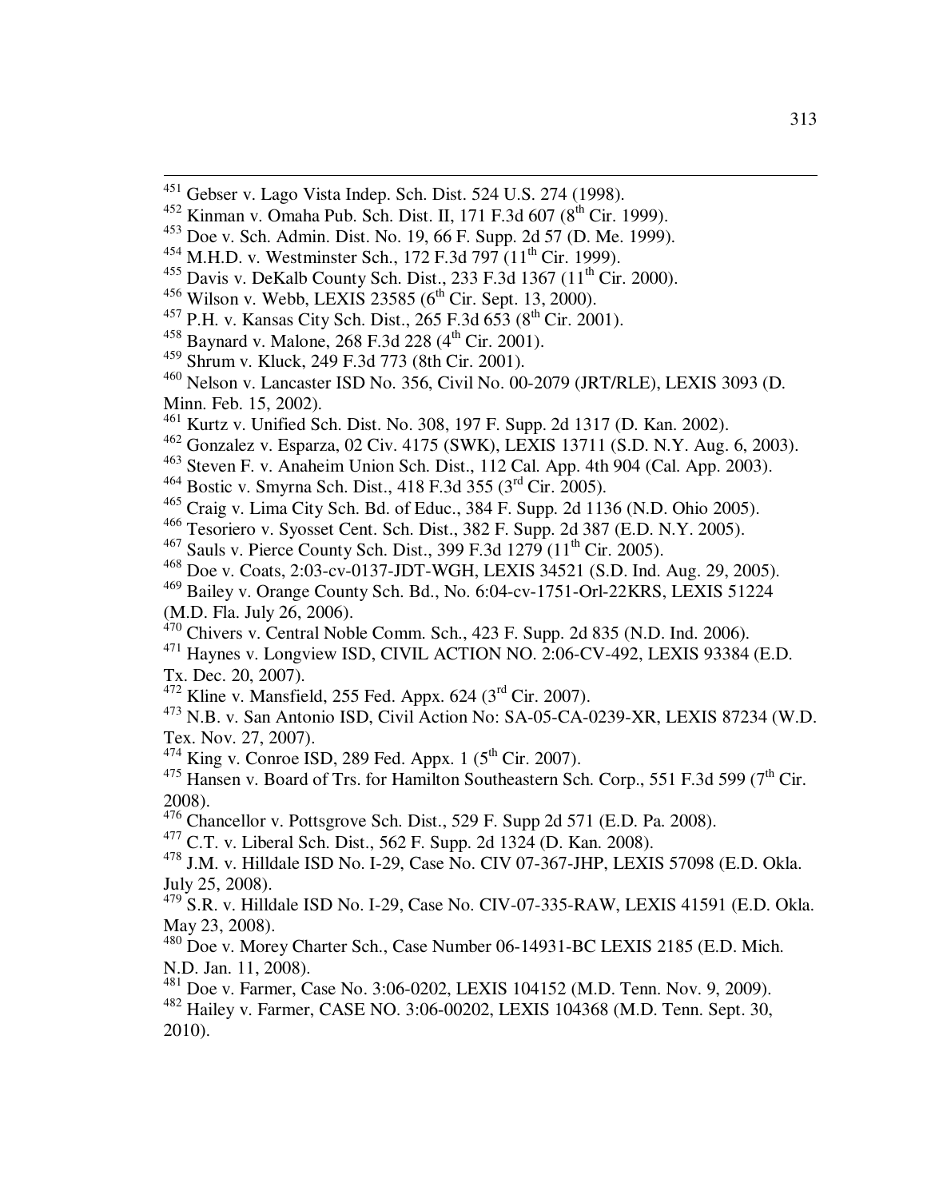[451] Gebser v. Lago Vista Indep. Sch. Dist. 524 U.S. 274 (1998).

[452] Kinman v. Omaha Pub. Sch. Dist. II, 171 F.3d 607 (8th Cir. 1999).

[453] Doe v. Sch. Admin. Dist. No. 19, 66 F. Supp. 2d 57 (D. Me. 1999).

[454] M.H.D. v. Westminster Sch., 172 F.3d 797 (11th Cir. 1999).

[455] Davis v. DeKalb County Sch. Dist., 233 F.3d 1367 (11th Cir. 2000).

[456] Wilson v. Webb, LEXIS 23585 (6th Cir. Sept. 13, 2000).

[457] P.H. v. Kansas City Sch. Dist., 265 F.3d 653 (8th Cir. 2001).

[458] Baynard v. Malone, 268 F.3d 228 (4th Cir. 2001).

[459] Shrum v. Kluck, 249 F.3d 773 (8th Cir. 2001).

[460] Nelson v. Lancaster ISD No. 356, Civil No. 00-2079 (JRT/RLE), LEXIS 3093 (D. Minn. Feb. 15, 2002).

[461] Kurtz v. Unified Sch. Dist. No. 308, 197 F. Supp. 2d 1317 (D. Kan. 2002).

[462] Gonzalez v. Esparza, 02 Civ. 4175 (SWK), LEXIS 13711 (S.D. N.Y. Aug. 6, 2003).

[463] Steven F. v. Anaheim Union Sch. Dist., 112 Cal. App. 4th 904 (Cal. App. 2003).

[464] Bostic v. Smyrna Sch. Dist., 418 F.3d 355 (3rd Cir. 2005).

[465] Craig v. Lima City Sch. Bd. of Educ., 384 F. Supp. 2d 1136 (N.D. Ohio 2005).

[466] Tesoriero v. Syosset Cent. Sch. Dist., 382 F. Supp. 2d 387 (E.D. N.Y. 2005).

[467] Sauls v. Pierce County Sch. Dist., 399 F.3d 1279 (11th Cir. 2005).

[468] Doe v. Coats, 2:03-cv-0137-JDT-WGH, LEXIS 34521 (S.D. Ind. Aug. 29, 2005).

[469] Bailey v. Orange County Sch. Bd., No. 6:04-cv-1751-Orl-22KRS, LEXIS 51224 (M.D. Fla. July 26, 2006).

[470] Chivers v. Central Noble Comm. Sch., 423 F. Supp. 2d 835 (N.D. Ind. 2006).

[471] Haynes v. Longview ISD, CIVIL ACTION NO. 2:06-CV-492, LEXIS 93384 (E.D. Tx. Dec. 20, 2007).

[472] Kline v. Mansfield, 255 Fed. Appx. 624 (3rd Cir. 2007).

[473] N.B. v. San Antonio ISD, Civil Action No: SA-05-CA-0239-XR, LEXIS 87234 (W.D. Tex. Nov. 27, 2007).

[474] King v. Conroe ISD, 289 Fed. Appx. 1 (5th Cir. 2007).

[475] Hansen v. Board of Trs. for Hamilton Southeastern Sch. Corp., 551 F.3d 599 (7th Cir. 2008).

[476] Chancellor v. Pottsgrove Sch. Dist., 529 F. Supp 2d 571 (E.D. Pa. 2008).

[477] C.T. v. Liberal Sch. Dist., 562 F. Supp. 2d 1324 (D. Kan. 2008).

[478] J.M. v. Hilldale ISD No. I-29, Case No. CIV 07-367-JHP, LEXIS 57098 (E.D. Okla. July 25, 2008).

[479] S.R. v. Hilldale ISD No. I-29, Case No. CIV-07-335-RAW, LEXIS 41591 (E.D. Okla. May 23, 2008).

[480] Doe v. Morey Charter Sch., Case Number 06-14931-BC LEXIS 2185 (E.D. Mich. N.D. Jan. 11, 2008).

[481] Doe v. Farmer, Case No. 3:06-0202, LEXIS 104152 (M.D. Tenn. Nov. 9, 2009).

[482] Hailey v. Farmer, CASE NO. 3:06-00202, LEXIS 104368 (M.D. Tenn. Sept. 30, 2010).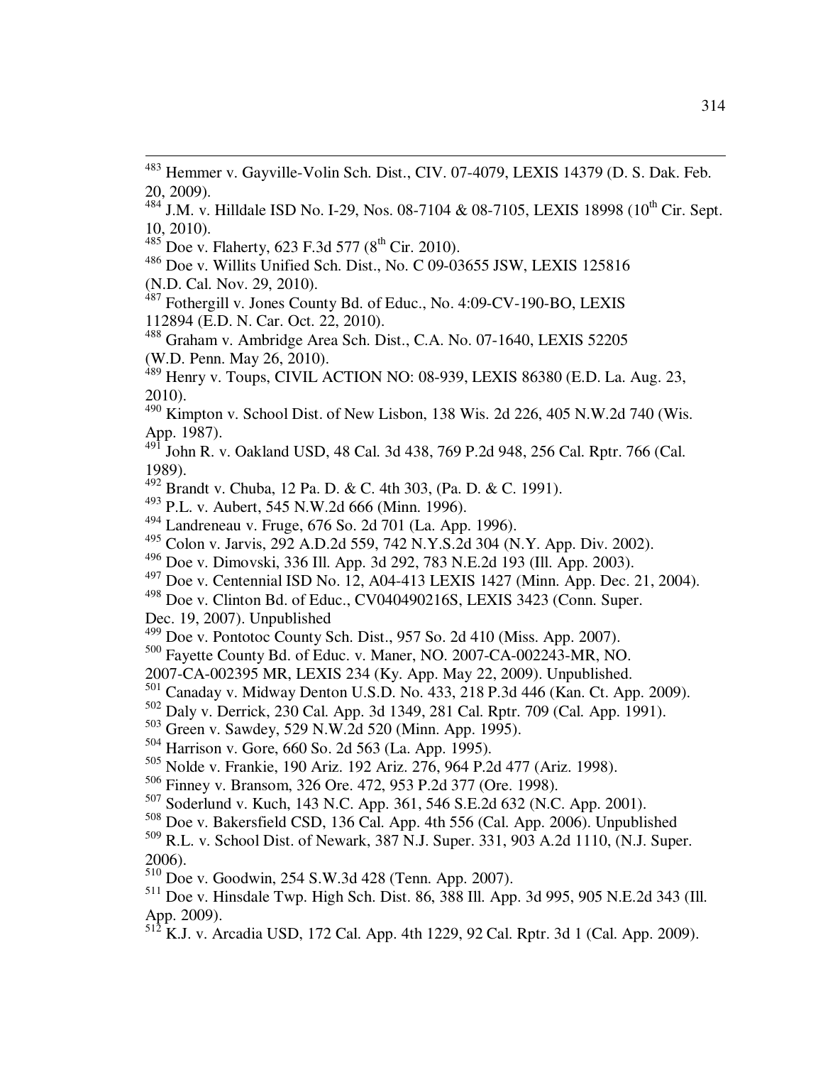[483] Hemmer v. Gayville-Volin Sch. Dist., CIV. 07-4079, LEXIS 14379 (D. S. Dak. Feb. 20, 2009).

[484] J.M. v. Hilldale ISD No. I-29, Nos. 08-7104 & 08-7105, LEXIS 18998 (10th Cir. Sept. 10, 2010).

[485] Doe v. Flaherty, 623 F.3d 577 (8th Cir. 2010).

[486] Doe v. Willits Unified Sch. Dist., No. C 09-03655 JSW, LEXIS 125816 (N.D. Cal. Nov. 29, 2010).

[487] Fothergill v. Jones County Bd. of Educ., No. 4:09-CV-190-BO, LEXIS 112894 (E.D. N. Car. Oct. 22, 2010).

[488] Graham v. Ambridge Area Sch. Dist., C.A. No. 07-1640, LEXIS 52205 (W.D. Penn. May 26, 2010).

[489] Henry v. Toups, CIVIL ACTION NO: 08-939, LEXIS 86380 (E.D. La. Aug. 23, 2010).

[490] Kimpton v. School Dist. of New Lisbon, 138 Wis. 2d 226, 405 N.W.2d 740 (Wis. App. 1987).

[491] John R. v. Oakland USD, 48 Cal. 3d 438, 769 P.2d 948, 256 Cal. Rptr. 766 (Cal. 1989).

[492] Brandt v. Chuba, 12 Pa. D. & C. 4th 303, (Pa. D. & C. 1991).

[493] P.L. v. Aubert, 545 N.W.2d 666 (Minn. 1996).

[494] Landreneau v. Fruge, 676 So. 2d 701 (La. App. 1996).

[495] Colon v. Jarvis, 292 A.D.2d 559, 742 N.Y.S.2d 304 (N.Y. App. Div. 2002).

[496] Doe v. Dimovski, 336 Ill. App. 3d 292, 783 N.E.2d 193 (Ill. App. 2003).

[497] Doe v. Centennial ISD No. 12, A04-413 LEXIS 1427 (Minn. App. Dec. 21, 2004).

[498] Doe v. Clinton Bd. of Educ., CV040490216S, LEXIS 3423 (Conn. Super. Dec. 19, 2007). Unpublished

[499] Doe v. Pontotoc County Sch. Dist., 957 So. 2d 410 (Miss. App. 2007).

[500] Fayette County Bd. of Educ. v. Maner, NO. 2007-CA-002243-MR, NO. 2007-CA-002395 MR, LEXIS 234 (Ky. App. May 22, 2009). Unpublished.

[501] Canaday v. Midway Denton U.S.D. No. 433, 218 P.3d 446 (Kan. Ct. App. 2009).

[502] Daly v. Derrick, 230 Cal. App. 3d 1349, 281 Cal. Rptr. 709 (Cal. App. 1991).

[503] Green v. Sawdey, 529 N.W.2d 520 (Minn. App. 1995).

[504] Harrison v. Gore, 660 So. 2d 563 (La. App. 1995).

[505] Nolde v. Frankie, 190 Ariz. 192 Ariz. 276, 964 P.2d 477 (Ariz. 1998).

[506] Finney v. Bransom, 326 Ore. 472, 953 P.2d 377 (Ore. 1998).

[507] Soderlund v. Kuch, 143 N.C. App. 361, 546 S.E.2d 632 (N.C. App. 2001).

[508] Doe v. Bakersfield CSD, 136 Cal. App. 4th 556 (Cal. App. 2006). Unpublished

[509] R.L. v. School Dist. of Newark, 387 N.J. Super. 331, 903 A.2d 1110, (N.J. Super. 2006).

[510] Doe v. Goodwin, 254 S.W.3d 428 (Tenn. App. 2007).

[511] Doe v. Hinsdale Twp. High Sch. Dist. 86, 388 Ill. App. 3d 995, 905 N.E.2d 343 (Ill. App. 2009).

[512] K.J. v. Arcadia USD, 172 Cal. App. 4th 1229, 92 Cal. Rptr. 3d 1 (Cal. App. 2009).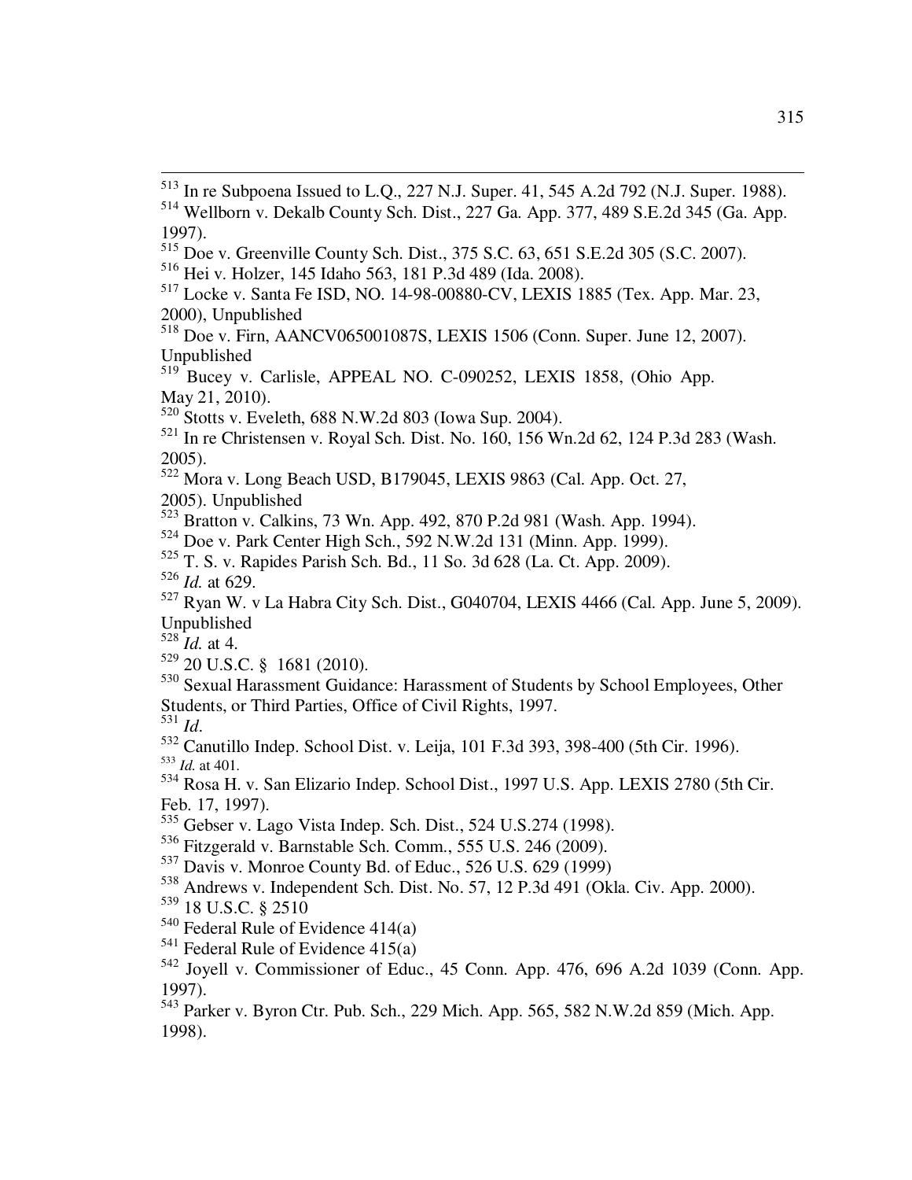[513] In re Subpoena Issued to L.Q., 227 N.J. Super. 41, 545 A.2d 792 (N.J. Super. 1988).
[514] Wellborn v. Dekalb County Sch. Dist., 227 Ga. App. 377, 489 S.E.2d 345 (Ga. App. 1997).
[515] Doe v. Greenville County Sch. Dist., 375 S.C. 63, 651 S.E.2d 305 (S.C. 2007).
[516] Hei v. Holzer, 145 Idaho 563, 181 P.3d 489 (Ida. 2008).
[517] Locke v. Santa Fe ISD, NO. 14-98-00880-CV, LEXIS 1885 (Tex. App. Mar. 23, 2000), Unpublished
[518] Doe v. Firn, AANCV065001087S, LEXIS 1506 (Conn. Super. June 12, 2007). Unpublished
[519] Bucey v. Carlisle, APPEAL NO. C-090252, LEXIS 1858, (Ohio App. May 21, 2010).
[520] Stotts v. Eveleth, 688 N.W.2d 803 (Iowa Sup. 2004).
[521] In re Christensen v. Royal Sch. Dist. No. 160, 156 Wn.2d 62, 124 P.3d 283 (Wash. 2005).
[522] Mora v. Long Beach USD, B179045, LEXIS 9863 (Cal. App. Oct. 27, 2005). Unpublished
[523] Bratton v. Calkins, 73 Wn. App. 492, 870 P.2d 981 (Wash. App. 1994).
[524] Doe v. Park Center High Sch., 592 N.W.2d 131 (Minn. App. 1999).
[525] T. S. v. Rapides Parish Sch. Bd., 11 So. 3d 628 (La. Ct. App. 2009).
[526] *Id.* at 629.
[527] Ryan W. v La Habra City Sch. Dist., G040704, LEXIS 4466 (Cal. App. June 5, 2009). Unpublished
[528] *Id.* at 4.
[529] 20 U.S.C. § 1681 (2010).
[530] Sexual Harassment Guidance: Harassment of Students by School Employees, Other Students, or Third Parties, Office of Civil Rights, 1997.
[531] *Id*.
[532] Canutillo Indep. School Dist. v. Leija, 101 F.3d 393, 398-400 (5th Cir. 1996).
[533] *Id.* at 401.
[534] Rosa H. v. San Elizario Indep. School Dist., 1997 U.S. App. LEXIS 2780 (5th Cir. Feb. 17, 1997).
[535] Gebser v. Lago Vista Indep. Sch. Dist., 524 U.S.274 (1998).
[536] Fitzgerald v. Barnstable Sch. Comm., 555 U.S. 246 (2009).
[537] Davis v. Monroe County Bd. of Educ., 526 U.S. 629 (1999)
[538] Andrews v. Independent Sch. Dist. No. 57, 12 P.3d 491 (Okla. Civ. App. 2000).
[539] 18 U.S.C. § 2510
[540] Federal Rule of Evidence 414(a)
[541] Federal Rule of Evidence 415(a)
[542] Joyell v. Commissioner of Educ., 45 Conn. App. 476, 696 A.2d 1039 (Conn. App. 1997).
[543] Parker v. Byron Ctr. Pub. Sch., 229 Mich. App. 565, 582 N.W.2d 859 (Mich. App. 1998).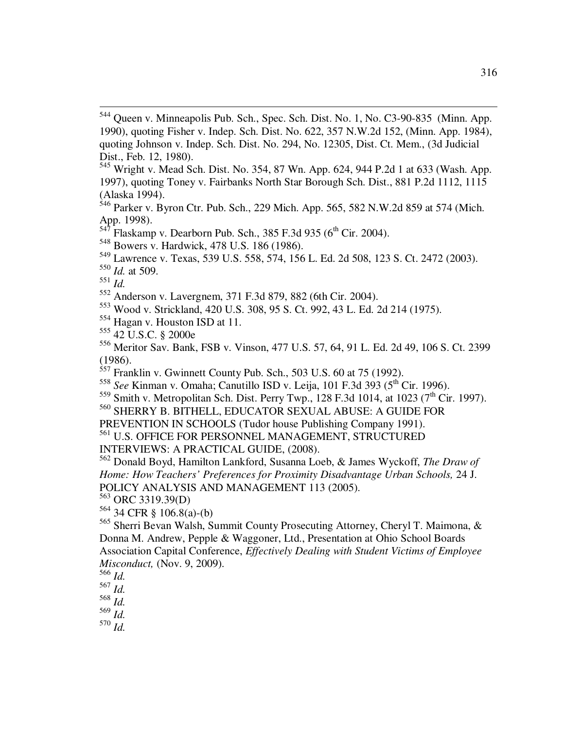[544] Queen v. Minneapolis Pub. Sch., Spec. Sch. Dist. No. 1, No. C3-90-835 (Minn. App. 1990), quoting Fisher v. Indep. Sch. Dist. No. 622, 357 N.W.2d 152, (Minn. App. 1984), quoting Johnson v. Indep. Sch. Dist. No. 294, No. 12305, Dist. Ct. Mem., (3d Judicial Dist., Feb. 12, 1980).

[545] Wright v. Mead Sch. Dist. No. 354, 87 Wn. App. 624, 944 P.2d 1 at 633 (Wash. App. 1997), quoting Toney v. Fairbanks North Star Borough Sch. Dist., 881 P.2d 1112, 1115 (Alaska 1994).

[546] Parker v. Byron Ctr. Pub. Sch., 229 Mich. App. 565, 582 N.W.2d 859 at 574 (Mich. App. 1998).

[547] Flaskamp v. Dearborn Pub. Sch., 385 F.3d 935 (6th Cir. 2004).

[548] Bowers v. Hardwick, 478 U.S. 186 (1986).

[549] Lawrence v. Texas, 539 U.S. 558, 574, 156 L. Ed. 2d 508, 123 S. Ct. 2472 (2003).

[550] *Id.* at 509.

[551] *Id.*

[552] Anderson v. Lavergnem, 371 F.3d 879, 882 (6th Cir. 2004).

[553] Wood v. Strickland, 420 U.S. 308, 95 S. Ct. 992, 43 L. Ed. 2d 214 (1975).

[554] Hagan v. Houston ISD at 11.

[555] 42 U.S.C. § 2000e

[556] Meritor Sav. Bank, FSB v. Vinson, 477 U.S. 57, 64, 91 L. Ed. 2d 49, 106 S. Ct. 2399 (1986).

[557] Franklin v. Gwinnett County Pub. Sch., 503 U.S. 60 at 75 (1992).

[558] *See* Kinman v. Omaha; Canutillo ISD v. Leija, 101 F.3d 393 (5th Cir. 1996).

[559] Smith v. Metropolitan Sch. Dist. Perry Twp., 128 F.3d 1014, at 1023 (7th Cir. 1997).

[560] SHERRY B. BITHELL, EDUCATOR SEXUAL ABUSE: A GUIDE FOR PREVENTION IN SCHOOLS (Tudor house Publishing Company 1991).

[561] U.S. OFFICE FOR PERSONNEL MANAGEMENT, STRUCTURED INTERVIEWS: A PRACTICAL GUIDE, (2008).

[562] Donald Boyd, Hamilton Lankford, Susanna Loeb, & James Wyckoff, *The Draw of Home: How Teachers' Preferences for Proximity Disadvantage Urban Schools,* 24 J. POLICY ANALYSIS AND MANAGEMENT 113 (2005).

[563] ORC 3319.39(D)

[564] 34 CFR § 106.8(a)-(b)

[565] Sherri Bevan Walsh, Summit County Prosecuting Attorney, Cheryl T. Maimona, & Donna M. Andrew, Pepple & Waggoner, Ltd., Presentation at Ohio School Boards Association Capital Conference, *Effectively Dealing with Student Victims of Employee Misconduct,* (Nov. 9, 2009).

[566] *Id.*

[567] *Id.*

[568] *Id.*

[569] *Id.*

[570] *Id.*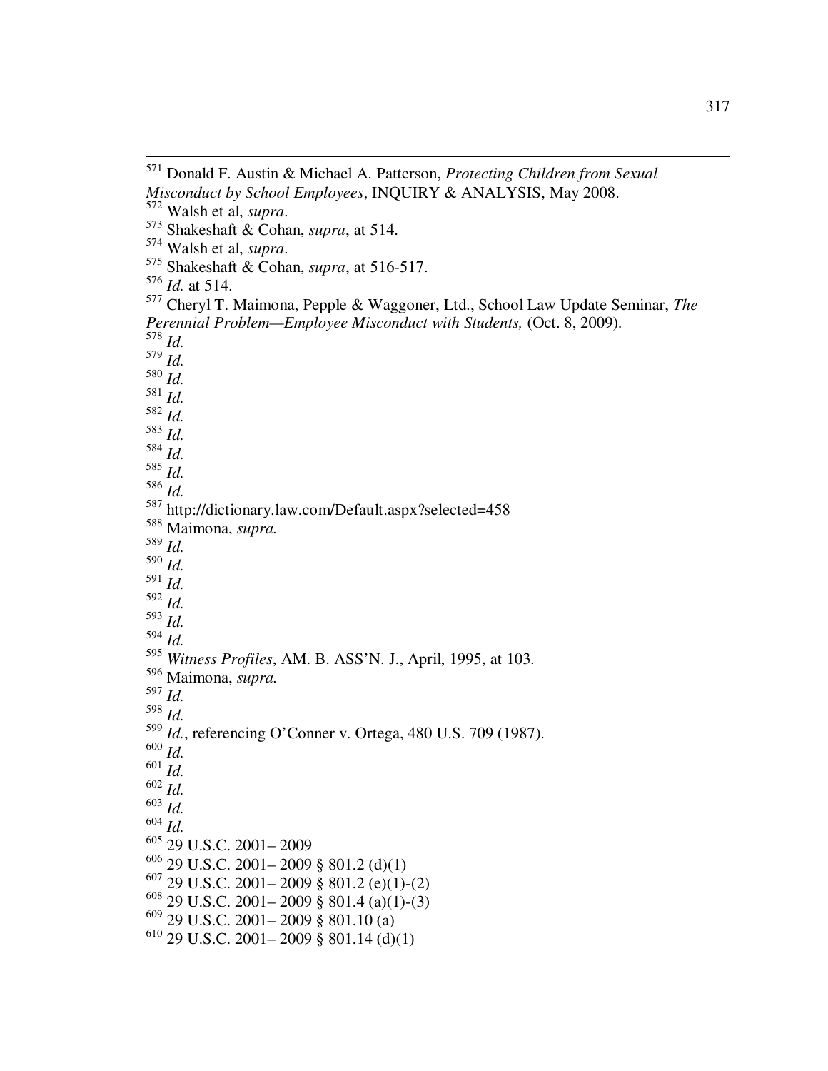[571] Donald F. Austin & Michael A. Patterson, *Protecting Children from Sexual Misconduct by School Employees*, INQUIRY & ANALYSIS, May 2008.
[572] Walsh et al, *supra*.
[573] Shakeshaft & Cohan, *supra*, at 514.
[574] Walsh et al, *supra*.
[575] Shakeshaft & Cohan, *supra*, at 516-517.
[576] *Id.* at 514.
[577] Cheryl T. Maimona, Pepple & Waggoner, Ltd., School Law Update Seminar, *The Perennial Problem—Employee Misconduct with Students,* (Oct. 8, 2009).
[578] *Id.*
[579] *Id.*
[580] *Id.*
[581] *Id.*
[582] *Id.*
[583] *Id.*
[584] *Id.*
[585] *Id.*
[586] *Id.*
[587] http://dictionary.law.com/Default.aspx?selected=458
[588] Maimona, *supra.*
[589] *Id.*
[590] *Id.*
[591] *Id.*
[592] *Id.*
[593] *Id.*
[594] *Id.*
[595] *Witness Profiles*, AM. B. ASS'N. J., April, 1995, at 103.
[596] Maimona, *supra.*
[597] *Id.*
[598] *Id.*
[599] *Id.*, referencing O'Conner v. Ortega, 480 U.S. 709 (1987).
[600] *Id.*
[601] *Id.*
[602] *Id.*
[603] *Id.*
[604] *Id.*
[605] 29 U.S.C. 2001– 2009
[606] 29 U.S.C. 2001– 2009 § 801.2 (d)(1)
[607] 29 U.S.C. 2001– 2009 § 801.2 (e)(1)-(2)
[608] 29 U.S.C. 2001– 2009 § 801.4 (a)(1)-(3)
[609] 29 U.S.C. 2001– 2009 § 801.10 (a)
[610] 29 U.S.C. 2001– 2009 § 801.14 (d)(1)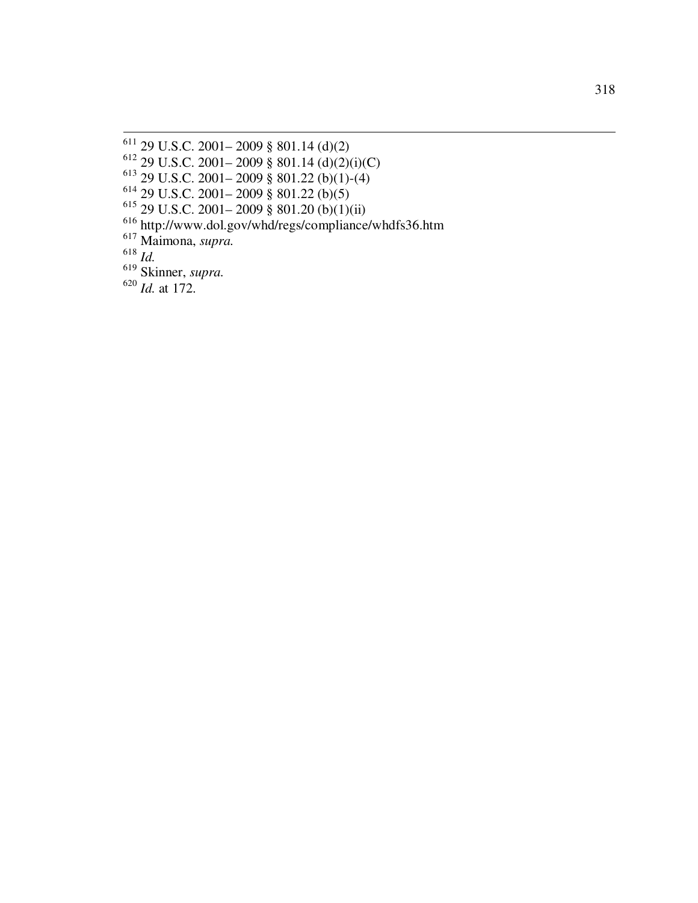[611] 29 U.S.C. 2001– 2009 § 801.14 (d)(2)

[612] 29 U.S.C. 2001– 2009 § 801.14 (d)(2)(i)(C)

[613] 29 U.S.C. 2001– 2009 § 801.22 (b)(1)-(4)

[614] 29 U.S.C. 2001– 2009 § 801.22 (b)(5)

[615] 29 U.S.C. 2001– 2009 § 801.20 (b)(1)(ii)

[616] http://www.dol.gov/whd/regs/compliance/whdfs36.htm

[617] Maimona, *supra.*

[618] *Id.*

[619] Skinner, *supra.*

[620] *Id.* at 172.